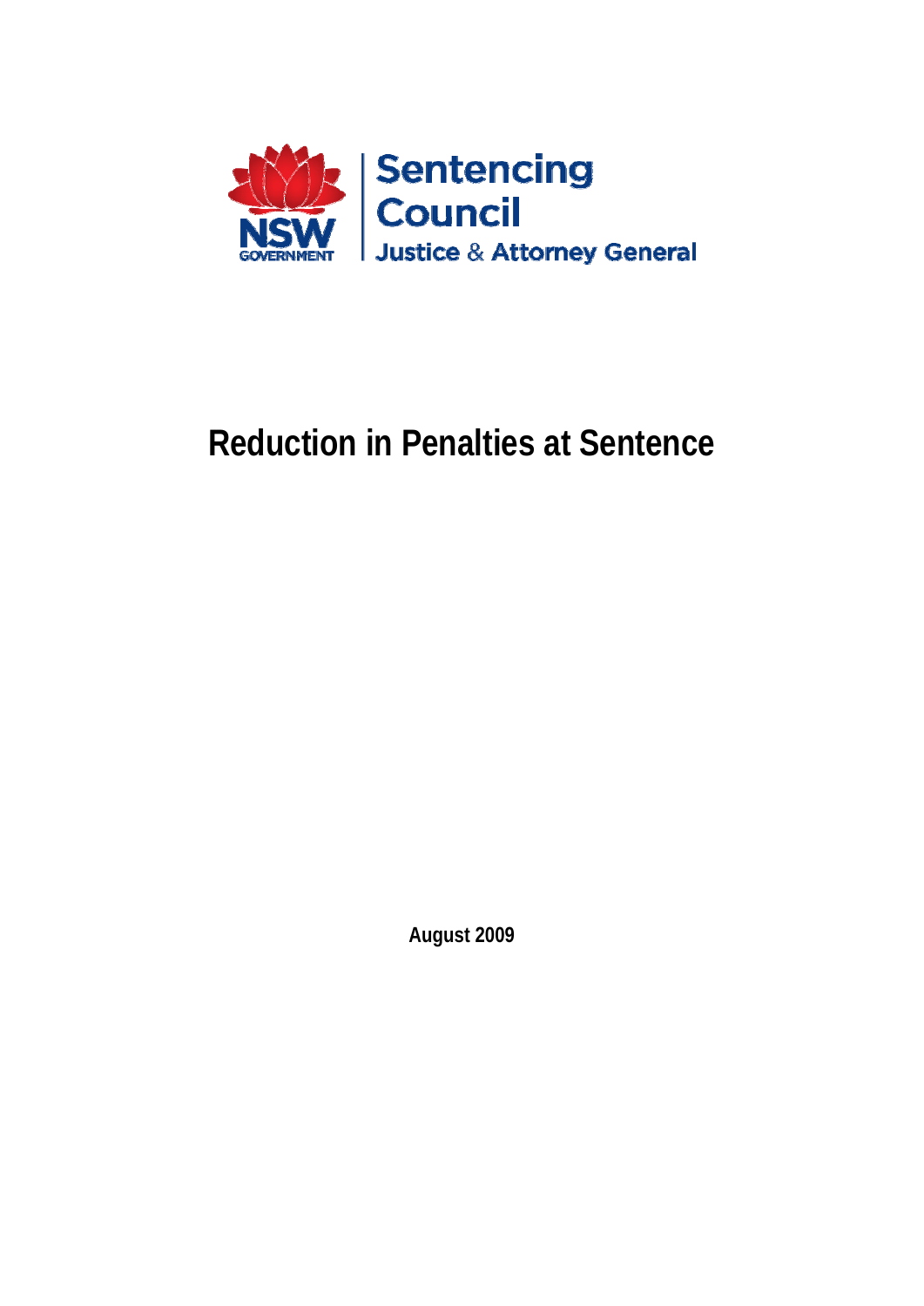NSW GOVERNMENT

Sentencing Council
Justice & Attorney General

# Reduction in Penalties at Sentence

**August 2009**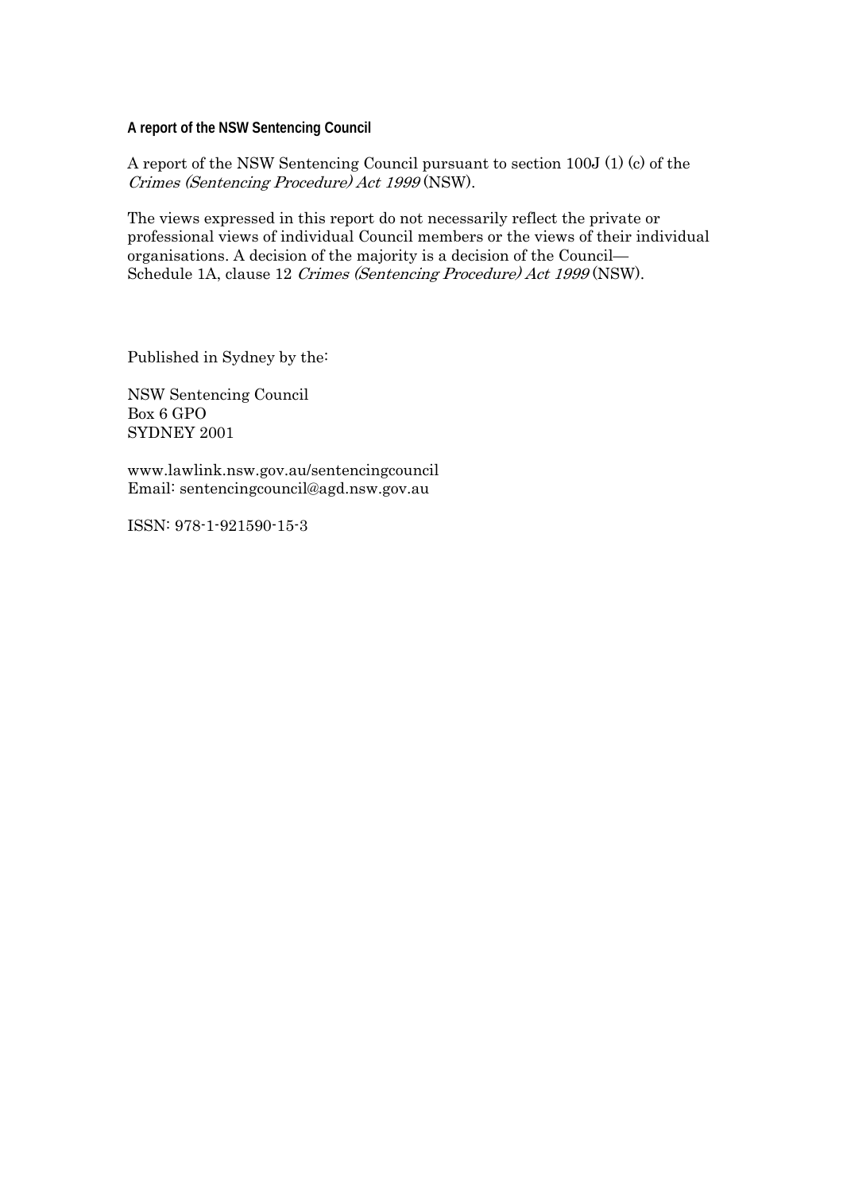**A report of the NSW Sentencing Council**

A report of the NSW Sentencing Council pursuant to section 100J (1) (c) of the *Crimes (Sentencing Procedure) Act 1999* (NSW).

The views expressed in this report do not necessarily reflect the private or professional views of individual Council members or the views of their individual organisations. A decision of the majority is a decision of the Council—Schedule 1A, clause 12 *Crimes (Sentencing Procedure) Act 1999* (NSW).

Published in Sydney by the:

NSW Sentencing Council
Box 6 GPO
SYDNEY 2001

www.lawlink.nsw.gov.au/sentencingcouncil
Email: sentencingcouncil@agd.nsw.gov.au

ISSN: 978-1-921590-15-3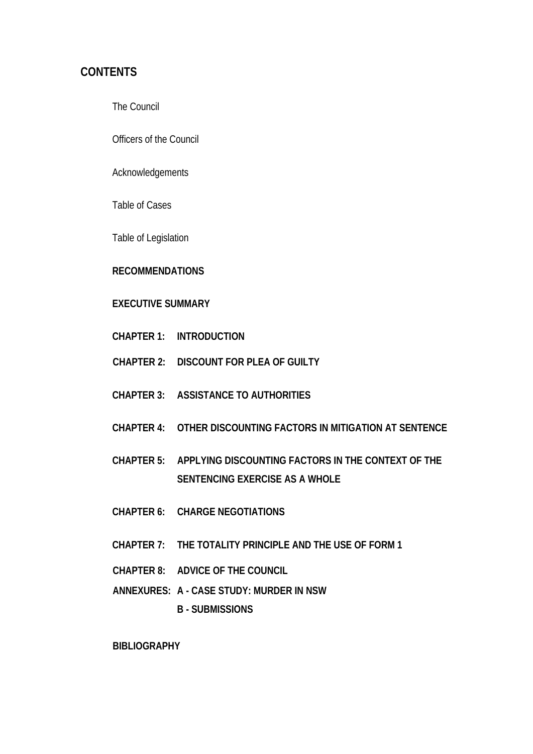# CONTENTS

The Council

Officers of the Council

Acknowledgements

Table of Cases

Table of Legislation

**RECOMMENDATIONS**

**EXECUTIVE SUMMARY**

**CHAPTER 1: INTRODUCTION**

**CHAPTER 2: DISCOUNT FOR PLEA OF GUILTY**

**CHAPTER 3: ASSISTANCE TO AUTHORITIES**

**CHAPTER 4: OTHER DISCOUNTING FACTORS IN MITIGATION AT SENTENCE**

**CHAPTER 5: APPLYING DISCOUNTING FACTORS IN THE CONTEXT OF THE SENTENCING EXERCISE AS A WHOLE**

**CHAPTER 6: CHARGE NEGOTIATIONS**

**CHAPTER 7: THE TOTALITY PRINCIPLE AND THE USE OF FORM 1**

**CHAPTER 8: ADVICE OF THE COUNCIL**

**ANNEXURES: A - CASE STUDY: MURDER IN NSW**

**B - SUBMISSIONS**

**BIBLIOGRAPHY**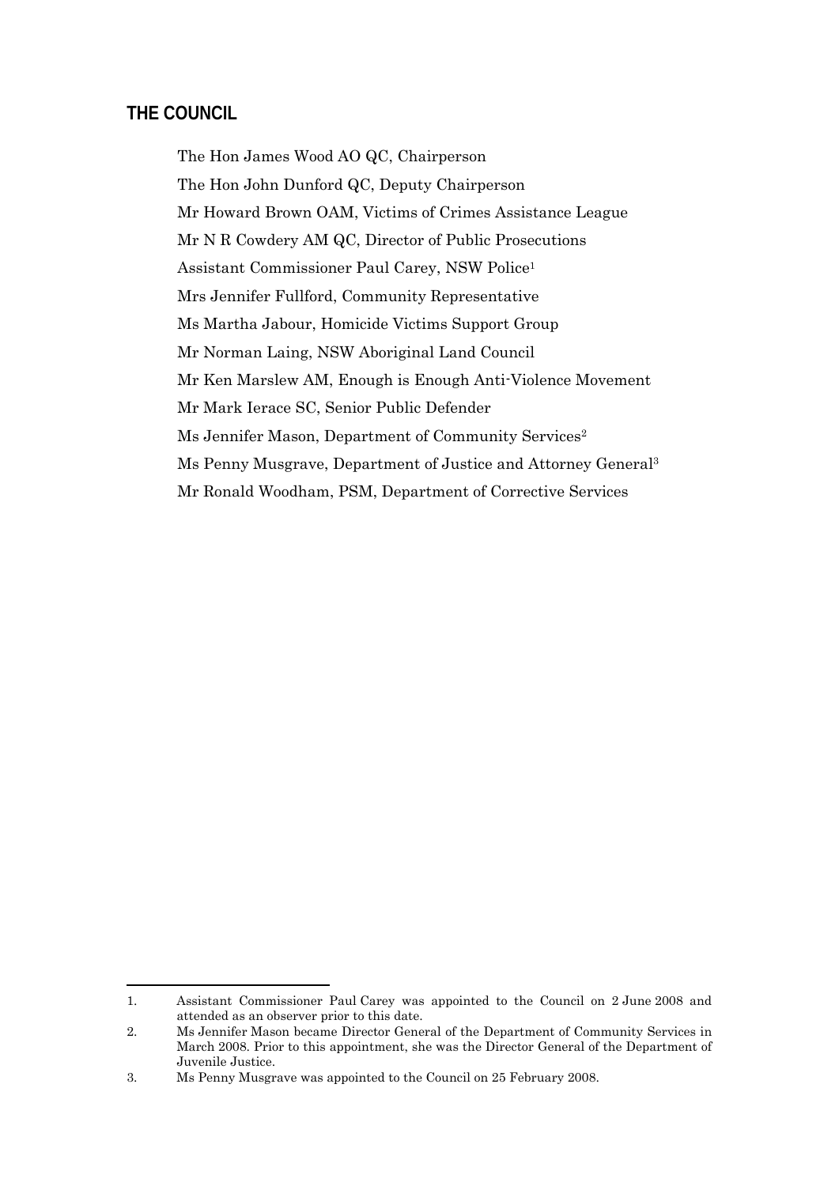## THE COUNCIL

The Hon James Wood AO QC, Chairperson

The Hon John Dunford QC, Deputy Chairperson

Mr Howard Brown OAM, Victims of Crimes Assistance League

Mr N R Cowdery AM QC, Director of Public Prosecutions

Assistant Commissioner Paul Carey, NSW Police[1]

Mrs Jennifer Fullford, Community Representative

Ms Martha Jabour, Homicide Victims Support Group

Mr Norman Laing, NSW Aboriginal Land Council

Mr Ken Marslew AM, Enough is Enough Anti-Violence Movement

Mr Mark Ierace SC, Senior Public Defender

Ms Jennifer Mason, Department of Community Services[2]

Ms Penny Musgrave, Department of Justice and Attorney General[3]

Mr Ronald Woodham, PSM, Department of Corrective Services

---

1. Assistant Commissioner Paul Carey was appointed to the Council on 2 June 2008 and attended as an observer prior to this date.
2. Ms Jennifer Mason became Director General of the Department of Community Services in March 2008. Prior to this appointment, she was the Director General of the Department of Juvenile Justice.
3. Ms Penny Musgrave was appointed to the Council on 25 February 2008.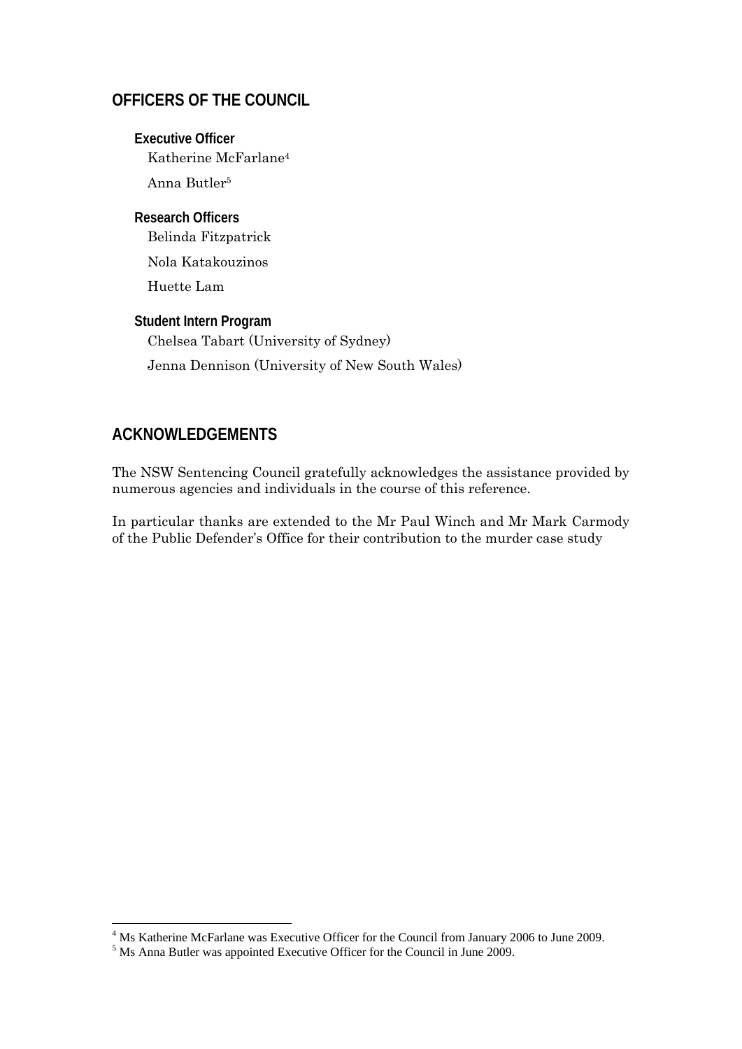## OFFICERS OF THE COUNCIL

### Executive Officer

Katherine McFarlane[4]

Anna Butler[5]

### Research Officers

Belinda Fitzpatrick

Nola Katakouzinos

Huette Lam

### Student Intern Program

Chelsea Tabart (University of Sydney)

Jenna Dennison (University of New South Wales)

## ACKNOWLEDGEMENTS

The NSW Sentencing Council gratefully acknowledges the assistance provided by numerous agencies and individuals in the course of this reference.

In particular thanks are extended to the Mr Paul Winch and Mr Mark Carmody of the Public Defender's Office for their contribution to the murder case study

---

[4] Ms Katherine McFarlane was Executive Officer for the Council from January 2006 to June 2009.

[5] Ms Anna Butler was appointed Executive Officer for the Council in June 2009.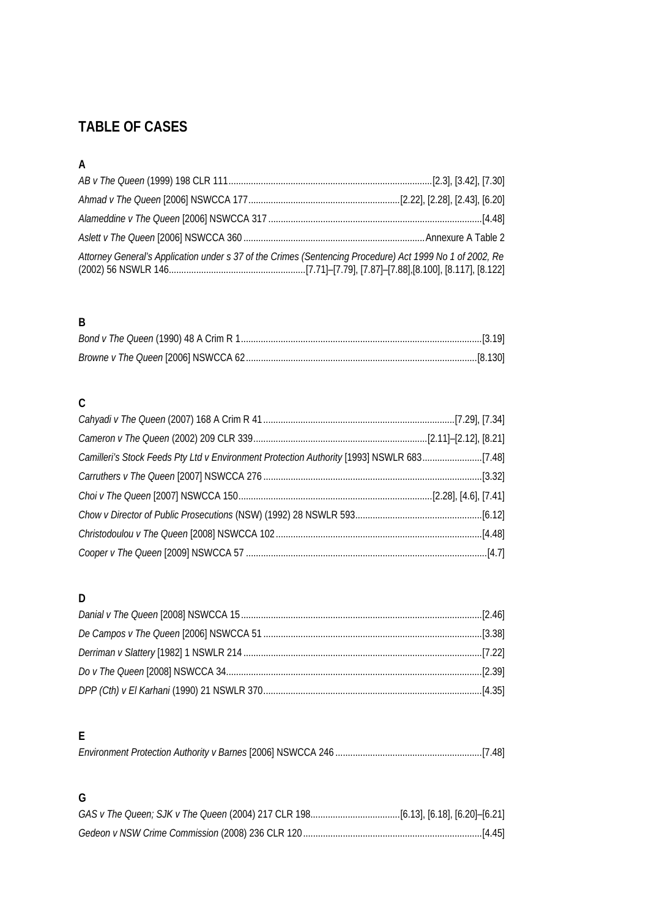# TABLE OF CASES

## A

*AB v The Queen* (1999) 198 CLR 111 .......... [2.3], [3.42], [7.30]

*Ahmad v The Queen* [2006] NSWCCA 177 .......... [2.22], [2.28], [2.43], [6.20]

*Alameddine v The Queen* [2006] NSWCCA 317 .......... [4.48]

*Aslett v The Queen* [2006] NSWCCA 360 .......... Annexure A Table 2

*Attorney General's Application under s 37 of the Crimes (Sentencing Procedure) Act 1999 No 1 of 2002, Re* (2002) 56 NSWLR 146 .......... [7.71]–[7.79], [7.87]–[7.88],[8.100], [8.117], [8.122]

## B

*Bond v The Queen* (1990) 48 A Crim R 1 .......... [3.19]

*Browne v The Queen* [2006] NSWCCA 62 .......... [8.130]

## C

*Cahyadi v The Queen* (2007) 168 A Crim R 41 .......... [7.29], [7.34]

*Cameron v The Queen* (2002) 209 CLR 339 .......... [2.11]–[2.12], [8.21]

*Camilleri's Stock Feeds Pty Ltd v Environment Protection Authority* [1993] NSWLR 683 .......... [7.48]

*Carruthers v The Queen* [2007] NSWCCA 276 .......... [3.32]

*Choi v The Queen* [2007] NSWCCA 150 .......... [2.28], [4.6], [7.41]

*Chow v Director of Public Prosecutions* (NSW) (1992) 28 NSWLR 593 .......... [6.12]

*Christodoulou v The Queen* [2008] NSWCCA 102 .......... [4.48]

*Cooper v The Queen* [2009] NSWCCA 57 .......... [4.7]

## D

*Danial v The Queen* [2008] NSWCCA 15 .......... [2.46]

*De Campos v The Queen* [2006] NSWCCA 51 .......... [3.38]

*Derriman v Slattery* [1982] 1 NSWLR 214 .......... [7.22]

*Do v The Queen* [2008] NSWCCA 34 .......... [2.39]

*DPP (Cth) v El Karhani* (1990) 21 NSWLR 370 .......... [4.35]

## E

*Environment Protection Authority v Barnes* [2006] NSWCCA 246 .......... [7.48]

## G

*GAS v The Queen; SJK v The Queen* (2004) 217 CLR 198 .......... [6.13], [6.18], [6.20]–[6.21]

*Gedeon v NSW Crime Commission* (2008) 236 CLR 120 .......... [4.45]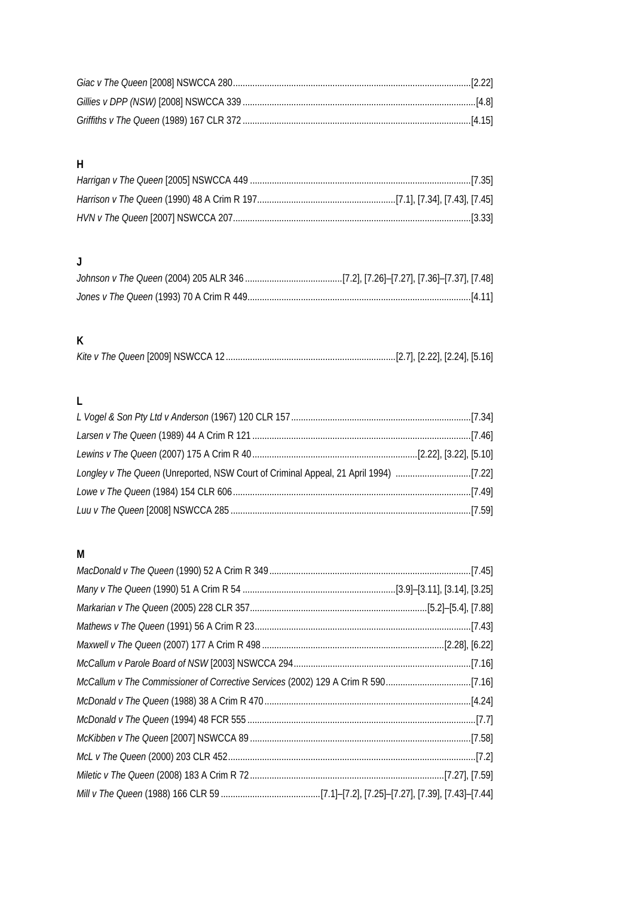*Giac v The Queen* [2008] NSWCCA 280 .......... [2.22]

*Gillies v DPP (NSW)* [2008] NSWCCA 339 .......... [4.8]

*Griffiths v The Queen* (1989) 167 CLR 372 .......... [4.15]

### H

*Harrigan v The Queen* [2005] NSWCCA 449 .......... [7.35]

*Harrison v The Queen* (1990) 48 A Crim R 197 .......... [7.1], [7.34], [7.43], [7.45]

*HVN v The Queen* [2007] NSWCCA 207 .......... [3.33]

### J

*Johnson v The Queen* (2004) 205 ALR 346 .......... [7.2], [7.26]–[7.27], [7.36]–[7.37], [7.48]

*Jones v The Queen* (1993) 70 A Crim R 449 .......... [4.11]

### K

*Kite v The Queen* [2009] NSWCCA 12 .......... [2.7], [2.22], [2.24], [5.16]

### L

*L Vogel & Son Pty Ltd v Anderson* (1967) 120 CLR 157 .......... [7.34]

*Larsen v The Queen* (1989) 44 A Crim R 121 .......... [7.46]

*Lewins v The Queen* (2007) 175 A Crim R 40 .......... [2.22], [3.22], [5.10]

*Longley v The Queen* (Unreported, NSW Court of Criminal Appeal, 21 April 1994) .......... [7.22]

*Lowe v The Queen* (1984) 154 CLR 606 .......... [7.49]

*Luu v The Queen* [2008] NSWCCA 285 .......... [7.59]

### M

*MacDonald v The Queen* (1990) 52 A Crim R 349 .......... [7.45]

*Many v The Queen* (1990) 51 A Crim R 54 .......... [3.9]–[3.11], [3.14], [3.25]

*Markarian v The Queen* (2005) 228 CLR 357 .......... [5.2]–[5.4], [7.88]

*Mathews v The Queen* (1991) 56 A Crim R 23 .......... [7.43]

*Maxwell v The Queen* (2007) 177 A Crim R 498 .......... [2.28], [6.22]

*McCallum v Parole Board of NSW* [2003] NSWCCA 294 .......... [7.16]

*McCallum v The Commissioner of Corrective Services* (2002) 129 A Crim R 590 .......... [7.16]

*McDonald v The Queen* (1988) 38 A Crim R 470 .......... [4.24]

*McDonald v The Queen* (1994) 48 FCR 555 .......... [7.7]

*McKibben v The Queen* [2007] NSWCCA 89 .......... [7.58]

*McL v The Queen* (2000) 203 CLR 452 .......... [7.2]

*Miletic v The Queen* (2008) 183 A Crim R 72 .......... [7.27], [7.59]

*Mill v The Queen* (1988) 166 CLR 59 .......... [7.1]–[7.2], [7.25]–[7.27], [7.39], [7.43]–[7.44]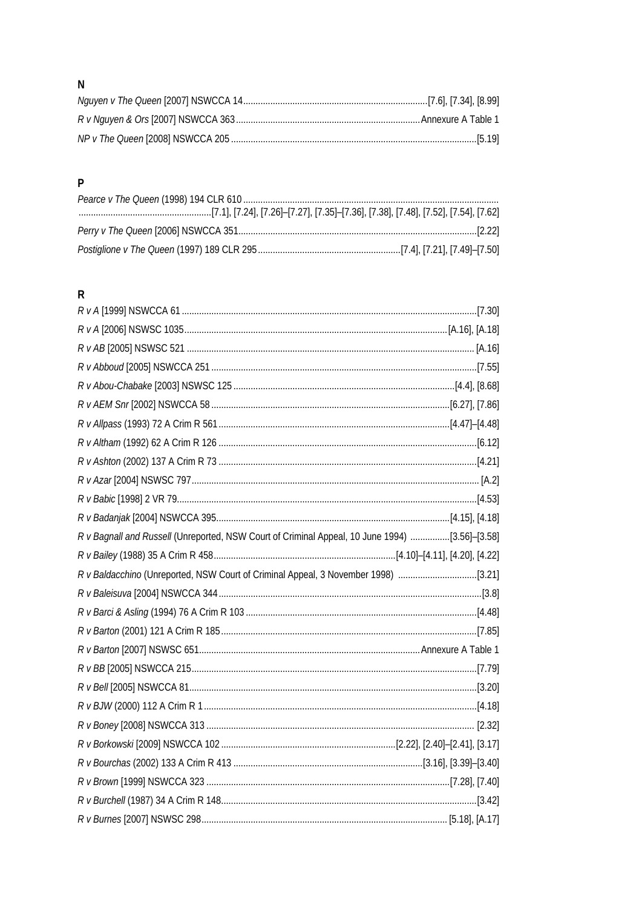## N

*Nguyen v The Queen* [2007] NSWCCA 14 ........ [7.6], [7.34], [8.99]

*R v Nguyen & Ors* [2007] NSWCCA 363 ........ Annexure A Table 1

*NP v The Queen* [2008] NSWCCA 205 ........ [5.19]

## P

*Pearce v The Queen* (1998) 194 CLR 610 ........ [7.1], [7.24], [7.26]–[7.27], [7.35]–[7.36], [7.38], [7.48], [7.52], [7.54], [7.62]

*Perry v The Queen* [2006] NSWCCA 351 ........ [2.22]

*Postiglione v The Queen* (1997) 189 CLR 295 ........ [7.4], [7.21], [7.49]–[7.50]

## R

*R v A* [1999] NSWCCA 61 ........ [7.30]

*R v A* [2006] NSWSC 1035 ........ [A.16], [A.18]

*R v AB* [2005] NSWSC 521 ........ [A.16]

*R v Abboud* [2005] NSWCCA 251 ........ [7.55]

*R v Abou-Chabake* [2003] NSWSC 125 ........ [4.4], [8.68]

*R v AEM Snr* [2002] NSWCCA 58 ........ [6.27], [7.86]

*R v Allpass* (1993) 72 A Crim R 561 ........ [4.47]–[4.48]

*R v Altham* (1992) 62 A Crim R 126 ........ [6.12]

*R v Ashton* (2002) 137 A Crim R 73 ........ [4.21]

*R v Azar* [2004] NSWSC 797 ........ [A.2]

*R v Babic* [1998] 2 VR 79 ........ [4.53]

*R v Badanjak* [2004] NSWCCA 395 ........ [4.15], [4.18]

*R v Bagnall and Russell* (Unreported, NSW Court of Criminal Appeal, 10 June 1994) ........ [3.56]–[3.58]

*R v Bailey* (1988) 35 A Crim R 458 ........ [4.10]–[4.11], [4.20], [4.22]

*R v Baldacchino* (Unreported, NSW Court of Criminal Appeal, 3 November 1998) ........ [3.21]

*R v Baleisuva* [2004] NSWCCA 344 ........ [3.8]

*R v Barci & Asling* (1994) 76 A Crim R 103 ........ [4.48]

*R v Barton* (2001) 121 A Crim R 185 ........ [7.85]

*R v Barton* [2007] NSWSC 651 ........ Annexure A Table 1

*R v BB* [2005] NSWCCA 215 ........ [7.79]

*R v Bell* [2005] NSWCCA 81 ........ [3.20]

*R v BJW* (2000) 112 A Crim R 1 ........ [4.18]

*R v Boney* [2008] NSWCCA 313 ........ [2.32]

*R v Borkowski* [2009] NSWCCA 102 ........ [2.22], [2.40]–[2.41], [3.17]

*R v Bourchas* (2002) 133 A Crim R 413 ........ [3.16], [3.39]–[3.40]

*R v Brown* [1999] NSWCCA 323 ........ [7.28], [7.40]

*R v Burchell* (1987) 34 A Crim R 148 ........ [3.42]

*R v Burnes* [2007] NSWSC 298 ........ [5.18], [A.17]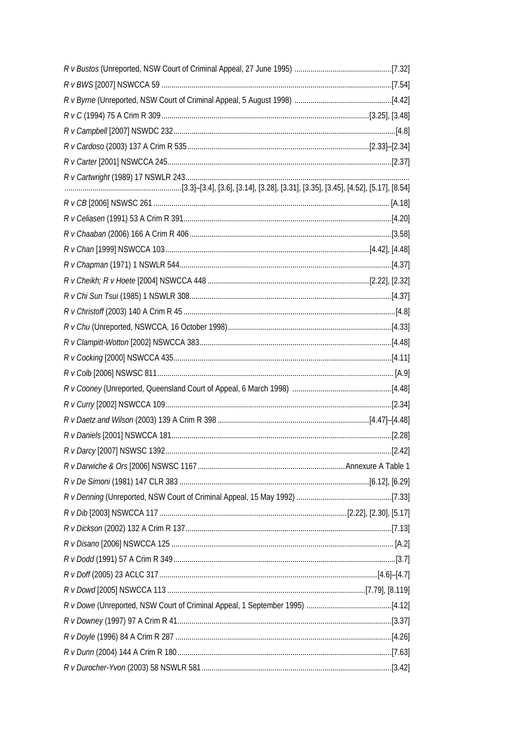*R v Bustos* (Unreported, NSW Court of Criminal Appeal, 27 June 1995) ................................................[7.32]

*R v BWS* [2007] NSWCCA 59 ..................................................................................................................[7.54]

*R v Byrne* (Unreported, NSW Court of Criminal Appeal, 5 August 1998) ................................................[4.42]

*R v C* (1994) 75 A Crim R 309.......................................................................................................[3.25], [3.48]

*R v Campbell* [2007] NSWDC 232..............................................................................................................[4.8]

*R v Cardoso* (2003) 137 A Crim R 535 .........................................................................................[2.33]–[2.34]

*R v Carter* [2001] NSWCCA 245................................................................................................................[2.37]

*R v Cartwright* (1989) 17 NSWLR 243................................................................................................................ ..........................................................[3.3]–[3.4], [3.6], [3.14], [3.28], [3.31], [3.35], [3.45], [4.52], [5.17], [8.54]

*R v CB* [2006] NSWSC 261 ..................................................................................................................... [A.18]

*R v Celiasen* (1991) 53 A Crim R 391.......................................................................................................[4.20]

*R v Chaaban* (2006) 166 A Crim R 406....................................................................................................[3.58]

*R v Chan* [1999] NSWCCA 103....................................................................................................[4.42], [4.48]

*R v Chapman* (1971) 1 NSWLR 544..........................................................................................................[4.37]

*R v Cheikh; R v Hoete* [2004] NSWCCA 448 ...............................................................................[2.22], [2.32]

*R v Chi Sun Tsui* (1985) 1 NSWLR 308....................................................................................................[4.37]

*R v Christoff* (2003) 140 A Crim R 45 .........................................................................................................[4.8]

*R v Chu* (Unreported, NSWCCA, 16 October 1998).................................................................................[4.33]

*R v Clampitt-Wotton* [2002] NSWCCA 383...............................................................................................[4.48]

*R v Cocking* [2000] NSWCCA 435............................................................................................................[4.11]

*R v Colb* [2006] NSWSC 811..................................................................................................................... [A.9]

*R v Cooney* (Unreported, Queensland Court of Appeal, 6 March 1998) .................................................[4.48]

*R v Curry* [2002] NSWCCA 109.................................................................................................................[2.34]

*R v Daetz and Wilson* (2003) 139 A Crim R 398 ...........................................................................[4.47]–[4.48]

*R v Daniels* [2001] NSWCCA 181.............................................................................................................[2.28]

*R v Darcy* [2007] NSWSC 1392................................................................................................................[2.42]

*R v Darwiche & Ors* [2006] NSWSC 1167.........................................................................Annexure A Table 1

*R v De Simoni* (1981) 147 CLR 383 .............................................................................................[6.12], [6.29]

*R v Denning* (Unreported, NSW Court of Criminal Appeal, 15 May 1992) ...............................................[7.33]

*R v Dib* [2003] NSWCCA 117 .............................................................................................[2.22], [2.30], [5.17]

*R v Dickson* (2002) 132 A Crim R 137......................................................................................................[7.13]

*R v Disano* [2006] NSWCCA 125 .............................................................................................................. [A.2]

*R v Dodd* (1991) 57 A Crim R 349..............................................................................................................[3.7]

*R v Doff* (2005) 23 ACLC 317.............................................................................................................[4.6]–[4.7]

*R v Dowd* [2005] NSWCCA 113 .................................................................................................[7.79], [8.119]

*R v Dowe* (Unreported, NSW Court of Criminal Appeal, 1 September 1995) ..........................................[4.12]

*R v Downey* (1997) 97 A Crim R 41..........................................................................................................[3.37]

*R v Doyle* (1996) 84 A Crim R 287 ...........................................................................................................[4.26]

*R v Dunn* (2004) 144 A Crim R 180..........................................................................................................[7.63]

*R v Durocher-Yvon* (2003) 58 NSWLR 581..............................................................................................[3.42]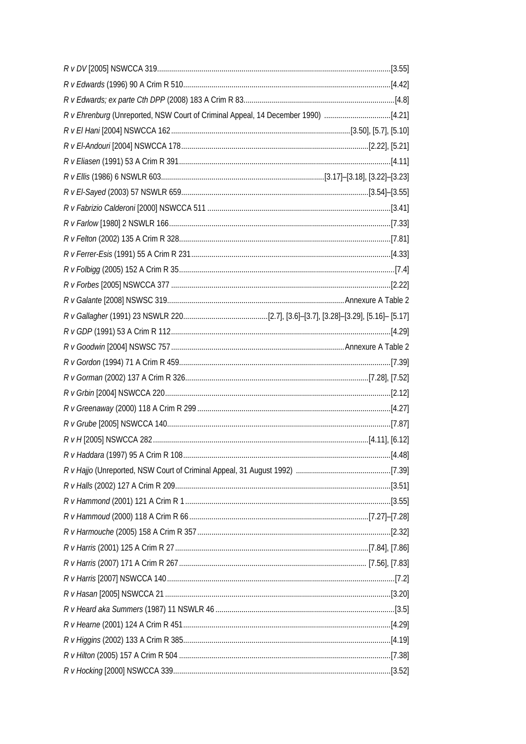*R v DV* [2005] NSWCCA 319 .......... [3.55]

*R v Edwards* (1996) 90 A Crim R 510 .......... [4.42]

*R v Edwards; ex parte Cth DPP* (2008) 183 A Crim R 83 .......... [4.8]

*R v Ehrenburg* (Unreported, NSW Court of Criminal Appeal, 14 December 1990) .......... [4.21]

*R v El Hani* [2004] NSWCCA 162 .......... [3.50], [5.7], [5.10]

*R v El-Andouri* [2004] NSWCCA 178 .......... [2.22], [5.21]

*R v Eliasen* (1991) 53 A Crim R 391 .......... [4.11]

*R v Ellis* (1986) 6 NSWLR 603 .......... [3.17]–[3.18], [3.22]–[3.23]

*R v El-Sayed* (2003) 57 NSWLR 659 .......... [3.54]–[3.55]

*R v Fabrizio Calderoni* [2000] NSWCCA 511 .......... [3.41]

*R v Farlow* [1980] 2 NSWLR 166 .......... [7.33]

*R v Felton* (2002) 135 A Crim R 328 .......... [7.81]

*R v Ferrer-Esis* (1991) 55 A Crim R 231 .......... [4.33]

*R v Folbigg* (2005) 152 A Crim R 35 .......... [7.4]

*R v Forbes* [2005] NSWCCA 377 .......... [2.22]

*R v Galante* [2008] NSWSC 319 .......... Annexure A Table 2

*R v Gallagher* (1991) 23 NSWLR 220 .......... [2.7], [3.6]–[3.7], [3.28]–[3.29], [5.16]– [5.17]

*R v GDP* (1991) 53 A Crim R 112 .......... [4.29]

*R v Goodwin* [2004] NSWSC 757 .......... Annexure A Table 2

*R v Gordon* (1994) 71 A Crim R 459 .......... [7.39]

*R v Gorman* (2002) 137 A Crim R 326 .......... [7.28], [7.52]

*R v Grbin* [2004] NSWCCA 220 .......... [2.12]

*R v Greenaway* (2000) 118 A Crim R 299 .......... [4.27]

*R v Grube* [2005] NSWCCA 140 .......... [7.87]

*R v H* [2005] NSWCCA 282 .......... [4.11], [6.12]

*R v Haddara* (1997) 95 A Crim R 108 .......... [4.48]

*R v Hajjo* (Unreported, NSW Court of Criminal Appeal, 31 August 1992) .......... [7.39]

*R v Halls* (2002) 127 A Crim R 209 .......... [3.51]

*R v Hammond* (2001) 121 A Crim R 1 .......... [3.55]

*R v Hammoud* (2000) 118 A Crim R 66 .......... [7.27]–[7.28]

*R v Harmouche* (2005) 158 A Crim R 357 .......... [2.32]

*R v Harris* (2001) 125 A Crim R 27 .......... [7.84], [7.86]

*R v Harris* (2007) 171 A Crim R 267 .......... [7.56], [7.83]

*R v Harris* [2007] NSWCCA 140 .......... [7.2]

*R v Hasan* [2005] NSWCCA 21 .......... [3.20]

*R v Heard aka Summers* (1987) 11 NSWLR 46 .......... [3.5]

*R v Hearne* (2001) 124 A Crim R 451 .......... [4.29]

*R v Higgins* (2002) 133 A Crim R 385 .......... [4.19]

*R v Hilton* (2005) 157 A Crim R 504 .......... [7.38]

*R v Hocking* [2000] NSWCCA 339 .......... [3.52]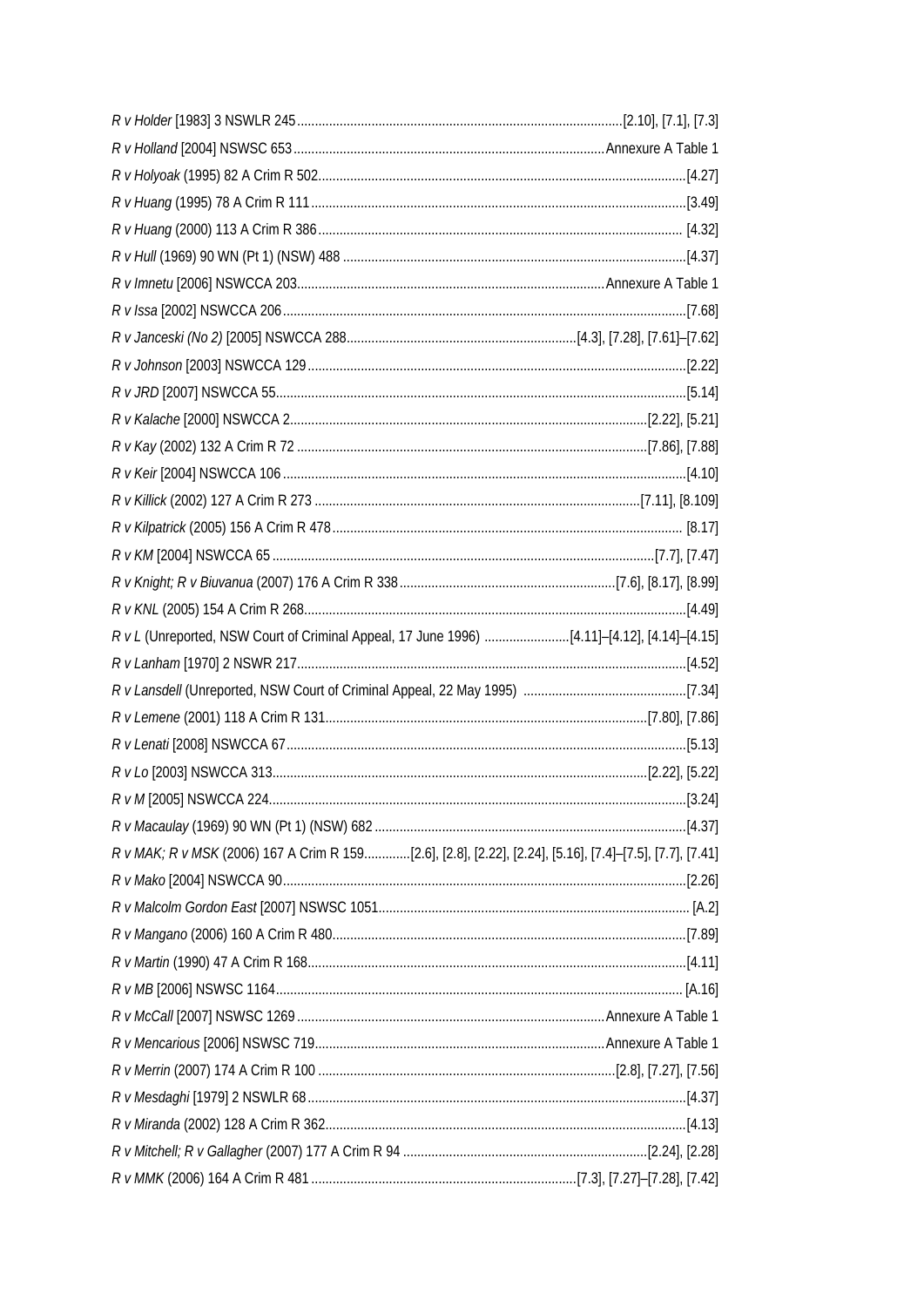*R v Holder* [1983] 3 NSWLR 245 ............................................................ [2.10], [7.1], [7.3]

*R v Holland* [2004] NSWSC 653 ............................................................ Annexure A Table 1

*R v Holyoak* (1995) 82 A Crim R 502 ............................................................ [4.27]

*R v Huang* (1995) 78 A Crim R 111 ............................................................ [3.49]

*R v Huang* (2000) 113 A Crim R 386 ............................................................ [4.32]

*R v Hull* (1969) 90 WN (Pt 1) (NSW) 488 ............................................................ [4.37]

*R v Imnetu* [2006] NSWCCA 203 ............................................................ Annexure A Table 1

*R v Issa* [2002] NSWCCA 206 ............................................................ [7.68]

*R v Janceski (No 2)* [2005] NSWCCA 288 ............................................................ [4.3], [7.28], [7.61]–[7.62]

*R v Johnson* [2003] NSWCCA 129 ............................................................ [2.22]

*R v JRD* [2007] NSWCCA 55 ............................................................ [5.14]

*R v Kalache* [2000] NSWCCA 2 ............................................................ [2.22], [5.21]

*R v Kay* (2002) 132 A Crim R 72 ............................................................ [7.86], [7.88]

*R v Keir* [2004] NSWCCA 106 ............................................................ [4.10]

*R v Killick* (2002) 127 A Crim R 273 ............................................................ [7.11], [8.109]

*R v Kilpatrick* (2005) 156 A Crim R 478 ............................................................ [8.17]

*R v KM* [2004] NSWCCA 65 ............................................................ [7.7], [7.47]

*R v Knight; R v Biuvanua* (2007) 176 A Crim R 338 ............................................................ [7.6], [8.17], [8.99]

*R v KNL* (2005) 154 A Crim R 268 ............................................................ [4.49]

*R v L* (Unreported, NSW Court of Criminal Appeal, 17 June 1996) ............................................................ [4.11]–[4.12], [4.14]–[4.15]

*R v Lanham* [1970] 2 NSWR 217 ............................................................ [4.52]

*R v Lansdell* (Unreported, NSW Court of Criminal Appeal, 22 May 1995) ............................................................ [7.34]

*R v Lemene* (2001) 118 A Crim R 131 ............................................................ [7.80], [7.86]

*R v Lenati* [2008] NSWCCA 67 ............................................................ [5.13]

*R v Lo* [2003] NSWCCA 313 ............................................................ [2.22], [5.22]

*R v M* [2005] NSWCCA 224 ............................................................ [3.24]

*R v Macaulay* (1969) 90 WN (Pt 1) (NSW) 682 ............................................................ [4.37]

*R v MAK; R v MSK* (2006) 167 A Crim R 159 ............................................................ [2.6], [2.8], [2.22], [2.24], [5.16], [7.4]–[7.5], [7.7], [7.41]

*R v Mako* [2004] NSWCCA 90 ............................................................ [2.26]

*R v Malcolm Gordon East* [2007] NSWSC 1051 ............................................................ [A.2]

*R v Mangano* (2006) 160 A Crim R 480 ............................................................ [7.89]

*R v Martin* (1990) 47 A Crim R 168 ............................................................ [4.11]

*R v MB* [2006] NSWSC 1164 ............................................................ [A.16]

*R v McCall* [2007] NSWSC 1269 ............................................................ Annexure A Table 1

*R v Mencarious* [2006] NSWSC 719 ............................................................ Annexure A Table 1

*R v Merrin* (2007) 174 A Crim R 100 ............................................................ [2.8], [7.27], [7.56]

*R v Mesdaghi* [1979] 2 NSWLR 68 ............................................................ [4.37]

*R v Miranda* (2002) 128 A Crim R 362 ............................................................ [4.13]

*R v Mitchell; R v Gallagher* (2007) 177 A Crim R 94 ............................................................ [2.24], [2.28]

*R v MMK* (2006) 164 A Crim R 481 ............................................................ [7.3], [7.27]–[7.28], [7.42]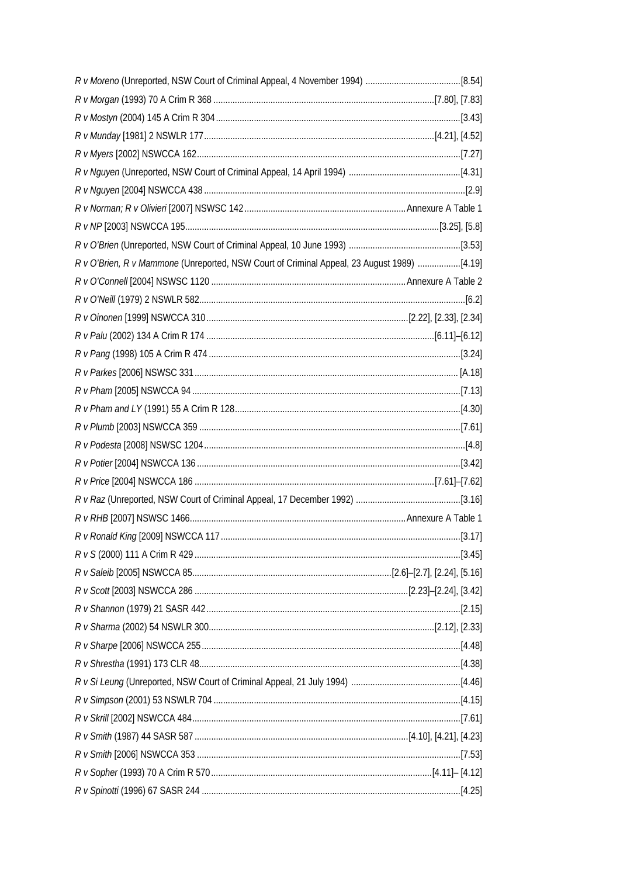*R v Moreno* (Unreported, NSW Court of Criminal Appeal, 4 November 1994) ........................................[8.54]
*R v Morgan* (1993) 70 A Crim R 368 ..........................................................................................[7.80], [7.83]
*R v Mostyn* (2004) 145 A Crim R 304 ......................................................................................................[3.43]
*R v Munday* [1981] 2 NSWLR 177................................................................................................[4.21], [4.52]
*R v Myers* [2002] NSWCCA 162..............................................................................................................[7.27]
*R v Nguyen* (Unreported, NSW Court of Criminal Appeal, 14 April 1994) ...............................................[4.31]
*R v Nguyen* [2004] NSWCCA 438 ..............................................................................................................[2.9]
*R v Norman; R v Olivieri* [2007] NSWSC 142 ...................................................................Annexure A Table 1
*R v NP* [2003] NSWCCA 195.........................................................................................................[3.25], [5.8]
*R v O'Brien* (Unreported, NSW Court of Criminal Appeal, 10 June 1993) ...............................................[3.53]
*R v O'Brien, R v Mammone* (Unreported, NSW Court of Criminal Appeal, 23 August 1989) ..................[4.19]
*R v O'Connell* [2004] NSWSC 1120 .................................................................................Annexure A Table 2
*R v O'Neill* (1979) 2 NSWLR 582................................................................................................................[6.2]
*R v Oinonen* [1999] NSWCCA 310 ....................................................................................[2.22], [2.33], [2.34]
*R v Palu* (2002) 134 A Crim R 174 ..............................................................................................[6.11]–[6.12]
*R v Pang* (1998) 105 A Crim R 474 .........................................................................................................[3.24]
*R v Parkes* [2006] NSWSC 331 ................................................................................................................ [A.18]
*R v Pham* [2005] NSWCCA 94 ................................................................................................................[7.13]
*R v Pham and LY* (1991) 55 A Crim R 128..............................................................................................[4.30]
*R v Plumb* [2003] NSWCCA 359 .............................................................................................................[7.61]
*R v Podesta* [2008] NSWSC 1204..............................................................................................................[4.8]
*R v Potier* [2004] NSWCCA 136 ..............................................................................................................[3.42]
*R v Price* [2004] NSWCCA 186 ...................................................................................................[7.61]–[7.62]
*R v Raz* (Unreported, NSW Court of Criminal Appeal, 17 December 1992) ............................................[3.16]
*R v RHB* [2007] NSWSC 1466...........................................................................................Annexure A Table 1
*R v Ronald King* [2009] NSWCCA 117 ....................................................................................................[3.17]
*R v S* (2000) 111 A Crim R 429 ................................................................................................................[3.45]
*R v Saleib* [2005] NSWCCA 85..........................................................................[2.6]–[2.7], [2.24], [5.16]
*R v Scott* [2003] NSWCCA 286 ..........................................................................................[2.23]–[2.24], [3.42]
*R v Shannon* (1979) 21 SASR 442...........................................................................................................[2.15]
*R v Sharma* (2002) 54 NSWLR 300..............................................................................................[2.12], [2.33]
*R v Sharpe* [2006] NSWCCA 255 ............................................................................................................[4.48]
*R v Shrestha* (1991) 173 CLR 48.............................................................................................................[4.38]
*R v Si Leung* (Unreported, NSW Court of Criminal Appeal, 21 July 1994) ..............................................[4.46]
*R v Simpson* (2001) 53 NSWLR 704 ........................................................................................................[4.15]
*R v Skrill* [2002] NSWCCA 484................................................................................................................[7.61]
*R v Smith* (1987) 44 SASR 587 ..........................................................................................[4.10], [4.21], [4.23]
*R v Smith* [2006] NSWCCA 353 ..............................................................................................................[7.53]
*R v Sopher* (1993) 70 A Crim R 570 ............................................................................................[4.11]– [4.12]
*R v Spinotti* (1996) 67 SASR 244 .............................................................................................................[4.25]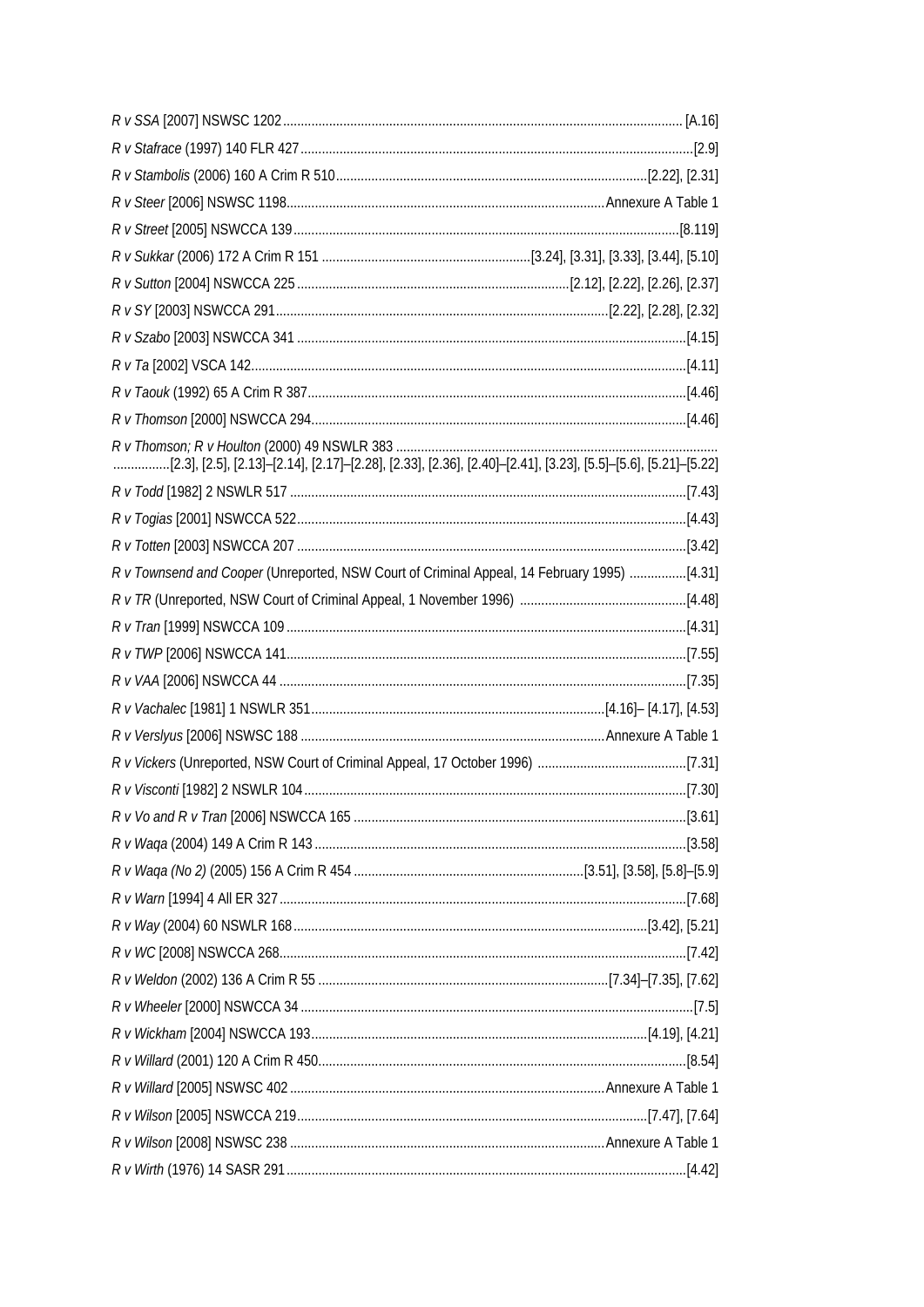*R v SSA* [2007] NSWSC 1202 ................................................................................................................ [A.16]

*R v Stafrace* (1997) 140 FLR 427 ................................................................................................................[2.9]

*R v Stambolis* (2006) 160 A Crim R 510 .......................................................................................[2.22], [2.31]

*R v Steer* [2006] NSWSC 1198 .......................................................................................... Annexure A Table 1

*R v Street* [2005] NSWCCA 139 ...............................................................................................................[8.119]

*R v Sukkar* (2006) 172 A Crim R 151 ............................................................[3.24], [3.31], [3.33], [3.44], [5.10]

*R v Sutton* [2004] NSWCCA 225 .............................................................................[2.12], [2.22], [2.26], [2.37]

*R v SY* [2003] NSWCCA 291 .................................................................................................[2.22], [2.28], [2.32]

*R v Szabo* [2003] NSWCCA 341 .................................................................................................................[4.15]

*R v Ta* [2002] VSCA 142 .............................................................................................................................[4.11]

*R v Taouk* (1992) 65 A Crim R 387 ...........................................................................................................[4.46]

*R v Thomson* [2000] NSWCCA 294 ...........................................................................................................[4.46]

*R v Thomson; R v Houlton* (2000) 49 NSWLR 383 ................................................................................................ ................[2.3], [2.5], [2.13]–[2.14], [2.17]–[2.28], [2.33], [2.36], [2.40]–[2.41], [3.23], [5.5]–[5.6], [5.21]–[5.22]

*R v Todd* [1982] 2 NSWLR 517 ..................................................................................................................[7.43]

*R v Togias* [2001] NSWCCA 522 ...............................................................................................................[4.43]

*R v Totten* [2003] NSWCCA 207 ...............................................................................................................[3.42]

*R v Townsend and Cooper* (Unreported, NSW Court of Criminal Appeal, 14 February 1995) ................[4.31]

*R v TR* (Unreported, NSW Court of Criminal Appeal, 1 November 1996) ................................................[4.48]

*R v Tran* [1999] NSWCCA 109 ..................................................................................................................[4.31]

*R v TWP* [2006] NSWCCA 141 ..................................................................................................................[7.55]

*R v VAA* [2006] NSWCCA 44 ....................................................................................................................[7.35]

*R v Vachalec* [1981] 1 NSWLR 351 ....................................................................................[4.16]– [4.17], [4.53]

*R v Verslyus* [2006] NSWSC 188 ...................................................................................... Annexure A Table 1

*R v Vickers* (Unreported, NSW Court of Criminal Appeal, 17 October 1996) ..........................................[7.31]

*R v Visconti* [1982] 2 NSWLR 104 ............................................................................................................[7.30]

*R v Vo and R v Tran* [2006] NSWCCA 165 ...............................................................................................[3.61]

*R v Waqa* (2004) 149 A Crim R 143 ..........................................................................................................[3.58]

*R v Waqa (No 2)* (2005) 156 A Crim R 454 .................................................................[3.51], [3.58], [5.8]–[5.9]

*R v Warn* [1994] 4 All ER 327 ...................................................................................................................[7.68]

*R v Way* (2004) 60 NSWLR 168 ....................................................................................................[3.42], [5.21]

*R v WC* [2008] NSWCCA 268 ....................................................................................................................[7.42]

*R v Weldon* (2002) 136 A Crim R 55 ...................................................................................[7.34]–[7.35], [7.62]

*R v Wheeler* [2000] NSWCCA 34 ................................................................................................................[7.5]

*R v Wickham* [2004] NSWCCA 193 ................................................................................................[4.19], [4.21]

*R v Willard* (2001) 120 A Crim R 450 ........................................................................................................[8.54]

*R v Willard* [2005] NSWSC 402 ......................................................................................... Annexure A Table 1

*R v Wilson* [2005] NSWCCA 219 ....................................................................................................[7.47], [7.64]

*R v Wilson* [2008] NSWSC 238 .......................................................................................... Annexure A Table 1

*R v Wirth* (1976) 14 SASR 291 ...................................................................................................................[4.42]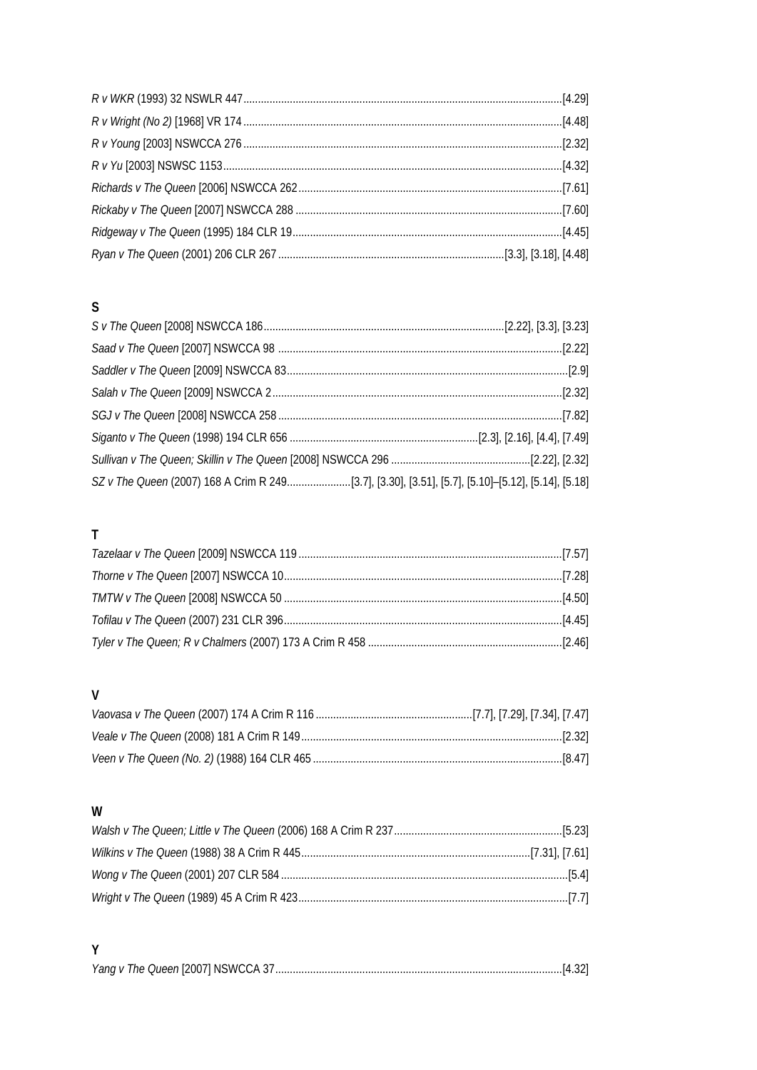*R v WKR* (1993) 32 NSWLR 447 ............ [4.29]

*R v Wright (No 2)* [1968] VR 174 ............ [4.48]

*R v Young* [2003] NSWCCA 276 ............ [2.32]

*R v Yu* [2003] NSWSC 1153 ............ [4.32]

*Richards v The Queen* [2006] NSWCCA 262 ............ [7.61]

*Rickaby v The Queen* [2007] NSWCCA 288 ............ [7.60]

*Ridgeway v The Queen* (1995) 184 CLR 19 ............ [4.45]

*Ryan v The Queen* (2001) 206 CLR 267 ............ [3.3], [3.18], [4.48]

## S

*S v The Queen* [2008] NSWCCA 186 ............ [2.22], [3.3], [3.23]

*Saad v The Queen* [2007] NSWCCA 98 ............ [2.22]

*Saddler v The Queen* [2009] NSWCCA 83 ............ [2.9]

*Salah v The Queen* [2009] NSWCCA 2 ............ [2.32]

*SGJ v The Queen* [2008] NSWCCA 258 ............ [7.82]

*Siganto v The Queen* (1998) 194 CLR 656 ............ [2.3], [2.16], [4.4], [7.49]

*Sullivan v The Queen; Skillin v The Queen* [2008] NSWCCA 296 ............ [2.22], [2.32]

*SZ v The Queen* (2007) 168 A Crim R 249 ............ [3.7], [3.30], [3.51], [5.7], [5.10]–[5.12], [5.14], [5.18]

## T

*Tazelaar v The Queen* [2009] NSWCCA 119 ............ [7.57]

*Thorne v The Queen* [2007] NSWCCA 10 ............ [7.28]

*TMTW v The Queen* [2008] NSWCCA 50 ............ [4.50]

*Tofilau v The Queen* (2007) 231 CLR 396 ............ [4.45]

*Tyler v The Queen; R v Chalmers* (2007) 173 A Crim R 458 ............ [2.46]

## V

*Vaovasa v The Queen* (2007) 174 A Crim R 116 ............ [7.7], [7.29], [7.34], [7.47]

*Veale v The Queen* (2008) 181 A Crim R 149 ............ [2.32]

*Veen v The Queen (No. 2)* (1988) 164 CLR 465 ............ [8.47]

## W

*Walsh v The Queen; Little v The Queen* (2006) 168 A Crim R 237 ............ [5.23]

*Wilkins v The Queen* (1988) 38 A Crim R 445 ............ [7.31], [7.61]

*Wong v The Queen* (2001) 207 CLR 584 ............ [5.4]

*Wright v The Queen* (1989) 45 A Crim R 423 ............ [7.7]

## Y

*Yang v The Queen* [2007] NSWCCA 37 ............ [4.32]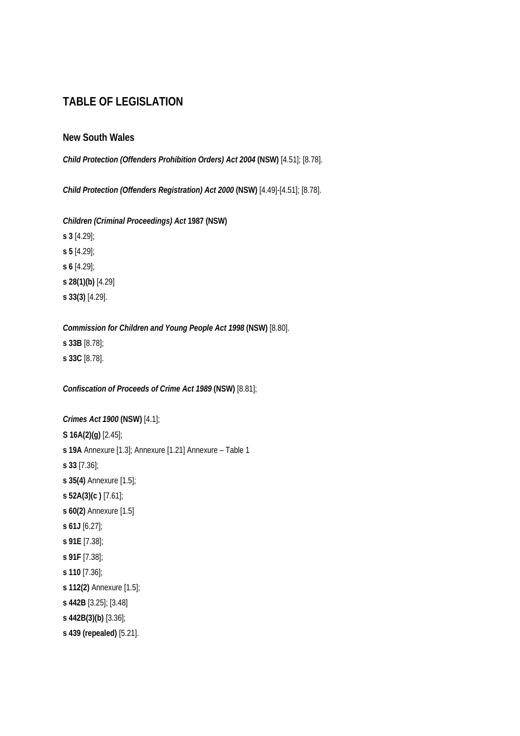# TABLE OF LEGISLATION

## New South Wales

***Child Protection (Offenders Prohibition Orders) Act 2004* (NSW)** [4.51]; [8.78].

***Child Protection (Offenders Registration) Act 2000* (NSW)** [4.49]-[4.51]; [8.78].

***Children (Criminal Proceedings) Act* 1987 (NSW)**

**s 3** [4.29];

**s 5** [4.29];

**s 6** [4.29];

**s 28(1)(b)** [4.29]

**s 33(3)** [4.29].

***Commission for Children and Young People Act 1998* (NSW)** [8.80].

**s 33B** [8.78];

**s 33C** [8.78].

***Confiscation of Proceeds of Crime Act 1989* (NSW)** [8.81];

***Crimes Act 1900* (NSW)** [4.1];

**S 16A(2)(g)** [2.45];

**s 19A** Annexure [1.3]; Annexure [1.21] Annexure – Table 1

**s 33** [7.36];

**s 35(4)** Annexure [1.5];

**s 52A(3)(c )** [7.61];

**s 60(2)** Annexure [1.5]

**s 61J** [6.27];

**s 91E** [7.38];

**s 91F** [7.38];

**s 110** [7.36];

**s 112(2)** Annexure [1.5];

**s 442B** [3.25]; [3.48]

**s 442B(3)(b)** [3.36];

**s 439 (repealed)** [5.21].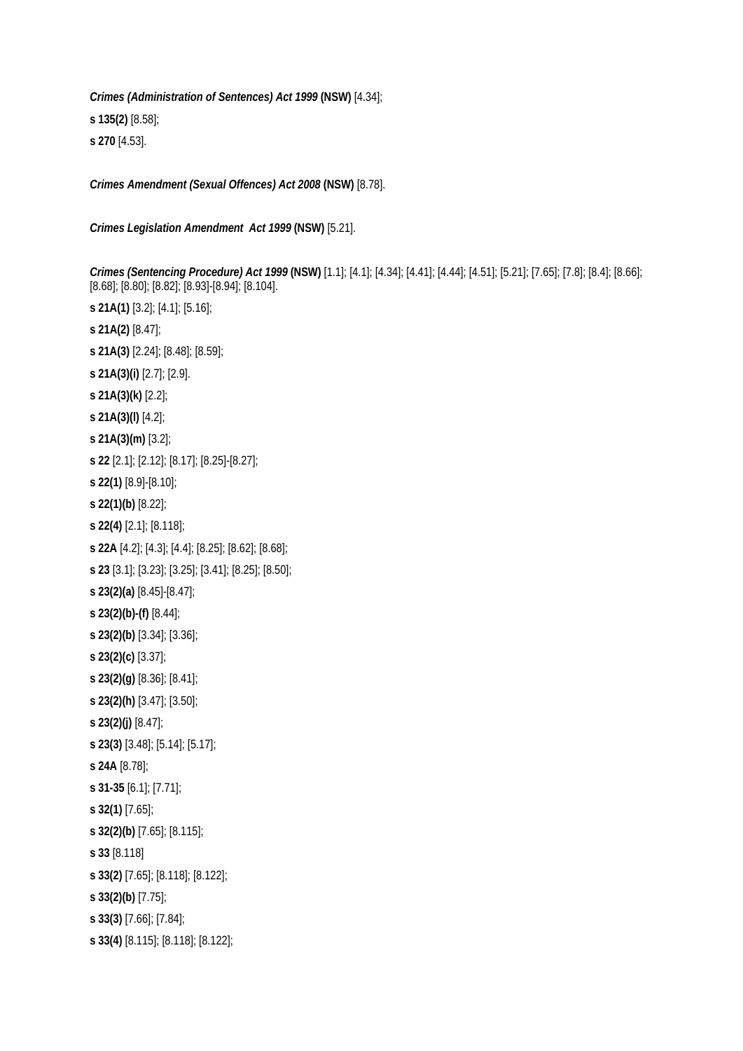***Crimes (Administration of Sentences) Act 1999* (NSW)** [4.34];

**s 135(2)** [8.58];

**s 270** [4.53].

***Crimes Amendment (Sexual Offences) Act 2008* (NSW)** [8.78].

***Crimes Legislation Amendment Act 1999* (NSW)** [5.21].

***Crimes (Sentencing Procedure) Act 1999* (NSW)** [1.1]; [4.1]; [4.34]; [4.41]; [4.44]; [4.51]; [5.21]; [7.65]; [7.8]; [8.4]; [8.66]; [8.68]; [8.80]; [8.82]; [8.93]-[8.94]; [8.104].

**s 21A(1)** [3.2]; [4.1]; [5.16];

**s 21A(2)** [8.47];

**s 21A(3)** [2.24]; [8.48]; [8.59];

**s 21A(3)(i)** [2.7]; [2.9].

**s 21A(3)(k)** [2.2];

**s 21A(3)(l)** [4.2];

**s 21A(3)(m)** [3.2];

**s 22** [2.1]; [2.12]; [8.17]; [8.25]-[8.27];

**s 22(1)** [8.9]-[8.10];

**s 22(1)(b)** [8.22];

**s 22(4)** [2.1]; [8.118];

**s 22A** [4.2]; [4.3]; [4.4]; [8.25]; [8.62]; [8.68];

**s 23** [3.1]; [3.23]; [3.25]; [3.41]; [8.25]; [8.50];

**s 23(2)(a)** [8.45]-[8.47];

**s 23(2)(b)-(f)** [8.44];

**s 23(2)(b)** [3.34]; [3.36];

**s 23(2)(c)** [3.37];

**s 23(2)(g)** [8.36]; [8.41];

**s 23(2)(h)** [3.47]; [3.50];

**s 23(2)(j)** [8.47];

**s 23(3)** [3.48]; [5.14]; [5.17];

**s 24A** [8.78];

**s 31-35** [6.1]; [7.71];

**s 32(1)** [7.65];

**s 32(2)(b)** [7.65]; [8.115];

**s 33** [8.118]

**s 33(2)** [7.65]; [8.118]; [8.122];

**s 33(2)(b)** [7.75];

**s 33(3)** [7.66]; [7.84];

**s 33(4)** [8.115]; [8.118]; [8.122];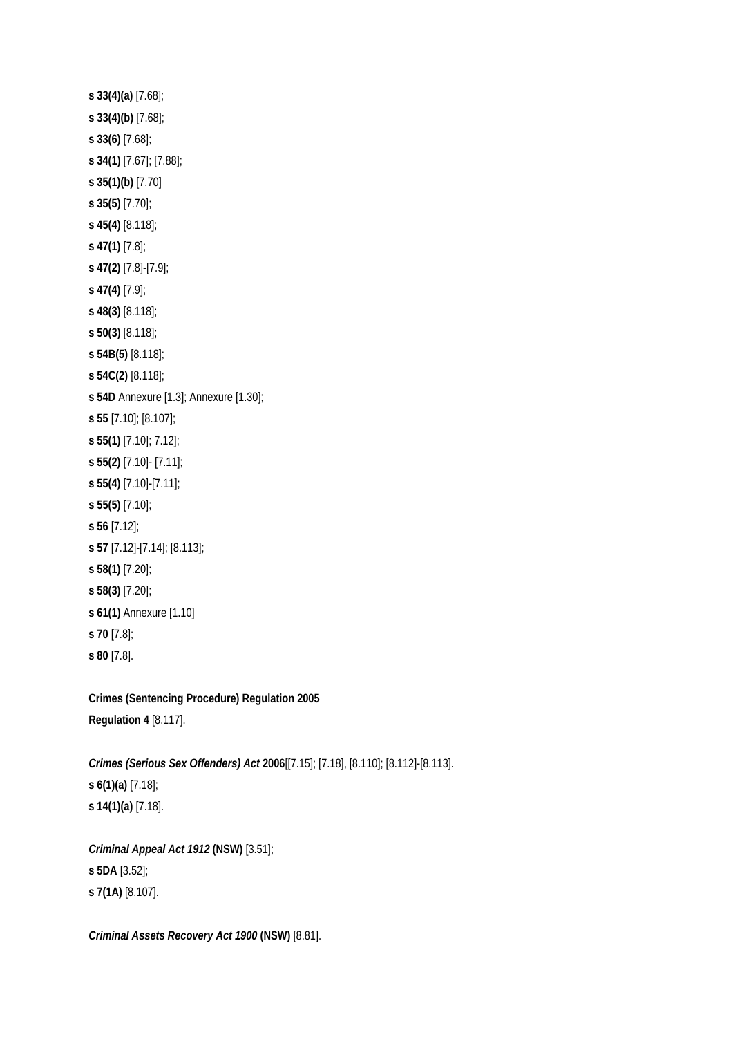**s 33(4)(a)** [7.68];

**s 33(4)(b)** [7.68];

**s 33(6)** [7.68];

**s 34(1)** [7.67]; [7.88];

**s 35(1)(b)** [7.70]

**s 35(5)** [7.70];

**s 45(4)** [8.118];

**s 47(1)** [7.8];

**s 47(2)** [7.8]-[7.9];

**s 47(4)** [7.9];

**s 48(3)** [8.118];

**s 50(3)** [8.118];

**s 54B(5)** [8.118];

**s 54C(2)** [8.118];

**s 54D** Annexure [1.3]; Annexure [1.30];

**s 55** [7.10]; [8.107];

**s 55(1)** [7.10]; 7.12];

**s 55(2)** [7.10]- [7.11];

**s 55(4)** [7.10]-[7.11];

**s 55(5)** [7.10];

**s 56** [7.12];

**s 57** [7.12]-[7.14]; [8.113];

**s 58(1)** [7.20];

**s 58(3)** [7.20];

**s 61(1)** Annexure [1.10]

**s 70** [7.8];

**s 80** [7.8].

**Crimes (Sentencing Procedure) Regulation 2005**

**Regulation 4** [8.117].

***Crimes (Serious Sex Offenders) Act* 2006**[[7.15]; [7.18], [8.110]; [8.112]-[8.113].

**s 6(1)(a)** [7.18];

**s 14(1)(a)** [7.18].

***Criminal Appeal Act 1912* (NSW)** [3.51];

**s 5DA** [3.52];

**s 7(1A)** [8.107].

***Criminal Assets Recovery Act 1900* (NSW)** [8.81].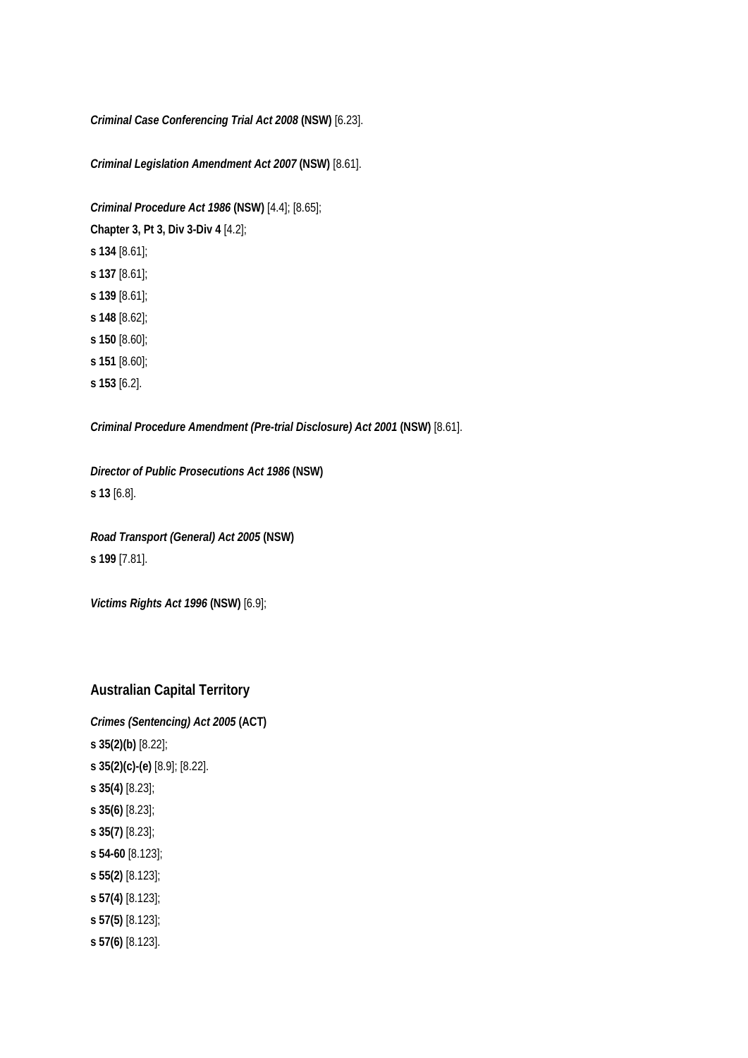***Criminal Case Conferencing Trial Act 2008* (NSW)** [6.23].

***Criminal Legislation Amendment Act 2007* (NSW)** [8.61].

***Criminal Procedure Act 1986* (NSW)** [4.4]; [8.65];
**Chapter 3, Pt 3, Div 3-Div 4** [4.2];
**s 134** [8.61];
**s 137** [8.61];
**s 139** [8.61];
**s 148** [8.62];
**s 150** [8.60];
**s 151** [8.60];
**s 153** [6.2].

***Criminal Procedure Amendment (Pre-trial Disclosure) Act 2001* (NSW)** [8.61].

***Director of Public Prosecutions Act 1986* (NSW)**
**s 13** [6.8].

***Road Transport (General) Act 2005* (NSW)**
**s 199** [7.81].

***Victims Rights Act 1996* (NSW)** [6.9];

## Australian Capital Territory

***Crimes (Sentencing) Act 2005* (ACT)**
**s 35(2)(b)** [8.22];
**s 35(2)(c)-(e)** [8.9]; [8.22].
**s 35(4)** [8.23];
**s 35(6)** [8.23];
**s 35(7)** [8.23];
**s 54-60** [8.123];
**s 55(2)** [8.123];
**s 57(4)** [8.123];
**s 57(5)** [8.123];
**s 57(6)** [8.123].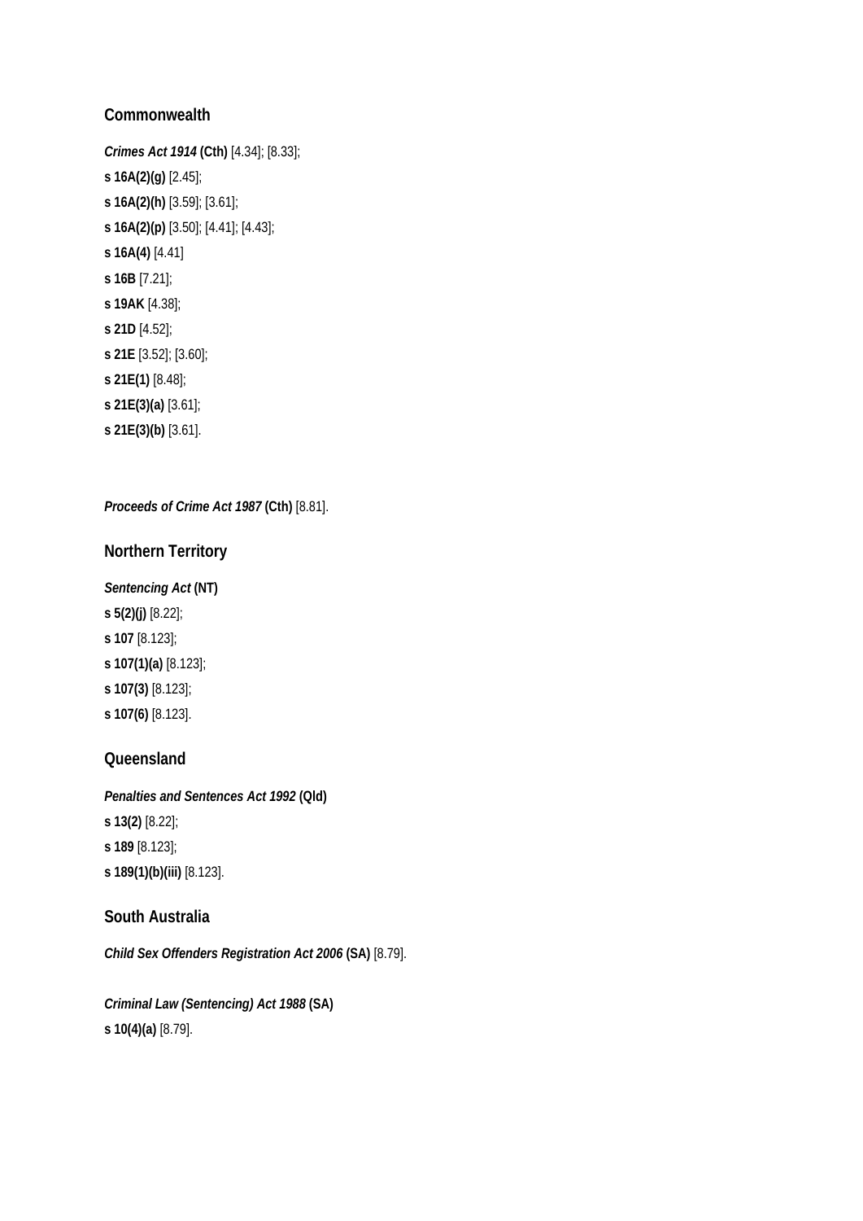## Commonwealth

***Crimes Act 1914* (Cth)** [4.34]; [8.33];

**s 16A(2)(g)** [2.45];

**s 16A(2)(h)** [3.59]; [3.61];

**s 16A(2)(p)** [3.50]; [4.41]; [4.43];

**s 16A(4)** [4.41]

**s 16B** [7.21];

**s 19AK** [4.38];

**s 21D** [4.52];

**s 21E** [3.52]; [3.60];

**s 21E(1)** [8.48];

**s 21E(3)(a)** [3.61];

**s 21E(3)(b)** [3.61].

***Proceeds of Crime Act 1987* (Cth)** [8.81].

## Northern Territory

***Sentencing Act* (NT)**

**s 5(2)(j)** [8.22];

**s 107** [8.123];

**s 107(1)(a)** [8.123];

**s 107(3)** [8.123];

**s 107(6)** [8.123].

## Queensland

***Penalties and Sentences Act 1992* (Qld)**

**s 13(2)** [8.22];

**s 189** [8.123];

**s 189(1)(b)(iii)** [8.123].

## South Australia

***Child Sex Offenders Registration Act 2006* (SA)** [8.79].

***Criminal Law (Sentencing) Act 1988* (SA)**

**s 10(4)(a)** [8.79].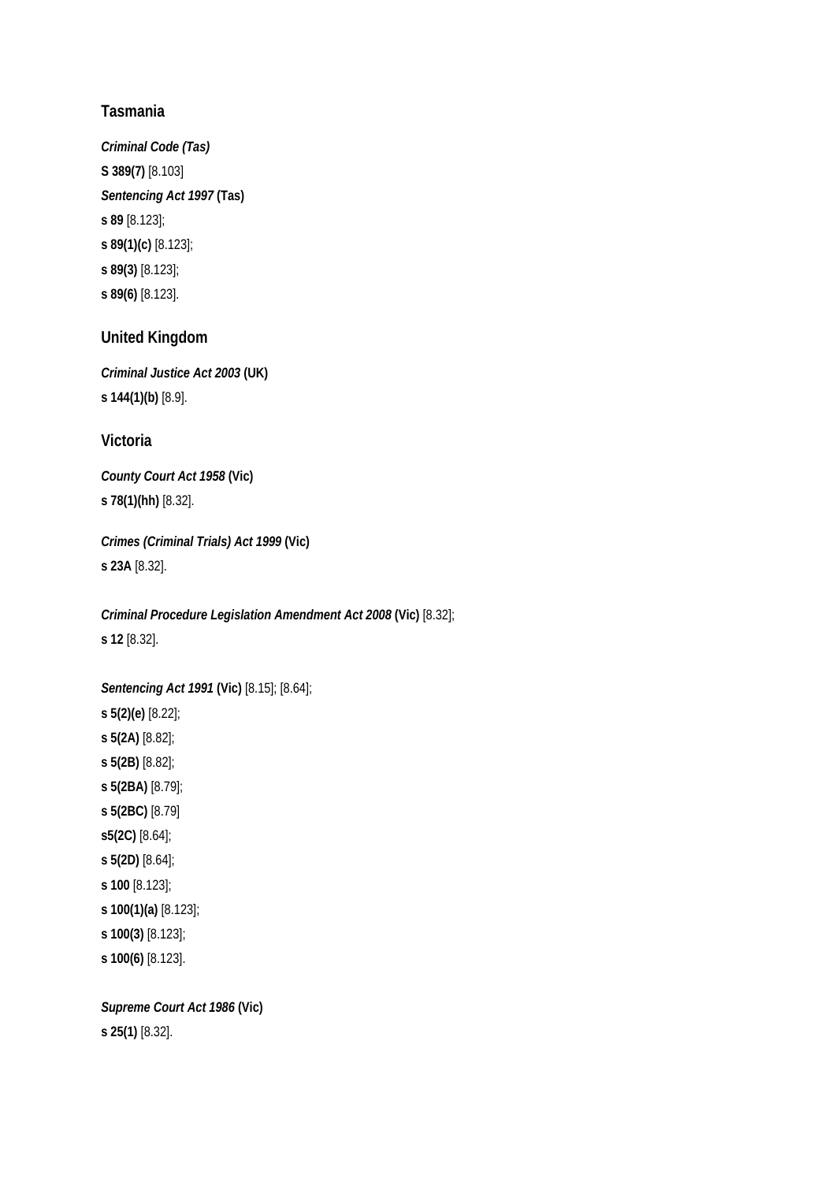## Tasmania

***Criminal Code (Tas)***

**S 389(7)** [8.103]

***Sentencing Act 1997* (Tas)**

**s 89** [8.123];

**s 89(1)(c)** [8.123];

**s 89(3)** [8.123];

**s 89(6)** [8.123].

## United Kingdom

***Criminal Justice Act 2003* (UK)**

**s 144(1)(b)** [8.9].

## Victoria

***County Court Act 1958* (Vic)**

**s 78(1)(hh)** [8.32].

***Crimes (Criminal Trials) Act 1999* (Vic)**

**s 23A** [8.32].

***Criminal Procedure Legislation Amendment Act 2008* (Vic)** [8.32];

**s 12** [8.32].

***Sentencing Act 1991* (Vic)** [8.15]; [8.64];

**s 5(2)(e)** [8.22];

**s 5(2A)** [8.82];

**s 5(2B)** [8.82];

**s 5(2BA)** [8.79];

**s 5(2BC)** [8.79]

**s5(2C)** [8.64];

**s 5(2D)** [8.64];

**s 100** [8.123];

**s 100(1)(a)** [8.123];

**s 100(3)** [8.123];

**s 100(6)** [8.123].

***Supreme Court Act 1986* (Vic)**

**s 25(1)** [8.32].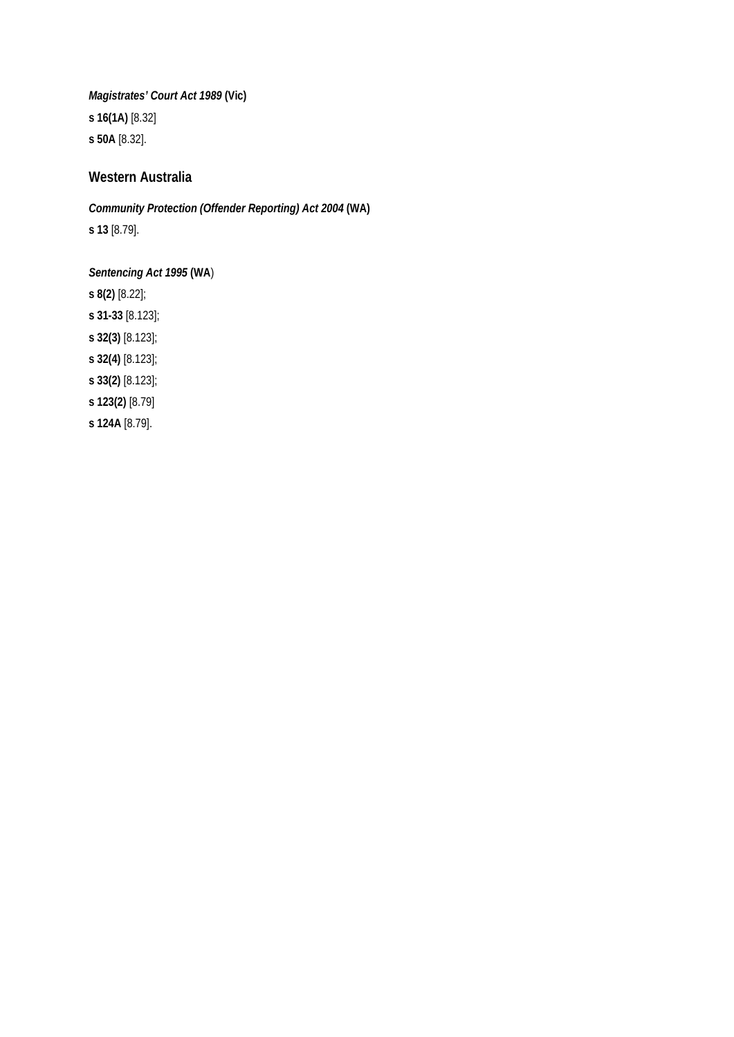***Magistrates' Court Act 1989* (Vic)**

**s 16(1A)** [8.32]

**s 50A** [8.32].

## Western Australia

***Community Protection (Offender Reporting) Act 2004* (WA)**

**s 13** [8.79].

***Sentencing Act 1995* (WA)**

**s 8(2)** [8.22];

**s 31-33** [8.123];

**s 32(3)** [8.123];

**s 32(4)** [8.123];

**s 33(2)** [8.123];

**s 123(2)** [8.79]

**s 124A** [8.79].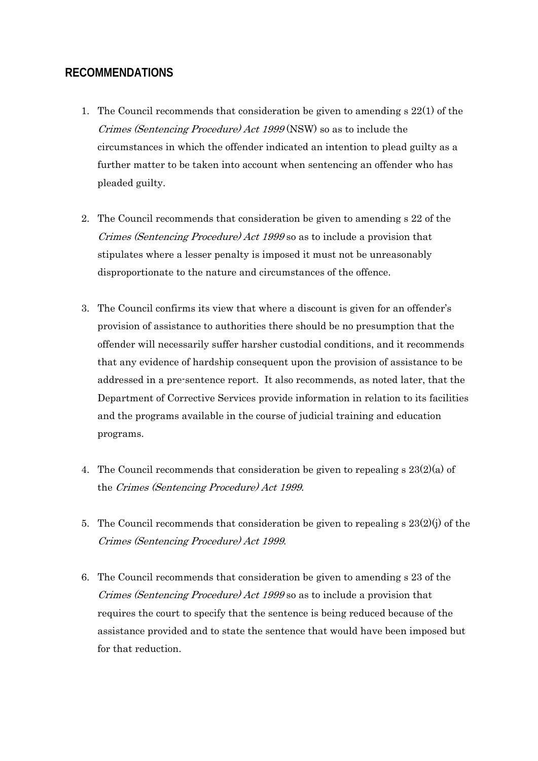## RECOMMENDATIONS

1. The Council recommends that consideration be given to amending s 22(1) of the *Crimes (Sentencing Procedure) Act 1999* (NSW) so as to include the circumstances in which the offender indicated an intention to plead guilty as a further matter to be taken into account when sentencing an offender who has pleaded guilty.

2. The Council recommends that consideration be given to amending s 22 of the *Crimes (Sentencing Procedure) Act 1999* so as to include a provision that stipulates where a lesser penalty is imposed it must not be unreasonably disproportionate to the nature and circumstances of the offence.

3. The Council confirms its view that where a discount is given for an offender's provision of assistance to authorities there should be no presumption that the offender will necessarily suffer harsher custodial conditions, and it recommends that any evidence of hardship consequent upon the provision of assistance to be addressed in a pre-sentence report. It also recommends, as noted later, that the Department of Corrective Services provide information in relation to its facilities and the programs available in the course of judicial training and education programs.

4. The Council recommends that consideration be given to repealing s 23(2)(a) of the *Crimes (Sentencing Procedure) Act 1999*.

5. The Council recommends that consideration be given to repealing s 23(2)(j) of the *Crimes (Sentencing Procedure) Act 1999*.

6. The Council recommends that consideration be given to amending s 23 of the *Crimes (Sentencing Procedure) Act 1999* so as to include a provision that requires the court to specify that the sentence is being reduced because of the assistance provided and to state the sentence that would have been imposed but for that reduction.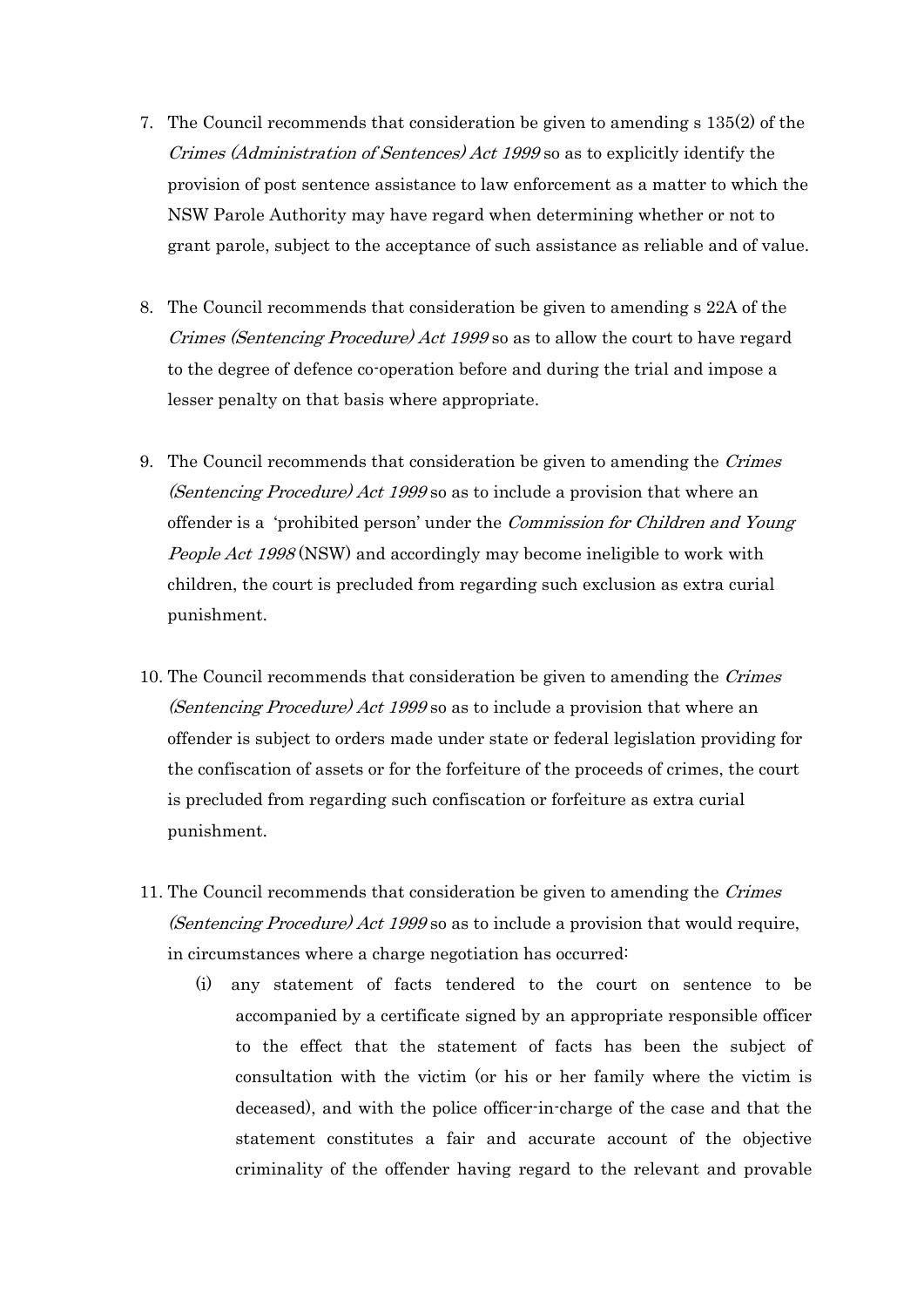7. The Council recommends that consideration be given to amending s 135(2) of the *Crimes (Administration of Sentences) Act 1999* so as to explicitly identify the provision of post sentence assistance to law enforcement as a matter to which the NSW Parole Authority may have regard when determining whether or not to grant parole, subject to the acceptance of such assistance as reliable and of value.

8. The Council recommends that consideration be given to amending s 22A of the *Crimes (Sentencing Procedure) Act 1999* so as to allow the court to have regard to the degree of defence co-operation before and during the trial and impose a lesser penalty on that basis where appropriate.

9. The Council recommends that consideration be given to amending the *Crimes (Sentencing Procedure) Act 1999* so as to include a provision that where an offender is a 'prohibited person' under the *Commission for Children and Young People Act 1998* (NSW) and accordingly may become ineligible to work with children, the court is precluded from regarding such exclusion as extra curial punishment.

10. The Council recommends that consideration be given to amending the *Crimes (Sentencing Procedure) Act 1999* so as to include a provision that where an offender is subject to orders made under state or federal legislation providing for the confiscation of assets or for the forfeiture of the proceeds of crimes, the court is precluded from regarding such confiscation or forfeiture as extra curial punishment.

11. The Council recommends that consideration be given to amending the *Crimes (Sentencing Procedure) Act 1999* so as to include a provision that would require, in circumstances where a charge negotiation has occurred:
    (i) any statement of facts tendered to the court on sentence to be accompanied by a certificate signed by an appropriate responsible officer to the effect that the statement of facts has been the subject of consultation with the victim (or his or her family where the victim is deceased), and with the police officer-in-charge of the case and that the statement constitutes a fair and accurate account of the objective criminality of the offender having regard to the relevant and provable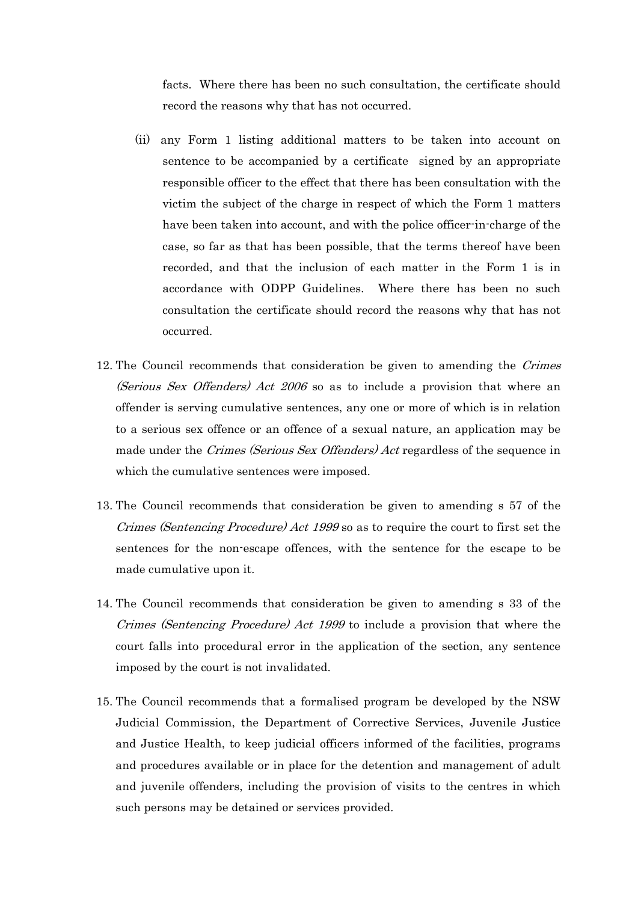facts. Where there has been no such consultation, the certificate should record the reasons why that has not occurred.

(ii) any Form 1 listing additional matters to be taken into account on sentence to be accompanied by a certificate signed by an appropriate responsible officer to the effect that there has been consultation with the victim the subject of the charge in respect of which the Form 1 matters have been taken into account, and with the police officer-in-charge of the case, so far as that has been possible, that the terms thereof have been recorded, and that the inclusion of each matter in the Form 1 is in accordance with ODPP Guidelines. Where there has been no such consultation the certificate should record the reasons why that has not occurred.

12. The Council recommends that consideration be given to amending the *Crimes (Serious Sex Offenders) Act 2006* so as to include a provision that where an offender is serving cumulative sentences, any one or more of which is in relation to a serious sex offence or an offence of a sexual nature, an application may be made under the *Crimes (Serious Sex Offenders) Act* regardless of the sequence in which the cumulative sentences were imposed.

13. The Council recommends that consideration be given to amending s 57 of the *Crimes (Sentencing Procedure) Act 1999* so as to require the court to first set the sentences for the non-escape offences, with the sentence for the escape to be made cumulative upon it.

14. The Council recommends that consideration be given to amending s 33 of the *Crimes (Sentencing Procedure) Act 1999* to include a provision that where the court falls into procedural error in the application of the section, any sentence imposed by the court is not invalidated.

15. The Council recommends that a formalised program be developed by the NSW Judicial Commission, the Department of Corrective Services, Juvenile Justice and Justice Health, to keep judicial officers informed of the facilities, programs and procedures available or in place for the detention and management of adult and juvenile offenders, including the provision of visits to the centres in which such persons may be detained or services provided.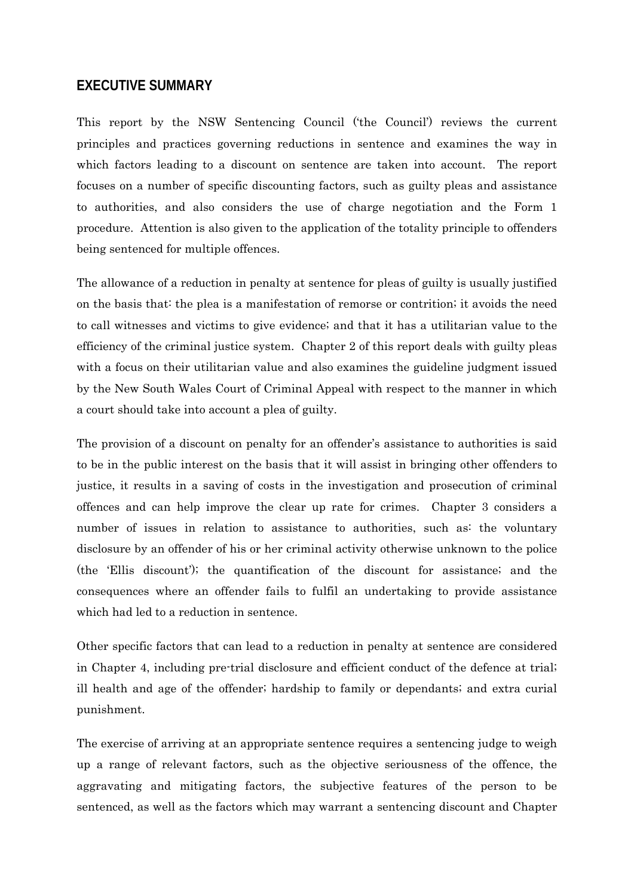## EXECUTIVE SUMMARY

This report by the NSW Sentencing Council ('the Council') reviews the current principles and practices governing reductions in sentence and examines the way in which factors leading to a discount on sentence are taken into account. The report focuses on a number of specific discounting factors, such as guilty pleas and assistance to authorities, and also considers the use of charge negotiation and the Form 1 procedure. Attention is also given to the application of the totality principle to offenders being sentenced for multiple offences.

The allowance of a reduction in penalty at sentence for pleas of guilty is usually justified on the basis that: the plea is a manifestation of remorse or contrition; it avoids the need to call witnesses and victims to give evidence; and that it has a utilitarian value to the efficiency of the criminal justice system. Chapter 2 of this report deals with guilty pleas with a focus on their utilitarian value and also examines the guideline judgment issued by the New South Wales Court of Criminal Appeal with respect to the manner in which a court should take into account a plea of guilty.

The provision of a discount on penalty for an offender's assistance to authorities is said to be in the public interest on the basis that it will assist in bringing other offenders to justice, it results in a saving of costs in the investigation and prosecution of criminal offences and can help improve the clear up rate for crimes. Chapter 3 considers a number of issues in relation to assistance to authorities, such as: the voluntary disclosure by an offender of his or her criminal activity otherwise unknown to the police (the 'Ellis discount'); the quantification of the discount for assistance; and the consequences where an offender fails to fulfil an undertaking to provide assistance which had led to a reduction in sentence.

Other specific factors that can lead to a reduction in penalty at sentence are considered in Chapter 4, including pre-trial disclosure and efficient conduct of the defence at trial; ill health and age of the offender; hardship to family or dependants; and extra curial punishment.

The exercise of arriving at an appropriate sentence requires a sentencing judge to weigh up a range of relevant factors, such as the objective seriousness of the offence, the aggravating and mitigating factors, the subjective features of the person to be sentenced, as well as the factors which may warrant a sentencing discount and Chapter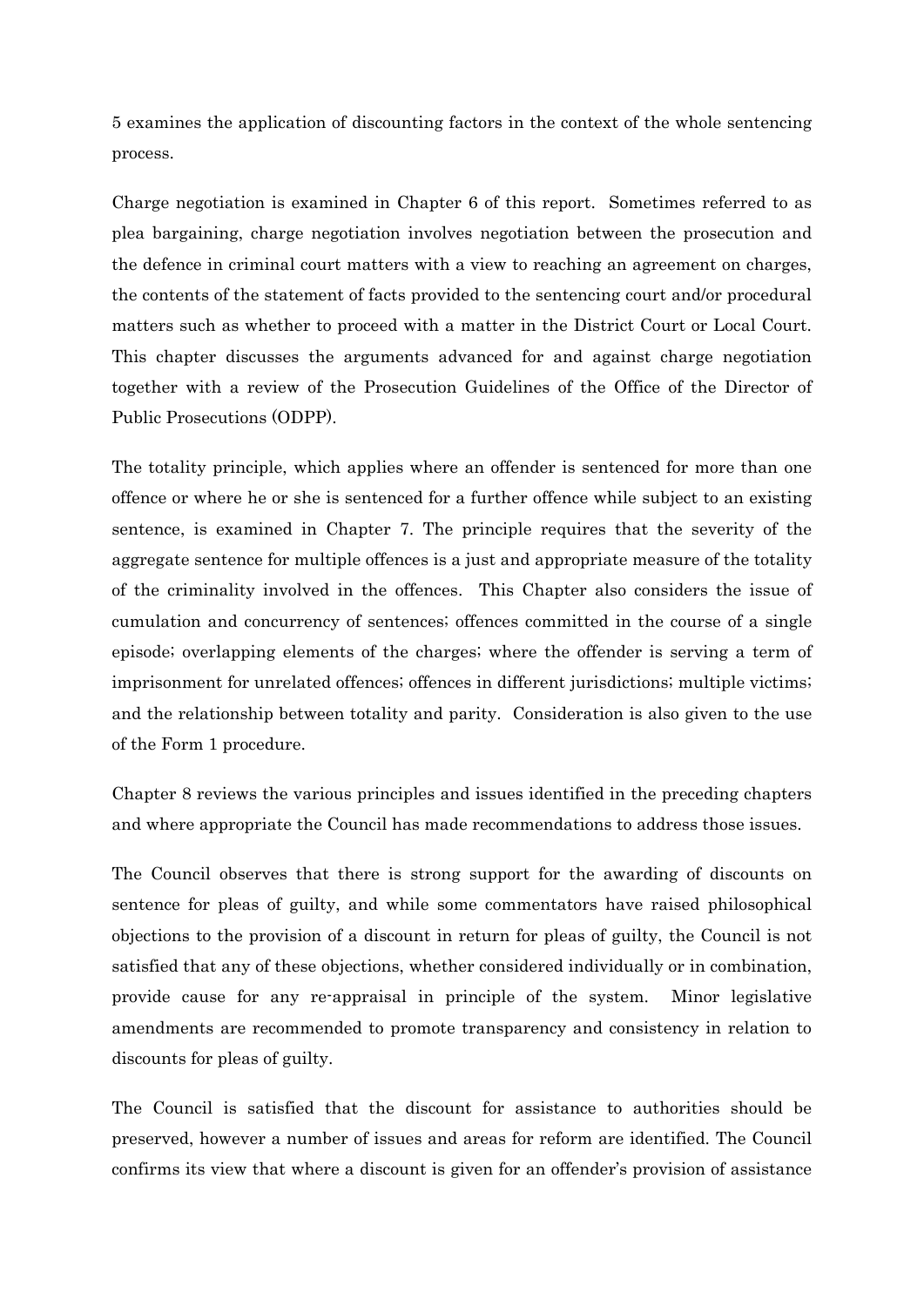5 examines the application of discounting factors in the context of the whole sentencing process.

Charge negotiation is examined in Chapter 6 of this report. Sometimes referred to as plea bargaining, charge negotiation involves negotiation between the prosecution and the defence in criminal court matters with a view to reaching an agreement on charges, the contents of the statement of facts provided to the sentencing court and/or procedural matters such as whether to proceed with a matter in the District Court or Local Court. This chapter discusses the arguments advanced for and against charge negotiation together with a review of the Prosecution Guidelines of the Office of the Director of Public Prosecutions (ODPP).

The totality principle, which applies where an offender is sentenced for more than one offence or where he or she is sentenced for a further offence while subject to an existing sentence, is examined in Chapter 7. The principle requires that the severity of the aggregate sentence for multiple offences is a just and appropriate measure of the totality of the criminality involved in the offences. This Chapter also considers the issue of cumulation and concurrency of sentences; offences committed in the course of a single episode; overlapping elements of the charges; where the offender is serving a term of imprisonment for unrelated offences; offences in different jurisdictions; multiple victims; and the relationship between totality and parity. Consideration is also given to the use of the Form 1 procedure.

Chapter 8 reviews the various principles and issues identified in the preceding chapters and where appropriate the Council has made recommendations to address those issues.

The Council observes that there is strong support for the awarding of discounts on sentence for pleas of guilty, and while some commentators have raised philosophical objections to the provision of a discount in return for pleas of guilty, the Council is not satisfied that any of these objections, whether considered individually or in combination, provide cause for any re-appraisal in principle of the system. Minor legislative amendments are recommended to promote transparency and consistency in relation to discounts for pleas of guilty.

The Council is satisfied that the discount for assistance to authorities should be preserved, however a number of issues and areas for reform are identified. The Council confirms its view that where a discount is given for an offender's provision of assistance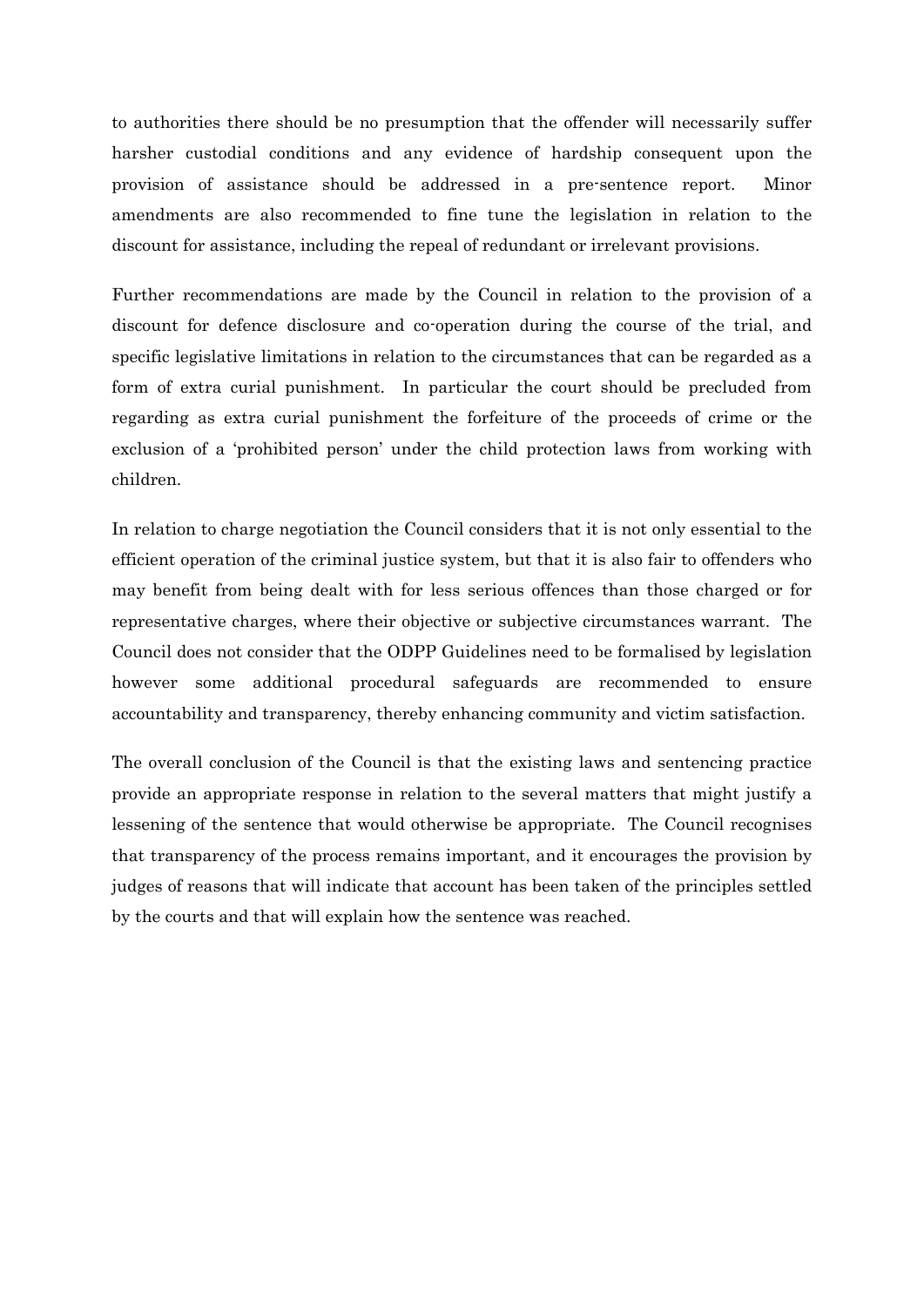to authorities there should be no presumption that the offender will necessarily suffer harsher custodial conditions and any evidence of hardship consequent upon the provision of assistance should be addressed in a pre-sentence report. Minor amendments are also recommended to fine tune the legislation in relation to the discount for assistance, including the repeal of redundant or irrelevant provisions.

Further recommendations are made by the Council in relation to the provision of a discount for defence disclosure and co-operation during the course of the trial, and specific legislative limitations in relation to the circumstances that can be regarded as a form of extra curial punishment. In particular the court should be precluded from regarding as extra curial punishment the forfeiture of the proceeds of crime or the exclusion of a 'prohibited person' under the child protection laws from working with children.

In relation to charge negotiation the Council considers that it is not only essential to the efficient operation of the criminal justice system, but that it is also fair to offenders who may benefit from being dealt with for less serious offences than those charged or for representative charges, where their objective or subjective circumstances warrant. The Council does not consider that the ODPP Guidelines need to be formalised by legislation however some additional procedural safeguards are recommended to ensure accountability and transparency, thereby enhancing community and victim satisfaction.

The overall conclusion of the Council is that the existing laws and sentencing practice provide an appropriate response in relation to the several matters that might justify a lessening of the sentence that would otherwise be appropriate. The Council recognises that transparency of the process remains important, and it encourages the provision by judges of reasons that will indicate that account has been taken of the principles settled by the courts and that will explain how the sentence was reached.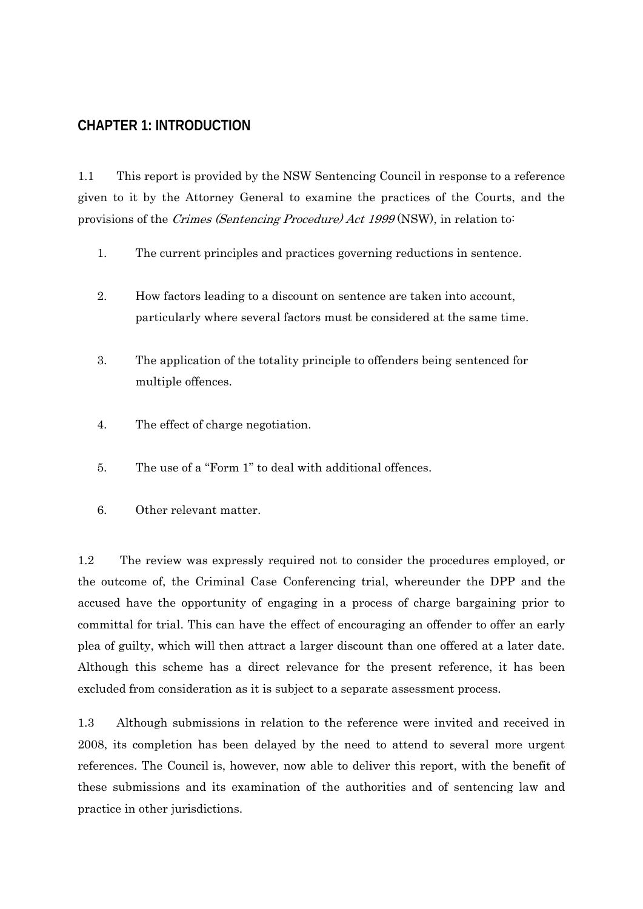## CHAPTER 1: INTRODUCTION

1.1 This report is provided by the NSW Sentencing Council in response to a reference given to it by the Attorney General to examine the practices of the Courts, and the provisions of the *Crimes (Sentencing Procedure) Act 1999* (NSW), in relation to:

1. The current principles and practices governing reductions in sentence.

2. How factors leading to a discount on sentence are taken into account, particularly where several factors must be considered at the same time.

3. The application of the totality principle to offenders being sentenced for multiple offences.

4. The effect of charge negotiation.

5. The use of a "Form 1" to deal with additional offences.

6. Other relevant matter.

1.2 The review was expressly required not to consider the procedures employed, or the outcome of, the Criminal Case Conferencing trial, whereunder the DPP and the accused have the opportunity of engaging in a process of charge bargaining prior to committal for trial. This can have the effect of encouraging an offender to offer an early plea of guilty, which will then attract a larger discount than one offered at a later date. Although this scheme has a direct relevance for the present reference, it has been excluded from consideration as it is subject to a separate assessment process.

1.3 Although submissions in relation to the reference were invited and received in 2008, its completion has been delayed by the need to attend to several more urgent references. The Council is, however, now able to deliver this report, with the benefit of these submissions and its examination of the authorities and of sentencing law and practice in other jurisdictions.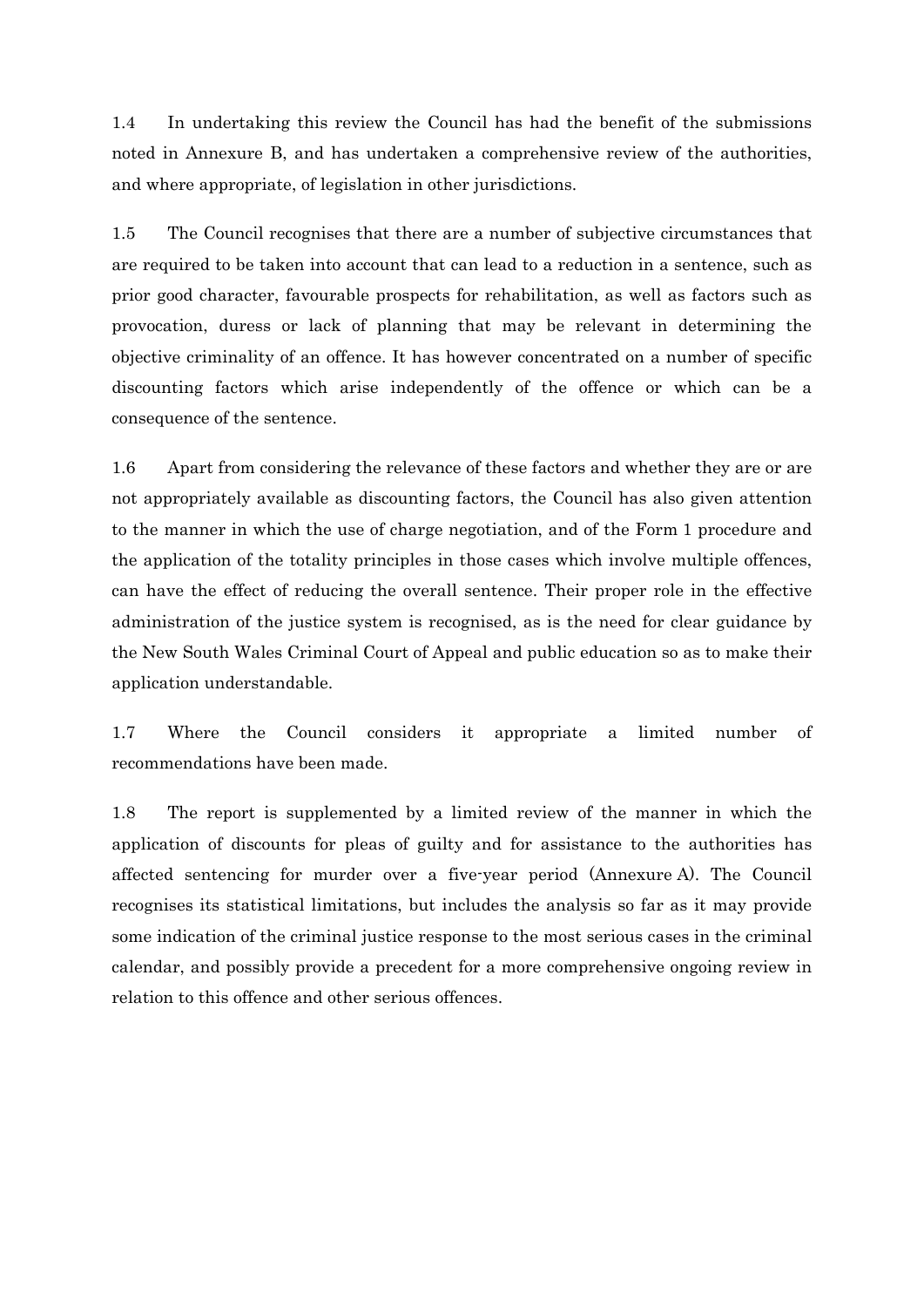1.4 In undertaking this review the Council has had the benefit of the submissions noted in Annexure B, and has undertaken a comprehensive review of the authorities, and where appropriate, of legislation in other jurisdictions.

1.5 The Council recognises that there are a number of subjective circumstances that are required to be taken into account that can lead to a reduction in a sentence, such as prior good character, favourable prospects for rehabilitation, as well as factors such as provocation, duress or lack of planning that may be relevant in determining the objective criminality of an offence. It has however concentrated on a number of specific discounting factors which arise independently of the offence or which can be a consequence of the sentence.

1.6 Apart from considering the relevance of these factors and whether they are or are not appropriately available as discounting factors, the Council has also given attention to the manner in which the use of charge negotiation, and of the Form 1 procedure and the application of the totality principles in those cases which involve multiple offences, can have the effect of reducing the overall sentence. Their proper role in the effective administration of the justice system is recognised, as is the need for clear guidance by the New South Wales Criminal Court of Appeal and public education so as to make their application understandable.

1.7 Where the Council considers it appropriate a limited number of recommendations have been made.

1.8 The report is supplemented by a limited review of the manner in which the application of discounts for pleas of guilty and for assistance to the authorities has affected sentencing for murder over a five-year period (Annexure A). The Council recognises its statistical limitations, but includes the analysis so far as it may provide some indication of the criminal justice response to the most serious cases in the criminal calendar, and possibly provide a precedent for a more comprehensive ongoing review in relation to this offence and other serious offences.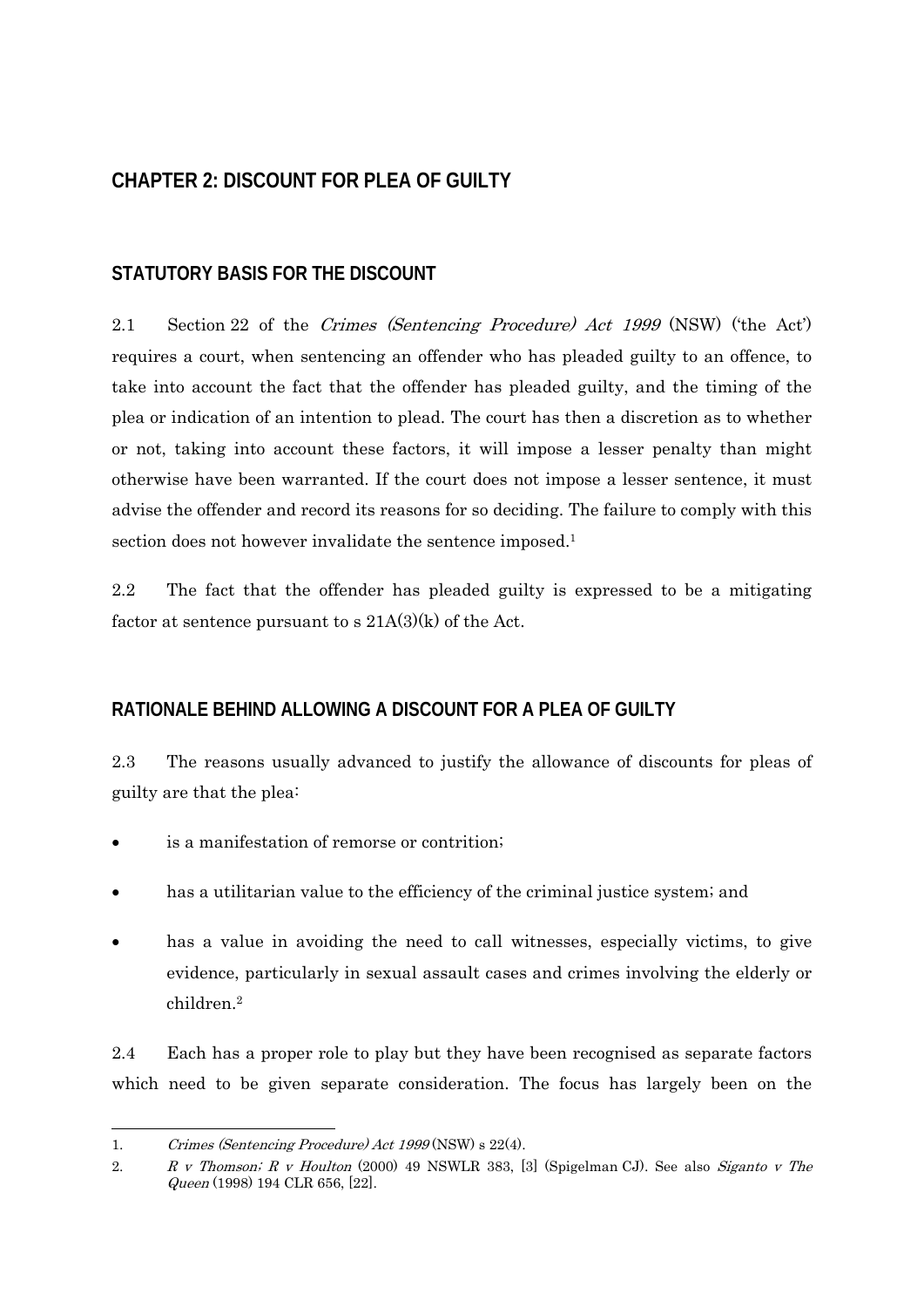# CHAPTER 2: DISCOUNT FOR PLEA OF GUILTY

## STATUTORY BASIS FOR THE DISCOUNT

2.1 Section 22 of the *Crimes (Sentencing Procedure) Act 1999* (NSW) ('the Act') requires a court, when sentencing an offender who has pleaded guilty to an offence, to take into account the fact that the offender has pleaded guilty, and the timing of the plea or indication of an intention to plead. The court has then a discretion as to whether or not, taking into account these factors, it will impose a lesser penalty than might otherwise have been warranted. If the court does not impose a lesser sentence, it must advise the offender and record its reasons for so deciding. The failure to comply with this section does not however invalidate the sentence imposed.[1]

2.2 The fact that the offender has pleaded guilty is expressed to be a mitigating factor at sentence pursuant to s 21A(3)(k) of the Act.

## RATIONALE BEHIND ALLOWING A DISCOUNT FOR A PLEA OF GUILTY

2.3 The reasons usually advanced to justify the allowance of discounts for pleas of guilty are that the plea:

- is a manifestation of remorse or contrition;
- has a utilitarian value to the efficiency of the criminal justice system; and
- has a value in avoiding the need to call witnesses, especially victims, to give evidence, particularly in sexual assault cases and crimes involving the elderly or children.[2]

2.4 Each has a proper role to play but they have been recognised as separate factors which need to be given separate consideration. The focus has largely been on the

---

1. *Crimes (Sentencing Procedure) Act 1999* (NSW) s 22(4).
2. *R v Thomson; R v Houlton* (2000) 49 NSWLR 383, [3] (Spigelman CJ). See also *Siganto v The Queen* (1998) 194 CLR 656, [22].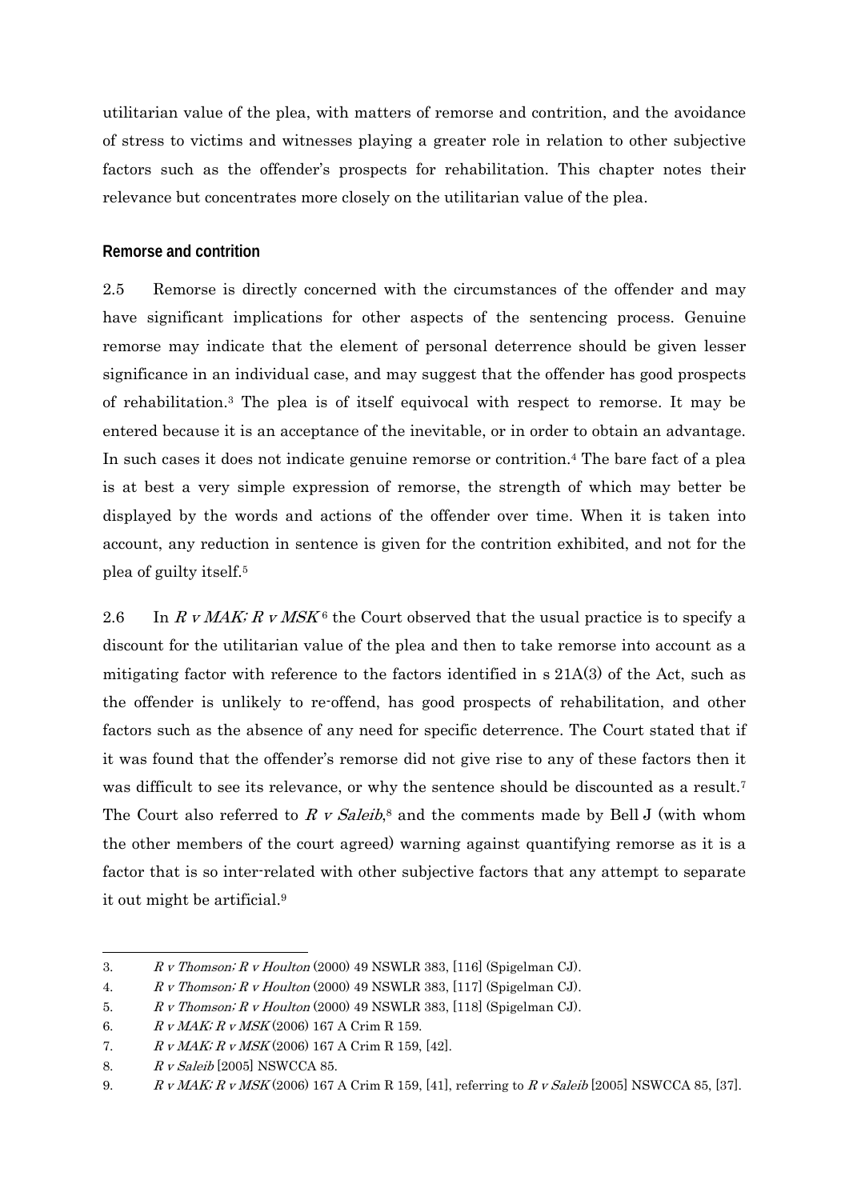utilitarian value of the plea, with matters of remorse and contrition, and the avoidance of stress to victims and witnesses playing a greater role in relation to other subjective factors such as the offender's prospects for rehabilitation. This chapter notes their relevance but concentrates more closely on the utilitarian value of the plea.

### Remorse and contrition

2.5 Remorse is directly concerned with the circumstances of the offender and may have significant implications for other aspects of the sentencing process. Genuine remorse may indicate that the element of personal deterrence should be given lesser significance in an individual case, and may suggest that the offender has good prospects of rehabilitation.[3] The plea is of itself equivocal with respect to remorse. It may be entered because it is an acceptance of the inevitable, or in order to obtain an advantage. In such cases it does not indicate genuine remorse or contrition.[4] The bare fact of a plea is at best a very simple expression of remorse, the strength of which may better be displayed by the words and actions of the offender over time. When it is taken into account, any reduction in sentence is given for the contrition exhibited, and not for the plea of guilty itself.[5]

2.6 In *R v MAK; R v MSK*[6] the Court observed that the usual practice is to specify a discount for the utilitarian value of the plea and then to take remorse into account as a mitigating factor with reference to the factors identified in s 21A(3) of the Act, such as the offender is unlikely to re-offend, has good prospects of rehabilitation, and other factors such as the absence of any need for specific deterrence. The Court stated that if it was found that the offender's remorse did not give rise to any of these factors then it was difficult to see its relevance, or why the sentence should be discounted as a result.[7] The Court also referred to *R v Saleib*,[8] and the comments made by Bell J (with whom the other members of the court agreed) warning against quantifying remorse as it is a factor that is so inter-related with other subjective factors that any attempt to separate it out might be artificial.[9]

---

3. *R v Thomson; R v Houlton* (2000) 49 NSWLR 383, [116] (Spigelman CJ).
4. *R v Thomson; R v Houlton* (2000) 49 NSWLR 383, [117] (Spigelman CJ).
5. *R v Thomson; R v Houlton* (2000) 49 NSWLR 383, [118] (Spigelman CJ).
6. *R v MAK; R v MSK* (2006) 167 A Crim R 159.
7. *R v MAK; R v MSK* (2006) 167 A Crim R 159, [42].
8. *R v Saleib* [2005] NSWCCA 85.
9. *R v MAK; R v MSK* (2006) 167 A Crim R 159, [41], referring to *R v Saleib* [2005] NSWCCA 85, [37].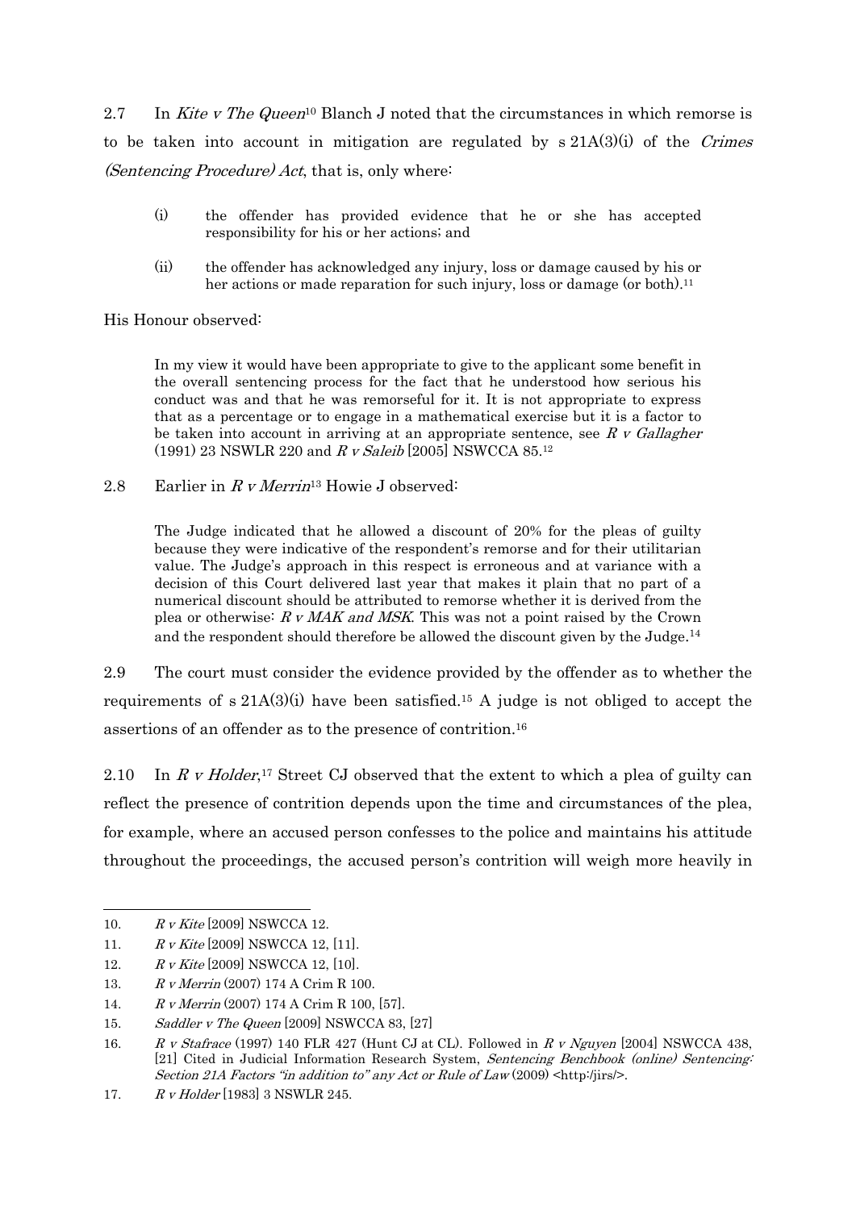2.7 In *Kite v The Queen*[10] Blanch J noted that the circumstances in which remorse is to be taken into account in mitigation are regulated by s 21A(3)(i) of the *Crimes (Sentencing Procedure) Act*, that is, only where:

> (i) the offender has provided evidence that he or she has accepted responsibility for his or her actions; and
>
> (ii) the offender has acknowledged any injury, loss or damage caused by his or her actions or made reparation for such injury, loss or damage (or both).[11]

His Honour observed:

> In my view it would have been appropriate to give to the applicant some benefit in the overall sentencing process for the fact that he understood how serious his conduct was and that he was remorseful for it. It is not appropriate to express that as a percentage or to engage in a mathematical exercise but it is a factor to be taken into account in arriving at an appropriate sentence, see *R v Gallagher* (1991) 23 NSWLR 220 and *R v Saleib* [2005] NSWCCA 85.[12]

2.8 Earlier in *R v Merrin*[13] Howie J observed:

> The Judge indicated that he allowed a discount of 20% for the pleas of guilty because they were indicative of the respondent's remorse and for their utilitarian value. The Judge's approach in this respect is erroneous and at variance with a decision of this Court delivered last year that makes it plain that no part of a numerical discount should be attributed to remorse whether it is derived from the plea or otherwise: *R v MAK and MSK*. This was not a point raised by the Crown and the respondent should therefore be allowed the discount given by the Judge.[14]

2.9 The court must consider the evidence provided by the offender as to whether the requirements of s 21A(3)(i) have been satisfied.[15] A judge is not obliged to accept the assertions of an offender as to the presence of contrition.[16]

2.10 In *R v Holder*,[17] Street CJ observed that the extent to which a plea of guilty can reflect the presence of contrition depends upon the time and circumstances of the plea, for example, where an accused person confesses to the police and maintains his attitude throughout the proceedings, the accused person's contrition will weigh more heavily in

---

10. *R v Kite* [2009] NSWCCA 12.
11. *R v Kite* [2009] NSWCCA 12, [11].
12. *R v Kite* [2009] NSWCCA 12, [10].
13. *R v Merrin* (2007) 174 A Crim R 100.
14. *R v Merrin* (2007) 174 A Crim R 100, [57].
15. *Saddler v The Queen* [2009] NSWCCA 83, [27]
16. *R v Stafrace* (1997) 140 FLR 427 (Hunt CJ at CL). Followed in *R v Nguyen* [2004] NSWCCA 438, [21] Cited in Judicial Information Research System, *Sentencing Benchbook (online) Sentencing: Section 21A Factors "in addition to" any Act or Rule of Law* (2009) <http:/jirs/>.
17. *R v Holder* [1983] 3 NSWLR 245.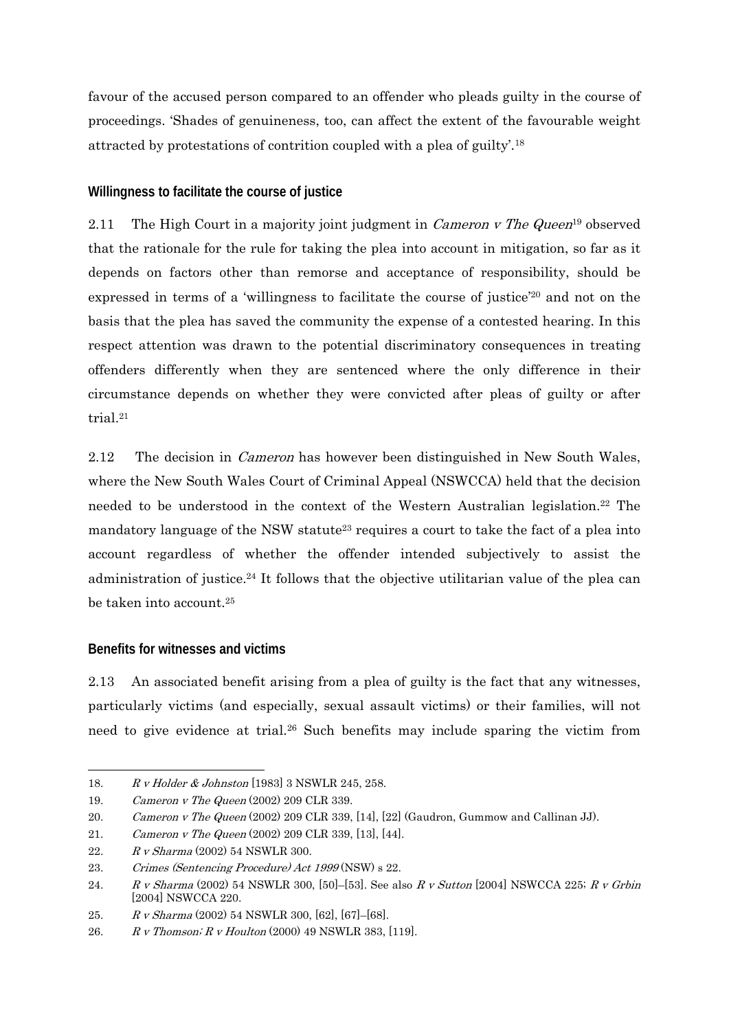favour of the accused person compared to an offender who pleads guilty in the course of proceedings. 'Shades of genuineness, too, can affect the extent of the favourable weight attracted by protestations of contrition coupled with a plea of guilty'.[18]

### Willingness to facilitate the course of justice

2.11 The High Court in a majority joint judgment in *Cameron v The Queen*[19] observed that the rationale for the rule for taking the plea into account in mitigation, so far as it depends on factors other than remorse and acceptance of responsibility, should be expressed in terms of a 'willingness to facilitate the course of justice'[20] and not on the basis that the plea has saved the community the expense of a contested hearing. In this respect attention was drawn to the potential discriminatory consequences in treating offenders differently when they are sentenced where the only difference in their circumstance depends on whether they were convicted after pleas of guilty or after trial.[21]

2.12 The decision in *Cameron* has however been distinguished in New South Wales, where the New South Wales Court of Criminal Appeal (NSWCCA) held that the decision needed to be understood in the context of the Western Australian legislation.[22] The mandatory language of the NSW statute[23] requires a court to take the fact of a plea into account regardless of whether the offender intended subjectively to assist the administration of justice.[24] It follows that the objective utilitarian value of the plea can be taken into account.[25]

### Benefits for witnesses and victims

2.13 An associated benefit arising from a plea of guilty is the fact that any witnesses, particularly victims (and especially, sexual assault victims) or their families, will not need to give evidence at trial.[26] Such benefits may include sparing the victim from

---

18. *R v Holder & Johnston* [1983] 3 NSWLR 245, 258.
19. *Cameron v The Queen* (2002) 209 CLR 339.
20. *Cameron v The Queen* (2002) 209 CLR 339, [14], [22] (Gaudron, Gummow and Callinan JJ).
21. *Cameron v The Queen* (2002) 209 CLR 339, [13], [44].
22. *R v Sharma* (2002) 54 NSWLR 300.
23. *Crimes (Sentencing Procedure) Act 1999* (NSW) s 22.
24. *R v Sharma* (2002) 54 NSWLR 300, [50]–[53]. See also *R v Sutton* [2004] NSWCCA 225; *R v Grbin* [2004] NSWCCA 220.
25. *R v Sharma* (2002) 54 NSWLR 300, [62], [67]–[68].
26. *R v Thomson; R v Houlton* (2000) 49 NSWLR 383, [119].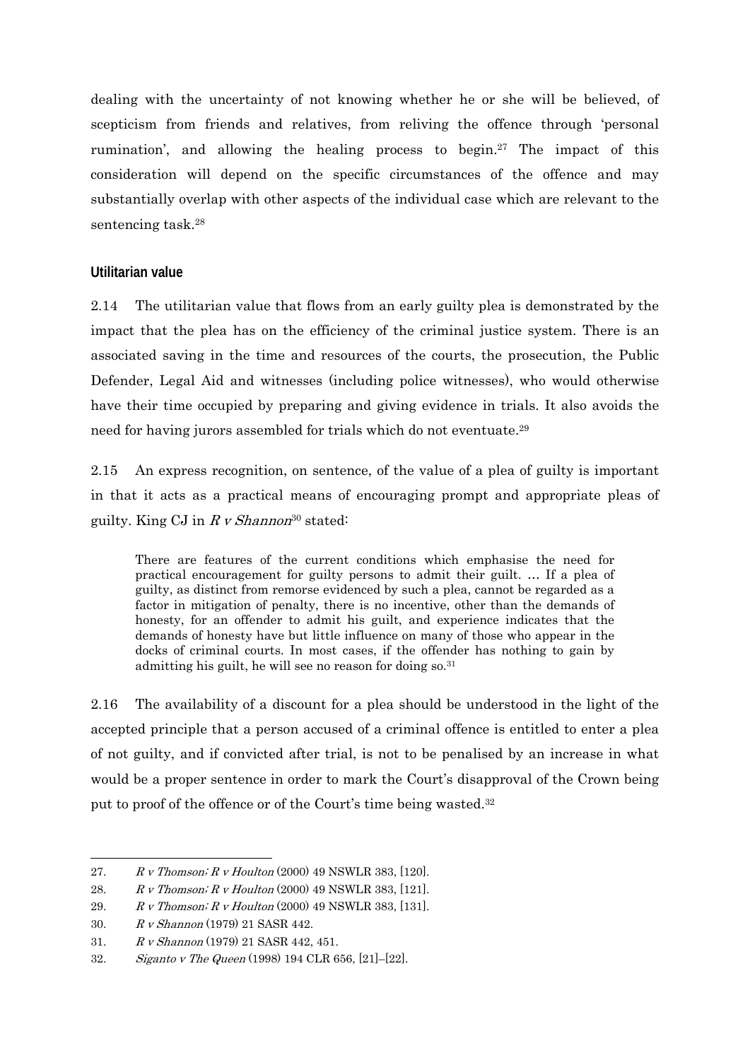dealing with the uncertainty of not knowing whether he or she will be believed, of scepticism from friends and relatives, from reliving the offence through 'personal rumination', and allowing the healing process to begin.[27] The impact of this consideration will depend on the specific circumstances of the offence and may substantially overlap with other aspects of the individual case which are relevant to the sentencing task.[28]

### Utilitarian value

2.14 The utilitarian value that flows from an early guilty plea is demonstrated by the impact that the plea has on the efficiency of the criminal justice system. There is an associated saving in the time and resources of the courts, the prosecution, the Public Defender, Legal Aid and witnesses (including police witnesses), who would otherwise have their time occupied by preparing and giving evidence in trials. It also avoids the need for having jurors assembled for trials which do not eventuate.[29]

2.15 An express recognition, on sentence, of the value of a plea of guilty is important in that it acts as a practical means of encouraging prompt and appropriate pleas of guilty. King CJ in *R v Shannon*[30] stated:

> There are features of the current conditions which emphasise the need for practical encouragement for guilty persons to admit their guilt. … If a plea of guilty, as distinct from remorse evidenced by such a plea, cannot be regarded as a factor in mitigation of penalty, there is no incentive, other than the demands of honesty, for an offender to admit his guilt, and experience indicates that the demands of honesty have but little influence on many of those who appear in the docks of criminal courts. In most cases, if the offender has nothing to gain by admitting his guilt, he will see no reason for doing so.[31]

2.16 The availability of a discount for a plea should be understood in the light of the accepted principle that a person accused of a criminal offence is entitled to enter a plea of not guilty, and if convicted after trial, is not to be penalised by an increase in what would be a proper sentence in order to mark the Court's disapproval of the Crown being put to proof of the offence or of the Court's time being wasted.[32]

---

27. *R v Thomson; R v Houlton* (2000) 49 NSWLR 383, [120].
28. *R v Thomson; R v Houlton* (2000) 49 NSWLR 383, [121].
29. *R v Thomson; R v Houlton* (2000) 49 NSWLR 383, [131].
30. *R v Shannon* (1979) 21 SASR 442.
31. *R v Shannon* (1979) 21 SASR 442, 451.
32. *Siganto v The Queen* (1998) 194 CLR 656, [21]–[22].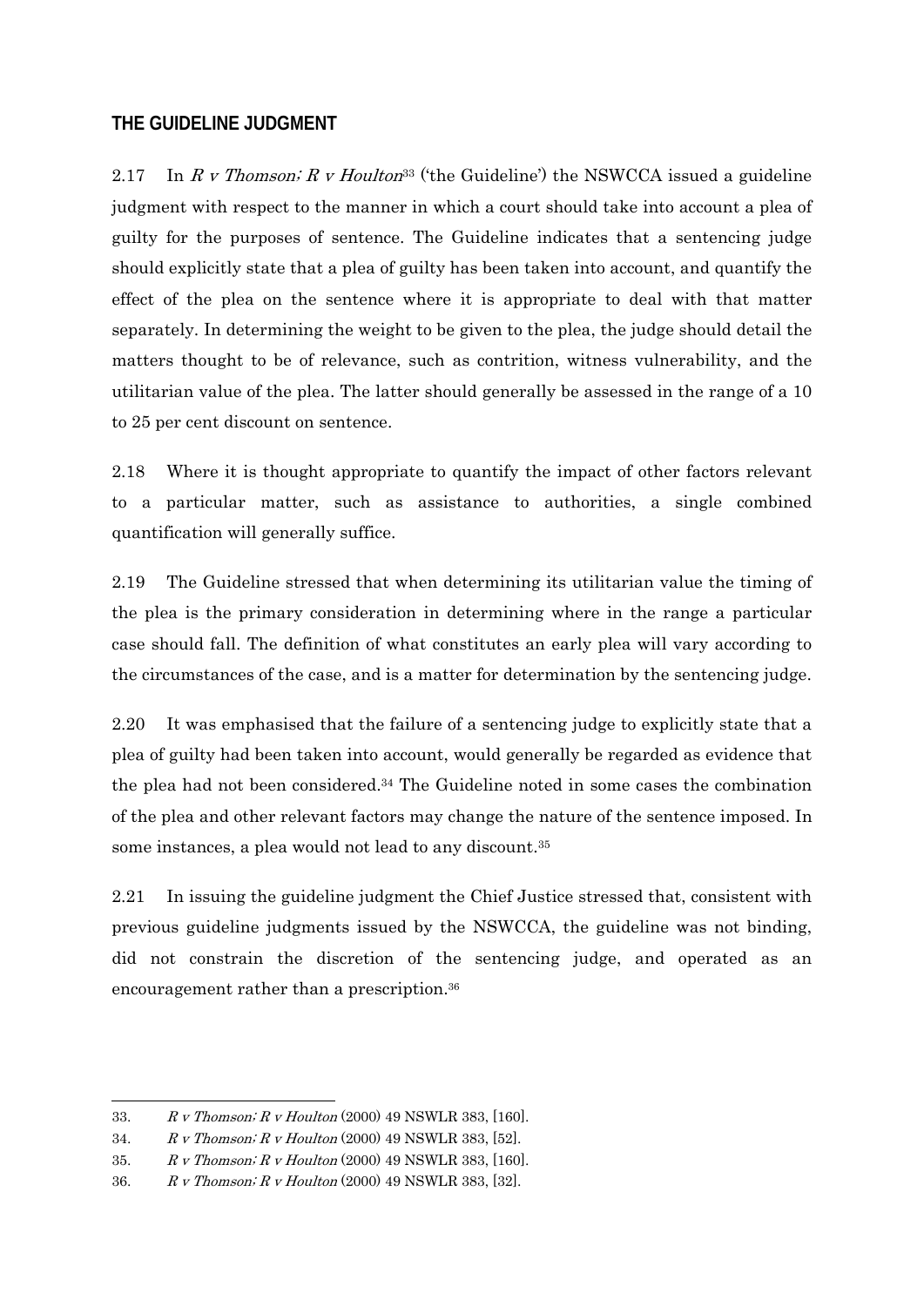## THE GUIDELINE JUDGMENT

2.17 In *R v Thomson; R v Houlton*[33] ('the Guideline') the NSWCCA issued a guideline judgment with respect to the manner in which a court should take into account a plea of guilty for the purposes of sentence. The Guideline indicates that a sentencing judge should explicitly state that a plea of guilty has been taken into account, and quantify the effect of the plea on the sentence where it is appropriate to deal with that matter separately. In determining the weight to be given to the plea, the judge should detail the matters thought to be of relevance, such as contrition, witness vulnerability, and the utilitarian value of the plea. The latter should generally be assessed in the range of a 10 to 25 per cent discount on sentence.

2.18 Where it is thought appropriate to quantify the impact of other factors relevant to a particular matter, such as assistance to authorities, a single combined quantification will generally suffice.

2.19 The Guideline stressed that when determining its utilitarian value the timing of the plea is the primary consideration in determining where in the range a particular case should fall. The definition of what constitutes an early plea will vary according to the circumstances of the case, and is a matter for determination by the sentencing judge.

2.20 It was emphasised that the failure of a sentencing judge to explicitly state that a plea of guilty had been taken into account, would generally be regarded as evidence that the plea had not been considered.[34] The Guideline noted in some cases the combination of the plea and other relevant factors may change the nature of the sentence imposed. In some instances, a plea would not lead to any discount.[35]

2.21 In issuing the guideline judgment the Chief Justice stressed that, consistent with previous guideline judgments issued by the NSWCCA, the guideline was not binding, did not constrain the discretion of the sentencing judge, and operated as an encouragement rather than a prescription.[36]

---

33. *R v Thomson; R v Houlton* (2000) 49 NSWLR 383, [160].
34. *R v Thomson; R v Houlton* (2000) 49 NSWLR 383, [52].
35. *R v Thomson; R v Houlton* (2000) 49 NSWLR 383, [160].
36. *R v Thomson; R v Houlton* (2000) 49 NSWLR 383, [32].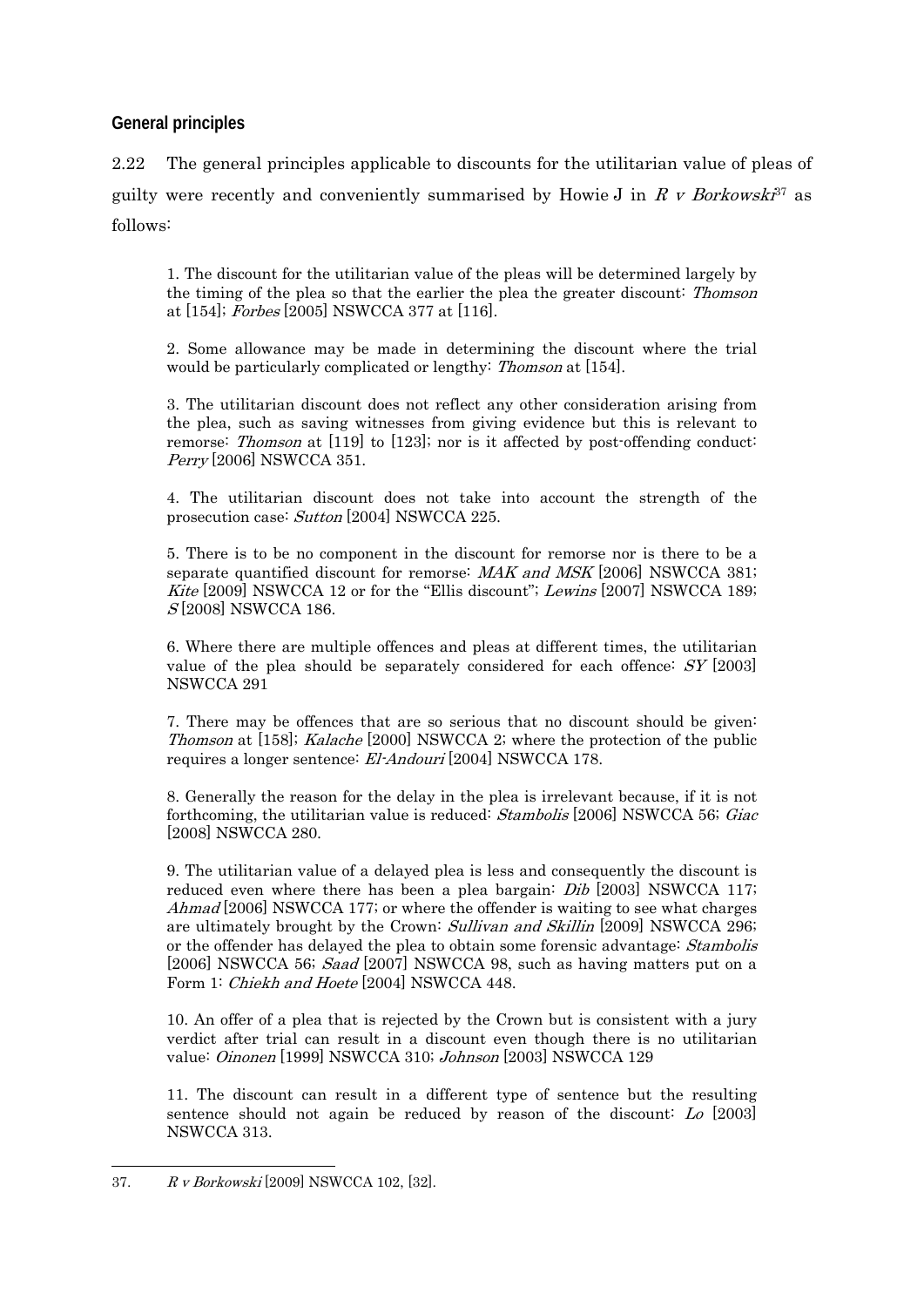## General principles

2.22 The general principles applicable to discounts for the utilitarian value of pleas of guilty were recently and conveniently summarised by Howie J in *R v Borkowski*[37] as follows:

> 1. The discount for the utilitarian value of the pleas will be determined largely by the timing of the plea so that the earlier the plea the greater discount: *Thomson* at [154]; *Forbes* [2005] NSWCCA 377 at [116].
>
> 2. Some allowance may be made in determining the discount where the trial would be particularly complicated or lengthy: *Thomson* at [154].
>
> 3. The utilitarian discount does not reflect any other consideration arising from the plea, such as saving witnesses from giving evidence but this is relevant to remorse: *Thomson* at [119] to [123]; nor is it affected by post-offending conduct: *Perry* [2006] NSWCCA 351.
>
> 4. The utilitarian discount does not take into account the strength of the prosecution case: *Sutton* [2004] NSWCCA 225.
>
> 5. There is to be no component in the discount for remorse nor is there to be a separate quantified discount for remorse: *MAK and MSK* [2006] NSWCCA 381; *Kite* [2009] NSWCCA 12 or for the "Ellis discount"; *Lewins* [2007] NSWCCA 189; *S* [2008] NSWCCA 186.
>
> 6. Where there are multiple offences and pleas at different times, the utilitarian value of the plea should be separately considered for each offence: *SY* [2003] NSWCCA 291
>
> 7. There may be offences that are so serious that no discount should be given: *Thomson* at [158]; *Kalache* [2000] NSWCCA 2; where the protection of the public requires a longer sentence: *El-Andouri* [2004] NSWCCA 178.
>
> 8. Generally the reason for the delay in the plea is irrelevant because, if it is not forthcoming, the utilitarian value is reduced: *Stambolis* [2006] NSWCCA 56; *Giac* [2008] NSWCCA 280.
>
> 9. The utilitarian value of a delayed plea is less and consequently the discount is reduced even where there has been a plea bargain: *Dib* [2003] NSWCCA 117; *Ahmad* [2006] NSWCCA 177; or where the offender is waiting to see what charges are ultimately brought by the Crown: *Sullivan and Skillin* [2009] NSWCCA 296; or the offender has delayed the plea to obtain some forensic advantage: *Stambolis* [2006] NSWCCA 56; *Saad* [2007] NSWCCA 98, such as having matters put on a Form 1: *Chiekh and Hoete* [2004] NSWCCA 448.
>
> 10. An offer of a plea that is rejected by the Crown but is consistent with a jury verdict after trial can result in a discount even though there is no utilitarian value: *Oinonen* [1999] NSWCCA 310; *Johnson* [2003] NSWCCA 129
>
> 11. The discount can result in a different type of sentence but the resulting sentence should not again be reduced by reason of the discount: *Lo* [2003] NSWCCA 313.

---

37. *R v Borkowski* [2009] NSWCCA 102, [32].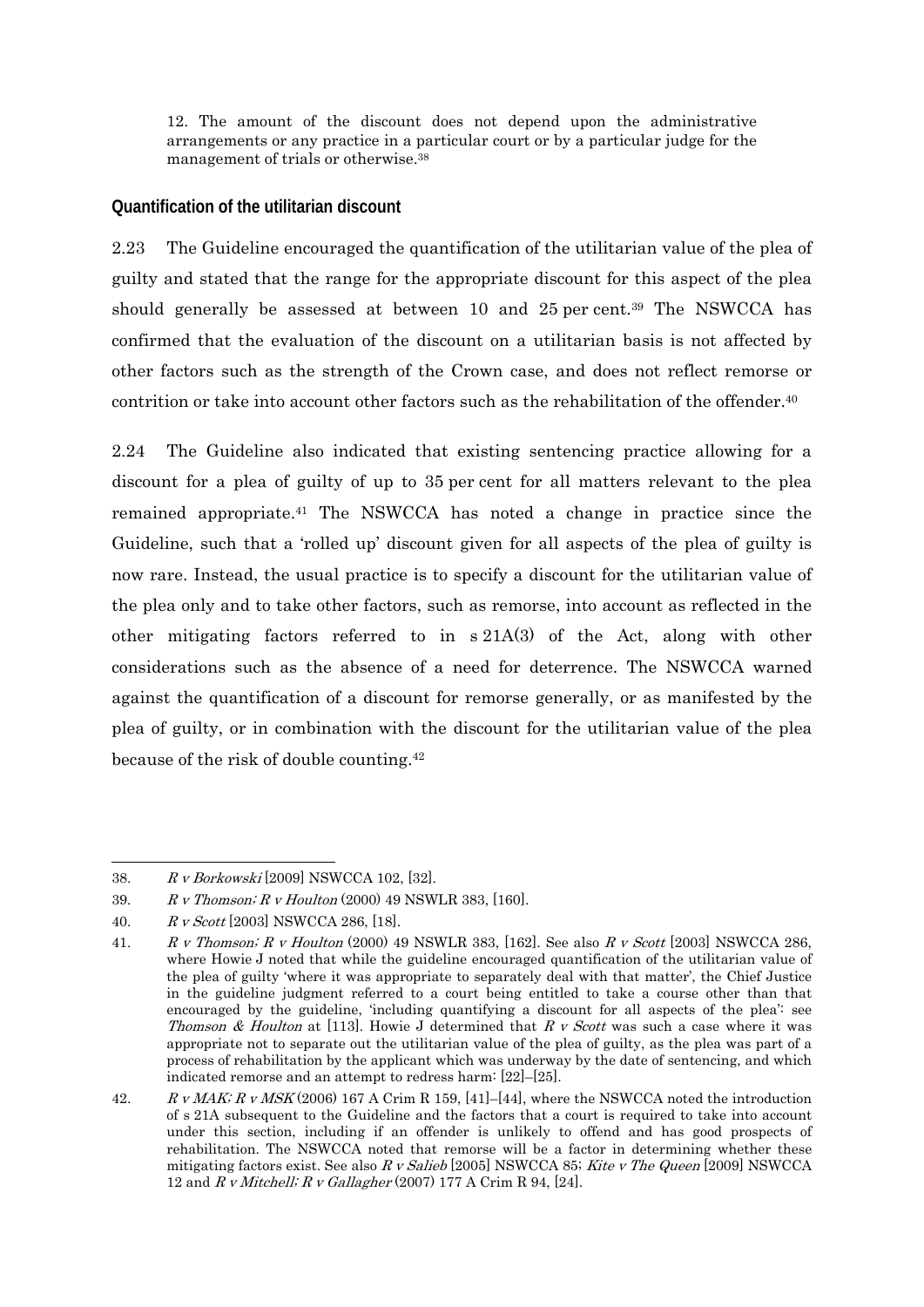12. The amount of the discount does not depend upon the administrative arrangements or any practice in a particular court or by a particular judge for the management of trials or otherwise.[38]

### Quantification of the utilitarian discount

2.23 The Guideline encouraged the quantification of the utilitarian value of the plea of guilty and stated that the range for the appropriate discount for this aspect of the plea should generally be assessed at between 10 and 25 per cent.[39] The NSWCCA has confirmed that the evaluation of the discount on a utilitarian basis is not affected by other factors such as the strength of the Crown case, and does not reflect remorse or contrition or take into account other factors such as the rehabilitation of the offender.[40]

2.24 The Guideline also indicated that existing sentencing practice allowing for a discount for a plea of guilty of up to 35 per cent for all matters relevant to the plea remained appropriate.[41] The NSWCCA has noted a change in practice since the Guideline, such that a 'rolled up' discount given for all aspects of the plea of guilty is now rare. Instead, the usual practice is to specify a discount for the utilitarian value of the plea only and to take other factors, such as remorse, into account as reflected in the other mitigating factors referred to in s 21A(3) of the Act, along with other considerations such as the absence of a need for deterrence. The NSWCCA warned against the quantification of a discount for remorse generally, or as manifested by the plea of guilty, or in combination with the discount for the utilitarian value of the plea because of the risk of double counting.[42]

---

38. *R v Borkowski* [2009] NSWCCA 102, [32].

39. *R v Thomson; R v Houlton* (2000) 49 NSWLR 383, [160].

40. *R v Scott* [2003] NSWCCA 286, [18].

41. *R v Thomson; R v Houlton* (2000) 49 NSWLR 383, [162]. See also *R v Scott* [2003] NSWCCA 286, where Howie J noted that while the guideline encouraged quantification of the utilitarian value of the plea of guilty 'where it was appropriate to separately deal with that matter', the Chief Justice in the guideline judgment referred to a court being entitled to take a course other than that encouraged by the guideline, 'including quantifying a discount for all aspects of the plea': see *Thomson & Houlton* at [113]. Howie J determined that *R v Scott* was such a case where it was appropriate not to separate out the utilitarian value of the plea of guilty, as the plea was part of a process of rehabilitation by the applicant which was underway by the date of sentencing, and which indicated remorse and an attempt to redress harm: [22]–[25].

42. *R v MAK; R v MSK* (2006) 167 A Crim R 159, [41]–[44], where the NSWCCA noted the introduction of s 21A subsequent to the Guideline and the factors that a court is required to take into account under this section, including if an offender is unlikely to offend and has good prospects of rehabilitation. The NSWCCA noted that remorse will be a factor in determining whether these mitigating factors exist. See also *R v Salieb* [2005] NSWCCA 85; *Kite v The Queen* [2009] NSWCCA 12 and *R v Mitchell; R v Gallagher* (2007) 177 A Crim R 94, [24].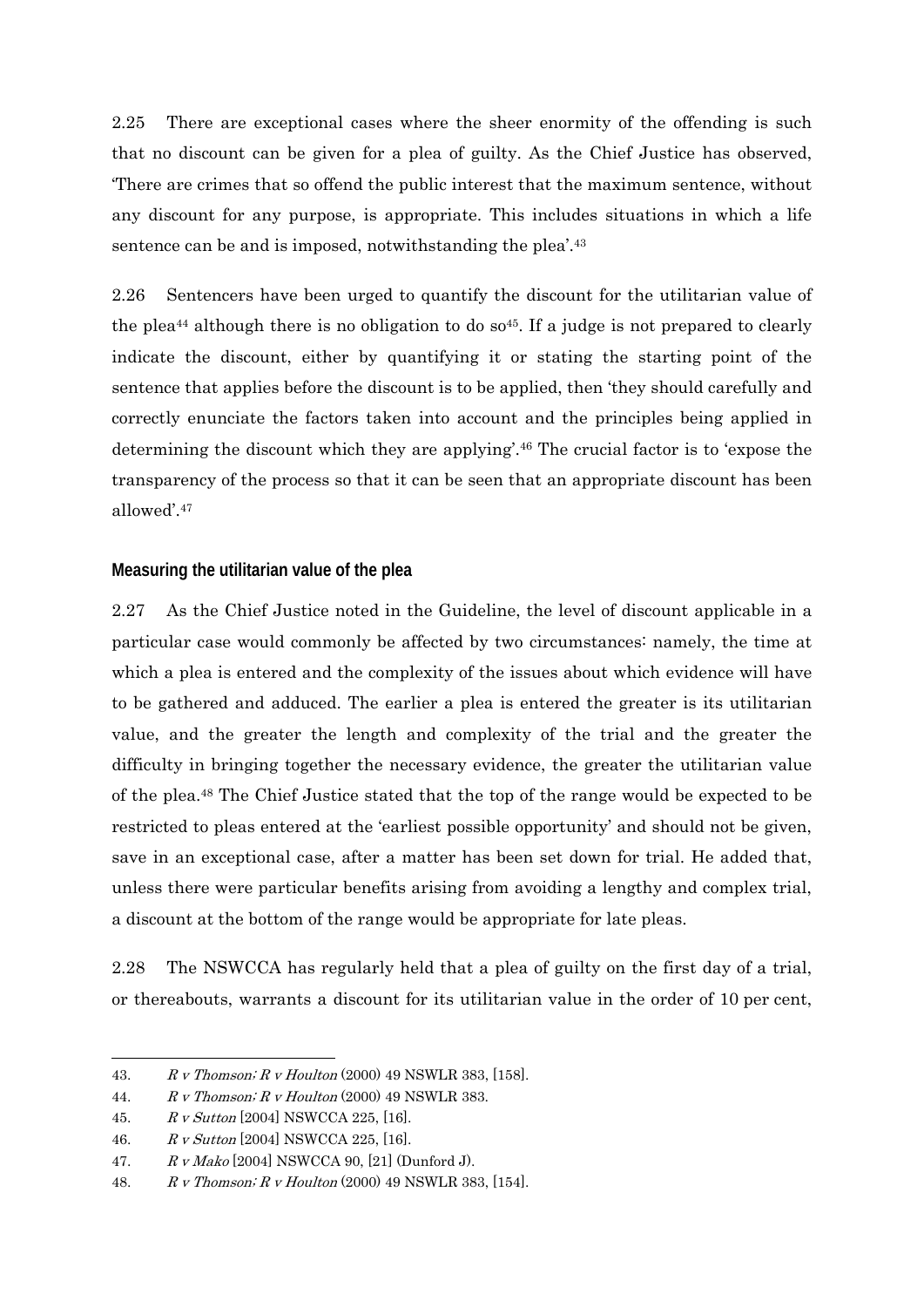2.25 There are exceptional cases where the sheer enormity of the offending is such that no discount can be given for a plea of guilty. As the Chief Justice has observed, 'There are crimes that so offend the public interest that the maximum sentence, without any discount for any purpose, is appropriate. This includes situations in which a life sentence can be and is imposed, notwithstanding the plea'.[43]

2.26 Sentencers have been urged to quantify the discount for the utilitarian value of the plea[44] although there is no obligation to do so[45]. If a judge is not prepared to clearly indicate the discount, either by quantifying it or stating the starting point of the sentence that applies before the discount is to be applied, then 'they should carefully and correctly enunciate the factors taken into account and the principles being applied in determining the discount which they are applying'.[46] The crucial factor is to 'expose the transparency of the process so that it can be seen that an appropriate discount has been allowed'.[47]

### Measuring the utilitarian value of the plea

2.27 As the Chief Justice noted in the Guideline, the level of discount applicable in a particular case would commonly be affected by two circumstances: namely, the time at which a plea is entered and the complexity of the issues about which evidence will have to be gathered and adduced. The earlier a plea is entered the greater is its utilitarian value, and the greater the length and complexity of the trial and the greater the difficulty in bringing together the necessary evidence, the greater the utilitarian value of the plea.[48] The Chief Justice stated that the top of the range would be expected to be restricted to pleas entered at the 'earliest possible opportunity' and should not be given, save in an exceptional case, after a matter has been set down for trial. He added that, unless there were particular benefits arising from avoiding a lengthy and complex trial, a discount at the bottom of the range would be appropriate for late pleas.

2.28 The NSWCCA has regularly held that a plea of guilty on the first day of a trial, or thereabouts, warrants a discount for its utilitarian value in the order of 10 per cent,

---

43. *R v Thomson; R v Houlton* (2000) 49 NSWLR 383, [158].
44. *R v Thomson; R v Houlton* (2000) 49 NSWLR 383.
45. *R v Sutton* [2004] NSWCCA 225, [16].
46. *R v Sutton* [2004] NSWCCA 225, [16].
47. *R v Mako* [2004] NSWCCA 90, [21] (Dunford J).
48. *R v Thomson; R v Houlton* (2000) 49 NSWLR 383, [154].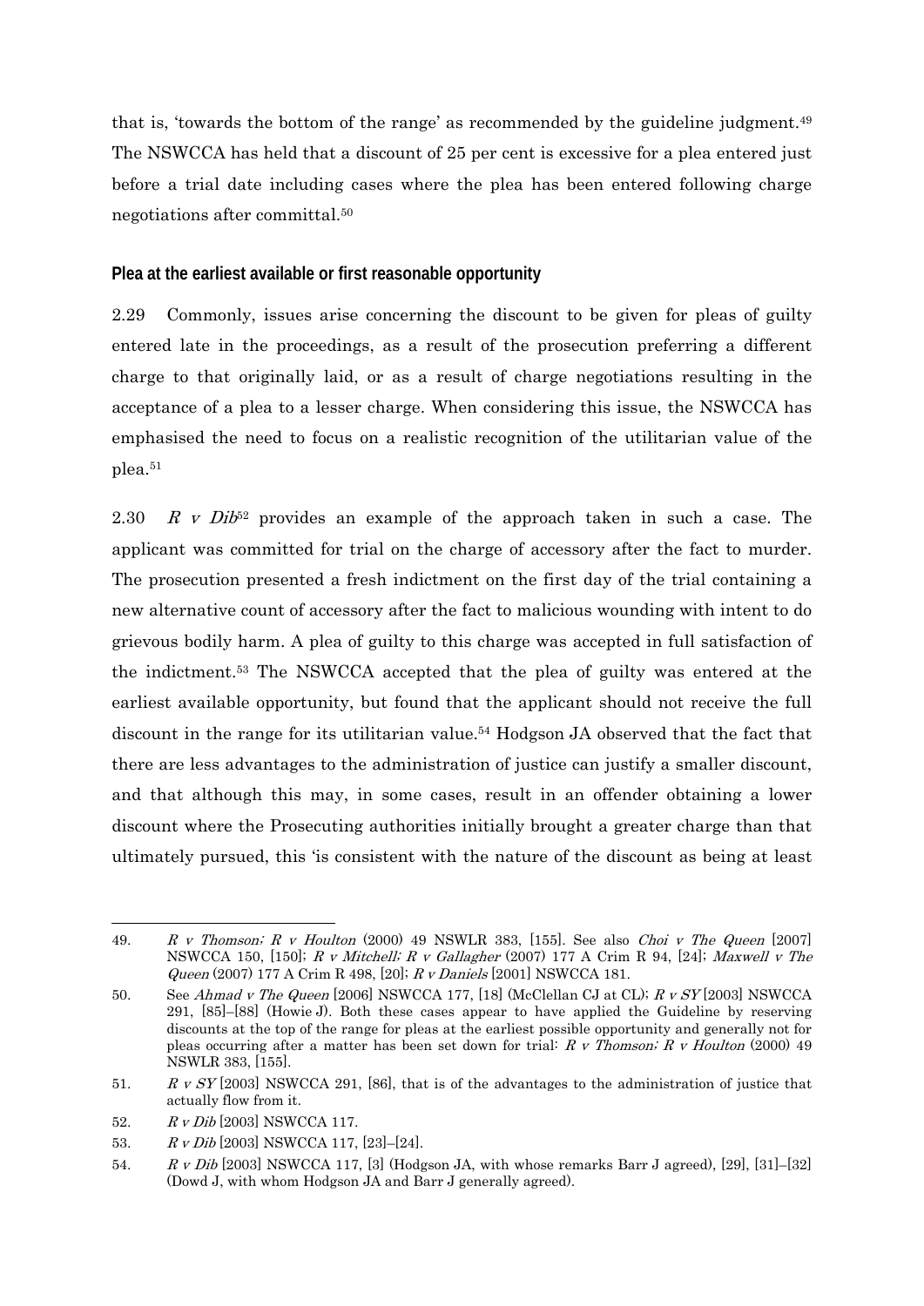that is, 'towards the bottom of the range' as recommended by the guideline judgment.[49] The NSWCCA has held that a discount of 25 per cent is excessive for a plea entered just before a trial date including cases where the plea has been entered following charge negotiations after committal.[50]

### Plea at the earliest available or first reasonable opportunity

2.29 Commonly, issues arise concerning the discount to be given for pleas of guilty entered late in the proceedings, as a result of the prosecution preferring a different charge to that originally laid, or as a result of charge negotiations resulting in the acceptance of a plea to a lesser charge. When considering this issue, the NSWCCA has emphasised the need to focus on a realistic recognition of the utilitarian value of the plea.[51]

2.30 *R v Dib*[52] provides an example of the approach taken in such a case. The applicant was committed for trial on the charge of accessory after the fact to murder. The prosecution presented a fresh indictment on the first day of the trial containing a new alternative count of accessory after the fact to malicious wounding with intent to do grievous bodily harm. A plea of guilty to this charge was accepted in full satisfaction of the indictment.[53] The NSWCCA accepted that the plea of guilty was entered at the earliest available opportunity, but found that the applicant should not receive the full discount in the range for its utilitarian value.[54] Hodgson JA observed that the fact that there are less advantages to the administration of justice can justify a smaller discount, and that although this may, in some cases, result in an offender obtaining a lower discount where the Prosecuting authorities initially brought a greater charge than that ultimately pursued, this 'is consistent with the nature of the discount as being at least

---

49. *R v Thomson; R v Houlton* (2000) 49 NSWLR 383, [155]. See also *Choi v The Queen* [2007] NSWCCA 150, [150]; *R v Mitchell; R v Gallagher* (2007) 177 A Crim R 94, [24]; *Maxwell v The Queen* (2007) 177 A Crim R 498, [20]; *R v Daniels* [2001] NSWCCA 181.

50. See *Ahmad v The Queen* [2006] NSWCCA 177, [18] (McClellan CJ at CL); *R v SY* [2003] NSWCCA 291, [85]–[88] (Howie J). Both these cases appear to have applied the Guideline by reserving discounts at the top of the range for pleas at the earliest possible opportunity and generally not for pleas occurring after a matter has been set down for trial: *R v Thomson; R v Houlton* (2000) 49 NSWLR 383, [155].

51. *R v SY* [2003] NSWCCA 291, [86], that is of the advantages to the administration of justice that actually flow from it.

52. *R v Dib* [2003] NSWCCA 117.

53. *R v Dib* [2003] NSWCCA 117, [23]–[24].

54. *R v Dib* [2003] NSWCCA 117, [3] (Hodgson JA, with whose remarks Barr J agreed), [29], [31]–[32] (Dowd J, with whom Hodgson JA and Barr J generally agreed).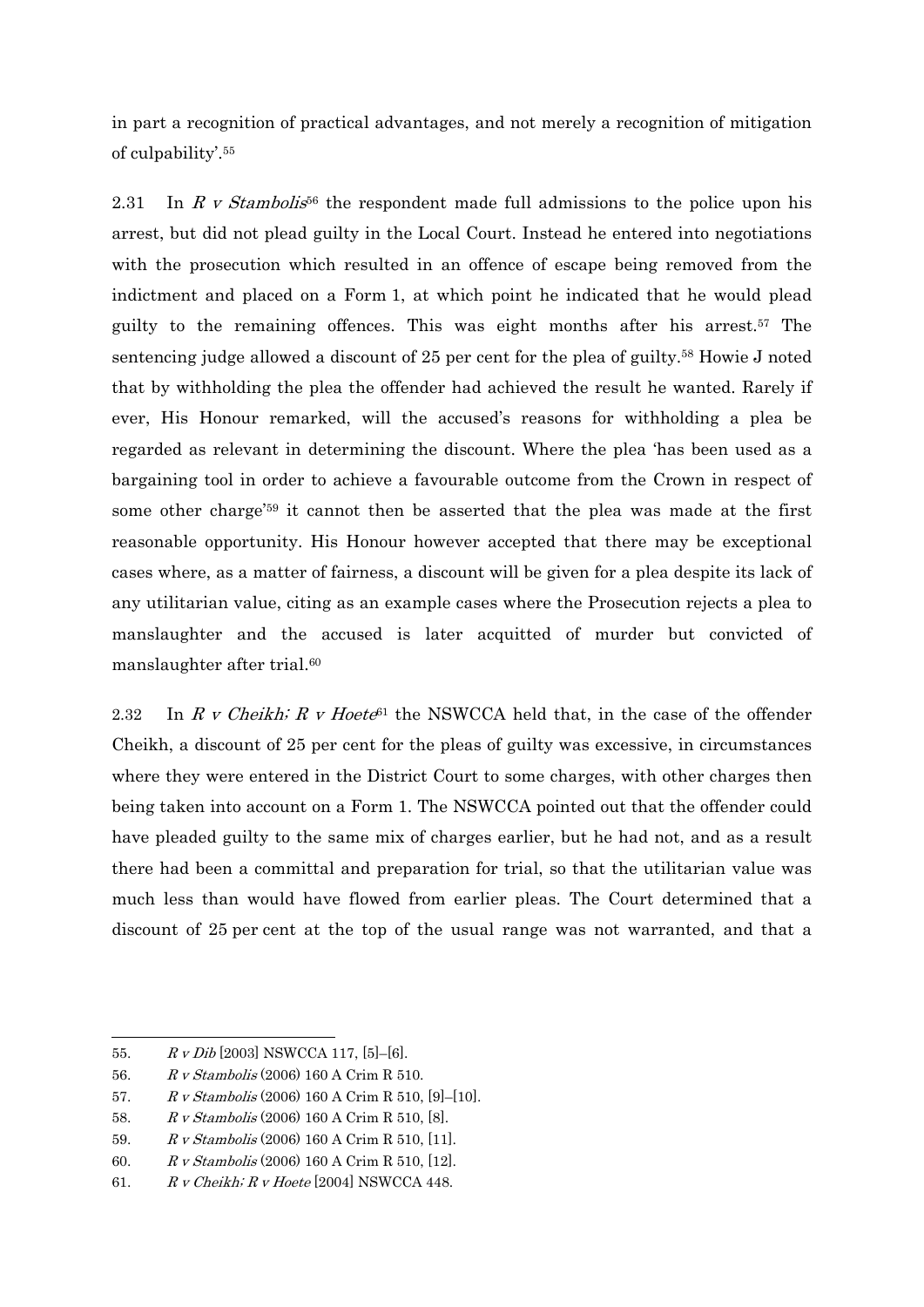in part a recognition of practical advantages, and not merely a recognition of mitigation of culpability'.[55]

2.31 In *R v Stambolis*[56] the respondent made full admissions to the police upon his arrest, but did not plead guilty in the Local Court. Instead he entered into negotiations with the prosecution which resulted in an offence of escape being removed from the indictment and placed on a Form 1, at which point he indicated that he would plead guilty to the remaining offences. This was eight months after his arrest.[57] The sentencing judge allowed a discount of 25 per cent for the plea of guilty.[58] Howie J noted that by withholding the plea the offender had achieved the result he wanted. Rarely if ever, His Honour remarked, will the accused's reasons for withholding a plea be regarded as relevant in determining the discount. Where the plea 'has been used as a bargaining tool in order to achieve a favourable outcome from the Crown in respect of some other charge'[59] it cannot then be asserted that the plea was made at the first reasonable opportunity. His Honour however accepted that there may be exceptional cases where, as a matter of fairness, a discount will be given for a plea despite its lack of any utilitarian value, citing as an example cases where the Prosecution rejects a plea to manslaughter and the accused is later acquitted of murder but convicted of manslaughter after trial.[60]

2.32 In *R v Cheikh; R v Hoete*[61] the NSWCCA held that, in the case of the offender Cheikh, a discount of 25 per cent for the pleas of guilty was excessive, in circumstances where they were entered in the District Court to some charges, with other charges then being taken into account on a Form 1. The NSWCCA pointed out that the offender could have pleaded guilty to the same mix of charges earlier, but he had not, and as a result there had been a committal and preparation for trial, so that the utilitarian value was much less than would have flowed from earlier pleas. The Court determined that a discount of 25 per cent at the top of the usual range was not warranted, and that a

---

55. *R v Dib* [2003] NSWCCA 117, [5]–[6].

56. *R v Stambolis* (2006) 160 A Crim R 510.

57. *R v Stambolis* (2006) 160 A Crim R 510, [9]–[10].

58. *R v Stambolis* (2006) 160 A Crim R 510, [8].

59. *R v Stambolis* (2006) 160 A Crim R 510, [11].

60. *R v Stambolis* (2006) 160 A Crim R 510, [12].

61. *R v Cheikh; R v Hoete* [2004] NSWCCA 448.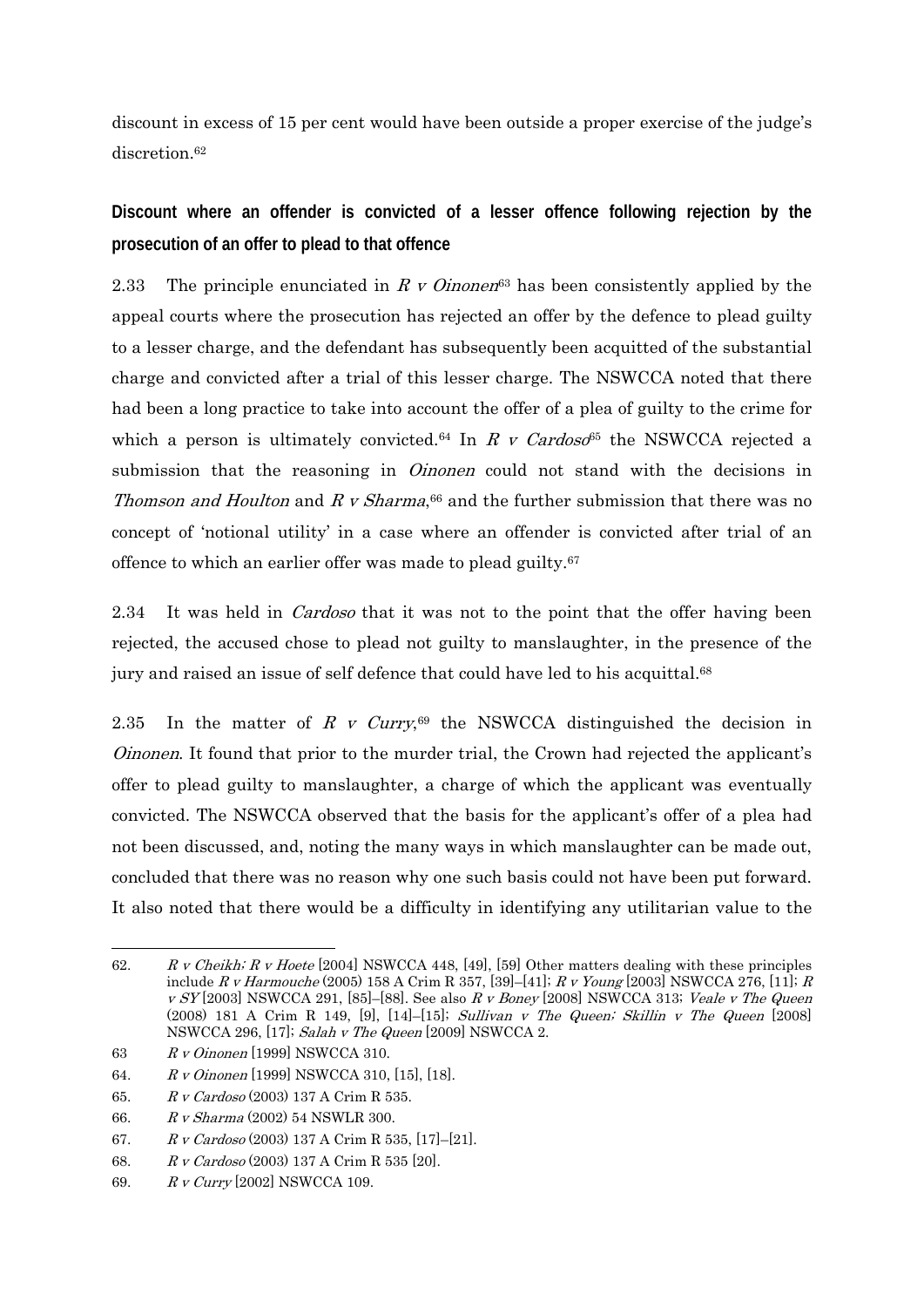discount in excess of 15 per cent would have been outside a proper exercise of the judge's discretion.[62]

**Discount where an offender is convicted of a lesser offence following rejection by the prosecution of an offer to plead to that offence**

2.33 The principle enunciated in *R v Oinonen*[63] has been consistently applied by the appeal courts where the prosecution has rejected an offer by the defence to plead guilty to a lesser charge, and the defendant has subsequently been acquitted of the substantial charge and convicted after a trial of this lesser charge. The NSWCCA noted that there had been a long practice to take into account the offer of a plea of guilty to the crime for which a person is ultimately convicted.[64] In *R v Cardoso*[65] the NSWCCA rejected a submission that the reasoning in *Oinonen* could not stand with the decisions in *Thomson and Houlton* and *R v Sharma*,[66] and the further submission that there was no concept of 'notional utility' in a case where an offender is convicted after trial of an offence to which an earlier offer was made to plead guilty.[67]

2.34 It was held in *Cardoso* that it was not to the point that the offer having been rejected, the accused chose to plead not guilty to manslaughter, in the presence of the jury and raised an issue of self defence that could have led to his acquittal.[68]

2.35 In the matter of *R v Curry*,[69] the NSWCCA distinguished the decision in *Oinonen*. It found that prior to the murder trial, the Crown had rejected the applicant's offer to plead guilty to manslaughter, a charge of which the applicant was eventually convicted. The NSWCCA observed that the basis for the applicant's offer of a plea had not been discussed, and, noting the many ways in which manslaughter can be made out, concluded that there was no reason why one such basis could not have been put forward. It also noted that there would be a difficulty in identifying any utilitarian value to the

---

62. *R v Cheikh; R v Hoete* [2004] NSWCCA 448, [49], [59] Other matters dealing with these principles include *R v Harmouche* (2005) 158 A Crim R 357, [39]–[41]; *R v Young* [2003] NSWCCA 276, [11]; *R v SY* [2003] NSWCCA 291, [85]–[88]. See also *R v Boney* [2008] NSWCCA 313; *Veale v The Queen* (2008) 181 A Crim R 149, [9], [14]–[15]; *Sullivan v The Queen; Skillin v The Queen* [2008] NSWCCA 296, [17]; *Salah v The Queen* [2009] NSWCCA 2.

63 *R v Oinonen* [1999] NSWCCA 310.

64. *R v Oinonen* [1999] NSWCCA 310, [15], [18].

65. *R v Cardoso* (2003) 137 A Crim R 535.

66. *R v Sharma* (2002) 54 NSWLR 300.

67. *R v Cardoso* (2003) 137 A Crim R 535, [17]–[21].

68. *R v Cardoso* (2003) 137 A Crim R 535 [20].

69. *R v Curry* [2002] NSWCCA 109.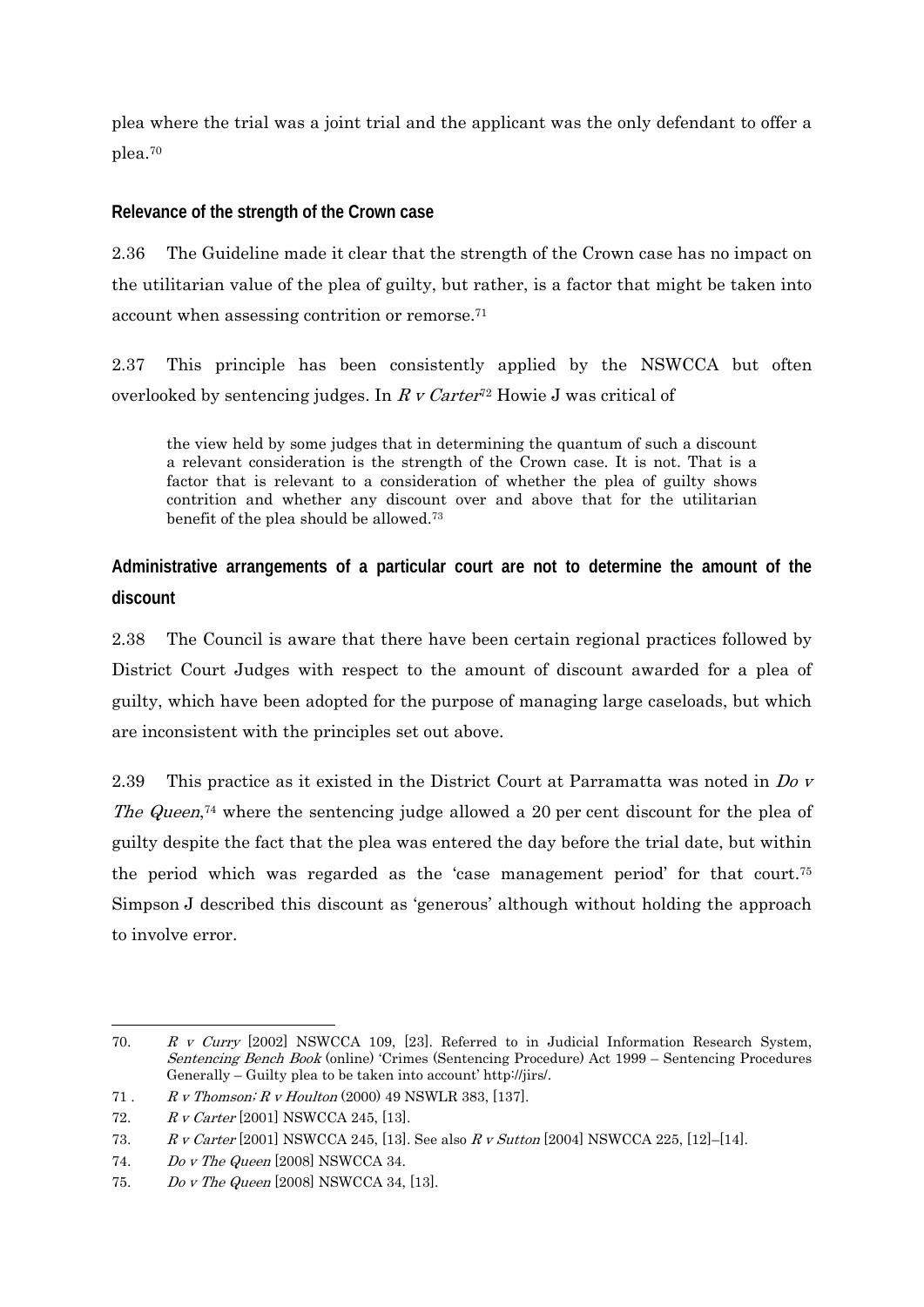plea where the trial was a joint trial and the applicant was the only defendant to offer a plea.[70]

### Relevance of the strength of the Crown case

2.36 The Guideline made it clear that the strength of the Crown case has no impact on the utilitarian value of the plea of guilty, but rather, is a factor that might be taken into account when assessing contrition or remorse.[71]

2.37 This principle has been consistently applied by the NSWCCA but often overlooked by sentencing judges. In *R v Carter*[72] Howie J was critical of

> the view held by some judges that in determining the quantum of such a discount a relevant consideration is the strength of the Crown case. It is not. That is a factor that is relevant to a consideration of whether the plea of guilty shows contrition and whether any discount over and above that for the utilitarian benefit of the plea should be allowed.[73]

### Administrative arrangements of a particular court are not to determine the amount of the discount

2.38 The Council is aware that there have been certain regional practices followed by District Court Judges with respect to the amount of discount awarded for a plea of guilty, which have been adopted for the purpose of managing large caseloads, but which are inconsistent with the principles set out above.

2.39 This practice as it existed in the District Court at Parramatta was noted in *Do v The Queen*,[74] where the sentencing judge allowed a 20 per cent discount for the plea of guilty despite the fact that the plea was entered the day before the trial date, but within the period which was regarded as the 'case management period' for that court.[75] Simpson J described this discount as 'generous' although without holding the approach to involve error.

---

70. *R v Curry* [2002] NSWCCA 109, [23]. Referred to in Judicial Information Research System, *Sentencing Bench Book* (online) 'Crimes (Sentencing Procedure) Act 1999 – Sentencing Procedures Generally – Guilty plea to be taken into account' http://jirs/.

71. *R v Thomson; R v Houlton* (2000) 49 NSWLR 383, [137].

72. *R v Carter* [2001] NSWCCA 245, [13].

73. *R v Carter* [2001] NSWCCA 245, [13]. See also *R v Sutton* [2004] NSWCCA 225, [12]–[14].

74. *Do v The Queen* [2008] NSWCCA 34.

75. *Do v The Queen* [2008] NSWCCA 34, [13].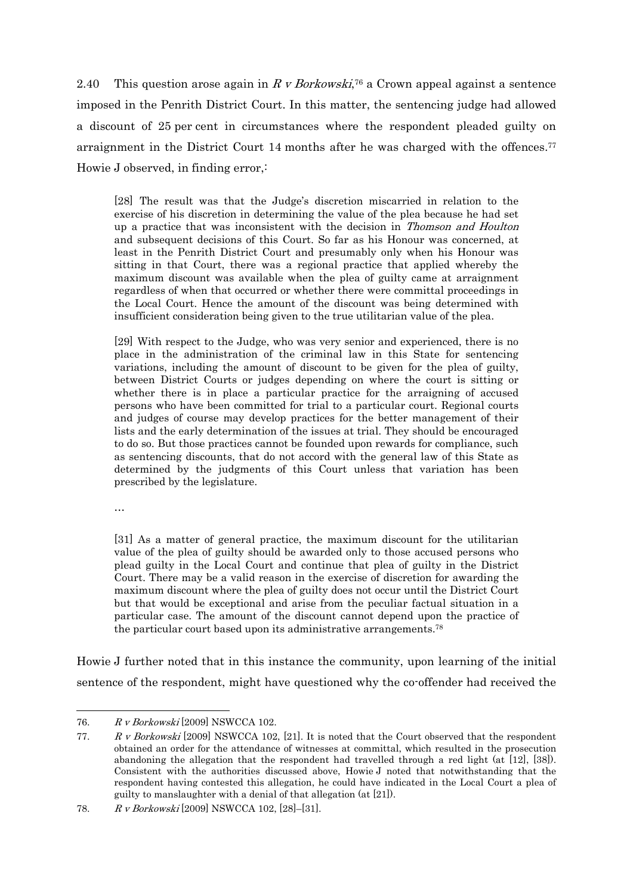2.40 This question arose again in *R v Borkowski*,[76] a Crown appeal against a sentence imposed in the Penrith District Court. In this matter, the sentencing judge had allowed a discount of 25 per cent in circumstances where the respondent pleaded guilty on arraignment in the District Court 14 months after he was charged with the offences.[77] Howie J observed, in finding error,:

> [28] The result was that the Judge's discretion miscarried in relation to the exercise of his discretion in determining the value of the plea because he had set up a practice that was inconsistent with the decision in *Thomson and Houlton* and subsequent decisions of this Court. So far as his Honour was concerned, at least in the Penrith District Court and presumably only when his Honour was sitting in that Court, there was a regional practice that applied whereby the maximum discount was available when the plea of guilty came at arraignment regardless of when that occurred or whether there were committal proceedings in the Local Court. Hence the amount of the discount was being determined with insufficient consideration being given to the true utilitarian value of the plea.
>
> [29] With respect to the Judge, who was very senior and experienced, there is no place in the administration of the criminal law in this State for sentencing variations, including the amount of discount to be given for the plea of guilty, between District Courts or judges depending on where the court is sitting or whether there is in place a particular practice for the arraigning of accused persons who have been committed for trial to a particular court. Regional courts and judges of course may develop practices for the better management of their lists and the early determination of the issues at trial. They should be encouraged to do so. But those practices cannot be founded upon rewards for compliance, such as sentencing discounts, that do not accord with the general law of this State as determined by the judgments of this Court unless that variation has been prescribed by the legislature.
>
> …
>
> [31] As a matter of general practice, the maximum discount for the utilitarian value of the plea of guilty should be awarded only to those accused persons who plead guilty in the Local Court and continue that plea of guilty in the District Court. There may be a valid reason in the exercise of discretion for awarding the maximum discount where the plea of guilty does not occur until the District Court but that would be exceptional and arise from the peculiar factual situation in a particular case. The amount of the discount cannot depend upon the practice of the particular court based upon its administrative arrangements.[78]

Howie J further noted that in this instance the community, upon learning of the initial sentence of the respondent, might have questioned why the co-offender had received the

---

76. *R v Borkowski* [2009] NSWCCA 102.

77. *R v Borkowski* [2009] NSWCCA 102, [21]. It is noted that the Court observed that the respondent obtained an order for the attendance of witnesses at committal, which resulted in the prosecution abandoning the allegation that the respondent had travelled through a red light (at [12], [38]). Consistent with the authorities discussed above, Howie J noted that notwithstanding that the respondent having contested this allegation, he could have indicated in the Local Court a plea of guilty to manslaughter with a denial of that allegation (at [21]).

78. *R v Borkowski* [2009] NSWCCA 102, [28]–[31].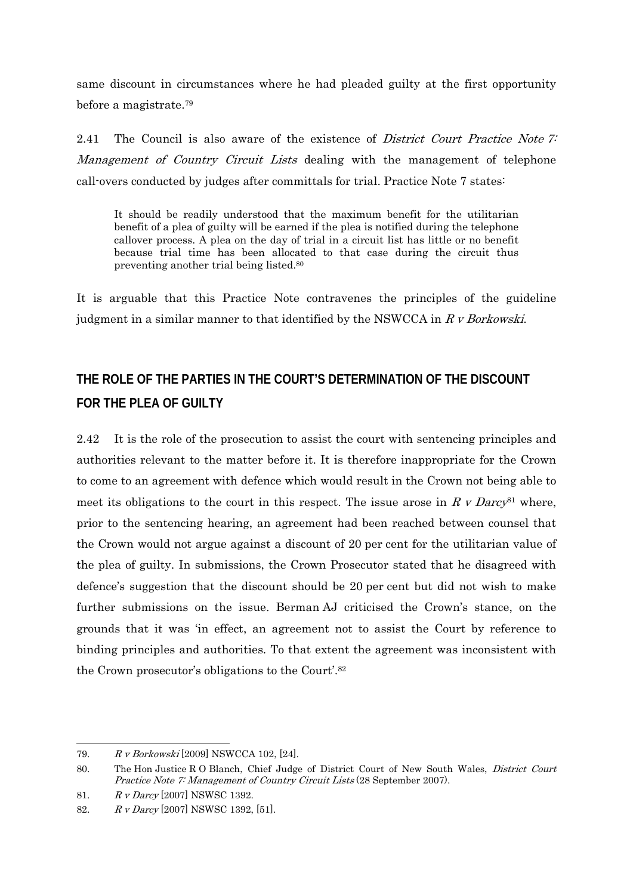same discount in circumstances where he had pleaded guilty at the first opportunity before a magistrate.[79]

2.41 The Council is also aware of the existence of *District Court Practice Note 7: Management of Country Circuit Lists* dealing with the management of telephone call-overs conducted by judges after committals for trial. Practice Note 7 states:

> It should be readily understood that the maximum benefit for the utilitarian benefit of a plea of guilty will be earned if the plea is notified during the telephone callover process. A plea on the day of trial in a circuit list has little or no benefit because trial time has been allocated to that case during the circuit thus preventing another trial being listed.[80]

It is arguable that this Practice Note contravenes the principles of the guideline judgment in a similar manner to that identified by the NSWCCA in *R v Borkowski*.

## THE ROLE OF THE PARTIES IN THE COURT'S DETERMINATION OF THE DISCOUNT FOR THE PLEA OF GUILTY

2.42 It is the role of the prosecution to assist the court with sentencing principles and authorities relevant to the matter before it. It is therefore inappropriate for the Crown to come to an agreement with defence which would result in the Crown not being able to meet its obligations to the court in this respect. The issue arose in *R v Darcy*[81] where, prior to the sentencing hearing, an agreement had been reached between counsel that the Crown would not argue against a discount of 20 per cent for the utilitarian value of the plea of guilty. In submissions, the Crown Prosecutor stated that he disagreed with defence's suggestion that the discount should be 20 per cent but did not wish to make further submissions on the issue. Berman AJ criticised the Crown's stance, on the grounds that it was 'in effect, an agreement not to assist the Court by reference to binding principles and authorities. To that extent the agreement was inconsistent with the Crown prosecutor's obligations to the Court'.[82]

---

79. *R v Borkowski* [2009] NSWCCA 102, [24].

80. The Hon Justice R O Blanch, Chief Judge of District Court of New South Wales, *District Court Practice Note 7: Management of Country Circuit Lists* (28 September 2007).

81. *R v Darcy* [2007] NSWSC 1392.

82. *R v Darcy* [2007] NSWSC 1392, [51].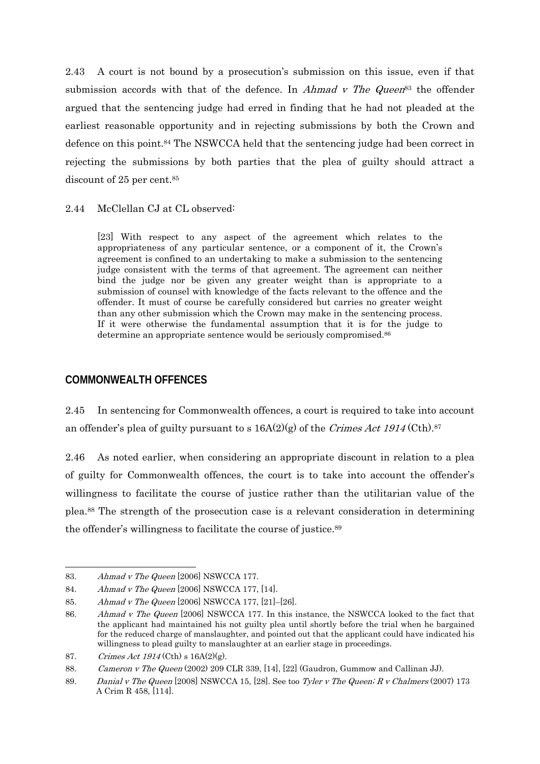2.43 A court is not bound by a prosecution's submission on this issue, even if that submission accords with that of the defence. In *Ahmad v The Queen*[83] the offender argued that the sentencing judge had erred in finding that he had not pleaded at the earliest reasonable opportunity and in rejecting submissions by both the Crown and defence on this point.[84] The NSWCCA held that the sentencing judge had been correct in rejecting the submissions by both parties that the plea of guilty should attract a discount of 25 per cent.[85]

2.44 McClellan CJ at CL observed:

> [23] With respect to any aspect of the agreement which relates to the appropriateness of any particular sentence, or a component of it, the Crown's agreement is confined to an undertaking to make a submission to the sentencing judge consistent with the terms of that agreement. The agreement can neither bind the judge nor be given any greater weight than is appropriate to a submission of counsel with knowledge of the facts relevant to the offence and the offender. It must of course be carefully considered but carries no greater weight than any other submission which the Crown may make in the sentencing process. If it were otherwise the fundamental assumption that it is for the judge to determine an appropriate sentence would be seriously compromised.[86]

## COMMONWEALTH OFFENCES

2.45 In sentencing for Commonwealth offences, a court is required to take into account an offender's plea of guilty pursuant to s 16A(2)(g) of the *Crimes Act 1914* (Cth).[87]

2.46 As noted earlier, when considering an appropriate discount in relation to a plea of guilty for Commonwealth offences, the court is to take into account the offender's willingness to facilitate the course of justice rather than the utilitarian value of the plea.[88] The strength of the prosecution case is a relevant consideration in determining the offender's willingness to facilitate the course of justice.[89]

---

83. *Ahmad v The Queen* [2006] NSWCCA 177.

84. *Ahmad v The Queen* [2006] NSWCCA 177, [14].

85. *Ahmad v The Queen* [2006] NSWCCA 177, [21]–[26].

86. *Ahmad v The Queen* [2006] NSWCCA 177. In this instance, the NSWCCA looked to the fact that the applicant had maintained his not guilty plea until shortly before the trial when he bargained for the reduced charge of manslaughter, and pointed out that the applicant could have indicated his willingness to plead guilty to manslaughter at an earlier stage in proceedings.

87. *Crimes Act 1914* (Cth) s 16A(2)(g).

88. *Cameron v The Queen* (2002) 209 CLR 339, [14], [22] (Gaudron, Gummow and Callinan JJ).

89. *Danial v The Queen* [2008] NSWCCA 15, [28]. See too *Tyler v The Queen; R v Chalmers* (2007) 173 A Crim R 458, [114].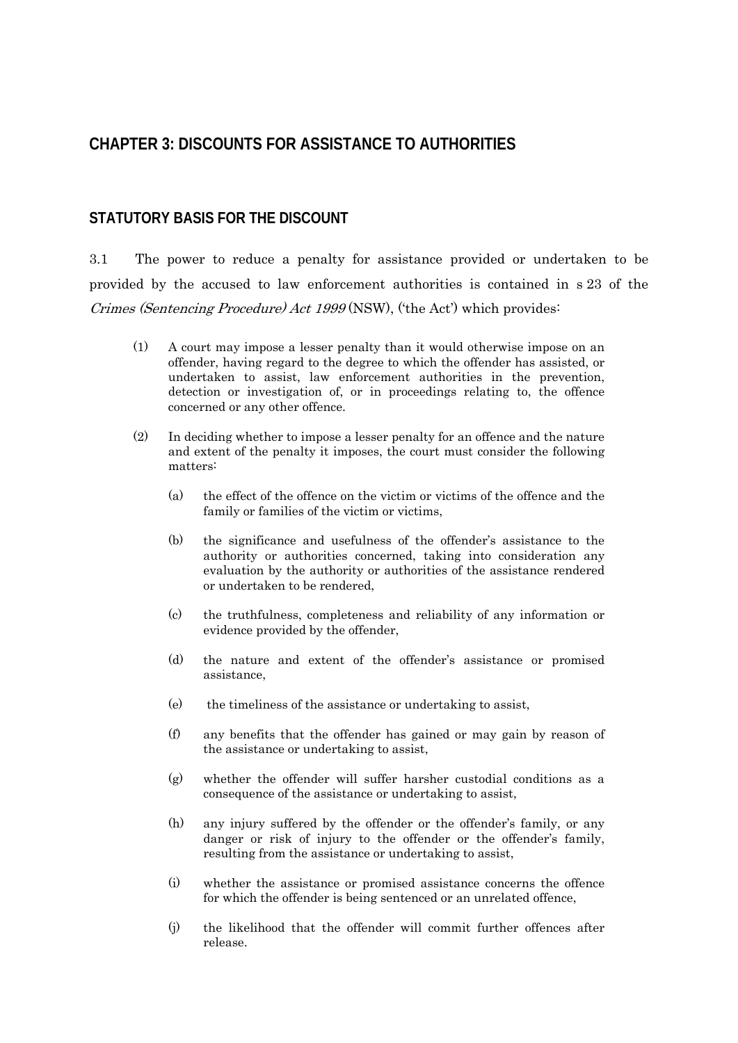## CHAPTER 3: DISCOUNTS FOR ASSISTANCE TO AUTHORITIES

### STATUTORY BASIS FOR THE DISCOUNT

3.1 The power to reduce a penalty for assistance provided or undertaken to be provided by the accused to law enforcement authorities is contained in s 23 of the *Crimes (Sentencing Procedure) Act 1999* (NSW), ('the Act') which provides:

> (1) A court may impose a lesser penalty than it would otherwise impose on an offender, having regard to the degree to which the offender has assisted, or undertaken to assist, law enforcement authorities in the prevention, detection or investigation of, or in proceedings relating to, the offence concerned or any other offence.
>
> (2) In deciding whether to impose a lesser penalty for an offence and the nature and extent of the penalty it imposes, the court must consider the following matters:
>
> (a) the effect of the offence on the victim or victims of the offence and the family or families of the victim or victims,
>
> (b) the significance and usefulness of the offender's assistance to the authority or authorities concerned, taking into consideration any evaluation by the authority or authorities of the assistance rendered or undertaken to be rendered,
>
> (c) the truthfulness, completeness and reliability of any information or evidence provided by the offender,
>
> (d) the nature and extent of the offender's assistance or promised assistance,
>
> (e) the timeliness of the assistance or undertaking to assist,
>
> (f) any benefits that the offender has gained or may gain by reason of the assistance or undertaking to assist,
>
> (g) whether the offender will suffer harsher custodial conditions as a consequence of the assistance or undertaking to assist,
>
> (h) any injury suffered by the offender or the offender's family, or any danger or risk of injury to the offender or the offender's family, resulting from the assistance or undertaking to assist,
>
> (i) whether the assistance or promised assistance concerns the offence for which the offender is being sentenced or an unrelated offence,
>
> (j) the likelihood that the offender will commit further offences after release.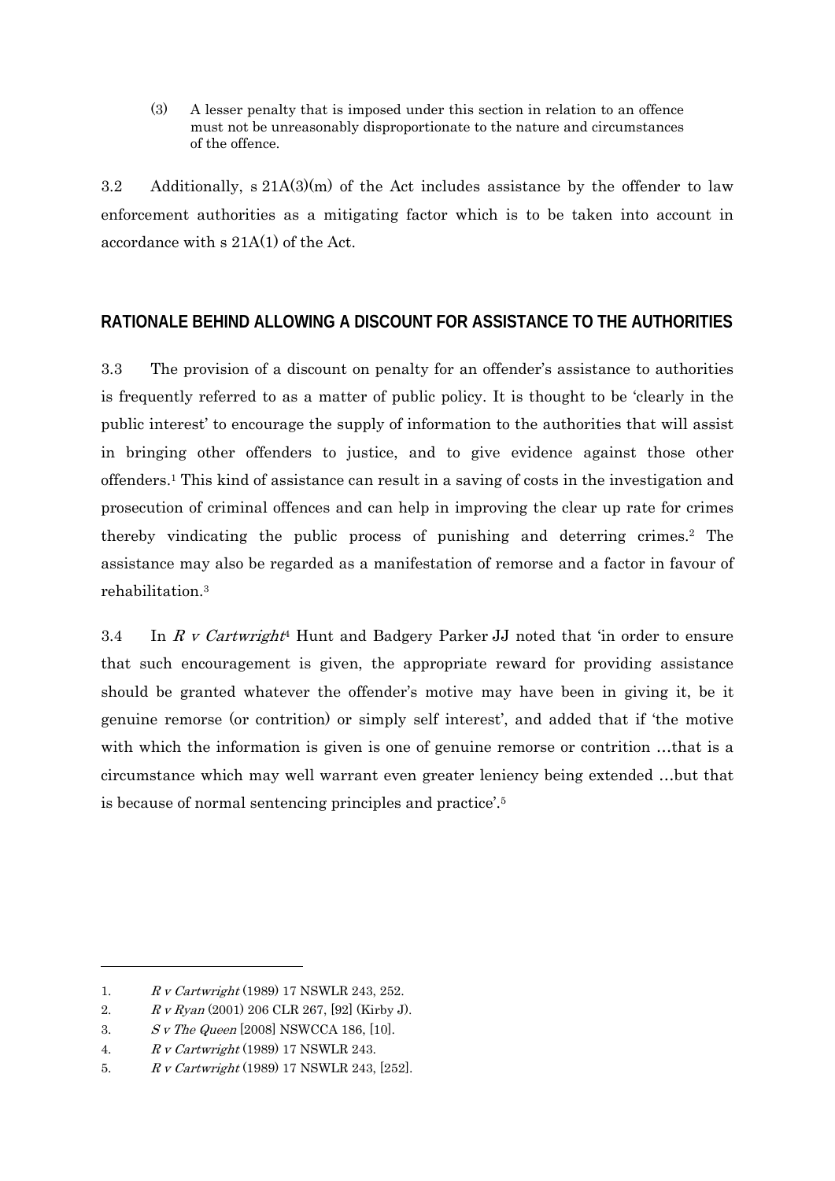(3) A lesser penalty that is imposed under this section in relation to an offence must not be unreasonably disproportionate to the nature and circumstances of the offence.

3.2 Additionally, s 21A(3)(m) of the Act includes assistance by the offender to law enforcement authorities as a mitigating factor which is to be taken into account in accordance with s 21A(1) of the Act.

## RATIONALE BEHIND ALLOWING A DISCOUNT FOR ASSISTANCE TO THE AUTHORITIES

3.3 The provision of a discount on penalty for an offender's assistance to authorities is frequently referred to as a matter of public policy. It is thought to be 'clearly in the public interest' to encourage the supply of information to the authorities that will assist in bringing other offenders to justice, and to give evidence against those other offenders.[1] This kind of assistance can result in a saving of costs in the investigation and prosecution of criminal offences and can help in improving the clear up rate for crimes thereby vindicating the public process of punishing and deterring crimes.[2] The assistance may also be regarded as a manifestation of remorse and a factor in favour of rehabilitation.[3]

3.4 In *R v Cartwright*[4] Hunt and Badgery Parker JJ noted that 'in order to ensure that such encouragement is given, the appropriate reward for providing assistance should be granted whatever the offender's motive may have been in giving it, be it genuine remorse (or contrition) or simply self interest', and added that if 'the motive with which the information is given is one of genuine remorse or contrition …that is a circumstance which may well warrant even greater leniency being extended …but that is because of normal sentencing principles and practice'.[5]

---

1. *R v Cartwright* (1989) 17 NSWLR 243, 252.
2. *R v Ryan* (2001) 206 CLR 267, [92] (Kirby J).
3. *S v The Queen* [2008] NSWCCA 186, [10].
4. *R v Cartwright* (1989) 17 NSWLR 243.
5. *R v Cartwright* (1989) 17 NSWLR 243, [252].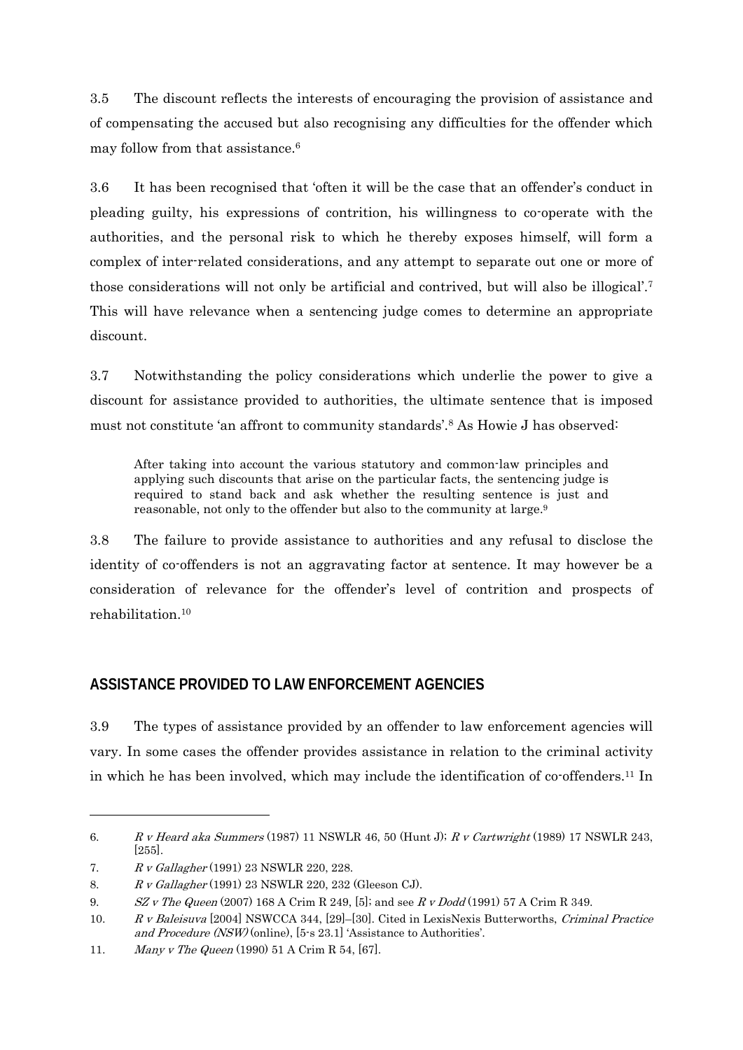3.5 The discount reflects the interests of encouraging the provision of assistance and of compensating the accused but also recognising any difficulties for the offender which may follow from that assistance.[6]

3.6 It has been recognised that 'often it will be the case that an offender's conduct in pleading guilty, his expressions of contrition, his willingness to co-operate with the authorities, and the personal risk to which he thereby exposes himself, will form a complex of inter-related considerations, and any attempt to separate out one or more of those considerations will not only be artificial and contrived, but will also be illogical'.[7] This will have relevance when a sentencing judge comes to determine an appropriate discount.

3.7 Notwithstanding the policy considerations which underlie the power to give a discount for assistance provided to authorities, the ultimate sentence that is imposed must not constitute 'an affront to community standards'.[8] As Howie J has observed:

> After taking into account the various statutory and common-law principles and applying such discounts that arise on the particular facts, the sentencing judge is required to stand back and ask whether the resulting sentence is just and reasonable, not only to the offender but also to the community at large.[9]

3.8 The failure to provide assistance to authorities and any refusal to disclose the identity of co-offenders is not an aggravating factor at sentence. It may however be a consideration of relevance for the offender's level of contrition and prospects of rehabilitation.[10]

## ASSISTANCE PROVIDED TO LAW ENFORCEMENT AGENCIES

3.9 The types of assistance provided by an offender to law enforcement agencies will vary. In some cases the offender provides assistance in relation to the criminal activity in which he has been involved, which may include the identification of co-offenders.[11] In

---

6. *R v Heard aka Summers* (1987) 11 NSWLR 46, 50 (Hunt J); *R v Cartwright* (1989) 17 NSWLR 243, [255].
7. *R v Gallagher* (1991) 23 NSWLR 220, 228.
8. *R v Gallagher* (1991) 23 NSWLR 220, 232 (Gleeson CJ).
9. *SZ v The Queen* (2007) 168 A Crim R 249, [5]; and see *R v Dodd* (1991) 57 A Crim R 349.
10. *R v Baleisuva* [2004] NSWCCA 344, [29]–[30]. Cited in LexisNexis Butterworths, *Criminal Practice and Procedure (NSW)* (online), [5-s 23.1] 'Assistance to Authorities'.
11. *Many v The Queen* (1990) 51 A Crim R 54, [67].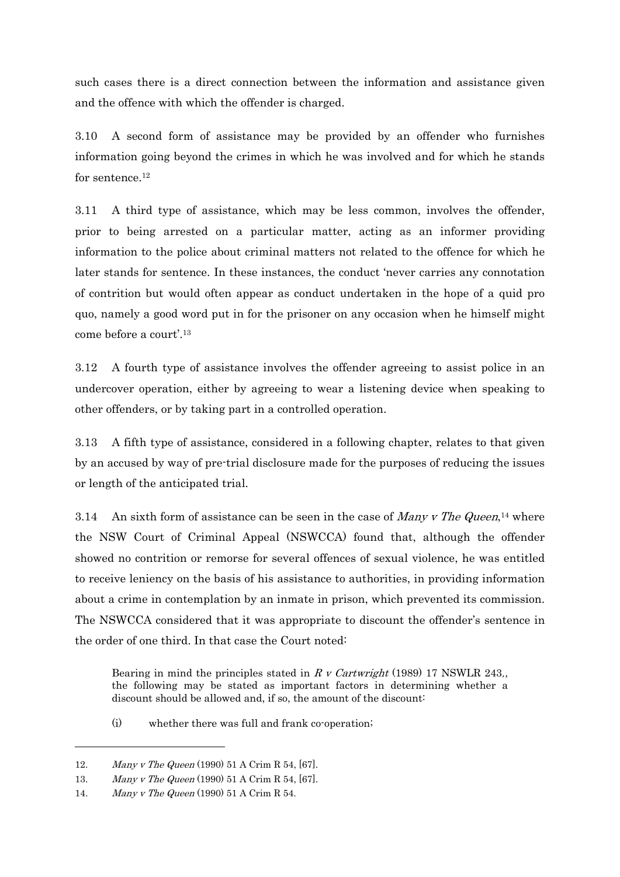such cases there is a direct connection between the information and assistance given and the offence with which the offender is charged.

3.10 A second form of assistance may be provided by an offender who furnishes information going beyond the crimes in which he was involved and for which he stands for sentence.[12]

3.11 A third type of assistance, which may be less common, involves the offender, prior to being arrested on a particular matter, acting as an informer providing information to the police about criminal matters not related to the offence for which he later stands for sentence. In these instances, the conduct 'never carries any connotation of contrition but would often appear as conduct undertaken in the hope of a quid pro quo, namely a good word put in for the prisoner on any occasion when he himself might come before a court'.[13]

3.12 A fourth type of assistance involves the offender agreeing to assist police in an undercover operation, either by agreeing to wear a listening device when speaking to other offenders, or by taking part in a controlled operation.

3.13 A fifth type of assistance, considered in a following chapter, relates to that given by an accused by way of pre-trial disclosure made for the purposes of reducing the issues or length of the anticipated trial.

3.14 An sixth form of assistance can be seen in the case of *Many v The Queen*,[14] where the NSW Court of Criminal Appeal (NSWCCA) found that, although the offender showed no contrition or remorse for several offences of sexual violence, he was entitled to receive leniency on the basis of his assistance to authorities, in providing information about a crime in contemplation by an inmate in prison, which prevented its commission. The NSWCCA considered that it was appropriate to discount the offender's sentence in the order of one third. In that case the Court noted:

> Bearing in mind the principles stated in *R v Cartwright* (1989) 17 NSWLR 243,, the following may be stated as important factors in determining whether a discount should be allowed and, if so, the amount of the discount:
>
> (i) whether there was full and frank co-operation;

---

12. *Many v The Queen* (1990) 51 A Crim R 54, [67].
13. *Many v The Queen* (1990) 51 A Crim R 54, [67].
14. *Many v The Queen* (1990) 51 A Crim R 54.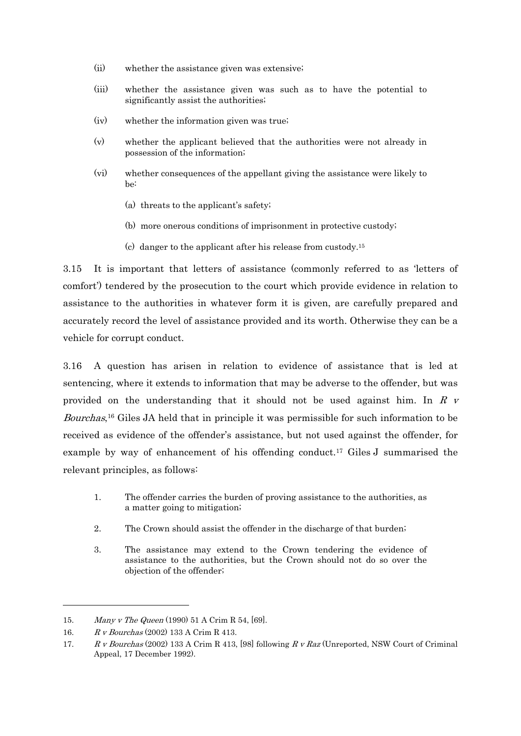(ii) whether the assistance given was extensive;

(iii) whether the assistance given was such as to have the potential to significantly assist the authorities;

(iv) whether the information given was true;

(v) whether the applicant believed that the authorities were not already in possession of the information;

(vi) whether consequences of the appellant giving the assistance were likely to be:

(a) threats to the applicant's safety;

(b) more onerous conditions of imprisonment in protective custody;

(c) danger to the applicant after his release from custody.[15]

3.15 It is important that letters of assistance (commonly referred to as 'letters of comfort') tendered by the prosecution to the court which provide evidence in relation to assistance to the authorities in whatever form it is given, are carefully prepared and accurately record the level of assistance provided and its worth. Otherwise they can be a vehicle for corrupt conduct.

3.16 A question has arisen in relation to evidence of assistance that is led at sentencing, where it extends to information that may be adverse to the offender, but was provided on the understanding that it should not be used against him. In *R v Bourchas*,[16] Giles JA held that in principle it was permissible for such information to be received as evidence of the offender's assistance, but not used against the offender, for example by way of enhancement of his offending conduct.[17] Giles J summarised the relevant principles, as follows:

1. The offender carries the burden of proving assistance to the authorities, as a matter going to mitigation;

2. The Crown should assist the offender in the discharge of that burden;

3. The assistance may extend to the Crown tendering the evidence of assistance to the authorities, but the Crown should not do so over the objection of the offender;

---

15. *Many v The Queen* (1990) 51 A Crim R 54, [69].

16. *R v Bourchas* (2002) 133 A Crim R 413.

17. *R v Bourchas* (2002) 133 A Crim R 413, [98] following *R v Raz* (Unreported, NSW Court of Criminal Appeal, 17 December 1992).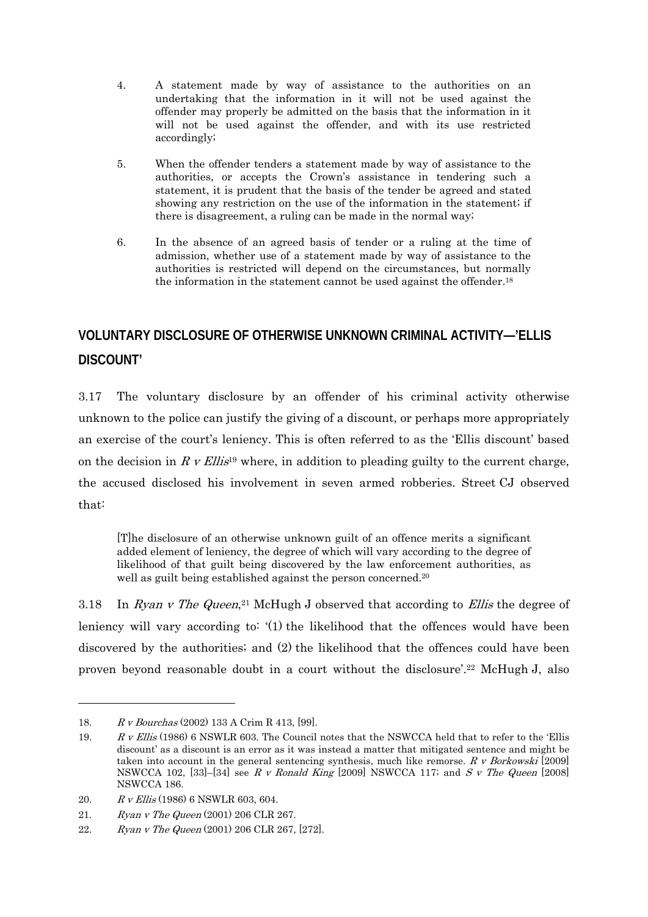4. A statement made by way of assistance to the authorities on an undertaking that the information in it will not be used against the offender may properly be admitted on the basis that the information in it will not be used against the offender, and with its use restricted accordingly;

5. When the offender tenders a statement made by way of assistance to the authorities, or accepts the Crown's assistance in tendering such a statement, it is prudent that the basis of the tender be agreed and stated showing any restriction on the use of the information in the statement; if there is disagreement, a ruling can be made in the normal way;

6. In the absence of an agreed basis of tender or a ruling at the time of admission, whether use of a statement made by way of assistance to the authorities is restricted will depend on the circumstances, but normally the information in the statement cannot be used against the offender.[18]

## VOLUNTARY DISCLOSURE OF OTHERWISE UNKNOWN CRIMINAL ACTIVITY—'ELLIS DISCOUNT'

3.17 The voluntary disclosure by an offender of his criminal activity otherwise unknown to the police can justify the giving of a discount, or perhaps more appropriately an exercise of the court's leniency. This is often referred to as the 'Ellis discount' based on the decision in *R v Ellis*[19] where, in addition to pleading guilty to the current charge, the accused disclosed his involvement in seven armed robberies. Street CJ observed that:

> [T]he disclosure of an otherwise unknown guilt of an offence merits a significant added element of leniency, the degree of which will vary according to the degree of likelihood of that guilt being discovered by the law enforcement authorities, as well as guilt being established against the person concerned.[20]

3.18 In *Ryan v The Queen*,[21] McHugh J observed that according to *Ellis* the degree of leniency will vary according to: '(1) the likelihood that the offences would have been discovered by the authorities; and (2) the likelihood that the offences could have been proven beyond reasonable doubt in a court without the disclosure'.[22] McHugh J, also

---

18. *R v Bourchas* (2002) 133 A Crim R 413, [99].

19. *R v Ellis* (1986) 6 NSWLR 603. The Council notes that the NSWCCA held that to refer to the 'Ellis discount' as a discount is an error as it was instead a matter that mitigated sentence and might be taken into account in the general sentencing synthesis, much like remorse. *R v Borkowski* [2009] NSWCCA 102, [33]–[34] see *R v Ronald King* [2009] NSWCCA 117; and *S v The Queen* [2008] NSWCCA 186.

20. *R v Ellis* (1986) 6 NSWLR 603, 604.

21. *Ryan v The Queen* (2001) 206 CLR 267.

22. *Ryan v The Queen* (2001) 206 CLR 267, [272].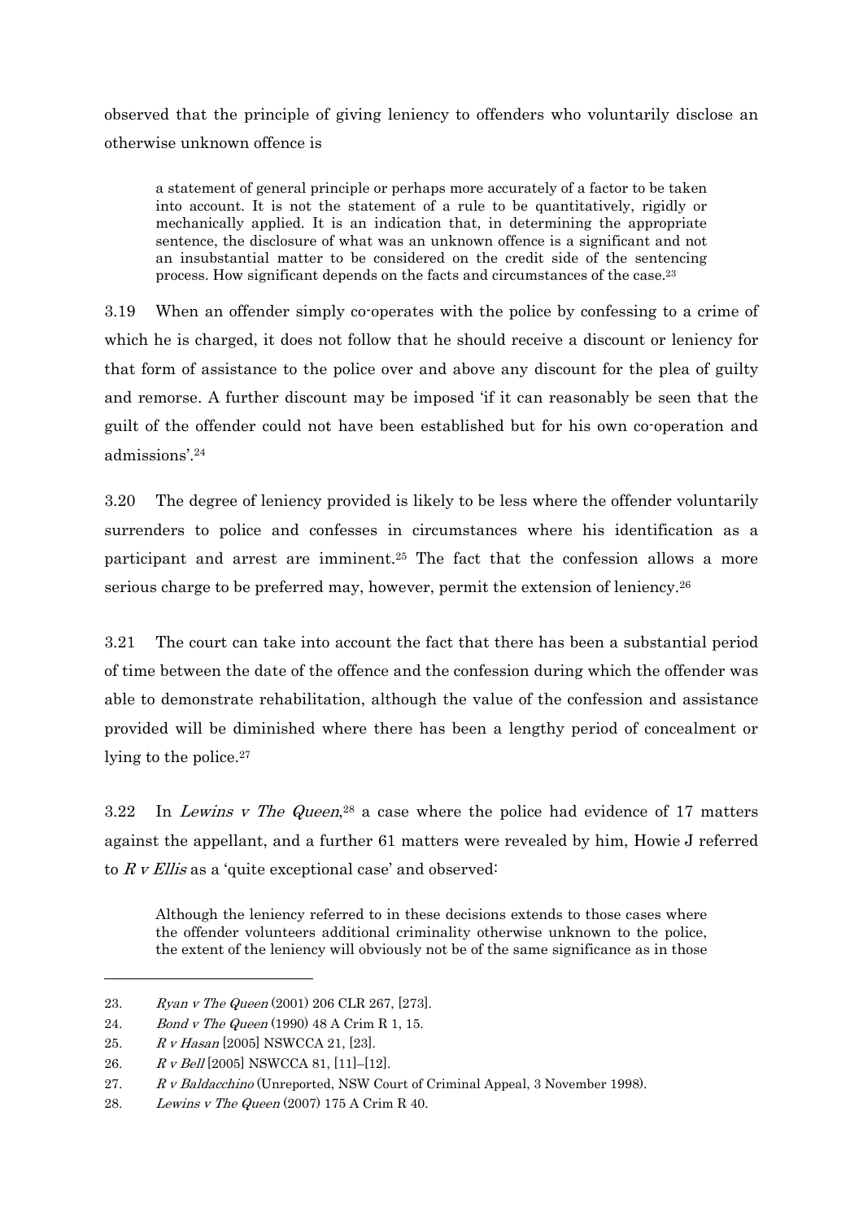observed that the principle of giving leniency to offenders who voluntarily disclose an otherwise unknown offence is

> a statement of general principle or perhaps more accurately of a factor to be taken into account. It is not the statement of a rule to be quantitatively, rigidly or mechanically applied. It is an indication that, in determining the appropriate sentence, the disclosure of what was an unknown offence is a significant and not an insubstantial matter to be considered on the credit side of the sentencing process. How significant depends on the facts and circumstances of the case.[23]

3.19 When an offender simply co-operates with the police by confessing to a crime of which he is charged, it does not follow that he should receive a discount or leniency for that form of assistance to the police over and above any discount for the plea of guilty and remorse. A further discount may be imposed 'if it can reasonably be seen that the guilt of the offender could not have been established but for his own co-operation and admissions'.[24]

3.20 The degree of leniency provided is likely to be less where the offender voluntarily surrenders to police and confesses in circumstances where his identification as a participant and arrest are imminent.[25] The fact that the confession allows a more serious charge to be preferred may, however, permit the extension of leniency.[26]

3.21 The court can take into account the fact that there has been a substantial period of time between the date of the offence and the confession during which the offender was able to demonstrate rehabilitation, although the value of the confession and assistance provided will be diminished where there has been a lengthy period of concealment or lying to the police.[27]

3.22 In *Lewins v The Queen*,[28] a case where the police had evidence of 17 matters against the appellant, and a further 61 matters were revealed by him, Howie J referred to *R v Ellis* as a 'quite exceptional case' and observed:

> Although the leniency referred to in these decisions extends to those cases where the offender volunteers additional criminality otherwise unknown to the police, the extent of the leniency will obviously not be of the same significance as in those

---

23. *Ryan v The Queen* (2001) 206 CLR 267, [273].
24. *Bond v The Queen* (1990) 48 A Crim R 1, 15.
25. *R v Hasan* [2005] NSWCCA 21, [23].
26. *R v Bell* [2005] NSWCCA 81, [11]–[12].
27. *R v Baldacchino* (Unreported, NSW Court of Criminal Appeal, 3 November 1998).
28. *Lewins v The Queen* (2007) 175 A Crim R 40.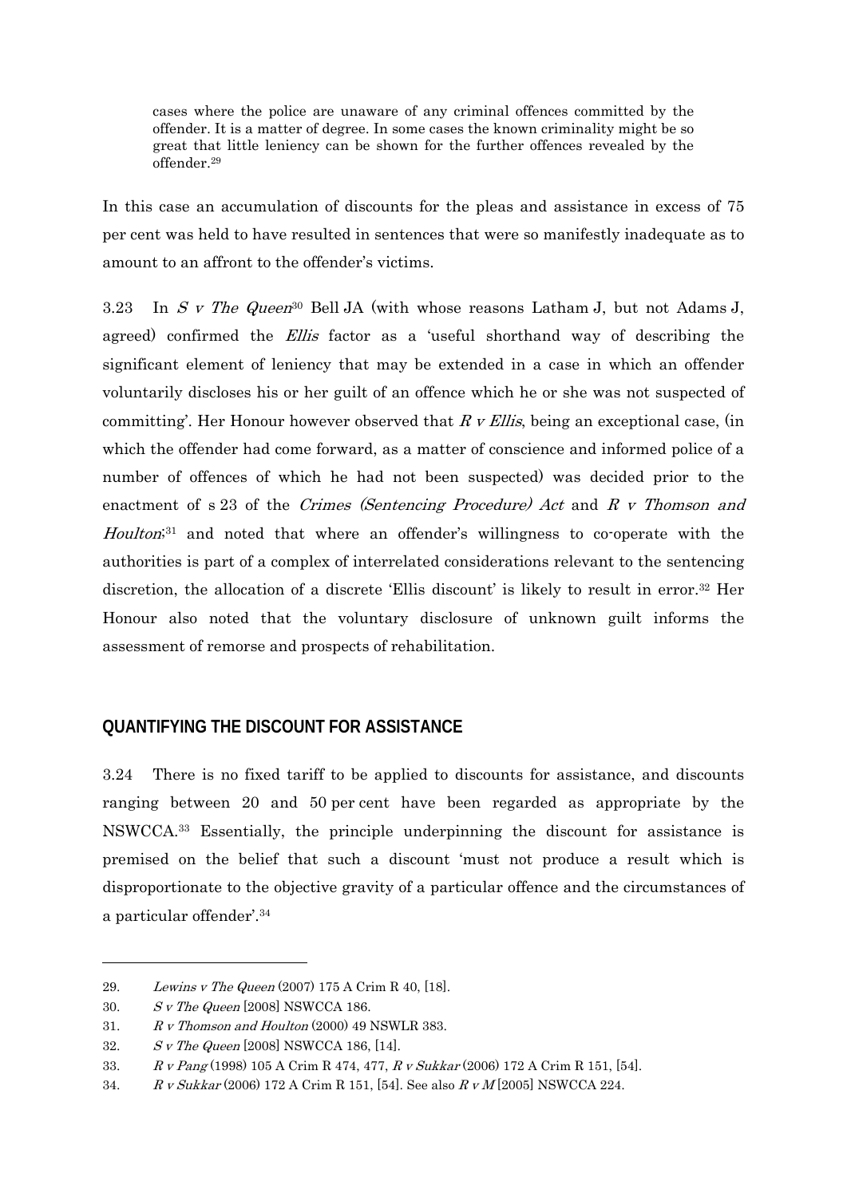> cases where the police are unaware of any criminal offences committed by the offender. It is a matter of degree. In some cases the known criminality might be so great that little leniency can be shown for the further offences revealed by the offender.[29]

In this case an accumulation of discounts for the pleas and assistance in excess of 75 per cent was held to have resulted in sentences that were so manifestly inadequate as to amount to an affront to the offender's victims.

3.23 In *S v The Queen*[30] Bell JA (with whose reasons Latham J, but not Adams J, agreed) confirmed the *Ellis* factor as a 'useful shorthand way of describing the significant element of leniency that may be extended in a case in which an offender voluntarily discloses his or her guilt of an offence which he or she was not suspected of committing'. Her Honour however observed that *R v Ellis*, being an exceptional case, (in which the offender had come forward, as a matter of conscience and informed police of a number of offences of which he had not been suspected) was decided prior to the enactment of s 23 of the *Crimes (Sentencing Procedure) Act* and *R v Thomson and Houlton*;[31] and noted that where an offender's willingness to co-operate with the authorities is part of a complex of interrelated considerations relevant to the sentencing discretion, the allocation of a discrete 'Ellis discount' is likely to result in error.[32] Her Honour also noted that the voluntary disclosure of unknown guilt informs the assessment of remorse and prospects of rehabilitation.

## QUANTIFYING THE DISCOUNT FOR ASSISTANCE

3.24 There is no fixed tariff to be applied to discounts for assistance, and discounts ranging between 20 and 50 per cent have been regarded as appropriate by the NSWCCA.[33] Essentially, the principle underpinning the discount for assistance is premised on the belief that such a discount 'must not produce a result which is disproportionate to the objective gravity of a particular offence and the circumstances of a particular offender'.[34]

---

29. *Lewins v The Queen* (2007) 175 A Crim R 40, [18].
30. *S v The Queen* [2008] NSWCCA 186.
31. *R v Thomson and Houlton* (2000) 49 NSWLR 383.
32. *S v The Queen* [2008] NSWCCA 186, [14].
33. *R v Pang* (1998) 105 A Crim R 474, 477, *R v Sukkar* (2006) 172 A Crim R 151, [54].
34. *R v Sukkar* (2006) 172 A Crim R 151, [54]. See also *R v M* [2005] NSWCCA 224.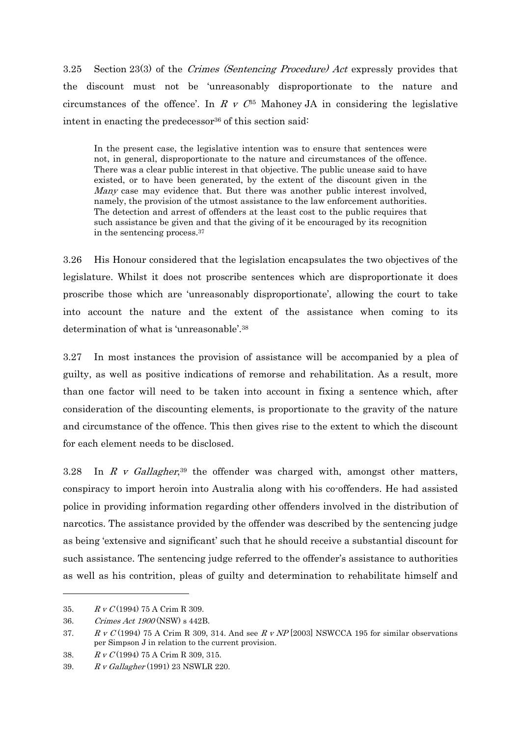3.25 Section 23(3) of the *Crimes (Sentencing Procedure) Act* expressly provides that the discount must not be 'unreasonably disproportionate to the nature and circumstances of the offence'. In *R v C*[35] Mahoney JA in considering the legislative intent in enacting the predecessor[36] of this section said:

> In the present case, the legislative intention was to ensure that sentences were not, in general, disproportionate to the nature and circumstances of the offence. There was a clear public interest in that objective. The public unease said to have existed, or to have been generated, by the extent of the discount given in the *Many* case may evidence that. But there was another public interest involved, namely, the provision of the utmost assistance to the law enforcement authorities. The detection and arrest of offenders at the least cost to the public requires that such assistance be given and that the giving of it be encouraged by its recognition in the sentencing process.[37]

3.26 His Honour considered that the legislation encapsulates the two objectives of the legislature. Whilst it does not proscribe sentences which are disproportionate it does proscribe those which are 'unreasonably disproportionate', allowing the court to take into account the nature and the extent of the assistance when coming to its determination of what is 'unreasonable'.[38]

3.27 In most instances the provision of assistance will be accompanied by a plea of guilty, as well as positive indications of remorse and rehabilitation. As a result, more than one factor will need to be taken into account in fixing a sentence which, after consideration of the discounting elements, is proportionate to the gravity of the nature and circumstance of the offence. This then gives rise to the extent to which the discount for each element needs to be disclosed.

3.28 In *R v Gallagher*,[39] the offender was charged with, amongst other matters, conspiracy to import heroin into Australia along with his co-offenders. He had assisted police in providing information regarding other offenders involved in the distribution of narcotics. The assistance provided by the offender was described by the sentencing judge as being 'extensive and significant' such that he should receive a substantial discount for such assistance. The sentencing judge referred to the offender's assistance to authorities as well as his contrition, pleas of guilty and determination to rehabilitate himself and

---

35. *R v C* (1994) 75 A Crim R 309.

36. *Crimes Act 1900* (NSW) s 442B.

37. *R v C* (1994) 75 A Crim R 309, 314. And see *R v NP* [2003] NSWCCA 195 for similar observations per Simpson J in relation to the current provision.

38. *R v C* (1994) 75 A Crim R 309, 315.

39. *R v Gallagher* (1991) 23 NSWLR 220.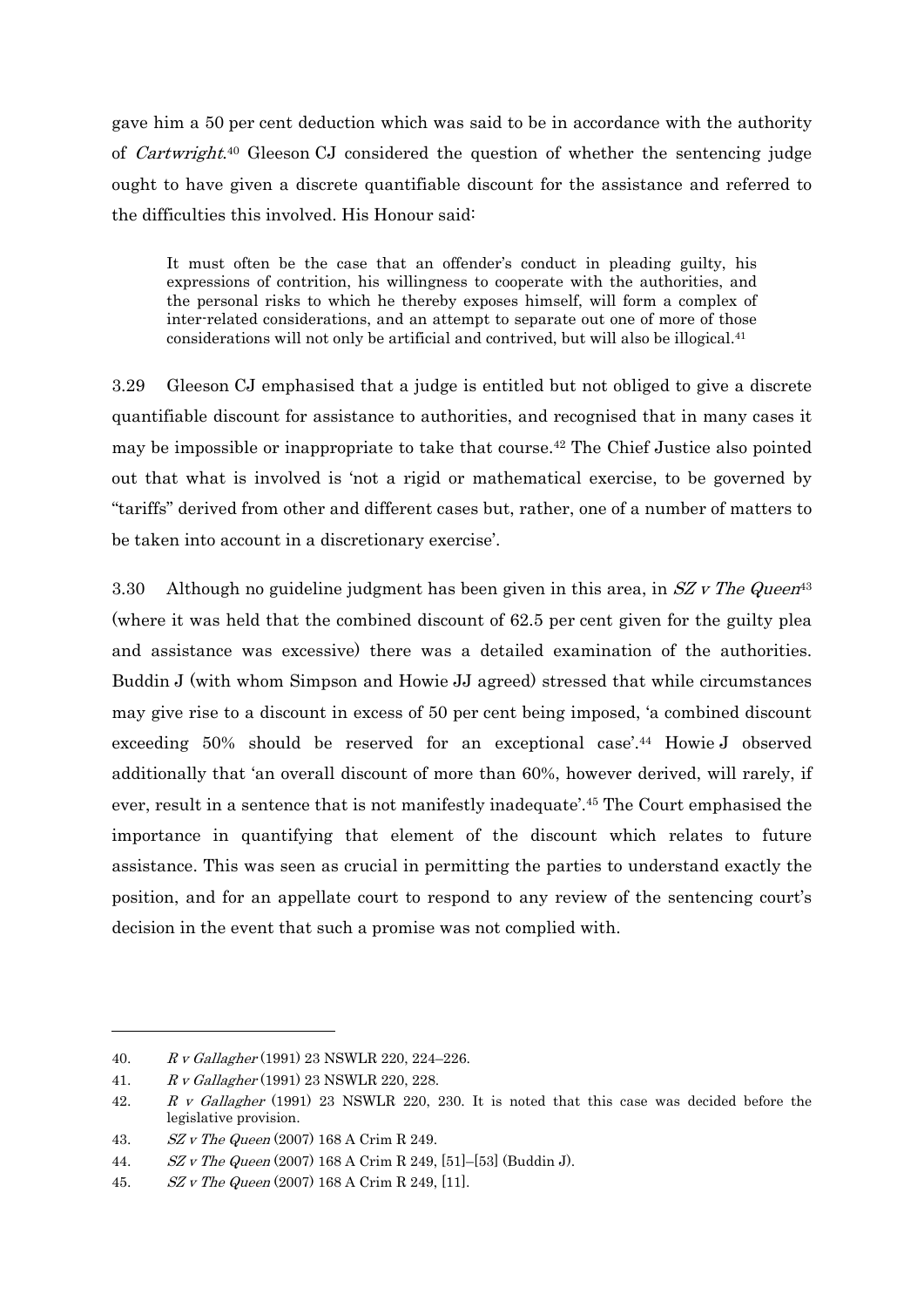gave him a 50 per cent deduction which was said to be in accordance with the authority of *Cartwright*.[40] Gleeson CJ considered the question of whether the sentencing judge ought to have given a discrete quantifiable discount for the assistance and referred to the difficulties this involved. His Honour said:

> It must often be the case that an offender's conduct in pleading guilty, his expressions of contrition, his willingness to cooperate with the authorities, and the personal risks to which he thereby exposes himself, will form a complex of inter-related considerations, and an attempt to separate out one of more of those considerations will not only be artificial and contrived, but will also be illogical.[41]

3.29 Gleeson CJ emphasised that a judge is entitled but not obliged to give a discrete quantifiable discount for assistance to authorities, and recognised that in many cases it may be impossible or inappropriate to take that course.[42] The Chief Justice also pointed out that what is involved is 'not a rigid or mathematical exercise, to be governed by "tariffs" derived from other and different cases but, rather, one of a number of matters to be taken into account in a discretionary exercise'.

3.30 Although no guideline judgment has been given in this area, in *SZ v The Queen*[43] (where it was held that the combined discount of 62.5 per cent given for the guilty plea and assistance was excessive) there was a detailed examination of the authorities. Buddin J (with whom Simpson and Howie JJ agreed) stressed that while circumstances may give rise to a discount in excess of 50 per cent being imposed, 'a combined discount exceeding 50% should be reserved for an exceptional case'.[44] Howie J observed additionally that 'an overall discount of more than 60%, however derived, will rarely, if ever, result in a sentence that is not manifestly inadequate'.[45] The Court emphasised the importance in quantifying that element of the discount which relates to future assistance. This was seen as crucial in permitting the parties to understand exactly the position, and for an appellate court to respond to any review of the sentencing court's decision in the event that such a promise was not complied with.

---

40. *R v Gallagher* (1991) 23 NSWLR 220, 224–226.
41. *R v Gallagher* (1991) 23 NSWLR 220, 228.
42. *R v Gallagher* (1991) 23 NSWLR 220, 230. It is noted that this case was decided before the legislative provision.
43. *SZ v The Queen* (2007) 168 A Crim R 249.
44. *SZ v The Queen* (2007) 168 A Crim R 249, [51]–[53] (Buddin J).
45. *SZ v The Queen* (2007) 168 A Crim R 249, [11].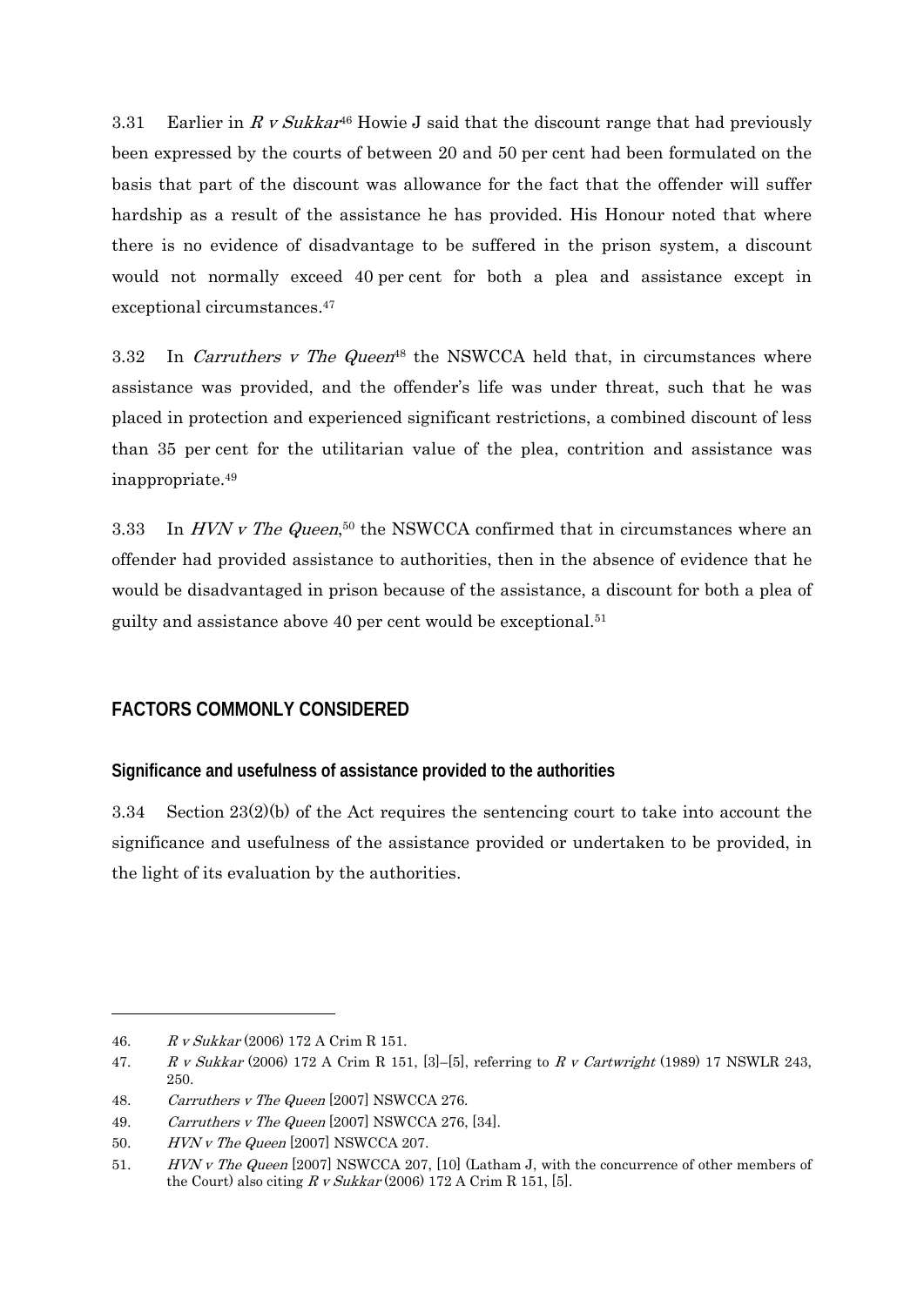3.31 Earlier in *R v Sukkar*[46] Howie J said that the discount range that had previously been expressed by the courts of between 20 and 50 per cent had been formulated on the basis that part of the discount was allowance for the fact that the offender will suffer hardship as a result of the assistance he has provided. His Honour noted that where there is no evidence of disadvantage to be suffered in the prison system, a discount would not normally exceed 40 per cent for both a plea and assistance except in exceptional circumstances.[47]

3.32 In *Carruthers v The Queen*[48] the NSWCCA held that, in circumstances where assistance was provided, and the offender's life was under threat, such that he was placed in protection and experienced significant restrictions, a combined discount of less than 35 per cent for the utilitarian value of the plea, contrition and assistance was inappropriate.[49]

3.33 In *HVN v The Queen*,[50] the NSWCCA confirmed that in circumstances where an offender had provided assistance to authorities, then in the absence of evidence that he would be disadvantaged in prison because of the assistance, a discount for both a plea of guilty and assistance above 40 per cent would be exceptional.[51]

## FACTORS COMMONLY CONSIDERED

### Significance and usefulness of assistance provided to the authorities

3.34 Section 23(2)(b) of the Act requires the sentencing court to take into account the significance and usefulness of the assistance provided or undertaken to be provided, in the light of its evaluation by the authorities.

---

46. *R v Sukkar* (2006) 172 A Crim R 151.
47. *R v Sukkar* (2006) 172 A Crim R 151, [3]–[5], referring to *R v Cartwright* (1989) 17 NSWLR 243, 250.
48. *Carruthers v The Queen* [2007] NSWCCA 276.
49. *Carruthers v The Queen* [2007] NSWCCA 276, [34].
50. *HVN v The Queen* [2007] NSWCCA 207.
51. *HVN v The Queen* [2007] NSWCCA 207, [10] (Latham J, with the concurrence of other members of the Court) also citing *R v Sukkar* (2006) 172 A Crim R 151, [5].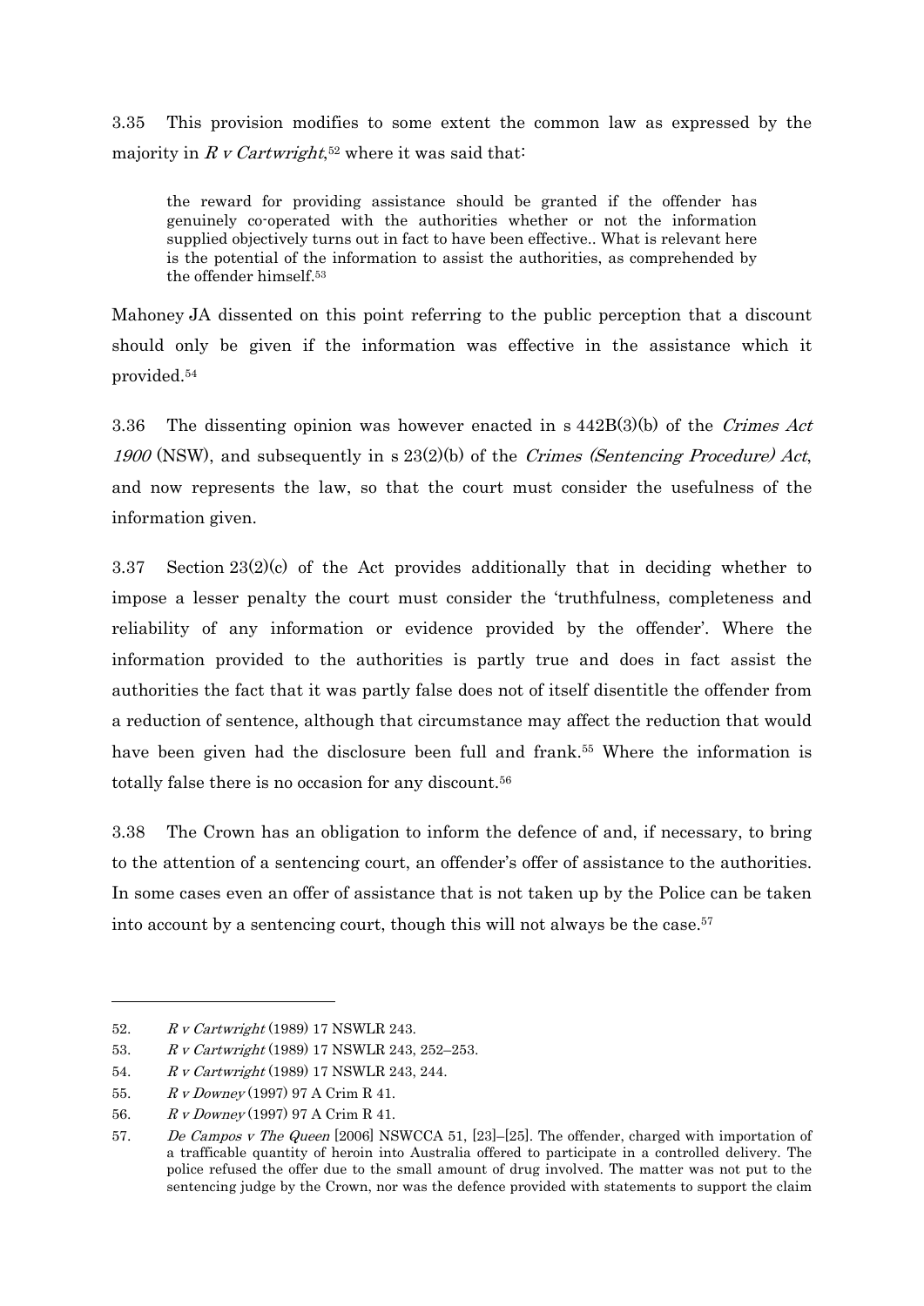3.35 This provision modifies to some extent the common law as expressed by the majority in *R v Cartwright*,[52] where it was said that:

> the reward for providing assistance should be granted if the offender has genuinely co-operated with the authorities whether or not the information supplied objectively turns out in fact to have been effective.. What is relevant here is the potential of the information to assist the authorities, as comprehended by the offender himself.[53]

Mahoney JA dissented on this point referring to the public perception that a discount should only be given if the information was effective in the assistance which it provided.[54]

3.36 The dissenting opinion was however enacted in s 442B(3)(b) of the *Crimes Act 1900* (NSW), and subsequently in s 23(2)(b) of the *Crimes (Sentencing Procedure) Act*, and now represents the law, so that the court must consider the usefulness of the information given.

3.37 Section 23(2)(c) of the Act provides additionally that in deciding whether to impose a lesser penalty the court must consider the 'truthfulness, completeness and reliability of any information or evidence provided by the offender'. Where the information provided to the authorities is partly true and does in fact assist the authorities the fact that it was partly false does not of itself disentitle the offender from a reduction of sentence, although that circumstance may affect the reduction that would have been given had the disclosure been full and frank.[55] Where the information is totally false there is no occasion for any discount.[56]

3.38 The Crown has an obligation to inform the defence of and, if necessary, to bring to the attention of a sentencing court, an offender's offer of assistance to the authorities. In some cases even an offer of assistance that is not taken up by the Police can be taken into account by a sentencing court, though this will not always be the case.[57]

---

52. *R v Cartwright* (1989) 17 NSWLR 243.
53. *R v Cartwright* (1989) 17 NSWLR 243, 252–253.
54. *R v Cartwright* (1989) 17 NSWLR 243, 244.
55. *R v Downey* (1997) 97 A Crim R 41.
56. *R v Downey* (1997) 97 A Crim R 41.
57. *De Campos v The Queen* [2006] NSWCCA 51, [23]–[25]. The offender, charged with importation of a trafficable quantity of heroin into Australia offered to participate in a controlled delivery. The police refused the offer due to the small amount of drug involved. The matter was not put to the sentencing judge by the Crown, nor was the defence provided with statements to support the claim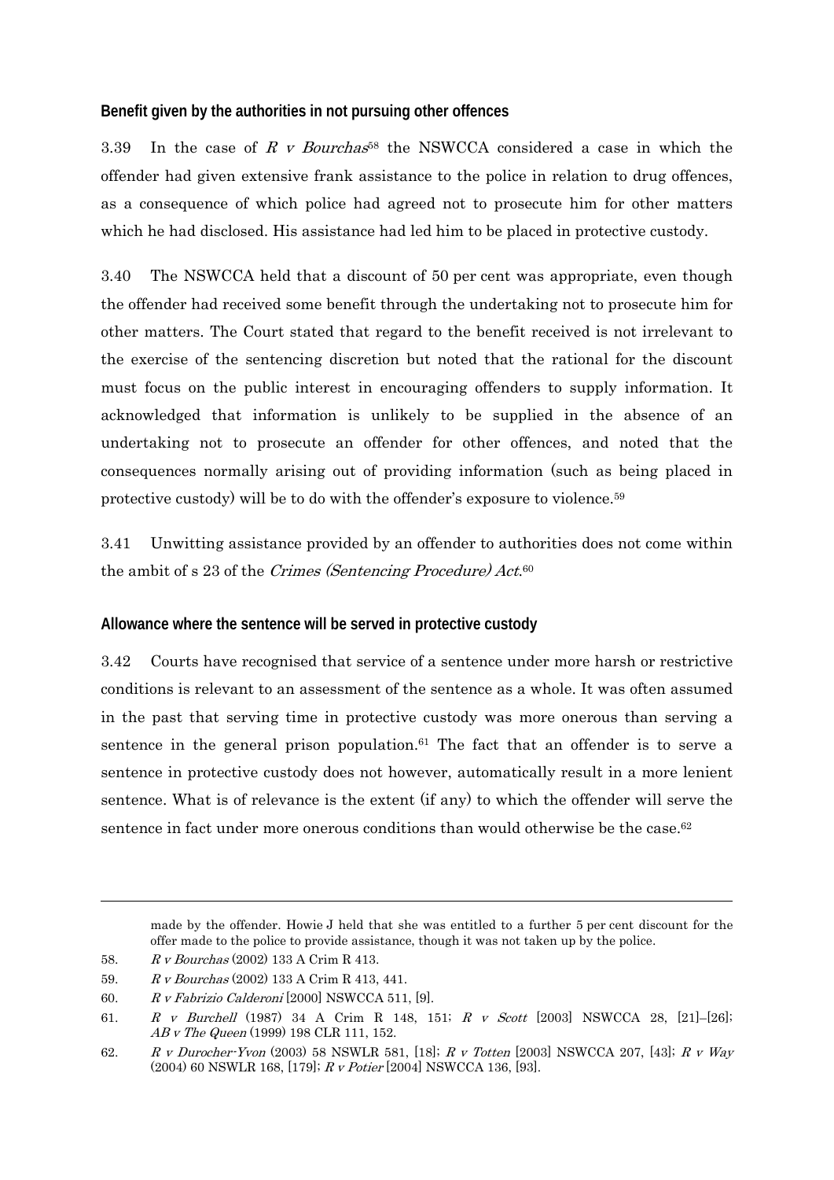### Benefit given by the authorities in not pursuing other offences

3.39 In the case of *R v Bourchas*[58] the NSWCCA considered a case in which the offender had given extensive frank assistance to the police in relation to drug offences, as a consequence of which police had agreed not to prosecute him for other matters which he had disclosed. His assistance had led him to be placed in protective custody.

3.40 The NSWCCA held that a discount of 50 per cent was appropriate, even though the offender had received some benefit through the undertaking not to prosecute him for other matters. The Court stated that regard to the benefit received is not irrelevant to the exercise of the sentencing discretion but noted that the rational for the discount must focus on the public interest in encouraging offenders to supply information. It acknowledged that information is unlikely to be supplied in the absence of an undertaking not to prosecute an offender for other offences, and noted that the consequences normally arising out of providing information (such as being placed in protective custody) will be to do with the offender's exposure to violence.[59]

3.41 Unwitting assistance provided by an offender to authorities does not come within the ambit of s 23 of the *Crimes (Sentencing Procedure) Act*.[60]

### Allowance where the sentence will be served in protective custody

3.42 Courts have recognised that service of a sentence under more harsh or restrictive conditions is relevant to an assessment of the sentence as a whole. It was often assumed in the past that serving time in protective custody was more onerous than serving a sentence in the general prison population.[61] The fact that an offender is to serve a sentence in protective custody does not however, automatically result in a more lenient sentence. What is of relevance is the extent (if any) to which the offender will serve the sentence in fact under more onerous conditions than would otherwise be the case.[62]

---

made by the offender. Howie J held that she was entitled to a further 5 per cent discount for the offer made to the police to provide assistance, though it was not taken up by the police.

58. *R v Bourchas* (2002) 133 A Crim R 413.

59. *R v Bourchas* (2002) 133 A Crim R 413, 441.

60. *R v Fabrizio Calderoni* [2000] NSWCCA 511, [9].

61. *R v Burchell* (1987) 34 A Crim R 148, 151; *R v Scott* [2003] NSWCCA 28, [21]–[26]; *AB v The Queen* (1999) 198 CLR 111, 152.

62. *R v Durocher-Yvon* (2003) 58 NSWLR 581, [18]; *R v Totten* [2003] NSWCCA 207, [43]; *R v Way* (2004) 60 NSWLR 168, [179]; *R v Potier* [2004] NSWCCA 136, [93].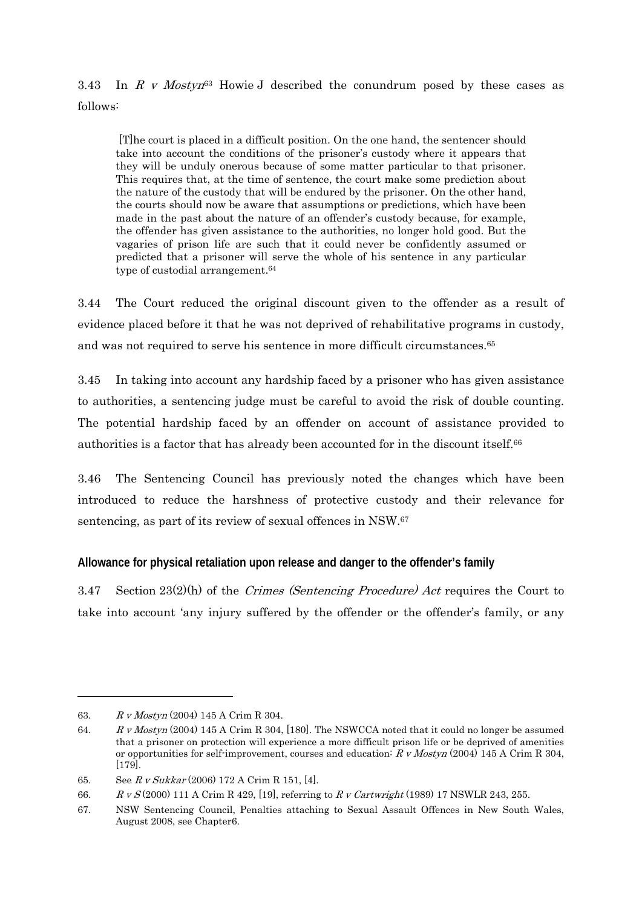3.43 In *R v Mostyn*[63] Howie J described the conundrum posed by these cases as follows:

> [T]he court is placed in a difficult position. On the one hand, the sentencer should take into account the conditions of the prisoner's custody where it appears that they will be unduly onerous because of some matter particular to that prisoner. This requires that, at the time of sentence, the court make some prediction about the nature of the custody that will be endured by the prisoner. On the other hand, the courts should now be aware that assumptions or predictions, which have been made in the past about the nature of an offender's custody because, for example, the offender has given assistance to the authorities, no longer hold good. But the vagaries of prison life are such that it could never be confidently assumed or predicted that a prisoner will serve the whole of his sentence in any particular type of custodial arrangement.[64]

3.44 The Court reduced the original discount given to the offender as a result of evidence placed before it that he was not deprived of rehabilitative programs in custody, and was not required to serve his sentence in more difficult circumstances.[65]

3.45 In taking into account any hardship faced by a prisoner who has given assistance to authorities, a sentencing judge must be careful to avoid the risk of double counting. The potential hardship faced by an offender on account of assistance provided to authorities is a factor that has already been accounted for in the discount itself.[66]

3.46 The Sentencing Council has previously noted the changes which have been introduced to reduce the harshness of protective custody and their relevance for sentencing, as part of its review of sexual offences in NSW.[67]

## Allowance for physical retaliation upon release and danger to the offender's family

3.47 Section 23(2)(h) of the *Crimes (Sentencing Procedure) Act* requires the Court to take into account 'any injury suffered by the offender or the offender's family, or any

---

63. *R v Mostyn* (2004) 145 A Crim R 304.

64. *R v Mostyn* (2004) 145 A Crim R 304, [180]. The NSWCCA noted that it could no longer be assumed that a prisoner on protection will experience a more difficult prison life or be deprived of amenities or opportunities for self-improvement, courses and education: *R v Mostyn* (2004) 145 A Crim R 304, [179].

65. See *R v Sukkar* (2006) 172 A Crim R 151, [4].

66. *R v S* (2000) 111 A Crim R 429, [19], referring to *R v Cartwright* (1989) 17 NSWLR 243, 255.

67. NSW Sentencing Council, Penalties attaching to Sexual Assault Offences in New South Wales, August 2008, see Chapter6.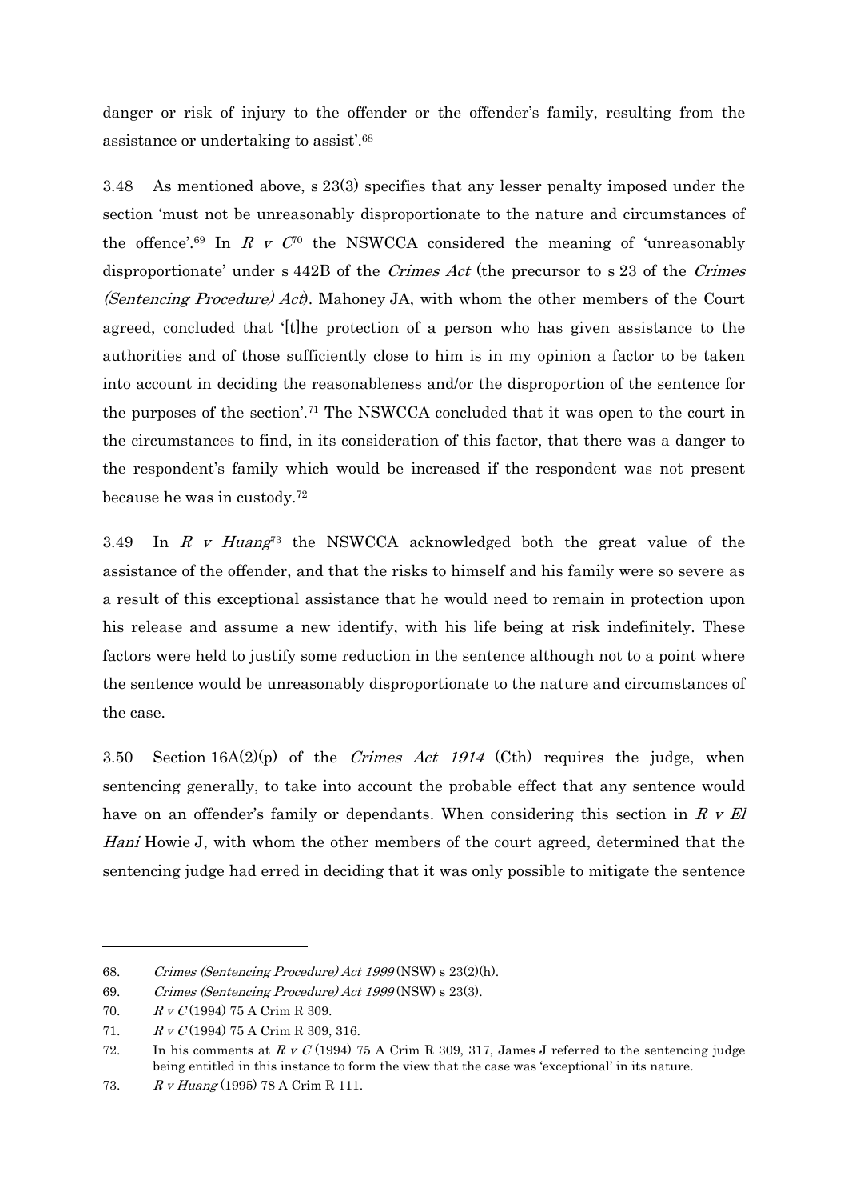danger or risk of injury to the offender or the offender's family, resulting from the assistance or undertaking to assist'.[68]

3.48 As mentioned above, s 23(3) specifies that any lesser penalty imposed under the section 'must not be unreasonably disproportionate to the nature and circumstances of the offence'.[69] In *R v C*[70] the NSWCCA considered the meaning of 'unreasonably disproportionate' under s 442B of the *Crimes Act* (the precursor to s 23 of the *Crimes (Sentencing Procedure) Act*). Mahoney JA, with whom the other members of the Court agreed, concluded that '[t]he protection of a person who has given assistance to the authorities and of those sufficiently close to him is in my opinion a factor to be taken into account in deciding the reasonableness and/or the disproportion of the sentence for the purposes of the section'.[71] The NSWCCA concluded that it was open to the court in the circumstances to find, in its consideration of this factor, that there was a danger to the respondent's family which would be increased if the respondent was not present because he was in custody.[72]

3.49 In *R v Huang*[73] the NSWCCA acknowledged both the great value of the assistance of the offender, and that the risks to himself and his family were so severe as a result of this exceptional assistance that he would need to remain in protection upon his release and assume a new identify, with his life being at risk indefinitely. These factors were held to justify some reduction in the sentence although not to a point where the sentence would be unreasonably disproportionate to the nature and circumstances of the case.

3.50 Section 16A(2)(p) of the *Crimes Act 1914* (Cth) requires the judge, when sentencing generally, to take into account the probable effect that any sentence would have on an offender's family or dependants. When considering this section in *R v El Hani* Howie J, with whom the other members of the court agreed, determined that the sentencing judge had erred in deciding that it was only possible to mitigate the sentence

---

68. *Crimes (Sentencing Procedure) Act 1999* (NSW) s 23(2)(h).
69. *Crimes (Sentencing Procedure) Act 1999* (NSW) s 23(3).
70. *R v C* (1994) 75 A Crim R 309.
71. *R v C* (1994) 75 A Crim R 309, 316.
72. In his comments at *R v C* (1994) 75 A Crim R 309, 317, James J referred to the sentencing judge being entitled in this instance to form the view that the case was 'exceptional' in its nature.
73. *R v Huang* (1995) 78 A Crim R 111.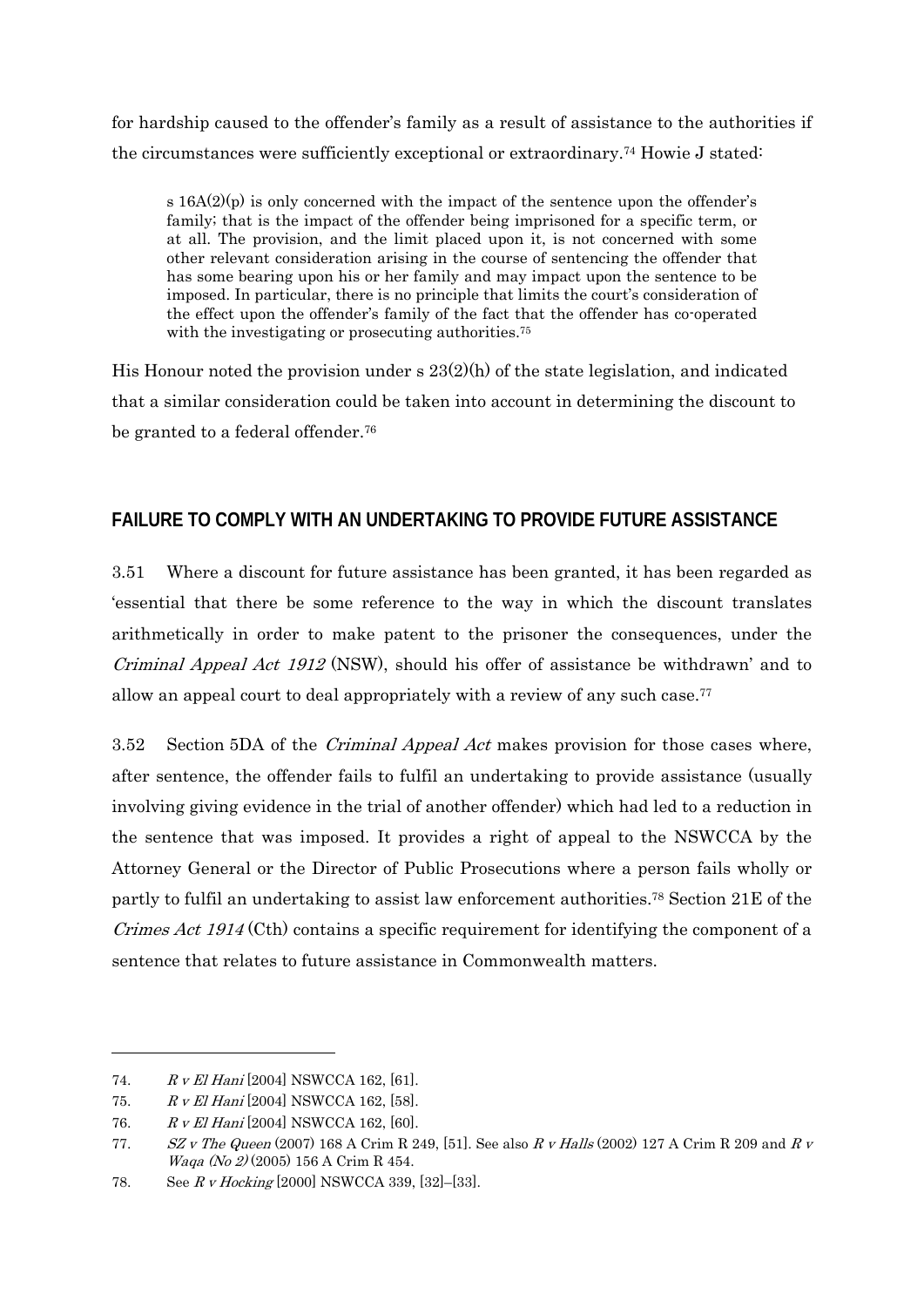for hardship caused to the offender's family as a result of assistance to the authorities if the circumstances were sufficiently exceptional or extraordinary.[74] Howie J stated:

> s 16A(2)(p) is only concerned with the impact of the sentence upon the offender's family; that is the impact of the offender being imprisoned for a specific term, or at all. The provision, and the limit placed upon it, is not concerned with some other relevant consideration arising in the course of sentencing the offender that has some bearing upon his or her family and may impact upon the sentence to be imposed. In particular, there is no principle that limits the court's consideration of the effect upon the offender's family of the fact that the offender has co-operated with the investigating or prosecuting authorities.[75]

His Honour noted the provision under s 23(2)(h) of the state legislation, and indicated that a similar consideration could be taken into account in determining the discount to be granted to a federal offender.[76]

## FAILURE TO COMPLY WITH AN UNDERTAKING TO PROVIDE FUTURE ASSISTANCE

3.51 Where a discount for future assistance has been granted, it has been regarded as 'essential that there be some reference to the way in which the discount translates arithmetically in order to make patent to the prisoner the consequences, under the *Criminal Appeal Act 1912* (NSW), should his offer of assistance be withdrawn' and to allow an appeal court to deal appropriately with a review of any such case.[77]

3.52 Section 5DA of the *Criminal Appeal Act* makes provision for those cases where, after sentence, the offender fails to fulfil an undertaking to provide assistance (usually involving giving evidence in the trial of another offender) which had led to a reduction in the sentence that was imposed. It provides a right of appeal to the NSWCCA by the Attorney General or the Director of Public Prosecutions where a person fails wholly or partly to fulfil an undertaking to assist law enforcement authorities.[78] Section 21E of the *Crimes Act 1914* (Cth) contains a specific requirement for identifying the component of a sentence that relates to future assistance in Commonwealth matters.

---

74. *R v El Hani* [2004] NSWCCA 162, [61].
75. *R v El Hani* [2004] NSWCCA 162, [58].
76. *R v El Hani* [2004] NSWCCA 162, [60].
77. *SZ v The Queen* (2007) 168 A Crim R 249, [51]. See also *R v Halls* (2002) 127 A Crim R 209 and *R v Waqa (No 2)* (2005) 156 A Crim R 454.
78. See *R v Hocking* [2000] NSWCCA 339, [32]–[33].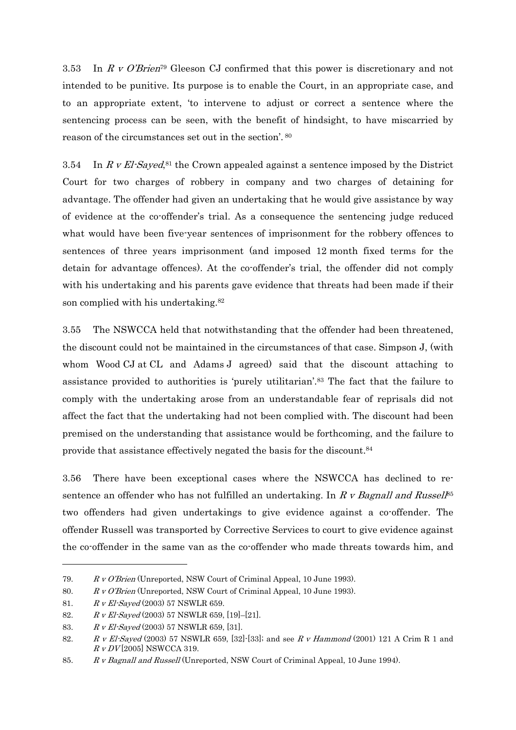3.53 In *R v O'Brien*[79] Gleeson CJ confirmed that this power is discretionary and not intended to be punitive. Its purpose is to enable the Court, in an appropriate case, and to an appropriate extent, 'to intervene to adjust or correct a sentence where the sentencing process can be seen, with the benefit of hindsight, to have miscarried by reason of the circumstances set out in the section'. [80]

3.54 In *R v El-Sayed*,[81] the Crown appealed against a sentence imposed by the District Court for two charges of robbery in company and two charges of detaining for advantage. The offender had given an undertaking that he would give assistance by way of evidence at the co-offender's trial. As a consequence the sentencing judge reduced what would have been five-year sentences of imprisonment for the robbery offences to sentences of three years imprisonment (and imposed 12 month fixed terms for the detain for advantage offences). At the co-offender's trial, the offender did not comply with his undertaking and his parents gave evidence that threats had been made if their son complied with his undertaking.[82]

3.55 The NSWCCA held that notwithstanding that the offender had been threatened, the discount could not be maintained in the circumstances of that case. Simpson J, (with whom Wood CJ at CL and Adams J agreed) said that the discount attaching to assistance provided to authorities is 'purely utilitarian'.[83] The fact that the failure to comply with the undertaking arose from an understandable fear of reprisals did not affect the fact that the undertaking had not been complied with. The discount had been premised on the understanding that assistance would be forthcoming, and the failure to provide that assistance effectively negated the basis for the discount.[84]

3.56 There have been exceptional cases where the NSWCCA has declined to re-sentence an offender who has not fulfilled an undertaking. In *R v Bagnall and Russell*[85] two offenders had given undertakings to give evidence against a co-offender. The offender Russell was transported by Corrective Services to court to give evidence against the co-offender in the same van as the co-offender who made threats towards him, and

---

79. *R v O'Brien* (Unreported, NSW Court of Criminal Appeal, 10 June 1993).

80. *R v O'Brien* (Unreported, NSW Court of Criminal Appeal, 10 June 1993).

81. *R v El-Sayed* (2003) 57 NSWLR 659.

82. *R v El-Sayed* (2003) 57 NSWLR 659, [19]–[21].

83. *R v El-Sayed* (2003) 57 NSWLR 659, [31].

82. *R v El-Sayed* (2003) 57 NSWLR 659, [32]-[33]; and see *R v Hammond* (2001) 121 A Crim R 1 and *R v DV* [2005] NSWCCA 319.

85. *R v Bagnall and Russell* (Unreported, NSW Court of Criminal Appeal, 10 June 1994).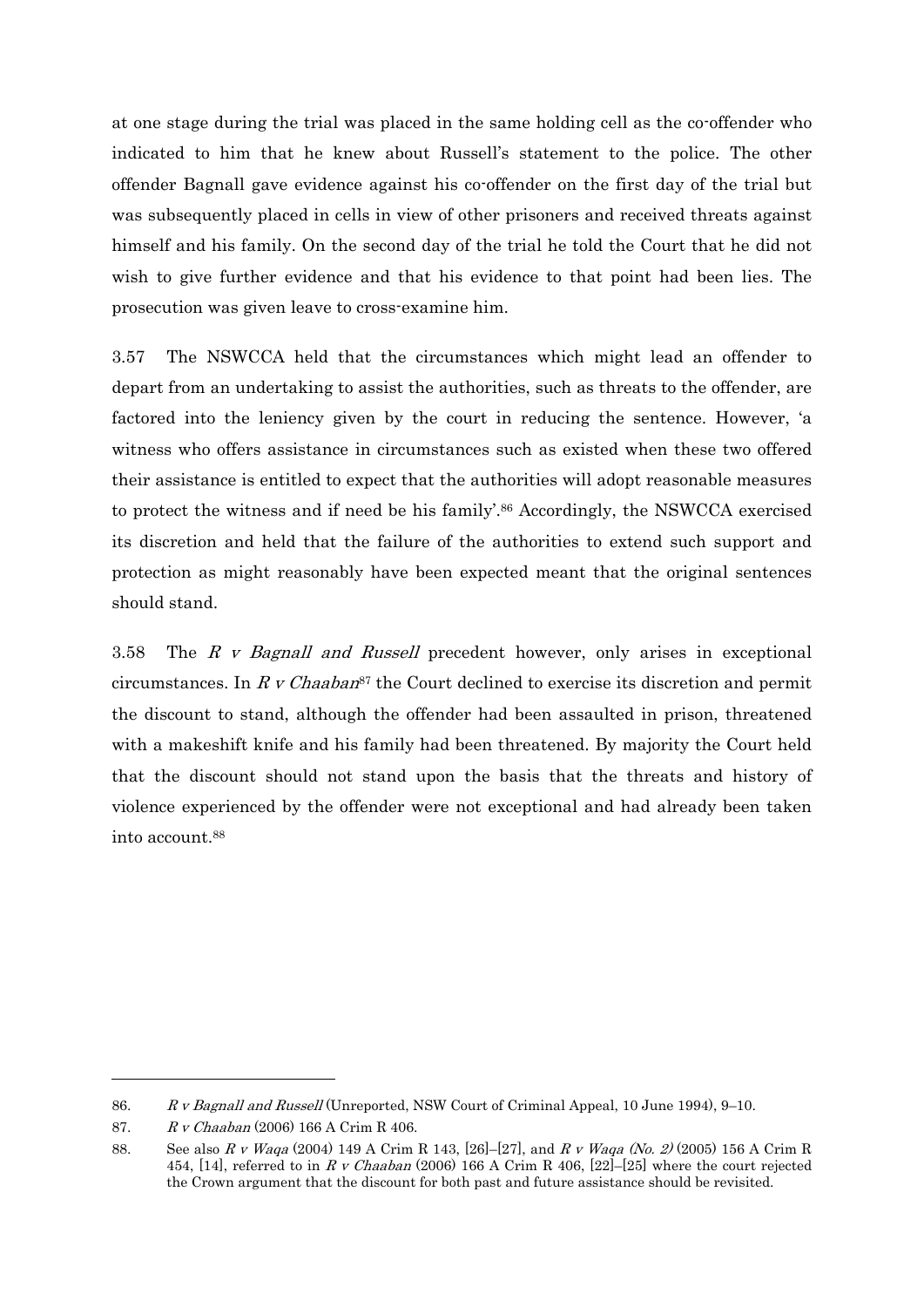at one stage during the trial was placed in the same holding cell as the co-offender who indicated to him that he knew about Russell's statement to the police. The other offender Bagnall gave evidence against his co-offender on the first day of the trial but was subsequently placed in cells in view of other prisoners and received threats against himself and his family. On the second day of the trial he told the Court that he did not wish to give further evidence and that his evidence to that point had been lies. The prosecution was given leave to cross-examine him.

3.57 The NSWCCA held that the circumstances which might lead an offender to depart from an undertaking to assist the authorities, such as threats to the offender, are factored into the leniency given by the court in reducing the sentence. However, 'a witness who offers assistance in circumstances such as existed when these two offered their assistance is entitled to expect that the authorities will adopt reasonable measures to protect the witness and if need be his family'.[86] Accordingly, the NSWCCA exercised its discretion and held that the failure of the authorities to extend such support and protection as might reasonably have been expected meant that the original sentences should stand.

3.58 The *R v Bagnall and Russell* precedent however, only arises in exceptional circumstances. In *R v Chaaban*[87] the Court declined to exercise its discretion and permit the discount to stand, although the offender had been assaulted in prison, threatened with a makeshift knife and his family had been threatened. By majority the Court held that the discount should not stand upon the basis that the threats and history of violence experienced by the offender were not exceptional and had already been taken into account.[88]

---

86. *R v Bagnall and Russell* (Unreported, NSW Court of Criminal Appeal, 10 June 1994), 9–10.

87. *R v Chaaban* (2006) 166 A Crim R 406.

88. See also *R v Waqa* (2004) 149 A Crim R 143, [26]–[27], and *R v Waqa (No. 2)* (2005) 156 A Crim R 454, [14], referred to in *R v Chaaban* (2006) 166 A Crim R 406, [22]–[25] where the court rejected the Crown argument that the discount for both past and future assistance should be revisited.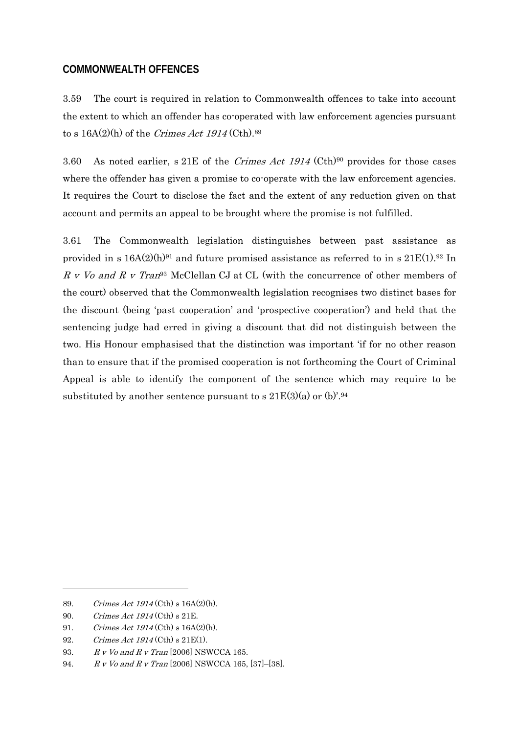## COMMONWEALTH OFFENCES

3.59 The court is required in relation to Commonwealth offences to take into account the extent to which an offender has co-operated with law enforcement agencies pursuant to s 16A(2)(h) of the *Crimes Act 1914* (Cth).[89]

3.60 As noted earlier, s 21E of the *Crimes Act 1914* (Cth)[90] provides for those cases where the offender has given a promise to co-operate with the law enforcement agencies. It requires the Court to disclose the fact and the extent of any reduction given on that account and permits an appeal to be brought where the promise is not fulfilled.

3.61 The Commonwealth legislation distinguishes between past assistance as provided in s 16A(2)(h)[91] and future promised assistance as referred to in s 21E(1).[92] In *R v Vo and R v Tran*[93] McClellan CJ at CL (with the concurrence of other members of the court) observed that the Commonwealth legislation recognises two distinct bases for the discount (being 'past cooperation' and 'prospective cooperation') and held that the sentencing judge had erred in giving a discount that did not distinguish between the two. His Honour emphasised that the distinction was important 'if for no other reason than to ensure that if the promised cooperation is not forthcoming the Court of Criminal Appeal is able to identify the component of the sentence which may require to be substituted by another sentence pursuant to s 21E(3)(a) or (b)'.[94]

---

89. *Crimes Act 1914* (Cth) s 16A(2)(h).
90. *Crimes Act 1914* (Cth) s 21E.
91. *Crimes Act 1914* (Cth) s 16A(2)(h).
92. *Crimes Act 1914* (Cth) s 21E(1).
93. *R v Vo and R v Tran* [2006] NSWCCA 165.
94. *R v Vo and R v Tran* [2006] NSWCCA 165, [37]–[38].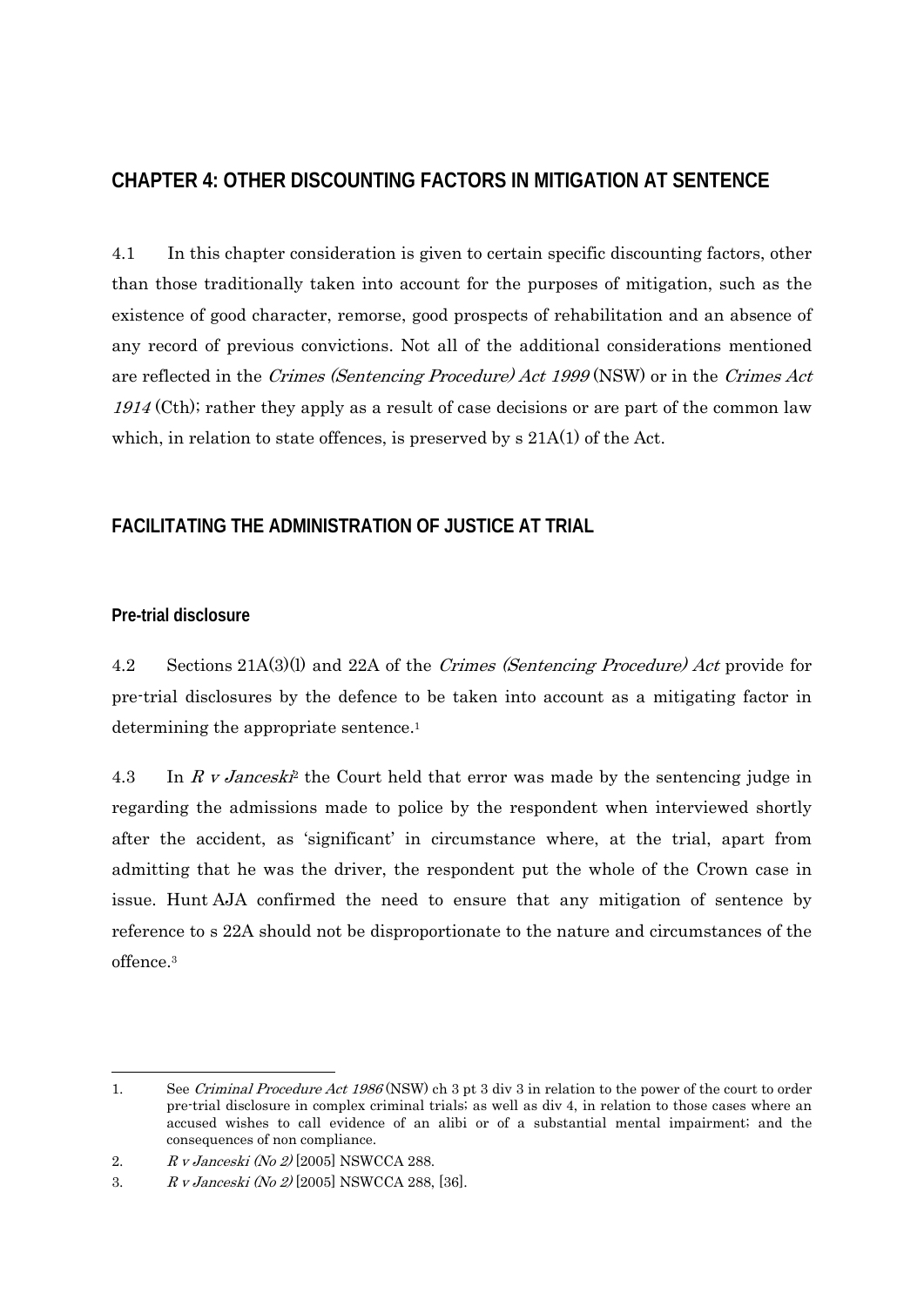## CHAPTER 4: OTHER DISCOUNTING FACTORS IN MITIGATION AT SENTENCE

4.1 In this chapter consideration is given to certain specific discounting factors, other than those traditionally taken into account for the purposes of mitigation, such as the existence of good character, remorse, good prospects of rehabilitation and an absence of any record of previous convictions. Not all of the additional considerations mentioned are reflected in the *Crimes (Sentencing Procedure) Act 1999* (NSW) or in the *Crimes Act 1914* (Cth); rather they apply as a result of case decisions or are part of the common law which, in relation to state offences, is preserved by s 21A(1) of the Act.

## FACILITATING THE ADMINISTRATION OF JUSTICE AT TRIAL

### Pre-trial disclosure

4.2 Sections 21A(3)(l) and 22A of the *Crimes (Sentencing Procedure) Act* provide for pre-trial disclosures by the defence to be taken into account as a mitigating factor in determining the appropriate sentence.[1]

4.3 In *R v Janceski*[2] the Court held that error was made by the sentencing judge in regarding the admissions made to police by the respondent when interviewed shortly after the accident, as 'significant' in circumstance where, at the trial, apart from admitting that he was the driver, the respondent put the whole of the Crown case in issue. Hunt AJA confirmed the need to ensure that any mitigation of sentence by reference to s 22A should not be disproportionate to the nature and circumstances of the offence.[3]

---

1. See *Criminal Procedure Act 1986* (NSW) ch 3 pt 3 div 3 in relation to the power of the court to order pre-trial disclosure in complex criminal trials; as well as div 4, in relation to those cases where an accused wishes to call evidence of an alibi or of a substantial mental impairment; and the consequences of non compliance.
2. *R v Janceski (No 2)* [2005] NSWCCA 288.
3. *R v Janceski (No 2)* [2005] NSWCCA 288, [36].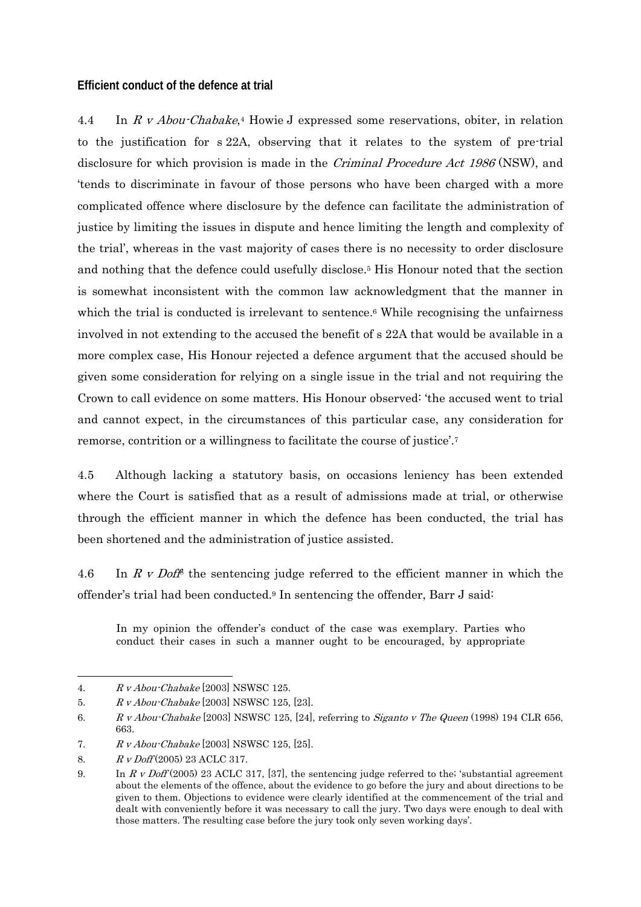### Efficient conduct of the defence at trial

4.4 In *R v Abou-Chabake*,[4] Howie J expressed some reservations, obiter, in relation to the justification for s 22A, observing that it relates to the system of pre-trial disclosure for which provision is made in the *Criminal Procedure Act 1986* (NSW), and 'tends to discriminate in favour of those persons who have been charged with a more complicated offence where disclosure by the defence can facilitate the administration of justice by limiting the issues in dispute and hence limiting the length and complexity of the trial', whereas in the vast majority of cases there is no necessity to order disclosure and nothing that the defence could usefully disclose.[5] His Honour noted that the section is somewhat inconsistent with the common law acknowledgment that the manner in which the trial is conducted is irrelevant to sentence.[6] While recognising the unfairness involved in not extending to the accused the benefit of s 22A that would be available in a more complex case, His Honour rejected a defence argument that the accused should be given some consideration for relying on a single issue in the trial and not requiring the Crown to call evidence on some matters. His Honour observed: 'the accused went to trial and cannot expect, in the circumstances of this particular case, any consideration for remorse, contrition or a willingness to facilitate the course of justice'.[7]

4.5 Although lacking a statutory basis, on occasions leniency has been extended where the Court is satisfied that as a result of admissions made at trial, or otherwise through the efficient manner in which the defence has been conducted, the trial has been shortened and the administration of justice assisted.

4.6 In *R v Doff*[8] the sentencing judge referred to the efficient manner in which the offender's trial had been conducted.[9] In sentencing the offender, Barr J said:

> In my opinion the offender's conduct of the case was exemplary. Parties who conduct their cases in such a manner ought to be encouraged, by appropriate

---

4. *R v Abou-Chabake* [2003] NSWSC 125.
5. *R v Abou-Chabake* [2003] NSWSC 125, [23].
6. *R v Abou-Chabake* [2003] NSWSC 125, [24], referring to *Siganto v The Queen* (1998) 194 CLR 656, 663.
7. *R v Abou-Chabake* [2003] NSWSC 125, [25].
8. *R v Doff* (2005) 23 ACLC 317.
9. In *R v Doff* (2005) 23 ACLC 317, [37], the sentencing judge referred to the; 'substantial agreement about the elements of the offence, about the evidence to go before the jury and about directions to be given to them. Objections to evidence were clearly identified at the commencement of the trial and dealt with conveniently before it was necessary to call the jury. Two days were enough to deal with those matters. The resulting case before the jury took only seven working days'.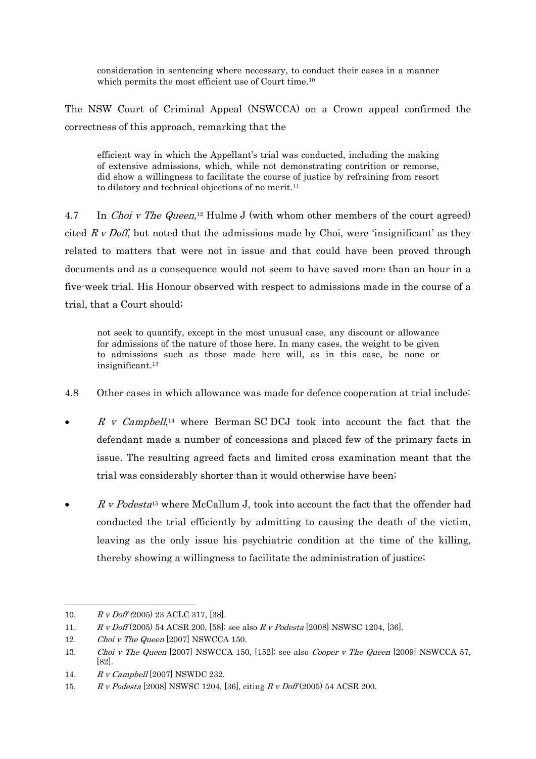> consideration in sentencing where necessary, to conduct their cases in a manner which permits the most efficient use of Court time.[10]

The NSW Court of Criminal Appeal (NSWCCA) on a Crown appeal confirmed the correctness of this approach, remarking that the

> efficient way in which the Appellant's trial was conducted, including the making of extensive admissions, which, while not demonstrating contrition or remorse, did show a willingness to facilitate the course of justice by refraining from resort to dilatory and technical objections of no merit.[11]

4.7 In *Choi v The Queen*,[12] Hulme J (with whom other members of the court agreed) cited *R v Doff*, but noted that the admissions made by Choi, were 'insignificant' as they related to matters that were not in issue and that could have been proved through documents and as a consequence would not seem to have saved more than an hour in a five-week trial. His Honour observed with respect to admissions made in the course of a trial, that a Court should;

> not seek to quantify, except in the most unusual case, any discount or allowance for admissions of the nature of those here. In many cases, the weight to be given to admissions such as those made here will, as in this case, be none or insignificant.[13]

4.8 Other cases in which allowance was made for defence cooperation at trial include:

- *R v Campbell*,[14] where Berman SC DCJ took into account the fact that the defendant made a number of concessions and placed few of the primary facts in issue. The resulting agreed facts and limited cross examination meant that the trial was considerably shorter than it would otherwise have been;
- *R v Podesta*[15] where McCallum J, took into account the fact that the offender had conducted the trial efficiently by admitting to causing the death of the victim, leaving as the only issue his psychiatric condition at the time of the killing, thereby showing a willingness to facilitate the administration of justice;

---

10. *R v Doff* (2005) 23 ACLC 317, [38].
11. *R v Doff* (2005) 54 ACSR 200, [58]; see also *R v Podesta* [2008] NSWSC 1204, [36].
12. *Choi v The Queen* [2007] NSWCCA 150.
13. *Choi v The Queen* [2007] NSWCCA 150, [152]; see also *Cooper v The Queen* [2009] NSWCCA 57, [82].
14. *R v Campbell* [2007] NSWDC 232.
15. *R v Podesta* [2008] NSWSC 1204, [36], citing *R v Doff* (2005) 54 ACSR 200.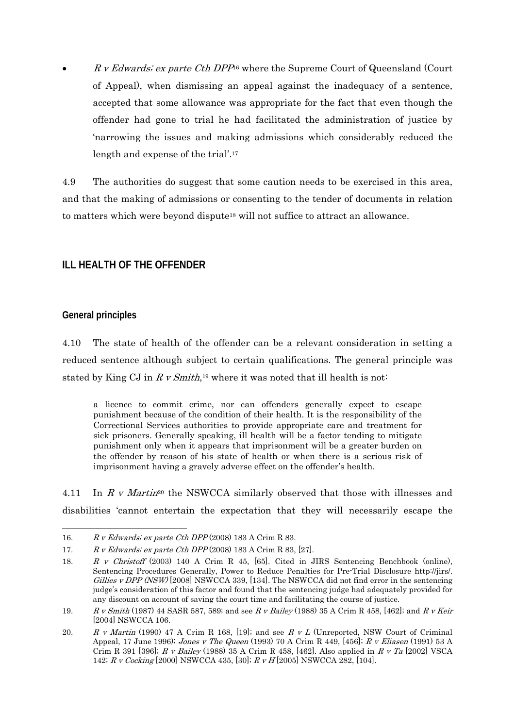- *R v Edwards; ex parte Cth DPP*[16] where the Supreme Court of Queensland (Court of Appeal), when dismissing an appeal against the inadequacy of a sentence, accepted that some allowance was appropriate for the fact that even though the offender had gone to trial he had facilitated the administration of justice by 'narrowing the issues and making admissions which considerably reduced the length and expense of the trial'.[17]

4.9 The authorities do suggest that some caution needs to be exercised in this area, and that the making of admissions or consenting to the tender of documents in relation to matters which were beyond dispute[18] will not suffice to attract an allowance.

## ILL HEALTH OF THE OFFENDER

### General principles

4.10 The state of health of the offender can be a relevant consideration in setting a reduced sentence although subject to certain qualifications. The general principle was stated by King CJ in *R v Smith*,[19] where it was noted that ill health is not:

> a licence to commit crime, nor can offenders generally expect to escape punishment because of the condition of their health. It is the responsibility of the Correctional Services authorities to provide appropriate care and treatment for sick prisoners. Generally speaking, ill health will be a factor tending to mitigate punishment only when it appears that imprisonment will be a greater burden on the offender by reason of his state of health or when there is a serious risk of imprisonment having a gravely adverse effect on the offender's health.

4.11 In *R v Martin*[20] the NSWCCA similarly observed that those with illnesses and disabilities 'cannot entertain the expectation that they will necessarily escape the

---

16. *R v Edwards; ex parte Cth DPP* (2008) 183 A Crim R 83.
17. *R v Edwards; ex parte Cth DPP* (2008) 183 A Crim R 83, [27].
18. *R v Christoff* (2003) 140 A Crim R 45, [65]. Cited in JIRS Sentencing Benchbook (online), Sentencing Procedures Generally, Power to Reduce Penalties for Pre-Trial Disclosure http://jirs/. *Gillies v DPP (NSW)* [2008] NSWCCA 339, [134]. The NSWCCA did not find error in the sentencing judge's consideration of this factor and found that the sentencing judge had adequately provided for any discount on account of saving the court time and facilitating the course of justice.
19. *R v Smith* (1987) 44 SASR 587, 589; and see *R v Bailey* (1988) 35 A Crim R 458, [462]; and *R v Keir* [2004] NSWCCA 106.
20. *R v Martin* (1990) 47 A Crim R 168, [19]; and see *R v L* (Unreported, NSW Court of Criminal Appeal, 17 June 1996); *Jones v The Queen* (1993) 70 A Crim R 449, [456]; *R v Eliasen* (1991) 53 A Crim R 391 [396]; *R v Bailey* (1988) 35 A Crim R 458, [462]. Also applied in *R v Ta* [2002] VSCA 142; *R v Cocking* [2000] NSWCCA 435, [30]; *R v H* [2005] NSWCCA 282, [104].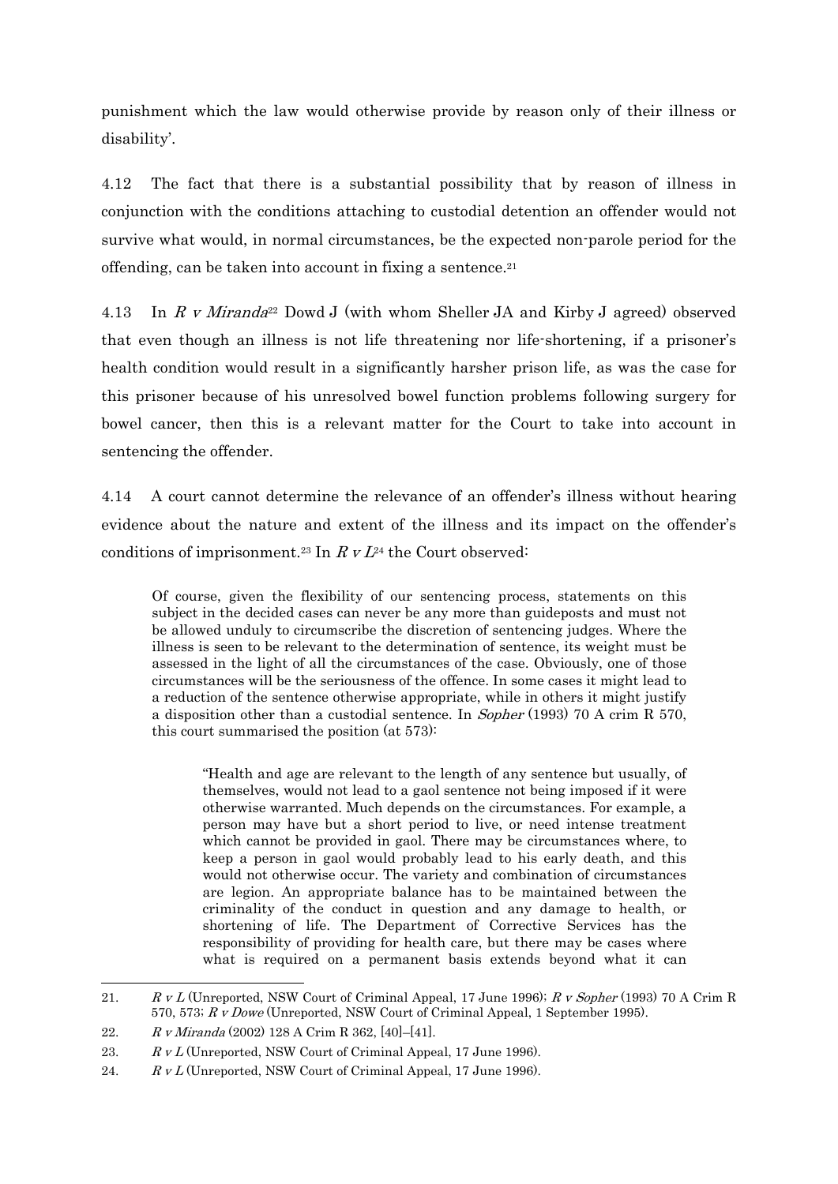punishment which the law would otherwise provide by reason only of their illness or disability'.

4.12 The fact that there is a substantial possibility that by reason of illness in conjunction with the conditions attaching to custodial detention an offender would not survive what would, in normal circumstances, be the expected non-parole period for the offending, can be taken into account in fixing a sentence.[21]

4.13 In *R v Miranda*[22] Dowd J (with whom Sheller JA and Kirby J agreed) observed that even though an illness is not life threatening nor life-shortening, if a prisoner's health condition would result in a significantly harsher prison life, as was the case for this prisoner because of his unresolved bowel function problems following surgery for bowel cancer, then this is a relevant matter for the Court to take into account in sentencing the offender.

4.14 A court cannot determine the relevance of an offender's illness without hearing evidence about the nature and extent of the illness and its impact on the offender's conditions of imprisonment.[23] In *R v L*[24] the Court observed:

> Of course, given the flexibility of our sentencing process, statements on this subject in the decided cases can never be any more than guideposts and must not be allowed unduly to circumscribe the discretion of sentencing judges. Where the illness is seen to be relevant to the determination of sentence, its weight must be assessed in the light of all the circumstances of the case. Obviously, one of those circumstances will be the seriousness of the offence. In some cases it might lead to a reduction of the sentence otherwise appropriate, while in others it might justify a disposition other than a custodial sentence. In *Sopher* (1993) 70 A crim R 570, this court summarised the position (at 573):
>
> > "Health and age are relevant to the length of any sentence but usually, of themselves, would not lead to a gaol sentence not being imposed if it were otherwise warranted. Much depends on the circumstances. For example, a person may have but a short period to live, or need intense treatment which cannot be provided in gaol. There may be circumstances where, to keep a person in gaol would probably lead to his early death, and this would not otherwise occur. The variety and combination of circumstances are legion. An appropriate balance has to be maintained between the criminality of the conduct in question and any damage to health, or shortening of life. The Department of Corrective Services has the responsibility of providing for health care, but there may be cases where what is required on a permanent basis extends beyond what it can

---

21. *R v L* (Unreported, NSW Court of Criminal Appeal, 17 June 1996); *R v Sopher* (1993) 70 A Crim R 570, 573; *R v Dowe* (Unreported, NSW Court of Criminal Appeal, 1 September 1995).
22. *R v Miranda* (2002) 128 A Crim R 362, [40]–[41].
23. *R v L* (Unreported, NSW Court of Criminal Appeal, 17 June 1996).
24. *R v L* (Unreported, NSW Court of Criminal Appeal, 17 June 1996).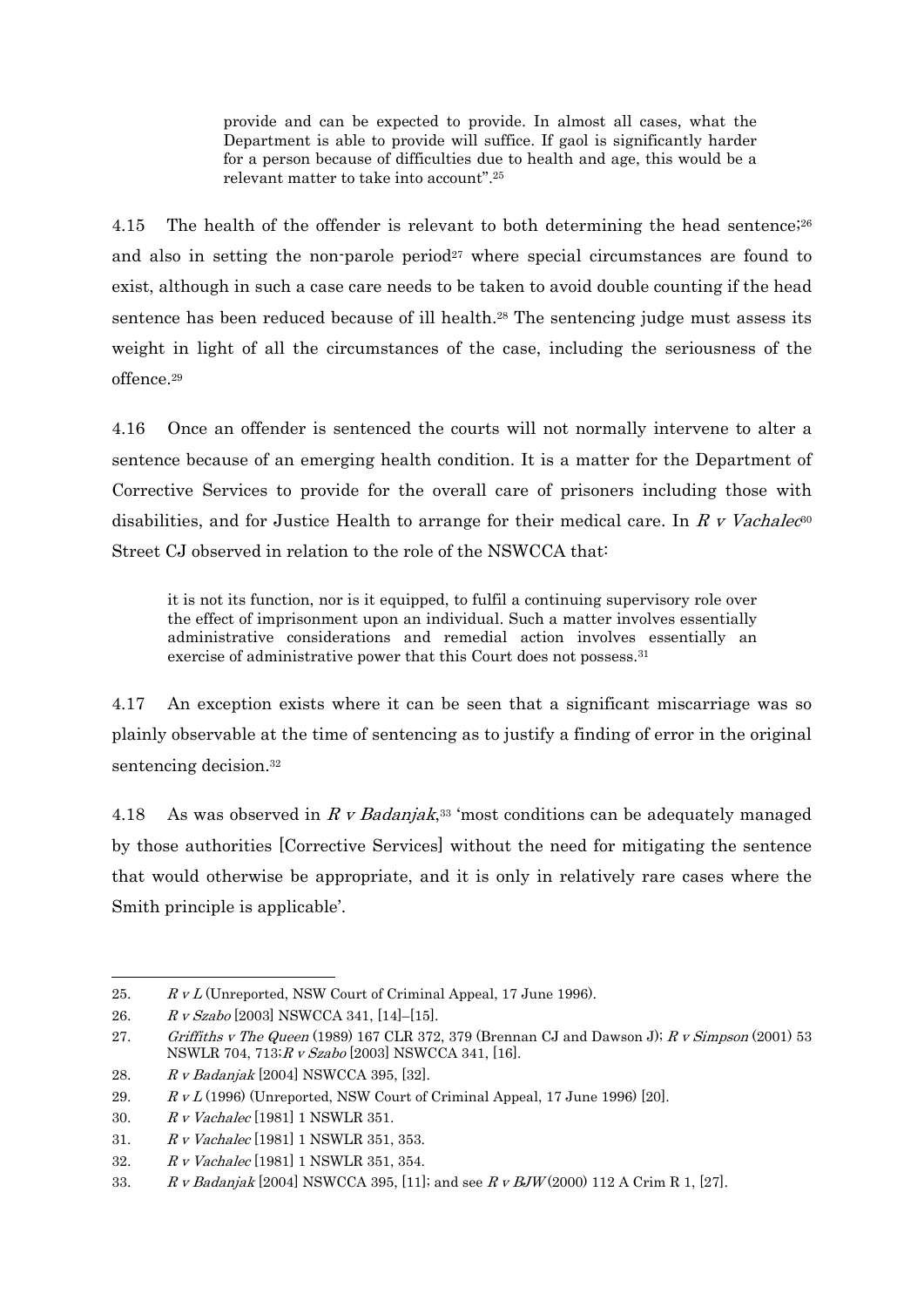> provide and can be expected to provide. In almost all cases, what the Department is able to provide will suffice. If gaol is significantly harder for a person because of difficulties due to health and age, this would be a relevant matter to take into account".[25]

4.15 The health of the offender is relevant to both determining the head sentence;[26] and also in setting the non-parole period[27] where special circumstances are found to exist, although in such a case care needs to be taken to avoid double counting if the head sentence has been reduced because of ill health.[28] The sentencing judge must assess its weight in light of all the circumstances of the case, including the seriousness of the offence.[29]

4.16 Once an offender is sentenced the courts will not normally intervene to alter a sentence because of an emerging health condition. It is a matter for the Department of Corrective Services to provide for the overall care of prisoners including those with disabilities, and for Justice Health to arrange for their medical care. In *R v Vachalec*[30] Street CJ observed in relation to the role of the NSWCCA that:

> it is not its function, nor is it equipped, to fulfil a continuing supervisory role over the effect of imprisonment upon an individual. Such a matter involves essentially administrative considerations and remedial action involves essentially an exercise of administrative power that this Court does not possess.[31]

4.17 An exception exists where it can be seen that a significant miscarriage was so plainly observable at the time of sentencing as to justify a finding of error in the original sentencing decision.[32]

4.18 As was observed in *R v Badanjak*,[33] 'most conditions can be adequately managed by those authorities [Corrective Services] without the need for mitigating the sentence that would otherwise be appropriate, and it is only in relatively rare cases where the Smith principle is applicable'.

---

25. *R v L* (Unreported, NSW Court of Criminal Appeal, 17 June 1996).
26. *R v Szabo* [2003] NSWCCA 341, [14]–[15].
27. *Griffiths v The Queen* (1989) 167 CLR 372, 379 (Brennan CJ and Dawson J); *R v Simpson* (2001) 53 NSWLR 704, 713;*R v Szabo* [2003] NSWCCA 341, [16].
28. *R v Badanjak* [2004] NSWCCA 395, [32].
29. *R v L* (1996) (Unreported, NSW Court of Criminal Appeal, 17 June 1996) [20].
30. *R v Vachalec* [1981] 1 NSWLR 351.
31. *R v Vachalec* [1981] 1 NSWLR 351, 353.
32. *R v Vachalec* [1981] 1 NSWLR 351, 354.
33. *R v Badanjak* [2004] NSWCCA 395, [11]; and see *R v BJW* (2000) 112 A Crim R 1, [27].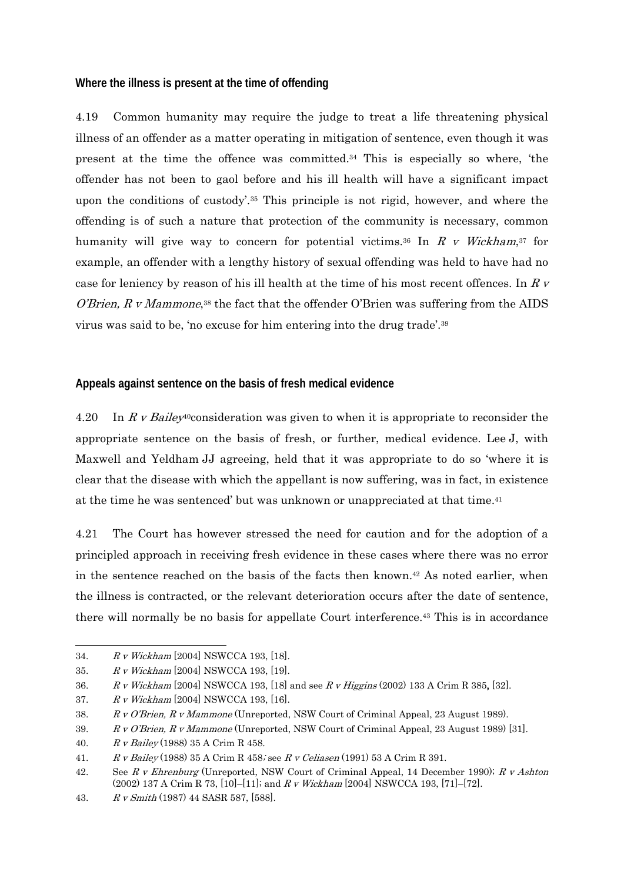### Where the illness is present at the time of offending

4.19 Common humanity may require the judge to treat a life threatening physical illness of an offender as a matter operating in mitigation of sentence, even though it was present at the time the offence was committed.[34] This is especially so where, 'the offender has not been to gaol before and his ill health will have a significant impact upon the conditions of custody'.[35] This principle is not rigid, however, and where the offending is of such a nature that protection of the community is necessary, common humanity will give way to concern for potential victims.[36] In *R v Wickham*,[37] for example, an offender with a lengthy history of sexual offending was held to have had no case for leniency by reason of his ill health at the time of his most recent offences. In *R v O'Brien, R v Mammone*,[38] the fact that the offender O'Brien was suffering from the AIDS virus was said to be, 'no excuse for him entering into the drug trade'.[39]

### Appeals against sentence on the basis of fresh medical evidence

4.20 In *R v Bailey*[40] consideration was given to when it is appropriate to reconsider the appropriate sentence on the basis of fresh, or further, medical evidence. Lee J, with Maxwell and Yeldham JJ agreeing, held that it was appropriate to do so 'where it is clear that the disease with which the appellant is now suffering, was in fact, in existence at the time he was sentenced' but was unknown or unappreciated at that time.[41]

4.21 The Court has however stressed the need for caution and for the adoption of a principled approach in receiving fresh evidence in these cases where there was no error in the sentence reached on the basis of the facts then known.[42] As noted earlier, when the illness is contracted, or the relevant deterioration occurs after the date of sentence, there will normally be no basis for appellate Court interference.[43] This is in accordance

---

34. *R v Wickham* [2004] NSWCCA 193, [18].
35. *R v Wickham* [2004] NSWCCA 193, [19].
36. *R v Wickham* [2004] NSWCCA 193, [18] and see *R v Higgins* (2002) 133 A Crim R 385, [32].
37. *R v Wickham* [2004] NSWCCA 193, [16].
38. *R v O'Brien, R v Mammone* (Unreported, NSW Court of Criminal Appeal, 23 August 1989).
39. *R v O'Brien, R v Mammone* (Unreported, NSW Court of Criminal Appeal, 23 August 1989) [31].
40. *R v Bailey* (1988) 35 A Crim R 458.
41. *R v Bailey* (1988) 35 A Crim R 458; see *R v Celiasen* (1991) 53 A Crim R 391.
42. See *R v Ehrenburg* (Unreported, NSW Court of Criminal Appeal, 14 December 1990); *R v Ashton* (2002) 137 A Crim R 73, [10]–[11]; and *R v Wickham* [2004] NSWCCA 193, [71]–[72].
43. *R v Smith* (1987) 44 SASR 587, [588].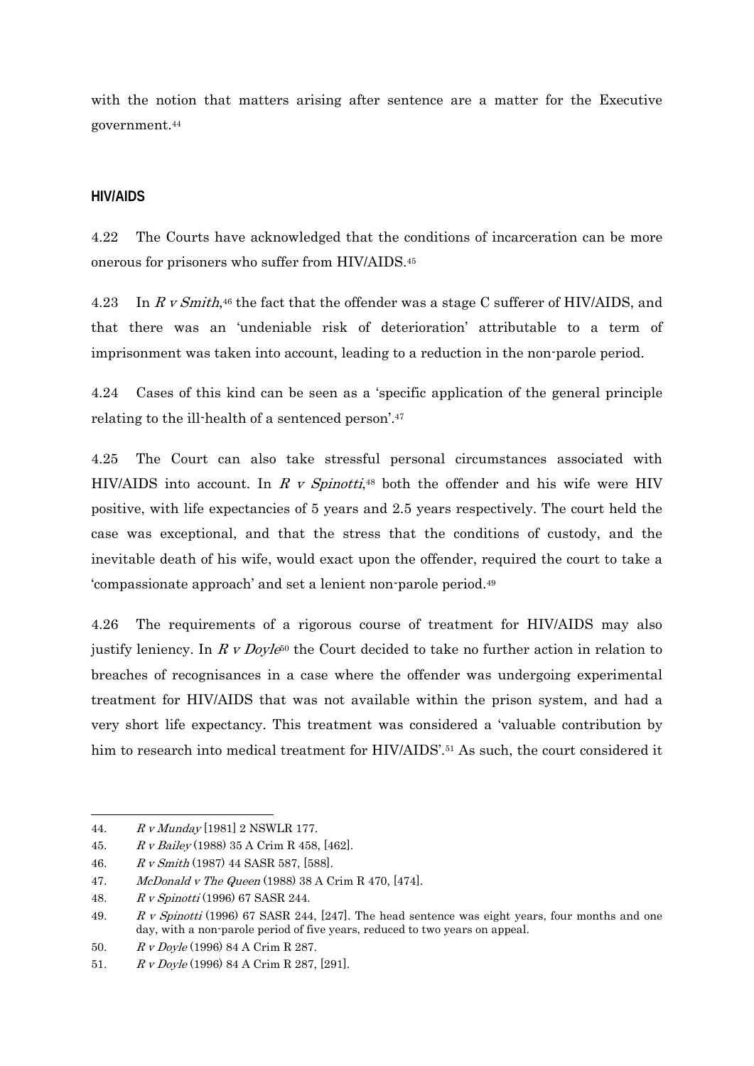with the notion that matters arising after sentence are a matter for the Executive government.[44]

### HIV/AIDS

4.22 The Courts have acknowledged that the conditions of incarceration can be more onerous for prisoners who suffer from HIV/AIDS.[45]

4.23 In *R v Smith*,[46] the fact that the offender was a stage C sufferer of HIV/AIDS, and that there was an 'undeniable risk of deterioration' attributable to a term of imprisonment was taken into account, leading to a reduction in the non-parole period.

4.24 Cases of this kind can be seen as a 'specific application of the general principle relating to the ill-health of a sentenced person'.[47]

4.25 The Court can also take stressful personal circumstances associated with HIV/AIDS into account. In *R v Spinotti*,[48] both the offender and his wife were HIV positive, with life expectancies of 5 years and 2.5 years respectively. The court held the case was exceptional, and that the stress that the conditions of custody, and the inevitable death of his wife, would exact upon the offender, required the court to take a 'compassionate approach' and set a lenient non-parole period.[49]

4.26 The requirements of a rigorous course of treatment for HIV/AIDS may also justify leniency. In *R v Doyle*[50] the Court decided to take no further action in relation to breaches of recognisances in a case where the offender was undergoing experimental treatment for HIV/AIDS that was not available within the prison system, and had a very short life expectancy. This treatment was considered a 'valuable contribution by him to research into medical treatment for HIV/AIDS'.[51] As such, the court considered it

---

44. *R v Munday* [1981] 2 NSWLR 177.
45. *R v Bailey* (1988) 35 A Crim R 458, [462].
46. *R v Smith* (1987) 44 SASR 587, [588].
47. *McDonald v The Queen* (1988) 38 A Crim R 470, [474].
48. *R v Spinotti* (1996) 67 SASR 244.
49. *R v Spinotti* (1996) 67 SASR 244, [247]. The head sentence was eight years, four months and one day, with a non-parole period of five years, reduced to two years on appeal.
50. *R v Doyle* (1996) 84 A Crim R 287.
51. *R v Doyle* (1996) 84 A Crim R 287, [291].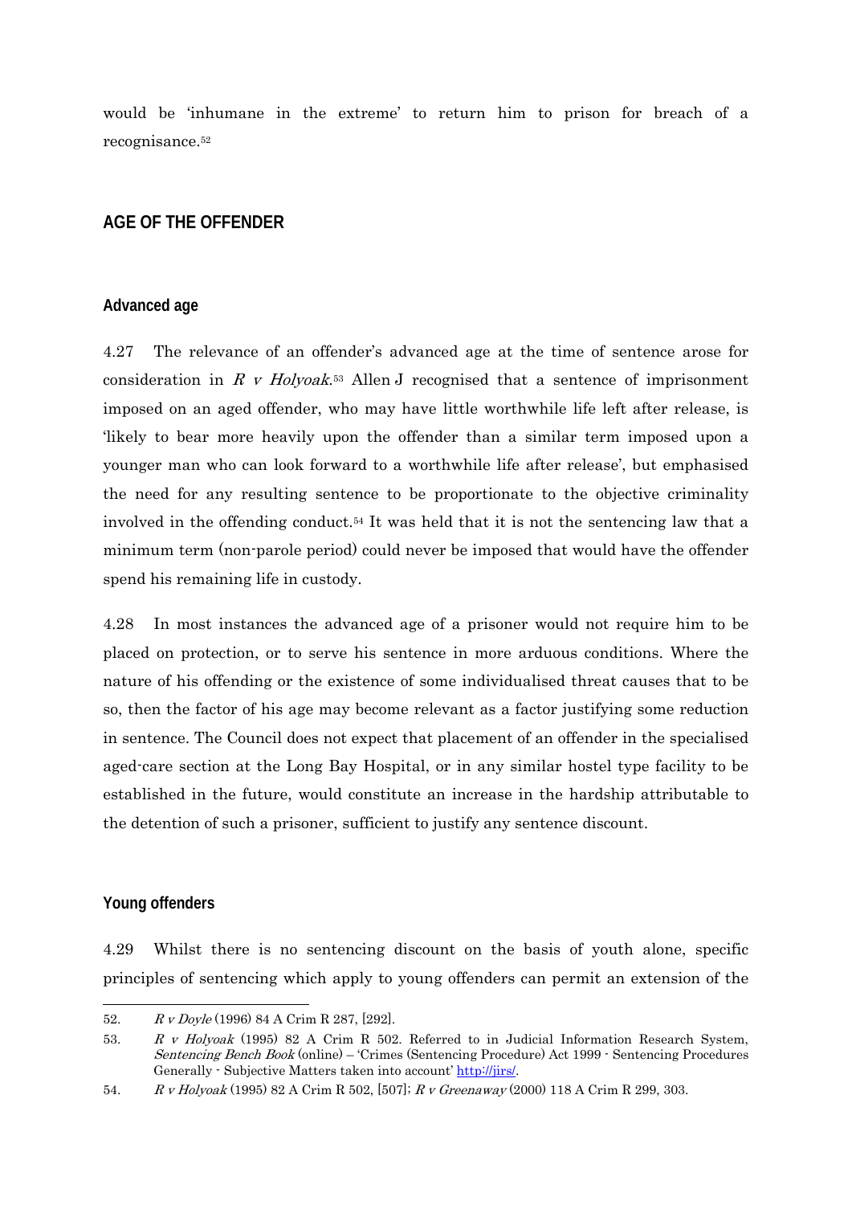would be 'inhumane in the extreme' to return him to prison for breach of a recognisance.[52]

## AGE OF THE OFFENDER

### Advanced age

4.27 The relevance of an offender's advanced age at the time of sentence arose for consideration in *R v Holyoak*.[53] Allen J recognised that a sentence of imprisonment imposed on an aged offender, who may have little worthwhile life left after release, is 'likely to bear more heavily upon the offender than a similar term imposed upon a younger man who can look forward to a worthwhile life after release', but emphasised the need for any resulting sentence to be proportionate to the objective criminality involved in the offending conduct.[54] It was held that it is not the sentencing law that a minimum term (non-parole period) could never be imposed that would have the offender spend his remaining life in custody.

4.28 In most instances the advanced age of a prisoner would not require him to be placed on protection, or to serve his sentence in more arduous conditions. Where the nature of his offending or the existence of some individualised threat causes that to be so, then the factor of his age may become relevant as a factor justifying some reduction in sentence. The Council does not expect that placement of an offender in the specialised aged-care section at the Long Bay Hospital, or in any similar hostel type facility to be established in the future, would constitute an increase in the hardship attributable to the detention of such a prisoner, sufficient to justify any sentence discount.

### Young offenders

4.29 Whilst there is no sentencing discount on the basis of youth alone, specific principles of sentencing which apply to young offenders can permit an extension of the

---

52. *R v Doyle* (1996) 84 A Crim R 287, [292].

53. *R v Holyoak* (1995) 82 A Crim R 502. Referred to in Judicial Information Research System, *Sentencing Bench Book* (online) – 'Crimes (Sentencing Procedure) Act 1999 - Sentencing Procedures Generally - Subjective Matters taken into account' http://jirs/.

54. *R v Holyoak* (1995) 82 A Crim R 502, [507]; *R v Greenaway* (2000) 118 A Crim R 299, 303.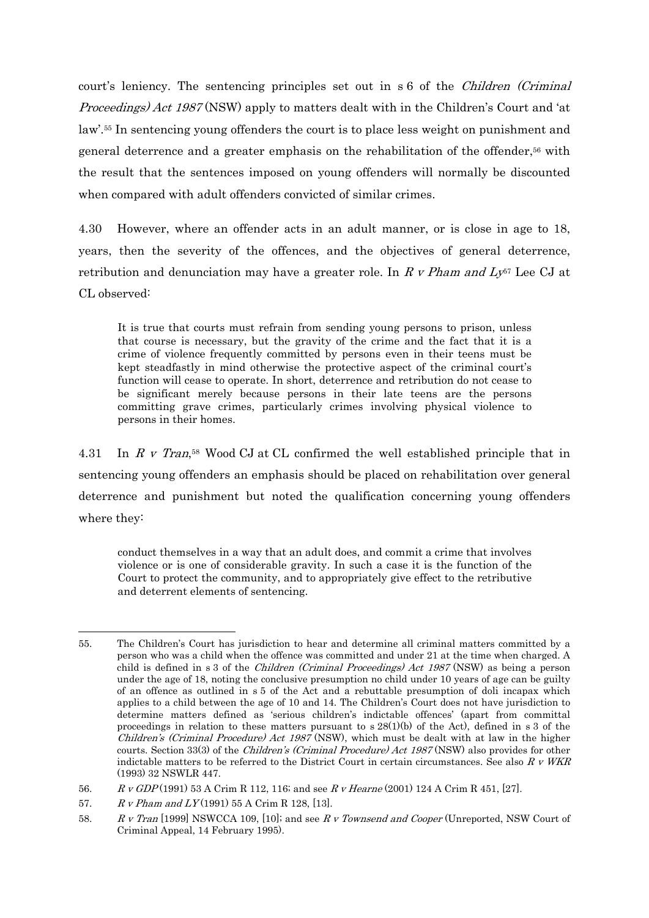court's leniency. The sentencing principles set out in s 6 of the *Children (Criminal Proceedings) Act 1987* (NSW) apply to matters dealt with in the Children's Court and 'at law'.[55] In sentencing young offenders the court is to place less weight on punishment and general deterrence and a greater emphasis on the rehabilitation of the offender,[56] with the result that the sentences imposed on young offenders will normally be discounted when compared with adult offenders convicted of similar crimes.

4.30 However, where an offender acts in an adult manner, or is close in age to 18, years, then the severity of the offences, and the objectives of general deterrence, retribution and denunciation may have a greater role. In *R v Pham and Ly*[57] Lee CJ at CL observed:

> It is true that courts must refrain from sending young persons to prison, unless that course is necessary, but the gravity of the crime and the fact that it is a crime of violence frequently committed by persons even in their teens must be kept steadfastly in mind otherwise the protective aspect of the criminal court's function will cease to operate. In short, deterrence and retribution do not cease to be significant merely because persons in their late teens are the persons committing grave crimes, particularly crimes involving physical violence to persons in their homes.

4.31 In *R v Tran*,[58] Wood CJ at CL confirmed the well established principle that in sentencing young offenders an emphasis should be placed on rehabilitation over general deterrence and punishment but noted the qualification concerning young offenders where they:

> conduct themselves in a way that an adult does, and commit a crime that involves violence or is one of considerable gravity. In such a case it is the function of the Court to protect the community, and to appropriately give effect to the retributive and deterrent elements of sentencing.

---

55. The Children's Court has jurisdiction to hear and determine all criminal matters committed by a person who was a child when the offence was committed and under 21 at the time when charged. A child is defined in s 3 of the *Children (Criminal Proceedings) Act 1987* (NSW) as being a person under the age of 18, noting the conclusive presumption no child under 10 years of age can be guilty of an offence as outlined in s 5 of the Act and a rebuttable presumption of doli incapax which applies to a child between the age of 10 and 14. The Children's Court does not have jurisdiction to determine matters defined as 'serious children's indictable offences' (apart from committal proceedings in relation to these matters pursuant to s 28(1)(b) of the Act), defined in s 3 of the *Children's (Criminal Procedure) Act 1987* (NSW), which must be dealt with at law in the higher courts. Section 33(3) of the *Children's (Criminal Procedure) Act 1987* (NSW) also provides for other indictable matters to be referred to the District Court in certain circumstances. See also *R v WKR* (1993) 32 NSWLR 447.

56. *R v GDP* (1991) 53 A Crim R 112, 116; and see *R v Hearne* (2001) 124 A Crim R 451, [27].

57. *R v Pham and LY* (1991) 55 A Crim R 128, [13].

58. *R v Tran* [1999] NSWCCA 109, [10]; and see *R v Townsend and Cooper* (Unreported, NSW Court of Criminal Appeal, 14 February 1995).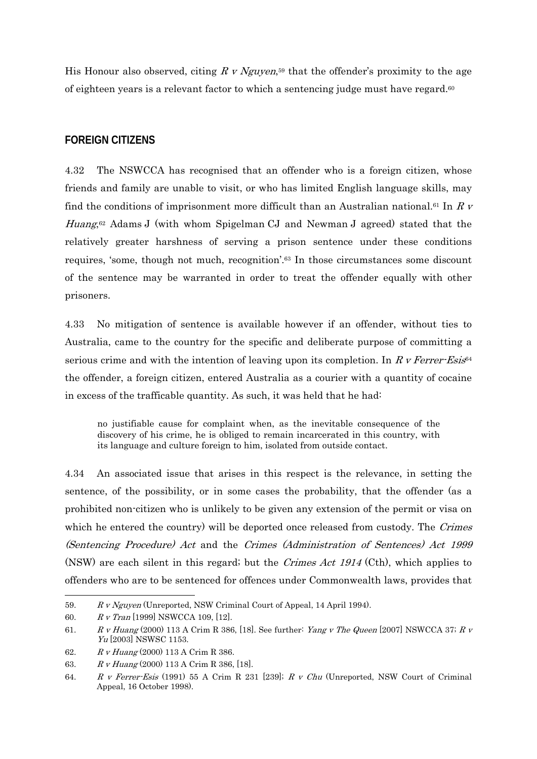His Honour also observed, citing *R v Nguyen*,[59] that the offender's proximity to the age of eighteen years is a relevant factor to which a sentencing judge must have regard.[60]

## FOREIGN CITIZENS

4.32 The NSWCCA has recognised that an offender who is a foreign citizen, whose friends and family are unable to visit, or who has limited English language skills, may find the conditions of imprisonment more difficult than an Australian national.[61] In *R v Huang*,[62] Adams J (with whom Spigelman CJ and Newman J agreed) stated that the relatively greater harshness of serving a prison sentence under these conditions requires, 'some, though not much, recognition'.[63] In those circumstances some discount of the sentence may be warranted in order to treat the offender equally with other prisoners.

4.33 No mitigation of sentence is available however if an offender, without ties to Australia, came to the country for the specific and deliberate purpose of committing a serious crime and with the intention of leaving upon its completion. In *R v Ferrer-Esis*[64] the offender, a foreign citizen, entered Australia as a courier with a quantity of cocaine in excess of the trafficable quantity. As such, it was held that he had:

> no justifiable cause for complaint when, as the inevitable consequence of the discovery of his crime, he is obliged to remain incarcerated in this country, with its language and culture foreign to him, isolated from outside contact.

4.34 An associated issue that arises in this respect is the relevance, in setting the sentence, of the possibility, or in some cases the probability, that the offender (as a prohibited non-citizen who is unlikely to be given any extension of the permit or visa on which he entered the country) will be deported once released from custody. The *Crimes (Sentencing Procedure) Act* and the *Crimes (Administration of Sentences) Act 1999* (NSW) are each silent in this regard; but the *Crimes Act 1914* (Cth), which applies to offenders who are to be sentenced for offences under Commonwealth laws, provides that

---

59. *R v Nguyen* (Unreported, NSW Criminal Court of Appeal, 14 April 1994).

60. *R v Tran* [1999] NSWCCA 109, [12].

61. *R v Huang* (2000) 113 A Crim R 386, [18]. See further: *Yang v The Queen* [2007] NSWCCA 37; *R v Yu* [2003] NSWSC 1153.

62. *R v Huang* (2000) 113 A Crim R 386.

63. *R v Huang* (2000) 113 A Crim R 386, [18].

64. *R v Ferrer-Esis* (1991) 55 A Crim R 231 [239]; *R v Chu* (Unreported, NSW Court of Criminal Appeal, 16 October 1998).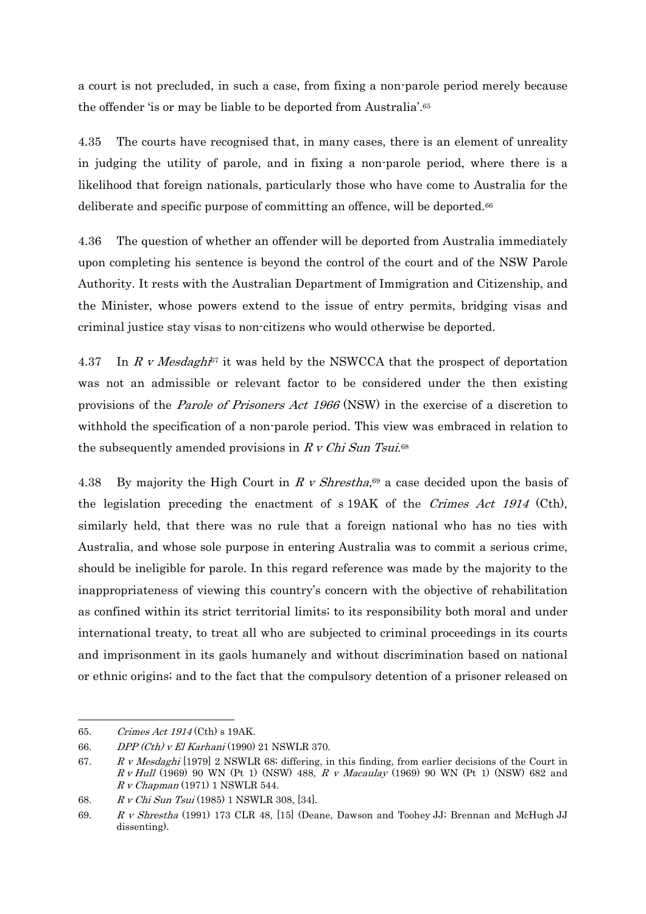a court is not precluded, in such a case, from fixing a non-parole period merely because the offender 'is or may be liable to be deported from Australia'.[65]

4.35 The courts have recognised that, in many cases, there is an element of unreality in judging the utility of parole, and in fixing a non-parole period, where there is a likelihood that foreign nationals, particularly those who have come to Australia for the deliberate and specific purpose of committing an offence, will be deported.[66]

4.36 The question of whether an offender will be deported from Australia immediately upon completing his sentence is beyond the control of the court and of the NSW Parole Authority. It rests with the Australian Department of Immigration and Citizenship, and the Minister, whose powers extend to the issue of entry permits, bridging visas and criminal justice stay visas to non-citizens who would otherwise be deported.

4.37 In *R v Mesdaghi*[67] it was held by the NSWCCA that the prospect of deportation was not an admissible or relevant factor to be considered under the then existing provisions of the *Parole of Prisoners Act 1966* (NSW) in the exercise of a discretion to withhold the specification of a non-parole period. This view was embraced in relation to the subsequently amended provisions in *R v Chi Sun Tsui*.[68]

4.38 By majority the High Court in *R v Shrestha*,[69] a case decided upon the basis of the legislation preceding the enactment of s 19AK of the *Crimes Act 1914* (Cth), similarly held, that there was no rule that a foreign national who has no ties with Australia, and whose sole purpose in entering Australia was to commit a serious crime, should be ineligible for parole. In this regard reference was made by the majority to the inappropriateness of viewing this country's concern with the objective of rehabilitation as confined within its strict territorial limits; to its responsibility both moral and under international treaty, to treat all who are subjected to criminal proceedings in its courts and imprisonment in its gaols humanely and without discrimination based on national or ethnic origins; and to the fact that the compulsory detention of a prisoner released on

---

65. *Crimes Act 1914* (Cth) s 19AK.

66. *DPP (Cth) v El Karhani* (1990) 21 NSWLR 370.

67. *R v Mesdaghi* [1979] 2 NSWLR 68; differing, in this finding, from earlier decisions of the Court in *R v Hull* (1969) 90 WN (Pt 1) (NSW) 488, *R v Macaulay* (1969) 90 WN (Pt 1) (NSW) 682 and *R v Chapman* (1971) 1 NSWLR 544.

68. *R v Chi Sun Tsui* (1985) 1 NSWLR 308, [34].

69. *R v Shrestha* (1991) 173 CLR 48, [15] (Deane, Dawson and Toohey JJ; Brennan and McHugh JJ dissenting).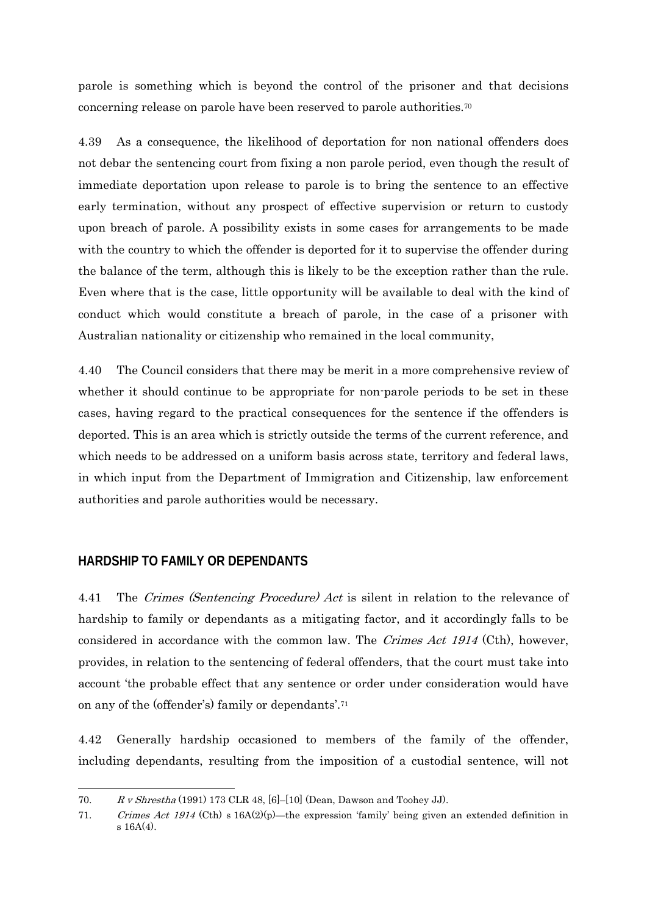parole is something which is beyond the control of the prisoner and that decisions concerning release on parole have been reserved to parole authorities.[70]

4.39 As a consequence, the likelihood of deportation for non national offenders does not debar the sentencing court from fixing a non parole period, even though the result of immediate deportation upon release to parole is to bring the sentence to an effective early termination, without any prospect of effective supervision or return to custody upon breach of parole. A possibility exists in some cases for arrangements to be made with the country to which the offender is deported for it to supervise the offender during the balance of the term, although this is likely to be the exception rather than the rule. Even where that is the case, little opportunity will be available to deal with the kind of conduct which would constitute a breach of parole, in the case of a prisoner with Australian nationality or citizenship who remained in the local community,

4.40 The Council considers that there may be merit in a more comprehensive review of whether it should continue to be appropriate for non-parole periods to be set in these cases, having regard to the practical consequences for the sentence if the offenders is deported. This is an area which is strictly outside the terms of the current reference, and which needs to be addressed on a uniform basis across state, territory and federal laws, in which input from the Department of Immigration and Citizenship, law enforcement authorities and parole authorities would be necessary.

## HARDSHIP TO FAMILY OR DEPENDANTS

4.41 The *Crimes (Sentencing Procedure) Act* is silent in relation to the relevance of hardship to family or dependants as a mitigating factor, and it accordingly falls to be considered in accordance with the common law. The *Crimes Act 1914* (Cth), however, provides, in relation to the sentencing of federal offenders, that the court must take into account 'the probable effect that any sentence or order under consideration would have on any of the (offender's) family or dependants'.[71]

4.42 Generally hardship occasioned to members of the family of the offender, including dependants, resulting from the imposition of a custodial sentence, will not

---

70. *R v Shrestha* (1991) 173 CLR 48, [6]–[10] (Dean, Dawson and Toohey JJ).

71. *Crimes Act 1914* (Cth) s 16A(2)(p)—the expression 'family' being given an extended definition in s 16A(4).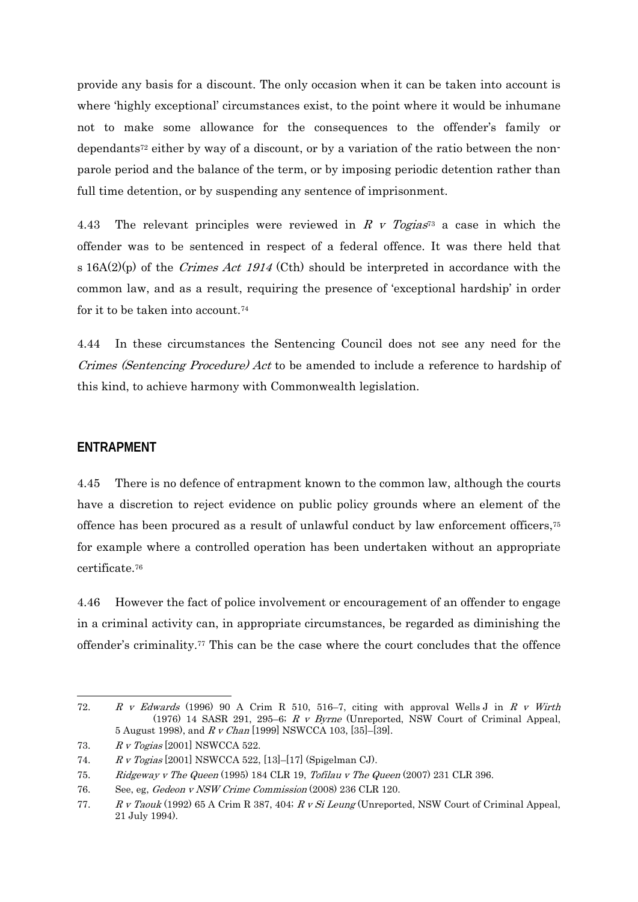provide any basis for a discount. The only occasion when it can be taken into account is where 'highly exceptional' circumstances exist, to the point where it would be inhumane not to make some allowance for the consequences to the offender's family or dependants[72] either by way of a discount, or by a variation of the ratio between the non-parole period and the balance of the term, or by imposing periodic detention rather than full time detention, or by suspending any sentence of imprisonment.

4.43 The relevant principles were reviewed in *R v Togias*[73] a case in which the offender was to be sentenced in respect of a federal offence. It was there held that s 16A(2)(p) of the *Crimes Act 1914* (Cth) should be interpreted in accordance with the common law, and as a result, requiring the presence of 'exceptional hardship' in order for it to be taken into account.[74]

4.44 In these circumstances the Sentencing Council does not see any need for the *Crimes (Sentencing Procedure) Act* to be amended to include a reference to hardship of this kind, to achieve harmony with Commonwealth legislation.

## ENTRAPMENT

4.45 There is no defence of entrapment known to the common law, although the courts have a discretion to reject evidence on public policy grounds where an element of the offence has been procured as a result of unlawful conduct by law enforcement officers,[75] for example where a controlled operation has been undertaken without an appropriate certificate.[76]

4.46 However the fact of police involvement or encouragement of an offender to engage in a criminal activity can, in appropriate circumstances, be regarded as diminishing the offender's criminality.[77] This can be the case where the court concludes that the offence

---

72. *R v Edwards* (1996) 90 A Crim R 510, 516–7, citing with approval Wells J in *R v Wirth* (1976) 14 SASR 291, 295–6; *R v Byrne* (Unreported, NSW Court of Criminal Appeal, 5 August 1998), and *R v Chan* [1999] NSWCCA 103, [35]–[39].
73. *R v Togias* [2001] NSWCCA 522.
74. *R v Togias* [2001] NSWCCA 522, [13]–[17] (Spigelman CJ).
75. *Ridgeway v The Queen* (1995) 184 CLR 19, *Tofilau v The Queen* (2007) 231 CLR 396.
76. See, eg, *Gedeon v NSW Crime Commission* (2008) 236 CLR 120.
77. *R v Taouk* (1992) 65 A Crim R 387, 404; *R v Si Leung* (Unreported, NSW Court of Criminal Appeal, 21 July 1994).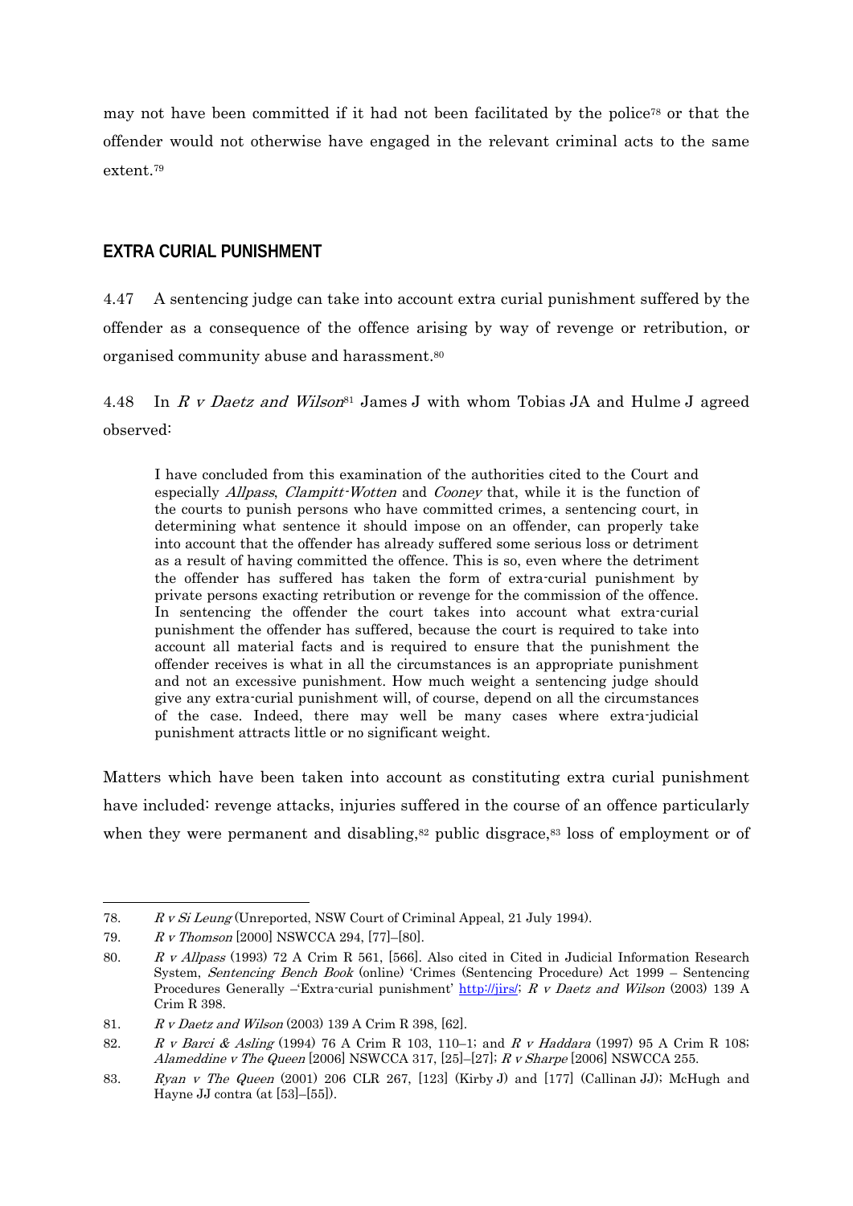may not have been committed if it had not been facilitated by the police[78] or that the offender would not otherwise have engaged in the relevant criminal acts to the same extent.[79]

## EXTRA CURIAL PUNISHMENT

4.47 A sentencing judge can take into account extra curial punishment suffered by the offender as a consequence of the offence arising by way of revenge or retribution, or organised community abuse and harassment.[80]

4.48 In *R v Daetz and Wilson*[81] James J with whom Tobias JA and Hulme J agreed observed:

> I have concluded from this examination of the authorities cited to the Court and especially *Allpass*, *Clampitt-Wotten* and *Cooney* that, while it is the function of the courts to punish persons who have committed crimes, a sentencing court, in determining what sentence it should impose on an offender, can properly take into account that the offender has already suffered some serious loss or detriment as a result of having committed the offence. This is so, even where the detriment the offender has suffered has taken the form of extra-curial punishment by private persons exacting retribution or revenge for the commission of the offence. In sentencing the offender the court takes into account what extra-curial punishment the offender has suffered, because the court is required to take into account all material facts and is required to ensure that the punishment the offender receives is what in all the circumstances is an appropriate punishment and not an excessive punishment. How much weight a sentencing judge should give any extra-curial punishment will, of course, depend on all the circumstances of the case. Indeed, there may well be many cases where extra-judicial punishment attracts little or no significant weight.

Matters which have been taken into account as constituting extra curial punishment have included: revenge attacks, injuries suffered in the course of an offence particularly when they were permanent and disabling,[82] public disgrace,[83] loss of employment or of

---

78. *R v Si Leung* (Unreported, NSW Court of Criminal Appeal, 21 July 1994).

79. *R v Thomson* [2000] NSWCCA 294, [77]–[80].

80. *R v Allpass* (1993) 72 A Crim R 561, [566]. Also cited in Cited in Judicial Information Research System, *Sentencing Bench Book* (online) 'Crimes (Sentencing Procedure) Act 1999 – Sentencing Procedures Generally –'Extra-curial punishment' http://jirs/; *R v Daetz and Wilson* (2003) 139 A Crim R 398.

81. *R v Daetz and Wilson* (2003) 139 A Crim R 398, [62].

82. *R v Barci & Asling* (1994) 76 A Crim R 103, 110–1; and *R v Haddara* (1997) 95 A Crim R 108; *Alameddine v The Queen* [2006] NSWCCA 317, [25]–[27]; *R v Sharpe* [2006] NSWCCA 255.

83. *Ryan v The Queen* (2001) 206 CLR 267, [123] (Kirby J) and [177] (Callinan JJ); McHugh and Hayne JJ contra (at [53]–[55]).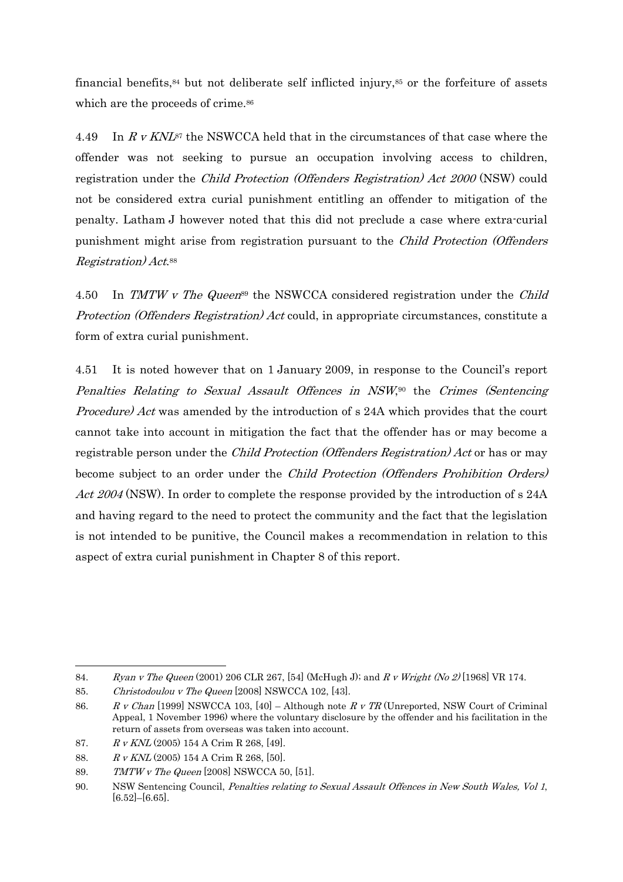financial benefits,[84] but not deliberate self inflicted injury,[85] or the forfeiture of assets which are the proceeds of crime.[86]

4.49 In *R v KNL*[87] the NSWCCA held that in the circumstances of that case where the offender was not seeking to pursue an occupation involving access to children, registration under the *Child Protection (Offenders Registration) Act 2000* (NSW) could not be considered extra curial punishment entitling an offender to mitigation of the penalty. Latham J however noted that this did not preclude a case where extra-curial punishment might arise from registration pursuant to the *Child Protection (Offenders Registration) Act*.[88]

4.50 In *TMTW v The Queen*[89] the NSWCCA considered registration under the *Child Protection (Offenders Registration) Act* could, in appropriate circumstances, constitute a form of extra curial punishment.

4.51 It is noted however that on 1 January 2009, in response to the Council's report *Penalties Relating to Sexual Assault Offences in NSW*,[90] the *Crimes (Sentencing Procedure) Act* was amended by the introduction of s 24A which provides that the court cannot take into account in mitigation the fact that the offender has or may become a registrable person under the *Child Protection (Offenders Registration) Act* or has or may become subject to an order under the *Child Protection (Offenders Prohibition Orders) Act 2004* (NSW). In order to complete the response provided by the introduction of s 24A and having regard to the need to protect the community and the fact that the legislation is not intended to be punitive, the Council makes a recommendation in relation to this aspect of extra curial punishment in Chapter 8 of this report.

---

84. *Ryan v The Queen* (2001) 206 CLR 267, [54] (McHugh J); and *R v Wright (No 2)* [1968] VR 174.
85. *Christodoulou v The Queen* [2008] NSWCCA 102, [43].
86. *R v Chan* [1999] NSWCCA 103, [40] – Although note *R v TR* (Unreported, NSW Court of Criminal Appeal, 1 November 1996) where the voluntary disclosure by the offender and his facilitation in the return of assets from overseas was taken into account.
87. *R v KNL* (2005) 154 A Crim R 268, [49].
88. *R v KNL* (2005) 154 A Crim R 268, [50].
89. *TMTW v The Queen* [2008] NSWCCA 50, [51].
90. NSW Sentencing Council, *Penalties relating to Sexual Assault Offences in New South Wales, Vol 1*, [6.52]–[6.65].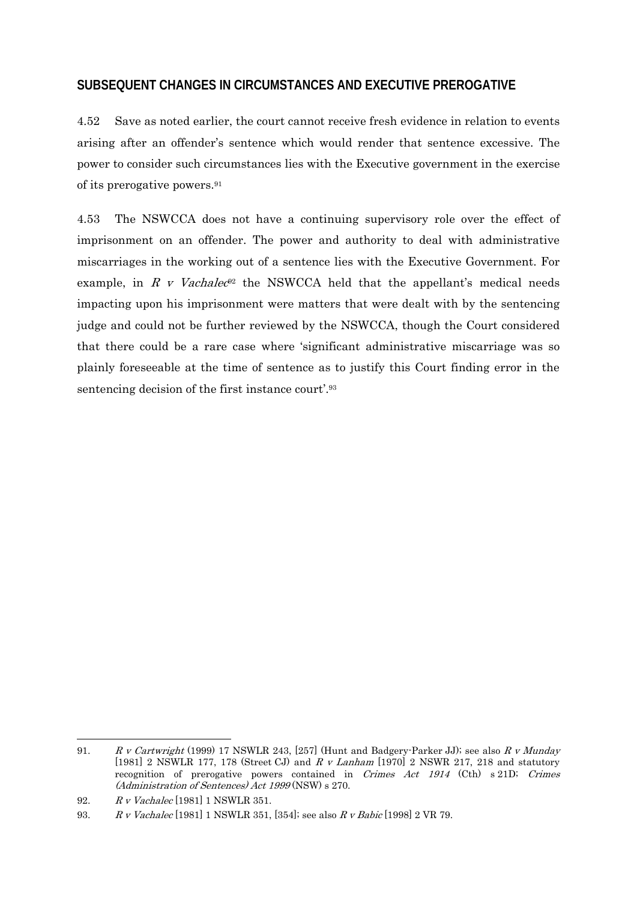## SUBSEQUENT CHANGES IN CIRCUMSTANCES AND EXECUTIVE PREROGATIVE

4.52 Save as noted earlier, the court cannot receive fresh evidence in relation to events arising after an offender's sentence which would render that sentence excessive. The power to consider such circumstances lies with the Executive government in the exercise of its prerogative powers.[91]

4.53 The NSWCCA does not have a continuing supervisory role over the effect of imprisonment on an offender. The power and authority to deal with administrative miscarriages in the working out of a sentence lies with the Executive Government. For example, in *R v Vachalec*[92] the NSWCCA held that the appellant's medical needs impacting upon his imprisonment were matters that were dealt with by the sentencing judge and could not be further reviewed by the NSWCCA, though the Court considered that there could be a rare case where 'significant administrative miscarriage was so plainly foreseeable at the time of sentence as to justify this Court finding error in the sentencing decision of the first instance court'.[93]

---

91. *R v Cartwright* (1999) 17 NSWLR 243, [257] (Hunt and Badgery-Parker JJ); see also *R v Munday* [1981] 2 NSWLR 177, 178 (Street CJ) and *R v Lanham* [1970] 2 NSWR 217, 218 and statutory recognition of prerogative powers contained in *Crimes Act 1914* (Cth) s 21D; *Crimes (Administration of Sentences) Act 1999* (NSW) s 270.

92. *R v Vachalec* [1981] 1 NSWLR 351.

93. *R v Vachalec* [1981] 1 NSWLR 351, [354]; see also *R v Babic* [1998] 2 VR 79.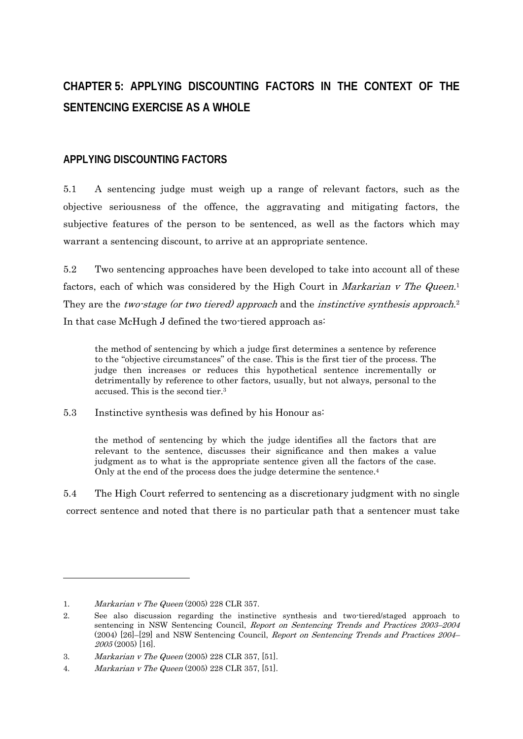# CHAPTER 5: APPLYING DISCOUNTING FACTORS IN THE CONTEXT OF THE SENTENCING EXERCISE AS A WHOLE

## APPLYING DISCOUNTING FACTORS

5.1 A sentencing judge must weigh up a range of relevant factors, such as the objective seriousness of the offence, the aggravating and mitigating factors, the subjective features of the person to be sentenced, as well as the factors which may warrant a sentencing discount, to arrive at an appropriate sentence.

5.2 Two sentencing approaches have been developed to take into account all of these factors, each of which was considered by the High Court in *Markarian v The Queen*.[1] They are the *two-stage (or two tiered) approach* and the *instinctive synthesis approach*.[2] In that case McHugh J defined the two-tiered approach as:

> the method of sentencing by which a judge first determines a sentence by reference to the "objective circumstances" of the case. This is the first tier of the process. The judge then increases or reduces this hypothetical sentence incrementally or detrimentally by reference to other factors, usually, but not always, personal to the accused. This is the second tier.[3]

5.3 Instinctive synthesis was defined by his Honour as:

> the method of sentencing by which the judge identifies all the factors that are relevant to the sentence, discusses their significance and then makes a value judgment as to what is the appropriate sentence given all the factors of the case. Only at the end of the process does the judge determine the sentence.[4]

5.4 The High Court referred to sentencing as a discretionary judgment with no single correct sentence and noted that there is no particular path that a sentencer must take

---

1. *Markarian v The Queen* (2005) 228 CLR 357.
2. See also discussion regarding the instinctive synthesis and two-tiered/staged approach to sentencing in NSW Sentencing Council, *Report on Sentencing Trends and Practices 2003–2004* (2004) [26]–[29] and NSW Sentencing Council, *Report on Sentencing Trends and Practices 2004–2005* (2005) [16].
3. *Markarian v The Queen* (2005) 228 CLR 357, [51].
4. *Markarian v The Queen* (2005) 228 CLR 357, [51].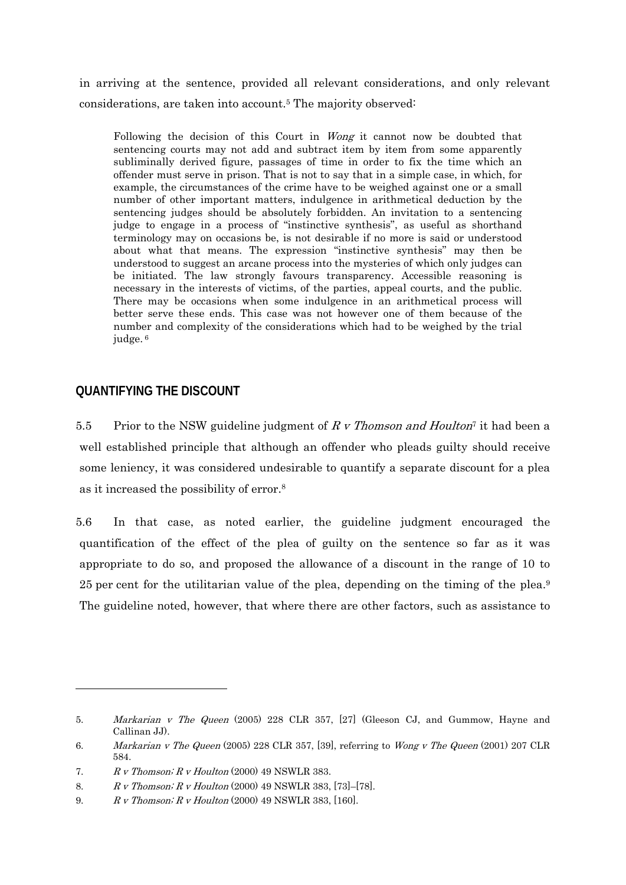in arriving at the sentence, provided all relevant considerations, and only relevant considerations, are taken into account.[5] The majority observed:

> Following the decision of this Court in *Wong* it cannot now be doubted that sentencing courts may not add and subtract item by item from some apparently subliminally derived figure, passages of time in order to fix the time which an offender must serve in prison. That is not to say that in a simple case, in which, for example, the circumstances of the crime have to be weighed against one or a small number of other important matters, indulgence in arithmetical deduction by the sentencing judges should be absolutely forbidden. An invitation to a sentencing judge to engage in a process of "instinctive synthesis", as useful as shorthand terminology may on occasions be, is not desirable if no more is said or understood about what that means. The expression "instinctive synthesis" may then be understood to suggest an arcane process into the mysteries of which only judges can be initiated. The law strongly favours transparency. Accessible reasoning is necessary in the interests of victims, of the parties, appeal courts, and the public. There may be occasions when some indulgence in an arithmetical process will better serve these ends. This case was not however one of them because of the number and complexity of the considerations which had to be weighed by the trial judge.[6]

## QUANTIFYING THE DISCOUNT

5.5 Prior to the NSW guideline judgment of *R v Thomson and Houlton*[7] it had been a well established principle that although an offender who pleads guilty should receive some leniency, it was considered undesirable to quantify a separate discount for a plea as it increased the possibility of error.[8]

5.6 In that case, as noted earlier, the guideline judgment encouraged the quantification of the effect of the plea of guilty on the sentence so far as it was appropriate to do so, and proposed the allowance of a discount in the range of 10 to 25 per cent for the utilitarian value of the plea, depending on the timing of the plea.[9] The guideline noted, however, that where there are other factors, such as assistance to

---

5. *Markarian v The Queen* (2005) 228 CLR 357, [27] (Gleeson CJ, and Gummow, Hayne and Callinan JJ).
6. *Markarian v The Queen* (2005) 228 CLR 357, [39], referring to *Wong v The Queen* (2001) 207 CLR 584.
7. *R v Thomson; R v Houlton* (2000) 49 NSWLR 383.
8. *R v Thomson; R v Houlton* (2000) 49 NSWLR 383, [73]–[78].
9. *R v Thomson; R v Houlton* (2000) 49 NSWLR 383, [160].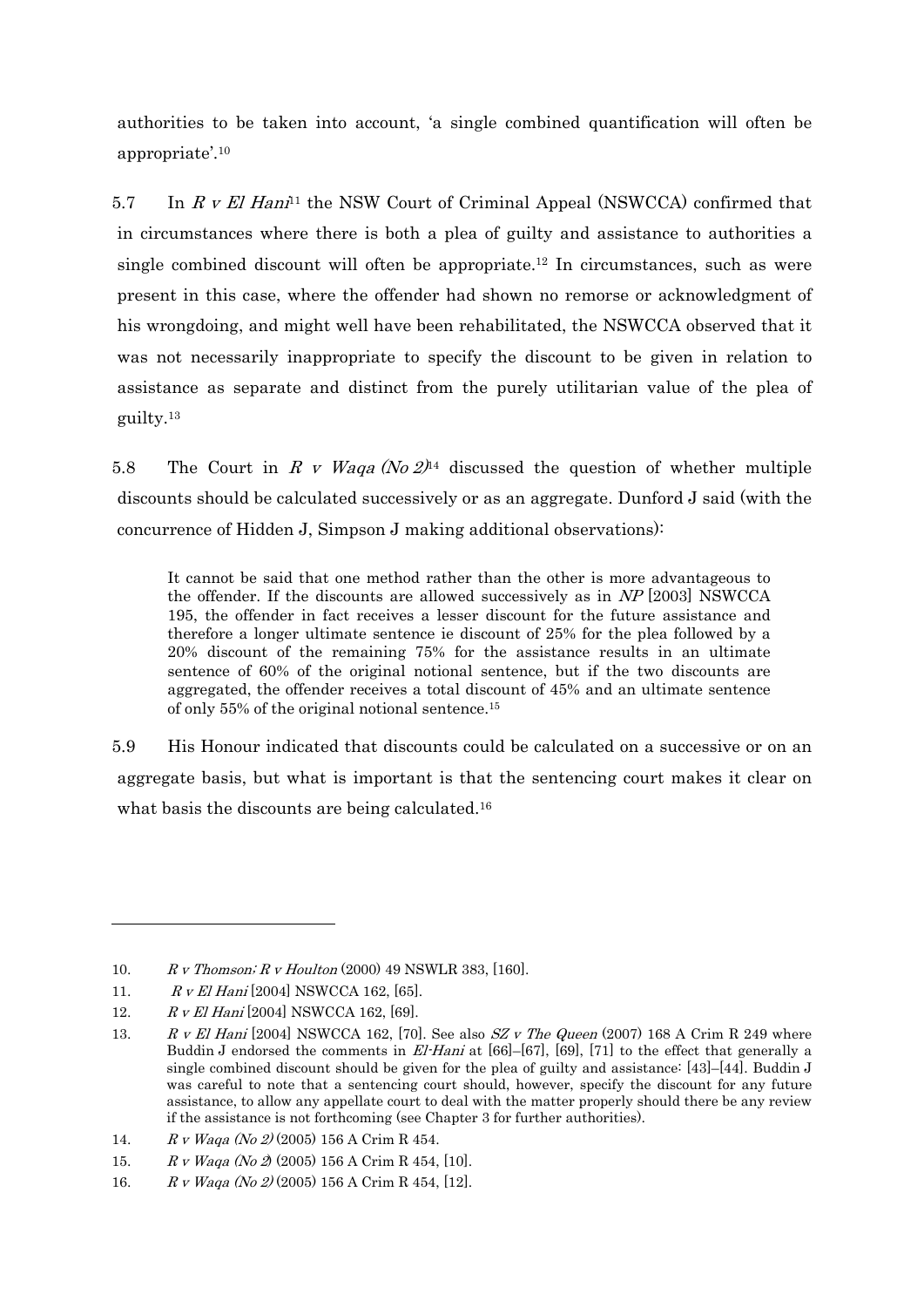authorities to be taken into account, 'a single combined quantification will often be appropriate'.[10]

5.7 In *R v El Hani*[11] the NSW Court of Criminal Appeal (NSWCCA) confirmed that in circumstances where there is both a plea of guilty and assistance to authorities a single combined discount will often be appropriate.[12] In circumstances, such as were present in this case, where the offender had shown no remorse or acknowledgment of his wrongdoing, and might well have been rehabilitated, the NSWCCA observed that it was not necessarily inappropriate to specify the discount to be given in relation to assistance as separate and distinct from the purely utilitarian value of the plea of guilty.[13]

5.8 The Court in *R v Waqa (No 2)*[14] discussed the question of whether multiple discounts should be calculated successively or as an aggregate. Dunford J said (with the concurrence of Hidden J, Simpson J making additional observations):

> It cannot be said that one method rather than the other is more advantageous to the offender. If the discounts are allowed successively as in *NP* [2003] NSWCCA 195, the offender in fact receives a lesser discount for the future assistance and therefore a longer ultimate sentence ie discount of 25% for the plea followed by a 20% discount of the remaining 75% for the assistance results in an ultimate sentence of 60% of the original notional sentence, but if the two discounts are aggregated, the offender receives a total discount of 45% and an ultimate sentence of only 55% of the original notional sentence.[15]

5.9 His Honour indicated that discounts could be calculated on a successive or on an aggregate basis, but what is important is that the sentencing court makes it clear on what basis the discounts are being calculated.[16]

---

10. *R v Thomson; R v Houlton* (2000) 49 NSWLR 383, [160].
11. *R v El Hani* [2004] NSWCCA 162, [65].
12. *R v El Hani* [2004] NSWCCA 162, [69].
13. *R v El Hani* [2004] NSWCCA 162, [70]. See also *SZ v The Queen* (2007) 168 A Crim R 249 where Buddin J endorsed the comments in *El-Hani* at [66]–[67], [69], [71] to the effect that generally a single combined discount should be given for the plea of guilty and assistance: [43]–[44]. Buddin J was careful to note that a sentencing court should, however, specify the discount for any future assistance, to allow any appellate court to deal with the matter properly should there be any review if the assistance is not forthcoming (see Chapter 3 for further authorities).
14. *R v Waqa (No 2)* (2005) 156 A Crim R 454.
15. *R v Waqa (No 2)* (2005) 156 A Crim R 454, [10].
16. *R v Waqa (No 2)* (2005) 156 A Crim R 454, [12].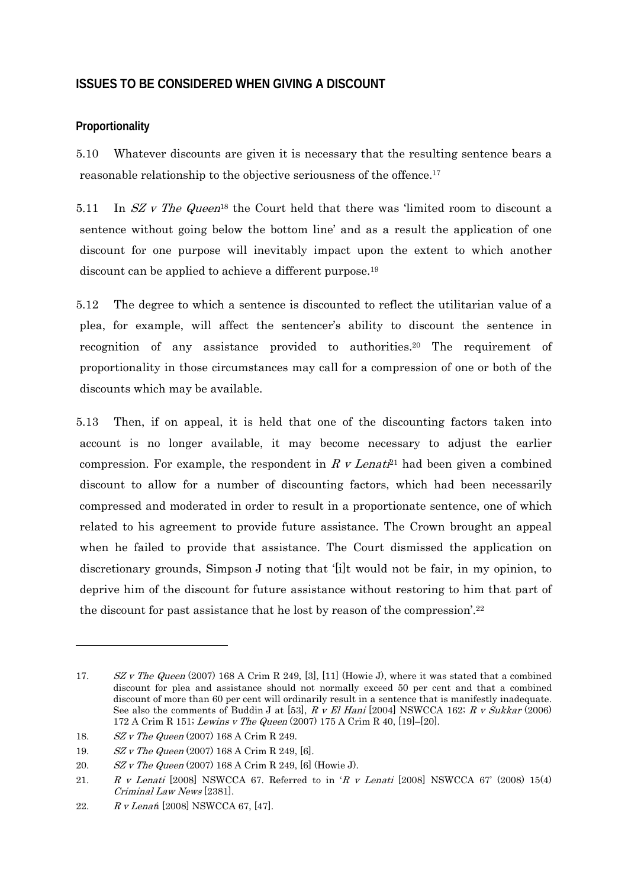## ISSUES TO BE CONSIDERED WHEN GIVING A DISCOUNT

### Proportionality

5.10 Whatever discounts are given it is necessary that the resulting sentence bears a reasonable relationship to the objective seriousness of the offence.[17]

5.11 In *SZ v The Queen*[18] the Court held that there was 'limited room to discount a sentence without going below the bottom line' and as a result the application of one discount for one purpose will inevitably impact upon the extent to which another discount can be applied to achieve a different purpose.[19]

5.12 The degree to which a sentence is discounted to reflect the utilitarian value of a plea, for example, will affect the sentencer's ability to discount the sentence in recognition of any assistance provided to authorities.[20] The requirement of proportionality in those circumstances may call for a compression of one or both of the discounts which may be available.

5.13 Then, if on appeal, it is held that one of the discounting factors taken into account is no longer available, it may become necessary to adjust the earlier compression. For example, the respondent in *R v Lenati*[21] had been given a combined discount to allow for a number of discounting factors, which had been necessarily compressed and moderated in order to result in a proportionate sentence, one of which related to his agreement to provide future assistance. The Crown brought an appeal when he failed to provide that assistance. The Court dismissed the application on discretionary grounds, Simpson J noting that '[i]t would not be fair, in my opinion, to deprive him of the discount for future assistance without restoring to him that part of the discount for past assistance that he lost by reason of the compression'.[22]

---

17. *SZ v The Queen* (2007) 168 A Crim R 249, [3], [11] (Howie J), where it was stated that a combined discount for plea and assistance should not normally exceed 50 per cent and that a combined discount of more than 60 per cent will ordinarily result in a sentence that is manifestly inadequate. See also the comments of Buddin J at [53], *R v El Hani* [2004] NSWCCA 162; *R v Sukkar* (2006) 172 A Crim R 151; *Lewins v The Queen* (2007) 175 A Crim R 40, [19]–[20].
18. *SZ v The Queen* (2007) 168 A Crim R 249.
19. *SZ v The Queen* (2007) 168 A Crim R 249, [6].
20. *SZ v The Queen* (2007) 168 A Crim R 249, [6] (Howie J).
21. *R v Lenati* [2008] NSWCCA 67. Referred to in '*R v Lenati* [2008] NSWCCA 67' (2008) 15(4) *Criminal Law News* [2381].
22. *R v Lenati* [2008] NSWCCA 67, [47].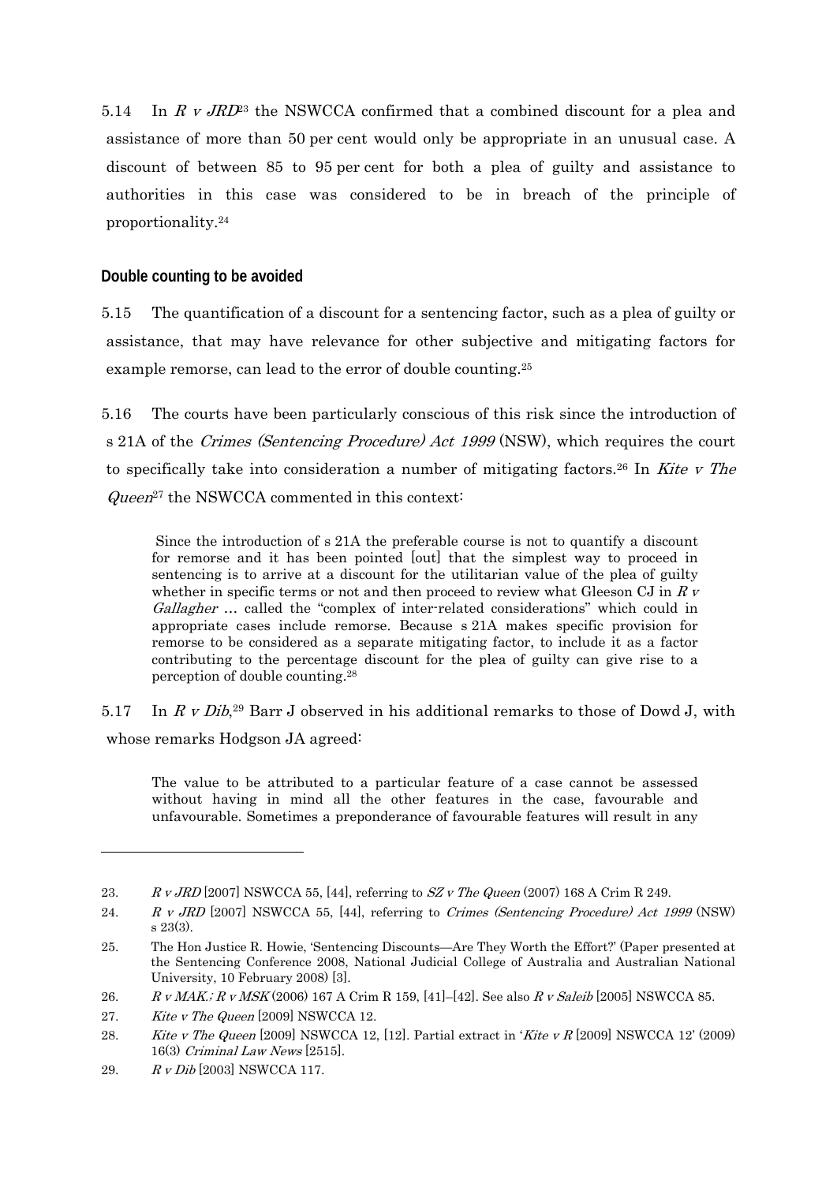5.14 In *R v JRD*[23] the NSWCCA confirmed that a combined discount for a plea and assistance of more than 50 per cent would only be appropriate in an unusual case. A discount of between 85 to 95 per cent for both a plea of guilty and assistance to authorities in this case was considered to be in breach of the principle of proportionality.[24]

### Double counting to be avoided

5.15 The quantification of a discount for a sentencing factor, such as a plea of guilty or assistance, that may have relevance for other subjective and mitigating factors for example remorse, can lead to the error of double counting.[25]

5.16 The courts have been particularly conscious of this risk since the introduction of s 21A of the *Crimes (Sentencing Procedure) Act 1999* (NSW), which requires the court to specifically take into consideration a number of mitigating factors.[26] In *Kite v The Queen*[27] the NSWCCA commented in this context:

> Since the introduction of s 21A the preferable course is not to quantify a discount for remorse and it has been pointed [out] that the simplest way to proceed in sentencing is to arrive at a discount for the utilitarian value of the plea of guilty whether in specific terms or not and then proceed to review what Gleeson CJ in *R v Gallagher* … called the "complex of inter-related considerations" which could in appropriate cases include remorse. Because s 21A makes specific provision for remorse to be considered as a separate mitigating factor, to include it as a factor contributing to the percentage discount for the plea of guilty can give rise to a perception of double counting.[28]

5.17 In *R v Dib*,[29] Barr J observed in his additional remarks to those of Dowd J, with whose remarks Hodgson JA agreed:

> The value to be attributed to a particular feature of a case cannot be assessed without having in mind all the other features in the case, favourable and unfavourable. Sometimes a preponderance of favourable features will result in any

---

23. *R v JRD* [2007] NSWCCA 55, [44], referring to *SZ v The Queen* (2007) 168 A Crim R 249.
24. *R v JRD* [2007] NSWCCA 55, [44], referring to *Crimes (Sentencing Procedure) Act 1999* (NSW) s 23(3).
25. The Hon Justice R. Howie, 'Sentencing Discounts—Are They Worth the Effort?' (Paper presented at the Sentencing Conference 2008, National Judicial College of Australia and Australian National University, 10 February 2008) [3].
26. *R v MAK.; R v MSK* (2006) 167 A Crim R 159, [41]–[42]. See also *R v Saleib* [2005] NSWCCA 85.
27. *Kite v The Queen* [2009] NSWCCA 12.
28. *Kite v The Queen* [2009] NSWCCA 12, [12]. Partial extract in '*Kite v R* [2009] NSWCCA 12' (2009) 16(3) *Criminal Law News* [2515].
29. *R v Dib* [2003] NSWCCA 117.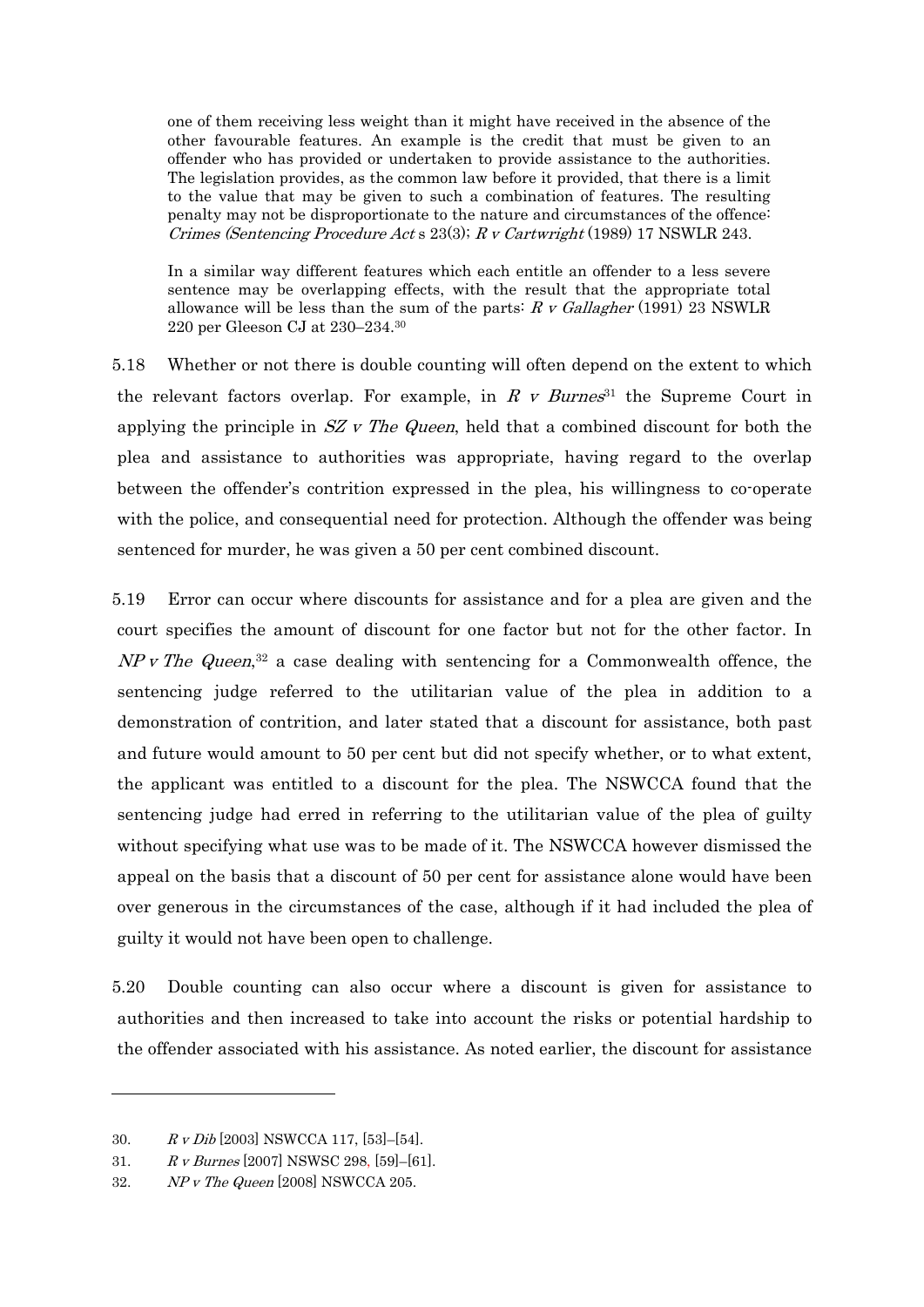> one of them receiving less weight than it might have received in the absence of the other favourable features. An example is the credit that must be given to an offender who has provided or undertaken to provide assistance to the authorities. The legislation provides, as the common law before it provided, that there is a limit to the value that may be given to such a combination of features. The resulting penalty may not be disproportionate to the nature and circumstances of the offence: *Crimes (Sentencing Procedure Act* s 23(3); *R v Cartwright* (1989) 17 NSWLR 243.
>
> In a similar way different features which each entitle an offender to a less severe sentence may be overlapping effects, with the result that the appropriate total allowance will be less than the sum of the parts: *R v Gallagher* (1991) 23 NSWLR 220 per Gleeson CJ at 230–234.[30]

5.18 Whether or not there is double counting will often depend on the extent to which the relevant factors overlap. For example, in *R v Burnes*[31] the Supreme Court in applying the principle in *SZ v The Queen*, held that a combined discount for both the plea and assistance to authorities was appropriate, having regard to the overlap between the offender's contrition expressed in the plea, his willingness to co-operate with the police, and consequential need for protection. Although the offender was being sentenced for murder, he was given a 50 per cent combined discount.

5.19 Error can occur where discounts for assistance and for a plea are given and the court specifies the amount of discount for one factor but not for the other factor. In *NP v The Queen*,[32] a case dealing with sentencing for a Commonwealth offence, the sentencing judge referred to the utilitarian value of the plea in addition to a demonstration of contrition, and later stated that a discount for assistance, both past and future would amount to 50 per cent but did not specify whether, or to what extent, the applicant was entitled to a discount for the plea. The NSWCCA found that the sentencing judge had erred in referring to the utilitarian value of the plea of guilty without specifying what use was to be made of it. The NSWCCA however dismissed the appeal on the basis that a discount of 50 per cent for assistance alone would have been over generous in the circumstances of the case, although if it had included the plea of guilty it would not have been open to challenge.

5.20 Double counting can also occur where a discount is given for assistance to authorities and then increased to take into account the risks or potential hardship to the offender associated with his assistance. As noted earlier, the discount for assistance

---

30. *R v Dib* [2003] NSWCCA 117, [53]–[54].

31. *R v Burnes* [2007] NSWSC 298, [59]–[61].

32. *NP v The Queen* [2008] NSWCCA 205.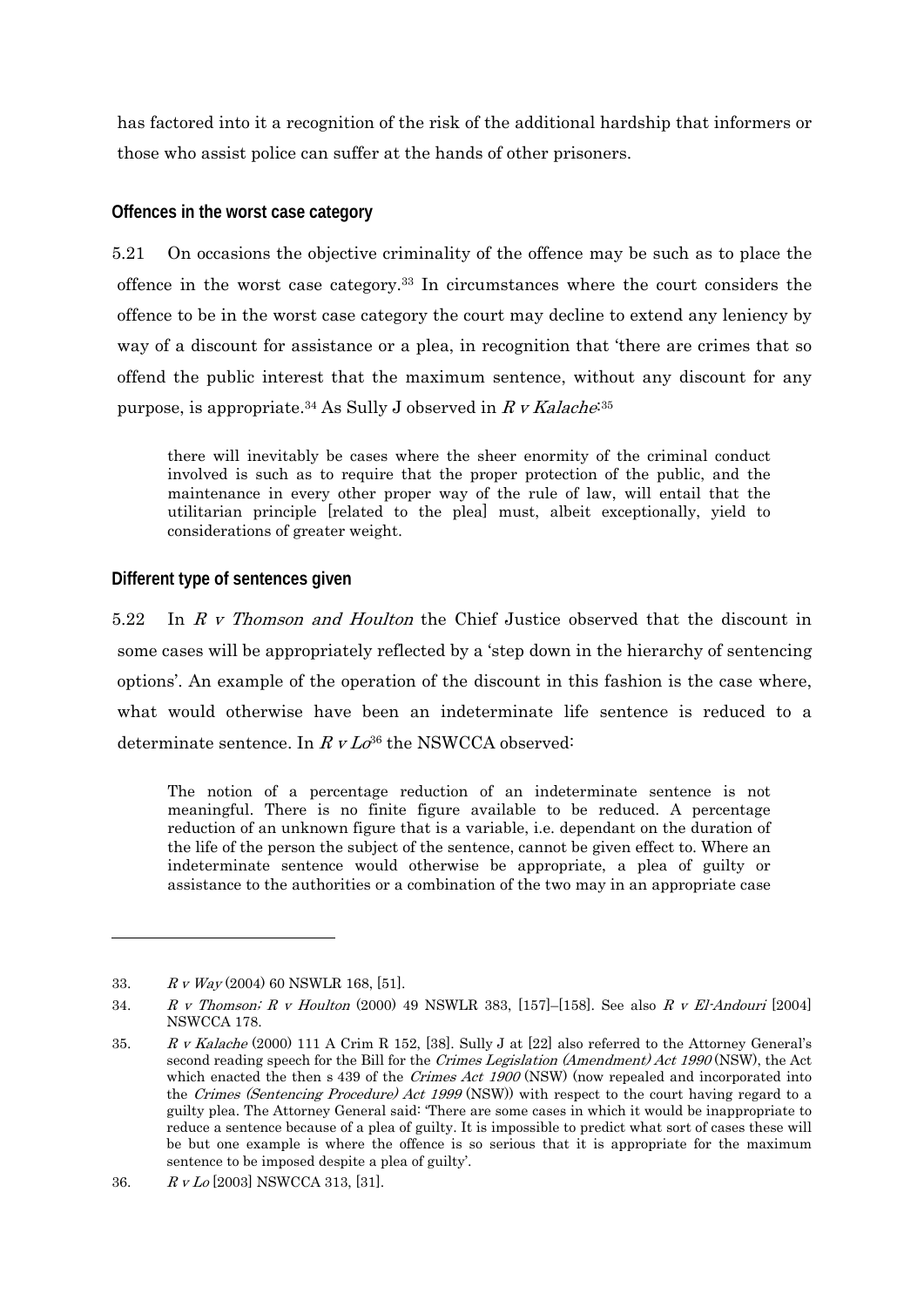has factored into it a recognition of the risk of the additional hardship that informers or those who assist police can suffer at the hands of other prisoners.

### Offences in the worst case category

5.21 On occasions the objective criminality of the offence may be such as to place the offence in the worst case category.[33] In circumstances where the court considers the offence to be in the worst case category the court may decline to extend any leniency by way of a discount for assistance or a plea, in recognition that 'there are crimes that so offend the public interest that the maximum sentence, without any discount for any purpose, is appropriate.[34] As Sully J observed in *R v Kalache*:[35]

> there will inevitably be cases where the sheer enormity of the criminal conduct involved is such as to require that the proper protection of the public, and the maintenance in every other proper way of the rule of law, will entail that the utilitarian principle [related to the plea] must, albeit exceptionally, yield to considerations of greater weight.

### Different type of sentences given

5.22 In *R v Thomson and Houlton* the Chief Justice observed that the discount in some cases will be appropriately reflected by a 'step down in the hierarchy of sentencing options'. An example of the operation of the discount in this fashion is the case where, what would otherwise have been an indeterminate life sentence is reduced to a determinate sentence. In *R v Lo*[36] the NSWCCA observed:

> The notion of a percentage reduction of an indeterminate sentence is not meaningful. There is no finite figure available to be reduced. A percentage reduction of an unknown figure that is a variable, i.e. dependant on the duration of the life of the person the subject of the sentence, cannot be given effect to. Where an indeterminate sentence would otherwise be appropriate, a plea of guilty or assistance to the authorities or a combination of the two may in an appropriate case

---

33. *R v Way* (2004) 60 NSWLR 168, [51].

34. *R v Thomson; R v Houlton* (2000) 49 NSWLR 383, [157]–[158]. See also *R v El-Andouri* [2004] NSWCCA 178.

35. *R v Kalache* (2000) 111 A Crim R 152, [38]. Sully J at [22] also referred to the Attorney General's second reading speech for the Bill for the *Crimes Legislation (Amendment) Act 1990* (NSW), the Act which enacted the then s 439 of the *Crimes Act 1900* (NSW) (now repealed and incorporated into the *Crimes (Sentencing Procedure) Act 1999* (NSW)) with respect to the court having regard to a guilty plea. The Attorney General said: 'There are some cases in which it would be inappropriate to reduce a sentence because of a plea of guilty. It is impossible to predict what sort of cases these will be but one example is where the offence is so serious that it is appropriate for the maximum sentence to be imposed despite a plea of guilty'.

36. *R v Lo* [2003] NSWCCA 313, [31].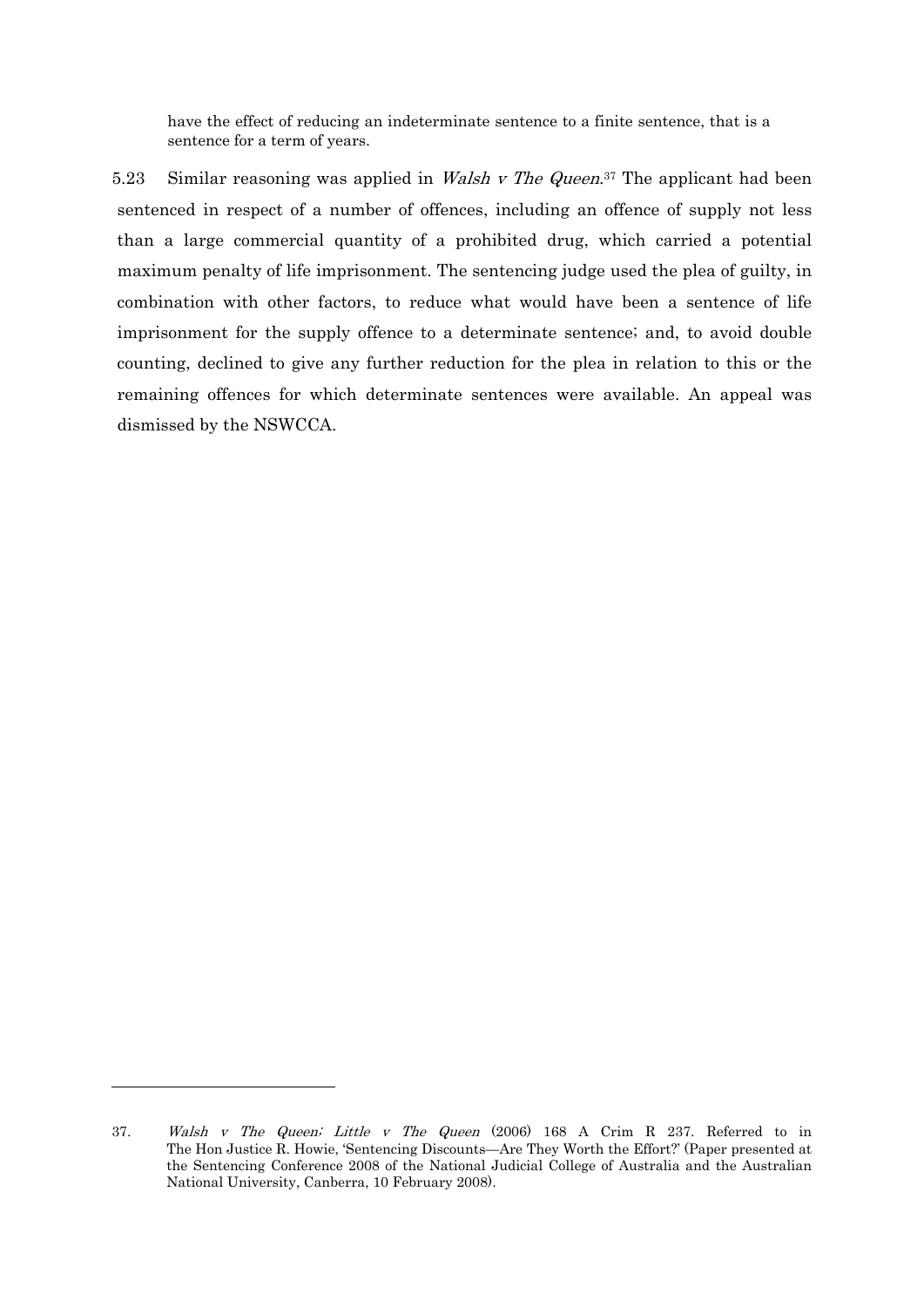> have the effect of reducing an indeterminate sentence to a finite sentence, that is a sentence for a term of years.

5.23 Similar reasoning was applied in *Walsh v The Queen*.[37] The applicant had been sentenced in respect of a number of offences, including an offence of supply not less than a large commercial quantity of a prohibited drug, which carried a potential maximum penalty of life imprisonment. The sentencing judge used the plea of guilty, in combination with other factors, to reduce what would have been a sentence of life imprisonment for the supply offence to a determinate sentence; and, to avoid double counting, declined to give any further reduction for the plea in relation to this or the remaining offences for which determinate sentences were available. An appeal was dismissed by the NSWCCA.

---

37. *Walsh v The Queen; Little v The Queen* (2006) 168 A Crim R 237. Referred to in The Hon Justice R. Howie, 'Sentencing Discounts—Are They Worth the Effort?' (Paper presented at the Sentencing Conference 2008 of the National Judicial College of Australia and the Australian National University, Canberra, 10 February 2008).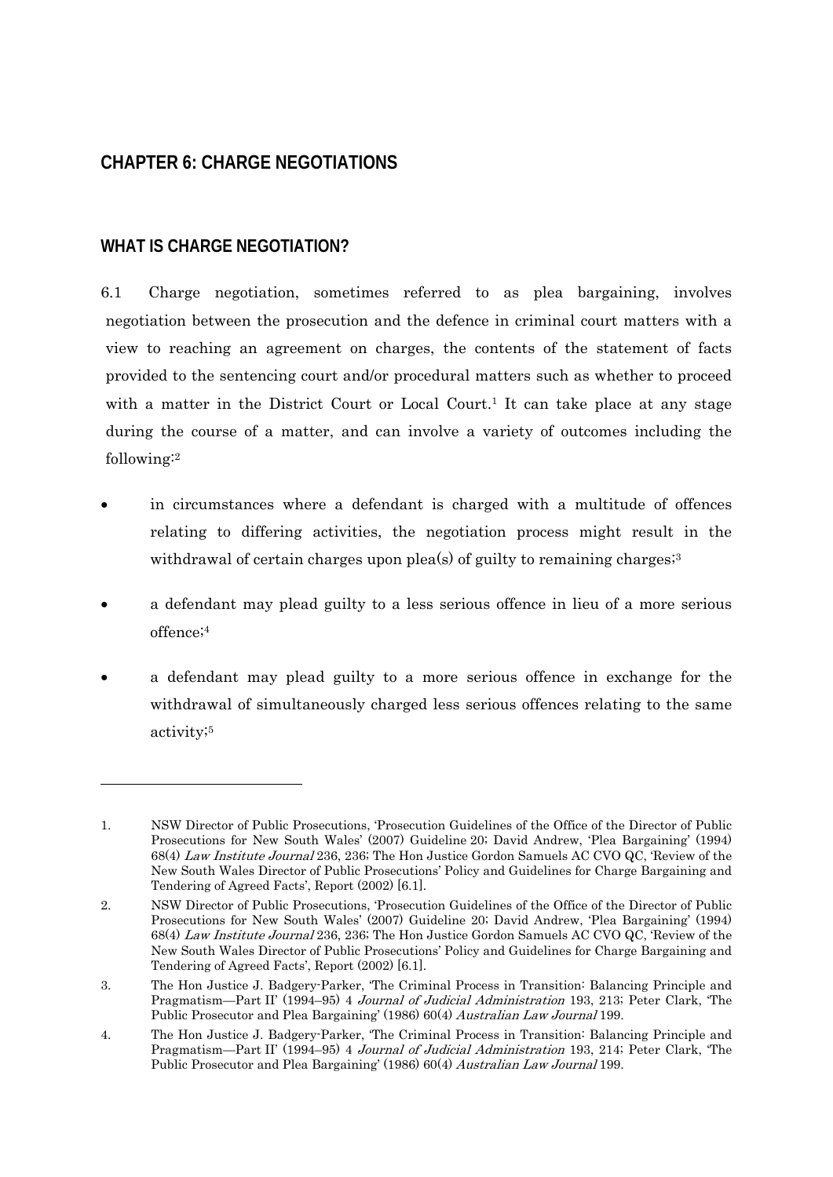# CHAPTER 6: CHARGE NEGOTIATIONS

## WHAT IS CHARGE NEGOTIATION?

6.1 Charge negotiation, sometimes referred to as plea bargaining, involves negotiation between the prosecution and the defence in criminal court matters with a view to reaching an agreement on charges, the contents of the statement of facts provided to the sentencing court and/or procedural matters such as whether to proceed with a matter in the District Court or Local Court.[1] It can take place at any stage during the course of a matter, and can involve a variety of outcomes including the following:[2]

- in circumstances where a defendant is charged with a multitude of offences relating to differing activities, the negotiation process might result in the withdrawal of certain charges upon plea(s) of guilty to remaining charges;[3]
- a defendant may plead guilty to a less serious offence in lieu of a more serious offence;[4]
- a defendant may plead guilty to a more serious offence in exchange for the withdrawal of simultaneously charged less serious offences relating to the same activity;[5]

---

1. NSW Director of Public Prosecutions, 'Prosecution Guidelines of the Office of the Director of Public Prosecutions for New South Wales' (2007) Guideline 20; David Andrew, 'Plea Bargaining' (1994) 68(4) *Law Institute Journal* 236, 236; The Hon Justice Gordon Samuels AC CVO QC, 'Review of the New South Wales Director of Public Prosecutions' Policy and Guidelines for Charge Bargaining and Tendering of Agreed Facts', Report (2002) [6.1].
2. NSW Director of Public Prosecutions, 'Prosecution Guidelines of the Office of the Director of Public Prosecutions for New South Wales' (2007) Guideline 20; David Andrew, 'Plea Bargaining' (1994) 68(4) *Law Institute Journal* 236, 236; The Hon Justice Gordon Samuels AC CVO QC, 'Review of the New South Wales Director of Public Prosecutions' Policy and Guidelines for Charge Bargaining and Tendering of Agreed Facts', Report (2002) [6.1].
3. The Hon Justice J. Badgery-Parker, 'The Criminal Process in Transition: Balancing Principle and Pragmatism—Part II' (1994–95) 4 *Journal of Judicial Administration* 193, 213; Peter Clark, 'The Public Prosecutor and Plea Bargaining' (1986) 60(4) *Australian Law Journal* 199.
4. The Hon Justice J. Badgery-Parker, 'The Criminal Process in Transition: Balancing Principle and Pragmatism—Part II' (1994–95) 4 *Journal of Judicial Administration* 193, 214; Peter Clark, 'The Public Prosecutor and Plea Bargaining' (1986) 60(4) *Australian Law Journal* 199.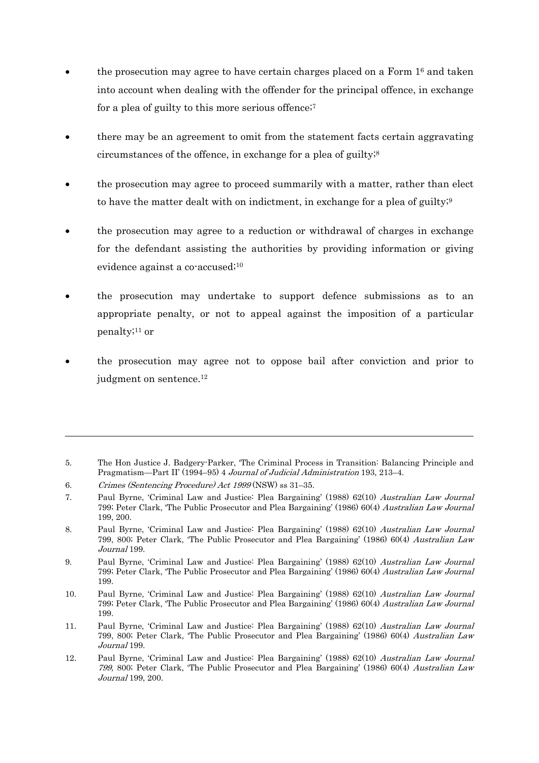- the prosecution may agree to have certain charges placed on a Form 1[6] and taken into account when dealing with the offender for the principal offence, in exchange for a plea of guilty to this more serious offence;[7]

- there may be an agreement to omit from the statement facts certain aggravating circumstances of the offence, in exchange for a plea of guilty;[8]

- the prosecution may agree to proceed summarily with a matter, rather than elect to have the matter dealt with on indictment, in exchange for a plea of guilty;[9]

- the prosecution may agree to a reduction or withdrawal of charges in exchange for the defendant assisting the authorities by providing information or giving evidence against a co-accused;[10]

- the prosecution may undertake to support defence submissions as to an appropriate penalty, or not to appeal against the imposition of a particular penalty;[11] or

- the prosecution may agree not to oppose bail after conviction and prior to judgment on sentence.[12]

---

5. The Hon Justice J. Badgery-Parker, 'The Criminal Process in Transition: Balancing Principle and Pragmatism—Part II' (1994–95) 4 *Journal of Judicial Administration* 193, 213–4.
6. *Crimes (Sentencing Procedure) Act 1999* (NSW) ss 31–35.
7. Paul Byrne, 'Criminal Law and Justice: Plea Bargaining' (1988) 62(10) *Australian Law Journal* 799; Peter Clark, 'The Public Prosecutor and Plea Bargaining' (1986) 60(4) *Australian Law Journal* 199, 200.
8. Paul Byrne, 'Criminal Law and Justice: Plea Bargaining' (1988) 62(10) *Australian Law Journal* 799, 800; Peter Clark, 'The Public Prosecutor and Plea Bargaining' (1986) 60(4) *Australian Law Journal* 199.
9. Paul Byrne, 'Criminal Law and Justice: Plea Bargaining' (1988) 62(10) *Australian Law Journal* 799; Peter Clark, 'The Public Prosecutor and Plea Bargaining' (1986) 60(4) *Australian Law Journal* 199.
10. Paul Byrne, 'Criminal Law and Justice: Plea Bargaining' (1988) 62(10) *Australian Law Journal* 799; Peter Clark, 'The Public Prosecutor and Plea Bargaining' (1986) 60(4) *Australian Law Journal* 199.
11. Paul Byrne, 'Criminal Law and Justice: Plea Bargaining' (1988) 62(10) *Australian Law Journal* 799, 800; Peter Clark, 'The Public Prosecutor and Plea Bargaining' (1986) 60(4) *Australian Law Journal* 199.
12. Paul Byrne, 'Criminal Law and Justice: Plea Bargaining' (1988) 62(10) *Australian Law Journal 799,* 800; Peter Clark, 'The Public Prosecutor and Plea Bargaining' (1986) 60(4) *Australian Law Journal* 199, 200.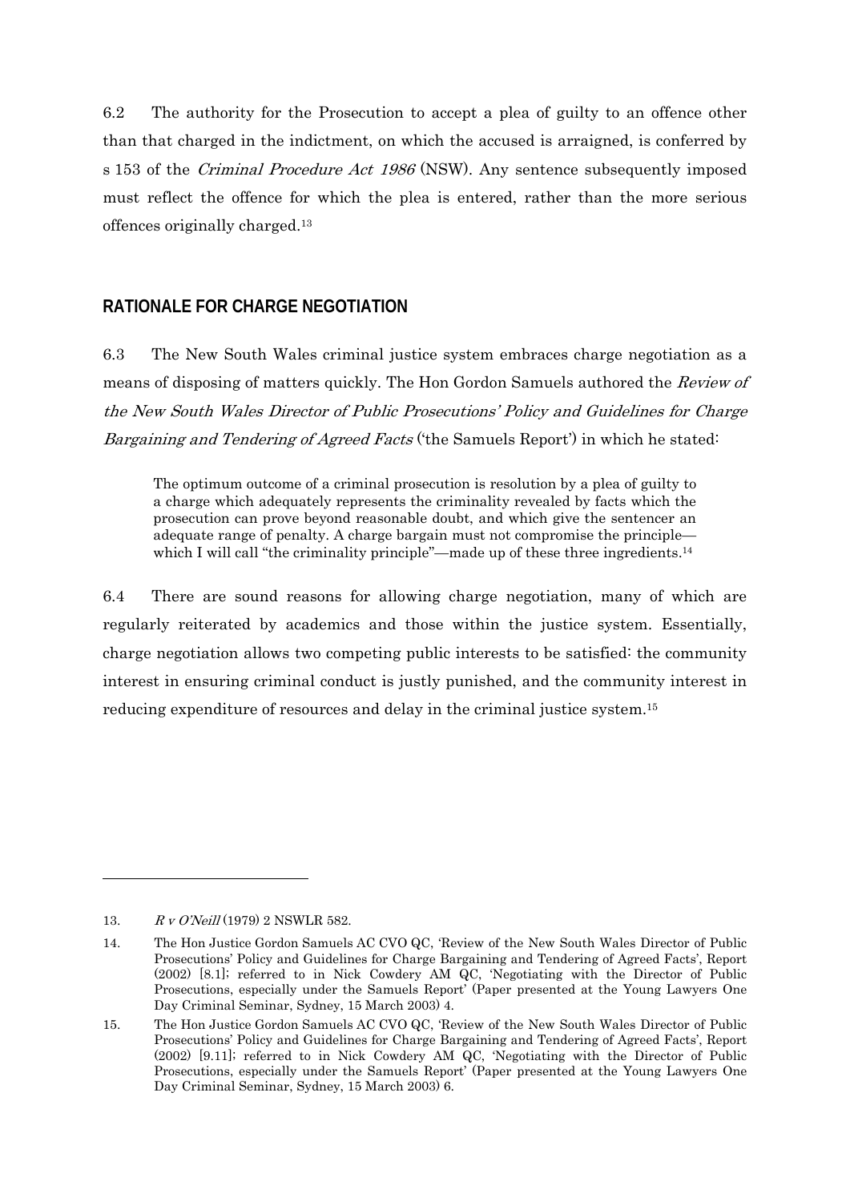6.2 The authority for the Prosecution to accept a plea of guilty to an offence other than that charged in the indictment, on which the accused is arraigned, is conferred by s 153 of the *Criminal Procedure Act 1986* (NSW). Any sentence subsequently imposed must reflect the offence for which the plea is entered, rather than the more serious offences originally charged.[13]

## RATIONALE FOR CHARGE NEGOTIATION

6.3 The New South Wales criminal justice system embraces charge negotiation as a means of disposing of matters quickly. The Hon Gordon Samuels authored the *Review of the New South Wales Director of Public Prosecutions' Policy and Guidelines for Charge Bargaining and Tendering of Agreed Facts* ('the Samuels Report') in which he stated:

> The optimum outcome of a criminal prosecution is resolution by a plea of guilty to a charge which adequately represents the criminality revealed by facts which the prosecution can prove beyond reasonable doubt, and which give the sentencer an adequate range of penalty. A charge bargain must not compromise the principle—which I will call "the criminality principle"—made up of these three ingredients.[14]

6.4 There are sound reasons for allowing charge negotiation, many of which are regularly reiterated by academics and those within the justice system. Essentially, charge negotiation allows two competing public interests to be satisfied: the community interest in ensuring criminal conduct is justly punished, and the community interest in reducing expenditure of resources and delay in the criminal justice system.[15]

---

13. *R v O'Neill* (1979) 2 NSWLR 582.

14. The Hon Justice Gordon Samuels AC CVO QC, 'Review of the New South Wales Director of Public Prosecutions' Policy and Guidelines for Charge Bargaining and Tendering of Agreed Facts', Report (2002) [8.1]; referred to in Nick Cowdery AM QC, 'Negotiating with the Director of Public Prosecutions, especially under the Samuels Report' (Paper presented at the Young Lawyers One Day Criminal Seminar, Sydney, 15 March 2003) 4.

15. The Hon Justice Gordon Samuels AC CVO QC, 'Review of the New South Wales Director of Public Prosecutions' Policy and Guidelines for Charge Bargaining and Tendering of Agreed Facts', Report (2002) [9.11]; referred to in Nick Cowdery AM QC, 'Negotiating with the Director of Public Prosecutions, especially under the Samuels Report' (Paper presented at the Young Lawyers One Day Criminal Seminar, Sydney, 15 March 2003) 6.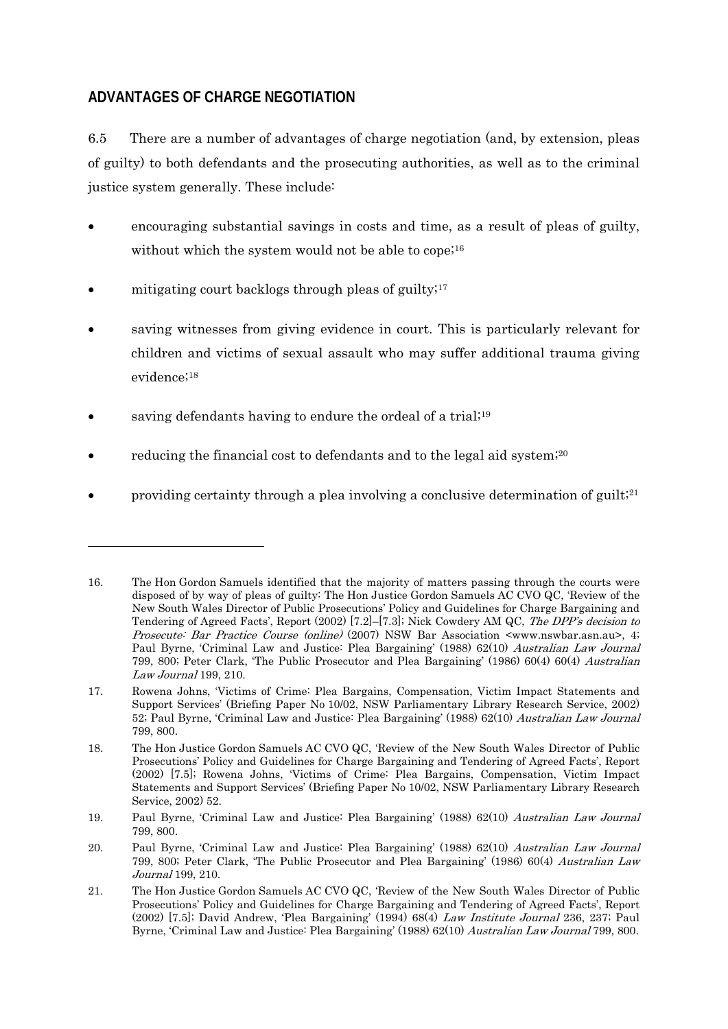## ADVANTAGES OF CHARGE NEGOTIATION

6.5 There are a number of advantages of charge negotiation (and, by extension, pleas of guilty) to both defendants and the prosecuting authorities, as well as to the criminal justice system generally. These include:

- encouraging substantial savings in costs and time, as a result of pleas of guilty, without which the system would not be able to cope;[16]
- mitigating court backlogs through pleas of guilty;[17]
- saving witnesses from giving evidence in court. This is particularly relevant for children and victims of sexual assault who may suffer additional trauma giving evidence;[18]
- saving defendants having to endure the ordeal of a trial;[19]
- reducing the financial cost to defendants and to the legal aid system;[20]
- providing certainty through a plea involving a conclusive determination of guilt;[21]

---

16. The Hon Gordon Samuels identified that the majority of matters passing through the courts were disposed of by way of pleas of guilty: The Hon Justice Gordon Samuels AC CVO QC, 'Review of the New South Wales Director of Public Prosecutions' Policy and Guidelines for Charge Bargaining and Tendering of Agreed Facts', Report (2002) [7.2]–[7.3]; Nick Cowdery AM QC, *The DPP's decision to Prosecute: Bar Practice Course (online)* (2007) NSW Bar Association <www.nswbar.asn.au>, 4; Paul Byrne, 'Criminal Law and Justice: Plea Bargaining' (1988) 62(10) *Australian Law Journal* 799, 800; Peter Clark, 'The Public Prosecutor and Plea Bargaining' (1986) 60(4) 60(4) *Australian Law Journal* 199, 210.
17. Rowena Johns, 'Victims of Crime: Plea Bargains, Compensation, Victim Impact Statements and Support Services' (Briefing Paper No 10/02, NSW Parliamentary Library Research Service, 2002) 52; Paul Byrne, 'Criminal Law and Justice: Plea Bargaining' (1988) 62(10) *Australian Law Journal* 799, 800.
18. The Hon Justice Gordon Samuels AC CVO QC, 'Review of the New South Wales Director of Public Prosecutions' Policy and Guidelines for Charge Bargaining and Tendering of Agreed Facts', Report (2002) [7.5]; Rowena Johns, 'Victims of Crime: Plea Bargains, Compensation, Victim Impact Statements and Support Services' (Briefing Paper No 10/02, NSW Parliamentary Library Research Service, 2002) 52.
19. Paul Byrne, 'Criminal Law and Justice: Plea Bargaining' (1988) 62(10) *Australian Law Journal* 799, 800.
20. Paul Byrne, 'Criminal Law and Justice: Plea Bargaining' (1988) 62(10) *Australian Law Journal* 799, 800; Peter Clark, 'The Public Prosecutor and Plea Bargaining' (1986) 60(4) *Australian Law Journal* 199, 210.
21. The Hon Justice Gordon Samuels AC CVO QC, 'Review of the New South Wales Director of Public Prosecutions' Policy and Guidelines for Charge Bargaining and Tendering of Agreed Facts', Report (2002) [7.5]; David Andrew, 'Plea Bargaining' (1994) 68(4) *Law Institute Journal* 236, 237; Paul Byrne, 'Criminal Law and Justice: Plea Bargaining' (1988) 62(10) *Australian Law Journal* 799, 800.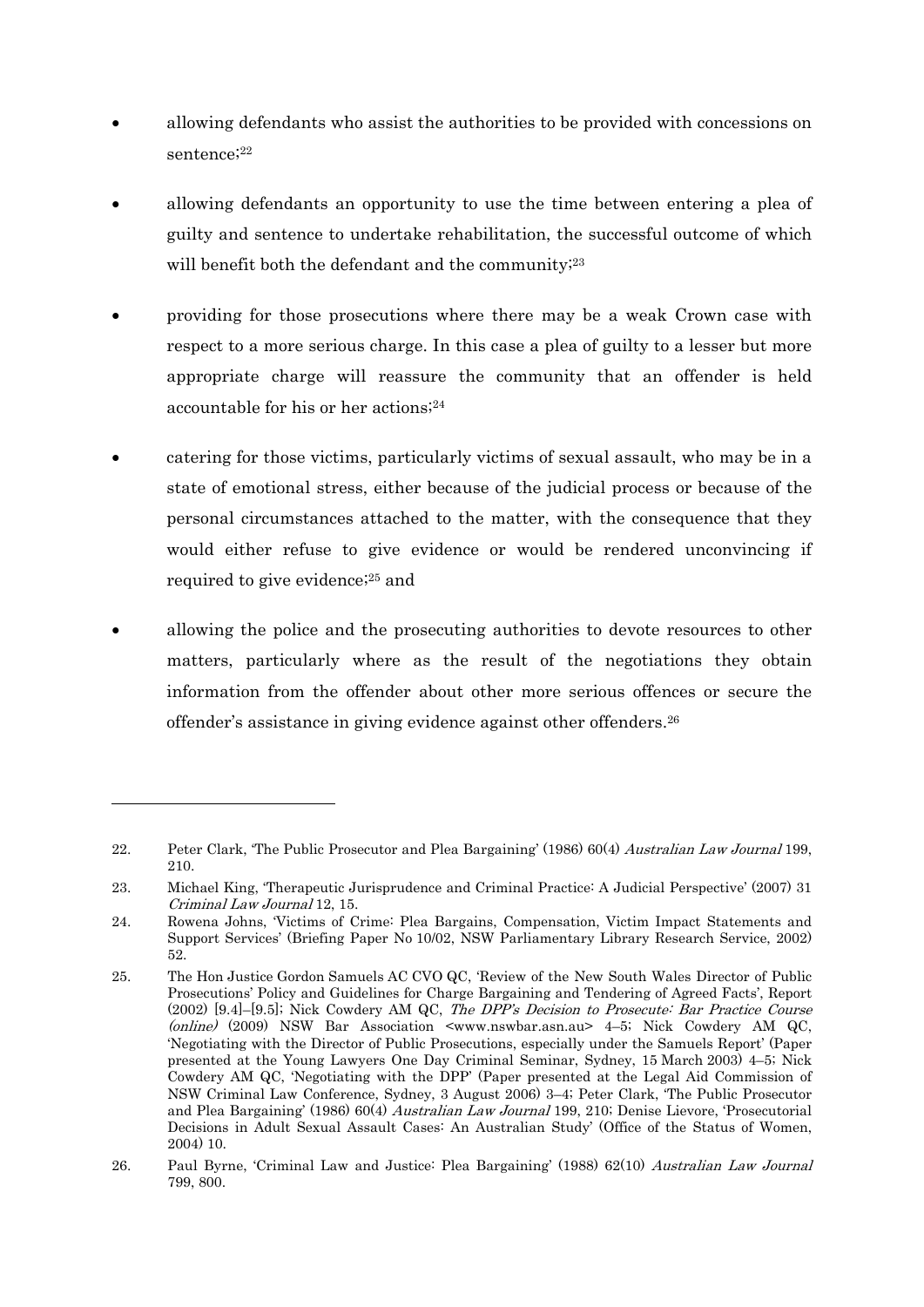- allowing defendants who assist the authorities to be provided with concessions on sentence;[22]
- allowing defendants an opportunity to use the time between entering a plea of guilty and sentence to undertake rehabilitation, the successful outcome of which will benefit both the defendant and the community;[23]
- providing for those prosecutions where there may be a weak Crown case with respect to a more serious charge. In this case a plea of guilty to a lesser but more appropriate charge will reassure the community that an offender is held accountable for his or her actions;[24]
- catering for those victims, particularly victims of sexual assault, who may be in a state of emotional stress, either because of the judicial process or because of the personal circumstances attached to the matter, with the consequence that they would either refuse to give evidence or would be rendered unconvincing if required to give evidence;[25] and
- allowing the police and the prosecuting authorities to devote resources to other matters, particularly where as the result of the negotiations they obtain information from the offender about other more serious offences or secure the offender's assistance in giving evidence against other offenders.[26]

---

22. Peter Clark, 'The Public Prosecutor and Plea Bargaining' (1986) 60(4) *Australian Law Journal* 199, 210.
23. Michael King, 'Therapeutic Jurisprudence and Criminal Practice: A Judicial Perspective' (2007) 31 *Criminal Law Journal* 12, 15.
24. Rowena Johns, 'Victims of Crime: Plea Bargains, Compensation, Victim Impact Statements and Support Services' (Briefing Paper No 10/02, NSW Parliamentary Library Research Service, 2002) 52.
25. The Hon Justice Gordon Samuels AC CVO QC, 'Review of the New South Wales Director of Public Prosecutions' Policy and Guidelines for Charge Bargaining and Tendering of Agreed Facts', Report (2002) [9.4]–[9.5]; Nick Cowdery AM QC, *The DPP's Decision to Prosecute: Bar Practice Course (online)* (2009) NSW Bar Association <www.nswbar.asn.au> 4–5; Nick Cowdery AM QC, 'Negotiating with the Director of Public Prosecutions, especially under the Samuels Report' (Paper presented at the Young Lawyers One Day Criminal Seminar, Sydney, 15 March 2003) 4–5; Nick Cowdery AM QC, 'Negotiating with the DPP' (Paper presented at the Legal Aid Commission of NSW Criminal Law Conference, Sydney, 3 August 2006) 3–4; Peter Clark, 'The Public Prosecutor and Plea Bargaining' (1986) 60(4) *Australian Law Journal* 199, 210; Denise Lievore, 'Prosecutorial Decisions in Adult Sexual Assault Cases: An Australian Study' (Office of the Status of Women, 2004) 10.
26. Paul Byrne, 'Criminal Law and Justice: Plea Bargaining' (1988) 62(10) *Australian Law Journal* 799, 800.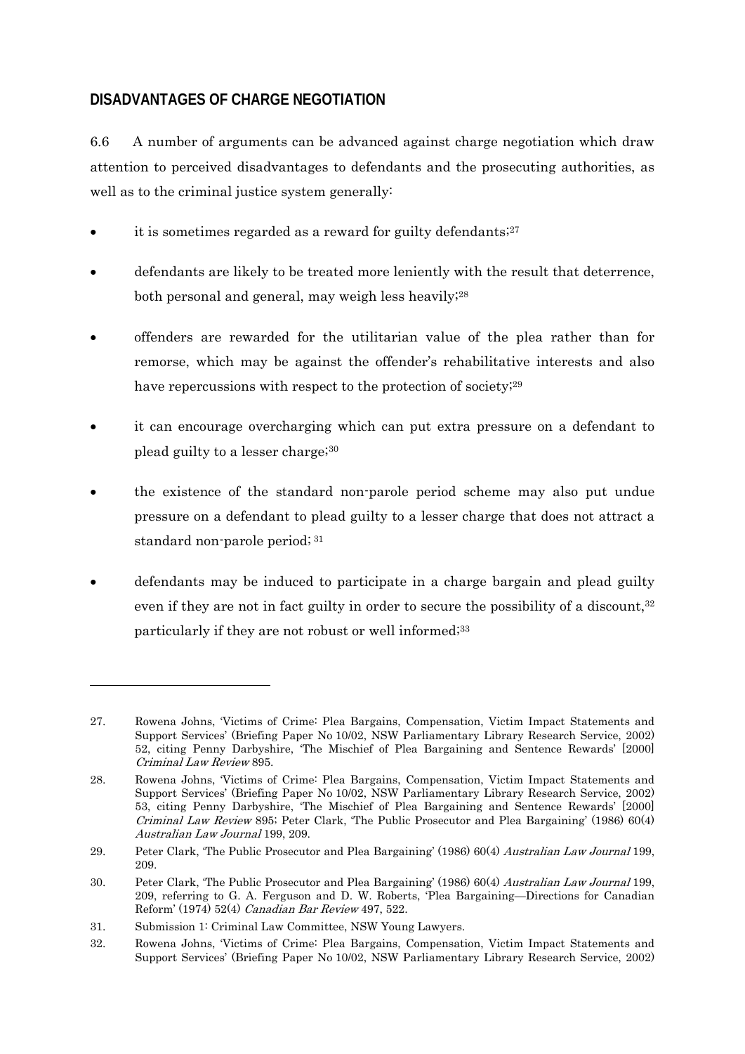## DISADVANTAGES OF CHARGE NEGOTIATION

6.6 A number of arguments can be advanced against charge negotiation which draw attention to perceived disadvantages to defendants and the prosecuting authorities, as well as to the criminal justice system generally:

- it is sometimes regarded as a reward for guilty defendants;[27]
- defendants are likely to be treated more leniently with the result that deterrence, both personal and general, may weigh less heavily;[28]
- offenders are rewarded for the utilitarian value of the plea rather than for remorse, which may be against the offender's rehabilitative interests and also have repercussions with respect to the protection of society;[29]
- it can encourage overcharging which can put extra pressure on a defendant to plead guilty to a lesser charge;[30]
- the existence of the standard non-parole period scheme may also put undue pressure on a defendant to plead guilty to a lesser charge that does not attract a standard non-parole period; [31]
- defendants may be induced to participate in a charge bargain and plead guilty even if they are not in fact guilty in order to secure the possibility of a discount,[32] particularly if they are not robust or well informed;[33]

---

27. Rowena Johns, 'Victims of Crime: Plea Bargains, Compensation, Victim Impact Statements and Support Services' (Briefing Paper No 10/02, NSW Parliamentary Library Research Service, 2002) 52, citing Penny Darbyshire, 'The Mischief of Plea Bargaining and Sentence Rewards' [2000] *Criminal Law Review* 895.
28. Rowena Johns, 'Victims of Crime: Plea Bargains, Compensation, Victim Impact Statements and Support Services' (Briefing Paper No 10/02, NSW Parliamentary Library Research Service, 2002) 53, citing Penny Darbyshire, 'The Mischief of Plea Bargaining and Sentence Rewards' [2000] *Criminal Law Review* 895; Peter Clark, 'The Public Prosecutor and Plea Bargaining' (1986) 60(4) *Australian Law Journal* 199, 209.
29. Peter Clark, 'The Public Prosecutor and Plea Bargaining' (1986) 60(4) *Australian Law Journal* 199, 209.
30. Peter Clark, 'The Public Prosecutor and Plea Bargaining' (1986) 60(4) *Australian Law Journal* 199, 209, referring to G. A. Ferguson and D. W. Roberts, 'Plea Bargaining—Directions for Canadian Reform' (1974) 52(4) *Canadian Bar Review* 497, 522.
31. Submission 1: Criminal Law Committee, NSW Young Lawyers.
32. Rowena Johns, 'Victims of Crime: Plea Bargains, Compensation, Victim Impact Statements and Support Services' (Briefing Paper No 10/02, NSW Parliamentary Library Research Service, 2002)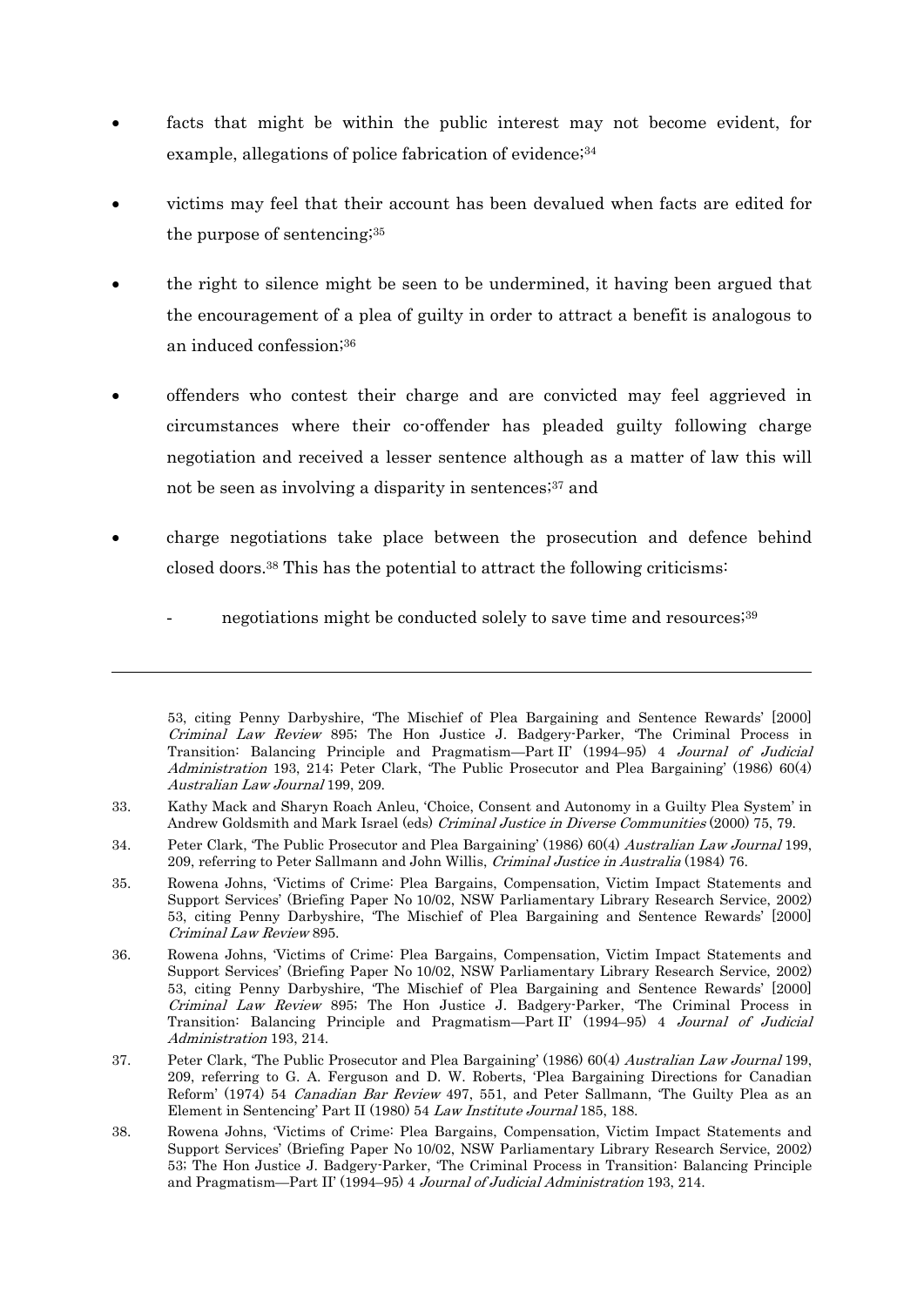- facts that might be within the public interest may not become evident, for example, allegations of police fabrication of evidence;[34]
- victims may feel that their account has been devalued when facts are edited for the purpose of sentencing;[35]
- the right to silence might be seen to be undermined, it having been argued that the encouragement of a plea of guilty in order to attract a benefit is analogous to an induced confession;[36]
- offenders who contest their charge and are convicted may feel aggrieved in circumstances where their co-offender has pleaded guilty following charge negotiation and received a lesser sentence although as a matter of law this will not be seen as involving a disparity in sentences;[37] and
- charge negotiations take place between the prosecution and defence behind closed doors.[38] This has the potential to attract the following criticisms:
  - negotiations might be conducted solely to save time and resources;[39]

---

53, citing Penny Darbyshire, 'The Mischief of Plea Bargaining and Sentence Rewards' [2000] *Criminal Law Review* 895; The Hon Justice J. Badgery-Parker, 'The Criminal Process in Transition: Balancing Principle and Pragmatism—Part II' (1994–95) 4 *Journal of Judicial Administration* 193, 214; Peter Clark, 'The Public Prosecutor and Plea Bargaining' (1986) 60(4) *Australian Law Journal* 199, 209.

33. Kathy Mack and Sharyn Roach Anleu, 'Choice, Consent and Autonomy in a Guilty Plea System' in Andrew Goldsmith and Mark Israel (eds) *Criminal Justice in Diverse Communities* (2000) 75, 79.

34. Peter Clark, 'The Public Prosecutor and Plea Bargaining' (1986) 60(4) *Australian Law Journal* 199, 209, referring to Peter Sallmann and John Willis, *Criminal Justice in Australia* (1984) 76.

35. Rowena Johns, 'Victims of Crime: Plea Bargains, Compensation, Victim Impact Statements and Support Services' (Briefing Paper No 10/02, NSW Parliamentary Library Research Service, 2002) 53, citing Penny Darbyshire, 'The Mischief of Plea Bargaining and Sentence Rewards' [2000] *Criminal Law Review* 895.

36. Rowena Johns, 'Victims of Crime: Plea Bargains, Compensation, Victim Impact Statements and Support Services' (Briefing Paper No 10/02, NSW Parliamentary Library Research Service, 2002) 53, citing Penny Darbyshire, 'The Mischief of Plea Bargaining and Sentence Rewards' [2000] *Criminal Law Review* 895; The Hon Justice J. Badgery-Parker, 'The Criminal Process in Transition: Balancing Principle and Pragmatism—Part II' (1994–95) 4 *Journal of Judicial Administration* 193, 214.

37. Peter Clark, 'The Public Prosecutor and Plea Bargaining' (1986) 60(4) *Australian Law Journal* 199, 209, referring to G. A. Ferguson and D. W. Roberts, 'Plea Bargaining Directions for Canadian Reform' (1974) 54 *Canadian Bar Review* 497, 551, and Peter Sallmann, 'The Guilty Plea as an Element in Sentencing' Part II (1980) 54 *Law Institute Journal* 185, 188.

38. Rowena Johns, 'Victims of Crime: Plea Bargains, Compensation, Victim Impact Statements and Support Services' (Briefing Paper No 10/02, NSW Parliamentary Library Research Service, 2002) 53; The Hon Justice J. Badgery-Parker, 'The Criminal Process in Transition: Balancing Principle and Pragmatism—Part II' (1994–95) 4 *Journal of Judicial Administration* 193, 214.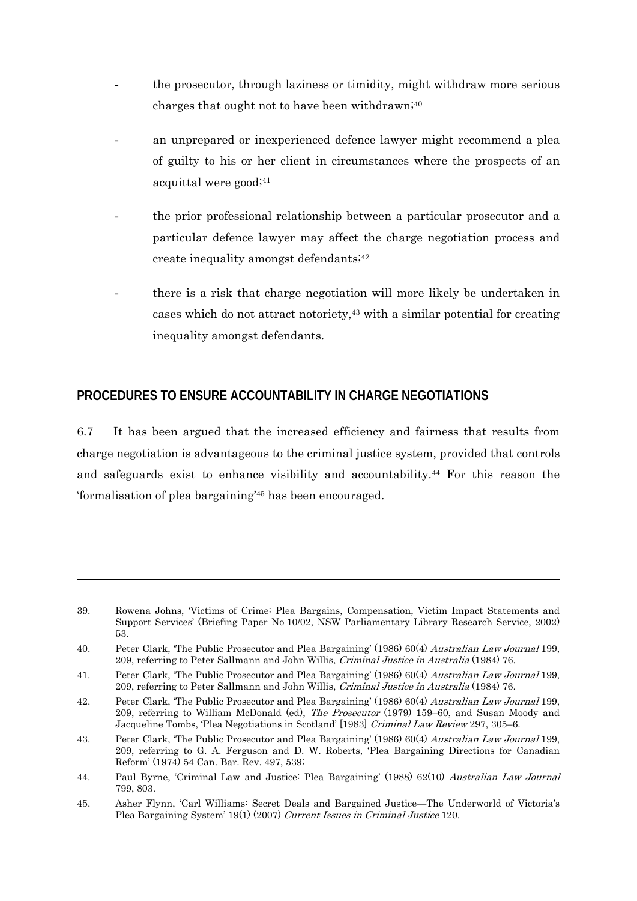- the prosecutor, through laziness or timidity, might withdraw more serious charges that ought not to have been withdrawn;[40]
- an unprepared or inexperienced defence lawyer might recommend a plea of guilty to his or her client in circumstances where the prospects of an acquittal were good;[41]
- the prior professional relationship between a particular prosecutor and a particular defence lawyer may affect the charge negotiation process and create inequality amongst defendants;[42]
- there is a risk that charge negotiation will more likely be undertaken in cases which do not attract notoriety,[43] with a similar potential for creating inequality amongst defendants.

## PROCEDURES TO ENSURE ACCOUNTABILITY IN CHARGE NEGOTIATIONS

6.7 It has been argued that the increased efficiency and fairness that results from charge negotiation is advantageous to the criminal justice system, provided that controls and safeguards exist to enhance visibility and accountability.[44] For this reason the 'formalisation of plea bargaining'[45] has been encouraged.

---

39. Rowena Johns, 'Victims of Crime: Plea Bargains, Compensation, Victim Impact Statements and Support Services' (Briefing Paper No 10/02, NSW Parliamentary Library Research Service, 2002) 53.

40. Peter Clark, 'The Public Prosecutor and Plea Bargaining' (1986) 60(4) *Australian Law Journal* 199, 209, referring to Peter Sallmann and John Willis, *Criminal Justice in Australia* (1984) 76.

41. Peter Clark, 'The Public Prosecutor and Plea Bargaining' (1986) 60(4) *Australian Law Journal* 199, 209, referring to Peter Sallmann and John Willis, *Criminal Justice in Australia* (1984) 76.

42. Peter Clark, 'The Public Prosecutor and Plea Bargaining' (1986) 60(4) *Australian Law Journal* 199, 209, referring to William McDonald (ed), *The Prosecutor* (1979) 159–60, and Susan Moody and Jacqueline Tombs, 'Plea Negotiations in Scotland' [1983] *Criminal Law Review* 297, 305–6.

43. Peter Clark, 'The Public Prosecutor and Plea Bargaining' (1986) 60(4) *Australian Law Journal* 199, 209, referring to G. A. Ferguson and D. W. Roberts, 'Plea Bargaining Directions for Canadian Reform' (1974) 54 Can. Bar. Rev. 497, 539;

44. Paul Byrne, 'Criminal Law and Justice: Plea Bargaining' (1988) 62(10) *Australian Law Journal* 799, 803.

45. Asher Flynn, 'Carl Williams: Secret Deals and Bargained Justice—The Underworld of Victoria's Plea Bargaining System' 19(1) (2007) *Current Issues in Criminal Justice* 120.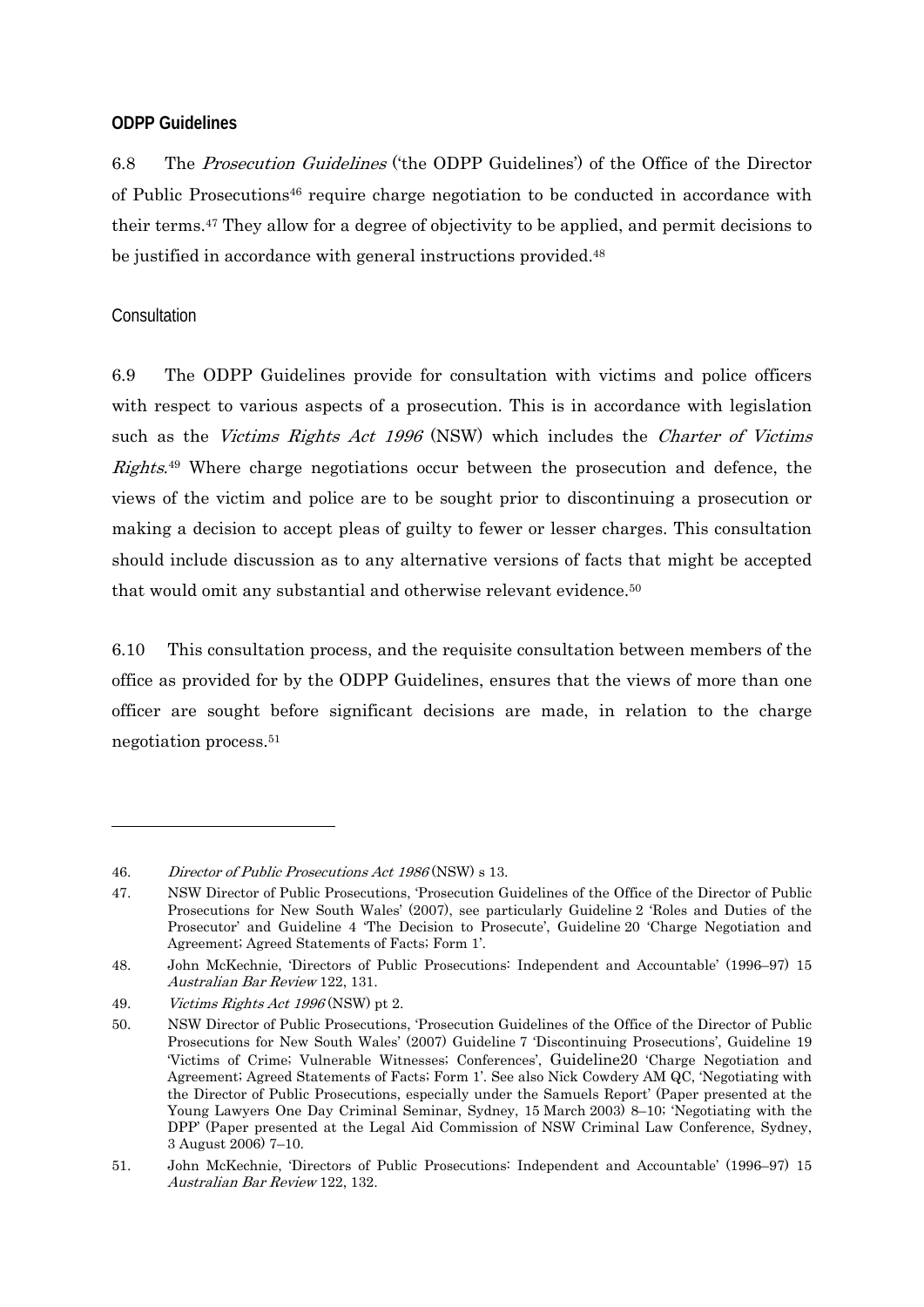### ODPP Guidelines

6.8 The *Prosecution Guidelines* ('the ODPP Guidelines') of the Office of the Director of Public Prosecutions[46] require charge negotiation to be conducted in accordance with their terms.[47] They allow for a degree of objectivity to be applied, and permit decisions to be justified in accordance with general instructions provided.[48]

#### Consultation

6.9 The ODPP Guidelines provide for consultation with victims and police officers with respect to various aspects of a prosecution. This is in accordance with legislation such as the *Victims Rights Act 1996* (NSW) which includes the *Charter of Victims Rights*.[49] Where charge negotiations occur between the prosecution and defence, the views of the victim and police are to be sought prior to discontinuing a prosecution or making a decision to accept pleas of guilty to fewer or lesser charges. This consultation should include discussion as to any alternative versions of facts that might be accepted that would omit any substantial and otherwise relevant evidence.[50]

6.10 This consultation process, and the requisite consultation between members of the office as provided for by the ODPP Guidelines, ensures that the views of more than one officer are sought before significant decisions are made, in relation to the charge negotiation process.[51]

---

46. *Director of Public Prosecutions Act 1986* (NSW) s 13.

47. NSW Director of Public Prosecutions, 'Prosecution Guidelines of the Office of the Director of Public Prosecutions for New South Wales' (2007), see particularly Guideline 2 'Roles and Duties of the Prosecutor' and Guideline 4 'The Decision to Prosecute', Guideline 20 'Charge Negotiation and Agreement; Agreed Statements of Facts; Form 1'.

48. John McKechnie, 'Directors of Public Prosecutions: Independent and Accountable' (1996–97) 15 *Australian Bar Review* 122, 131.

49. *Victims Rights Act 1996* (NSW) pt 2.

50. NSW Director of Public Prosecutions, 'Prosecution Guidelines of the Office of the Director of Public Prosecutions for New South Wales' (2007) Guideline 7 'Discontinuing Prosecutions', Guideline 19 'Victims of Crime; Vulnerable Witnesses; Conferences', Guideline20 'Charge Negotiation and Agreement; Agreed Statements of Facts; Form 1'. See also Nick Cowdery AM QC, 'Negotiating with the Director of Public Prosecutions, especially under the Samuels Report' (Paper presented at the Young Lawyers One Day Criminal Seminar, Sydney, 15 March 2003) 8–10; 'Negotiating with the DPP' (Paper presented at the Legal Aid Commission of NSW Criminal Law Conference, Sydney, 3 August 2006) 7–10.

51. John McKechnie, 'Directors of Public Prosecutions: Independent and Accountable' (1996–97) 15 *Australian Bar Review* 122, 132.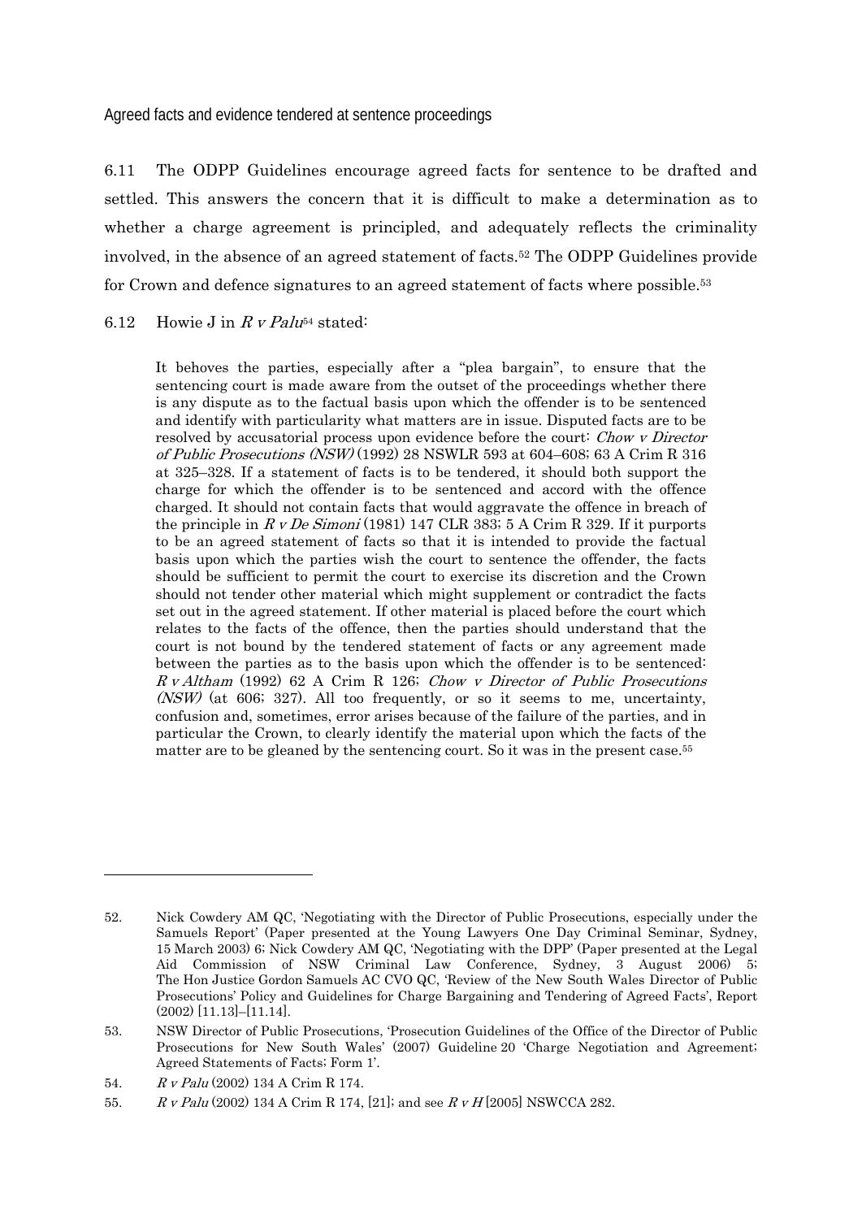### Agreed facts and evidence tendered at sentence proceedings

6.11 The ODPP Guidelines encourage agreed facts for sentence to be drafted and settled. This answers the concern that it is difficult to make a determination as to whether a charge agreement is principled, and adequately reflects the criminality involved, in the absence of an agreed statement of facts.[52] The ODPP Guidelines provide for Crown and defence signatures to an agreed statement of facts where possible.[53]

6.12 Howie J in *R v Palu*[54] stated:

> It behoves the parties, especially after a "plea bargain", to ensure that the sentencing court is made aware from the outset of the proceedings whether there is any dispute as to the factual basis upon which the offender is to be sentenced and identify with particularity what matters are in issue. Disputed facts are to be resolved by accusatorial process upon evidence before the court: *Chow v Director of Public Prosecutions (NSW)* (1992) 28 NSWLR 593 at 604–608; 63 A Crim R 316 at 325–328. If a statement of facts is to be tendered, it should both support the charge for which the offender is to be sentenced and accord with the offence charged. It should not contain facts that would aggravate the offence in breach of the principle in *R v De Simoni* (1981) 147 CLR 383; 5 A Crim R 329. If it purports to be an agreed statement of facts so that it is intended to provide the factual basis upon which the parties wish the court to sentence the offender, the facts should be sufficient to permit the court to exercise its discretion and the Crown should not tender other material which might supplement or contradict the facts set out in the agreed statement. If other material is placed before the court which relates to the facts of the offence, then the parties should understand that the court is not bound by the tendered statement of facts or any agreement made between the parties as to the basis upon which the offender is to be sentenced: *R v Altham* (1992) 62 A Crim R 126; *Chow v Director of Public Prosecutions (NSW)* (at 606; 327). All too frequently, or so it seems to me, uncertainty, confusion and, sometimes, error arises because of the failure of the parties, and in particular the Crown, to clearly identify the material upon which the facts of the matter are to be gleaned by the sentencing court. So it was in the present case.[55]

---

52. Nick Cowdery AM QC, 'Negotiating with the Director of Public Prosecutions, especially under the Samuels Report' (Paper presented at the Young Lawyers One Day Criminal Seminar, Sydney, 15 March 2003) 6; Nick Cowdery AM QC, 'Negotiating with the DPP' (Paper presented at the Legal Aid Commission of NSW Criminal Law Conference, Sydney, 3 August 2006) 5; The Hon Justice Gordon Samuels AC CVO QC, 'Review of the New South Wales Director of Public Prosecutions' Policy and Guidelines for Charge Bargaining and Tendering of Agreed Facts', Report (2002) [11.13]–[11.14].

53. NSW Director of Public Prosecutions, 'Prosecution Guidelines of the Office of the Director of Public Prosecutions for New South Wales' (2007) Guideline 20 'Charge Negotiation and Agreement; Agreed Statements of Facts; Form 1'.

54. *R v Palu* (2002) 134 A Crim R 174.

55. *R v Palu* (2002) 134 A Crim R 174, [21]; and see *R v H* [2005] NSWCCA 282.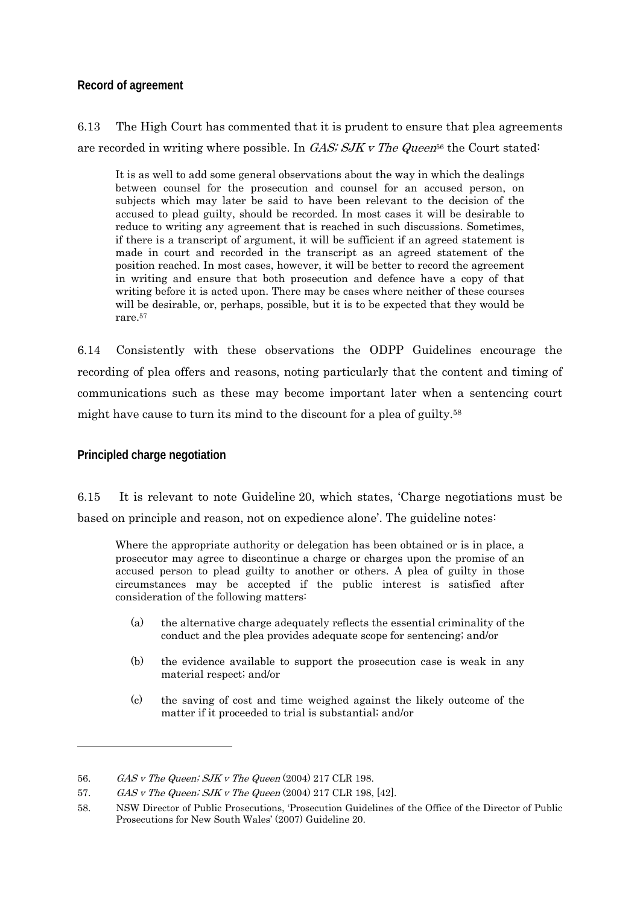### Record of agreement

6.13 The High Court has commented that it is prudent to ensure that plea agreements are recorded in writing where possible. In *GAS; SJK v The Queen*[56] the Court stated:

> It is as well to add some general observations about the way in which the dealings between counsel for the prosecution and counsel for an accused person, on subjects which may later be said to have been relevant to the decision of the accused to plead guilty, should be recorded. In most cases it will be desirable to reduce to writing any agreement that is reached in such discussions. Sometimes, if there is a transcript of argument, it will be sufficient if an agreed statement is made in court and recorded in the transcript as an agreed statement of the position reached. In most cases, however, it will be better to record the agreement in writing and ensure that both prosecution and defence have a copy of that writing before it is acted upon. There may be cases where neither of these courses will be desirable, or, perhaps, possible, but it is to be expected that they would be rare.[57]

6.14 Consistently with these observations the ODPP Guidelines encourage the recording of plea offers and reasons, noting particularly that the content and timing of communications such as these may become important later when a sentencing court might have cause to turn its mind to the discount for a plea of guilty.[58]

### Principled charge negotiation

6.15 It is relevant to note Guideline 20, which states, 'Charge negotiations must be based on principle and reason, not on expedience alone'. The guideline notes:

> Where the appropriate authority or delegation has been obtained or is in place, a prosecutor may agree to discontinue a charge or charges upon the promise of an accused person to plead guilty to another or others. A plea of guilty in those circumstances may be accepted if the public interest is satisfied after consideration of the following matters:
>
> (a) the alternative charge adequately reflects the essential criminality of the conduct and the plea provides adequate scope for sentencing; and/or
>
> (b) the evidence available to support the prosecution case is weak in any material respect; and/or
>
> (c) the saving of cost and time weighed against the likely outcome of the matter if it proceeded to trial is substantial; and/or

---

56. *GAS v The Queen; SJK v The Queen* (2004) 217 CLR 198.

57. *GAS v The Queen; SJK v The Queen* (2004) 217 CLR 198, [42].

58. NSW Director of Public Prosecutions, 'Prosecution Guidelines of the Office of the Director of Public Prosecutions for New South Wales' (2007) Guideline 20.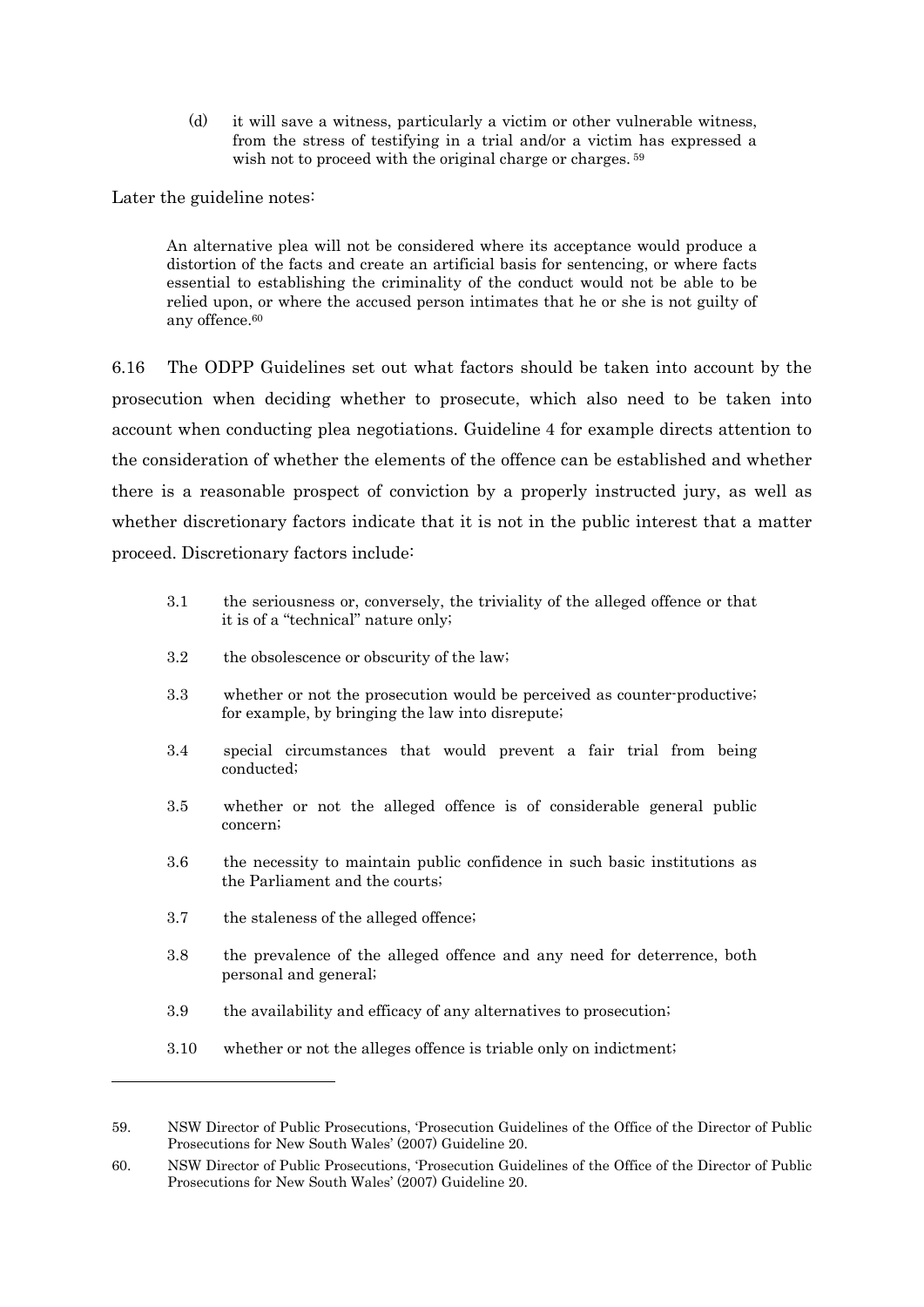(d) it will save a witness, particularly a victim or other vulnerable witness, from the stress of testifying in a trial and/or a victim has expressed a wish not to proceed with the original charge or charges. [59]

Later the guideline notes:

> An alternative plea will not be considered where its acceptance would produce a distortion of the facts and create an artificial basis for sentencing, or where facts essential to establishing the criminality of the conduct would not be able to be relied upon, or where the accused person intimates that he or she is not guilty of any offence.[60]

6.16 The ODPP Guidelines set out what factors should be taken into account by the prosecution when deciding whether to prosecute, which also need to be taken into account when conducting plea negotiations. Guideline 4 for example directs attention to the consideration of whether the elements of the offence can be established and whether there is a reasonable prospect of conviction by a properly instructed jury, as well as whether discretionary factors indicate that it is not in the public interest that a matter proceed. Discretionary factors include:

- 3.1 the seriousness or, conversely, the triviality of the alleged offence or that it is of a "technical" nature only;
- 3.2 the obsolescence or obscurity of the law;
- 3.3 whether or not the prosecution would be perceived as counter-productive; for example, by bringing the law into disrepute;
- 3.4 special circumstances that would prevent a fair trial from being conducted;
- 3.5 whether or not the alleged offence is of considerable general public concern;
- 3.6 the necessity to maintain public confidence in such basic institutions as the Parliament and the courts;
- 3.7 the staleness of the alleged offence;
- 3.8 the prevalence of the alleged offence and any need for deterrence, both personal and general;
- 3.9 the availability and efficacy of any alternatives to prosecution;
- 3.10 whether or not the alleges offence is triable only on indictment;

---

59. NSW Director of Public Prosecutions, 'Prosecution Guidelines of the Office of the Director of Public Prosecutions for New South Wales' (2007) Guideline 20.

60. NSW Director of Public Prosecutions, 'Prosecution Guidelines of the Office of the Director of Public Prosecutions for New South Wales' (2007) Guideline 20.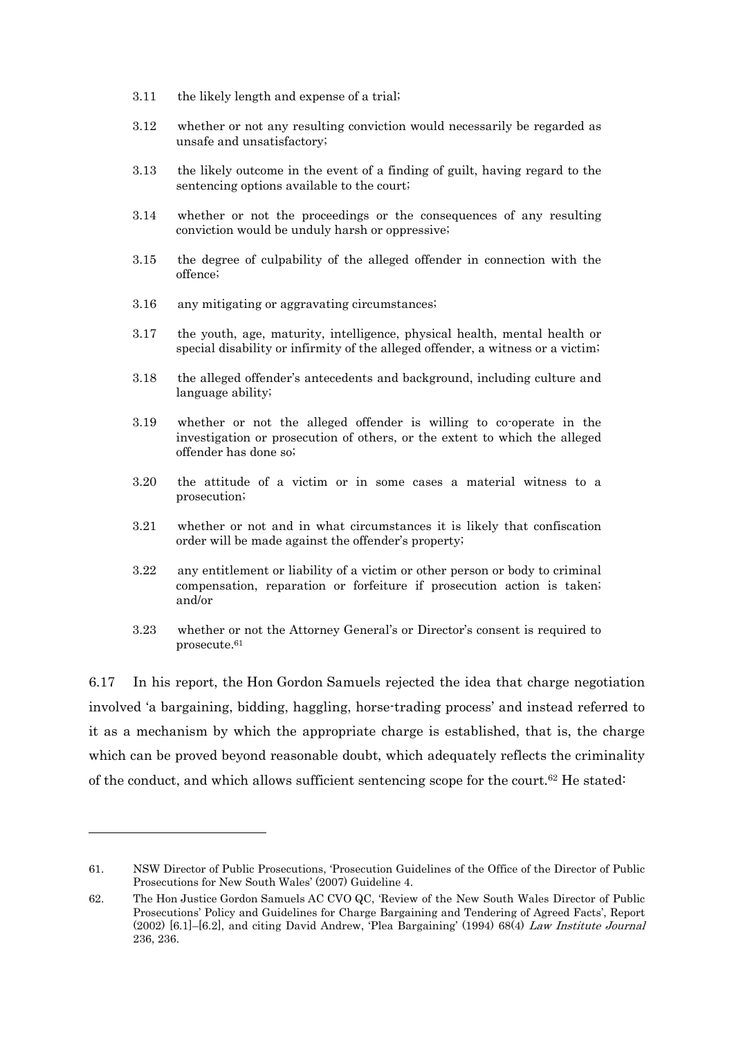3.11 the likely length and expense of a trial;

3.12 whether or not any resulting conviction would necessarily be regarded as unsafe and unsatisfactory;

3.13 the likely outcome in the event of a finding of guilt, having regard to the sentencing options available to the court;

3.14 whether or not the proceedings or the consequences of any resulting conviction would be unduly harsh or oppressive;

3.15 the degree of culpability of the alleged offender in connection with the offence;

3.16 any mitigating or aggravating circumstances;

3.17 the youth, age, maturity, intelligence, physical health, mental health or special disability or infirmity of the alleged offender, a witness or a victim;

3.18 the alleged offender's antecedents and background, including culture and language ability;

3.19 whether or not the alleged offender is willing to co-operate in the investigation or prosecution of others, or the extent to which the alleged offender has done so;

3.20 the attitude of a victim or in some cases a material witness to a prosecution;

3.21 whether or not and in what circumstances it is likely that confiscation order will be made against the offender's property;

3.22 any entitlement or liability of a victim or other person or body to criminal compensation, reparation or forfeiture if prosecution action is taken; and/or

3.23 whether or not the Attorney General's or Director's consent is required to prosecute.[61]

6.17 In his report, the Hon Gordon Samuels rejected the idea that charge negotiation involved 'a bargaining, bidding, haggling, horse-trading process' and instead referred to it as a mechanism by which the appropriate charge is established, that is, the charge which can be proved beyond reasonable doubt, which adequately reflects the criminality of the conduct, and which allows sufficient sentencing scope for the court.[62] He stated:

---

61. NSW Director of Public Prosecutions, 'Prosecution Guidelines of the Office of the Director of Public Prosecutions for New South Wales' (2007) Guideline 4.

62. The Hon Justice Gordon Samuels AC CVO QC, 'Review of the New South Wales Director of Public Prosecutions' Policy and Guidelines for Charge Bargaining and Tendering of Agreed Facts', Report (2002) [6.1]–[6.2], and citing David Andrew, 'Plea Bargaining' (1994) 68(4) *Law Institute Journal* 236, 236.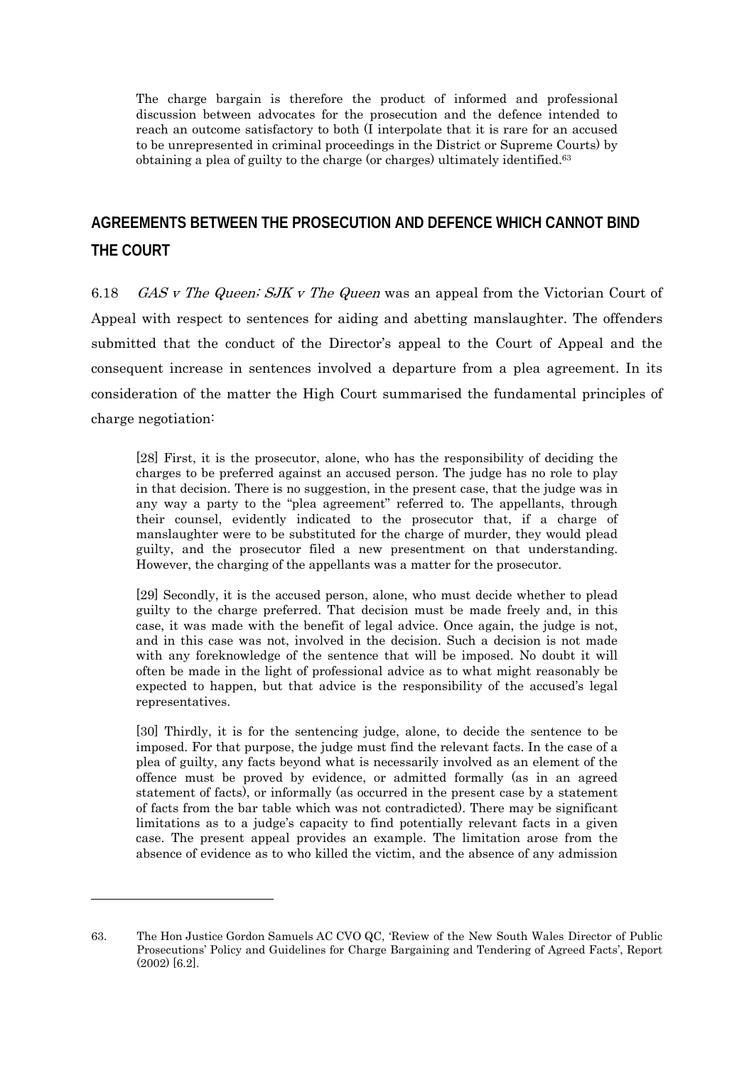> The charge bargain is therefore the product of informed and professional discussion between advocates for the prosecution and the defence intended to reach an outcome satisfactory to both (I interpolate that it is rare for an accused to be unrepresented in criminal proceedings in the District or Supreme Courts) by obtaining a plea of guilty to the charge (or charges) ultimately identified.[63]

## AGREEMENTS BETWEEN THE PROSECUTION AND DEFENCE WHICH CANNOT BIND THE COURT

6.18 *GAS v The Queen; SJK v The Queen* was an appeal from the Victorian Court of Appeal with respect to sentences for aiding and abetting manslaughter. The offenders submitted that the conduct of the Director's appeal to the Court of Appeal and the consequent increase in sentences involved a departure from a plea agreement. In its consideration of the matter the High Court summarised the fundamental principles of charge negotiation:

> [28] First, it is the prosecutor, alone, who has the responsibility of deciding the charges to be preferred against an accused person. The judge has no role to play in that decision. There is no suggestion, in the present case, that the judge was in any way a party to the "plea agreement" referred to. The appellants, through their counsel, evidently indicated to the prosecutor that, if a charge of manslaughter were to be substituted for the charge of murder, they would plead guilty, and the prosecutor filed a new presentment on that understanding. However, the charging of the appellants was a matter for the prosecutor.
>
> [29] Secondly, it is the accused person, alone, who must decide whether to plead guilty to the charge preferred. That decision must be made freely and, in this case, it was made with the benefit of legal advice. Once again, the judge is not, and in this case was not, involved in the decision. Such a decision is not made with any foreknowledge of the sentence that will be imposed. No doubt it will often be made in the light of professional advice as to what might reasonably be expected to happen, but that advice is the responsibility of the accused's legal representatives.
>
> [30] Thirdly, it is for the sentencing judge, alone, to decide the sentence to be imposed. For that purpose, the judge must find the relevant facts. In the case of a plea of guilty, any facts beyond what is necessarily involved as an element of the offence must be proved by evidence, or admitted formally (as in an agreed statement of facts), or informally (as occurred in the present case by a statement of facts from the bar table which was not contradicted). There may be significant limitations as to a judge's capacity to find potentially relevant facts in a given case. The present appeal provides an example. The limitation arose from the absence of evidence as to who killed the victim, and the absence of any admission

---

63. The Hon Justice Gordon Samuels AC CVO QC, 'Review of the New South Wales Director of Public Prosecutions' Policy and Guidelines for Charge Bargaining and Tendering of Agreed Facts', Report (2002) [6.2].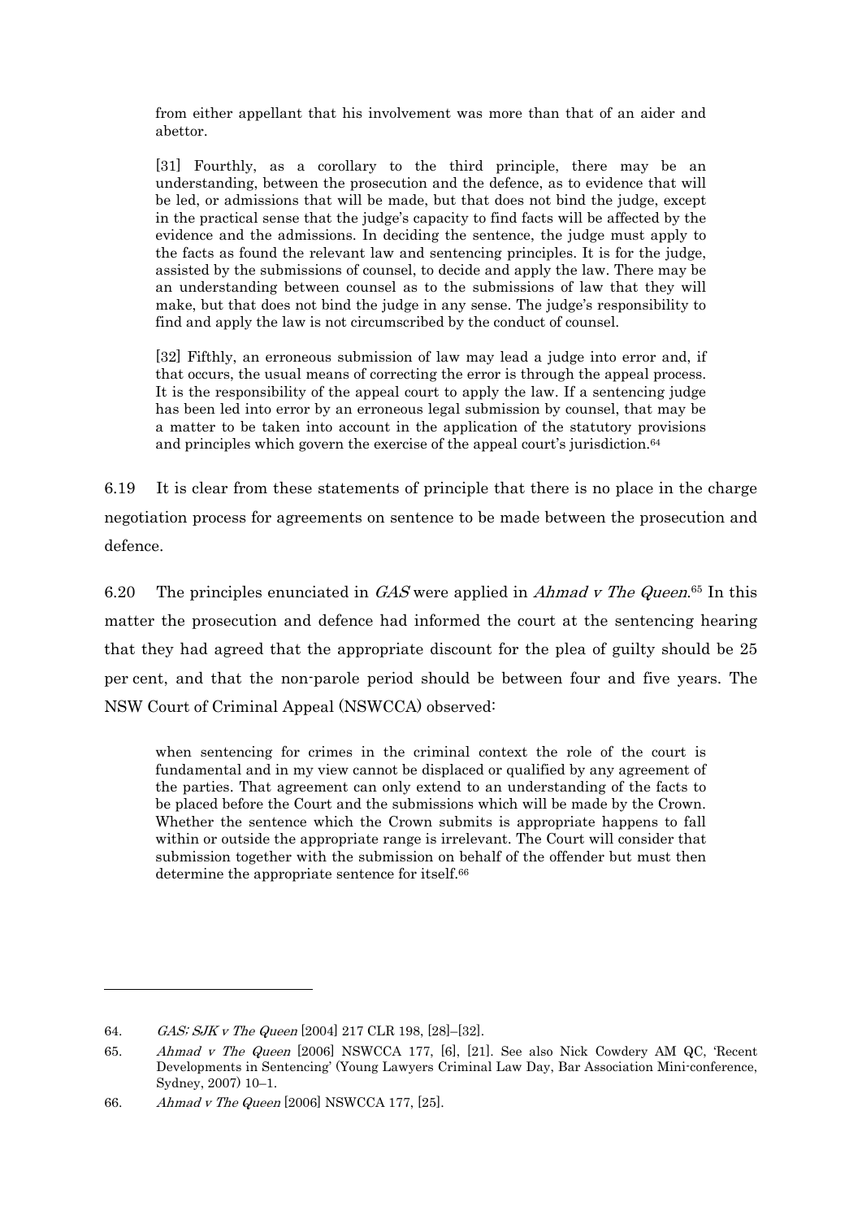> from either appellant that his involvement was more than that of an aider and abettor.
>
> [31] Fourthly, as a corollary to the third principle, there may be an understanding, between the prosecution and the defence, as to evidence that will be led, or admissions that will be made, but that does not bind the judge, except in the practical sense that the judge's capacity to find facts will be affected by the evidence and the admissions. In deciding the sentence, the judge must apply to the facts as found the relevant law and sentencing principles. It is for the judge, assisted by the submissions of counsel, to decide and apply the law. There may be an understanding between counsel as to the submissions of law that they will make, but that does not bind the judge in any sense. The judge's responsibility to find and apply the law is not circumscribed by the conduct of counsel.
>
> [32] Fifthly, an erroneous submission of law may lead a judge into error and, if that occurs, the usual means of correcting the error is through the appeal process. It is the responsibility of the appeal court to apply the law. If a sentencing judge has been led into error by an erroneous legal submission by counsel, that may be a matter to be taken into account in the application of the statutory provisions and principles which govern the exercise of the appeal court's jurisdiction.[64]

6.19 It is clear from these statements of principle that there is no place in the charge negotiation process for agreements on sentence to be made between the prosecution and defence.

6.20 The principles enunciated in *GAS* were applied in *Ahmad v The Queen*.[65] In this matter the prosecution and defence had informed the court at the sentencing hearing that they had agreed that the appropriate discount for the plea of guilty should be 25 per cent, and that the non-parole period should be between four and five years. The NSW Court of Criminal Appeal (NSWCCA) observed:

> when sentencing for crimes in the criminal context the role of the court is fundamental and in my view cannot be displaced or qualified by any agreement of the parties. That agreement can only extend to an understanding of the facts to be placed before the Court and the submissions which will be made by the Crown. Whether the sentence which the Crown submits is appropriate happens to fall within or outside the appropriate range is irrelevant. The Court will consider that submission together with the submission on behalf of the offender but must then determine the appropriate sentence for itself.[66]

---

64. *GAS; SJK v The Queen* [2004] 217 CLR 198, [28]–[32].

65. *Ahmad v The Queen* [2006] NSWCCA 177, [6], [21]. See also Nick Cowdery AM QC, 'Recent Developments in Sentencing' (Young Lawyers Criminal Law Day, Bar Association Mini-conference, Sydney, 2007) 10–1.

66. *Ahmad v The Queen* [2006] NSWCCA 177, [25].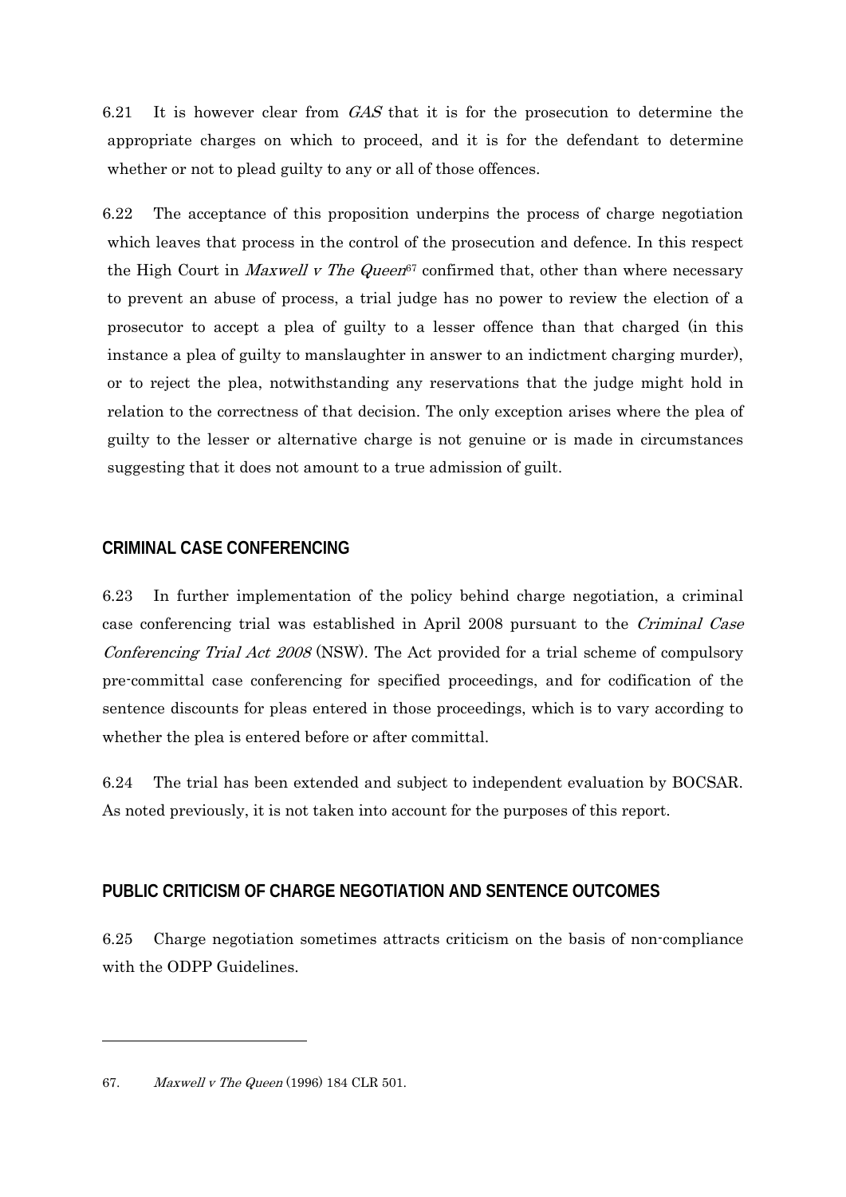6.21 It is however clear from *GAS* that it is for the prosecution to determine the appropriate charges on which to proceed, and it is for the defendant to determine whether or not to plead guilty to any or all of those offences.

6.22 The acceptance of this proposition underpins the process of charge negotiation which leaves that process in the control of the prosecution and defence. In this respect the High Court in *Maxwell v The Queen*[67] confirmed that, other than where necessary to prevent an abuse of process, a trial judge has no power to review the election of a prosecutor to accept a plea of guilty to a lesser offence than that charged (in this instance a plea of guilty to manslaughter in answer to an indictment charging murder), or to reject the plea, notwithstanding any reservations that the judge might hold in relation to the correctness of that decision. The only exception arises where the plea of guilty to the lesser or alternative charge is not genuine or is made in circumstances suggesting that it does not amount to a true admission of guilt.

## CRIMINAL CASE CONFERENCING

6.23 In further implementation of the policy behind charge negotiation, a criminal case conferencing trial was established in April 2008 pursuant to the *Criminal Case Conferencing Trial Act 2008* (NSW). The Act provided for a trial scheme of compulsory pre-committal case conferencing for specified proceedings, and for codification of the sentence discounts for pleas entered in those proceedings, which is to vary according to whether the plea is entered before or after committal.

6.24 The trial has been extended and subject to independent evaluation by BOCSAR. As noted previously, it is not taken into account for the purposes of this report.

## PUBLIC CRITICISM OF CHARGE NEGOTIATION AND SENTENCE OUTCOMES

6.25 Charge negotiation sometimes attracts criticism on the basis of non-compliance with the ODPP Guidelines.

---

67. *Maxwell v The Queen* (1996) 184 CLR 501.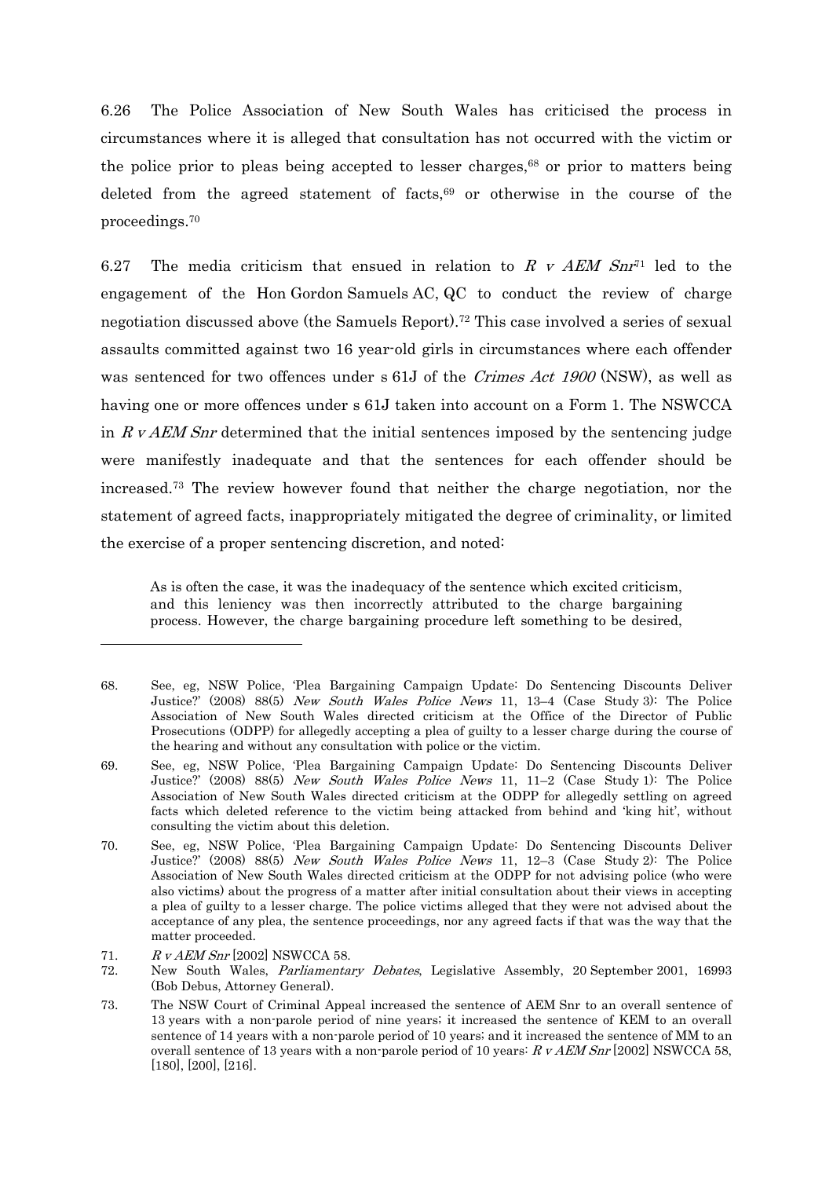6.26 The Police Association of New South Wales has criticised the process in circumstances where it is alleged that consultation has not occurred with the victim or the police prior to pleas being accepted to lesser charges,[68] or prior to matters being deleted from the agreed statement of facts,[69] or otherwise in the course of the proceedings.[70]

6.27 The media criticism that ensued in relation to *R v AEM Snr*[71] led to the engagement of the Hon Gordon Samuels AC, QC to conduct the review of charge negotiation discussed above (the Samuels Report).[72] This case involved a series of sexual assaults committed against two 16 year-old girls in circumstances where each offender was sentenced for two offences under s 61J of the *Crimes Act 1900* (NSW), as well as having one or more offences under s 61J taken into account on a Form 1. The NSWCCA in *R v AEM Snr* determined that the initial sentences imposed by the sentencing judge were manifestly inadequate and that the sentences for each offender should be increased.[73] The review however found that neither the charge negotiation, nor the statement of agreed facts, inappropriately mitigated the degree of criminality, or limited the exercise of a proper sentencing discretion, and noted:

> As is often the case, it was the inadequacy of the sentence which excited criticism, and this leniency was then incorrectly attributed to the charge bargaining process. However, the charge bargaining procedure left something to be desired,

---

68. See, eg, NSW Police, 'Plea Bargaining Campaign Update: Do Sentencing Discounts Deliver Justice?' (2008) 88(5) *New South Wales Police News* 11, 13–4 (Case Study 3): The Police Association of New South Wales directed criticism at the Office of the Director of Public Prosecutions (ODPP) for allegedly accepting a plea of guilty to a lesser charge during the course of the hearing and without any consultation with police or the victim.

69. See, eg, NSW Police, 'Plea Bargaining Campaign Update: Do Sentencing Discounts Deliver Justice?' (2008) 88(5) *New South Wales Police News* 11, 11–2 (Case Study 1): The Police Association of New South Wales directed criticism at the ODPP for allegedly settling on agreed facts which deleted reference to the victim being attacked from behind and 'king hit', without consulting the victim about this deletion.

70. See, eg, NSW Police, 'Plea Bargaining Campaign Update: Do Sentencing Discounts Deliver Justice?' (2008) 88(5) *New South Wales Police News* 11, 12–3 (Case Study 2): The Police Association of New South Wales directed criticism at the ODPP for not advising police (who were also victims) about the progress of a matter after initial consultation about their views in accepting a plea of guilty to a lesser charge. The police victims alleged that they were not advised about the acceptance of any plea, the sentence proceedings, nor any agreed facts if that was the way that the matter proceeded.

71. *R v AEM Snr* [2002] NSWCCA 58.

72. New South Wales, *Parliamentary Debates*, Legislative Assembly, 20 September 2001, 16993 (Bob Debus, Attorney General).

73. The NSW Court of Criminal Appeal increased the sentence of AEM Snr to an overall sentence of 13 years with a non-parole period of nine years; it increased the sentence of KEM to an overall sentence of 14 years with a non-parole period of 10 years; and it increased the sentence of MM to an overall sentence of 13 years with a non-parole period of 10 years: *R v AEM Snr* [2002] NSWCCA 58, [180], [200], [216].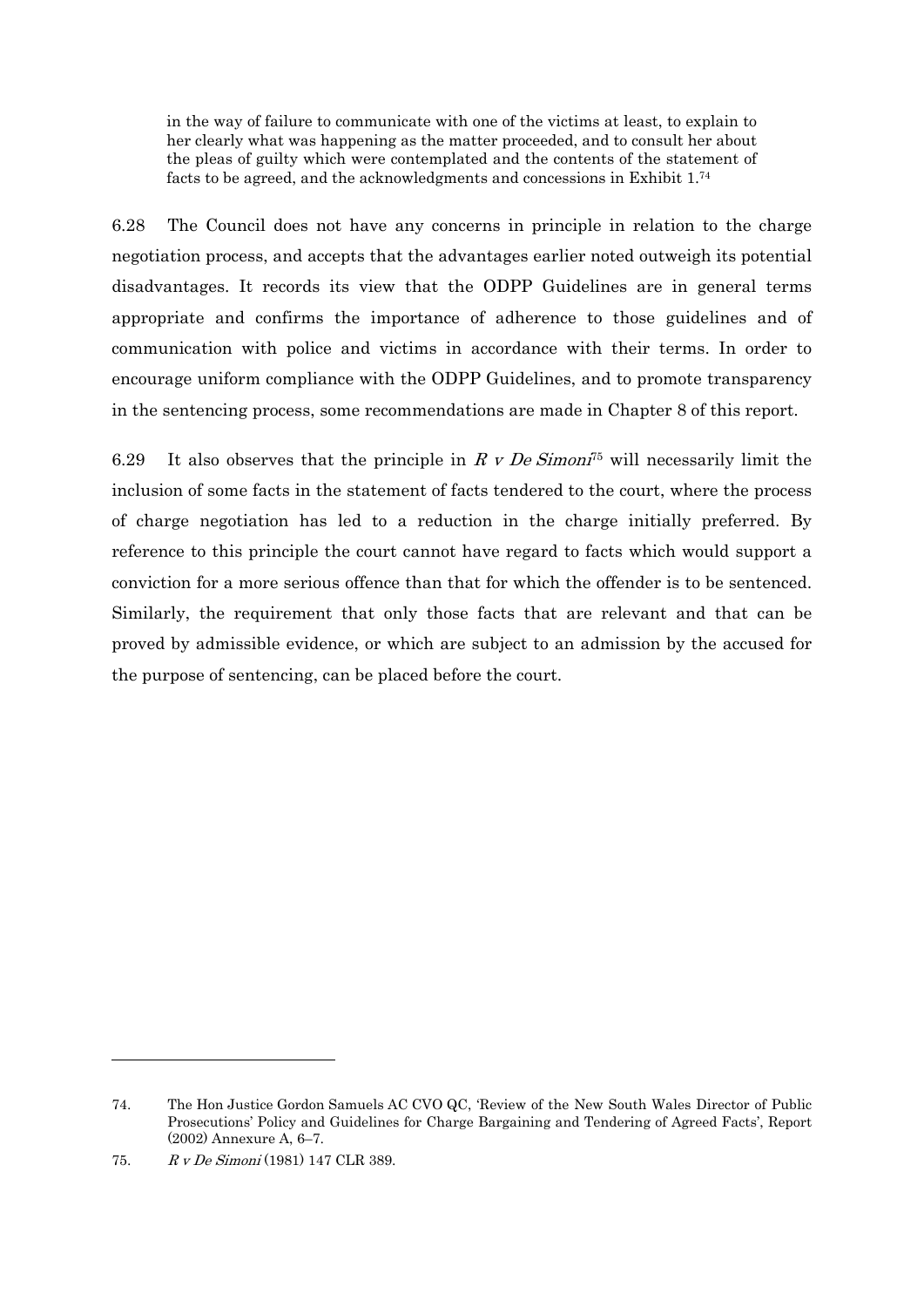> in the way of failure to communicate with one of the victims at least, to explain to her clearly what was happening as the matter proceeded, and to consult her about the pleas of guilty which were contemplated and the contents of the statement of facts to be agreed, and the acknowledgments and concessions in Exhibit 1.[74]

6.28 The Council does not have any concerns in principle in relation to the charge negotiation process, and accepts that the advantages earlier noted outweigh its potential disadvantages. It records its view that the ODPP Guidelines are in general terms appropriate and confirms the importance of adherence to those guidelines and of communication with police and victims in accordance with their terms. In order to encourage uniform compliance with the ODPP Guidelines, and to promote transparency in the sentencing process, some recommendations are made in Chapter 8 of this report.

6.29 It also observes that the principle in *R v De Simoni*[75] will necessarily limit the inclusion of some facts in the statement of facts tendered to the court, where the process of charge negotiation has led to a reduction in the charge initially preferred. By reference to this principle the court cannot have regard to facts which would support a conviction for a more serious offence than that for which the offender is to be sentenced. Similarly, the requirement that only those facts that are relevant and that can be proved by admissible evidence, or which are subject to an admission by the accused for the purpose of sentencing, can be placed before the court.

---

74. The Hon Justice Gordon Samuels AC CVO QC, 'Review of the New South Wales Director of Public Prosecutions' Policy and Guidelines for Charge Bargaining and Tendering of Agreed Facts', Report (2002) Annexure A, 6–7.

75. *R v De Simoni* (1981) 147 CLR 389.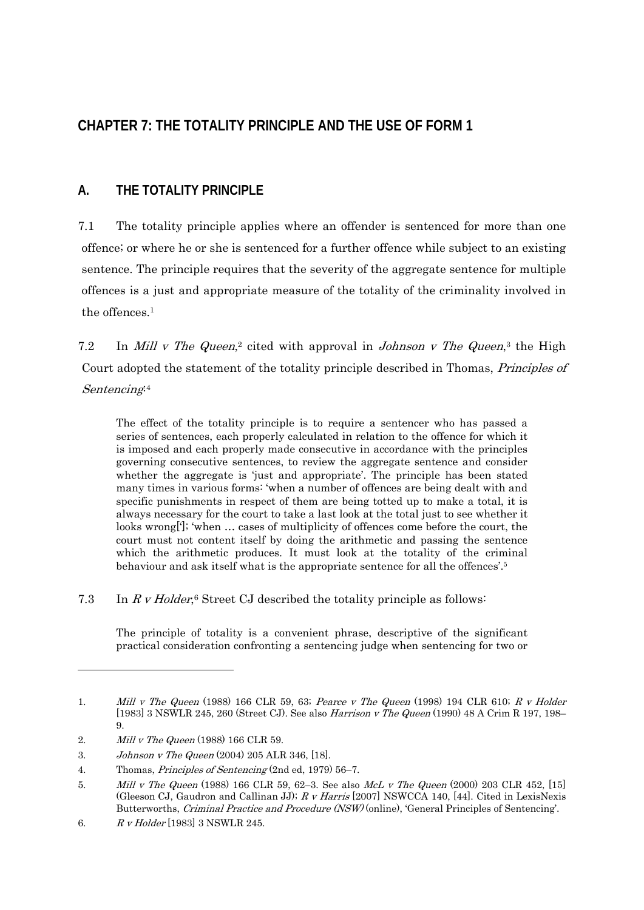## CHAPTER 7: THE TOTALITY PRINCIPLE AND THE USE OF FORM 1

### A. THE TOTALITY PRINCIPLE

7.1 The totality principle applies where an offender is sentenced for more than one offence; or where he or she is sentenced for a further offence while subject to an existing sentence. The principle requires that the severity of the aggregate sentence for multiple offences is a just and appropriate measure of the totality of the criminality involved in the offences.[1]

7.2 In *Mill v The Queen*,[2] cited with approval in *Johnson v The Queen*,[3] the High Court adopted the statement of the totality principle described in Thomas, *Principles of Sentencing*:[4]

> The effect of the totality principle is to require a sentencer who has passed a series of sentences, each properly calculated in relation to the offence for which it is imposed and each properly made consecutive in accordance with the principles governing consecutive sentences, to review the aggregate sentence and consider whether the aggregate is 'just and appropriate'. The principle has been stated many times in various forms: 'when a number of offences are being dealt with and specific punishments in respect of them are being totted up to make a total, it is always necessary for the court to take a last look at the total just to see whether it looks wrong[']; 'when … cases of multiplicity of offences come before the court, the court must not content itself by doing the arithmetic and passing the sentence which the arithmetic produces. It must look at the totality of the criminal behaviour and ask itself what is the appropriate sentence for all the offences'.[5]

7.3 In *R v Holder*,[6] Street CJ described the totality principle as follows:

> The principle of totality is a convenient phrase, descriptive of the significant practical consideration confronting a sentencing judge when sentencing for two or

---

1. *Mill v The Queen* (1988) 166 CLR 59, 63; *Pearce v The Queen* (1998) 194 CLR 610; *R v Holder* [1983] 3 NSWLR 245, 260 (Street CJ). See also *Harrison v The Queen* (1990) 48 A Crim R 197, 198–9.
2. *Mill v The Queen* (1988) 166 CLR 59.
3. *Johnson v The Queen* (2004) 205 ALR 346, [18].
4. Thomas, *Principles of Sentencing* (2nd ed, 1979) 56–7.
5. *Mill v The Queen* (1988) 166 CLR 59, 62–3. See also *McL v The Queen* (2000) 203 CLR 452, [15] (Gleeson CJ, Gaudron and Callinan JJ); *R v Harris* [2007] NSWCCA 140, [44]. Cited in LexisNexis Butterworths, *Criminal Practice and Procedure (NSW)* (online), 'General Principles of Sentencing'.
6. *R v Holder* [1983] 3 NSWLR 245.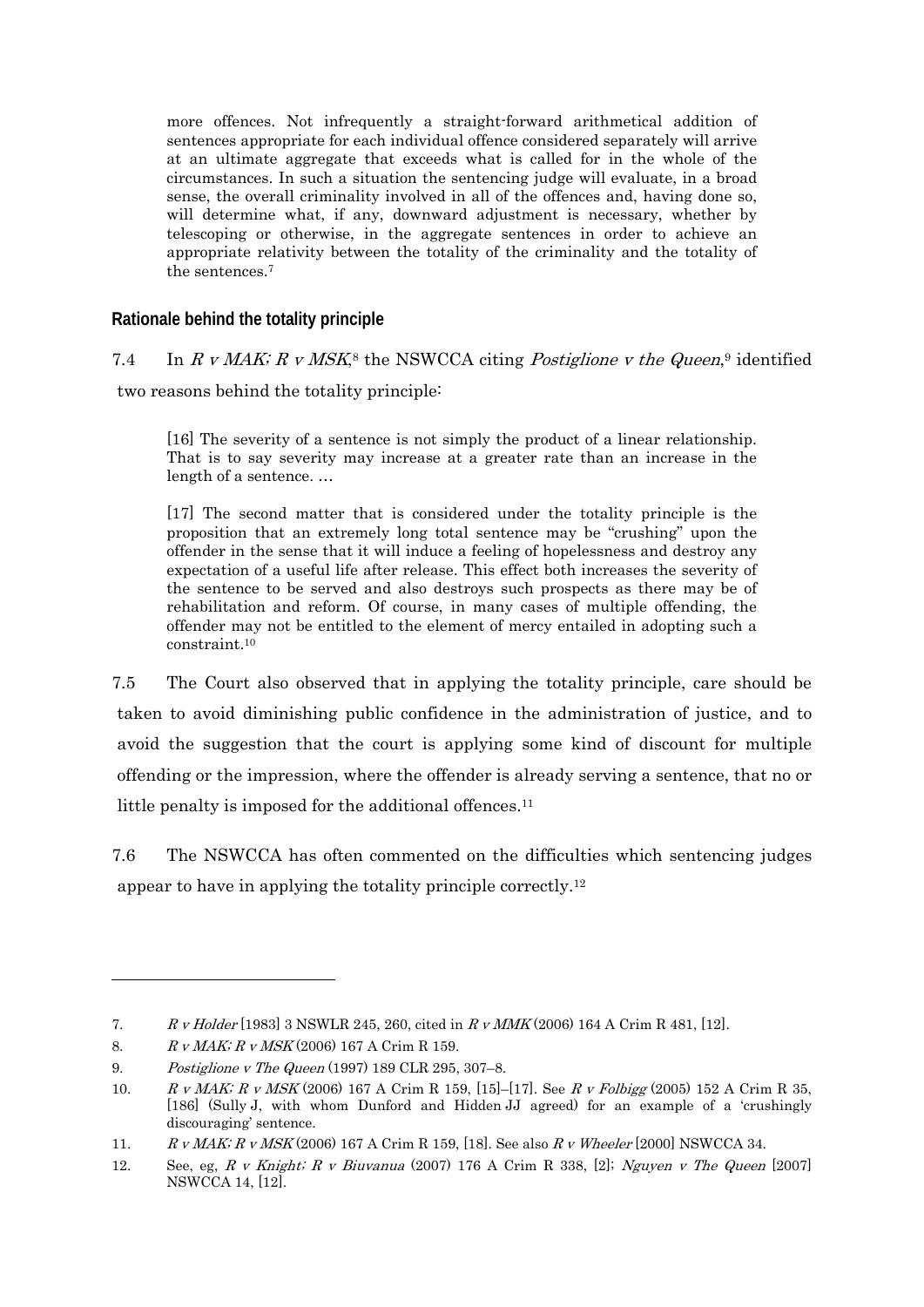> more offences. Not infrequently a straight-forward arithmetical addition of sentences appropriate for each individual offence considered separately will arrive at an ultimate aggregate that exceeds what is called for in the whole of the circumstances. In such a situation the sentencing judge will evaluate, in a broad sense, the overall criminality involved in all of the offences and, having done so, will determine what, if any, downward adjustment is necessary, whether by telescoping or otherwise, in the aggregate sentences in order to achieve an appropriate relativity between the totality of the criminality and the totality of the sentences.[7]

### Rationale behind the totality principle

7.4 In *R v MAK; R v MSK*,[8] the NSWCCA citing *Postiglione v the Queen*,[9] identified two reasons behind the totality principle:

> [16] The severity of a sentence is not simply the product of a linear relationship. That is to say severity may increase at a greater rate than an increase in the length of a sentence. …
>
> [17] The second matter that is considered under the totality principle is the proposition that an extremely long total sentence may be "crushing" upon the offender in the sense that it will induce a feeling of hopelessness and destroy any expectation of a useful life after release. This effect both increases the severity of the sentence to be served and also destroys such prospects as there may be of rehabilitation and reform. Of course, in many cases of multiple offending, the offender may not be entitled to the element of mercy entailed in adopting such a constraint.[10]

7.5 The Court also observed that in applying the totality principle, care should be taken to avoid diminishing public confidence in the administration of justice, and to avoid the suggestion that the court is applying some kind of discount for multiple offending or the impression, where the offender is already serving a sentence, that no or little penalty is imposed for the additional offences.[11]

7.6 The NSWCCA has often commented on the difficulties which sentencing judges appear to have in applying the totality principle correctly.[12]

---

7. *R v Holder* [1983] 3 NSWLR 245, 260, cited in *R v MMK* (2006) 164 A Crim R 481, [12].
8. *R v MAK; R v MSK* (2006) 167 A Crim R 159.
9. *Postiglione v The Queen* (1997) 189 CLR 295, 307–8.
10. *R v MAK; R v MSK* (2006) 167 A Crim R 159, [15]–[17]. See *R v Folbigg* (2005) 152 A Crim R 35, [186] (Sully J, with whom Dunford and Hidden JJ agreed) for an example of a 'crushingly discouraging' sentence.
11. *R v MAK; R v MSK* (2006) 167 A Crim R 159, [18]. See also *R v Wheeler* [2000] NSWCCA 34.
12. See, eg, *R v Knight; R v Biuvanua* (2007) 176 A Crim R 338, [2]; *Nguyen v The Queen* [2007] NSWCCA 14, [12].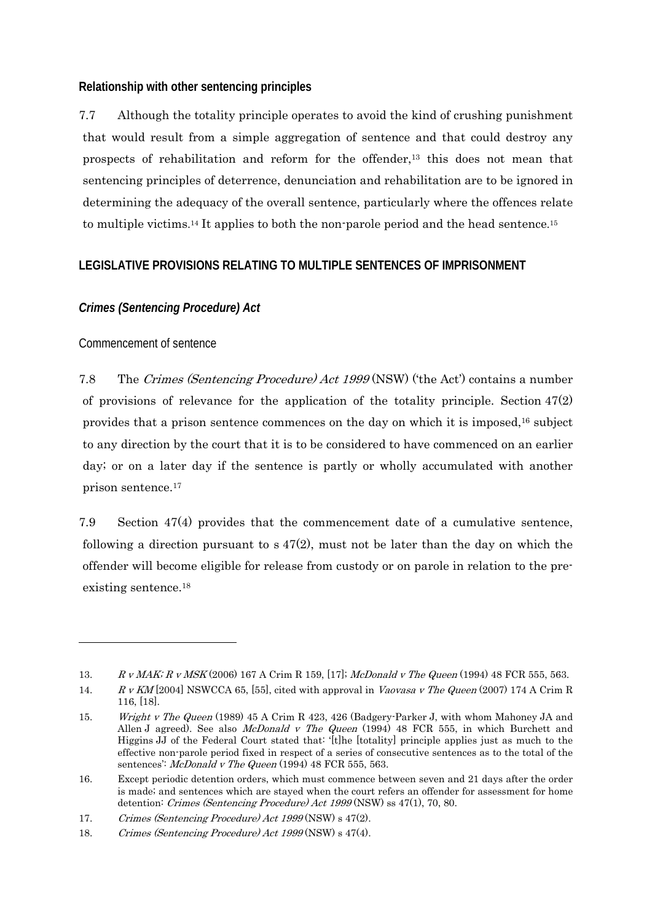### Relationship with other sentencing principles

7.7 Although the totality principle operates to avoid the kind of crushing punishment that would result from a simple aggregation of sentence and that could destroy any prospects of rehabilitation and reform for the offender,[13] this does not mean that sentencing principles of deterrence, denunciation and rehabilitation are to be ignored in determining the adequacy of the overall sentence, particularly where the offences relate to multiple victims.[14] It applies to both the non-parole period and the head sentence.[15]

## LEGISLATIVE PROVISIONS RELATING TO MULTIPLE SENTENCES OF IMPRISONMENT

### *Crimes (Sentencing Procedure) Act*

#### Commencement of sentence

7.8 The *Crimes (Sentencing Procedure) Act 1999* (NSW) ('the Act') contains a number of provisions of relevance for the application of the totality principle. Section 47(2) provides that a prison sentence commences on the day on which it is imposed,[16] subject to any direction by the court that it is to be considered to have commenced on an earlier day; or on a later day if the sentence is partly or wholly accumulated with another prison sentence.[17]

7.9 Section 47(4) provides that the commencement date of a cumulative sentence, following a direction pursuant to s 47(2), must not be later than the day on which the offender will become eligible for release from custody or on parole in relation to the pre-existing sentence.[18]

---

13. *R v MAK; R v MSK* (2006) 167 A Crim R 159, [17]; *McDonald v The Queen* (1994) 48 FCR 555, 563.
14. *R v KM* [2004] NSWCCA 65, [55], cited with approval in *Vaovasa v The Queen* (2007) 174 A Crim R 116, [18].
15. *Wright v The Queen* (1989) 45 A Crim R 423, 426 (Badgery-Parker J, with whom Mahoney JA and Allen J agreed). See also *McDonald v The Queen* (1994) 48 FCR 555, in which Burchett and Higgins JJ of the Federal Court stated that: '[t]he [totality] principle applies just as much to the effective non-parole period fixed in respect of a series of consecutive sentences as to the total of the sentences': *McDonald v The Queen* (1994) 48 FCR 555, 563.
16. Except periodic detention orders, which must commence between seven and 21 days after the order is made; and sentences which are stayed when the court refers an offender for assessment for home detention: *Crimes (Sentencing Procedure) Act 1999* (NSW) ss 47(1), 70, 80.
17. *Crimes (Sentencing Procedure) Act 1999* (NSW) s 47(2).
18. *Crimes (Sentencing Procedure) Act 1999* (NSW) s 47(4).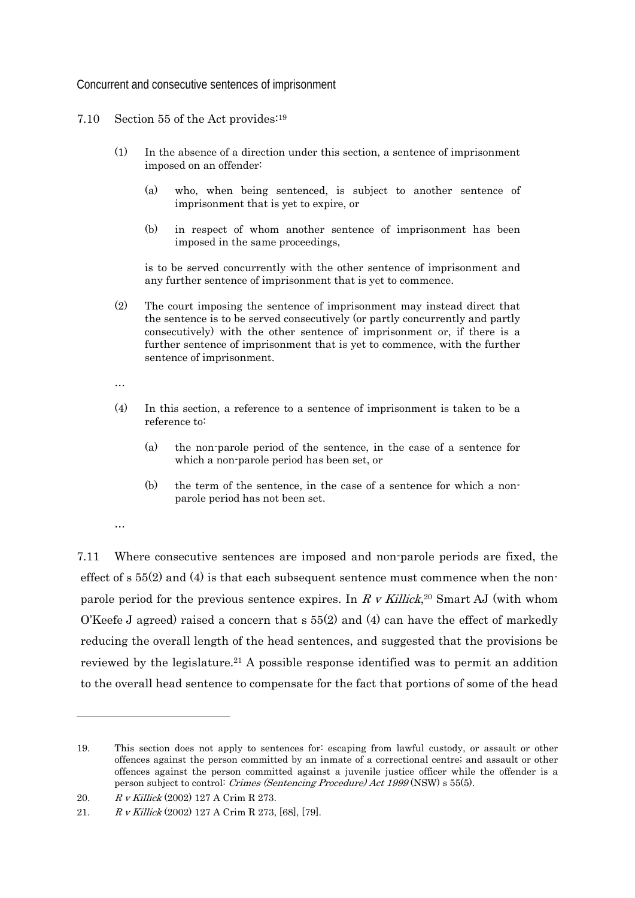## Concurrent and consecutive sentences of imprisonment

7.10 Section 55 of the Act provides:[19]

> (1) In the absence of a direction under this section, a sentence of imprisonment imposed on an offender:
>
> > (a) who, when being sentenced, is subject to another sentence of imprisonment that is yet to expire, or
> >
> > (b) in respect of whom another sentence of imprisonment has been imposed in the same proceedings,
>
> is to be served concurrently with the other sentence of imprisonment and any further sentence of imprisonment that is yet to commence.
>
> (2) The court imposing the sentence of imprisonment may instead direct that the sentence is to be served consecutively (or partly concurrently and partly consecutively) with the other sentence of imprisonment or, if there is a further sentence of imprisonment that is yet to commence, with the further sentence of imprisonment.
>
> …
>
> (4) In this section, a reference to a sentence of imprisonment is taken to be a reference to:
>
> > (a) the non-parole period of the sentence, in the case of a sentence for which a non-parole period has been set, or
> >
> > (b) the term of the sentence, in the case of a sentence for which a non-parole period has not been set.
>
> …

7.11 Where consecutive sentences are imposed and non-parole periods are fixed, the effect of s 55(2) and (4) is that each subsequent sentence must commence when the non-parole period for the previous sentence expires. In *R v Killick*,[20] Smart AJ (with whom O'Keefe J agreed) raised a concern that s 55(2) and (4) can have the effect of markedly reducing the overall length of the head sentences, and suggested that the provisions be reviewed by the legislature.[21] A possible response identified was to permit an addition to the overall head sentence to compensate for the fact that portions of some of the head

---

19. This section does not apply to sentences for: escaping from lawful custody, or assault or other offences against the person committed by an inmate of a correctional centre; and assault or other offences against the person committed against a juvenile justice officer while the offender is a person subject to control: *Crimes (Sentencing Procedure) Act 1999* (NSW) s 55(5).

20. *R v Killick* (2002) 127 A Crim R 273.

21. *R v Killick* (2002) 127 A Crim R 273, [68], [79].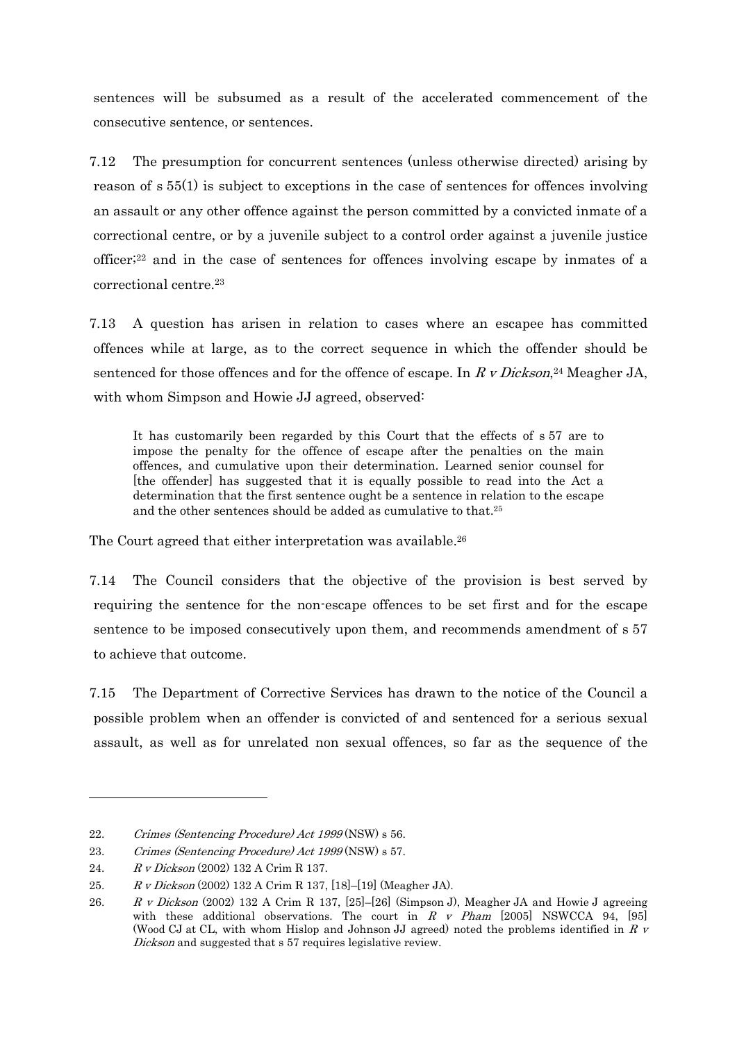sentences will be subsumed as a result of the accelerated commencement of the consecutive sentence, or sentences.

7.12 The presumption for concurrent sentences (unless otherwise directed) arising by reason of s 55(1) is subject to exceptions in the case of sentences for offences involving an assault or any other offence against the person committed by a convicted inmate of a correctional centre, or by a juvenile subject to a control order against a juvenile justice officer;[22] and in the case of sentences for offences involving escape by inmates of a correctional centre.[23]

7.13 A question has arisen in relation to cases where an escapee has committed offences while at large, as to the correct sequence in which the offender should be sentenced for those offences and for the offence of escape. In *R v Dickson*,[24] Meagher JA, with whom Simpson and Howie JJ agreed, observed:

> It has customarily been regarded by this Court that the effects of s 57 are to impose the penalty for the offence of escape after the penalties on the main offences, and cumulative upon their determination. Learned senior counsel for [the offender] has suggested that it is equally possible to read into the Act a determination that the first sentence ought be a sentence in relation to the escape and the other sentences should be added as cumulative to that.[25]

The Court agreed that either interpretation was available.[26]

7.14 The Council considers that the objective of the provision is best served by requiring the sentence for the non-escape offences to be set first and for the escape sentence to be imposed consecutively upon them, and recommends amendment of s 57 to achieve that outcome.

7.15 The Department of Corrective Services has drawn to the notice of the Council a possible problem when an offender is convicted of and sentenced for a serious sexual assault, as well as for unrelated non sexual offences, so far as the sequence of the

---

22. *Crimes (Sentencing Procedure) Act 1999* (NSW) s 56.
23. *Crimes (Sentencing Procedure) Act 1999* (NSW) s 57.
24. *R v Dickson* (2002) 132 A Crim R 137.
25. *R v Dickson* (2002) 132 A Crim R 137, [18]–[19] (Meagher JA).
26. *R v Dickson* (2002) 132 A Crim R 137, [25]–[26] (Simpson J), Meagher JA and Howie J agreeing with these additional observations. The court in *R v Pham* [2005] NSWCCA 94, [95] (Wood CJ at CL, with whom Hislop and Johnson JJ agreed) noted the problems identified in *R v Dickson* and suggested that s 57 requires legislative review.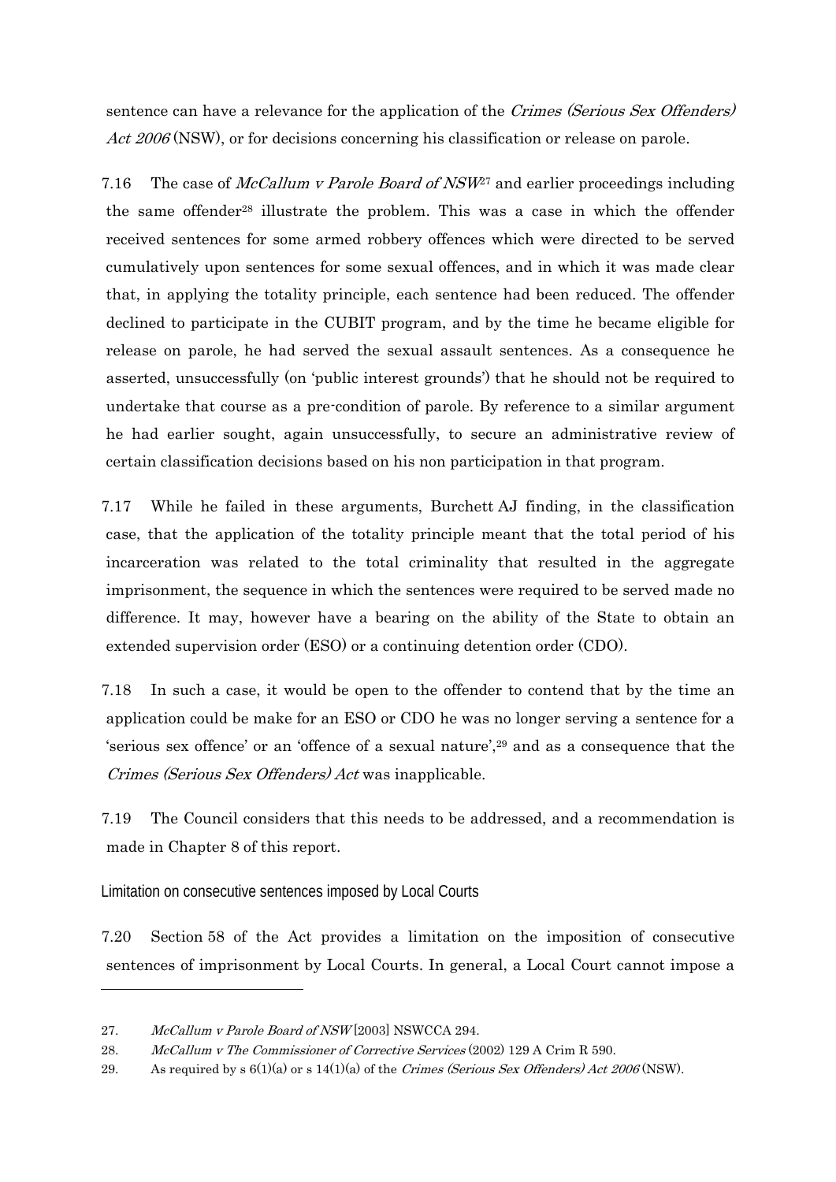sentence can have a relevance for the application of the *Crimes (Serious Sex Offenders) Act 2006* (NSW), or for decisions concerning his classification or release on parole.

7.16 The case of *McCallum v Parole Board of NSW*[27] and earlier proceedings including the same offender[28] illustrate the problem. This was a case in which the offender received sentences for some armed robbery offences which were directed to be served cumulatively upon sentences for some sexual offences, and in which it was made clear that, in applying the totality principle, each sentence had been reduced. The offender declined to participate in the CUBIT program, and by the time he became eligible for release on parole, he had served the sexual assault sentences. As a consequence he asserted, unsuccessfully (on 'public interest grounds') that he should not be required to undertake that course as a pre-condition of parole. By reference to a similar argument he had earlier sought, again unsuccessfully, to secure an administrative review of certain classification decisions based on his non participation in that program.

7.17 While he failed in these arguments, Burchett AJ finding, in the classification case, that the application of the totality principle meant that the total period of his incarceration was related to the total criminality that resulted in the aggregate imprisonment, the sequence in which the sentences were required to be served made no difference. It may, however have a bearing on the ability of the State to obtain an extended supervision order (ESO) or a continuing detention order (CDO).

7.18 In such a case, it would be open to the offender to contend that by the time an application could be make for an ESO or CDO he was no longer serving a sentence for a 'serious sex offence' or an 'offence of a sexual nature',[29] and as a consequence that the *Crimes (Serious Sex Offenders) Act* was inapplicable.

7.19 The Council considers that this needs to be addressed, and a recommendation is made in Chapter 8 of this report.

### Limitation on consecutive sentences imposed by Local Courts

7.20 Section 58 of the Act provides a limitation on the imposition of consecutive sentences of imprisonment by Local Courts. In general, a Local Court cannot impose a

---

27. *McCallum v Parole Board of NSW* [2003] NSWCCA 294.

28. *McCallum v The Commissioner of Corrective Services* (2002) 129 A Crim R 590.

29. As required by s 6(1)(a) or s 14(1)(a) of the *Crimes (Serious Sex Offenders) Act 2006* (NSW).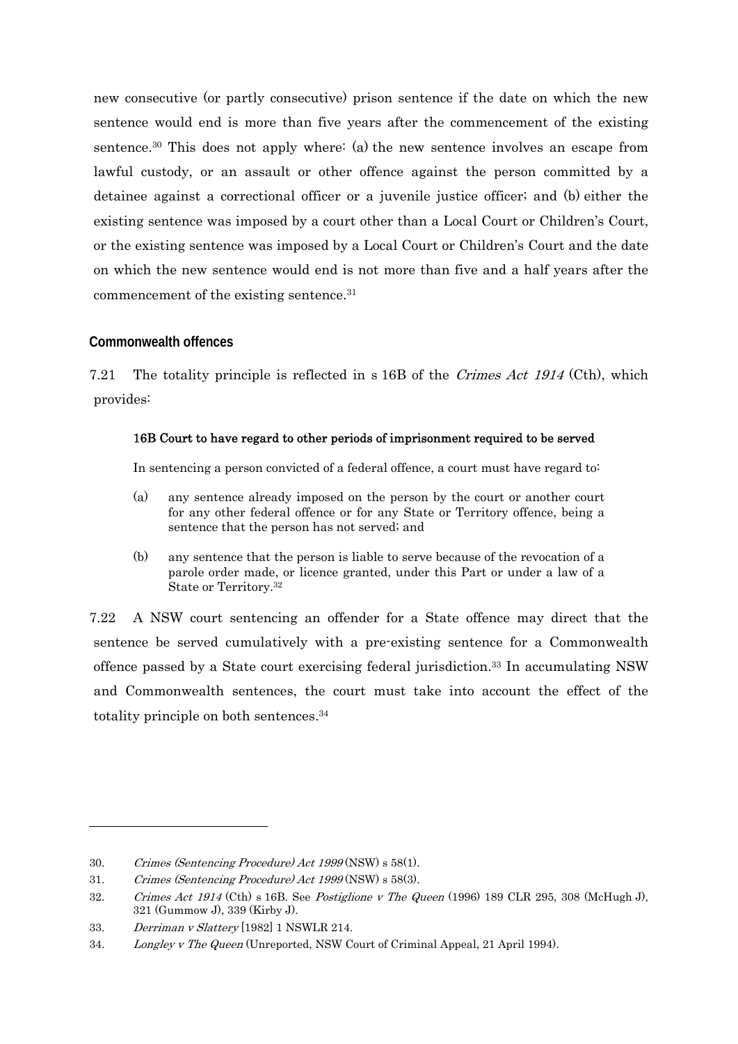new consecutive (or partly consecutive) prison sentence if the date on which the new sentence would end is more than five years after the commencement of the existing sentence.[30] This does not apply where: (a) the new sentence involves an escape from lawful custody, or an assault or other offence against the person committed by a detainee against a correctional officer or a juvenile justice officer; and (b) either the existing sentence was imposed by a court other than a Local Court or Children's Court, or the existing sentence was imposed by a Local Court or Children's Court and the date on which the new sentence would end is not more than five and a half years after the commencement of the existing sentence.[31]

### Commonwealth offences

7.21 The totality principle is reflected in s 16B of the *Crimes Act 1914* (Cth), which provides:

> **16B Court to have regard to other periods of imprisonment required to be served**
>
> In sentencing a person convicted of a federal offence, a court must have regard to:
>
> (a) any sentence already imposed on the person by the court or another court for any other federal offence or for any State or Territory offence, being a sentence that the person has not served; and
>
> (b) any sentence that the person is liable to serve because of the revocation of a parole order made, or licence granted, under this Part or under a law of a State or Territory.[32]

7.22 A NSW court sentencing an offender for a State offence may direct that the sentence be served cumulatively with a pre-existing sentence for a Commonwealth offence passed by a State court exercising federal jurisdiction.[33] In accumulating NSW and Commonwealth sentences, the court must take into account the effect of the totality principle on both sentences.[34]

---

30. *Crimes (Sentencing Procedure) Act 1999* (NSW) s 58(1).
31. *Crimes (Sentencing Procedure) Act 1999* (NSW) s 58(3).
32. *Crimes Act 1914* (Cth) s 16B. See *Postiglione v The Queen* (1996) 189 CLR 295, 308 (McHugh J), 321 (Gummow J), 339 (Kirby J).
33. *Derriman v Slattery* [1982] 1 NSWLR 214.
34. *Longley v The Queen* (Unreported, NSW Court of Criminal Appeal, 21 April 1994).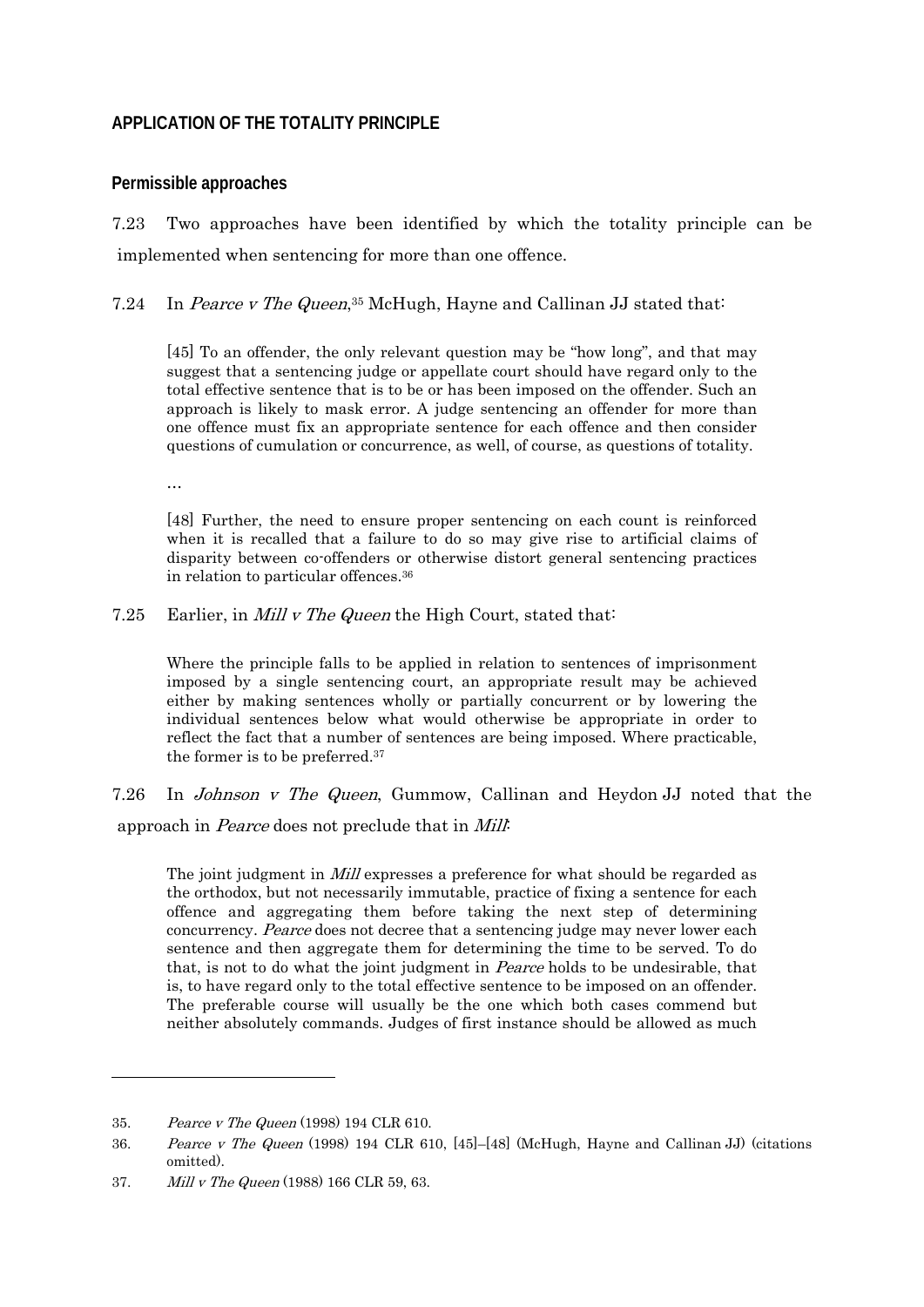## APPLICATION OF THE TOTALITY PRINCIPLE

### Permissible approaches

7.23 Two approaches have been identified by which the totality principle can be implemented when sentencing for more than one offence.

7.24 In *Pearce v The Queen*,[35] McHugh, Hayne and Callinan JJ stated that:

> [45] To an offender, the only relevant question may be "how long", and that may suggest that a sentencing judge or appellate court should have regard only to the total effective sentence that is to be or has been imposed on the offender. Such an approach is likely to mask error. A judge sentencing an offender for more than one offence must fix an appropriate sentence for each offence and then consider questions of cumulation or concurrence, as well, of course, as questions of totality.
>
> …
>
> [48] Further, the need to ensure proper sentencing on each count is reinforced when it is recalled that a failure to do so may give rise to artificial claims of disparity between co-offenders or otherwise distort general sentencing practices in relation to particular offences.[36]

7.25 Earlier, in *Mill v The Queen* the High Court, stated that:

> Where the principle falls to be applied in relation to sentences of imprisonment imposed by a single sentencing court, an appropriate result may be achieved either by making sentences wholly or partially concurrent or by lowering the individual sentences below what would otherwise be appropriate in order to reflect the fact that a number of sentences are being imposed. Where practicable, the former is to be preferred.[37]

7.26 In *Johnson v The Queen*, Gummow, Callinan and Heydon JJ noted that the approach in *Pearce* does not preclude that in *Mill*:

> The joint judgment in *Mill* expresses a preference for what should be regarded as the orthodox, but not necessarily immutable, practice of fixing a sentence for each offence and aggregating them before taking the next step of determining concurrency. *Pearce* does not decree that a sentencing judge may never lower each sentence and then aggregate them for determining the time to be served. To do that, is not to do what the joint judgment in *Pearce* holds to be undesirable, that is, to have regard only to the total effective sentence to be imposed on an offender. The preferable course will usually be the one which both cases commend but neither absolutely commands. Judges of first instance should be allowed as much

---

35. *Pearce v The Queen* (1998) 194 CLR 610.

36. *Pearce v The Queen* (1998) 194 CLR 610, [45]–[48] (McHugh, Hayne and Callinan JJ) (citations omitted).

37. *Mill v The Queen* (1988) 166 CLR 59, 63.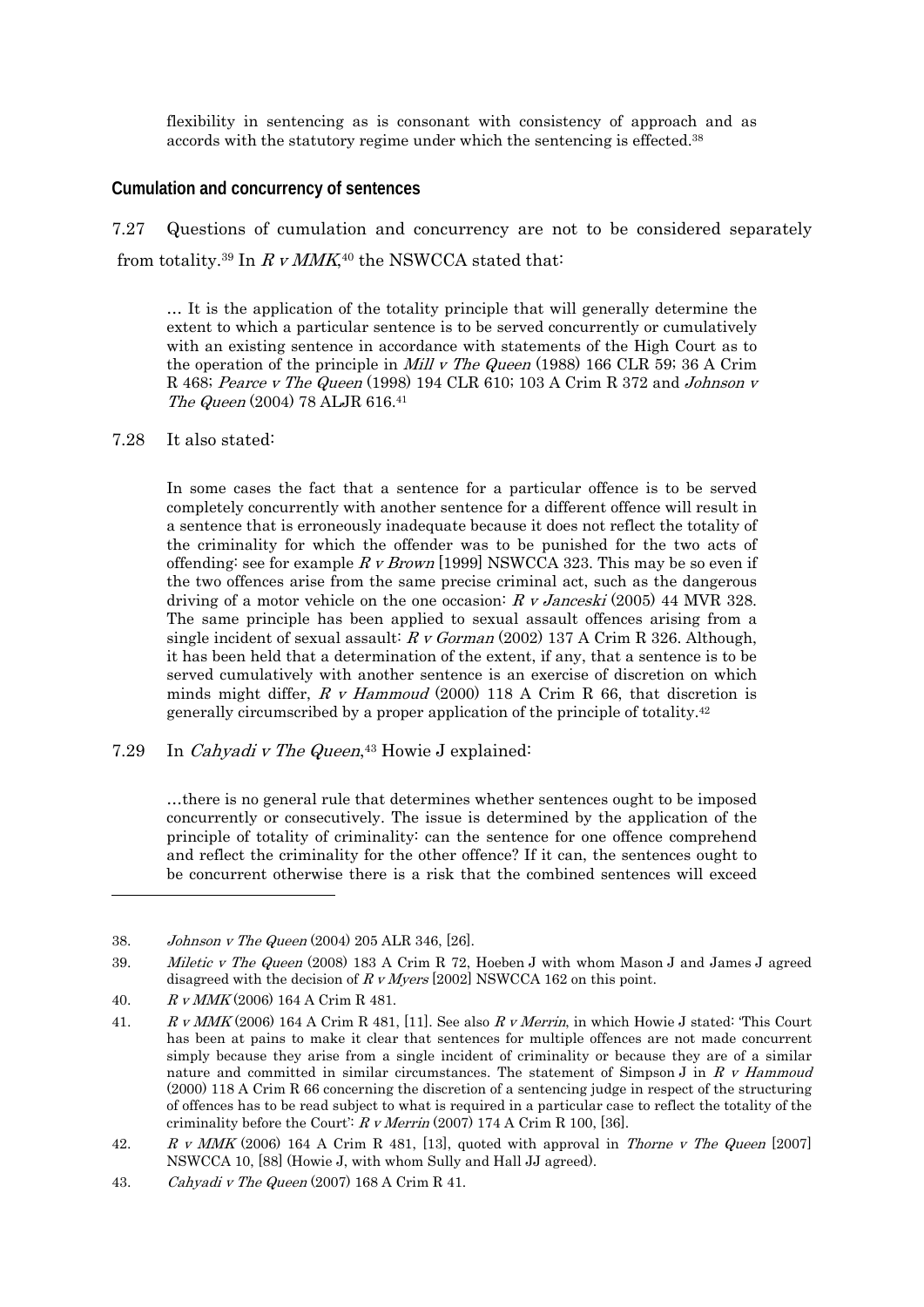> flexibility in sentencing as is consonant with consistency of approach and as accords with the statutory regime under which the sentencing is effected.[38]

## Cumulation and concurrency of sentences

7.27 Questions of cumulation and concurrency are not to be considered separately from totality.[39] In *R v MMK*,[40] the NSWCCA stated that:

> … It is the application of the totality principle that will generally determine the extent to which a particular sentence is to be served concurrently or cumulatively with an existing sentence in accordance with statements of the High Court as to the operation of the principle in *Mill v The Queen* (1988) 166 CLR 59; 36 A Crim R 468; *Pearce v The Queen* (1998) 194 CLR 610; 103 A Crim R 372 and *Johnson v The Queen* (2004) 78 ALJR 616.[41]

7.28 It also stated:

> In some cases the fact that a sentence for a particular offence is to be served completely concurrently with another sentence for a different offence will result in a sentence that is erroneously inadequate because it does not reflect the totality of the criminality for which the offender was to be punished for the two acts of offending: see for example *R v Brown* [1999] NSWCCA 323. This may be so even if the two offences arise from the same precise criminal act, such as the dangerous driving of a motor vehicle on the one occasion: *R v Janceski* (2005) 44 MVR 328. The same principle has been applied to sexual assault offences arising from a single incident of sexual assault: *R v Gorman* (2002) 137 A Crim R 326. Although, it has been held that a determination of the extent, if any, that a sentence is to be served cumulatively with another sentence is an exercise of discretion on which minds might differ, *R v Hammoud* (2000) 118 A Crim R 66, that discretion is generally circumscribed by a proper application of the principle of totality.[42]

7.29 In *Cahyadi v The Queen*,[43] Howie J explained:

> …there is no general rule that determines whether sentences ought to be imposed concurrently or consecutively. The issue is determined by the application of the principle of totality of criminality: can the sentence for one offence comprehend and reflect the criminality for the other offence? If it can, the sentences ought to be concurrent otherwise there is a risk that the combined sentences will exceed

---

38. *Johnson v The Queen* (2004) 205 ALR 346, [26].

39. *Miletic v The Queen* (2008) 183 A Crim R 72, Hoeben J with whom Mason J and James J agreed disagreed with the decision of *R v Myers* [2002] NSWCCA 162 on this point.

40. *R v MMK* (2006) 164 A Crim R 481.

41. *R v MMK* (2006) 164 A Crim R 481, [11]. See also *R v Merrin*, in which Howie J stated: 'This Court has been at pains to make it clear that sentences for multiple offences are not made concurrent simply because they arise from a single incident of criminality or because they are of a similar nature and committed in similar circumstances. The statement of Simpson J in *R v Hammoud* (2000) 118 A Crim R 66 concerning the discretion of a sentencing judge in respect of the structuring of offences has to be read subject to what is required in a particular case to reflect the totality of the criminality before the Court': *R v Merrin* (2007) 174 A Crim R 100, [36].

42. *R v MMK* (2006) 164 A Crim R 481, [13], quoted with approval in *Thorne v The Queen* [2007] NSWCCA 10, [88] (Howie J, with whom Sully and Hall JJ agreed).

43. *Cahyadi v The Queen* (2007) 168 A Crim R 41.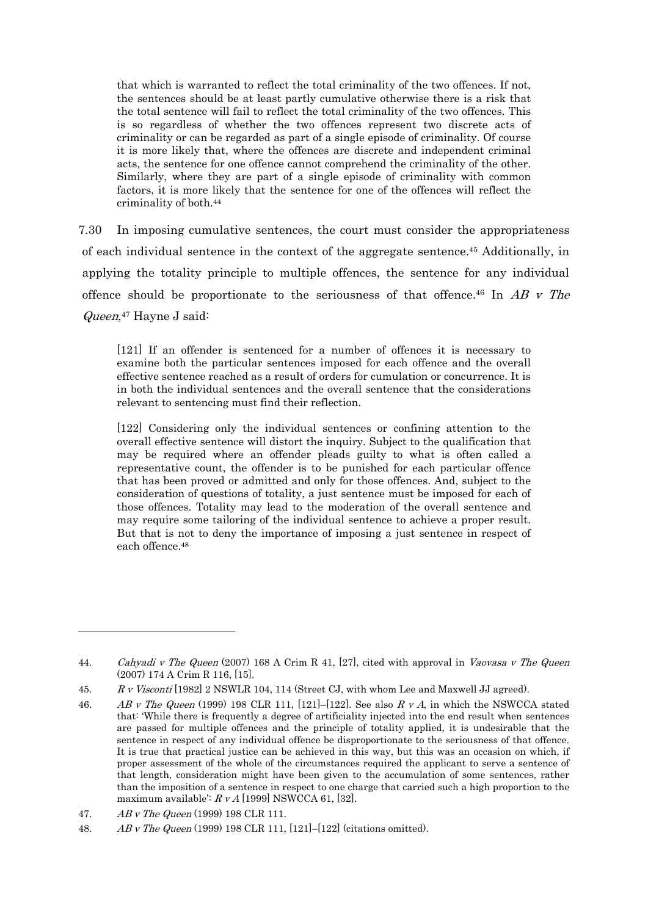> that which is warranted to reflect the total criminality of the two offences. If not, the sentences should be at least partly cumulative otherwise there is a risk that the total sentence will fail to reflect the total criminality of the two offences. This is so regardless of whether the two offences represent two discrete acts of criminality or can be regarded as part of a single episode of criminality. Of course it is more likely that, where the offences are discrete and independent criminal acts, the sentence for one offence cannot comprehend the criminality of the other. Similarly, where they are part of a single episode of criminality with common factors, it is more likely that the sentence for one of the offences will reflect the criminality of both.[44]

7.30 In imposing cumulative sentences, the court must consider the appropriateness of each individual sentence in the context of the aggregate sentence.[45] Additionally, in applying the totality principle to multiple offences, the sentence for any individual offence should be proportionate to the seriousness of that offence.[46] In *AB v The Queen*,[47] Hayne J said:

> [121] If an offender is sentenced for a number of offences it is necessary to examine both the particular sentences imposed for each offence and the overall effective sentence reached as a result of orders for cumulation or concurrence. It is in both the individual sentences and the overall sentence that the considerations relevant to sentencing must find their reflection.
>
> [122] Considering only the individual sentences or confining attention to the overall effective sentence will distort the inquiry. Subject to the qualification that may be required where an offender pleads guilty to what is often called a representative count, the offender is to be punished for each particular offence that has been proved or admitted and only for those offences. And, subject to the consideration of questions of totality, a just sentence must be imposed for each of those offences. Totality may lead to the moderation of the overall sentence and may require some tailoring of the individual sentence to achieve a proper result. But that is not to deny the importance of imposing a just sentence in respect of each offence.[48]

---

44. *Cahyadi v The Queen* (2007) 168 A Crim R 41, [27], cited with approval in *Vaovasa v The Queen* (2007) 174 A Crim R 116, [15].
45. *R v Visconti* [1982] 2 NSWLR 104, 114 (Street CJ, with whom Lee and Maxwell JJ agreed).
46. *AB v The Queen* (1999) 198 CLR 111, [121]–[122]. See also *R v A*, in which the NSWCCA stated that: 'While there is frequently a degree of artificiality injected into the end result when sentences are passed for multiple offences and the principle of totality applied, it is undesirable that the sentence in respect of any individual offence be disproportionate to the seriousness of that offence. It is true that practical justice can be achieved in this way, but this was an occasion on which, if proper assessment of the whole of the circumstances required the applicant to serve a sentence of that length, consideration might have been given to the accumulation of some sentences, rather than the imposition of a sentence in respect to one charge that carried such a high proportion to the maximum available': *R v A* [1999] NSWCCA 61, [32].
47. *AB v The Queen* (1999) 198 CLR 111.
48. *AB v The Queen* (1999) 198 CLR 111, [121]–[122] (citations omitted).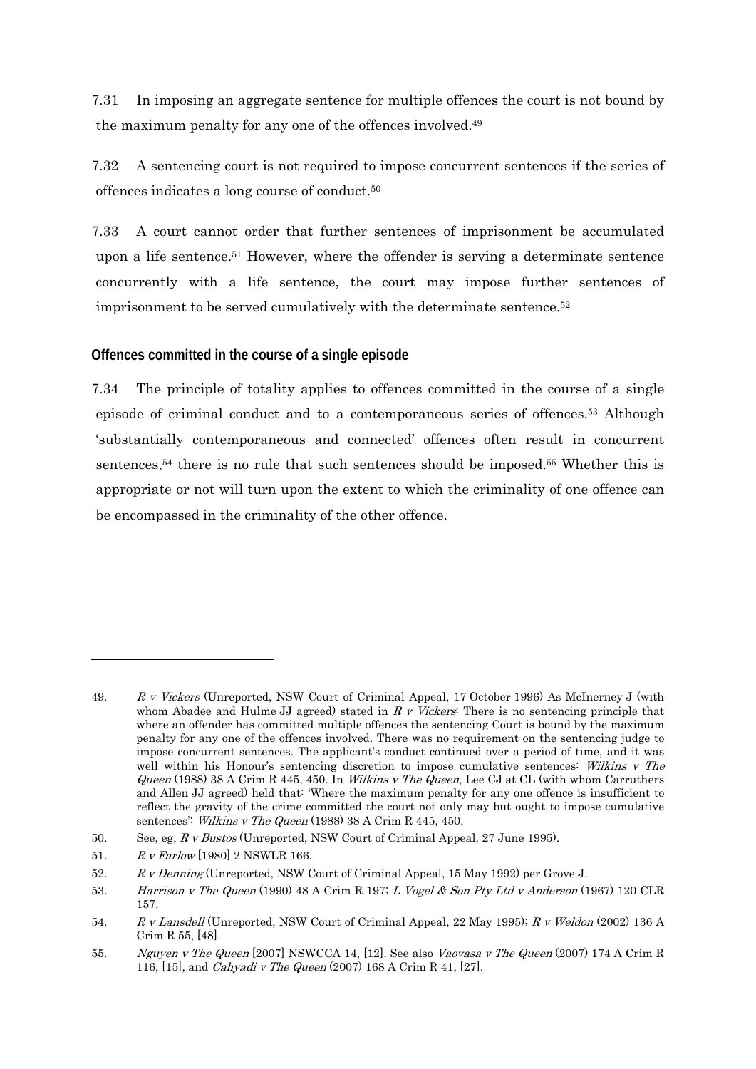7.31 In imposing an aggregate sentence for multiple offences the court is not bound by the maximum penalty for any one of the offences involved.[49]

7.32 A sentencing court is not required to impose concurrent sentences if the series of offences indicates a long course of conduct.[50]

7.33 A court cannot order that further sentences of imprisonment be accumulated upon a life sentence.[51] However, where the offender is serving a determinate sentence concurrently with a life sentence, the court may impose further sentences of imprisonment to be served cumulatively with the determinate sentence.[52]

### Offences committed in the course of a single episode

7.34 The principle of totality applies to offences committed in the course of a single episode of criminal conduct and to a contemporaneous series of offences.[53] Although 'substantially contemporaneous and connected' offences often result in concurrent sentences,[54] there is no rule that such sentences should be imposed.[55] Whether this is appropriate or not will turn upon the extent to which the criminality of one offence can be encompassed in the criminality of the other offence.

---

49. *R v Vickers* (Unreported, NSW Court of Criminal Appeal, 17 October 1996) As McInerney J (with whom Abadee and Hulme JJ agreed) stated in *R v Vickers*: There is no sentencing principle that where an offender has committed multiple offences the sentencing Court is bound by the maximum penalty for any one of the offences involved. There was no requirement on the sentencing judge to impose concurrent sentences. The applicant's conduct continued over a period of time, and it was well within his Honour's sentencing discretion to impose cumulative sentences: *Wilkins v The Queen* (1988) 38 A Crim R 445, 450. In *Wilkins v The Queen*, Lee CJ at CL (with whom Carruthers and Allen JJ agreed) held that: 'Where the maximum penalty for any one offence is insufficient to reflect the gravity of the crime committed the court not only may but ought to impose cumulative sentences': *Wilkins v The Queen* (1988) 38 A Crim R 445, 450.
50. See, eg, *R v Bustos* (Unreported, NSW Court of Criminal Appeal, 27 June 1995).
51. *R v Farlow* [1980] 2 NSWLR 166.
52. *R v Denning* (Unreported, NSW Court of Criminal Appeal, 15 May 1992) per Grove J.
53. *Harrison v The Queen* (1990) 48 A Crim R 197; *L Vogel & Son Pty Ltd v Anderson* (1967) 120 CLR 157.
54. *R v Lansdell* (Unreported, NSW Court of Criminal Appeal, 22 May 1995); *R v Weldon* (2002) 136 A Crim R 55, [48].
55. *Nguyen v The Queen* [2007] NSWCCA 14, [12]. See also *Vaovasa v The Queen* (2007) 174 A Crim R 116, [15], and *Cahyadi v The Queen* (2007) 168 A Crim R 41, [27].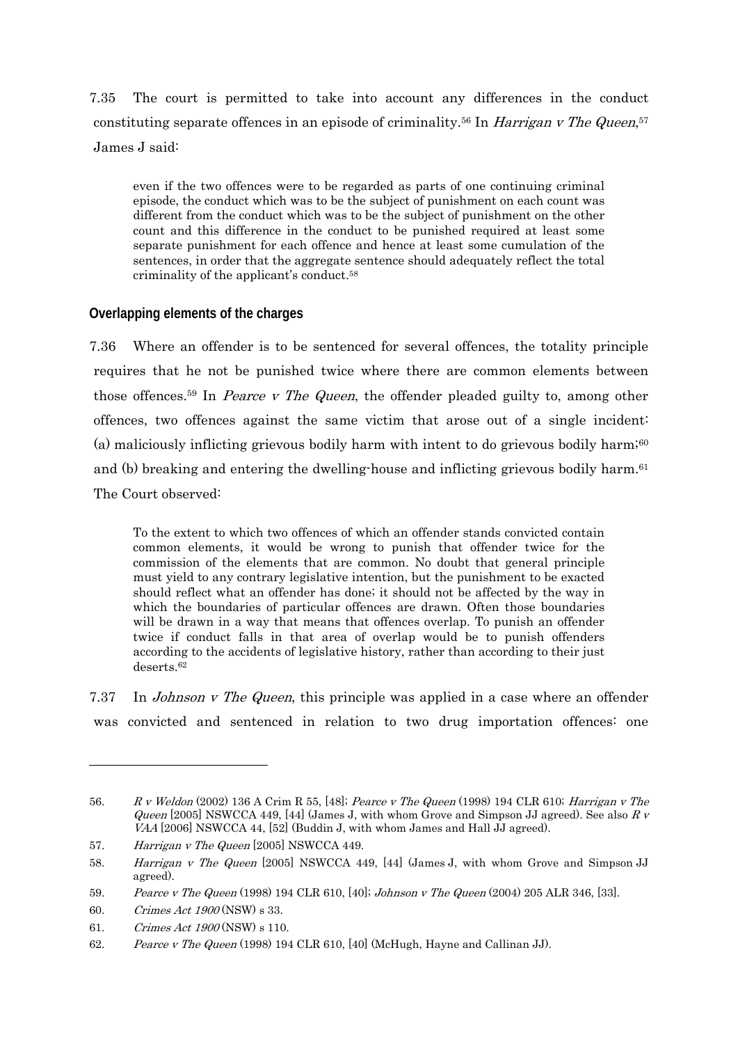7.35 The court is permitted to take into account any differences in the conduct constituting separate offences in an episode of criminality.[56] In *Harrigan v The Queen*,[57] James J said:

> even if the two offences were to be regarded as parts of one continuing criminal episode, the conduct which was to be the subject of punishment on each count was different from the conduct which was to be the subject of punishment on the other count and this difference in the conduct to be punished required at least some separate punishment for each offence and hence at least some cumulation of the sentences, in order that the aggregate sentence should adequately reflect the total criminality of the applicant's conduct.[58]

### Overlapping elements of the charges

7.36 Where an offender is to be sentenced for several offences, the totality principle requires that he not be punished twice where there are common elements between those offences.[59] In *Pearce v The Queen*, the offender pleaded guilty to, among other offences, two offences against the same victim that arose out of a single incident: (a) maliciously inflicting grievous bodily harm with intent to do grievous bodily harm;[60] and (b) breaking and entering the dwelling-house and inflicting grievous bodily harm.[61] The Court observed:

> To the extent to which two offences of which an offender stands convicted contain common elements, it would be wrong to punish that offender twice for the commission of the elements that are common. No doubt that general principle must yield to any contrary legislative intention, but the punishment to be exacted should reflect what an offender has done; it should not be affected by the way in which the boundaries of particular offences are drawn. Often those boundaries will be drawn in a way that means that offences overlap. To punish an offender twice if conduct falls in that area of overlap would be to punish offenders according to the accidents of legislative history, rather than according to their just deserts.[62]

7.37 In *Johnson v The Queen*, this principle was applied in a case where an offender was convicted and sentenced in relation to two drug importation offences: one

---

56. *R v Weldon* (2002) 136 A Crim R 55, [48]; *Pearce v The Queen* (1998) 194 CLR 610; *Harrigan v The Queen* [2005] NSWCCA 449, [44] (James J, with whom Grove and Simpson JJ agreed). See also *R v VAA* [2006] NSWCCA 44, [52] (Buddin J, with whom James and Hall JJ agreed).

57. *Harrigan v The Queen* [2005] NSWCCA 449.

58. *Harrigan v The Queen* [2005] NSWCCA 449, [44] (James J, with whom Grove and Simpson JJ agreed).

59. *Pearce v The Queen* (1998) 194 CLR 610, [40]; *Johnson v The Queen* (2004) 205 ALR 346, [33].

60. *Crimes Act 1900* (NSW) s 33.

61. *Crimes Act 1900* (NSW) s 110.

62. *Pearce v The Queen* (1998) 194 CLR 610, [40] (McHugh, Hayne and Callinan JJ).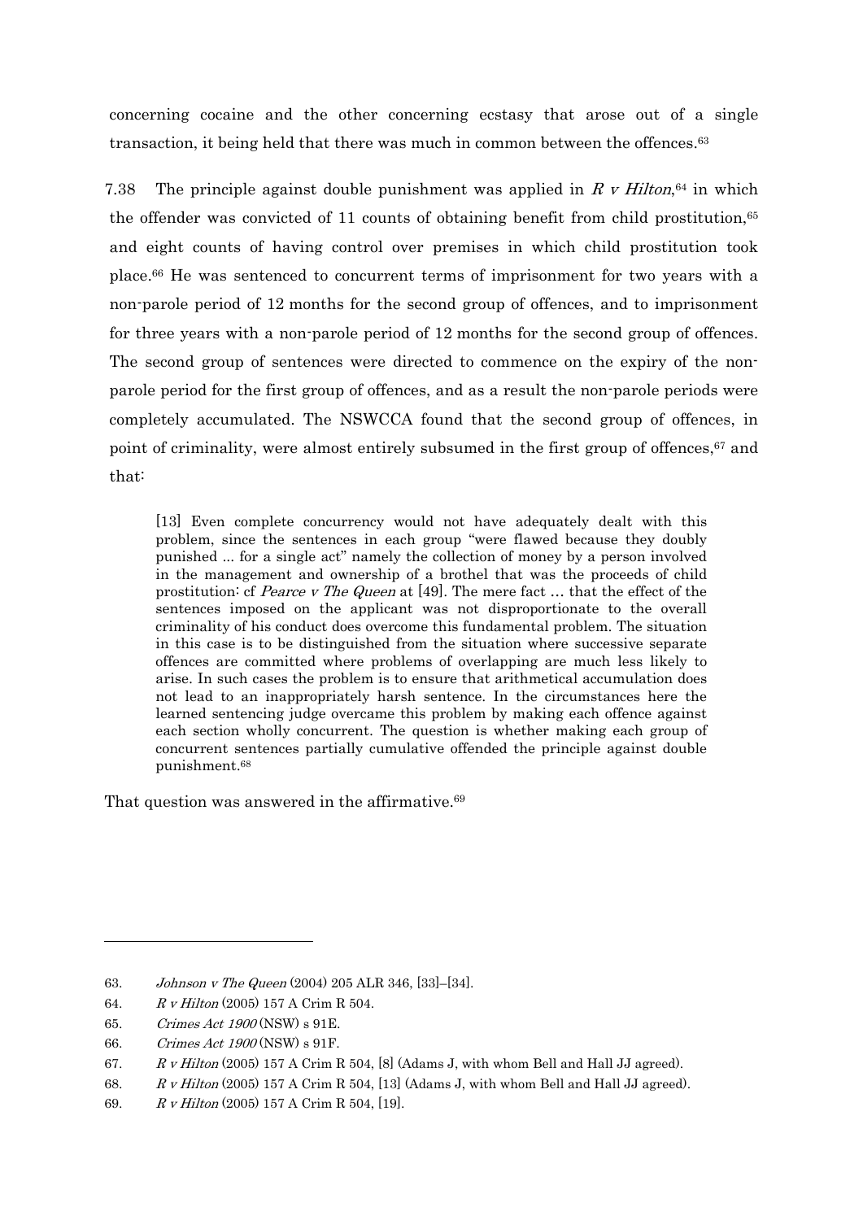concerning cocaine and the other concerning ecstasy that arose out of a single transaction, it being held that there was much in common between the offences.[63]

7.38 The principle against double punishment was applied in *R v Hilton*,[64] in which the offender was convicted of 11 counts of obtaining benefit from child prostitution,[65] and eight counts of having control over premises in which child prostitution took place.[66] He was sentenced to concurrent terms of imprisonment for two years with a non-parole period of 12 months for the second group of offences, and to imprisonment for three years with a non-parole period of 12 months for the second group of offences. The second group of sentences were directed to commence on the expiry of the non-parole period for the first group of offences, and as a result the non-parole periods were completely accumulated. The NSWCCA found that the second group of offences, in point of criminality, were almost entirely subsumed in the first group of offences,[67] and that:

> [13] Even complete concurrency would not have adequately dealt with this problem, since the sentences in each group "were flawed because they doubly punished ... for a single act" namely the collection of money by a person involved in the management and ownership of a brothel that was the proceeds of child prostitution: cf *Pearce v The Queen* at [49]. The mere fact … that the effect of the sentences imposed on the applicant was not disproportionate to the overall criminality of his conduct does overcome this fundamental problem. The situation in this case is to be distinguished from the situation where successive separate offences are committed where problems of overlapping are much less likely to arise. In such cases the problem is to ensure that arithmetical accumulation does not lead to an inappropriately harsh sentence. In the circumstances here the learned sentencing judge overcame this problem by making each offence against each section wholly concurrent. The question is whether making each group of concurrent sentences partially cumulative offended the principle against double punishment.[68]

That question was answered in the affirmative.[69]

---

63. *Johnson v The Queen* (2004) 205 ALR 346, [33]–[34].
64. *R v Hilton* (2005) 157 A Crim R 504.
65. *Crimes Act 1900* (NSW) s 91E.
66. *Crimes Act 1900* (NSW) s 91F.
67. *R v Hilton* (2005) 157 A Crim R 504, [8] (Adams J, with whom Bell and Hall JJ agreed).
68. *R v Hilton* (2005) 157 A Crim R 504, [13] (Adams J, with whom Bell and Hall JJ agreed).
69. *R v Hilton* (2005) 157 A Crim R 504, [19].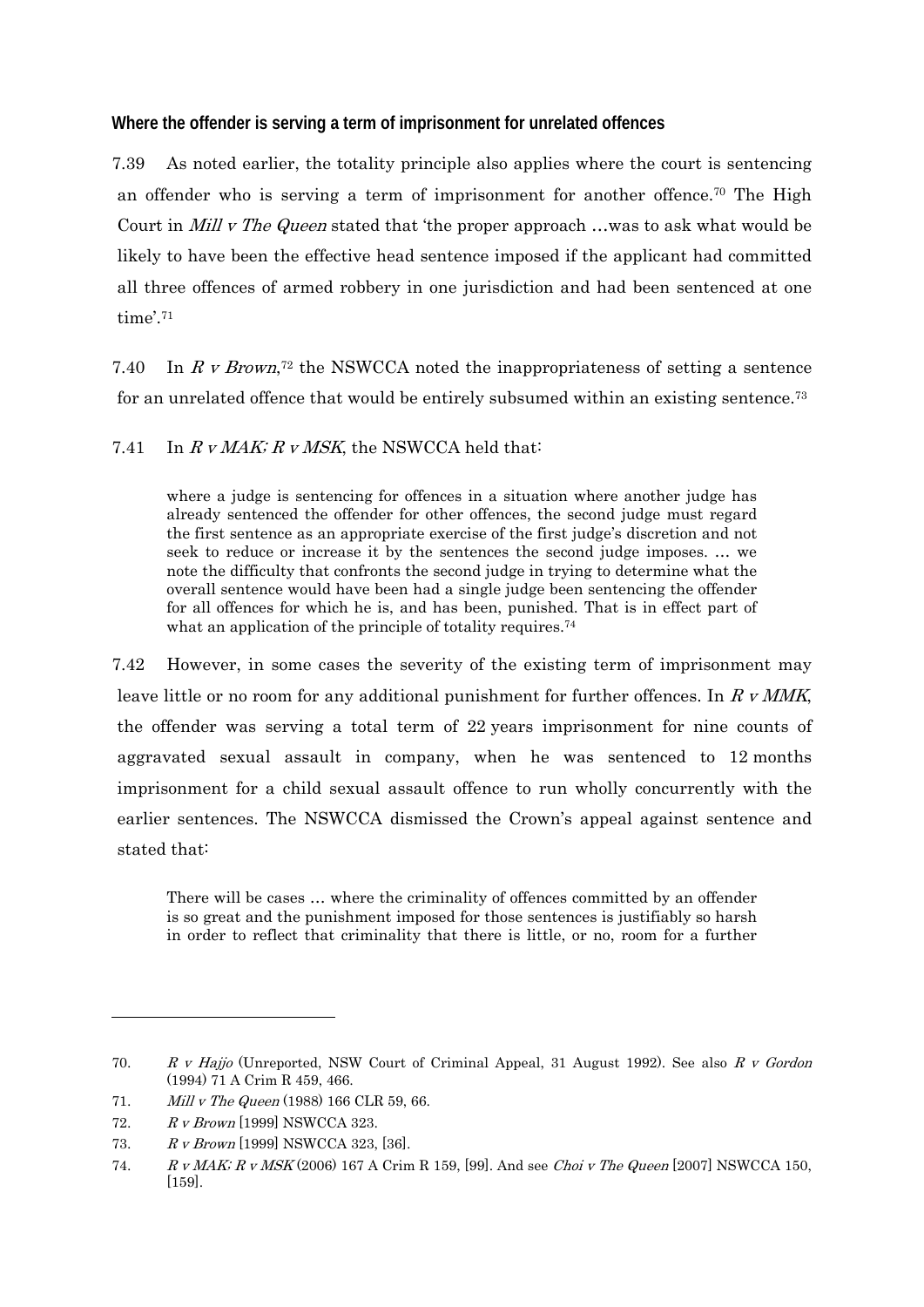### Where the offender is serving a term of imprisonment for unrelated offences

7.39 As noted earlier, the totality principle also applies where the court is sentencing an offender who is serving a term of imprisonment for another offence.[70] The High Court in *Mill v The Queen* stated that 'the proper approach …was to ask what would be likely to have been the effective head sentence imposed if the applicant had committed all three offences of armed robbery in one jurisdiction and had been sentenced at one time'.[71]

7.40 In *R v Brown*,[72] the NSWCCA noted the inappropriateness of setting a sentence for an unrelated offence that would be entirely subsumed within an existing sentence.[73]

7.41 In *R v MAK; R v MSK*, the NSWCCA held that:

> where a judge is sentencing for offences in a situation where another judge has already sentenced the offender for other offences, the second judge must regard the first sentence as an appropriate exercise of the first judge's discretion and not seek to reduce or increase it by the sentences the second judge imposes. … we note the difficulty that confronts the second judge in trying to determine what the overall sentence would have been had a single judge been sentencing the offender for all offences for which he is, and has been, punished. That is in effect part of what an application of the principle of totality requires.[74]

7.42 However, in some cases the severity of the existing term of imprisonment may leave little or no room for any additional punishment for further offences. In *R v MMK*, the offender was serving a total term of 22 years imprisonment for nine counts of aggravated sexual assault in company, when he was sentenced to 12 months imprisonment for a child sexual assault offence to run wholly concurrently with the earlier sentences. The NSWCCA dismissed the Crown's appeal against sentence and stated that:

> There will be cases … where the criminality of offences committed by an offender is so great and the punishment imposed for those sentences is justifiably so harsh in order to reflect that criminality that there is little, or no, room for a further

---

70. *R v Hajjo* (Unreported, NSW Court of Criminal Appeal, 31 August 1992). See also *R v Gordon* (1994) 71 A Crim R 459, 466.

71. *Mill v The Queen* (1988) 166 CLR 59, 66.

72. *R v Brown* [1999] NSWCCA 323.

73. *R v Brown* [1999] NSWCCA 323, [36].

74. *R v MAK; R v MSK* (2006) 167 A Crim R 159, [99]. And see *Choi v The Queen* [2007] NSWCCA 150, [159].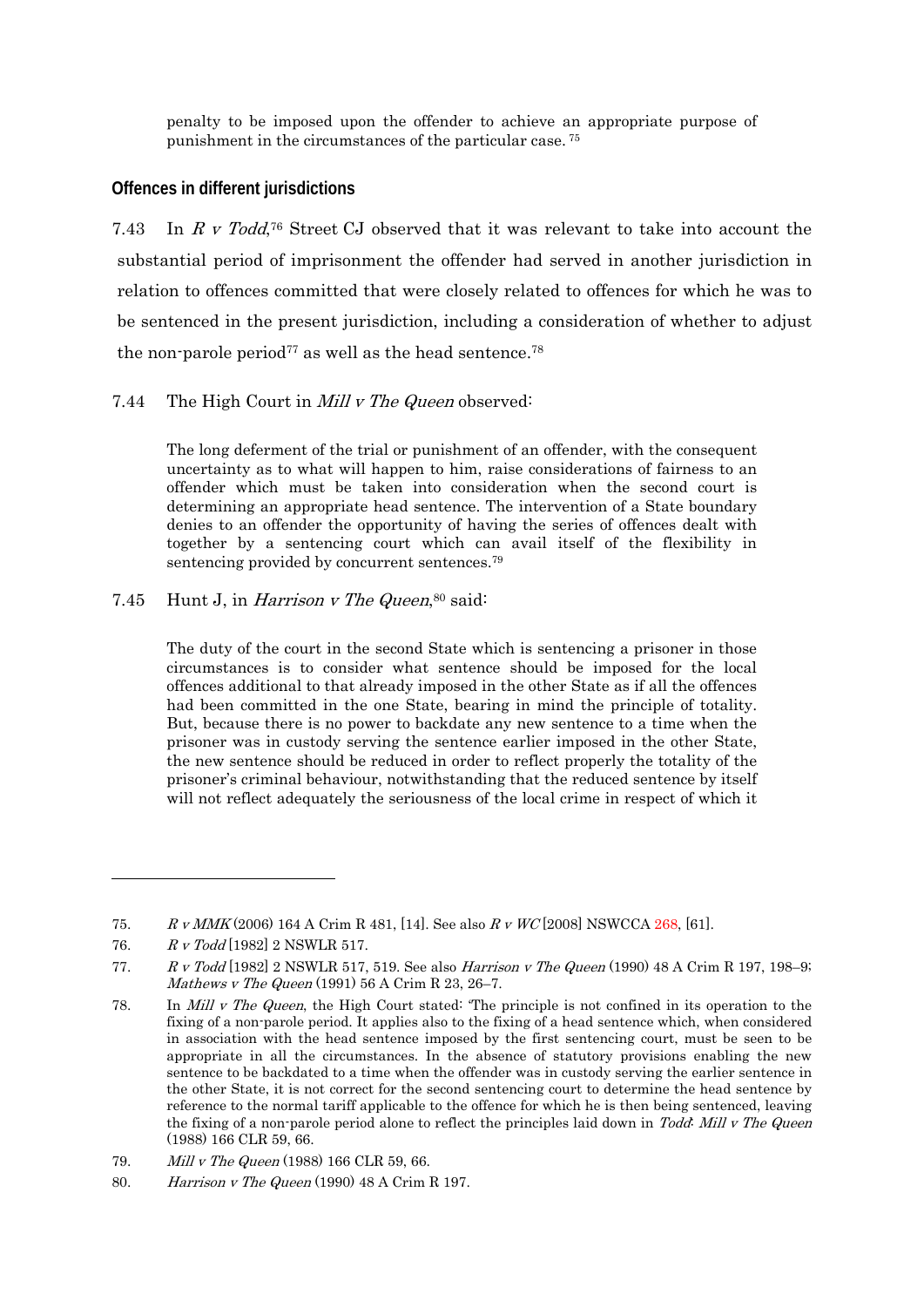penalty to be imposed upon the offender to achieve an appropriate purpose of punishment in the circumstances of the particular case.[75]

## Offences in different jurisdictions

7.43 In *R v Todd*,[76] Street CJ observed that it was relevant to take into account the substantial period of imprisonment the offender had served in another jurisdiction in relation to offences committed that were closely related to offences for which he was to be sentenced in the present jurisdiction, including a consideration of whether to adjust the non-parole period[77] as well as the head sentence.[78]

7.44 The High Court in *Mill v The Queen* observed:

> The long deferment of the trial or punishment of an offender, with the consequent uncertainty as to what will happen to him, raise considerations of fairness to an offender which must be taken into consideration when the second court is determining an appropriate head sentence. The intervention of a State boundary denies to an offender the opportunity of having the series of offences dealt with together by a sentencing court which can avail itself of the flexibility in sentencing provided by concurrent sentences.[79]

7.45 Hunt J, in *Harrison v The Queen*,[80] said:

> The duty of the court in the second State which is sentencing a prisoner in those circumstances is to consider what sentence should be imposed for the local offences additional to that already imposed in the other State as if all the offences had been committed in the one State, bearing in mind the principle of totality. But, because there is no power to backdate any new sentence to a time when the prisoner was in custody serving the sentence earlier imposed in the other State, the new sentence should be reduced in order to reflect properly the totality of the prisoner's criminal behaviour, notwithstanding that the reduced sentence by itself will not reflect adequately the seriousness of the local crime in respect of which it

---

75. *R v MMK* (2006) 164 A Crim R 481, [14]. See also *R v WC* [2008] NSWCCA 268, [61].

76. *R v Todd* [1982] 2 NSWLR 517.

77. *R v Todd* [1982] 2 NSWLR 517, 519. See also *Harrison v The Queen* (1990) 48 A Crim R 197, 198–9; *Mathews v The Queen* (1991) 56 A Crim R 23, 26–7.

78. In *Mill v The Queen*, the High Court stated: 'The principle is not confined in its operation to the fixing of a non-parole period. It applies also to the fixing of a head sentence which, when considered in association with the head sentence imposed by the first sentencing court, must be seen to be appropriate in all the circumstances. In the absence of statutory provisions enabling the new sentence to be backdated to a time when the offender was in custody serving the earlier sentence in the other State, it is not correct for the second sentencing court to determine the head sentence by reference to the normal tariff applicable to the offence for which he is then being sentenced, leaving the fixing of a non-parole period alone to reflect the principles laid down in *Todd*: *Mill v The Queen* (1988) 166 CLR 59, 66.

79. *Mill v The Queen* (1988) 166 CLR 59, 66.

80. *Harrison v The Queen* (1990) 48 A Crim R 197.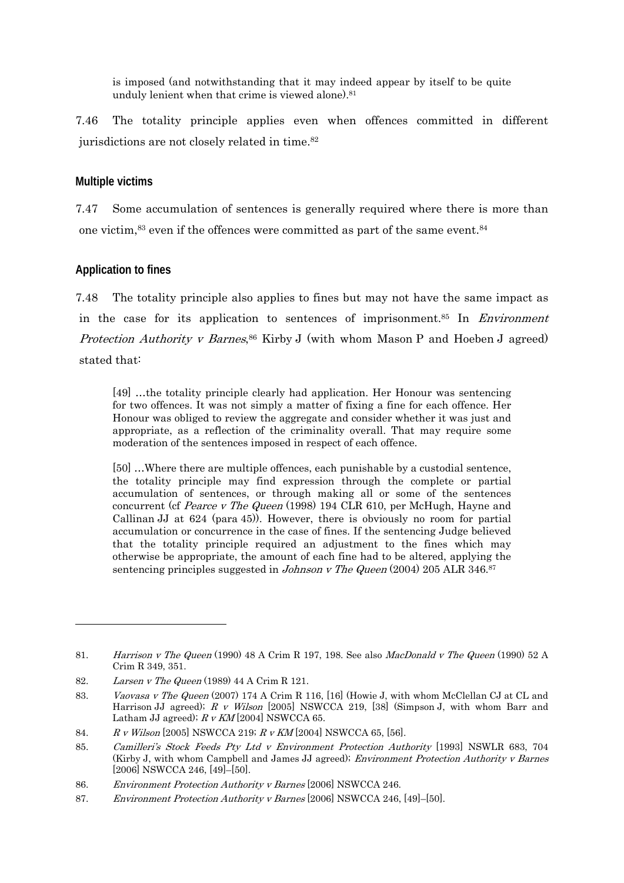> is imposed (and notwithstanding that it may indeed appear by itself to be quite unduly lenient when that crime is viewed alone).[81]

7.46 The totality principle applies even when offences committed in different jurisdictions are not closely related in time.[82]

### Multiple victims

7.47 Some accumulation of sentences is generally required where there is more than one victim,[83] even if the offences were committed as part of the same event.[84]

### Application to fines

7.48 The totality principle also applies to fines but may not have the same impact as in the case for its application to sentences of imprisonment.[85] In *Environment Protection Authority v Barnes*,[86] Kirby J (with whom Mason P and Hoeben J agreed) stated that:

> [49] …the totality principle clearly had application. Her Honour was sentencing for two offences. It was not simply a matter of fixing a fine for each offence. Her Honour was obliged to review the aggregate and consider whether it was just and appropriate, as a reflection of the criminality overall. That may require some moderation of the sentences imposed in respect of each offence.
>
> [50] …Where there are multiple offences, each punishable by a custodial sentence, the totality principle may find expression through the complete or partial accumulation of sentences, or through making all or some of the sentences concurrent (cf *Pearce v The Queen* (1998) 194 CLR 610, per McHugh, Hayne and Callinan JJ at 624 (para 45)). However, there is obviously no room for partial accumulation or concurrence in the case of fines. If the sentencing Judge believed that the totality principle required an adjustment to the fines which may otherwise be appropriate, the amount of each fine had to be altered, applying the sentencing principles suggested in *Johnson v The Queen* (2004) 205 ALR 346.[87]

---

81. *Harrison v The Queen* (1990) 48 A Crim R 197, 198. See also *MacDonald v The Queen* (1990) 52 A Crim R 349, 351.
82. *Larsen v The Queen* (1989) 44 A Crim R 121.
83. *Vaovasa v The Queen* (2007) 174 A Crim R 116, [16] (Howie J, with whom McClellan CJ at CL and Harrison JJ agreed); *R v Wilson* [2005] NSWCCA 219, [38] (Simpson J, with whom Barr and Latham JJ agreed); *R v KM* [2004] NSWCCA 65.
84. *R v Wilson* [2005] NSWCCA 219; *R v KM* [2004] NSWCCA 65, [56].
85. *Camilleri's Stock Feeds Pty Ltd v Environment Protection Authority* [1993] NSWLR 683, 704 (Kirby J, with whom Campbell and James JJ agreed); *Environment Protection Authority v Barnes* [2006] NSWCCA 246, [49]–[50].
86. *Environment Protection Authority v Barnes* [2006] NSWCCA 246.
87. *Environment Protection Authority v Barnes* [2006] NSWCCA 246, [49]–[50].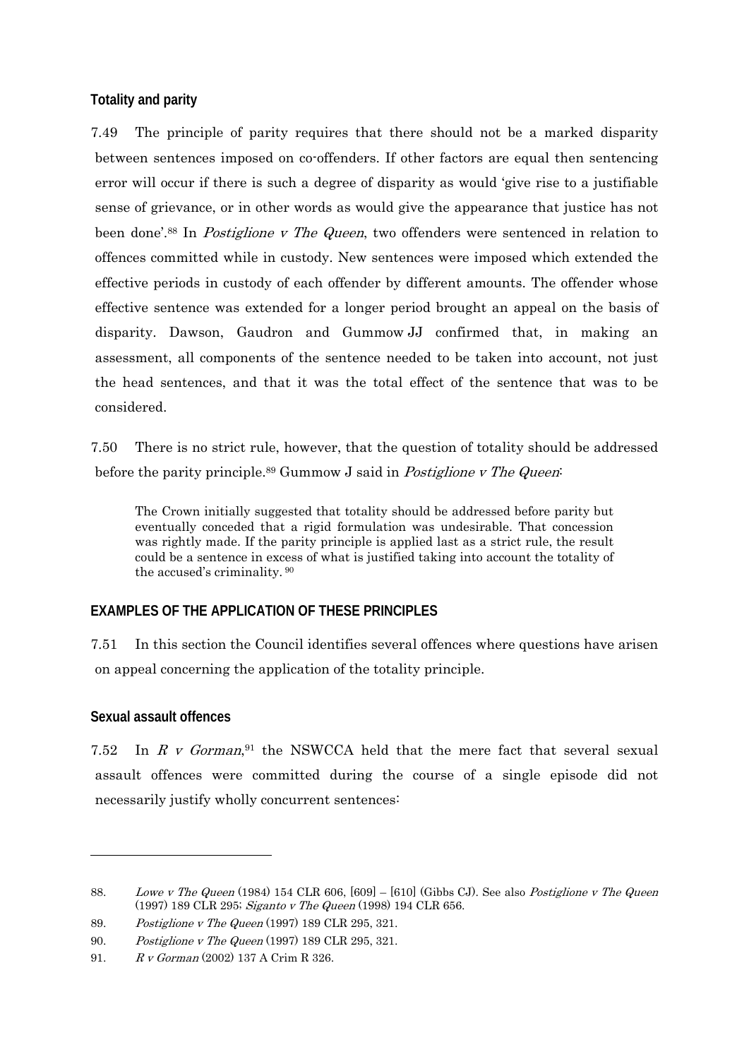### Totality and parity

7.49 The principle of parity requires that there should not be a marked disparity between sentences imposed on co-offenders. If other factors are equal then sentencing error will occur if there is such a degree of disparity as would 'give rise to a justifiable sense of grievance, or in other words as would give the appearance that justice has not been done'.[88] In *Postiglione v The Queen*, two offenders were sentenced in relation to offences committed while in custody. New sentences were imposed which extended the effective periods in custody of each offender by different amounts. The offender whose effective sentence was extended for a longer period brought an appeal on the basis of disparity. Dawson, Gaudron and Gummow JJ confirmed that, in making an assessment, all components of the sentence needed to be taken into account, not just the head sentences, and that it was the total effect of the sentence that was to be considered.

7.50 There is no strict rule, however, that the question of totality should be addressed before the parity principle.[89] Gummow J said in *Postiglione v The Queen*:

> The Crown initially suggested that totality should be addressed before parity but eventually conceded that a rigid formulation was undesirable. That concession was rightly made. If the parity principle is applied last as a strict rule, the result could be a sentence in excess of what is justified taking into account the totality of the accused's criminality. [90]

## EXAMPLES OF THE APPLICATION OF THESE PRINCIPLES

7.51 In this section the Council identifies several offences where questions have arisen on appeal concerning the application of the totality principle.

### Sexual assault offences

7.52 In *R v Gorman*,[91] the NSWCCA held that the mere fact that several sexual assault offences were committed during the course of a single episode did not necessarily justify wholly concurrent sentences:

---

88. *Lowe v The Queen* (1984) 154 CLR 606, [609] – [610] (Gibbs CJ). See also *Postiglione v The Queen* (1997) 189 CLR 295; *Siganto v The Queen* (1998) 194 CLR 656.

89. *Postiglione v The Queen* (1997) 189 CLR 295, 321.

90. *Postiglione v The Queen* (1997) 189 CLR 295, 321.

91. *R v Gorman* (2002) 137 A Crim R 326.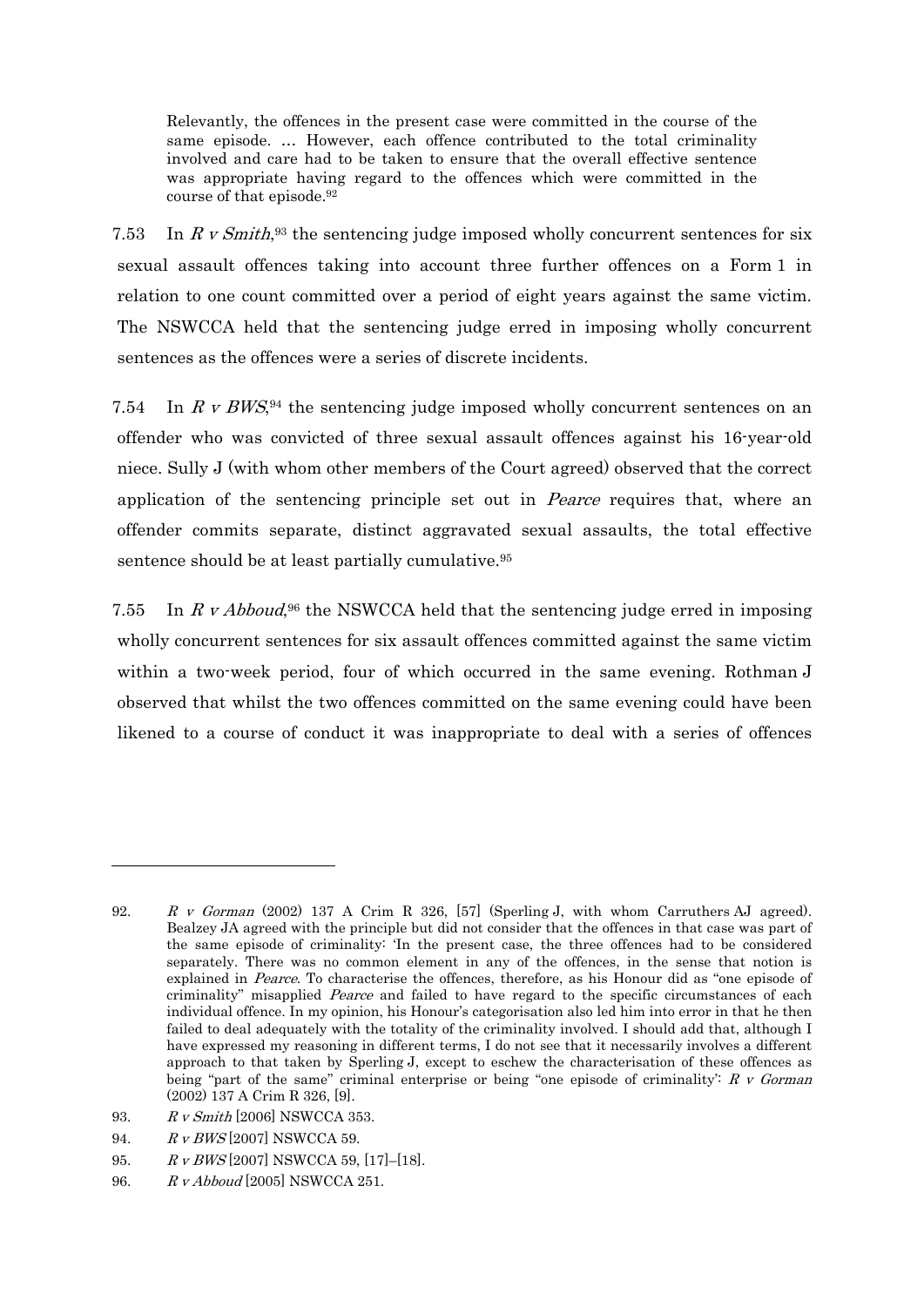> Relevantly, the offences in the present case were committed in the course of the same episode. … However, each offence contributed to the total criminality involved and care had to be taken to ensure that the overall effective sentence was appropriate having regard to the offences which were committed in the course of that episode.[92]

7.53 In *R v Smith*,[93] the sentencing judge imposed wholly concurrent sentences for six sexual assault offences taking into account three further offences on a Form 1 in relation to one count committed over a period of eight years against the same victim. The NSWCCA held that the sentencing judge erred in imposing wholly concurrent sentences as the offences were a series of discrete incidents.

7.54 In *R v BWS*,[94] the sentencing judge imposed wholly concurrent sentences on an offender who was convicted of three sexual assault offences against his 16-year-old niece. Sully J (with whom other members of the Court agreed) observed that the correct application of the sentencing principle set out in *Pearce* requires that, where an offender commits separate, distinct aggravated sexual assaults, the total effective sentence should be at least partially cumulative.[95]

7.55 In *R v Abboud*,[96] the NSWCCA held that the sentencing judge erred in imposing wholly concurrent sentences for six assault offences committed against the same victim within a two-week period, four of which occurred in the same evening. Rothman J observed that whilst the two offences committed on the same evening could have been likened to a course of conduct it was inappropriate to deal with a series of offences

---

92. *R v Gorman* (2002) 137 A Crim R 326, [57] (Sperling J, with whom Carruthers AJ agreed). Bealzey JA agreed with the principle but did not consider that the offences in that case was part of the same episode of criminality: 'In the present case, the three offences had to be considered separately. There was no common element in any of the offences, in the sense that notion is explained in *Pearce*. To characterise the offences, therefore, as his Honour did as "one episode of criminality" misapplied *Pearce* and failed to have regard to the specific circumstances of each individual offence. In my opinion, his Honour's categorisation also led him into error in that he then failed to deal adequately with the totality of the criminality involved. I should add that, although I have expressed my reasoning in different terms, I do not see that it necessarily involves a different approach to that taken by Sperling J, except to eschew the characterisation of these offences as being "part of the same" criminal enterprise or being "one episode of criminality': *R v Gorman* (2002) 137 A Crim R 326, [9].

93. *R v Smith* [2006] NSWCCA 353.

94. *R v BWS* [2007] NSWCCA 59.

95. *R v BWS* [2007] NSWCCA 59, [17]–[18].

96. *R v Abboud* [2005] NSWCCA 251.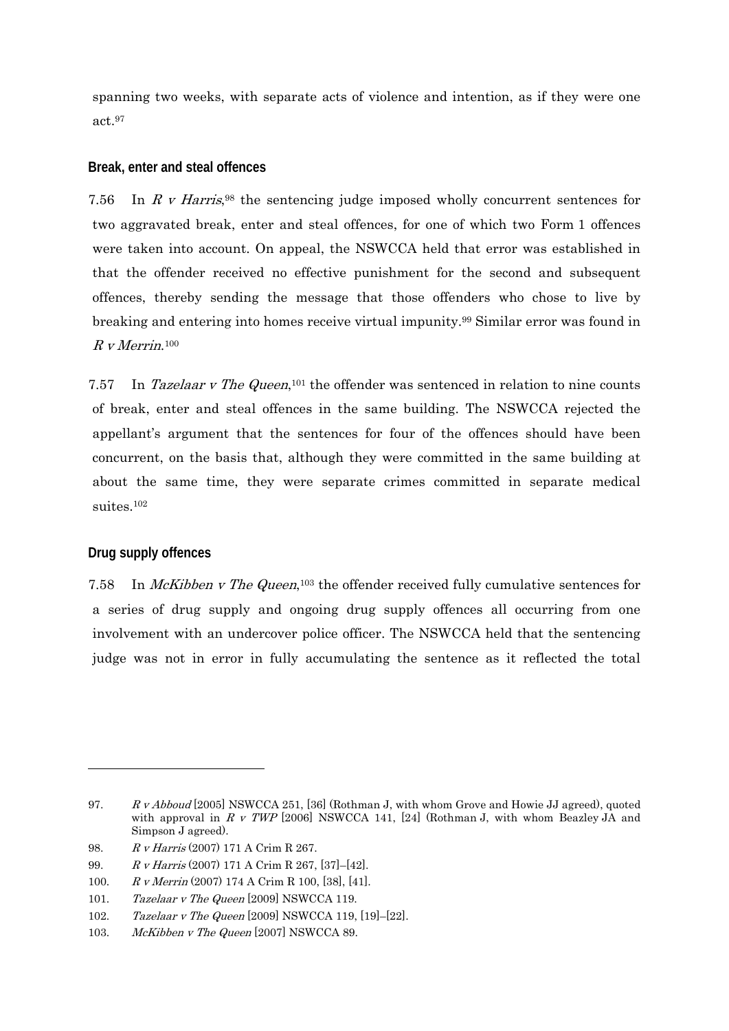spanning two weeks, with separate acts of violence and intention, as if they were one act.[97]

### Break, enter and steal offences

7.56 In *R v Harris*,[98] the sentencing judge imposed wholly concurrent sentences for two aggravated break, enter and steal offences, for one of which two Form 1 offences were taken into account. On appeal, the NSWCCA held that error was established in that the offender received no effective punishment for the second and subsequent offences, thereby sending the message that those offenders who chose to live by breaking and entering into homes receive virtual impunity.[99] Similar error was found in *R v Merrin*.[100]

7.57 In *Tazelaar v The Queen*,[101] the offender was sentenced in relation to nine counts of break, enter and steal offences in the same building. The NSWCCA rejected the appellant's argument that the sentences for four of the offences should have been concurrent, on the basis that, although they were committed in the same building at about the same time, they were separate crimes committed in separate medical suites.[102]

### Drug supply offences

7.58 In *McKibben v The Queen*,[103] the offender received fully cumulative sentences for a series of drug supply and ongoing drug supply offences all occurring from one involvement with an undercover police officer. The NSWCCA held that the sentencing judge was not in error in fully accumulating the sentence as it reflected the total

---

97. *R v Abboud* [2005] NSWCCA 251, [36] (Rothman J, with whom Grove and Howie JJ agreed), quoted with approval in *R v TWP* [2006] NSWCCA 141, [24] (Rothman J, with whom Beazley JA and Simpson J agreed).

98. *R v Harris* (2007) 171 A Crim R 267.

99. *R v Harris* (2007) 171 A Crim R 267, [37]–[42].

100. *R v Merrin* (2007) 174 A Crim R 100, [38], [41].

101. *Tazelaar v The Queen* [2009] NSWCCA 119.

102. *Tazelaar v The Queen* [2009] NSWCCA 119, [19]–[22].

103. *McKibben v The Queen* [2007] NSWCCA 89.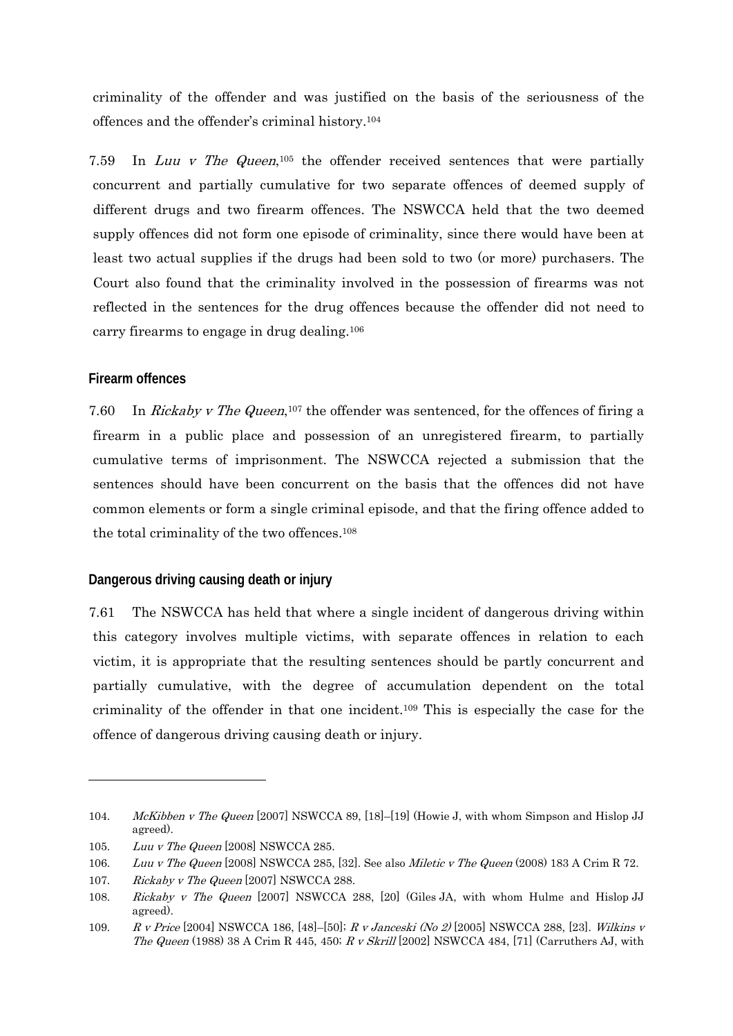criminality of the offender and was justified on the basis of the seriousness of the offences and the offender's criminal history.[104]

7.59 In *Luu v The Queen*,[105] the offender received sentences that were partially concurrent and partially cumulative for two separate offences of deemed supply of different drugs and two firearm offences. The NSWCCA held that the two deemed supply offences did not form one episode of criminality, since there would have been at least two actual supplies if the drugs had been sold to two (or more) purchasers. The Court also found that the criminality involved in the possession of firearms was not reflected in the sentences for the drug offences because the offender did not need to carry firearms to engage in drug dealing.[106]

### Firearm offences

7.60 In *Rickaby v The Queen*,[107] the offender was sentenced, for the offences of firing a firearm in a public place and possession of an unregistered firearm, to partially cumulative terms of imprisonment. The NSWCCA rejected a submission that the sentences should have been concurrent on the basis that the offences did not have common elements or form a single criminal episode, and that the firing offence added to the total criminality of the two offences.[108]

### Dangerous driving causing death or injury

7.61 The NSWCCA has held that where a single incident of dangerous driving within this category involves multiple victims, with separate offences in relation to each victim, it is appropriate that the resulting sentences should be partly concurrent and partially cumulative, with the degree of accumulation dependent on the total criminality of the offender in that one incident.[109] This is especially the case for the offence of dangerous driving causing death or injury.

---

104. *McKibben v The Queen* [2007] NSWCCA 89, [18]–[19] (Howie J, with whom Simpson and Hislop JJ agreed).

105. *Luu v The Queen* [2008] NSWCCA 285.

106. *Luu v The Queen* [2008] NSWCCA 285, [32]. See also *Miletic v The Queen* (2008) 183 A Crim R 72.

107. *Rickaby v The Queen* [2007] NSWCCA 288.

108. *Rickaby v The Queen* [2007] NSWCCA 288, [20] (Giles JA, with whom Hulme and Hislop JJ agreed).

109. *R v Price* [2004] NSWCCA 186, [48]–[50]; *R v Janceski (No 2)* [2005] NSWCCA 288, [23]. *Wilkins v The Queen* (1988) 38 A Crim R 445, 450; *R v Skrill* [2002] NSWCCA 484, [71] (Carruthers AJ, with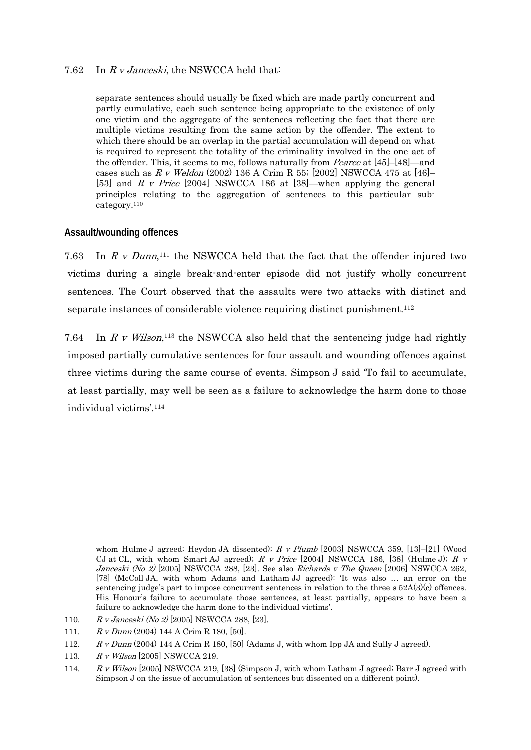7.62 In *R v Janceski*, the NSWCCA held that:

> separate sentences should usually be fixed which are made partly concurrent and partly cumulative, each such sentence being appropriate to the existence of only one victim and the aggregate of the sentences reflecting the fact that there are multiple victims resulting from the same action by the offender. The extent to which there should be an overlap in the partial accumulation will depend on what is required to represent the totality of the criminality involved in the one act of the offender. This, it seems to me, follows naturally from *Pearce* at [45]–[48]—and cases such as *R v Weldon* (2002) 136 A Crim R 55; [2002] NSWCCA 475 at [46]–[53] and *R v Price* [2004] NSWCCA 186 at [38]—when applying the general principles relating to the aggregation of sentences to this particular sub-category.[110]

## Assault/wounding offences

7.63 In *R v Dunn*,[111] the NSWCCA held that the fact that the offender injured two victims during a single break-and-enter episode did not justify wholly concurrent sentences. The Court observed that the assaults were two attacks with distinct and separate instances of considerable violence requiring distinct punishment.[112]

7.64 In *R v Wilson*,[113] the NSWCCA also held that the sentencing judge had rightly imposed partially cumulative sentences for four assault and wounding offences against three victims during the same course of events. Simpson J said 'To fail to accumulate, at least partially, may well be seen as a failure to acknowledge the harm done to those individual victims'.[114]

---

whom Hulme J agreed; Heydon JA dissented); *R v Plumb* [2003] NSWCCA 359, [13]–[21] (Wood CJ at CL, with whom Smart AJ agreed); *R v Price* [2004] NSWCCA 186, [38] (Hulme J); *R v Janceski (No 2)* [2005] NSWCCA 288, [23]. See also *Richards v The Queen* [2006] NSWCCA 262, [78] (McColl JA, with whom Adams and Latham JJ agreed): 'It was also … an error on the sentencing judge's part to impose concurrent sentences in relation to the three s 52A(3)(c) offences. His Honour's failure to accumulate those sentences, at least partially, appears to have been a failure to acknowledge the harm done to the individual victims'.

110. *R v Janceski (No 2)* [2005] NSWCCA 288, [23].

111. *R v Dunn* (2004) 144 A Crim R 180, [50].

112. *R v Dunn* (2004) 144 A Crim R 180, [50] (Adams J, with whom Ipp JA and Sully J agreed).

113. *R v Wilson* [2005] NSWCCA 219.

114. *R v Wilson* [2005] NSWCCA 219, [38] (Simpson J, with whom Latham J agreed; Barr J agreed with Simpson J on the issue of accumulation of sentences but dissented on a different point).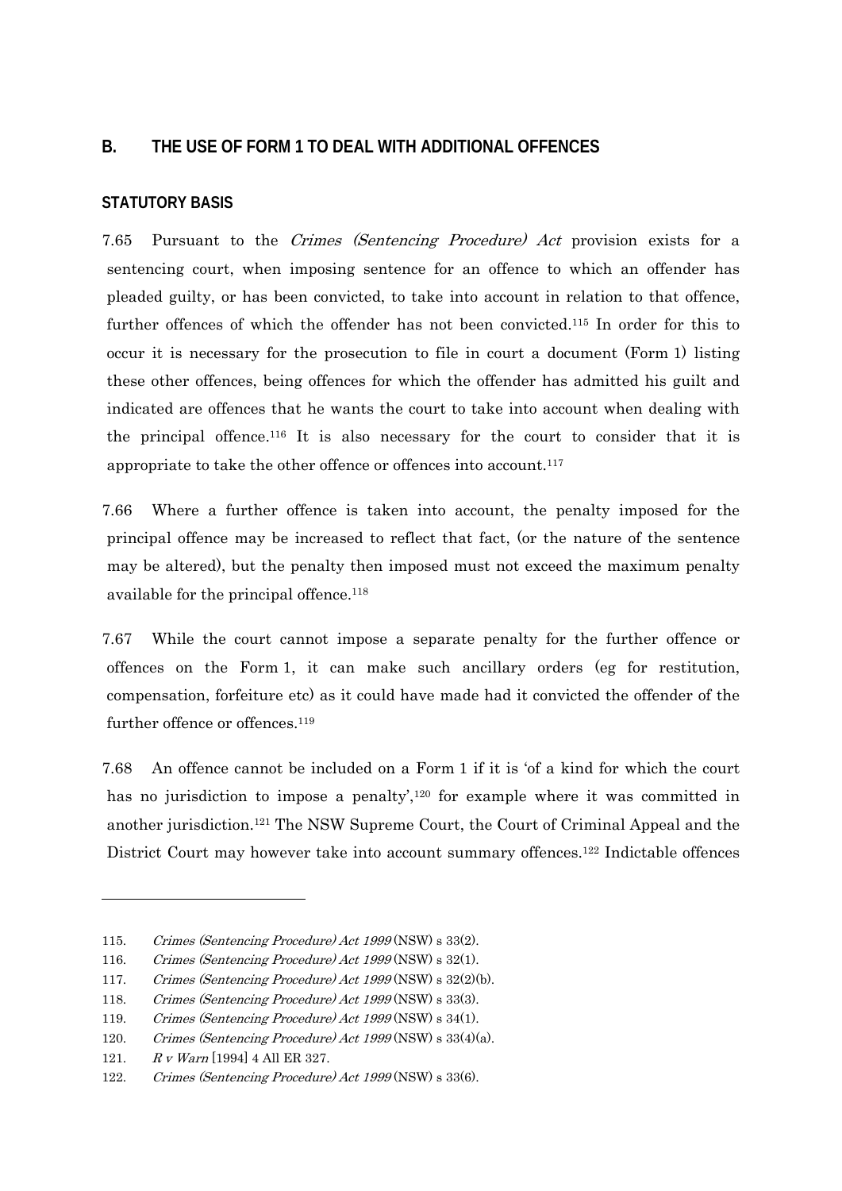## B. THE USE OF FORM 1 TO DEAL WITH ADDITIONAL OFFENCES

### STATUTORY BASIS

7.65 Pursuant to the *Crimes (Sentencing Procedure) Act* provision exists for a sentencing court, when imposing sentence for an offence to which an offender has pleaded guilty, or has been convicted, to take into account in relation to that offence, further offences of which the offender has not been convicted.[115] In order for this to occur it is necessary for the prosecution to file in court a document (Form 1) listing these other offences, being offences for which the offender has admitted his guilt and indicated are offences that he wants the court to take into account when dealing with the principal offence.[116] It is also necessary for the court to consider that it is appropriate to take the other offence or offences into account.[117]

7.66 Where a further offence is taken into account, the penalty imposed for the principal offence may be increased to reflect that fact, (or the nature of the sentence may be altered), but the penalty then imposed must not exceed the maximum penalty available for the principal offence.[118]

7.67 While the court cannot impose a separate penalty for the further offence or offences on the Form 1, it can make such ancillary orders (eg for restitution, compensation, forfeiture etc) as it could have made had it convicted the offender of the further offence or offences.[119]

7.68 An offence cannot be included on a Form 1 if it is 'of a kind for which the court has no jurisdiction to impose a penalty',[120] for example where it was committed in another jurisdiction.[121] The NSW Supreme Court, the Court of Criminal Appeal and the District Court may however take into account summary offences.[122] Indictable offences

---

115. *Crimes (Sentencing Procedure) Act 1999* (NSW) s 33(2).
116. *Crimes (Sentencing Procedure) Act 1999* (NSW) s 32(1).
117. *Crimes (Sentencing Procedure) Act 1999* (NSW) s 32(2)(b).
118. *Crimes (Sentencing Procedure) Act 1999* (NSW) s 33(3).
119. *Crimes (Sentencing Procedure) Act 1999* (NSW) s 34(1).
120. *Crimes (Sentencing Procedure) Act 1999* (NSW) s 33(4)(a).
121. *R v Warn* [1994] 4 All ER 327.
122. *Crimes (Sentencing Procedure) Act 1999* (NSW) s 33(6).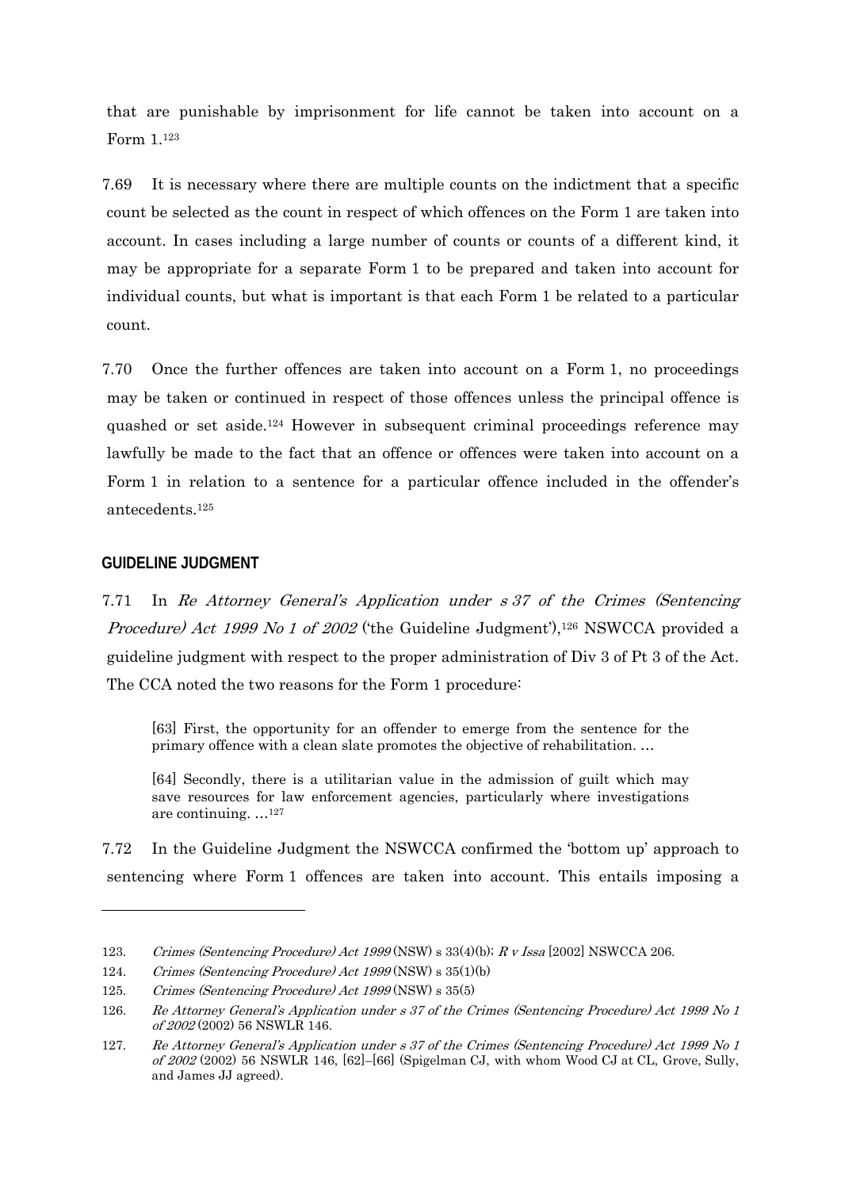that are punishable by imprisonment for life cannot be taken into account on a Form 1.[123]

7.69 It is necessary where there are multiple counts on the indictment that a specific count be selected as the count in respect of which offences on the Form 1 are taken into account. In cases including a large number of counts or counts of a different kind, it may be appropriate for a separate Form 1 to be prepared and taken into account for individual counts, but what is important is that each Form 1 be related to a particular count.

7.70 Once the further offences are taken into account on a Form 1, no proceedings may be taken or continued in respect of those offences unless the principal offence is quashed or set aside.[124] However in subsequent criminal proceedings reference may lawfully be made to the fact that an offence or offences were taken into account on a Form 1 in relation to a sentence for a particular offence included in the offender's antecedents.[125]

### GUIDELINE JUDGMENT

7.71 In *Re Attorney General's Application under s 37 of the Crimes (Sentencing Procedure) Act 1999 No 1 of 2002* ('the Guideline Judgment'),[126] NSWCCA provided a guideline judgment with respect to the proper administration of Div 3 of Pt 3 of the Act. The CCA noted the two reasons for the Form 1 procedure:

> [63] First, the opportunity for an offender to emerge from the sentence for the primary offence with a clean slate promotes the objective of rehabilitation. …
>
> [64] Secondly, there is a utilitarian value in the admission of guilt which may save resources for law enforcement agencies, particularly where investigations are continuing. …[127]

7.72 In the Guideline Judgment the NSWCCA confirmed the 'bottom up' approach to sentencing where Form 1 offences are taken into account. This entails imposing a

---

123. *Crimes (Sentencing Procedure) Act 1999* (NSW) s 33(4)(b); *R v Issa* [2002] NSWCCA 206.

124. *Crimes (Sentencing Procedure) Act 1999* (NSW) s 35(1)(b)

125. *Crimes (Sentencing Procedure) Act 1999* (NSW) s 35(5)

126. *Re Attorney General's Application under s 37 of the Crimes (Sentencing Procedure) Act 1999 No 1 of 2002* (2002) 56 NSWLR 146.

127. *Re Attorney General's Application under s 37 of the Crimes (Sentencing Procedure) Act 1999 No 1 of 2002* (2002) 56 NSWLR 146, [62]–[66] (Spigelman CJ, with whom Wood CJ at CL, Grove, Sully, and James JJ agreed).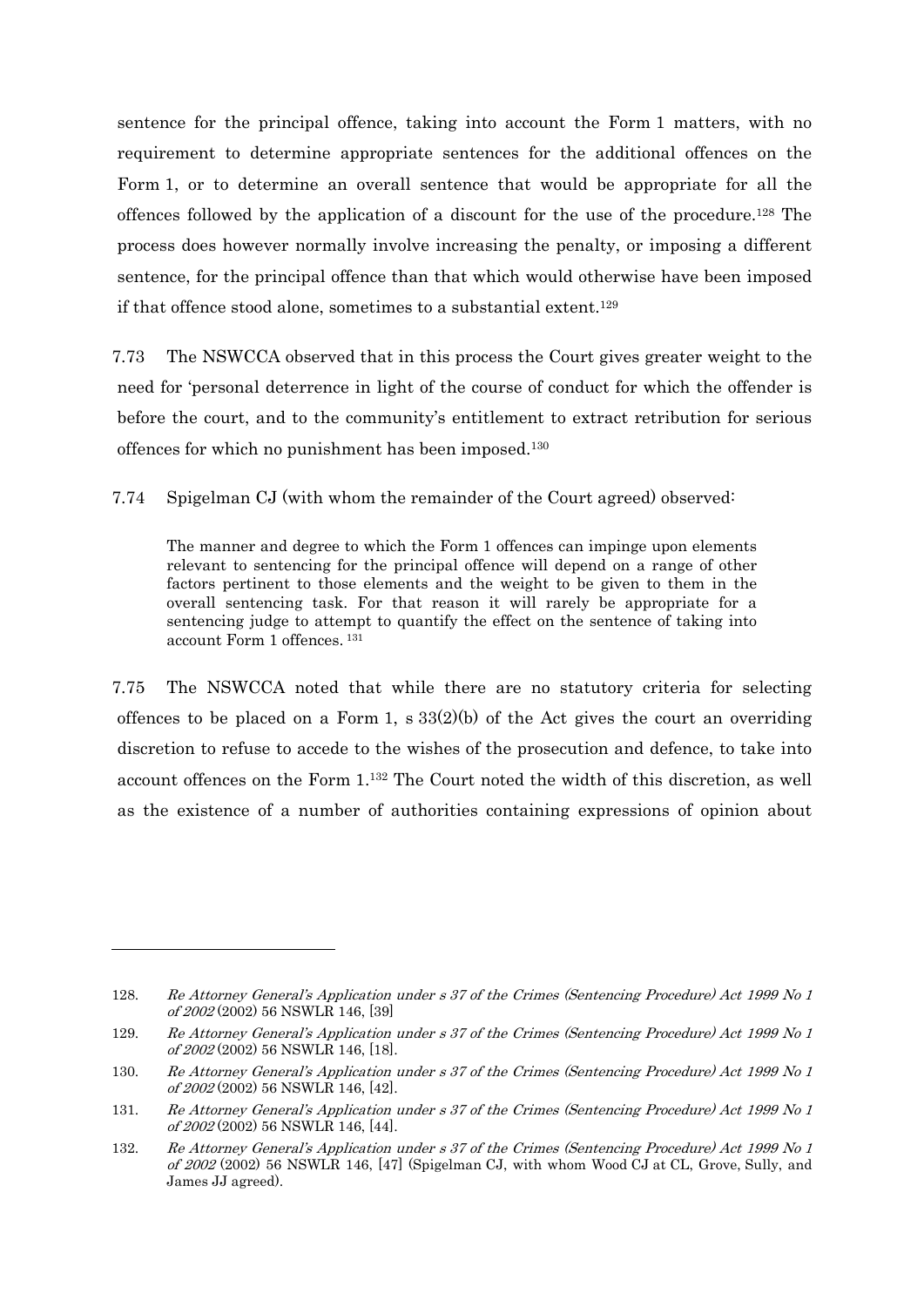sentence for the principal offence, taking into account the Form 1 matters, with no requirement to determine appropriate sentences for the additional offences on the Form 1, or to determine an overall sentence that would be appropriate for all the offences followed by the application of a discount for the use of the procedure.[128] The process does however normally involve increasing the penalty, or imposing a different sentence, for the principal offence than that which would otherwise have been imposed if that offence stood alone, sometimes to a substantial extent.[129]

7.73 The NSWCCA observed that in this process the Court gives greater weight to the need for 'personal deterrence in light of the course of conduct for which the offender is before the court, and to the community's entitlement to extract retribution for serious offences for which no punishment has been imposed.[130]

7.74 Spigelman CJ (with whom the remainder of the Court agreed) observed:

> The manner and degree to which the Form 1 offences can impinge upon elements relevant to sentencing for the principal offence will depend on a range of other factors pertinent to those elements and the weight to be given to them in the overall sentencing task. For that reason it will rarely be appropriate for a sentencing judge to attempt to quantify the effect on the sentence of taking into account Form 1 offences.[131]

7.75 The NSWCCA noted that while there are no statutory criteria for selecting offences to be placed on a Form 1, s 33(2)(b) of the Act gives the court an overriding discretion to refuse to accede to the wishes of the prosecution and defence, to take into account offences on the Form 1.[132] The Court noted the width of this discretion, as well as the existence of a number of authorities containing expressions of opinion about

---

128. *Re Attorney General's Application under s 37 of the Crimes (Sentencing Procedure) Act 1999 No 1 of 2002* (2002) 56 NSWLR 146, [39]

129. *Re Attorney General's Application under s 37 of the Crimes (Sentencing Procedure) Act 1999 No 1 of 2002* (2002) 56 NSWLR 146, [18].

130. *Re Attorney General's Application under s 37 of the Crimes (Sentencing Procedure) Act 1999 No 1 of 2002* (2002) 56 NSWLR 146, [42].

131. *Re Attorney General's Application under s 37 of the Crimes (Sentencing Procedure) Act 1999 No 1 of 2002* (2002) 56 NSWLR 146, [44].

132. *Re Attorney General's Application under s 37 of the Crimes (Sentencing Procedure) Act 1999 No 1 of 2002* (2002) 56 NSWLR 146, [47] (Spigelman CJ, with whom Wood CJ at CL, Grove, Sully, and James JJ agreed).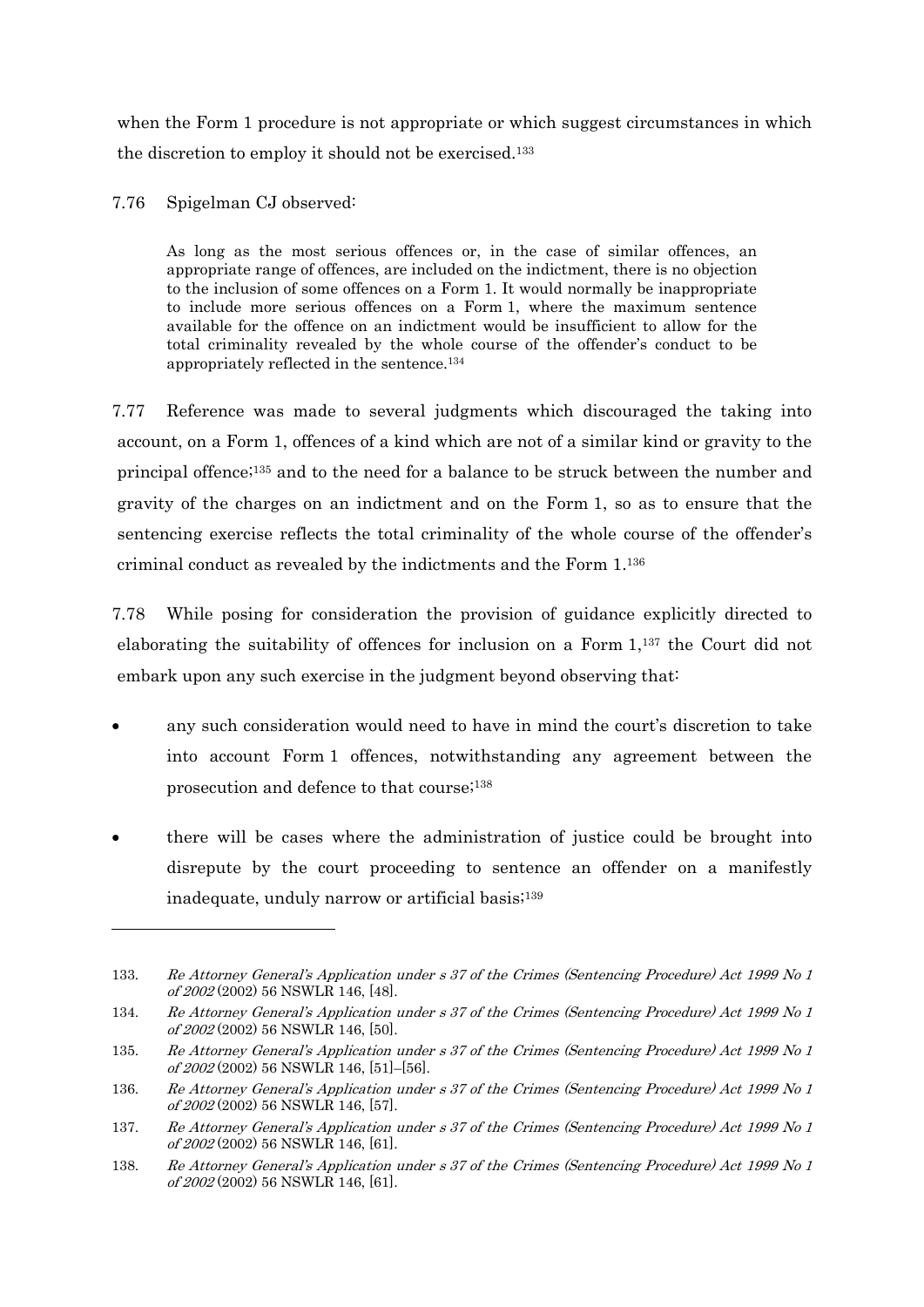when the Form 1 procedure is not appropriate or which suggest circumstances in which the discretion to employ it should not be exercised.[133]

7.76 Spigelman CJ observed:

> As long as the most serious offences or, in the case of similar offences, an appropriate range of offences, are included on the indictment, there is no objection to the inclusion of some offences on a Form 1. It would normally be inappropriate to include more serious offences on a Form 1, where the maximum sentence available for the offence on an indictment would be insufficient to allow for the total criminality revealed by the whole course of the offender's conduct to be appropriately reflected in the sentence.[134]

7.77 Reference was made to several judgments which discouraged the taking into account, on a Form 1, offences of a kind which are not of a similar kind or gravity to the principal offence;[135] and to the need for a balance to be struck between the number and gravity of the charges on an indictment and on the Form 1, so as to ensure that the sentencing exercise reflects the total criminality of the whole course of the offender's criminal conduct as revealed by the indictments and the Form 1.[136]

7.78 While posing for consideration the provision of guidance explicitly directed to elaborating the suitability of offences for inclusion on a Form 1,[137] the Court did not embark upon any such exercise in the judgment beyond observing that:

- any such consideration would need to have in mind the court's discretion to take into account Form 1 offences, notwithstanding any agreement between the prosecution and defence to that course;[138]
- there will be cases where the administration of justice could be brought into disrepute by the court proceeding to sentence an offender on a manifestly inadequate, unduly narrow or artificial basis;[139]

---

133. *Re Attorney General's Application under s 37 of the Crimes (Sentencing Procedure) Act 1999 No 1 of 2002* (2002) 56 NSWLR 146, [48].

134. *Re Attorney General's Application under s 37 of the Crimes (Sentencing Procedure) Act 1999 No 1 of 2002* (2002) 56 NSWLR 146, [50].

135. *Re Attorney General's Application under s 37 of the Crimes (Sentencing Procedure) Act 1999 No 1 of 2002* (2002) 56 NSWLR 146, [51]–[56].

136. *Re Attorney General's Application under s 37 of the Crimes (Sentencing Procedure) Act 1999 No 1 of 2002* (2002) 56 NSWLR 146, [57].

137. *Re Attorney General's Application under s 37 of the Crimes (Sentencing Procedure) Act 1999 No 1 of 2002* (2002) 56 NSWLR 146, [61].

138. *Re Attorney General's Application under s 37 of the Crimes (Sentencing Procedure) Act 1999 No 1 of 2002* (2002) 56 NSWLR 146, [61].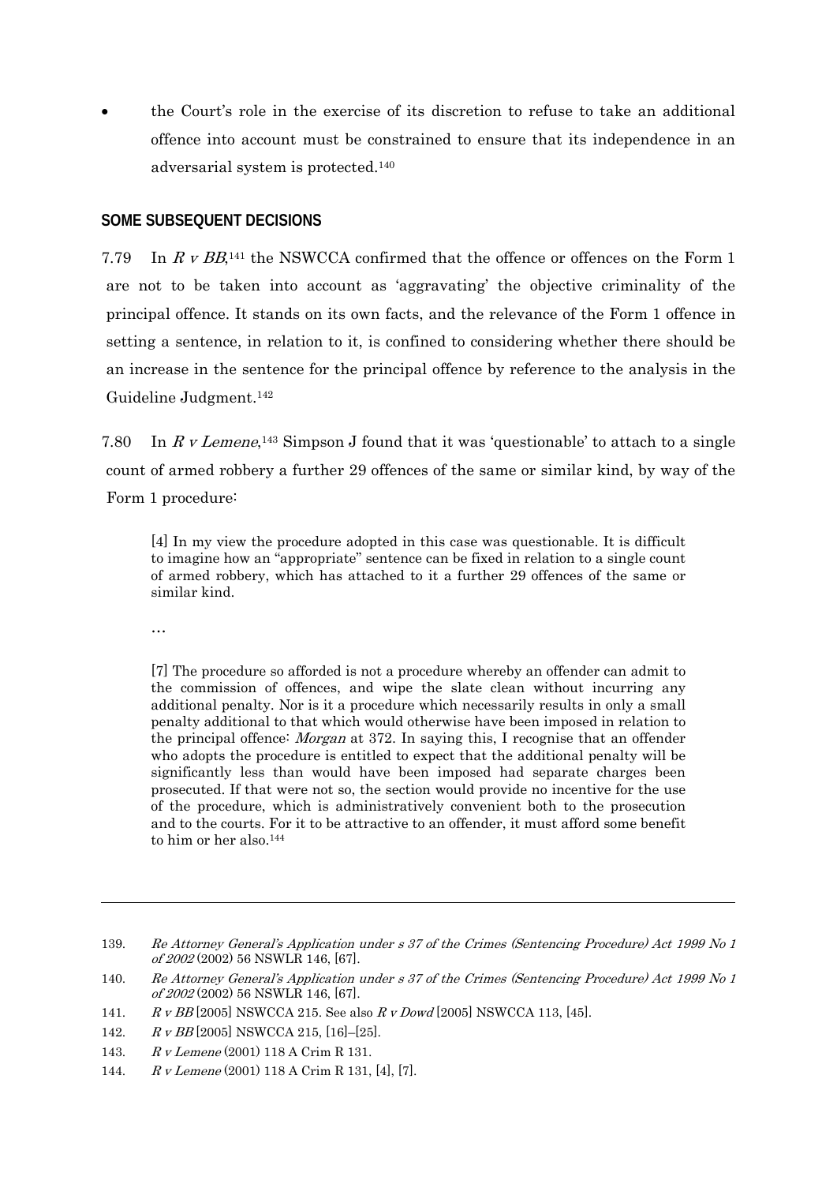- the Court's role in the exercise of its discretion to refuse to take an additional offence into account must be constrained to ensure that its independence in an adversarial system is protected.[140]

## SOME SUBSEQUENT DECISIONS

7.79 In *R v BB*,[141] the NSWCCA confirmed that the offence or offences on the Form 1 are not to be taken into account as 'aggravating' the objective criminality of the principal offence. It stands on its own facts, and the relevance of the Form 1 offence in setting a sentence, in relation to it, is confined to considering whether there should be an increase in the sentence for the principal offence by reference to the analysis in the Guideline Judgment.[142]

7.80 In *R v Lemene*,[143] Simpson J found that it was 'questionable' to attach to a single count of armed robbery a further 29 offences of the same or similar kind, by way of the Form 1 procedure:

> [4] In my view the procedure adopted in this case was questionable. It is difficult to imagine how an "appropriate" sentence can be fixed in relation to a single count of armed robbery, which has attached to it a further 29 offences of the same or similar kind.
>
> …
>
> [7] The procedure so afforded is not a procedure whereby an offender can admit to the commission of offences, and wipe the slate clean without incurring any additional penalty. Nor is it a procedure which necessarily results in only a small penalty additional to that which would otherwise have been imposed in relation to the principal offence: *Morgan* at 372. In saying this, I recognise that an offender who adopts the procedure is entitled to expect that the additional penalty will be significantly less than would have been imposed had separate charges been prosecuted. If that were not so, the section would provide no incentive for the use of the procedure, which is administratively convenient both to the prosecution and to the courts. For it to be attractive to an offender, it must afford some benefit to him or her also.[144]

---

139. *Re Attorney General's Application under s 37 of the Crimes (Sentencing Procedure) Act 1999 No 1 of 2002* (2002) 56 NSWLR 146, [67].

140. *Re Attorney General's Application under s 37 of the Crimes (Sentencing Procedure) Act 1999 No 1 of 2002* (2002) 56 NSWLR 146, [67].

141. *R v BB* [2005] NSWCCA 215. See also *R v Dowd* [2005] NSWCCA 113, [45].

142. *R v BB* [2005] NSWCCA 215, [16]–[25].

143. *R v Lemene* (2001) 118 A Crim R 131.

144. *R v Lemene* (2001) 118 A Crim R 131, [4], [7].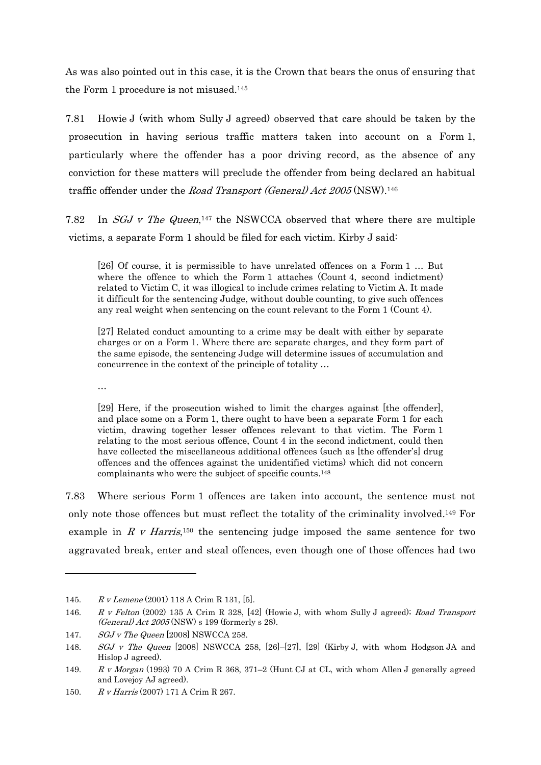As was also pointed out in this case, it is the Crown that bears the onus of ensuring that the Form 1 procedure is not misused.[145]

7.81 Howie J (with whom Sully J agreed) observed that care should be taken by the prosecution in having serious traffic matters taken into account on a Form 1, particularly where the offender has a poor driving record, as the absence of any conviction for these matters will preclude the offender from being declared an habitual traffic offender under the *Road Transport (General) Act 2005* (NSW).[146]

7.82 In *SGJ v The Queen*,[147] the NSWCCA observed that where there are multiple victims, a separate Form 1 should be filed for each victim. Kirby J said:

> [26] Of course, it is permissible to have unrelated offences on a Form 1 … But where the offence to which the Form 1 attaches (Count 4, second indictment) related to Victim C, it was illogical to include crimes relating to Victim A. It made it difficult for the sentencing Judge, without double counting, to give such offences any real weight when sentencing on the count relevant to the Form 1 (Count 4).
>
> [27] Related conduct amounting to a crime may be dealt with either by separate charges or on a Form 1. Where there are separate charges, and they form part of the same episode, the sentencing Judge will determine issues of accumulation and concurrence in the context of the principle of totality …
>
> …
>
> [29] Here, if the prosecution wished to limit the charges against [the offender], and place some on a Form 1, there ought to have been a separate Form 1 for each victim, drawing together lesser offences relevant to that victim. The Form 1 relating to the most serious offence, Count 4 in the second indictment, could then have collected the miscellaneous additional offences (such as [the offender's] drug offences and the offences against the unidentified victims) which did not concern complainants who were the subject of specific counts.[148]

7.83 Where serious Form 1 offences are taken into account, the sentence must not only note those offences but must reflect the totality of the criminality involved.[149] For example in *R v Harris*,[150] the sentencing judge imposed the same sentence for two aggravated break, enter and steal offences, even though one of those offences had two

---

145. *R v Lemene* (2001) 118 A Crim R 131, [5].

146. *R v Felton* (2002) 135 A Crim R 328, [42] (Howie J, with whom Sully J agreed); *Road Transport (General) Act 2005* (NSW) s 199 (formerly s 28).

147. *SGJ v The Queen* [2008] NSWCCA 258.

148. *SGJ v The Queen* [2008] NSWCCA 258, [26]–[27], [29] (Kirby J, with whom Hodgson JA and Hislop J agreed).

149. *R v Morgan* (1993) 70 A Crim R 368, 371–2 (Hunt CJ at CL, with whom Allen J generally agreed and Lovejoy AJ agreed).

150. *R v Harris* (2007) 171 A Crim R 267.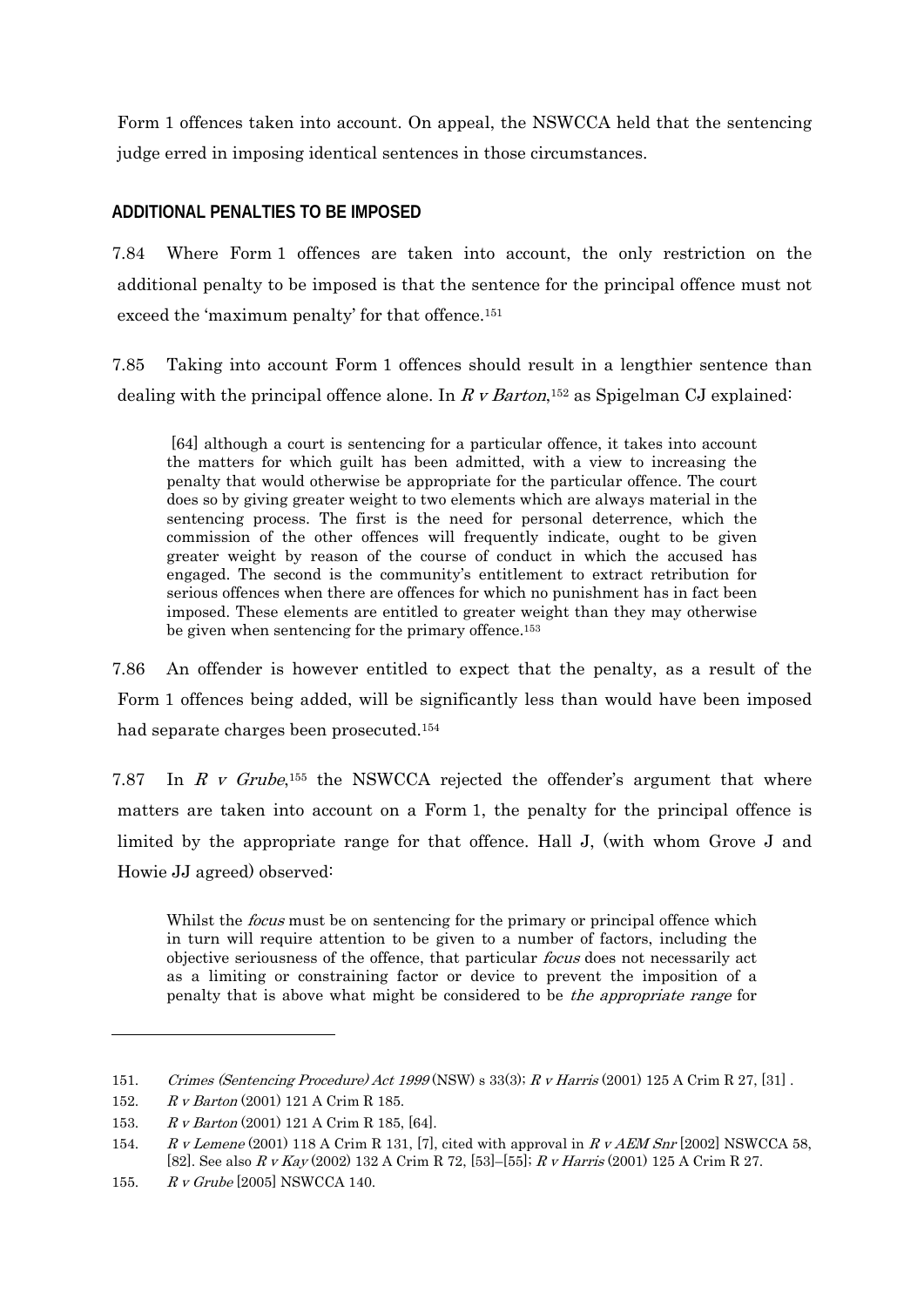Form 1 offences taken into account. On appeal, the NSWCCA held that the sentencing judge erred in imposing identical sentences in those circumstances.

## ADDITIONAL PENALTIES TO BE IMPOSED

7.84 Where Form 1 offences are taken into account, the only restriction on the additional penalty to be imposed is that the sentence for the principal offence must not exceed the 'maximum penalty' for that offence.[151]

7.85 Taking into account Form 1 offences should result in a lengthier sentence than dealing with the principal offence alone. In *R v Barton*,[152] as Spigelman CJ explained:

> [64] although a court is sentencing for a particular offence, it takes into account the matters for which guilt has been admitted, with a view to increasing the penalty that would otherwise be appropriate for the particular offence. The court does so by giving greater weight to two elements which are always material in the sentencing process. The first is the need for personal deterrence, which the commission of the other offences will frequently indicate, ought to be given greater weight by reason of the course of conduct in which the accused has engaged. The second is the community's entitlement to extract retribution for serious offences when there are offences for which no punishment has in fact been imposed. These elements are entitled to greater weight than they may otherwise be given when sentencing for the primary offence.[153]

7.86 An offender is however entitled to expect that the penalty, as a result of the Form 1 offences being added, will be significantly less than would have been imposed had separate charges been prosecuted.[154]

7.87 In *R v Grube*,[155] the NSWCCA rejected the offender's argument that where matters are taken into account on a Form 1, the penalty for the principal offence is limited by the appropriate range for that offence. Hall J, (with whom Grove J and Howie JJ agreed) observed:

> Whilst the *focus* must be on sentencing for the primary or principal offence which in turn will require attention to be given to a number of factors, including the objective seriousness of the offence, that particular *focus* does not necessarily act as a limiting or constraining factor or device to prevent the imposition of a penalty that is above what might be considered to be *the appropriate range* for

---

151. *Crimes (Sentencing Procedure) Act 1999* (NSW) s 33(3); *R v Harris* (2001) 125 A Crim R 27, [31] .

152. *R v Barton* (2001) 121 A Crim R 185.

153. *R v Barton* (2001) 121 A Crim R 185, [64].

154. *R v Lemene* (2001) 118 A Crim R 131, [7], cited with approval in *R v AEM Snr* [2002] NSWCCA 58, [82]. See also *R v Kay* (2002) 132 A Crim R 72, [53]–[55]; *R v Harris* (2001) 125 A Crim R 27.

155. *R v Grube* [2005] NSWCCA 140.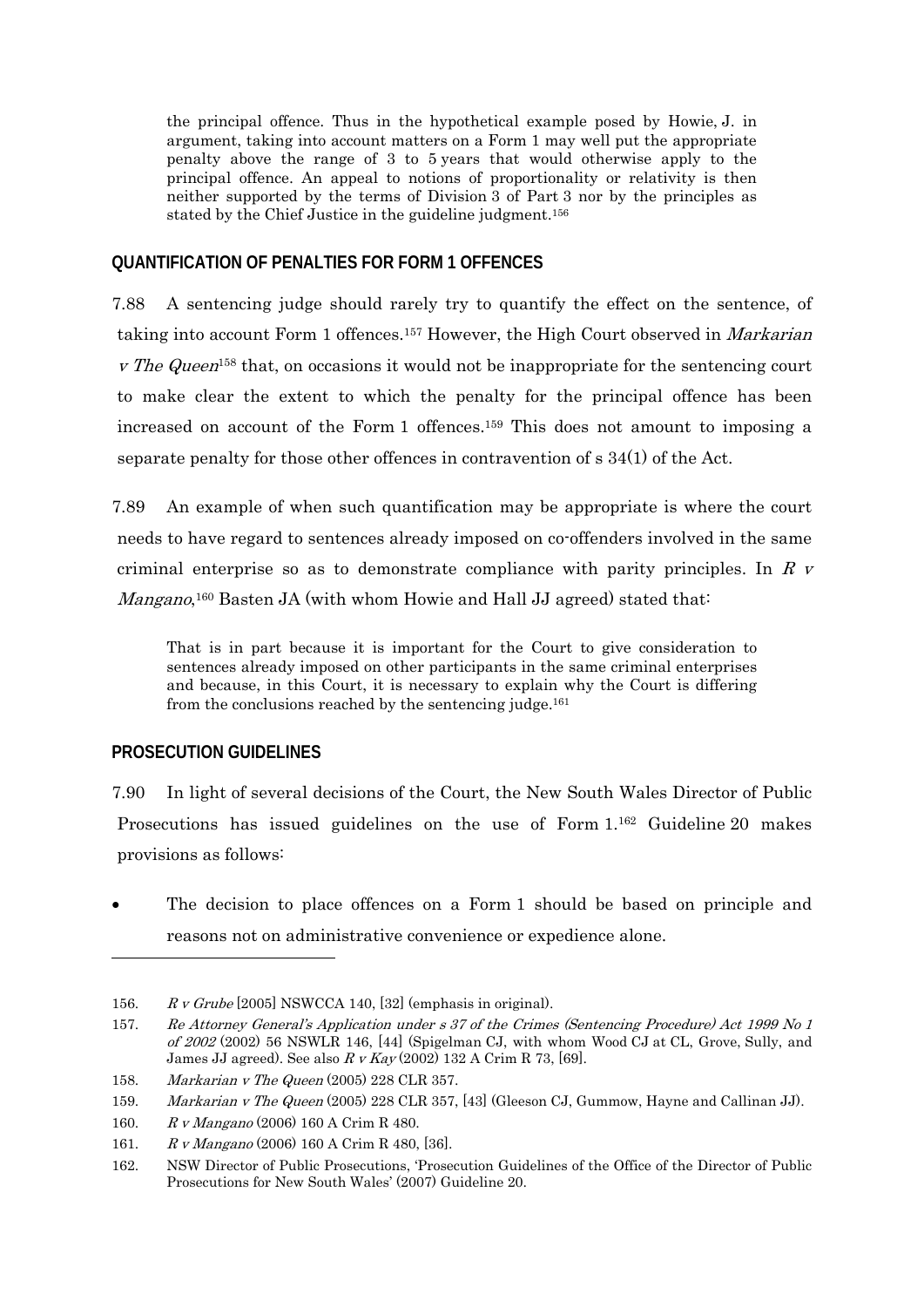> the principal offence. Thus in the hypothetical example posed by Howie, J. in argument, taking into account matters on a Form 1 may well put the appropriate penalty above the range of 3 to 5 years that would otherwise apply to the principal offence. An appeal to notions of proportionality or relativity is then neither supported by the terms of Division 3 of Part 3 nor by the principles as stated by the Chief Justice in the guideline judgment.[156]

## QUANTIFICATION OF PENALTIES FOR FORM 1 OFFENCES

7.88 A sentencing judge should rarely try to quantify the effect on the sentence, of taking into account Form 1 offences.[157] However, the High Court observed in *Markarian v The Queen*[158] that, on occasions it would not be inappropriate for the sentencing court to make clear the extent to which the penalty for the principal offence has been increased on account of the Form 1 offences.[159] This does not amount to imposing a separate penalty for those other offences in contravention of s 34(1) of the Act.

7.89 An example of when such quantification may be appropriate is where the court needs to have regard to sentences already imposed on co-offenders involved in the same criminal enterprise so as to demonstrate compliance with parity principles. In *R v Mangano*,[160] Basten JA (with whom Howie and Hall JJ agreed) stated that:

> That is in part because it is important for the Court to give consideration to sentences already imposed on other participants in the same criminal enterprises and because, in this Court, it is necessary to explain why the Court is differing from the conclusions reached by the sentencing judge.[161]

## PROSECUTION GUIDELINES

7.90 In light of several decisions of the Court, the New South Wales Director of Public Prosecutions has issued guidelines on the use of Form 1.[162] Guideline 20 makes provisions as follows:

- The decision to place offences on a Form 1 should be based on principle and reasons not on administrative convenience or expedience alone.

---

156. *R v Grube* [2005] NSWCCA 140, [32] (emphasis in original).
157. *Re Attorney General's Application under s 37 of the Crimes (Sentencing Procedure) Act 1999 No 1 of 2002* (2002) 56 NSWLR 146, [44] (Spigelman CJ, with whom Wood CJ at CL, Grove, Sully, and James JJ agreed). See also *R v Kay* (2002) 132 A Crim R 73, [69].
158. *Markarian v The Queen* (2005) 228 CLR 357.
159. *Markarian v The Queen* (2005) 228 CLR 357, [43] (Gleeson CJ, Gummow, Hayne and Callinan JJ).
160. *R v Mangano* (2006) 160 A Crim R 480.
161. *R v Mangano* (2006) 160 A Crim R 480, [36].
162. NSW Director of Public Prosecutions, 'Prosecution Guidelines of the Office of the Director of Public Prosecutions for New South Wales' (2007) Guideline 20.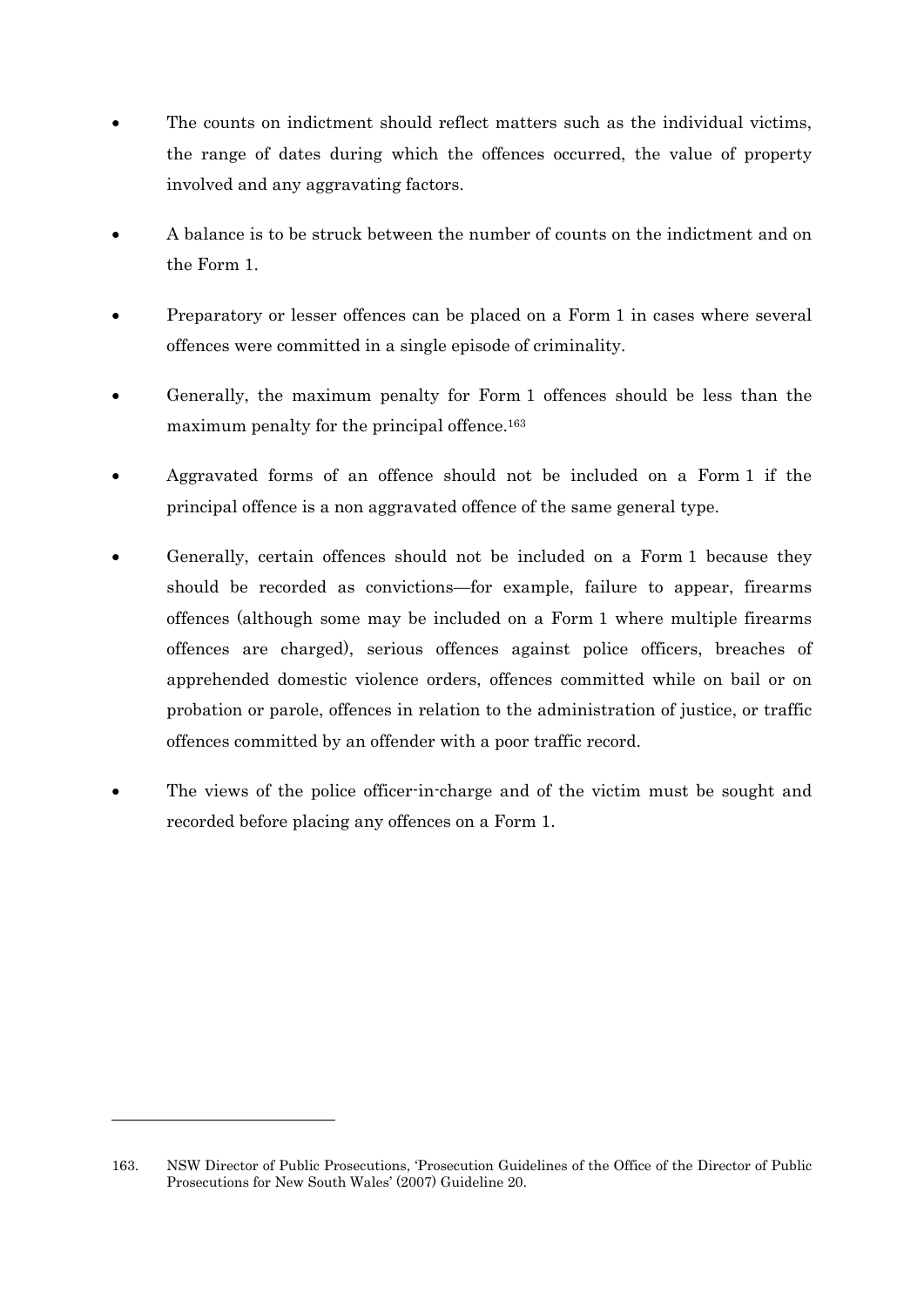- The counts on indictment should reflect matters such as the individual victims, the range of dates during which the offences occurred, the value of property involved and any aggravating factors.
- A balance is to be struck between the number of counts on the indictment and on the Form 1.
- Preparatory or lesser offences can be placed on a Form 1 in cases where several offences were committed in a single episode of criminality.
- Generally, the maximum penalty for Form 1 offences should be less than the maximum penalty for the principal offence.[163]
- Aggravated forms of an offence should not be included on a Form 1 if the principal offence is a non aggravated offence of the same general type.
- Generally, certain offences should not be included on a Form 1 because they should be recorded as convictions—for example, failure to appear, firearms offences (although some may be included on a Form 1 where multiple firearms offences are charged), serious offences against police officers, breaches of apprehended domestic violence orders, offences committed while on bail or on probation or parole, offences in relation to the administration of justice, or traffic offences committed by an offender with a poor traffic record.
- The views of the police officer-in-charge and of the victim must be sought and recorded before placing any offences on a Form 1.

---

163. NSW Director of Public Prosecutions, 'Prosecution Guidelines of the Office of the Director of Public Prosecutions for New South Wales' (2007) Guideline 20.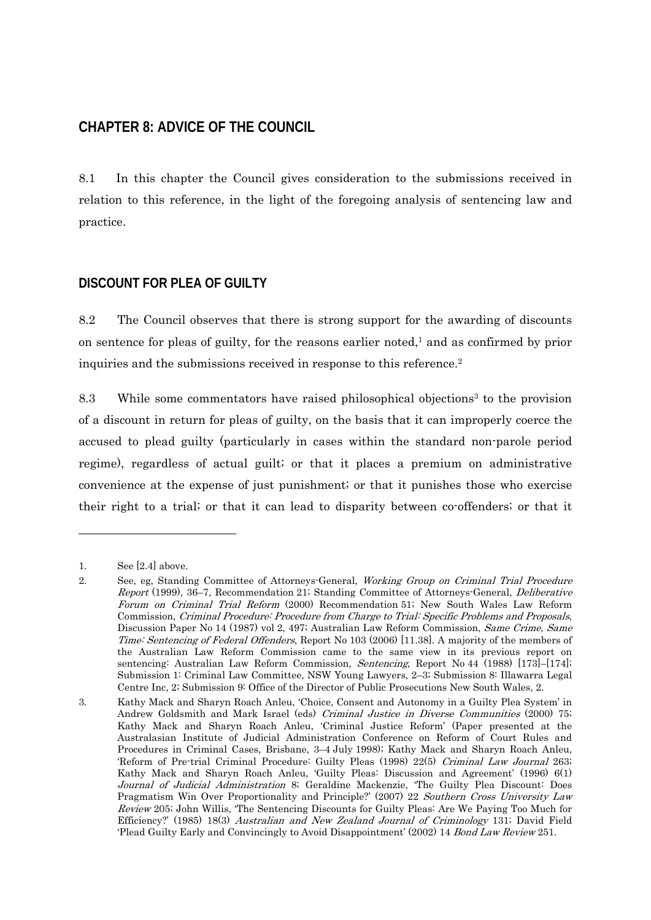## CHAPTER 8: ADVICE OF THE COUNCIL

8.1 In this chapter the Council gives consideration to the submissions received in relation to this reference, in the light of the foregoing analysis of sentencing law and practice.

### DISCOUNT FOR PLEA OF GUILTY

8.2 The Council observes that there is strong support for the awarding of discounts on sentence for pleas of guilty, for the reasons earlier noted,[1] and as confirmed by prior inquiries and the submissions received in response to this reference.[2]

8.3 While some commentators have raised philosophical objections[3] to the provision of a discount in return for pleas of guilty, on the basis that it can improperly coerce the accused to plead guilty (particularly in cases within the standard non-parole period regime), regardless of actual guilt; or that it places a premium on administrative convenience at the expense of just punishment; or that it punishes those who exercise their right to a trial; or that it can lead to disparity between co-offenders; or that it

---

1. See [2.4] above.
2. See, eg, Standing Committee of Attorneys-General, *Working Group on Criminal Trial Procedure Report* (1999), 36–7, Recommendation 21; Standing Committee of Attorneys-General, *Deliberative Forum on Criminal Trial Reform* (2000) Recommendation 51; New South Wales Law Reform Commission, *Criminal Procedure: Procedure from Charge to Trial: Specific Problems and Proposals*, Discussion Paper No 14 (1987) vol 2, 497; Australian Law Reform Commission, *Same Crime, Same Time: Sentencing of Federal Offenders*, Report No 103 (2006) [11.38]. A majority of the members of the Australian Law Reform Commission came to the same view in its previous report on sentencing: Australian Law Reform Commission, *Sentencing*, Report No 44 (1988) [173]–[174]; Submission 1: Criminal Law Committee, NSW Young Lawyers, 2–3; Submission 8: Illawarra Legal Centre Inc, 2; Submission 9: Office of the Director of Public Prosecutions New South Wales, 2.
3. Kathy Mack and Sharyn Roach Anleu, 'Choice, Consent and Autonomy in a Guilty Plea System' in Andrew Goldsmith and Mark Israel (eds) *Criminal Justice in Diverse Communities* (2000) 75; Kathy Mack and Sharyn Roach Anleu, 'Criminal Justice Reform' (Paper presented at the Australasian Institute of Judicial Administration Conference on Reform of Court Rules and Procedures in Criminal Cases, Brisbane, 3–4 July 1998); Kathy Mack and Sharyn Roach Anleu, 'Reform of Pre-trial Criminal Procedure: Guilty Pleas (1998) 22(5) *Criminal Law Journal* 263; Kathy Mack and Sharyn Roach Anleu, 'Guilty Pleas: Discussion and Agreement' (1996) 6(1) *Journal of Judicial Administration* 8; Geraldine Mackenzie, 'The Guilty Plea Discount: Does Pragmatism Win Over Proportionality and Principle?' (2007) 22 *Southern Cross University Law Review* 205; John Willis, 'The Sentencing Discounts for Guilty Pleas: Are We Paying Too Much for Efficiency?' (1985) 18(3) *Australian and New Zealand Journal of Criminology* 131; David Field 'Plead Guilty Early and Convincingly to Avoid Disappointment' (2002) 14 *Bond Law Review* 251.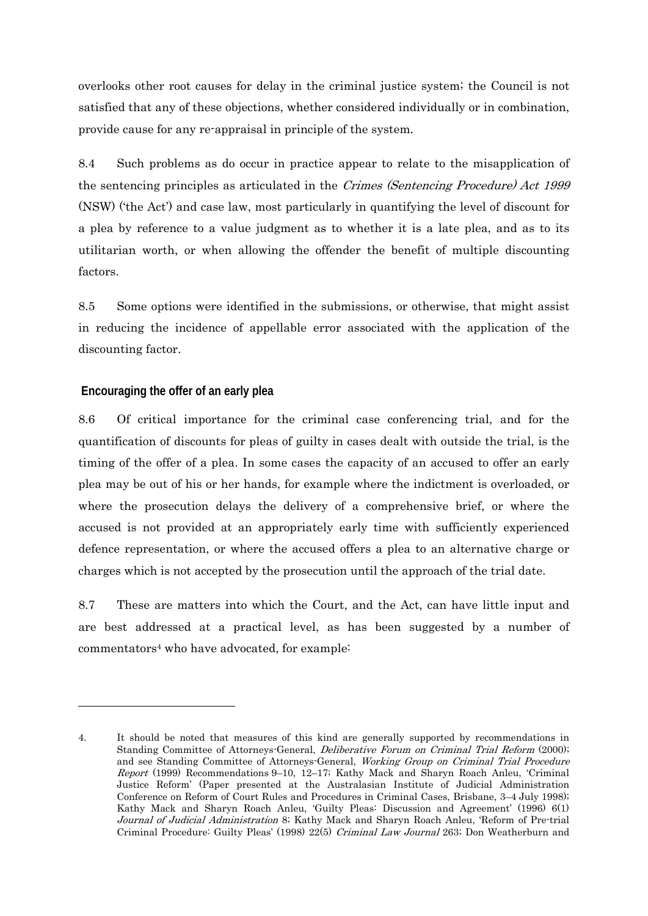overlooks other root causes for delay in the criminal justice system; the Council is not satisfied that any of these objections, whether considered individually or in combination, provide cause for any re-appraisal in principle of the system.

8.4 Such problems as do occur in practice appear to relate to the misapplication of the sentencing principles as articulated in the *Crimes (Sentencing Procedure) Act 1999* (NSW) ('the Act') and case law, most particularly in quantifying the level of discount for a plea by reference to a value judgment as to whether it is a late plea, and as to its utilitarian worth, or when allowing the offender the benefit of multiple discounting factors.

8.5 Some options were identified in the submissions, or otherwise, that might assist in reducing the incidence of appellable error associated with the application of the discounting factor.

### Encouraging the offer of an early plea

8.6 Of critical importance for the criminal case conferencing trial, and for the quantification of discounts for pleas of guilty in cases dealt with outside the trial, is the timing of the offer of a plea. In some cases the capacity of an accused to offer an early plea may be out of his or her hands, for example where the indictment is overloaded, or where the prosecution delays the delivery of a comprehensive brief, or where the accused is not provided at an appropriately early time with sufficiently experienced defence representation, or where the accused offers a plea to an alternative charge or charges which is not accepted by the prosecution until the approach of the trial date.

8.7 These are matters into which the Court, and the Act, can have little input and are best addressed at a practical level, as has been suggested by a number of commentators[4] who have advocated, for example:

---

4. It should be noted that measures of this kind are generally supported by recommendations in Standing Committee of Attorneys-General, *Deliberative Forum on Criminal Trial Reform* (2000); and see Standing Committee of Attorneys-General, *Working Group on Criminal Trial Procedure Report* (1999) Recommendations 9–10, 12–17; Kathy Mack and Sharyn Roach Anleu, 'Criminal Justice Reform' (Paper presented at the Australasian Institute of Judicial Administration Conference on Reform of Court Rules and Procedures in Criminal Cases, Brisbane, 3–4 July 1998); Kathy Mack and Sharyn Roach Anleu, 'Guilty Pleas: Discussion and Agreement' (1996) 6(1) *Journal of Judicial Administration* 8; Kathy Mack and Sharyn Roach Anleu, 'Reform of Pre-trial Criminal Procedure: Guilty Pleas' (1998) 22(5) *Criminal Law Journal* 263; Don Weatherburn and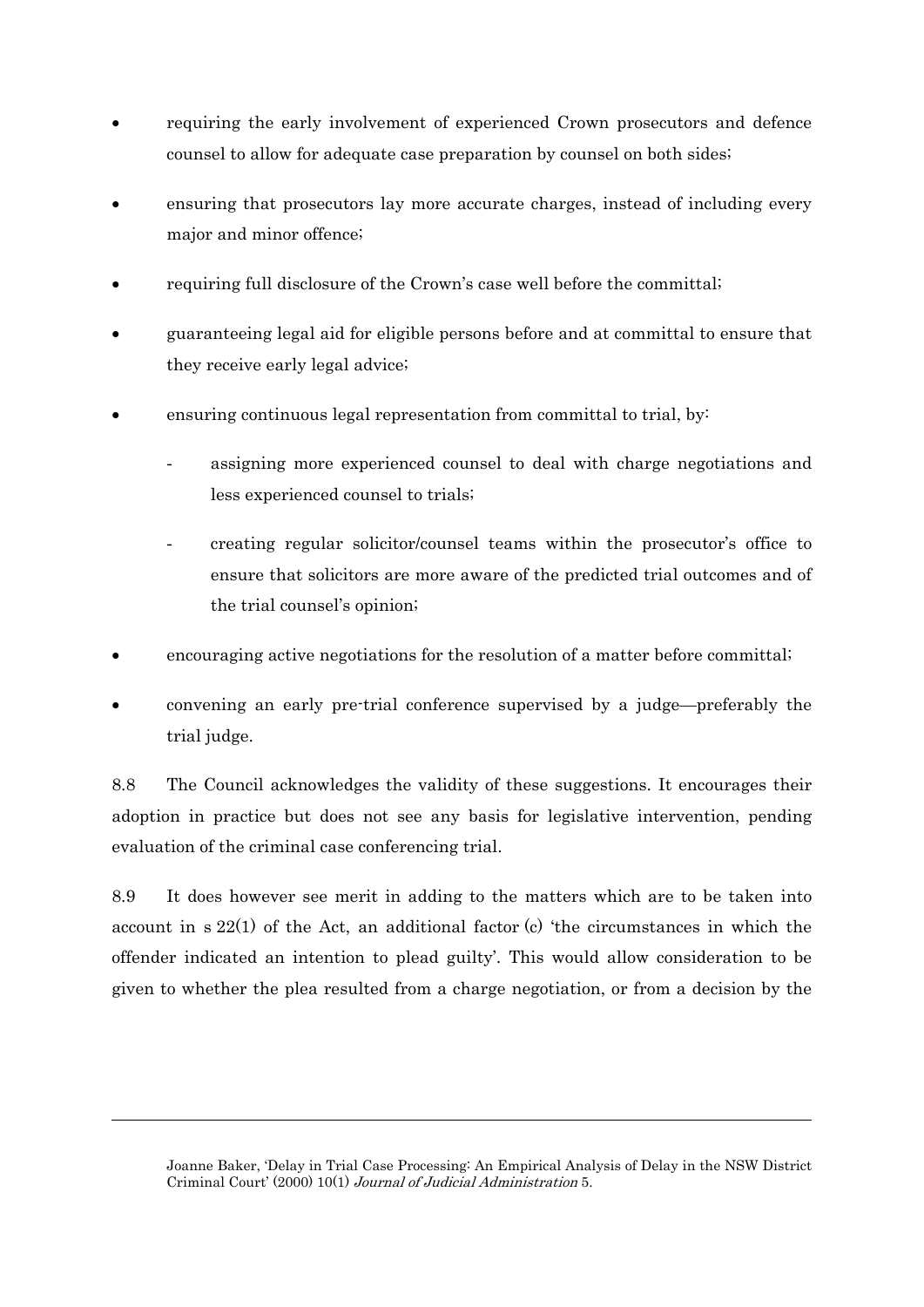- requiring the early involvement of experienced Crown prosecutors and defence counsel to allow for adequate case preparation by counsel on both sides;
- ensuring that prosecutors lay more accurate charges, instead of including every major and minor offence;
- requiring full disclosure of the Crown's case well before the committal;
- guaranteeing legal aid for eligible persons before and at committal to ensure that they receive early legal advice;
- ensuring continuous legal representation from committal to trial, by:
  - assigning more experienced counsel to deal with charge negotiations and less experienced counsel to trials;
  - creating regular solicitor/counsel teams within the prosecutor's office to ensure that solicitors are more aware of the predicted trial outcomes and of the trial counsel's opinion;
- encouraging active negotiations for the resolution of a matter before committal;
- convening an early pre-trial conference supervised by a judge—preferably the trial judge.

8.8 The Council acknowledges the validity of these suggestions. It encourages their adoption in practice but does not see any basis for legislative intervention, pending evaluation of the criminal case conferencing trial.

8.9 It does however see merit in adding to the matters which are to be taken into account in s 22(1) of the Act, an additional factor (c) 'the circumstances in which the offender indicated an intention to plead guilty'. This would allow consideration to be given to whether the plea resulted from a charge negotiation, or from a decision by the

---

Joanne Baker, 'Delay in Trial Case Processing: An Empirical Analysis of Delay in the NSW District Criminal Court' (2000) 10(1) *Journal of Judicial Administration* 5.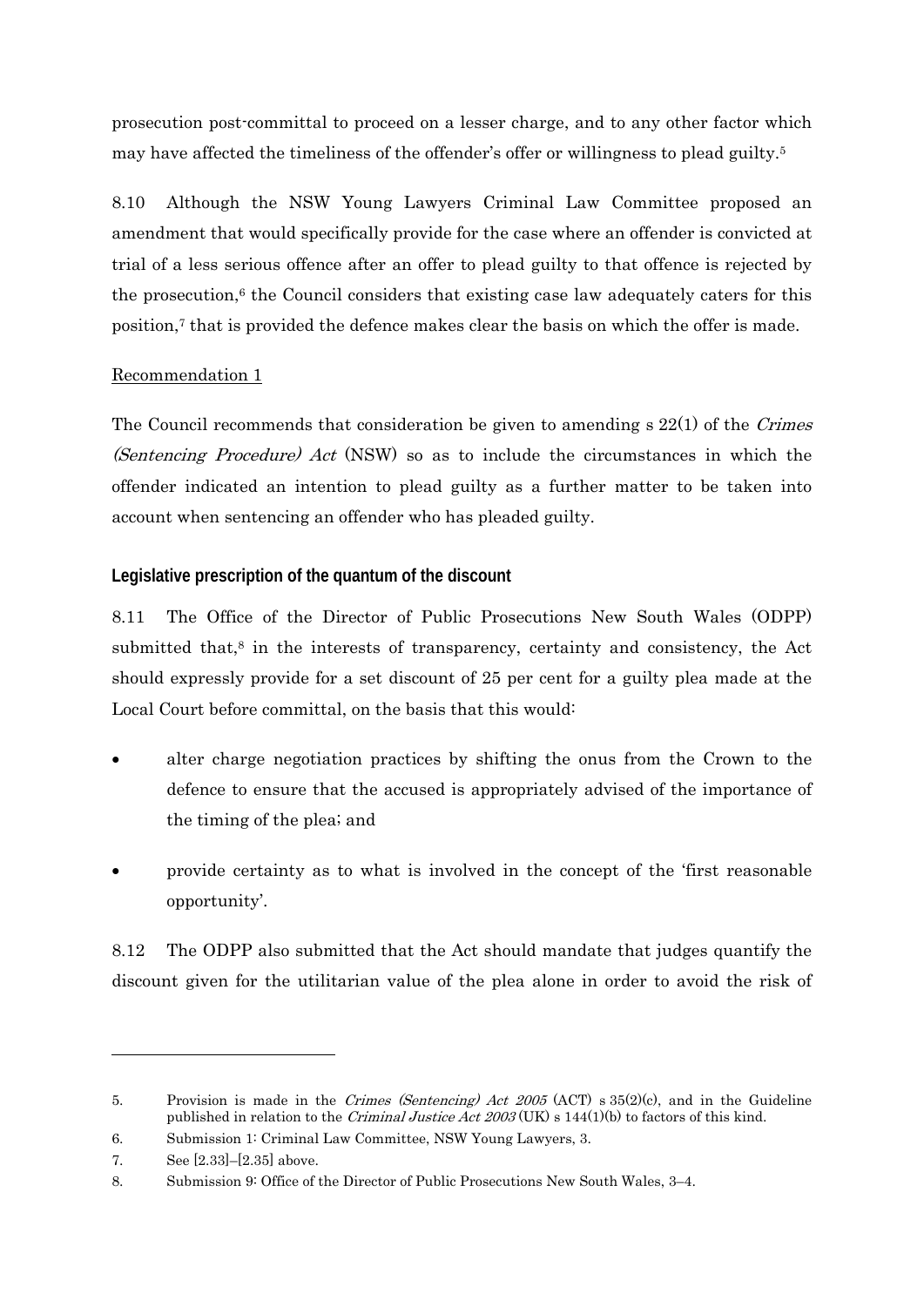prosecution post-committal to proceed on a lesser charge, and to any other factor which may have affected the timeliness of the offender's offer or willingness to plead guilty.[5]

8.10 Although the NSW Young Lawyers Criminal Law Committee proposed an amendment that would specifically provide for the case where an offender is convicted at trial of a less serious offence after an offer to plead guilty to that offence is rejected by the prosecution,[6] the Council considers that existing case law adequately caters for this position,[7] that is provided the defence makes clear the basis on which the offer is made.

Recommendation 1

The Council recommends that consideration be given to amending s 22(1) of the *Crimes (Sentencing Procedure) Act* (NSW) so as to include the circumstances in which the offender indicated an intention to plead guilty as a further matter to be taken into account when sentencing an offender who has pleaded guilty.

### Legislative prescription of the quantum of the discount

8.11 The Office of the Director of Public Prosecutions New South Wales (ODPP) submitted that,[8] in the interests of transparency, certainty and consistency, the Act should expressly provide for a set discount of 25 per cent for a guilty plea made at the Local Court before committal, on the basis that this would:

- alter charge negotiation practices by shifting the onus from the Crown to the defence to ensure that the accused is appropriately advised of the importance of the timing of the plea; and
- provide certainty as to what is involved in the concept of the 'first reasonable opportunity'.

8.12 The ODPP also submitted that the Act should mandate that judges quantify the discount given for the utilitarian value of the plea alone in order to avoid the risk of

---

5. Provision is made in the *Crimes (Sentencing) Act 2005* (ACT) s 35(2)(c), and in the Guideline published in relation to the *Criminal Justice Act 2003* (UK) s 144(1)(b) to factors of this kind.
6. Submission 1: Criminal Law Committee, NSW Young Lawyers, 3.
7. See [2.33]–[2.35] above.
8. Submission 9: Office of the Director of Public Prosecutions New South Wales, 3–4.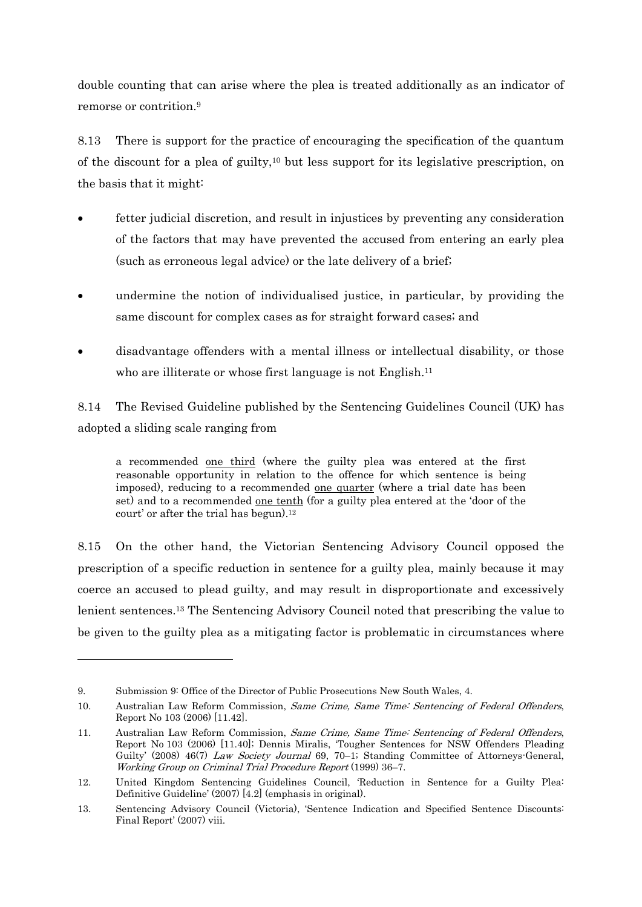double counting that can arise where the plea is treated additionally as an indicator of remorse or contrition.[9]

8.13 There is support for the practice of encouraging the specification of the quantum of the discount for a plea of guilty,[10] but less support for its legislative prescription, on the basis that it might:

- fetter judicial discretion, and result in injustices by preventing any consideration of the factors that may have prevented the accused from entering an early plea (such as erroneous legal advice) or the late delivery of a brief;
- undermine the notion of individualised justice, in particular, by providing the same discount for complex cases as for straight forward cases; and
- disadvantage offenders with a mental illness or intellectual disability, or those who are illiterate or whose first language is not English.[11]

8.14 The Revised Guideline published by the Sentencing Guidelines Council (UK) has adopted a sliding scale ranging from

> a recommended <u>one third</u> (where the guilty plea was entered at the first reasonable opportunity in relation to the offence for which sentence is being imposed), reducing to a recommended <u>one quarter</u> (where a trial date has been set) and to a recommended <u>one tenth</u> (for a guilty plea entered at the 'door of the court' or after the trial has begun).[12]

8.15 On the other hand, the Victorian Sentencing Advisory Council opposed the prescription of a specific reduction in sentence for a guilty plea, mainly because it may coerce an accused to plead guilty, and may result in disproportionate and excessively lenient sentences.[13] The Sentencing Advisory Council noted that prescribing the value to be given to the guilty plea as a mitigating factor is problematic in circumstances where

---

9. Submission 9: Office of the Director of Public Prosecutions New South Wales, 4.
10. Australian Law Reform Commission, *Same Crime, Same Time: Sentencing of Federal Offenders*, Report No 103 (2006) [11.42].
11. Australian Law Reform Commission, *Same Crime, Same Time: Sentencing of Federal Offenders*, Report No 103 (2006) [11.40]; Dennis Miralis, 'Tougher Sentences for NSW Offenders Pleading Guilty' (2008) 46(7) *Law Society Journal* 69, 70–1; Standing Committee of Attorneys-General, *Working Group on Criminal Trial Procedure Report* (1999) 36–7.
12. United Kingdom Sentencing Guidelines Council, 'Reduction in Sentence for a Guilty Plea: Definitive Guideline' (2007) [4.2] (emphasis in original).
13. Sentencing Advisory Council (Victoria), 'Sentence Indication and Specified Sentence Discounts: Final Report' (2007) viii.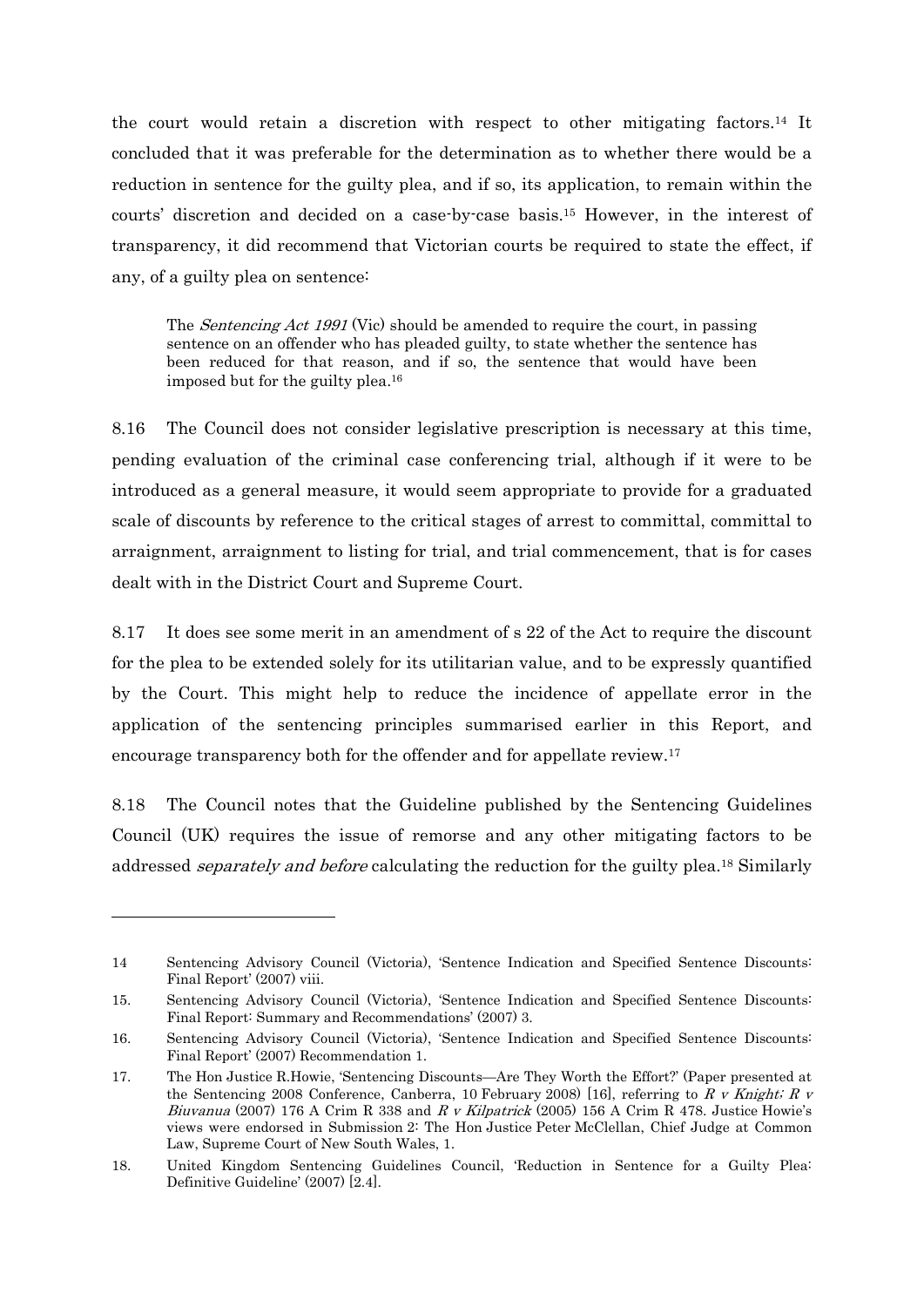the court would retain a discretion with respect to other mitigating factors.[14] It concluded that it was preferable for the determination as to whether there would be a reduction in sentence for the guilty plea, and if so, its application, to remain within the courts' discretion and decided on a case-by-case basis.[15] However, in the interest of transparency, it did recommend that Victorian courts be required to state the effect, if any, of a guilty plea on sentence:

> The *Sentencing Act 1991* (Vic) should be amended to require the court, in passing sentence on an offender who has pleaded guilty, to state whether the sentence has been reduced for that reason, and if so, the sentence that would have been imposed but for the guilty plea.[16]

8.16 The Council does not consider legislative prescription is necessary at this time, pending evaluation of the criminal case conferencing trial, although if it were to be introduced as a general measure, it would seem appropriate to provide for a graduated scale of discounts by reference to the critical stages of arrest to committal, committal to arraignment, arraignment to listing for trial, and trial commencement, that is for cases dealt with in the District Court and Supreme Court.

8.17 It does see some merit in an amendment of s 22 of the Act to require the discount for the plea to be extended solely for its utilitarian value, and to be expressly quantified by the Court. This might help to reduce the incidence of appellate error in the application of the sentencing principles summarised earlier in this Report, and encourage transparency both for the offender and for appellate review.[17]

8.18 The Council notes that the Guideline published by the Sentencing Guidelines Council (UK) requires the issue of remorse and any other mitigating factors to be addressed *separately and before* calculating the reduction for the guilty plea.[18] Similarly

---

14 Sentencing Advisory Council (Victoria), 'Sentence Indication and Specified Sentence Discounts: Final Report' (2007) viii.

15. Sentencing Advisory Council (Victoria), 'Sentence Indication and Specified Sentence Discounts: Final Report: Summary and Recommendations' (2007) 3.

16. Sentencing Advisory Council (Victoria), 'Sentence Indication and Specified Sentence Discounts: Final Report' (2007) Recommendation 1.

17. The Hon Justice R.Howie, 'Sentencing Discounts—Are They Worth the Effort?' (Paper presented at the Sentencing 2008 Conference, Canberra, 10 February 2008) [16], referring to *R v Knight; R v Biuvanua* (2007) 176 A Crim R 338 and *R v Kilpatrick* (2005) 156 A Crim R 478. Justice Howie's views were endorsed in Submission 2: The Hon Justice Peter McClellan, Chief Judge at Common Law, Supreme Court of New South Wales, 1.

18. United Kingdom Sentencing Guidelines Council, 'Reduction in Sentence for a Guilty Plea: Definitive Guideline' (2007) [2.4].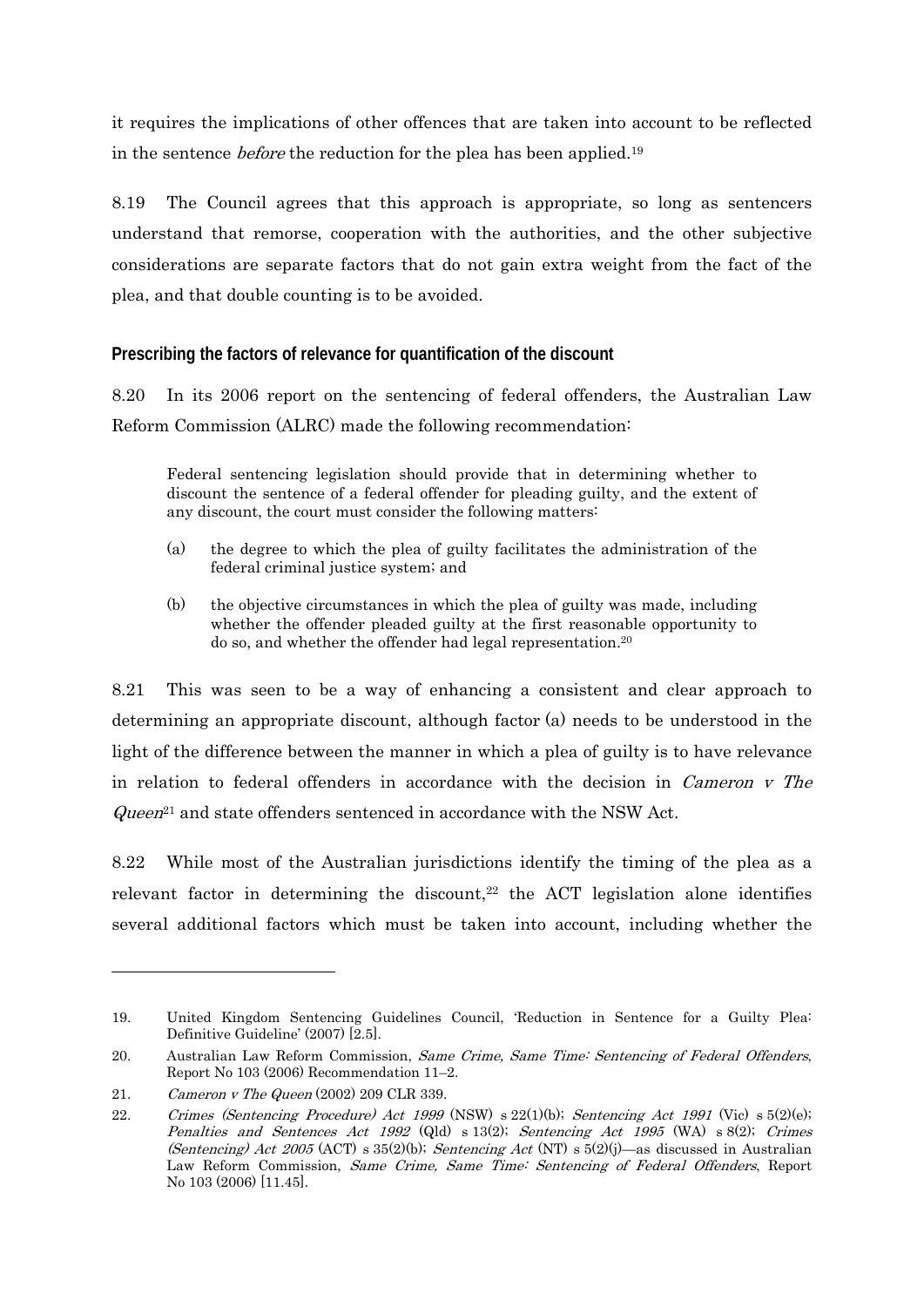it requires the implications of other offences that are taken into account to be reflected in the sentence *before* the reduction for the plea has been applied.[19]

8.19 The Council agrees that this approach is appropriate, so long as sentencers understand that remorse, cooperation with the authorities, and the other subjective considerations are separate factors that do not gain extra weight from the fact of the plea, and that double counting is to be avoided.

### Prescribing the factors of relevance for quantification of the discount

8.20 In its 2006 report on the sentencing of federal offenders, the Australian Law Reform Commission (ALRC) made the following recommendation:

> Federal sentencing legislation should provide that in determining whether to discount the sentence of a federal offender for pleading guilty, and the extent of any discount, the court must consider the following matters:
>
> (a) the degree to which the plea of guilty facilitates the administration of the federal criminal justice system; and
>
> (b) the objective circumstances in which the plea of guilty was made, including whether the offender pleaded guilty at the first reasonable opportunity to do so, and whether the offender had legal representation.[20]

8.21 This was seen to be a way of enhancing a consistent and clear approach to determining an appropriate discount, although factor (a) needs to be understood in the light of the difference between the manner in which a plea of guilty is to have relevance in relation to federal offenders in accordance with the decision in *Cameron v The Queen*[21] and state offenders sentenced in accordance with the NSW Act.

8.22 While most of the Australian jurisdictions identify the timing of the plea as a relevant factor in determining the discount,[22] the ACT legislation alone identifies several additional factors which must be taken into account, including whether the

---

19. United Kingdom Sentencing Guidelines Council, 'Reduction in Sentence for a Guilty Plea: Definitive Guideline' (2007) [2.5].

20. Australian Law Reform Commission, *Same Crime, Same Time: Sentencing of Federal Offenders*, Report No 103 (2006) Recommendation 11–2.

21. *Cameron v The Queen* (2002) 209 CLR 339.

22. *Crimes (Sentencing Procedure) Act 1999* (NSW) s 22(1)(b); *Sentencing Act 1991* (Vic) s 5(2)(e); *Penalties and Sentences Act 1992* (Qld) s 13(2); *Sentencing Act 1995* (WA) s 8(2); *Crimes (Sentencing) Act 2005* (ACT) s 35(2)(b); *Sentencing Act* (NT) s 5(2)(j)—as discussed in Australian Law Reform Commission, *Same Crime, Same Time: Sentencing of Federal Offenders*, Report No 103 (2006) [11.45].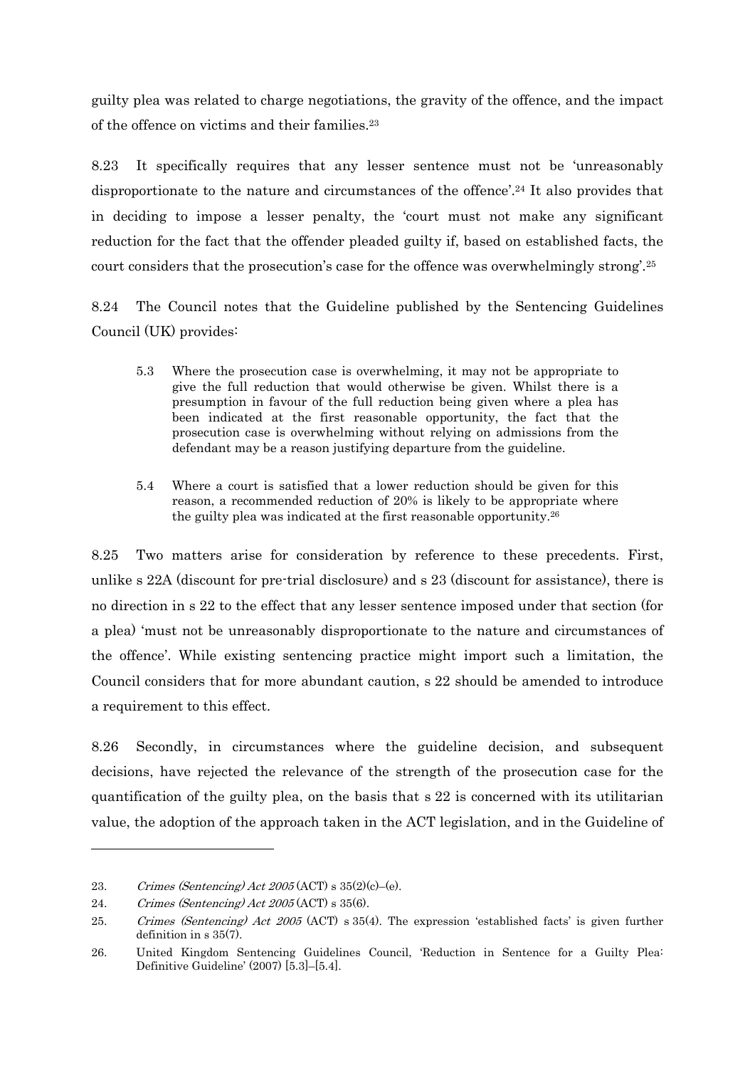guilty plea was related to charge negotiations, the gravity of the offence, and the impact of the offence on victims and their families.[23]

8.23 It specifically requires that any lesser sentence must not be 'unreasonably disproportionate to the nature and circumstances of the offence'.[24] It also provides that in deciding to impose a lesser penalty, the 'court must not make any significant reduction for the fact that the offender pleaded guilty if, based on established facts, the court considers that the prosecution's case for the offence was overwhelmingly strong'.[25]

8.24 The Council notes that the Guideline published by the Sentencing Guidelines Council (UK) provides:

> 5.3 Where the prosecution case is overwhelming, it may not be appropriate to give the full reduction that would otherwise be given. Whilst there is a presumption in favour of the full reduction being given where a plea has been indicated at the first reasonable opportunity, the fact that the prosecution case is overwhelming without relying on admissions from the defendant may be a reason justifying departure from the guideline.
>
> 5.4 Where a court is satisfied that a lower reduction should be given for this reason, a recommended reduction of 20% is likely to be appropriate where the guilty plea was indicated at the first reasonable opportunity.[26]

8.25 Two matters arise for consideration by reference to these precedents. First, unlike s 22A (discount for pre-trial disclosure) and s 23 (discount for assistance), there is no direction in s 22 to the effect that any lesser sentence imposed under that section (for a plea) 'must not be unreasonably disproportionate to the nature and circumstances of the offence'. While existing sentencing practice might import such a limitation, the Council considers that for more abundant caution, s 22 should be amended to introduce a requirement to this effect.

8.26 Secondly, in circumstances where the guideline decision, and subsequent decisions, have rejected the relevance of the strength of the prosecution case for the quantification of the guilty plea, on the basis that s 22 is concerned with its utilitarian value, the adoption of the approach taken in the ACT legislation, and in the Guideline of

---

23. *Crimes (Sentencing) Act 2005* (ACT) s 35(2)(c)–(e).
24. *Crimes (Sentencing) Act 2005* (ACT) s 35(6).
25. *Crimes (Sentencing) Act 2005* (ACT) s 35(4). The expression 'established facts' is given further definition in s 35(7).
26. United Kingdom Sentencing Guidelines Council, 'Reduction in Sentence for a Guilty Plea: Definitive Guideline' (2007) [5.3]–[5.4].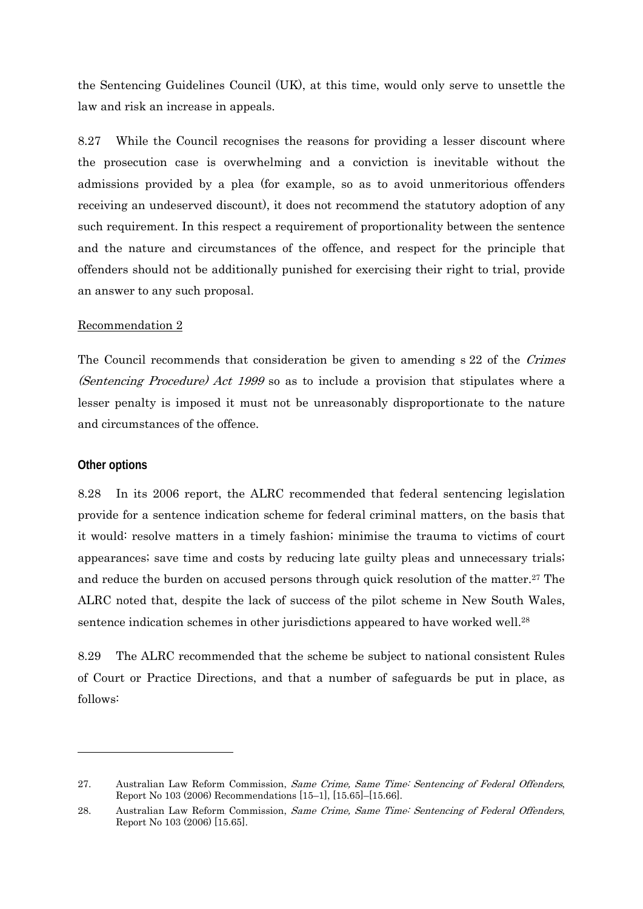the Sentencing Guidelines Council (UK), at this time, would only serve to unsettle the law and risk an increase in appeals.

8.27 While the Council recognises the reasons for providing a lesser discount where the prosecution case is overwhelming and a conviction is inevitable without the admissions provided by a plea (for example, so as to avoid unmeritorious offenders receiving an undeserved discount), it does not recommend the statutory adoption of any such requirement. In this respect a requirement of proportionality between the sentence and the nature and circumstances of the offence, and respect for the principle that offenders should not be additionally punished for exercising their right to trial, provide an answer to any such proposal.

Recommendation 2

The Council recommends that consideration be given to amending s 22 of the *Crimes (Sentencing Procedure) Act 1999* so as to include a provision that stipulates where a lesser penalty is imposed it must not be unreasonably disproportionate to the nature and circumstances of the offence.

### Other options

8.28 In its 2006 report, the ALRC recommended that federal sentencing legislation provide for a sentence indication scheme for federal criminal matters, on the basis that it would: resolve matters in a timely fashion; minimise the trauma to victims of court appearances; save time and costs by reducing late guilty pleas and unnecessary trials; and reduce the burden on accused persons through quick resolution of the matter.[27] The ALRC noted that, despite the lack of success of the pilot scheme in New South Wales, sentence indication schemes in other jurisdictions appeared to have worked well.[28]

8.29 The ALRC recommended that the scheme be subject to national consistent Rules of Court or Practice Directions, and that a number of safeguards be put in place, as follows:

---

27. Australian Law Reform Commission, *Same Crime, Same Time: Sentencing of Federal Offenders*, Report No 103 (2006) Recommendations [15–1], [15.65]–[15.66].

28. Australian Law Reform Commission, *Same Crime, Same Time: Sentencing of Federal Offenders*, Report No 103 (2006) [15.65].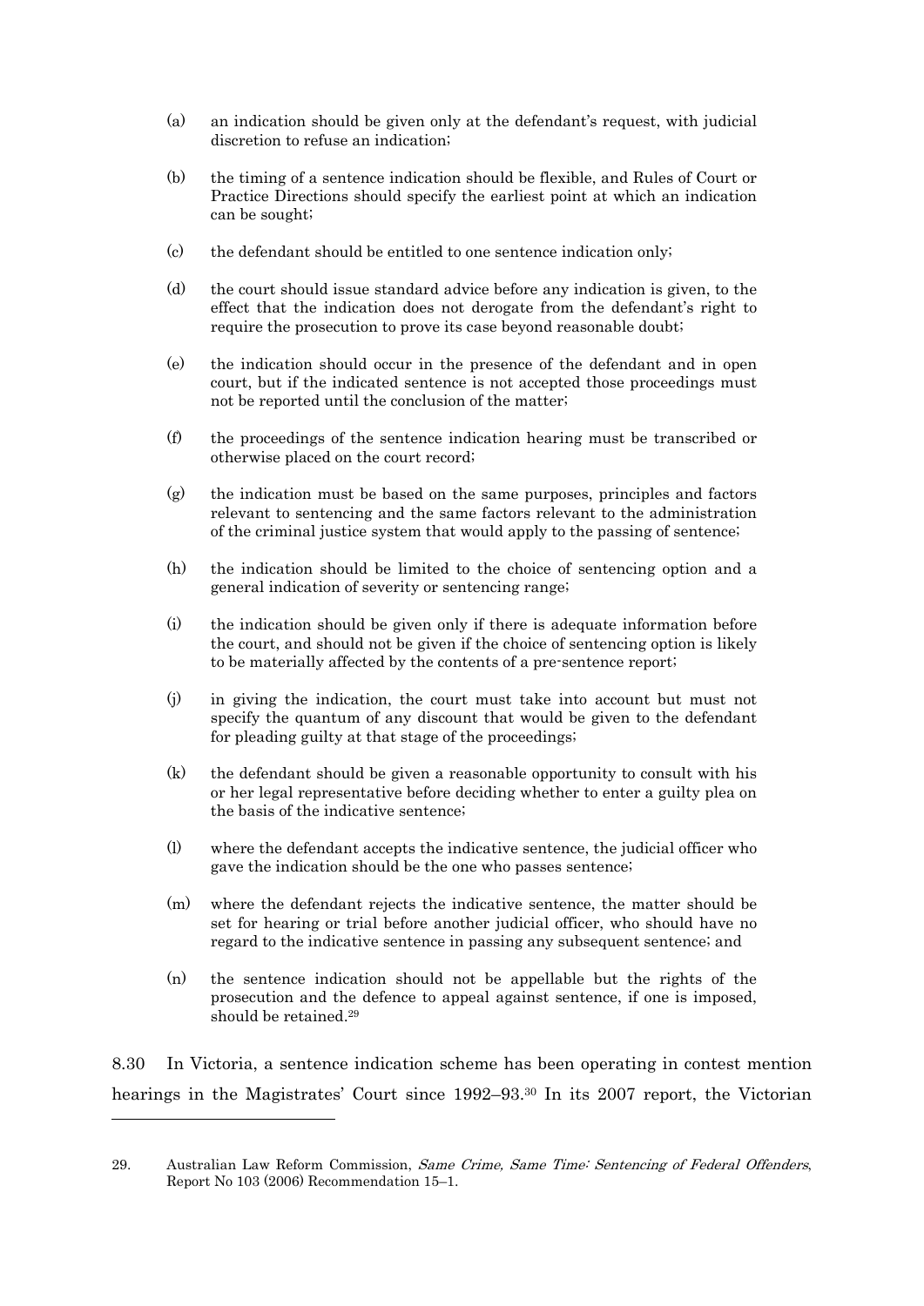(a) an indication should be given only at the defendant's request, with judicial discretion to refuse an indication;

(b) the timing of a sentence indication should be flexible, and Rules of Court or Practice Directions should specify the earliest point at which an indication can be sought;

(c) the defendant should be entitled to one sentence indication only;

(d) the court should issue standard advice before any indication is given, to the effect that the indication does not derogate from the defendant's right to require the prosecution to prove its case beyond reasonable doubt;

(e) the indication should occur in the presence of the defendant and in open court, but if the indicated sentence is not accepted those proceedings must not be reported until the conclusion of the matter;

(f) the proceedings of the sentence indication hearing must be transcribed or otherwise placed on the court record;

(g) the indication must be based on the same purposes, principles and factors relevant to sentencing and the same factors relevant to the administration of the criminal justice system that would apply to the passing of sentence;

(h) the indication should be limited to the choice of sentencing option and a general indication of severity or sentencing range;

(i) the indication should be given only if there is adequate information before the court, and should not be given if the choice of sentencing option is likely to be materially affected by the contents of a pre-sentence report;

(j) in giving the indication, the court must take into account but must not specify the quantum of any discount that would be given to the defendant for pleading guilty at that stage of the proceedings;

(k) the defendant should be given a reasonable opportunity to consult with his or her legal representative before deciding whether to enter a guilty plea on the basis of the indicative sentence;

(l) where the defendant accepts the indicative sentence, the judicial officer who gave the indication should be the one who passes sentence;

(m) where the defendant rejects the indicative sentence, the matter should be set for hearing or trial before another judicial officer, who should have no regard to the indicative sentence in passing any subsequent sentence; and

(n) the sentence indication should not be appellable but the rights of the prosecution and the defence to appeal against sentence, if one is imposed, should be retained.[29]

8.30 In Victoria, a sentence indication scheme has been operating in contest mention hearings in the Magistrates' Court since 1992–93.[30] In its 2007 report, the Victorian

---

29. Australian Law Reform Commission, *Same Crime, Same Time: Sentencing of Federal Offenders*, Report No 103 (2006) Recommendation 15–1.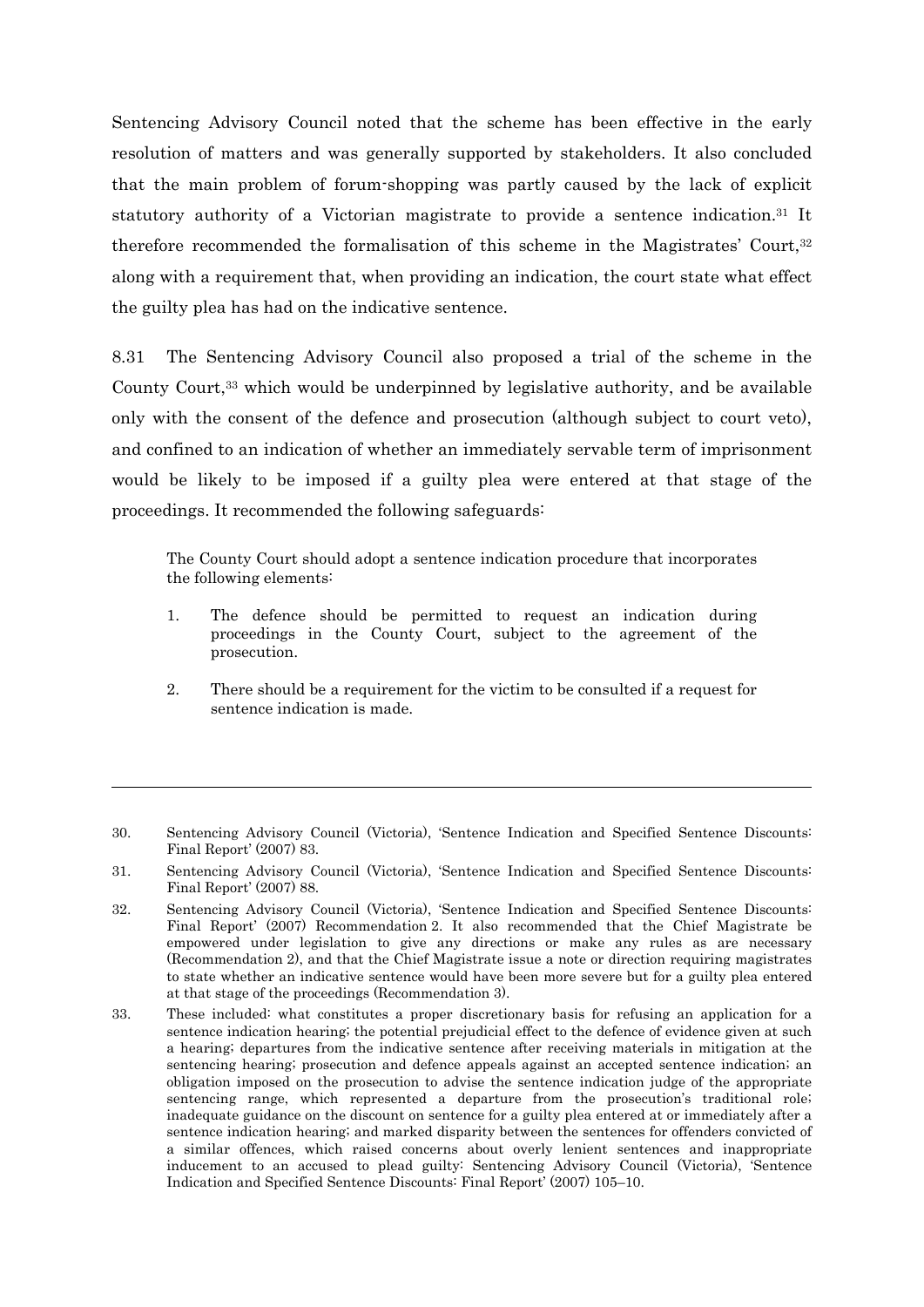Sentencing Advisory Council noted that the scheme has been effective in the early resolution of matters and was generally supported by stakeholders. It also concluded that the main problem of forum-shopping was partly caused by the lack of explicit statutory authority of a Victorian magistrate to provide a sentence indication.[31] It therefore recommended the formalisation of this scheme in the Magistrates' Court,[32] along with a requirement that, when providing an indication, the court state what effect the guilty plea has had on the indicative sentence.

8.31 The Sentencing Advisory Council also proposed a trial of the scheme in the County Court,[33] which would be underpinned by legislative authority, and be available only with the consent of the defence and prosecution (although subject to court veto), and confined to an indication of whether an immediately servable term of imprisonment would be likely to be imposed if a guilty plea were entered at that stage of the proceedings. It recommended the following safeguards:

> The County Court should adopt a sentence indication procedure that incorporates the following elements:
>
> 1. The defence should be permitted to request an indication during proceedings in the County Court, subject to the agreement of the prosecution.
> 2. There should be a requirement for the victim to be consulted if a request for sentence indication is made.

---

30. Sentencing Advisory Council (Victoria), 'Sentence Indication and Specified Sentence Discounts: Final Report' (2007) 83.

31. Sentencing Advisory Council (Victoria), 'Sentence Indication and Specified Sentence Discounts: Final Report' (2007) 88.

32. Sentencing Advisory Council (Victoria), 'Sentence Indication and Specified Sentence Discounts: Final Report' (2007) Recommendation 2. It also recommended that the Chief Magistrate be empowered under legislation to give any directions or make any rules as are necessary (Recommendation 2), and that the Chief Magistrate issue a note or direction requiring magistrates to state whether an indicative sentence would have been more severe but for a guilty plea entered at that stage of the proceedings (Recommendation 3).

33. These included: what constitutes a proper discretionary basis for refusing an application for a sentence indication hearing; the potential prejudicial effect to the defence of evidence given at such a hearing; departures from the indicative sentence after receiving materials in mitigation at the sentencing hearing; prosecution and defence appeals against an accepted sentence indication; an obligation imposed on the prosecution to advise the sentence indication judge of the appropriate sentencing range, which represented a departure from the prosecution's traditional role; inadequate guidance on the discount on sentence for a guilty plea entered at or immediately after a sentence indication hearing; and marked disparity between the sentences for offenders convicted of a similar offences, which raised concerns about overly lenient sentences and inappropriate inducement to an accused to plead guilty: Sentencing Advisory Council (Victoria), 'Sentence Indication and Specified Sentence Discounts: Final Report' (2007) 105–10.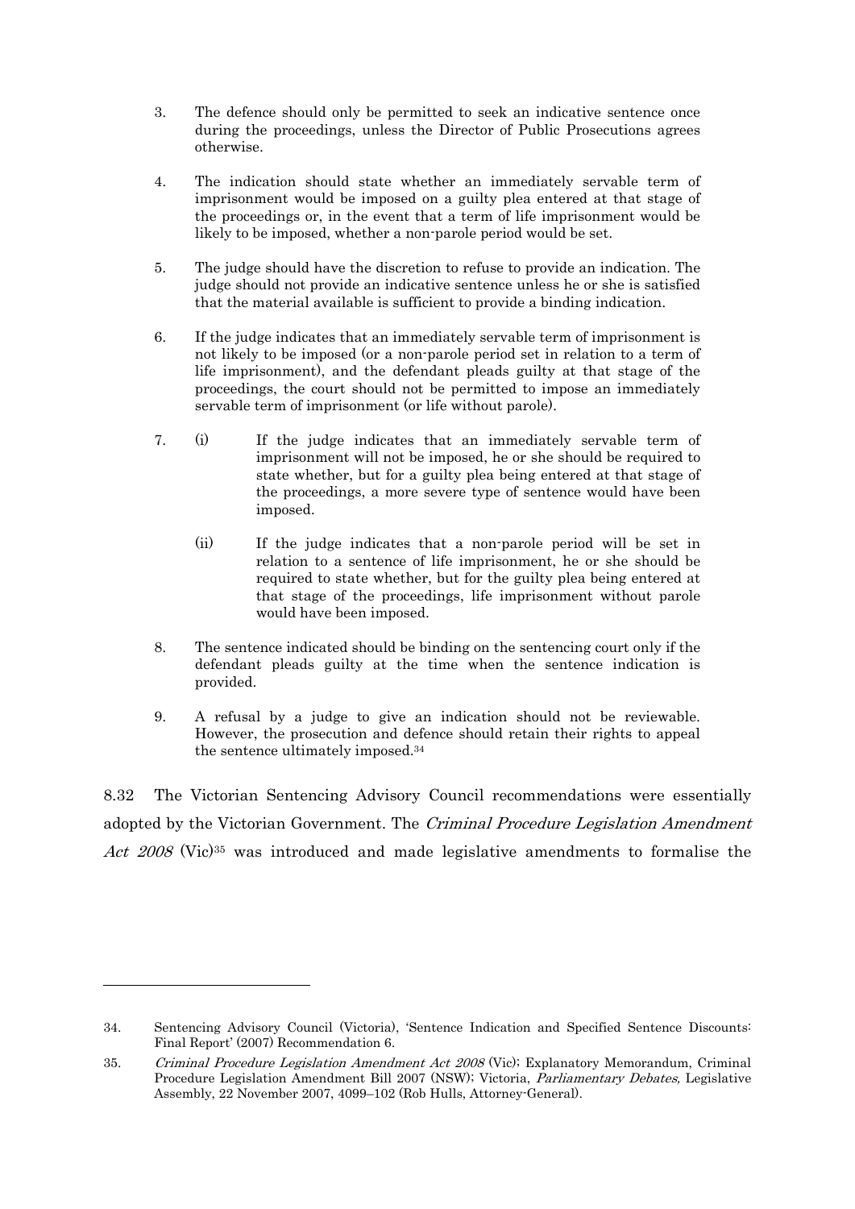3. The defence should only be permitted to seek an indicative sentence once during the proceedings, unless the Director of Public Prosecutions agrees otherwise.

4. The indication should state whether an immediately servable term of imprisonment would be imposed on a guilty plea entered at that stage of the proceedings or, in the event that a term of life imprisonment would be likely to be imposed, whether a non-parole period would be set.

5. The judge should have the discretion to refuse to provide an indication. The judge should not provide an indicative sentence unless he or she is satisfied that the material available is sufficient to provide a binding indication.

6. If the judge indicates that an immediately servable term of imprisonment is not likely to be imposed (or a non-parole period set in relation to a term of life imprisonment), and the defendant pleads guilty at that stage of the proceedings, the court should not be permitted to impose an immediately servable term of imprisonment (or life without parole).

7. (i) If the judge indicates that an immediately servable term of imprisonment will not be imposed, he or she should be required to state whether, but for a guilty plea being entered at that stage of the proceedings, a more severe type of sentence would have been imposed.

   (ii) If the judge indicates that a non-parole period will be set in relation to a sentence of life imprisonment, he or she should be required to state whether, but for the guilty plea being entered at that stage of the proceedings, life imprisonment without parole would have been imposed.

8. The sentence indicated should be binding on the sentencing court only if the defendant pleads guilty at the time when the sentence indication is provided.

9. A refusal by a judge to give an indication should not be reviewable. However, the prosecution and defence should retain their rights to appeal the sentence ultimately imposed.[34]

8.32 The Victorian Sentencing Advisory Council recommendations were essentially adopted by the Victorian Government. The *Criminal Procedure Legislation Amendment Act 2008* (Vic)[35] was introduced and made legislative amendments to formalise the

---

34. Sentencing Advisory Council (Victoria), 'Sentence Indication and Specified Sentence Discounts: Final Report' (2007) Recommendation 6.

35. *Criminal Procedure Legislation Amendment Act 2008* (Vic); Explanatory Memorandum, Criminal Procedure Legislation Amendment Bill 2007 (NSW); Victoria, *Parliamentary Debates,* Legislative Assembly, 22 November 2007, 4099–102 (Rob Hulls, Attorney-General).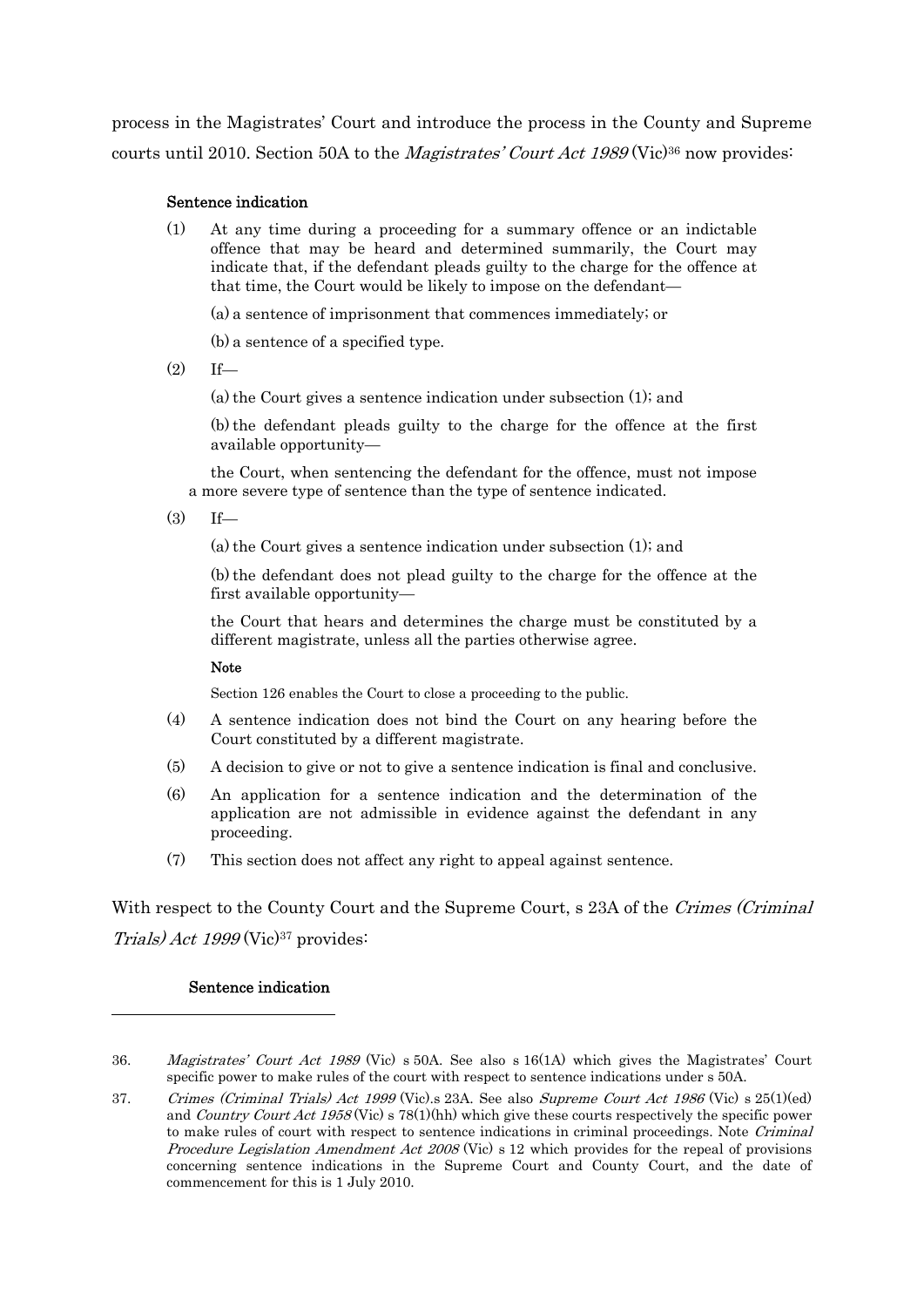process in the Magistrates' Court and introduce the process in the County and Supreme courts until 2010. Section 50A to the *Magistrates' Court Act 1989* (Vic)[36] now provides:

> **Sentence indication**
>
> (1) At any time during a proceeding for a summary offence or an indictable offence that may be heard and determined summarily, the Court may indicate that, if the defendant pleads guilty to the charge for the offence at that time, the Court would be likely to impose on the defendant—
>
> (a) a sentence of imprisonment that commences immediately; or
>
> (b) a sentence of a specified type.
>
> (2) If—
>
> (a) the Court gives a sentence indication under subsection (1); and
>
> (b) the defendant pleads guilty to the charge for the offence at the first available opportunity—
>
> the Court, when sentencing the defendant for the offence, must not impose a more severe type of sentence than the type of sentence indicated.
>
> (3) If—
>
> (a) the Court gives a sentence indication under subsection (1); and
>
> (b) the defendant does not plead guilty to the charge for the offence at the first available opportunity—
>
> the Court that hears and determines the charge must be constituted by a different magistrate, unless all the parties otherwise agree.
>
> **Note**
>
> Section 126 enables the Court to close a proceeding to the public.
>
> (4) A sentence indication does not bind the Court on any hearing before the Court constituted by a different magistrate.
>
> (5) A decision to give or not to give a sentence indication is final and conclusive.
>
> (6) An application for a sentence indication and the determination of the application are not admissible in evidence against the defendant in any proceeding.
>
> (7) This section does not affect any right to appeal against sentence.

With respect to the County Court and the Supreme Court, s 23A of the *Crimes (Criminal Trials) Act 1999* (Vic)[37] provides:

> **Sentence indication**

---

36. *Magistrates' Court Act 1989* (Vic) s 50A. See also s 16(1A) which gives the Magistrates' Court specific power to make rules of the court with respect to sentence indications under s 50A.

37. *Crimes (Criminal Trials) Act 1999* (Vic).s 23A. See also *Supreme Court Act 1986* (Vic) s 25(1)(ed) and *Country Court Act 1958* (Vic) s 78(1)(hh) which give these courts respectively the specific power to make rules of court with respect to sentence indications in criminal proceedings. Note *Criminal Procedure Legislation Amendment Act 2008* (Vic) s 12 which provides for the repeal of provisions concerning sentence indications in the Supreme Court and County Court, and the date of commencement for this is 1 July 2010.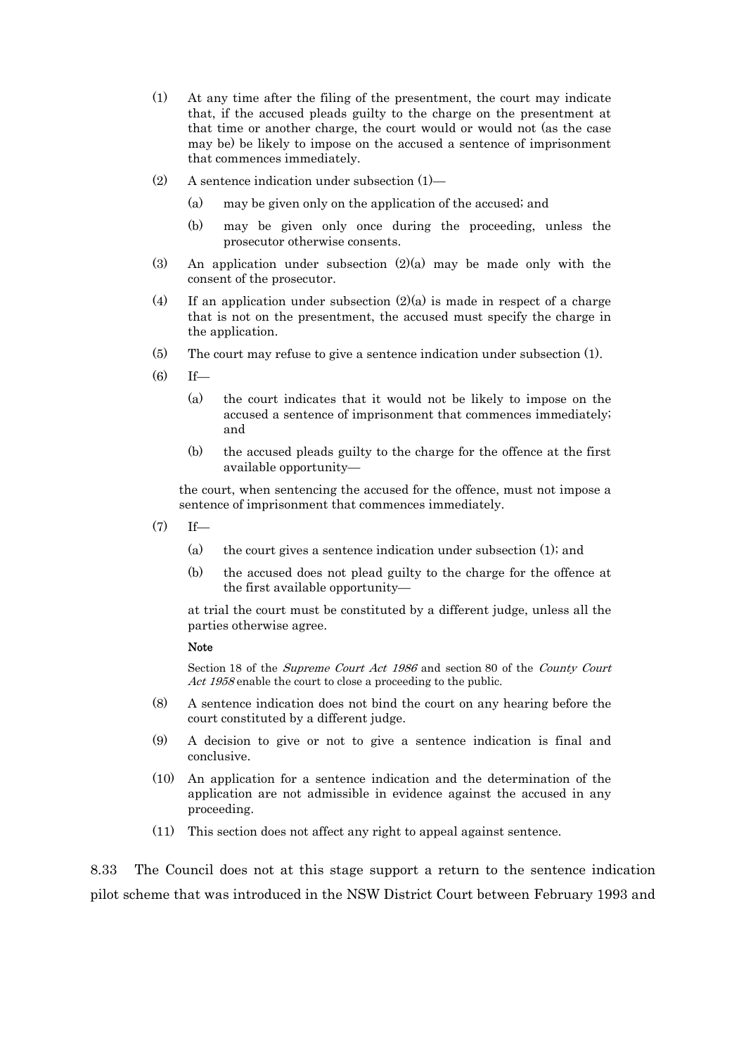(1) At any time after the filing of the presentment, the court may indicate that, if the accused pleads guilty to the charge on the presentment at that time or another charge, the court would or would not (as the case may be) be likely to impose on the accused a sentence of imprisonment that commences immediately.

(2) A sentence indication under subsection (1)—

 (a) may be given only on the application of the accused; and

 (b) may be given only once during the proceeding, unless the prosecutor otherwise consents.

(3) An application under subsection (2)(a) may be made only with the consent of the prosecutor.

(4) If an application under subsection (2)(a) is made in respect of a charge that is not on the presentment, the accused must specify the charge in the application.

(5) The court may refuse to give a sentence indication under subsection (1).

(6) If—

 (a) the court indicates that it would not be likely to impose on the accused a sentence of imprisonment that commences immediately; and

 (b) the accused pleads guilty to the charge for the offence at the first available opportunity—

 the court, when sentencing the accused for the offence, must not impose a sentence of imprisonment that commences immediately.

(7) If—

 (a) the court gives a sentence indication under subsection (1); and

 (b) the accused does not plead guilty to the charge for the offence at the first available opportunity—

 at trial the court must be constituted by a different judge, unless all the parties otherwise agree.

 **Note**

 Section 18 of the *Supreme Court Act 1986* and section 80 of the *County Court Act 1958* enable the court to close a proceeding to the public.

(8) A sentence indication does not bind the court on any hearing before the court constituted by a different judge.

(9) A decision to give or not to give a sentence indication is final and conclusive.

(10) An application for a sentence indication and the determination of the application are not admissible in evidence against the accused in any proceeding.

(11) This section does not affect any right to appeal against sentence.

8.33 The Council does not at this stage support a return to the sentence indication pilot scheme that was introduced in the NSW District Court between February 1993 and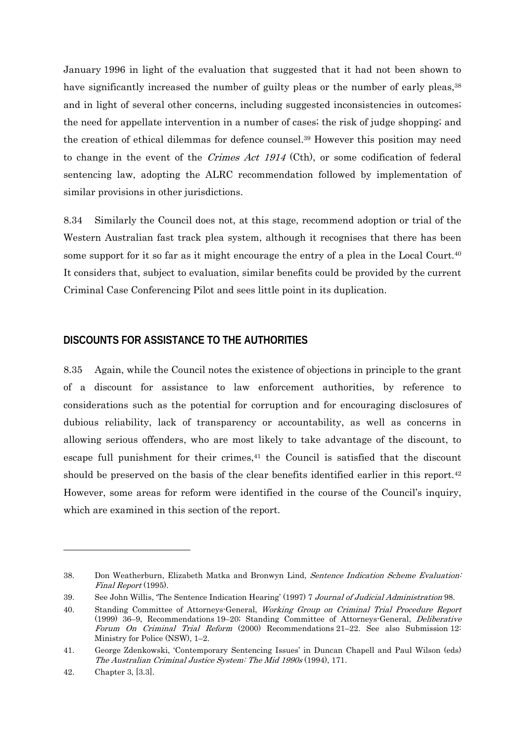January 1996 in light of the evaluation that suggested that it had not been shown to have significantly increased the number of guilty pleas or the number of early pleas,[38] and in light of several other concerns, including suggested inconsistencies in outcomes; the need for appellate intervention in a number of cases; the risk of judge shopping; and the creation of ethical dilemmas for defence counsel.[39] However this position may need to change in the event of the *Crimes Act 1914* (Cth), or some codification of federal sentencing law, adopting the ALRC recommendation followed by implementation of similar provisions in other jurisdictions.

8.34 Similarly the Council does not, at this stage, recommend adoption or trial of the Western Australian fast track plea system, although it recognises that there has been some support for it so far as it might encourage the entry of a plea in the Local Court.[40] It considers that, subject to evaluation, similar benefits could be provided by the current Criminal Case Conferencing Pilot and sees little point in its duplication.

## DISCOUNTS FOR ASSISTANCE TO THE AUTHORITIES

8.35 Again, while the Council notes the existence of objections in principle to the grant of a discount for assistance to law enforcement authorities, by reference to considerations such as the potential for corruption and for encouraging disclosures of dubious reliability, lack of transparency or accountability, as well as concerns in allowing serious offenders, who are most likely to take advantage of the discount, to escape full punishment for their crimes,[41] the Council is satisfied that the discount should be preserved on the basis of the clear benefits identified earlier in this report.[42] However, some areas for reform were identified in the course of the Council's inquiry, which are examined in this section of the report.

---

38. Don Weatherburn, Elizabeth Matka and Bronwyn Lind, *Sentence Indication Scheme Evaluation: Final Report* (1995).

39. See John Willis, 'The Sentence Indication Hearing' (1997) 7 *Journal of Judicial Administration* 98.

40. Standing Committee of Attorneys-General, *Working Group on Criminal Trial Procedure Report* (1999) 36–9, Recommendations 19–20; Standing Committee of Attorneys-General, *Deliberative Forum On Criminal Trial Reform* (2000) Recommendations 21–22. See also Submission 12: Ministry for Police (NSW), 1–2.

41. George Zdenkowski, 'Contemporary Sentencing Issues' in Duncan Chapell and Paul Wilson (eds) *The Australian Criminal Justice System: The Mid 1990s* (1994), 171.

42. Chapter 3, [3.3].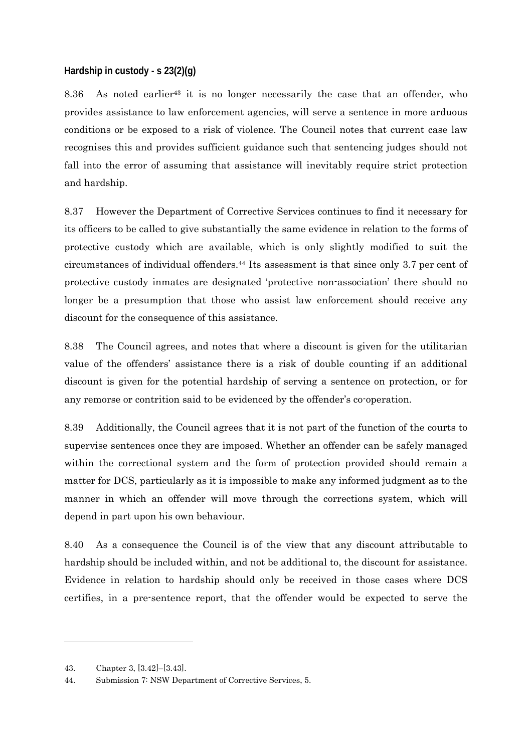### Hardship in custody - s 23(2)(g)

8.36 As noted earlier[43] it is no longer necessarily the case that an offender, who provides assistance to law enforcement agencies, will serve a sentence in more arduous conditions or be exposed to a risk of violence. The Council notes that current case law recognises this and provides sufficient guidance such that sentencing judges should not fall into the error of assuming that assistance will inevitably require strict protection and hardship.

8.37 However the Department of Corrective Services continues to find it necessary for its officers to be called to give substantially the same evidence in relation to the forms of protective custody which are available, which is only slightly modified to suit the circumstances of individual offenders.[44] Its assessment is that since only 3.7 per cent of protective custody inmates are designated 'protective non-association' there should no longer be a presumption that those who assist law enforcement should receive any discount for the consequence of this assistance.

8.38 The Council agrees, and notes that where a discount is given for the utilitarian value of the offenders' assistance there is a risk of double counting if an additional discount is given for the potential hardship of serving a sentence on protection, or for any remorse or contrition said to be evidenced by the offender's co-operation.

8.39 Additionally, the Council agrees that it is not part of the function of the courts to supervise sentences once they are imposed. Whether an offender can be safely managed within the correctional system and the form of protection provided should remain a matter for DCS, particularly as it is impossible to make any informed judgment as to the manner in which an offender will move through the corrections system, which will depend in part upon his own behaviour.

8.40 As a consequence the Council is of the view that any discount attributable to hardship should be included within, and not be additional to, the discount for assistance. Evidence in relation to hardship should only be received in those cases where DCS certifies, in a pre-sentence report, that the offender would be expected to serve the

---

43. Chapter 3, [3.42]–[3.43].
44. Submission 7: NSW Department of Corrective Services, 5.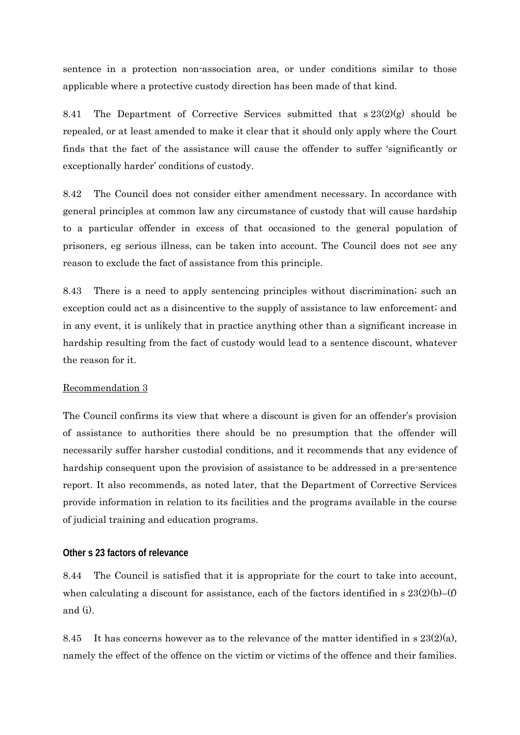sentence in a protection non-association area, or under conditions similar to those applicable where a protective custody direction has been made of that kind.

8.41 The Department of Corrective Services submitted that s 23(2)(g) should be repealed, or at least amended to make it clear that it should only apply where the Court finds that the fact of the assistance will cause the offender to suffer 'significantly or exceptionally harder' conditions of custody.

8.42 The Council does not consider either amendment necessary. In accordance with general principles at common law any circumstance of custody that will cause hardship to a particular offender in excess of that occasioned to the general population of prisoners, eg serious illness, can be taken into account. The Council does not see any reason to exclude the fact of assistance from this principle.

8.43 There is a need to apply sentencing principles without discrimination; such an exception could act as a disincentive to the supply of assistance to law enforcement; and in any event, it is unlikely that in practice anything other than a significant increase in hardship resulting from the fact of custody would lead to a sentence discount, whatever the reason for it.

<u>Recommendation 3</u>

The Council confirms its view that where a discount is given for an offender's provision of assistance to authorities there should be no presumption that the offender will necessarily suffer harsher custodial conditions, and it recommends that any evidence of hardship consequent upon the provision of assistance to be addressed in a pre-sentence report. It also recommends, as noted later, that the Department of Corrective Services provide information in relation to its facilities and the programs available in the course of judicial training and education programs.

### Other s 23 factors of relevance

8.44 The Council is satisfied that it is appropriate for the court to take into account, when calculating a discount for assistance, each of the factors identified in s 23(2)(b)–(f) and (i).

8.45 It has concerns however as to the relevance of the matter identified in s 23(2)(a), namely the effect of the offence on the victim or victims of the offence and their families.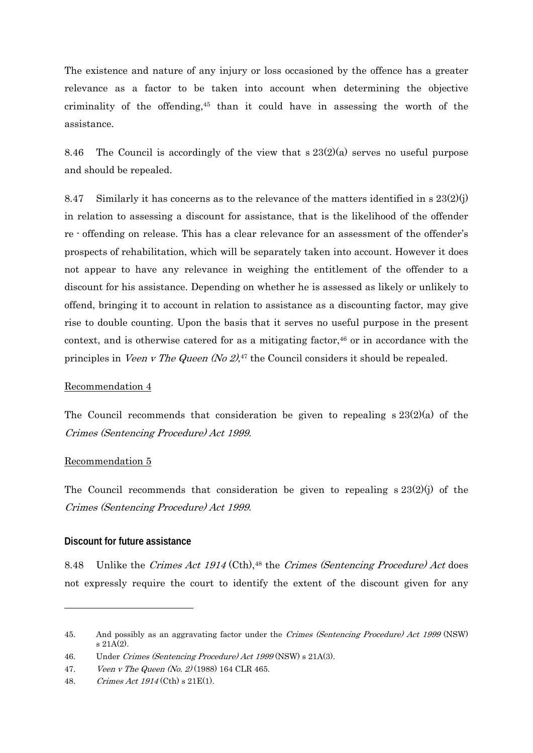The existence and nature of any injury or loss occasioned by the offence has a greater relevance as a factor to be taken into account when determining the objective criminality of the offending,[45] than it could have in assessing the worth of the assistance.

8.46 The Council is accordingly of the view that s 23(2)(a) serves no useful purpose and should be repealed.

8.47 Similarly it has concerns as to the relevance of the matters identified in s 23(2)(j) in relation to assessing a discount for assistance, that is the likelihood of the offender re - offending on release. This has a clear relevance for an assessment of the offender's prospects of rehabilitation, which will be separately taken into account. However it does not appear to have any relevance in weighing the entitlement of the offender to a discount for his assistance. Depending on whether he is assessed as likely or unlikely to offend, bringing it to account in relation to assistance as a discounting factor, may give rise to double counting. Upon the basis that it serves no useful purpose in the present context, and is otherwise catered for as a mitigating factor,[46] or in accordance with the principles in *Veen v The Queen (No 2)*,[47] the Council considers it should be repealed.

<u>Recommendation 4</u>

The Council recommends that consideration be given to repealing s 23(2)(a) of the *Crimes (Sentencing Procedure) Act 1999*.

<u>Recommendation 5</u>

The Council recommends that consideration be given to repealing s 23(2)(j) of the *Crimes (Sentencing Procedure) Act 1999*.

**Discount for future assistance**

8.48 Unlike the *Crimes Act 1914* (Cth),[48] the *Crimes (Sentencing Procedure) Act* does not expressly require the court to identify the extent of the discount given for any

---

45. And possibly as an aggravating factor under the *Crimes (Sentencing Procedure) Act 1999* (NSW) s 21A(2).

46. Under *Crimes (Sentencing Procedure) Act 1999* (NSW) s 21A(3).

47. *Veen v The Queen (No. 2)* (1988) 164 CLR 465.

48. *Crimes Act 1914* (Cth) s 21E(1).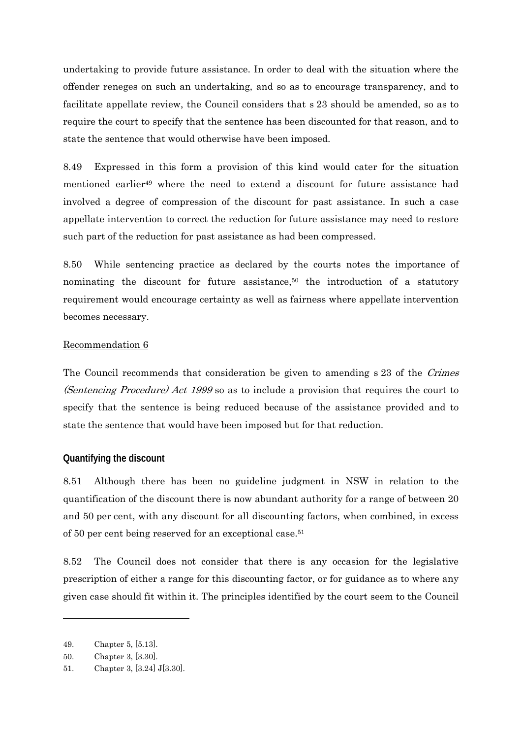undertaking to provide future assistance. In order to deal with the situation where the offender reneges on such an undertaking, and so as to encourage transparency, and to facilitate appellate review, the Council considers that s 23 should be amended, so as to require the court to specify that the sentence has been discounted for that reason, and to state the sentence that would otherwise have been imposed.

8.49 Expressed in this form a provision of this kind would cater for the situation mentioned earlier[49] where the need to extend a discount for future assistance had involved a degree of compression of the discount for past assistance. In such a case appellate intervention to correct the reduction for future assistance may need to restore such part of the reduction for past assistance as had been compressed.

8.50 While sentencing practice as declared by the courts notes the importance of nominating the discount for future assistance,[50] the introduction of a statutory requirement would encourage certainty as well as fairness where appellate intervention becomes necessary.

Recommendation 6

The Council recommends that consideration be given to amending s 23 of the *Crimes (Sentencing Procedure) Act 1999* so as to include a provision that requires the court to specify that the sentence is being reduced because of the assistance provided and to state the sentence that would have been imposed but for that reduction.

### Quantifying the discount

8.51 Although there has been no guideline judgment in NSW in relation to the quantification of the discount there is now abundant authority for a range of between 20 and 50 per cent, with any discount for all discounting factors, when combined, in excess of 50 per cent being reserved for an exceptional case.[51]

8.52 The Council does not consider that there is any occasion for the legislative prescription of either a range for this discounting factor, or for guidance as to where any given case should fit within it. The principles identified by the court seem to the Council

---

49. Chapter 5, [5.13].
50. Chapter 3, [3.30].
51. Chapter 3, [3.24] J[3.30].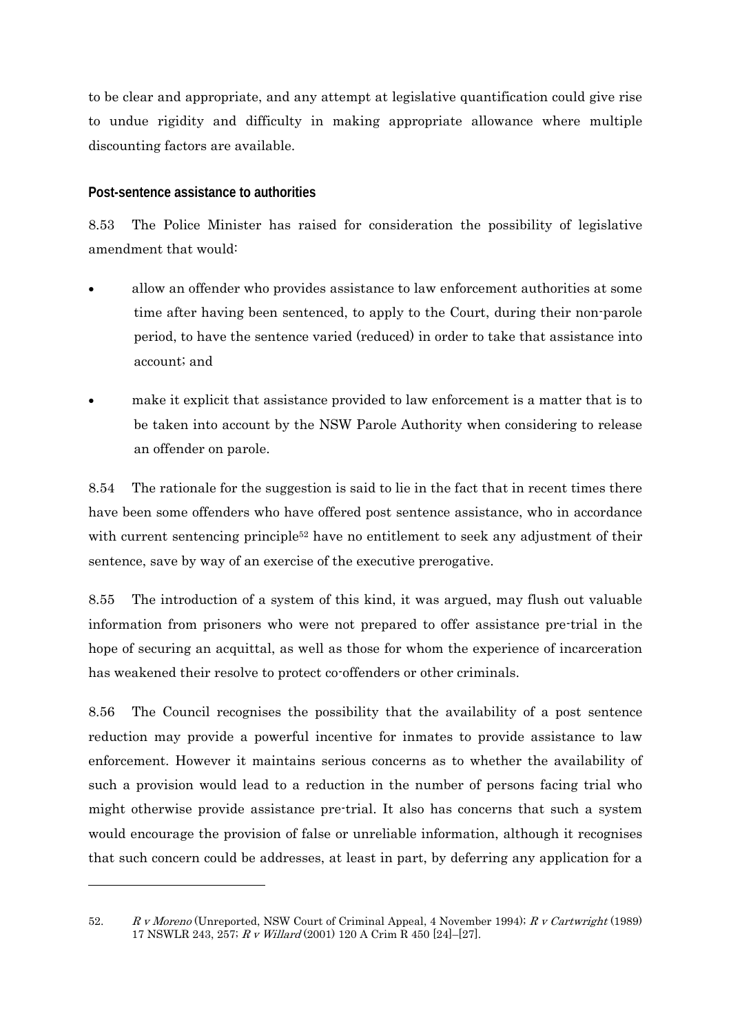to be clear and appropriate, and any attempt at legislative quantification could give rise to undue rigidity and difficulty in making appropriate allowance where multiple discounting factors are available.

**Post-sentence assistance to authorities**

8.53 The Police Minister has raised for consideration the possibility of legislative amendment that would:

- allow an offender who provides assistance to law enforcement authorities at some time after having been sentenced, to apply to the Court, during their non-parole period, to have the sentence varied (reduced) in order to take that assistance into account; and
- make it explicit that assistance provided to law enforcement is a matter that is to be taken into account by the NSW Parole Authority when considering to release an offender on parole.

8.54 The rationale for the suggestion is said to lie in the fact that in recent times there have been some offenders who have offered post sentence assistance, who in accordance with current sentencing principle[52] have no entitlement to seek any adjustment of their sentence, save by way of an exercise of the executive prerogative.

8.55 The introduction of a system of this kind, it was argued, may flush out valuable information from prisoners who were not prepared to offer assistance pre-trial in the hope of securing an acquittal, as well as those for whom the experience of incarceration has weakened their resolve to protect co-offenders or other criminals.

8.56 The Council recognises the possibility that the availability of a post sentence reduction may provide a powerful incentive for inmates to provide assistance to law enforcement. However it maintains serious concerns as to whether the availability of such a provision would lead to a reduction in the number of persons facing trial who might otherwise provide assistance pre-trial. It also has concerns that such a system would encourage the provision of false or unreliable information, although it recognises that such concern could be addresses, at least in part, by deferring any application for a

---

52. *R v Moreno* (Unreported, NSW Court of Criminal Appeal, 4 November 1994); *R v Cartwright* (1989) 17 NSWLR 243, 257; *R v Willard* (2001) 120 A Crim R 450 [24]–[27].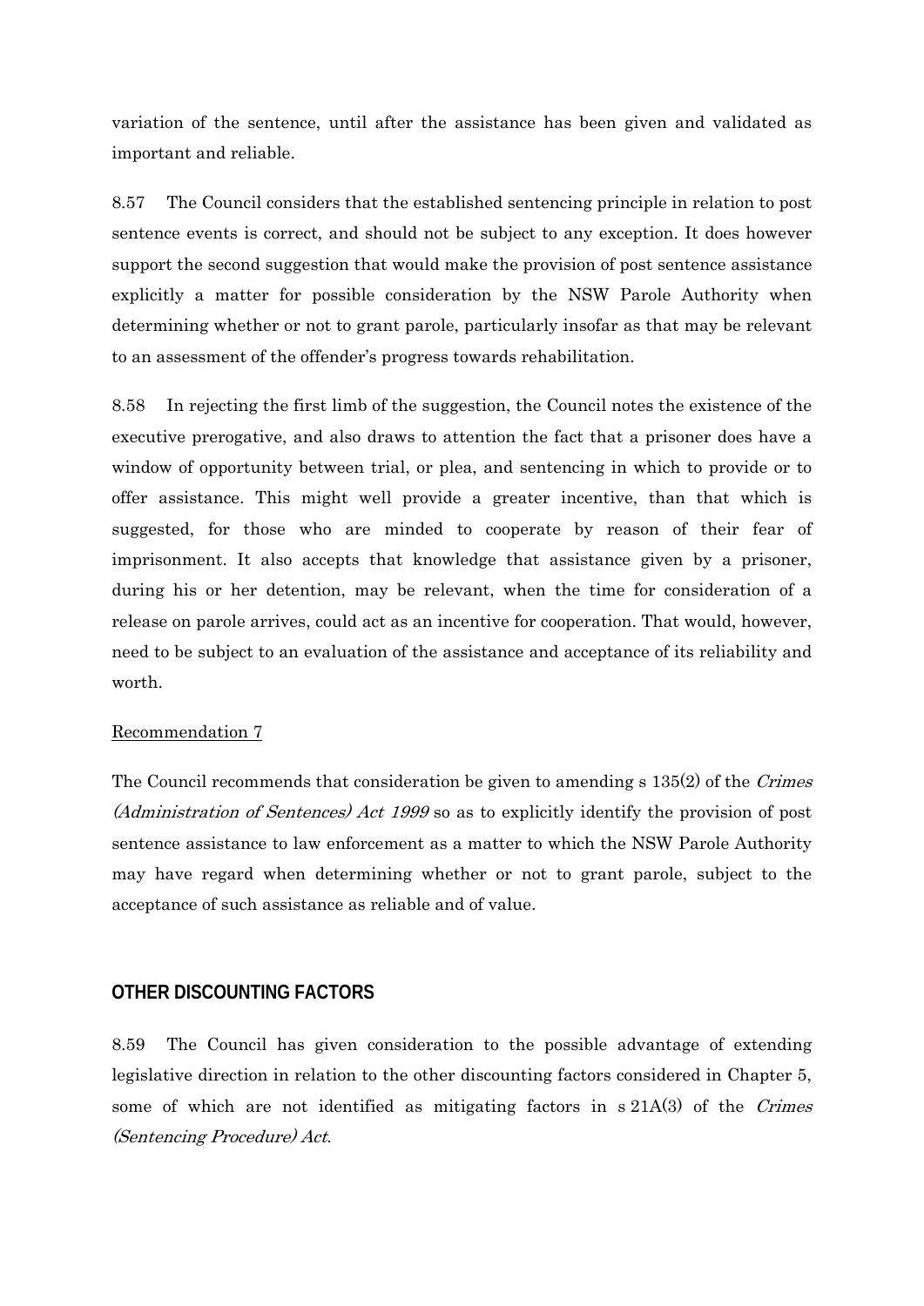variation of the sentence, until after the assistance has been given and validated as important and reliable.

8.57 The Council considers that the established sentencing principle in relation to post sentence events is correct, and should not be subject to any exception. It does however support the second suggestion that would make the provision of post sentence assistance explicitly a matter for possible consideration by the NSW Parole Authority when determining whether or not to grant parole, particularly insofar as that may be relevant to an assessment of the offender's progress towards rehabilitation.

8.58 In rejecting the first limb of the suggestion, the Council notes the existence of the executive prerogative, and also draws to attention the fact that a prisoner does have a window of opportunity between trial, or plea, and sentencing in which to provide or to offer assistance. This might well provide a greater incentive, than that which is suggested, for those who are minded to cooperate by reason of their fear of imprisonment. It also accepts that knowledge that assistance given by a prisoner, during his or her detention, may be relevant, when the time for consideration of a release on parole arrives, could act as an incentive for cooperation. That would, however, need to be subject to an evaluation of the assistance and acceptance of its reliability and worth.

Recommendation 7

The Council recommends that consideration be given to amending s 135(2) of the *Crimes (Administration of Sentences) Act 1999* so as to explicitly identify the provision of post sentence assistance to law enforcement as a matter to which the NSW Parole Authority may have regard when determining whether or not to grant parole, subject to the acceptance of such assistance as reliable and of value.

## OTHER DISCOUNTING FACTORS

8.59 The Council has given consideration to the possible advantage of extending legislative direction in relation to the other discounting factors considered in Chapter 5, some of which are not identified as mitigating factors in s 21A(3) of the *Crimes (Sentencing Procedure) Act*.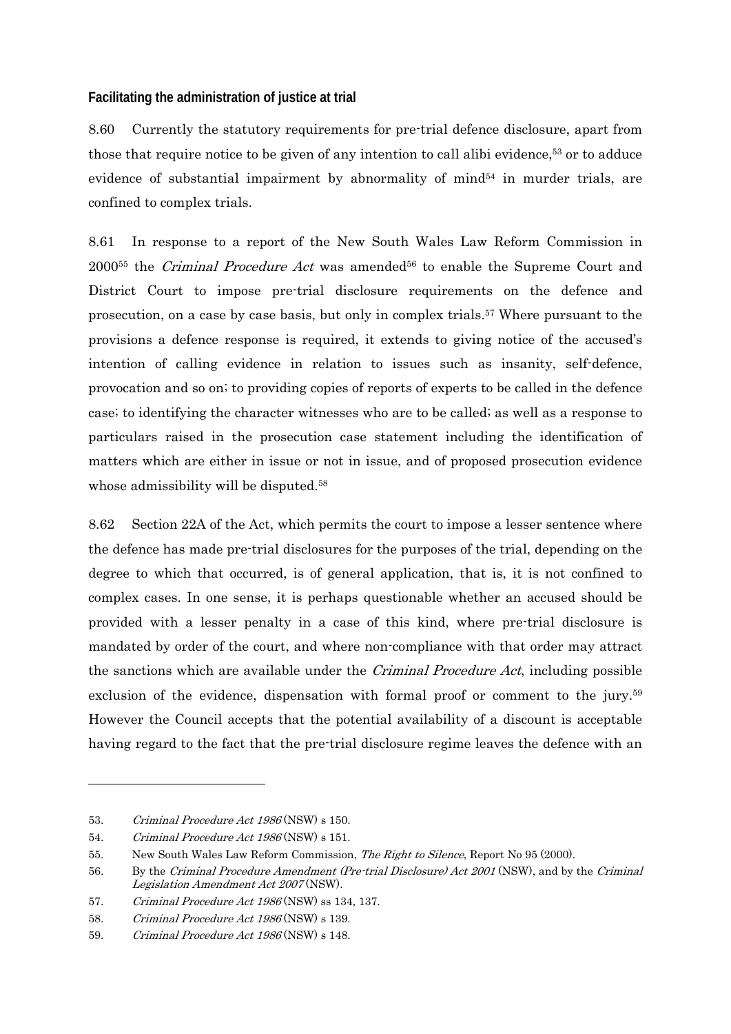### Facilitating the administration of justice at trial

8.60 Currently the statutory requirements for pre-trial defence disclosure, apart from those that require notice to be given of any intention to call alibi evidence,[53] or to adduce evidence of substantial impairment by abnormality of mind[54] in murder trials, are confined to complex trials.

8.61 In response to a report of the New South Wales Law Reform Commission in 2000[55] the *Criminal Procedure Act* was amended[56] to enable the Supreme Court and District Court to impose pre-trial disclosure requirements on the defence and prosecution, on a case by case basis, but only in complex trials.[57] Where pursuant to the provisions a defence response is required, it extends to giving notice of the accused's intention of calling evidence in relation to issues such as insanity, self-defence, provocation and so on; to providing copies of reports of experts to be called in the defence case; to identifying the character witnesses who are to be called; as well as a response to particulars raised in the prosecution case statement including the identification of matters which are either in issue or not in issue, and of proposed prosecution evidence whose admissibility will be disputed.[58]

8.62 Section 22A of the Act, which permits the court to impose a lesser sentence where the defence has made pre-trial disclosures for the purposes of the trial, depending on the degree to which that occurred, is of general application, that is, it is not confined to complex cases. In one sense, it is perhaps questionable whether an accused should be provided with a lesser penalty in a case of this kind, where pre-trial disclosure is mandated by order of the court, and where non-compliance with that order may attract the sanctions which are available under the *Criminal Procedure Act*, including possible exclusion of the evidence, dispensation with formal proof or comment to the jury.[59] However the Council accepts that the potential availability of a discount is acceptable having regard to the fact that the pre-trial disclosure regime leaves the defence with an

---

53. *Criminal Procedure Act 1986* (NSW) s 150.

54. *Criminal Procedure Act 1986* (NSW) s 151.

55. New South Wales Law Reform Commission, *The Right to Silence*, Report No 95 (2000).

56. By the *Criminal Procedure Amendment (Pre-trial Disclosure) Act 2001* (NSW), and by the *Criminal Legislation Amendment Act 2007* (NSW).

57. *Criminal Procedure Act 1986* (NSW) ss 134, 137.

58. *Criminal Procedure Act 1986* (NSW) s 139.

59. *Criminal Procedure Act 1986* (NSW) s 148.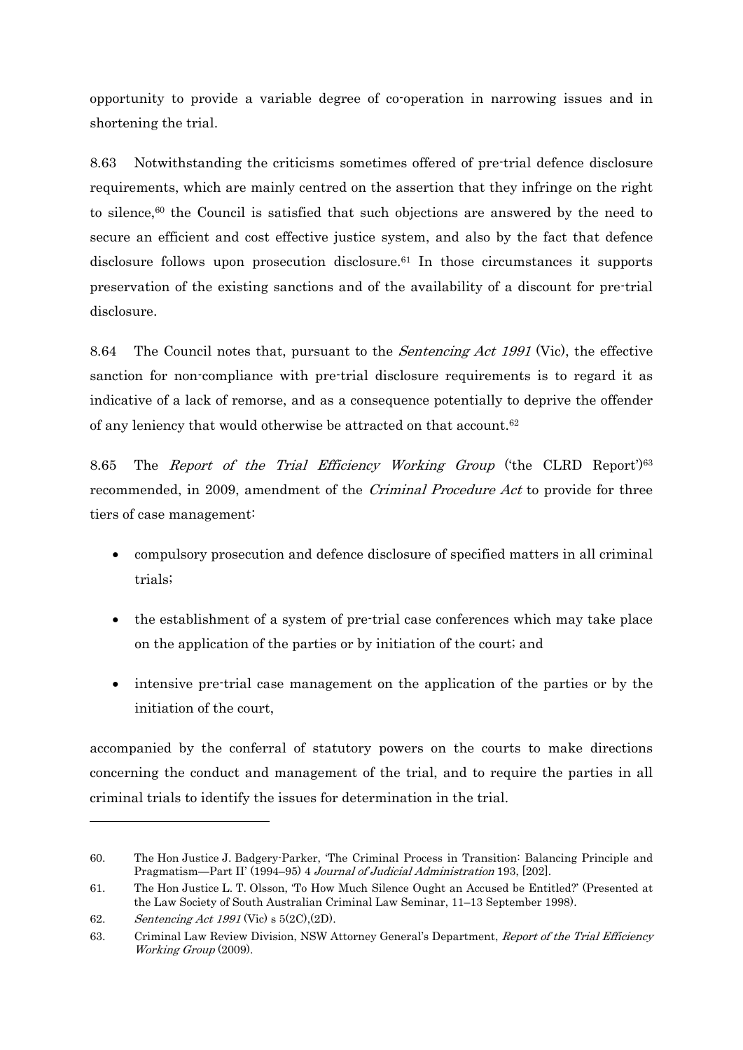opportunity to provide a variable degree of co-operation in narrowing issues and in shortening the trial.

8.63 Notwithstanding the criticisms sometimes offered of pre-trial defence disclosure requirements, which are mainly centred on the assertion that they infringe on the right to silence,[60] the Council is satisfied that such objections are answered by the need to secure an efficient and cost effective justice system, and also by the fact that defence disclosure follows upon prosecution disclosure.[61] In those circumstances it supports preservation of the existing sanctions and of the availability of a discount for pre-trial disclosure.

8.64 The Council notes that, pursuant to the *Sentencing Act 1991* (Vic), the effective sanction for non-compliance with pre-trial disclosure requirements is to regard it as indicative of a lack of remorse, and as a consequence potentially to deprive the offender of any leniency that would otherwise be attracted on that account.[62]

8.65 The *Report of the Trial Efficiency Working Group* ('the CLRD Report')[63] recommended, in 2009, amendment of the *Criminal Procedure Act* to provide for three tiers of case management:

- compulsory prosecution and defence disclosure of specified matters in all criminal trials;
- the establishment of a system of pre-trial case conferences which may take place on the application of the parties or by initiation of the court; and
- intensive pre-trial case management on the application of the parties or by the initiation of the court,

accompanied by the conferral of statutory powers on the courts to make directions concerning the conduct and management of the trial, and to require the parties in all criminal trials to identify the issues for determination in the trial.

---

60. The Hon Justice J. Badgery-Parker, 'The Criminal Process in Transition: Balancing Principle and Pragmatism—Part II' (1994–95) 4 *Journal of Judicial Administration* 193, [202].

61. The Hon Justice L. T. Olsson, 'To How Much Silence Ought an Accused be Entitled?' (Presented at the Law Society of South Australian Criminal Law Seminar, 11–13 September 1998).

62. *Sentencing Act 1991* (Vic) s 5(2C),(2D).

63. Criminal Law Review Division, NSW Attorney General's Department, *Report of the Trial Efficiency Working Group* (2009).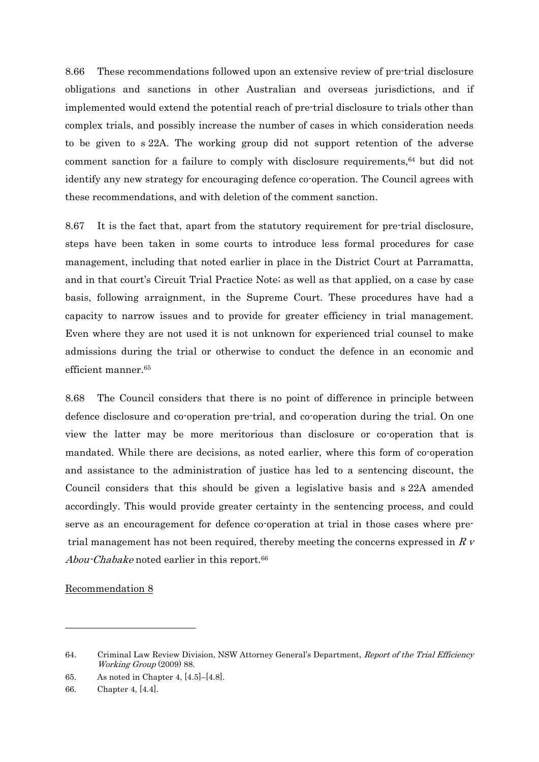8.66 These recommendations followed upon an extensive review of pre-trial disclosure obligations and sanctions in other Australian and overseas jurisdictions, and if implemented would extend the potential reach of pre-trial disclosure to trials other than complex trials, and possibly increase the number of cases in which consideration needs to be given to s 22A. The working group did not support retention of the adverse comment sanction for a failure to comply with disclosure requirements,[64] but did not identify any new strategy for encouraging defence co-operation. The Council agrees with these recommendations, and with deletion of the comment sanction.

8.67 It is the fact that, apart from the statutory requirement for pre-trial disclosure, steps have been taken in some courts to introduce less formal procedures for case management, including that noted earlier in place in the District Court at Parramatta, and in that court's Circuit Trial Practice Note; as well as that applied, on a case by case basis, following arraignment, in the Supreme Court. These procedures have had a capacity to narrow issues and to provide for greater efficiency in trial management. Even where they are not used it is not unknown for experienced trial counsel to make admissions during the trial or otherwise to conduct the defence in an economic and efficient manner.[65]

8.68 The Council considers that there is no point of difference in principle between defence disclosure and co-operation pre-trial, and co-operation during the trial. On one view the latter may be more meritorious than disclosure or co-operation that is mandated. While there are decisions, as noted earlier, where this form of co-operation and assistance to the administration of justice has led to a sentencing discount, the Council considers that this should be given a legislative basis and s 22A amended accordingly. This would provide greater certainty in the sentencing process, and could serve as an encouragement for defence co-operation at trial in those cases where pre-trial management has not been required, thereby meeting the concerns expressed in *R v Abou-Chabake* noted earlier in this report.[66]

<u>Recommendation 8</u>

---

64. Criminal Law Review Division, NSW Attorney General's Department, *Report of the Trial Efficiency Working Group* (2009) 88.

65. As noted in Chapter 4, [4.5]–[4.8].

66. Chapter 4, [4.4].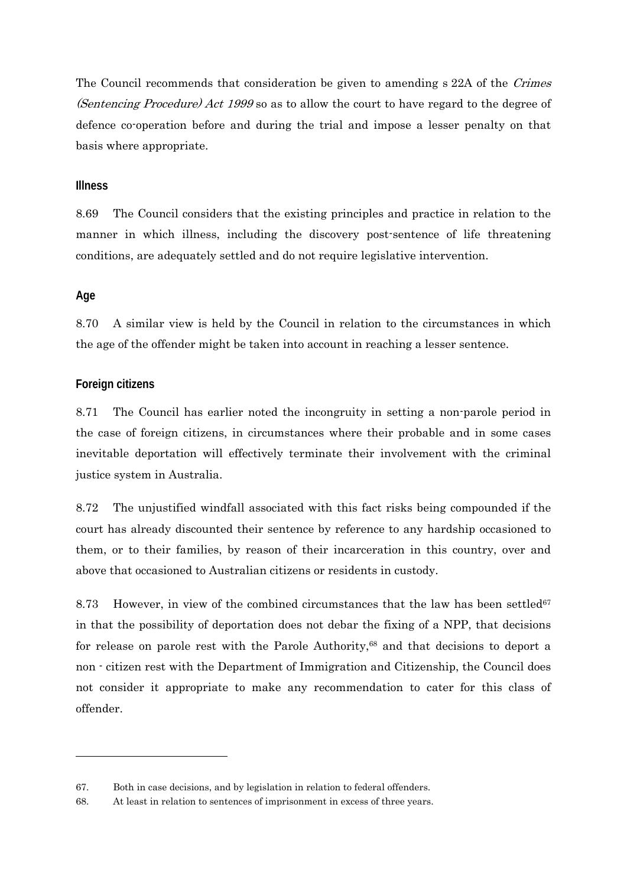The Council recommends that consideration be given to amending s 22A of the *Crimes (Sentencing Procedure) Act 1999* so as to allow the court to have regard to the degree of defence co-operation before and during the trial and impose a lesser penalty on that basis where appropriate.

### Illness

8.69 The Council considers that the existing principles and practice in relation to the manner in which illness, including the discovery post-sentence of life threatening conditions, are adequately settled and do not require legislative intervention.

### Age

8.70 A similar view is held by the Council in relation to the circumstances in which the age of the offender might be taken into account in reaching a lesser sentence.

### Foreign citizens

8.71 The Council has earlier noted the incongruity in setting a non-parole period in the case of foreign citizens, in circumstances where their probable and in some cases inevitable deportation will effectively terminate their involvement with the criminal justice system in Australia.

8.72 The unjustified windfall associated with this fact risks being compounded if the court has already discounted their sentence by reference to any hardship occasioned to them, or to their families, by reason of their incarceration in this country, over and above that occasioned to Australian citizens or residents in custody.

8.73 However, in view of the combined circumstances that the law has been settled[67] in that the possibility of deportation does not debar the fixing of a NPP, that decisions for release on parole rest with the Parole Authority,[68] and that decisions to deport a non - citizen rest with the Department of Immigration and Citizenship, the Council does not consider it appropriate to make any recommendation to cater for this class of offender.

---

67. Both in case decisions, and by legislation in relation to federal offenders.

68. At least in relation to sentences of imprisonment in excess of three years.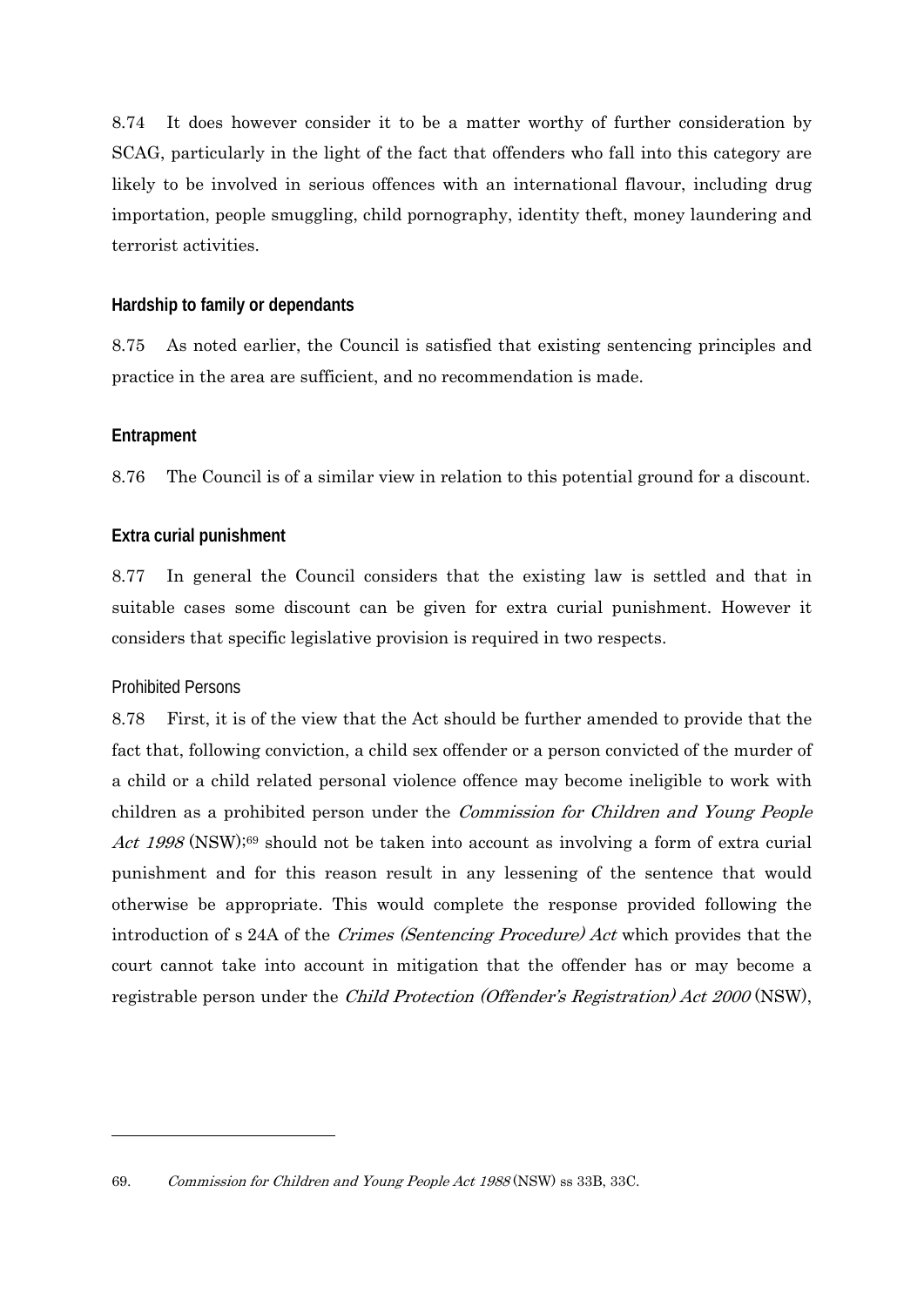8.74 It does however consider it to be a matter worthy of further consideration by SCAG, particularly in the light of the fact that offenders who fall into this category are likely to be involved in serious offences with an international flavour, including drug importation, people smuggling, child pornography, identity theft, money laundering and terrorist activities.

### Hardship to family or dependants

8.75 As noted earlier, the Council is satisfied that existing sentencing principles and practice in the area are sufficient, and no recommendation is made.

### Entrapment

8.76 The Council is of a similar view in relation to this potential ground for a discount.

### Extra curial punishment

8.77 In general the Council considers that the existing law is settled and that in suitable cases some discount can be given for extra curial punishment. However it considers that specific legislative provision is required in two respects.

#### Prohibited Persons

8.78 First, it is of the view that the Act should be further amended to provide that the fact that, following conviction, a child sex offender or a person convicted of the murder of a child or a child related personal violence offence may become ineligible to work with children as a prohibited person under the *Commission for Children and Young People Act 1998* (NSW);[69] should not be taken into account as involving a form of extra curial punishment and for this reason result in any lessening of the sentence that would otherwise be appropriate. This would complete the response provided following the introduction of s 24A of the *Crimes (Sentencing Procedure) Act* which provides that the court cannot take into account in mitigation that the offender has or may become a registrable person under the *Child Protection (Offender's Registration) Act 2000* (NSW),

---

69. *Commission for Children and Young People Act 1988* (NSW) ss 33B, 33C.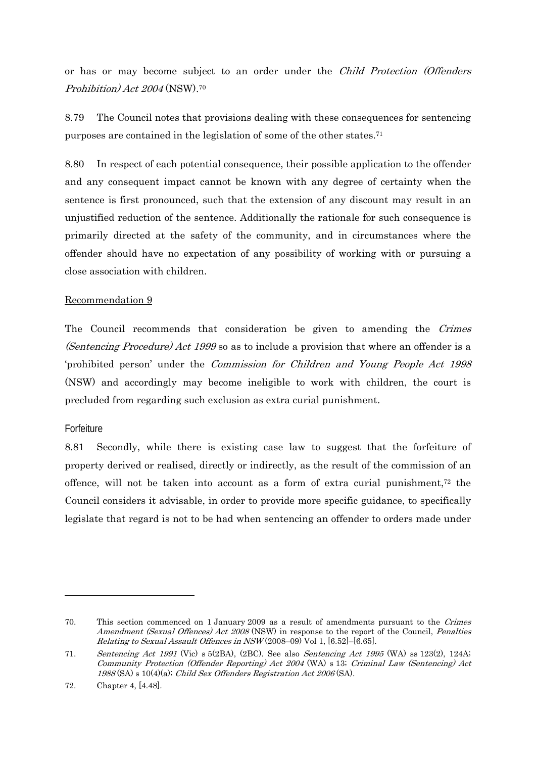or has or may become subject to an order under the *Child Protection (Offenders Prohibition) Act 2004* (NSW).[70]

8.79 The Council notes that provisions dealing with these consequences for sentencing purposes are contained in the legislation of some of the other states.[71]

8.80 In respect of each potential consequence, their possible application to the offender and any consequent impact cannot be known with any degree of certainty when the sentence is first pronounced, such that the extension of any discount may result in an unjustified reduction of the sentence. Additionally the rationale for such consequence is primarily directed at the safety of the community, and in circumstances where the offender should have no expectation of any possibility of working with or pursuing a close association with children.

<u>Recommendation 9</u>

The Council recommends that consideration be given to amending the *Crimes (Sentencing Procedure) Act 1999* so as to include a provision that where an offender is a 'prohibited person' under the *Commission for Children and Young People Act 1998* (NSW) and accordingly may become ineligible to work with children, the court is precluded from regarding such exclusion as extra curial punishment.

### Forfeiture

8.81 Secondly, while there is existing case law to suggest that the forfeiture of property derived or realised, directly or indirectly, as the result of the commission of an offence, will not be taken into account as a form of extra curial punishment,[72] the Council considers it advisable, in order to provide more specific guidance, to specifically legislate that regard is not to be had when sentencing an offender to orders made under

---

70. This section commenced on 1 January 2009 as a result of amendments pursuant to the *Crimes Amendment (Sexual Offences) Act 2008* (NSW) in response to the report of the Council, *Penalties Relating to Sexual Assault Offences in NSW* (2008–09) Vol 1, [6.52]–[6.65].

71. *Sentencing Act 1991* (Vic) s 5(2BA), (2BC). See also *Sentencing Act 1995* (WA) ss 123(2), 124A; *Community Protection (Offender Reporting) Act 2004* (WA) s 13; *Criminal Law (Sentencing) Act 1988* (SA) s 10(4)(a); *Child Sex Offenders Registration Act 2006* (SA).

72. Chapter 4, [4.48].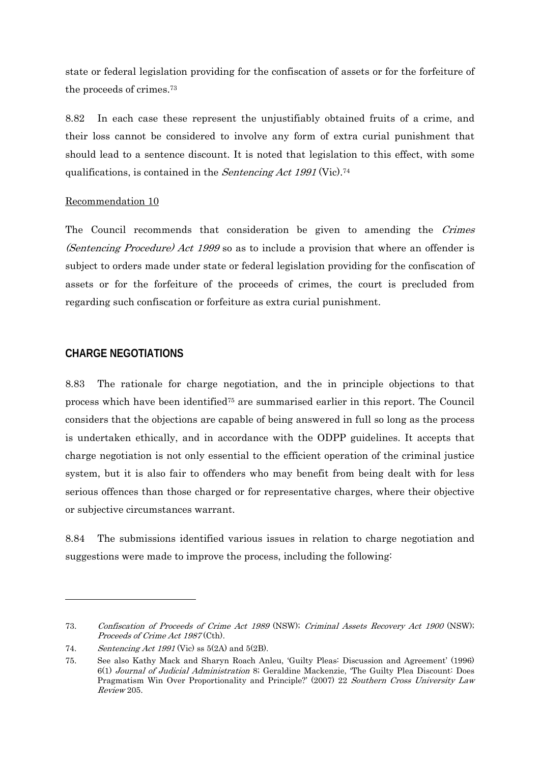state or federal legislation providing for the confiscation of assets or for the forfeiture of the proceeds of crimes.[73]

8.82 In each case these represent the unjustifiably obtained fruits of a crime, and their loss cannot be considered to involve any form of extra curial punishment that should lead to a sentence discount. It is noted that legislation to this effect, with some qualifications, is contained in the *Sentencing Act 1991* (Vic).[74]

Recommendation 10

The Council recommends that consideration be given to amending the *Crimes (Sentencing Procedure) Act 1999* so as to include a provision that where an offender is subject to orders made under state or federal legislation providing for the confiscation of assets or for the forfeiture of the proceeds of crimes, the court is precluded from regarding such confiscation or forfeiture as extra curial punishment.

## CHARGE NEGOTIATIONS

8.83 The rationale for charge negotiation, and the in principle objections to that process which have been identified[75] are summarised earlier in this report. The Council considers that the objections are capable of being answered in full so long as the process is undertaken ethically, and in accordance with the ODPP guidelines. It accepts that charge negotiation is not only essential to the efficient operation of the criminal justice system, but it is also fair to offenders who may benefit from being dealt with for less serious offences than those charged or for representative charges, where their objective or subjective circumstances warrant.

8.84 The submissions identified various issues in relation to charge negotiation and suggestions were made to improve the process, including the following:

---

73. *Confiscation of Proceeds of Crime Act 1989* (NSW); *Criminal Assets Recovery Act 1900* (NSW); *Proceeds of Crime Act 1987* (Cth).

74. *Sentencing Act 1991* (Vic) ss 5(2A) and 5(2B).

75. See also Kathy Mack and Sharyn Roach Anleu, 'Guilty Pleas: Discussion and Agreement' (1996) 6(1) *Journal of Judicial Administration* 8; Geraldine Mackenzie, 'The Guilty Plea Discount: Does Pragmatism Win Over Proportionality and Principle?' (2007) 22 *Southern Cross University Law Review* 205.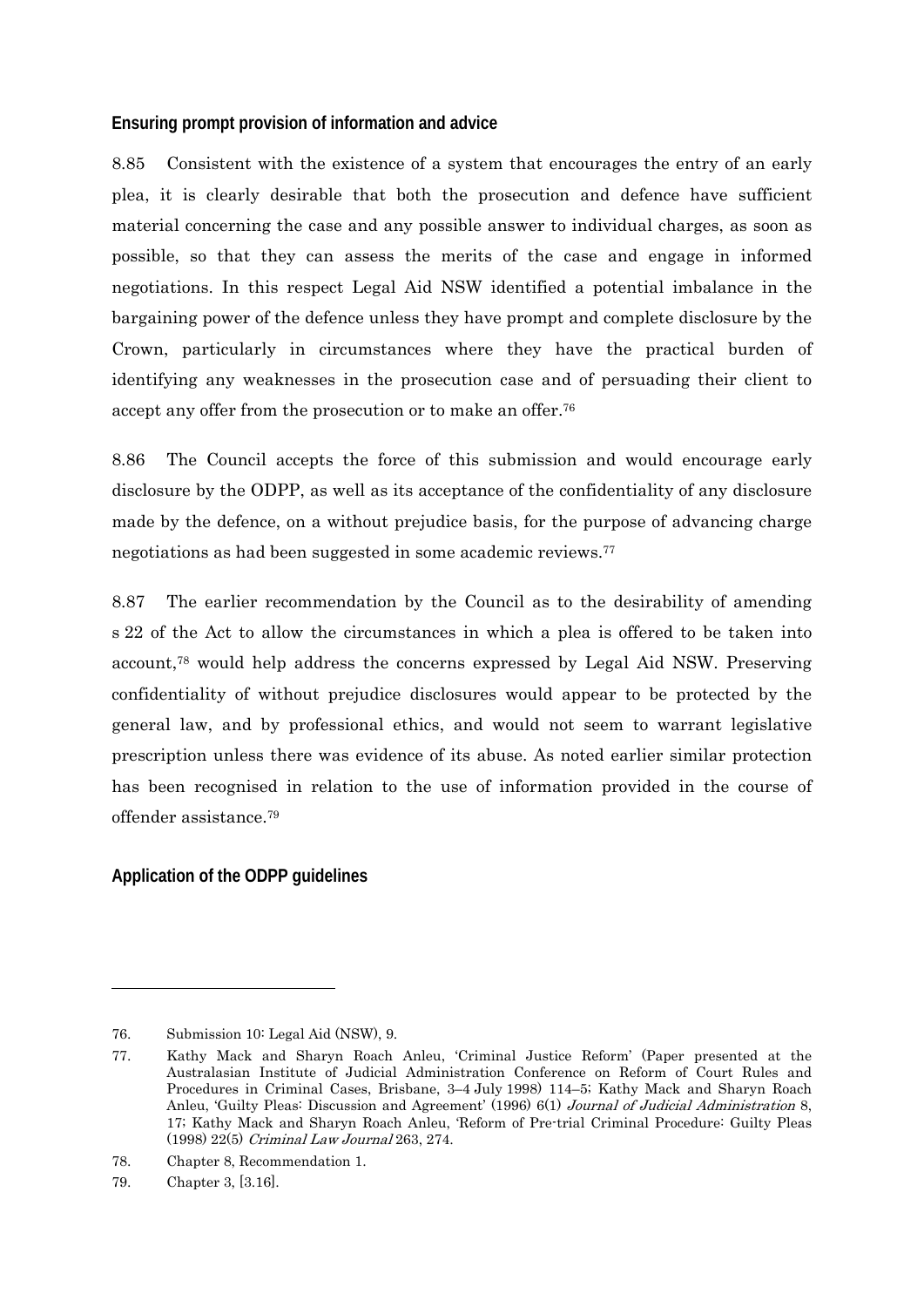### Ensuring prompt provision of information and advice

8.85 Consistent with the existence of a system that encourages the entry of an early plea, it is clearly desirable that both the prosecution and defence have sufficient material concerning the case and any possible answer to individual charges, as soon as possible, so that they can assess the merits of the case and engage in informed negotiations. In this respect Legal Aid NSW identified a potential imbalance in the bargaining power of the defence unless they have prompt and complete disclosure by the Crown, particularly in circumstances where they have the practical burden of identifying any weaknesses in the prosecution case and of persuading their client to accept any offer from the prosecution or to make an offer.[76]

8.86 The Council accepts the force of this submission and would encourage early disclosure by the ODPP, as well as its acceptance of the confidentiality of any disclosure made by the defence, on a without prejudice basis, for the purpose of advancing charge negotiations as had been suggested in some academic reviews.[77]

8.87 The earlier recommendation by the Council as to the desirability of amending s 22 of the Act to allow the circumstances in which a plea is offered to be taken into account,[78] would help address the concerns expressed by Legal Aid NSW. Preserving confidentiality of without prejudice disclosures would appear to be protected by the general law, and by professional ethics, and would not seem to warrant legislative prescription unless there was evidence of its abuse. As noted earlier similar protection has been recognised in relation to the use of information provided in the course of offender assistance.[79]

### Application of the ODPP guidelines

---

76. Submission 10: Legal Aid (NSW), 9.

77. Kathy Mack and Sharyn Roach Anleu, 'Criminal Justice Reform' (Paper presented at the Australasian Institute of Judicial Administration Conference on Reform of Court Rules and Procedures in Criminal Cases, Brisbane, 3–4 July 1998) 114–5; Kathy Mack and Sharyn Roach Anleu, 'Guilty Pleas: Discussion and Agreement' (1996) 6(1) *Journal of Judicial Administration* 8, 17; Kathy Mack and Sharyn Roach Anleu, 'Reform of Pre-trial Criminal Procedure: Guilty Pleas (1998) 22(5) *Criminal Law Journal* 263, 274.

78. Chapter 8, Recommendation 1.

79. Chapter 3, [3.16].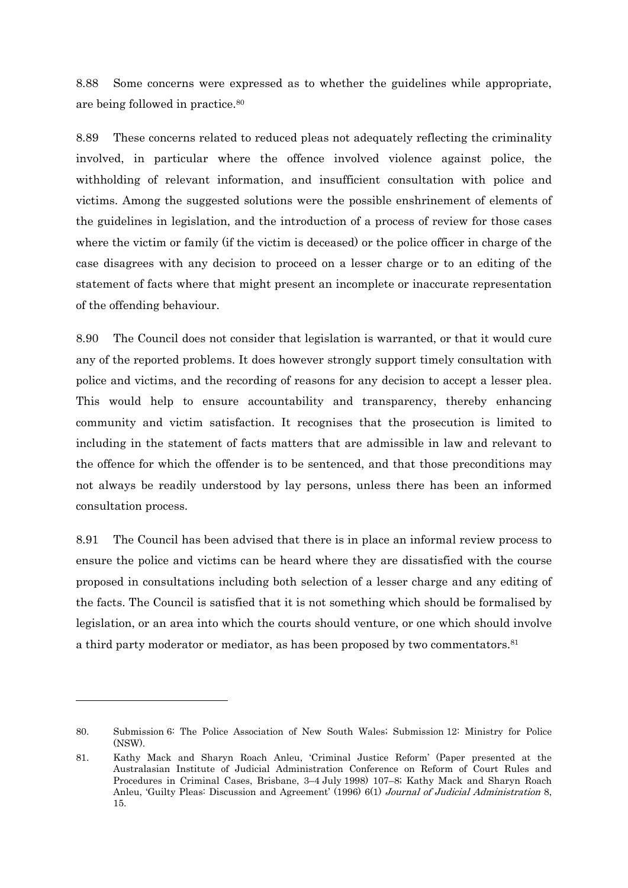8.88 Some concerns were expressed as to whether the guidelines while appropriate, are being followed in practice.[80]

8.89 These concerns related to reduced pleas not adequately reflecting the criminality involved, in particular where the offence involved violence against police, the withholding of relevant information, and insufficient consultation with police and victims. Among the suggested solutions were the possible enshrinement of elements of the guidelines in legislation, and the introduction of a process of review for those cases where the victim or family (if the victim is deceased) or the police officer in charge of the case disagrees with any decision to proceed on a lesser charge or to an editing of the statement of facts where that might present an incomplete or inaccurate representation of the offending behaviour.

8.90 The Council does not consider that legislation is warranted, or that it would cure any of the reported problems. It does however strongly support timely consultation with police and victims, and the recording of reasons for any decision to accept a lesser plea. This would help to ensure accountability and transparency, thereby enhancing community and victim satisfaction. It recognises that the prosecution is limited to including in the statement of facts matters that are admissible in law and relevant to the offence for which the offender is to be sentenced, and that those preconditions may not always be readily understood by lay persons, unless there has been an informed consultation process.

8.91 The Council has been advised that there is in place an informal review process to ensure the police and victims can be heard where they are dissatisfied with the course proposed in consultations including both selection of a lesser charge and any editing of the facts. The Council is satisfied that it is not something which should be formalised by legislation, or an area into which the courts should venture, or one which should involve a third party moderator or mediator, as has been proposed by two commentators.[81]

---

80. Submission 6: The Police Association of New South Wales; Submission 12: Ministry for Police (NSW).

81. Kathy Mack and Sharyn Roach Anleu, 'Criminal Justice Reform' (Paper presented at the Australasian Institute of Judicial Administration Conference on Reform of Court Rules and Procedures in Criminal Cases, Brisbane, 3–4 July 1998) 107–8; Kathy Mack and Sharyn Roach Anleu, 'Guilty Pleas: Discussion and Agreement' (1996) 6(1) *Journal of Judicial Administration* 8, 15.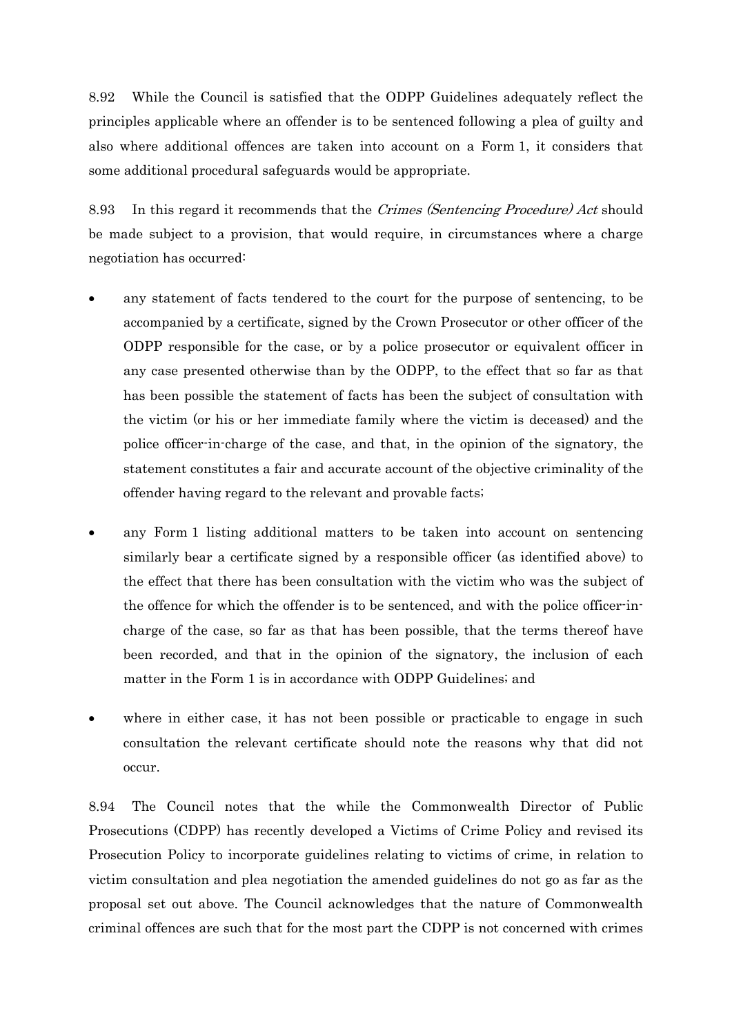8.92 While the Council is satisfied that the ODPP Guidelines adequately reflect the principles applicable where an offender is to be sentenced following a plea of guilty and also where additional offences are taken into account on a Form 1, it considers that some additional procedural safeguards would be appropriate.

8.93 In this regard it recommends that the *Crimes (Sentencing Procedure) Act* should be made subject to a provision, that would require, in circumstances where a charge negotiation has occurred:

- any statement of facts tendered to the court for the purpose of sentencing, to be accompanied by a certificate, signed by the Crown Prosecutor or other officer of the ODPP responsible for the case, or by a police prosecutor or equivalent officer in any case presented otherwise than by the ODPP, to the effect that so far as that has been possible the statement of facts has been the subject of consultation with the victim (or his or her immediate family where the victim is deceased) and the police officer-in-charge of the case, and that, in the opinion of the signatory, the statement constitutes a fair and accurate account of the objective criminality of the offender having regard to the relevant and provable facts;

- any Form 1 listing additional matters to be taken into account on sentencing similarly bear a certificate signed by a responsible officer (as identified above) to the effect that there has been consultation with the victim who was the subject of the offence for which the offender is to be sentenced, and with the police officer-in-charge of the case, so far as that has been possible, that the terms thereof have been recorded, and that in the opinion of the signatory, the inclusion of each matter in the Form 1 is in accordance with ODPP Guidelines; and

- where in either case, it has not been possible or practicable to engage in such consultation the relevant certificate should note the reasons why that did not occur.

8.94 The Council notes that the while the Commonwealth Director of Public Prosecutions (CDPP) has recently developed a Victims of Crime Policy and revised its Prosecution Policy to incorporate guidelines relating to victims of crime, in relation to victim consultation and plea negotiation the amended guidelines do not go as far as the proposal set out above. The Council acknowledges that the nature of Commonwealth criminal offences are such that for the most part the CDPP is not concerned with crimes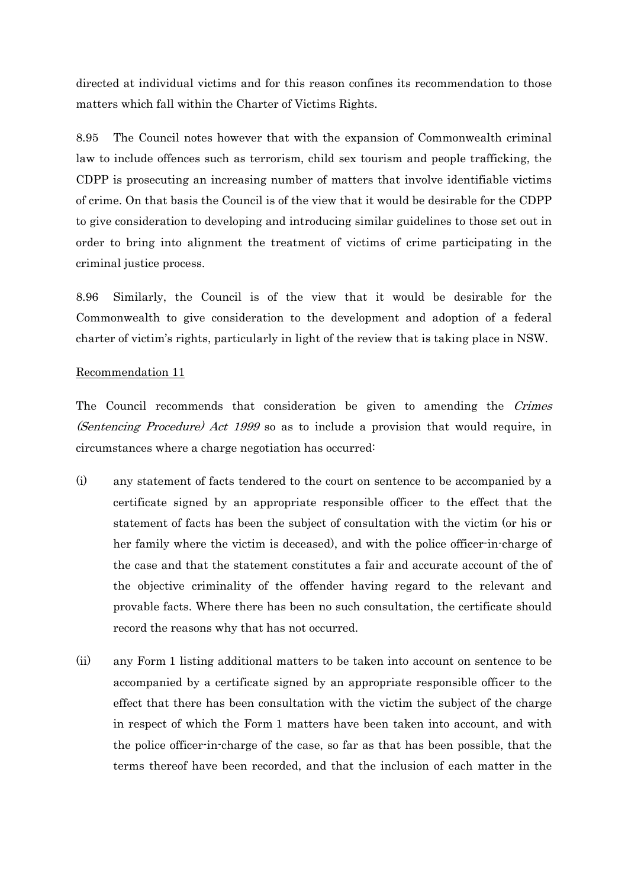directed at individual victims and for this reason confines its recommendation to those matters which fall within the Charter of Victims Rights.

8.95 The Council notes however that with the expansion of Commonwealth criminal law to include offences such as terrorism, child sex tourism and people trafficking, the CDPP is prosecuting an increasing number of matters that involve identifiable victims of crime. On that basis the Council is of the view that it would be desirable for the CDPP to give consideration to developing and introducing similar guidelines to those set out in order to bring into alignment the treatment of victims of crime participating in the criminal justice process.

8.96 Similarly, the Council is of the view that it would be desirable for the Commonwealth to give consideration to the development and adoption of a federal charter of victim's rights, particularly in light of the review that is taking place in NSW.

<u>Recommendation 11</u>

The Council recommends that consideration be given to amending the *Crimes (Sentencing Procedure) Act 1999* so as to include a provision that would require, in circumstances where a charge negotiation has occurred:

(i) any statement of facts tendered to the court on sentence to be accompanied by a certificate signed by an appropriate responsible officer to the effect that the statement of facts has been the subject of consultation with the victim (or his or her family where the victim is deceased), and with the police officer-in-charge of the case and that the statement constitutes a fair and accurate account of the of the objective criminality of the offender having regard to the relevant and provable facts. Where there has been no such consultation, the certificate should record the reasons why that has not occurred.

(ii) any Form 1 listing additional matters to be taken into account on sentence to be accompanied by a certificate signed by an appropriate responsible officer to the effect that there has been consultation with the victim the subject of the charge in respect of which the Form 1 matters have been taken into account, and with the police officer-in-charge of the case, so far as that has been possible, that the terms thereof have been recorded, and that the inclusion of each matter in the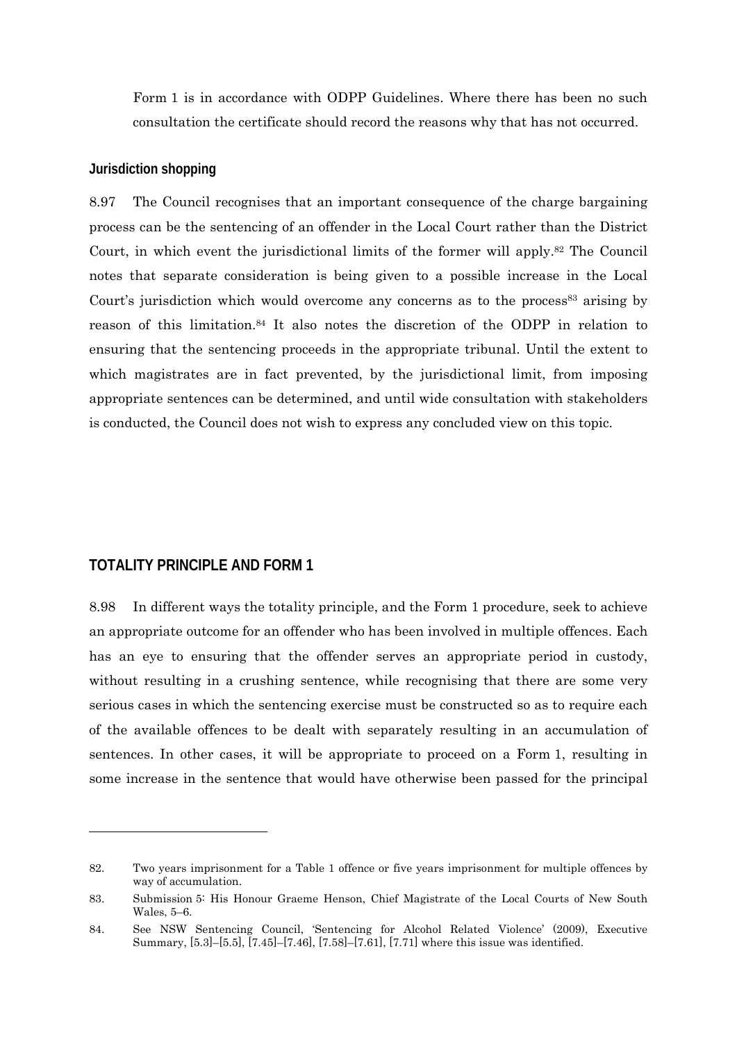Form 1 is in accordance with ODPP Guidelines. Where there has been no such consultation the certificate should record the reasons why that has not occurred.

### Jurisdiction shopping

8.97 The Council recognises that an important consequence of the charge bargaining process can be the sentencing of an offender in the Local Court rather than the District Court, in which event the jurisdictional limits of the former will apply.[82] The Council notes that separate consideration is being given to a possible increase in the Local Court's jurisdiction which would overcome any concerns as to the process[83] arising by reason of this limitation.[84] It also notes the discretion of the ODPP in relation to ensuring that the sentencing proceeds in the appropriate tribunal. Until the extent to which magistrates are in fact prevented, by the jurisdictional limit, from imposing appropriate sentences can be determined, and until wide consultation with stakeholders is conducted, the Council does not wish to express any concluded view on this topic.

## TOTALITY PRINCIPLE AND FORM 1

8.98 In different ways the totality principle, and the Form 1 procedure, seek to achieve an appropriate outcome for an offender who has been involved in multiple offences. Each has an eye to ensuring that the offender serves an appropriate period in custody, without resulting in a crushing sentence, while recognising that there are some very serious cases in which the sentencing exercise must be constructed so as to require each of the available offences to be dealt with separately resulting in an accumulation of sentences. In other cases, it will be appropriate to proceed on a Form 1, resulting in some increase in the sentence that would have otherwise been passed for the principal

---

82. Two years imprisonment for a Table 1 offence or five years imprisonment for multiple offences by way of accumulation.

83. Submission 5: His Honour Graeme Henson, Chief Magistrate of the Local Courts of New South Wales, 5–6.

84. See NSW Sentencing Council, 'Sentencing for Alcohol Related Violence' (2009), Executive Summary, [5.3]–[5.5], [7.45]–[7.46], [7.58]–[7.61], [7.71] where this issue was identified.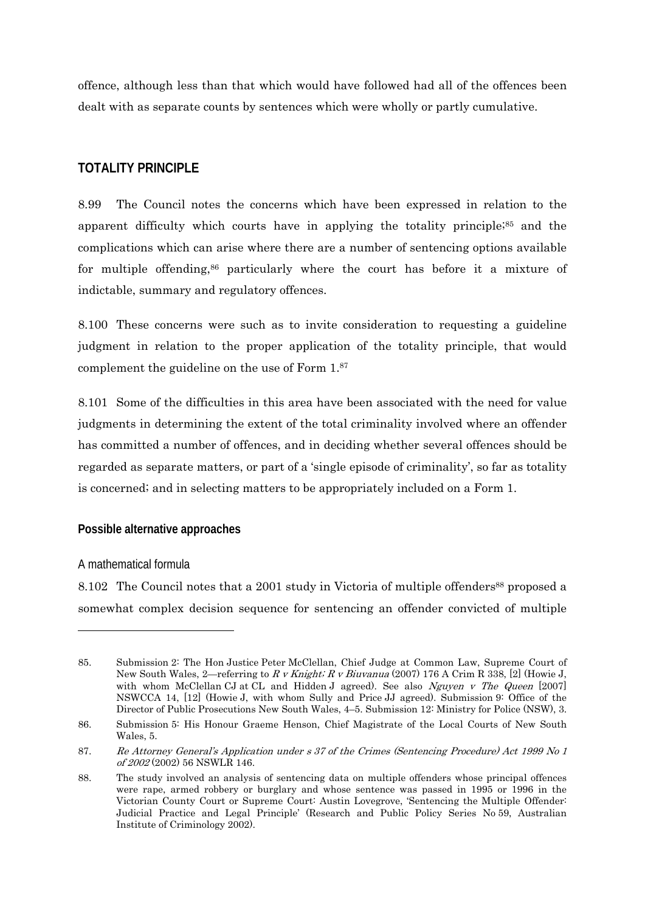offence, although less than that which would have followed had all of the offences been dealt with as separate counts by sentences which were wholly or partly cumulative.

## TOTALITY PRINCIPLE

8.99 The Council notes the concerns which have been expressed in relation to the apparent difficulty which courts have in applying the totality principle;[85] and the complications which can arise where there are a number of sentencing options available for multiple offending,[86] particularly where the court has before it a mixture of indictable, summary and regulatory offences.

8.100 These concerns were such as to invite consideration to requesting a guideline judgment in relation to the proper application of the totality principle, that would complement the guideline on the use of Form 1.[87]

8.101 Some of the difficulties in this area have been associated with the need for value judgments in determining the extent of the total criminality involved where an offender has committed a number of offences, and in deciding whether several offences should be regarded as separate matters, or part of a 'single episode of criminality', so far as totality is concerned; and in selecting matters to be appropriately included on a Form 1.

### Possible alternative approaches

#### A mathematical formula

8.102 The Council notes that a 2001 study in Victoria of multiple offenders[88] proposed a somewhat complex decision sequence for sentencing an offender convicted of multiple

---

85. Submission 2: The Hon Justice Peter McClellan, Chief Judge at Common Law, Supreme Court of New South Wales, 2—referring to *R v Knight; R v Biuvanua* (2007) 176 A Crim R 338, [2] (Howie J, with whom McClellan CJ at CL and Hidden J agreed). See also *Nguyen v The Queen* [2007] NSWCCA 14, [12] (Howie J, with whom Sully and Price JJ agreed). Submission 9: Office of the Director of Public Prosecutions New South Wales, 4–5. Submission 12: Ministry for Police (NSW), 3.

86. Submission 5: His Honour Graeme Henson, Chief Magistrate of the Local Courts of New South Wales, 5.

87. *Re Attorney General's Application under s 37 of the Crimes (Sentencing Procedure) Act 1999 No 1 of 2002* (2002) 56 NSWLR 146.

88. The study involved an analysis of sentencing data on multiple offenders whose principal offences were rape, armed robbery or burglary and whose sentence was passed in 1995 or 1996 in the Victorian County Court or Supreme Court: Austin Lovegrove, 'Sentencing the Multiple Offender: Judicial Practice and Legal Principle' (Research and Public Policy Series No 59, Australian Institute of Criminology 2002).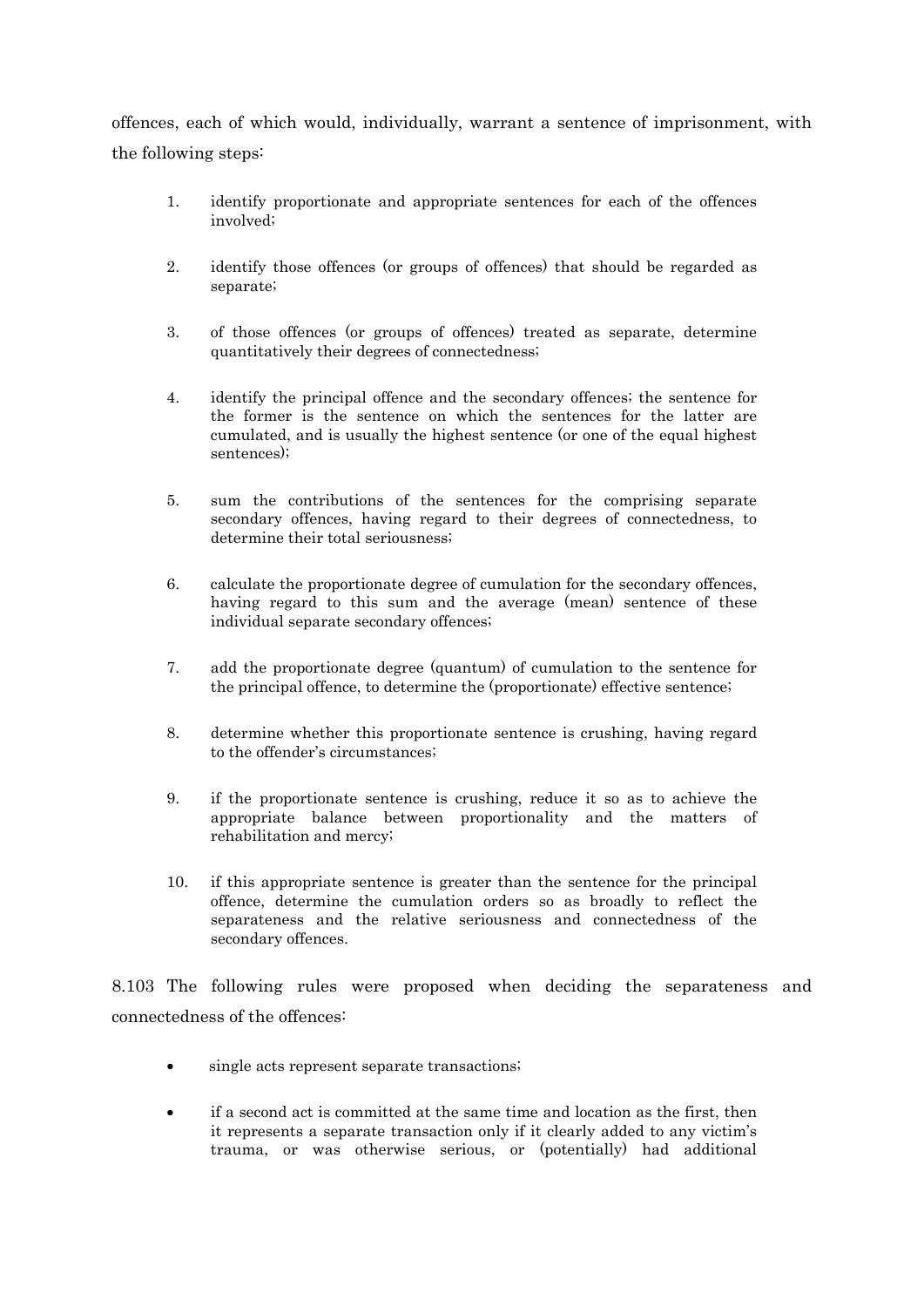offences, each of which would, individually, warrant a sentence of imprisonment, with the following steps:

1. identify proportionate and appropriate sentences for each of the offences involved;

2. identify those offences (or groups of offences) that should be regarded as separate;

3. of those offences (or groups of offences) treated as separate, determine quantitatively their degrees of connectedness;

4. identify the principal offence and the secondary offences; the sentence for the former is the sentence on which the sentences for the latter are cumulated, and is usually the highest sentence (or one of the equal highest sentences);

5. sum the contributions of the sentences for the comprising separate secondary offences, having regard to their degrees of connectedness, to determine their total seriousness;

6. calculate the proportionate degree of cumulation for the secondary offences, having regard to this sum and the average (mean) sentence of these individual separate secondary offences;

7. add the proportionate degree (quantum) of cumulation to the sentence for the principal offence, to determine the (proportionate) effective sentence;

8. determine whether this proportionate sentence is crushing, having regard to the offender's circumstances;

9. if the proportionate sentence is crushing, reduce it so as to achieve the appropriate balance between proportionality and the matters of rehabilitation and mercy;

10. if this appropriate sentence is greater than the sentence for the principal offence, determine the cumulation orders so as broadly to reflect the separateness and the relative seriousness and connectedness of the secondary offences.

8.103 The following rules were proposed when deciding the separateness and connectedness of the offences:

- single acts represent separate transactions;
- if a second act is committed at the same time and location as the first, then it represents a separate transaction only if it clearly added to any victim's trauma, or was otherwise serious, or (potentially) had additional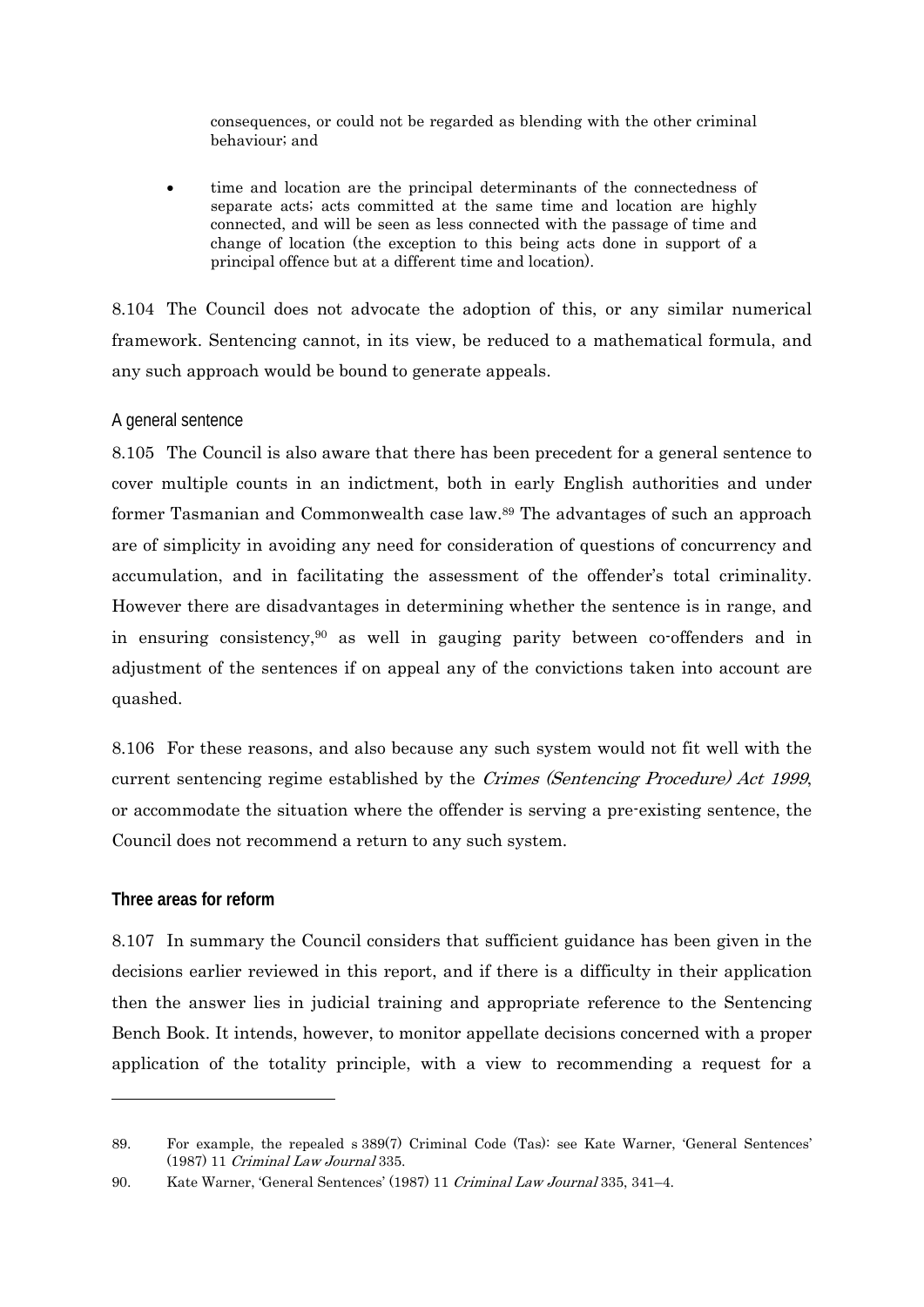consequences, or could not be regarded as blending with the other criminal behaviour; and

- time and location are the principal determinants of the connectedness of separate acts; acts committed at the same time and location are highly connected, and will be seen as less connected with the passage of time and change of location (the exception to this being acts done in support of a principal offence but at a different time and location).

8.104 The Council does not advocate the adoption of this, or any similar numerical framework. Sentencing cannot, in its view, be reduced to a mathematical formula, and any such approach would be bound to generate appeals.

### A general sentence

8.105 The Council is also aware that there has been precedent for a general sentence to cover multiple counts in an indictment, both in early English authorities and under former Tasmanian and Commonwealth case law.[89] The advantages of such an approach are of simplicity in avoiding any need for consideration of questions of concurrency and accumulation, and in facilitating the assessment of the offender's total criminality. However there are disadvantages in determining whether the sentence is in range, and in ensuring consistency,[90] as well in gauging parity between co-offenders and in adjustment of the sentences if on appeal any of the convictions taken into account are quashed.

8.106 For these reasons, and also because any such system would not fit well with the current sentencing regime established by the *Crimes (Sentencing Procedure) Act 1999*, or accommodate the situation where the offender is serving a pre-existing sentence, the Council does not recommend a return to any such system.

## Three areas for reform

8.107 In summary the Council considers that sufficient guidance has been given in the decisions earlier reviewed in this report, and if there is a difficulty in their application then the answer lies in judicial training and appropriate reference to the Sentencing Bench Book. It intends, however, to monitor appellate decisions concerned with a proper application of the totality principle, with a view to recommending a request for a

---

89. For example, the repealed s 389(7) Criminal Code (Tas): see Kate Warner, 'General Sentences' (1987) 11 *Criminal Law Journal* 335.

90. Kate Warner, 'General Sentences' (1987) 11 *Criminal Law Journal* 335, 341–4.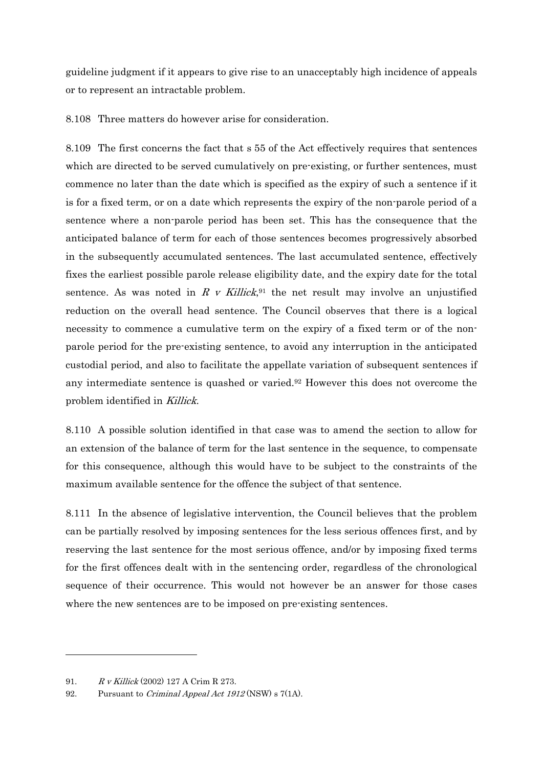guideline judgment if it appears to give rise to an unacceptably high incidence of appeals or to represent an intractable problem.

8.108 Three matters do however arise for consideration.

8.109 The first concerns the fact that s 55 of the Act effectively requires that sentences which are directed to be served cumulatively on pre-existing, or further sentences, must commence no later than the date which is specified as the expiry of such a sentence if it is for a fixed term, or on a date which represents the expiry of the non-parole period of a sentence where a non-parole period has been set. This has the consequence that the anticipated balance of term for each of those sentences becomes progressively absorbed in the subsequently accumulated sentences. The last accumulated sentence, effectively fixes the earliest possible parole release eligibility date, and the expiry date for the total sentence. As was noted in *R v Killick*,[91] the net result may involve an unjustified reduction on the overall head sentence. The Council observes that there is a logical necessity to commence a cumulative term on the expiry of a fixed term or of the non-parole period for the pre-existing sentence, to avoid any interruption in the anticipated custodial period, and also to facilitate the appellate variation of subsequent sentences if any intermediate sentence is quashed or varied.[92] However this does not overcome the problem identified in *Killick*.

8.110 A possible solution identified in that case was to amend the section to allow for an extension of the balance of term for the last sentence in the sequence, to compensate for this consequence, although this would have to be subject to the constraints of the maximum available sentence for the offence the subject of that sentence.

8.111 In the absence of legislative intervention, the Council believes that the problem can be partially resolved by imposing sentences for the less serious offences first, and by reserving the last sentence for the most serious offence, and/or by imposing fixed terms for the first offences dealt with in the sentencing order, regardless of the chronological sequence of their occurrence. This would not however be an answer for those cases where the new sentences are to be imposed on pre-existing sentences.

---

91. *R v Killick* (2002) 127 A Crim R 273.

92. Pursuant to *Criminal Appeal Act 1912* (NSW) s 7(1A).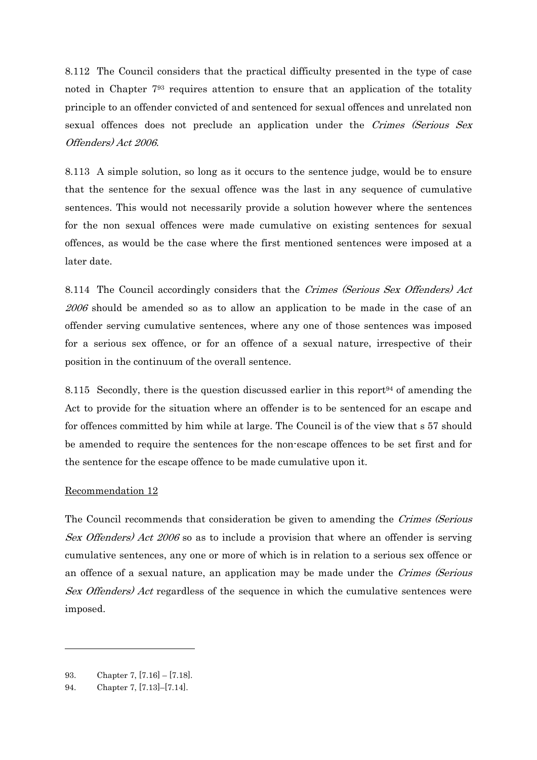8.112 The Council considers that the practical difficulty presented in the type of case noted in Chapter 7[93] requires attention to ensure that an application of the totality principle to an offender convicted of and sentenced for sexual offences and unrelated non sexual offences does not preclude an application under the *Crimes (Serious Sex Offenders) Act 2006*.

8.113 A simple solution, so long as it occurs to the sentence judge, would be to ensure that the sentence for the sexual offence was the last in any sequence of cumulative sentences. This would not necessarily provide a solution however where the sentences for the non sexual offences were made cumulative on existing sentences for sexual offences, as would be the case where the first mentioned sentences were imposed at a later date.

8.114 The Council accordingly considers that the *Crimes (Serious Sex Offenders) Act 2006* should be amended so as to allow an application to be made in the case of an offender serving cumulative sentences, where any one of those sentences was imposed for a serious sex offence, or for an offence of a sexual nature, irrespective of their position in the continuum of the overall sentence.

8.115 Secondly, there is the question discussed earlier in this report[94] of amending the Act to provide for the situation where an offender is to be sentenced for an escape and for offences committed by him while at large. The Council is of the view that s 57 should be amended to require the sentences for the non-escape offences to be set first and for the sentence for the escape offence to be made cumulative upon it.

<u>Recommendation 12</u>

The Council recommends that consideration be given to amending the *Crimes (Serious Sex Offenders) Act 2006* so as to include a provision that where an offender is serving cumulative sentences, any one or more of which is in relation to a serious sex offence or an offence of a sexual nature, an application may be made under the *Crimes (Serious Sex Offenders) Act* regardless of the sequence in which the cumulative sentences were imposed.

---

93. Chapter 7, [7.16] – [7.18].

94. Chapter 7, [7.13]–[7.14].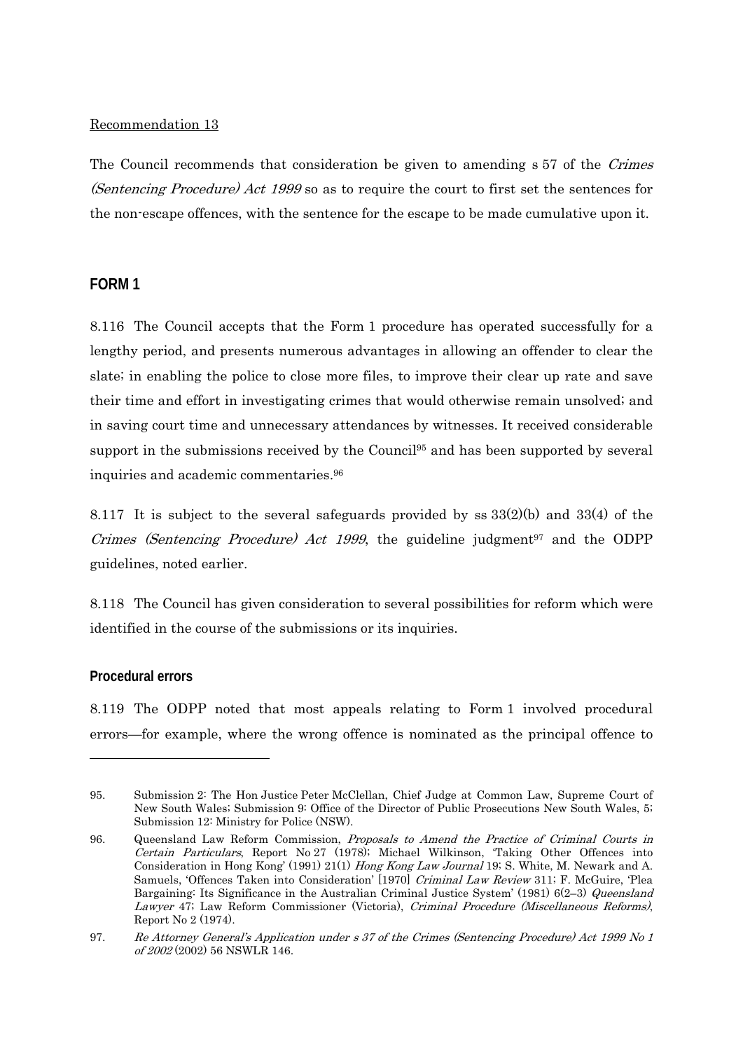Recommendation 13

The Council recommends that consideration be given to amending s 57 of the *Crimes (Sentencing Procedure) Act 1999* so as to require the court to first set the sentences for the non-escape offences, with the sentence for the escape to be made cumulative upon it.

## FORM 1

8.116 The Council accepts that the Form 1 procedure has operated successfully for a lengthy period, and presents numerous advantages in allowing an offender to clear the slate; in enabling the police to close more files, to improve their clear up rate and save their time and effort in investigating crimes that would otherwise remain unsolved; and in saving court time and unnecessary attendances by witnesses. It received considerable support in the submissions received by the Council[95] and has been supported by several inquiries and academic commentaries.[96]

8.117 It is subject to the several safeguards provided by ss 33(2)(b) and 33(4) of the *Crimes (Sentencing Procedure) Act 1999*, the guideline judgment[97] and the ODPP guidelines, noted earlier.

8.118 The Council has given consideration to several possibilities for reform which were identified in the course of the submissions or its inquiries.

### Procedural errors

8.119 The ODPP noted that most appeals relating to Form 1 involved procedural errors—for example, where the wrong offence is nominated as the principal offence to

---

95. Submission 2: The Hon Justice Peter McClellan, Chief Judge at Common Law, Supreme Court of New South Wales; Submission 9: Office of the Director of Public Prosecutions New South Wales, 5; Submission 12: Ministry for Police (NSW).

96. Queensland Law Reform Commission, *Proposals to Amend the Practice of Criminal Courts in Certain Particulars*, Report No 27 (1978); Michael Wilkinson, 'Taking Other Offences into Consideration in Hong Kong' (1991) 21(1) *Hong Kong Law Journal* 19; S. White, M. Newark and A. Samuels, 'Offences Taken into Consideration' [1970] *Criminal Law Review* 311; F. McGuire, 'Plea Bargaining: Its Significance in the Australian Criminal Justice System' (1981) 6(2–3) *Queensland Lawyer* 47; Law Reform Commissioner (Victoria), *Criminal Procedure (Miscellaneous Reforms)*, Report No 2 (1974).

97. *Re Attorney General's Application under s 37 of the Crimes (Sentencing Procedure) Act 1999 No 1 of 2002* (2002) 56 NSWLR 146.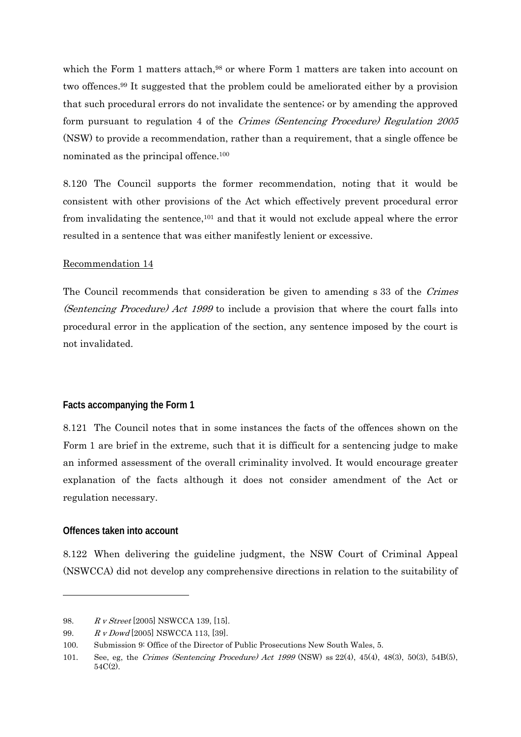which the Form 1 matters attach,[98] or where Form 1 matters are taken into account on two offences.[99] It suggested that the problem could be ameliorated either by a provision that such procedural errors do not invalidate the sentence; or by amending the approved form pursuant to regulation 4 of the *Crimes (Sentencing Procedure) Regulation 2005* (NSW) to provide a recommendation, rather than a requirement, that a single offence be nominated as the principal offence.[100]

8.120 The Council supports the former recommendation, noting that it would be consistent with other provisions of the Act which effectively prevent procedural error from invalidating the sentence,[101] and that it would not exclude appeal where the error resulted in a sentence that was either manifestly lenient or excessive.

Recommendation 14

The Council recommends that consideration be given to amending s 33 of the *Crimes (Sentencing Procedure) Act 1999* to include a provision that where the court falls into procedural error in the application of the section, any sentence imposed by the court is not invalidated.

### Facts accompanying the Form 1

8.121 The Council notes that in some instances the facts of the offences shown on the Form 1 are brief in the extreme, such that it is difficult for a sentencing judge to make an informed assessment of the overall criminality involved. It would encourage greater explanation of the facts although it does not consider amendment of the Act or regulation necessary.

### Offences taken into account

8.122 When delivering the guideline judgment, the NSW Court of Criminal Appeal (NSWCCA) did not develop any comprehensive directions in relation to the suitability of

---

98. *R v Street* [2005] NSWCCA 139, [15].
99. *R v Dowd* [2005] NSWCCA 113, [39].
100. Submission 9: Office of the Director of Public Prosecutions New South Wales, 5.
101. See, eg, the *Crimes (Sentencing Procedure) Act 1999* (NSW) ss 22(4), 45(4), 48(3), 50(3), 54B(5), 54C(2).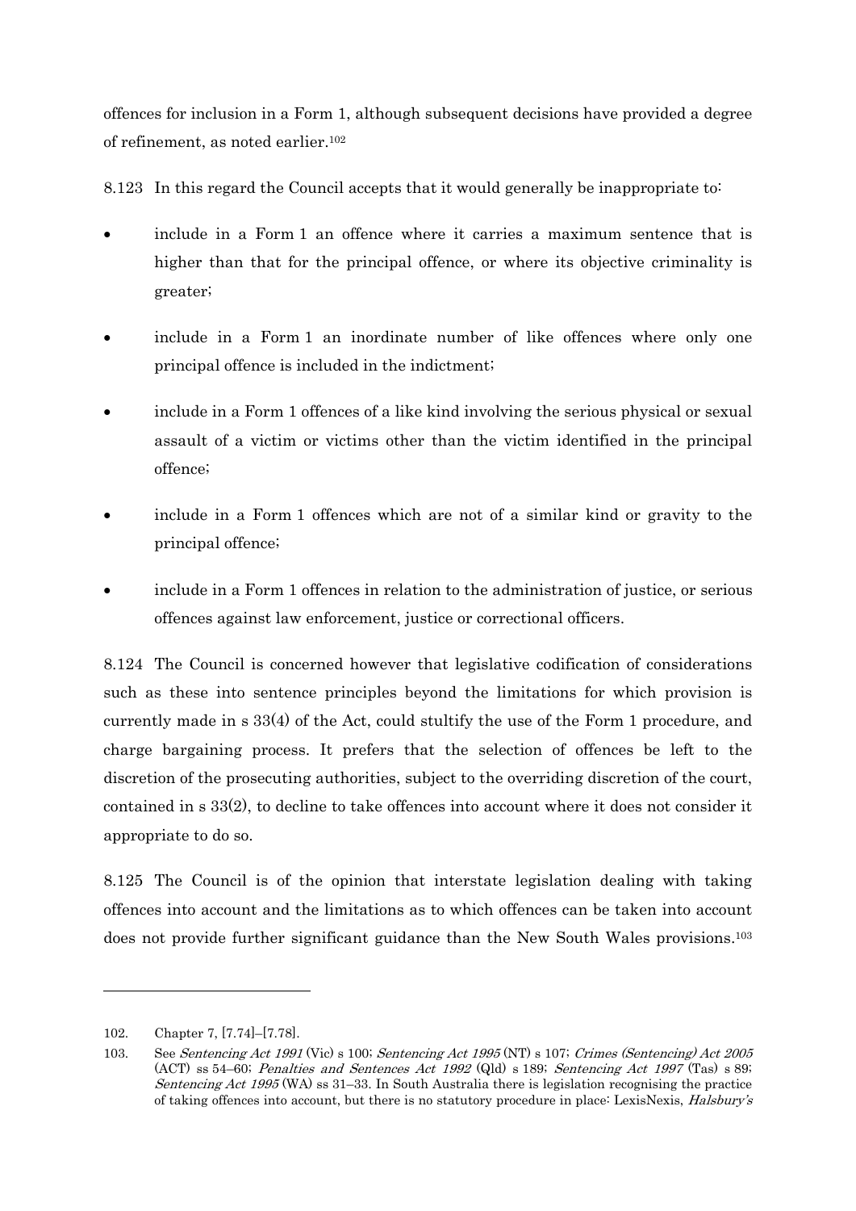offences for inclusion in a Form 1, although subsequent decisions have provided a degree of refinement, as noted earlier.[102]

8.123 In this regard the Council accepts that it would generally be inappropriate to:

- include in a Form 1 an offence where it carries a maximum sentence that is higher than that for the principal offence, or where its objective criminality is greater;
- include in a Form 1 an inordinate number of like offences where only one principal offence is included in the indictment;
- include in a Form 1 offences of a like kind involving the serious physical or sexual assault of a victim or victims other than the victim identified in the principal offence;
- include in a Form 1 offences which are not of a similar kind or gravity to the principal offence;
- include in a Form 1 offences in relation to the administration of justice, or serious offences against law enforcement, justice or correctional officers.

8.124 The Council is concerned however that legislative codification of considerations such as these into sentence principles beyond the limitations for which provision is currently made in s 33(4) of the Act, could stultify the use of the Form 1 procedure, and charge bargaining process. It prefers that the selection of offences be left to the discretion of the prosecuting authorities, subject to the overriding discretion of the court, contained in s 33(2), to decline to take offences into account where it does not consider it appropriate to do so.

8.125 The Council is of the opinion that interstate legislation dealing with taking offences into account and the limitations as to which offences can be taken into account does not provide further significant guidance than the New South Wales provisions.[103]

---

102. Chapter 7, [7.74]–[7.78].

103. See *Sentencing Act 1991* (Vic) s 100; *Sentencing Act 1995* (NT) s 107; *Crimes (Sentencing) Act 2005* (ACT) ss 54–60; *Penalties and Sentences Act 1992* (Qld) s 189; *Sentencing Act 1997* (Tas) s 89; *Sentencing Act 1995* (WA) ss 31–33. In South Australia there is legislation recognising the practice of taking offences into account, but there is no statutory procedure in place: LexisNexis, *Halsbury's*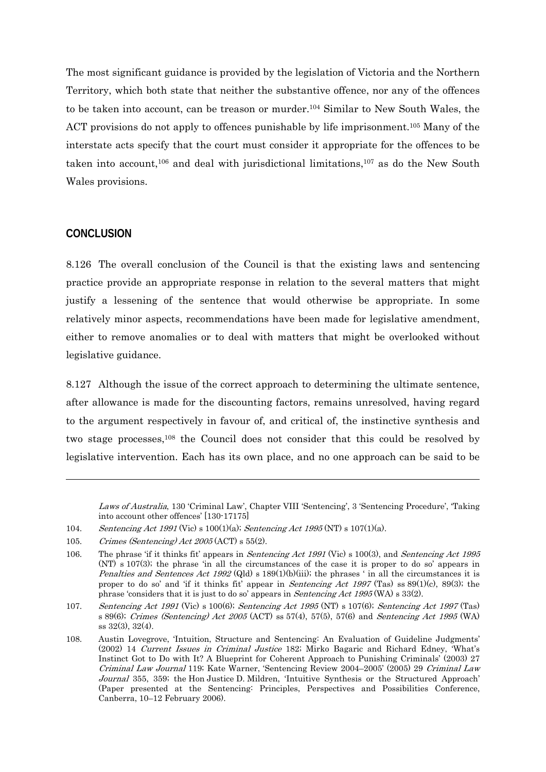The most significant guidance is provided by the legislation of Victoria and the Northern Territory, which both state that neither the substantive offence, nor any of the offences to be taken into account, can be treason or murder.[104] Similar to New South Wales, the ACT provisions do not apply to offences punishable by life imprisonment.[105] Many of the interstate acts specify that the court must consider it appropriate for the offences to be taken into account,[106] and deal with jurisdictional limitations,[107] as do the New South Wales provisions.

## CONCLUSION

8.126 The overall conclusion of the Council is that the existing laws and sentencing practice provide an appropriate response in relation to the several matters that might justify a lessening of the sentence that would otherwise be appropriate. In some relatively minor aspects, recommendations have been made for legislative amendment, either to remove anomalies or to deal with matters that might be overlooked without legislative guidance.

8.127 Although the issue of the correct approach to determining the ultimate sentence, after allowance is made for the discounting factors, remains unresolved, having regard to the argument respectively in favour of, and critical of, the instinctive synthesis and two stage processes,[108] the Council does not consider that this could be resolved by legislative intervention. Each has its own place, and no one approach can be said to be

---

*Laws of Australia*, 130 'Criminal Law', Chapter VIII 'Sentencing', 3 'Sentencing Procedure', 'Taking into account other offences' [130-17175]

104. *Sentencing Act 1991* (Vic) s 100(1)(a); *Sentencing Act 1995* (NT) s 107(1)(a).

105. *Crimes (Sentencing) Act 2005* (ACT) s 55(2).

106. The phrase 'if it thinks fit' appears in *Sentencing Act 1991* (Vic) s 100(3), and *Sentencing Act 1995* (NT) s 107(3); the phrase 'in all the circumstances of the case it is proper to do so' appears in *Penalties and Sentences Act 1992* (Qld) s 189(1)(b)(iii); the phrases ' in all the circumstances it is proper to do so' and 'if it thinks fit' appear in *Sentencing Act 1997* (Tas) ss 89(1)(c), 89(3); the phrase 'considers that it is just to do so' appears in *Sentencing Act 1995* (WA) s 33(2).

107. *Sentencing Act 1991* (Vic) s 100(6); *Sentencing Act 1995* (NT) s 107(6); *Sentencing Act 1997* (Tas) s 89(6); *Crimes (Sentencing) Act 2005* (ACT) ss 57(4), 57(5), 57(6) and *Sentencing Act 1995* (WA) ss 32(3), 32(4).

108. Austin Lovegrove, 'Intuition, Structure and Sentencing: An Evaluation of Guideline Judgments' (2002) 14 *Current Issues in Criminal Justice* 182; Mirko Bagaric and Richard Edney, 'What's Instinct Got to Do with It? A Blueprint for Coherent Approach to Punishing Criminals' (2003) 27 *Criminal Law Journal* 119; Kate Warner, 'Sentencing Review 2004–2005' (2005) 29 *Criminal Law Journal* 355, 359; the Hon Justice D. Mildren, 'Intuitive Synthesis or the Structured Approach' (Paper presented at the Sentencing: Principles, Perspectives and Possibilities Conference, Canberra, 10–12 February 2006).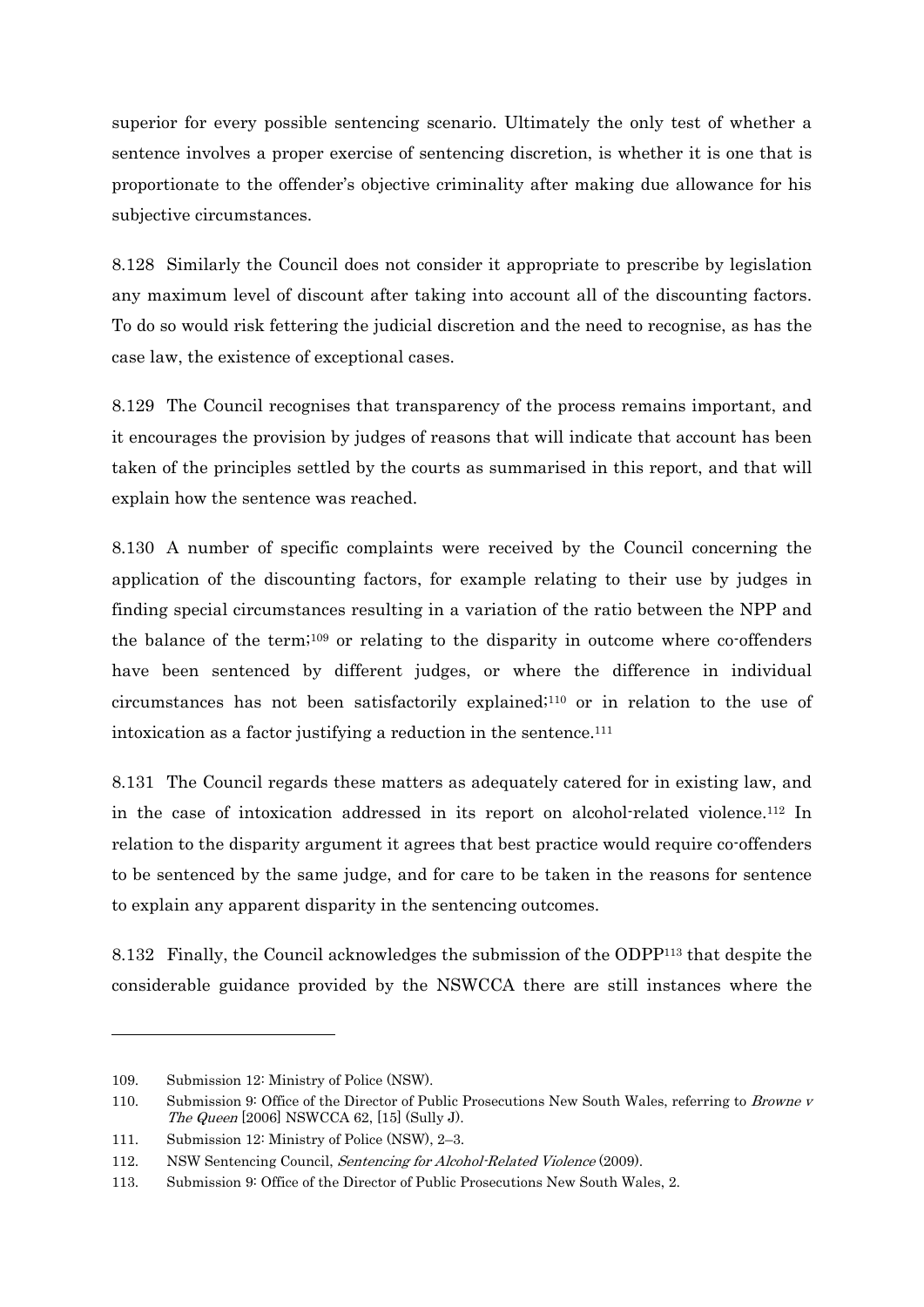superior for every possible sentencing scenario. Ultimately the only test of whether a sentence involves a proper exercise of sentencing discretion, is whether it is one that is proportionate to the offender's objective criminality after making due allowance for his subjective circumstances.

8.128 Similarly the Council does not consider it appropriate to prescribe by legislation any maximum level of discount after taking into account all of the discounting factors. To do so would risk fettering the judicial discretion and the need to recognise, as has the case law, the existence of exceptional cases.

8.129 The Council recognises that transparency of the process remains important, and it encourages the provision by judges of reasons that will indicate that account has been taken of the principles settled by the courts as summarised in this report, and that will explain how the sentence was reached.

8.130 A number of specific complaints were received by the Council concerning the application of the discounting factors, for example relating to their use by judges in finding special circumstances resulting in a variation of the ratio between the NPP and the balance of the term;[109] or relating to the disparity in outcome where co-offenders have been sentenced by different judges, or where the difference in individual circumstances has not been satisfactorily explained;[110] or in relation to the use of intoxication as a factor justifying a reduction in the sentence.[111]

8.131 The Council regards these matters as adequately catered for in existing law, and in the case of intoxication addressed in its report on alcohol-related violence.[112] In relation to the disparity argument it agrees that best practice would require co-offenders to be sentenced by the same judge, and for care to be taken in the reasons for sentence to explain any apparent disparity in the sentencing outcomes.

8.132 Finally, the Council acknowledges the submission of the ODPP[113] that despite the considerable guidance provided by the NSWCCA there are still instances where the

---

109. Submission 12: Ministry of Police (NSW).

110. Submission 9: Office of the Director of Public Prosecutions New South Wales, referring to *Browne v The Queen* [2006] NSWCCA 62, [15] (Sully J).

111. Submission 12: Ministry of Police (NSW), 2–3.

112. NSW Sentencing Council, *Sentencing for Alcohol-Related Violence* (2009).

113. Submission 9: Office of the Director of Public Prosecutions New South Wales, 2.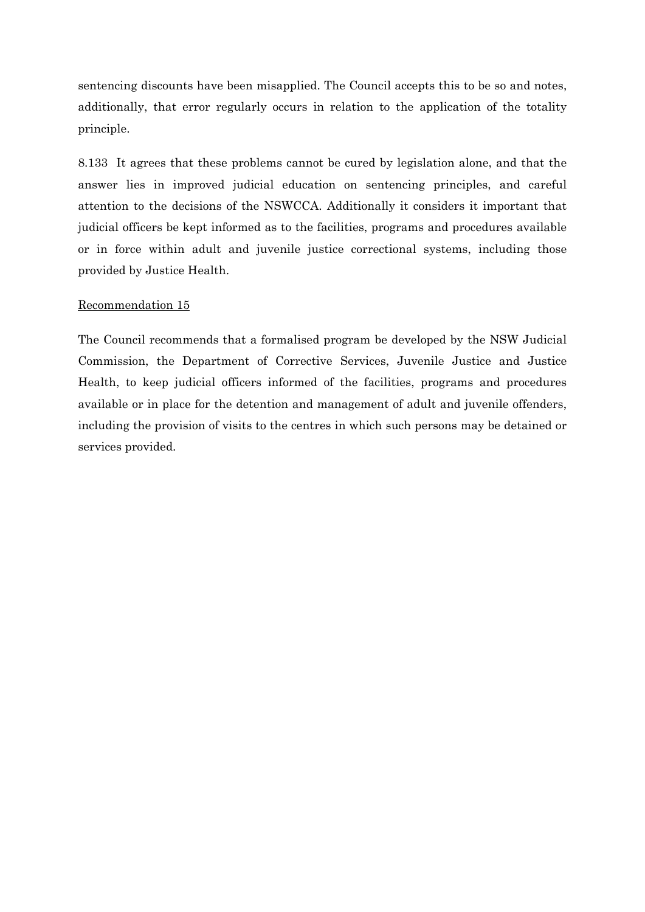sentencing discounts have been misapplied. The Council accepts this to be so and notes, additionally, that error regularly occurs in relation to the application of the totality principle.

8.133 It agrees that these problems cannot be cured by legislation alone, and that the answer lies in improved judicial education on sentencing principles, and careful attention to the decisions of the NSWCCA. Additionally it considers it important that judicial officers be kept informed as to the facilities, programs and procedures available or in force within adult and juvenile justice correctional systems, including those provided by Justice Health.

<u>Recommendation 15</u>

The Council recommends that a formalised program be developed by the NSW Judicial Commission, the Department of Corrective Services, Juvenile Justice and Justice Health, to keep judicial officers informed of the facilities, programs and procedures available or in place for the detention and management of adult and juvenile offenders, including the provision of visits to the centres in which such persons may be detained or services provided.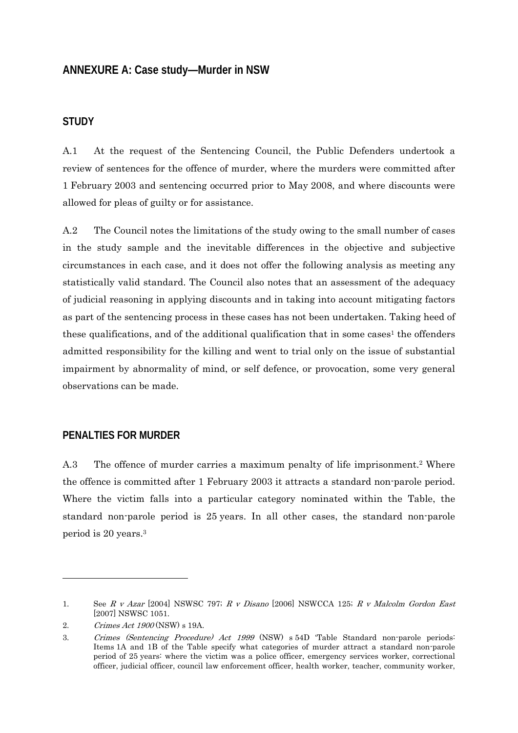## ANNEXURE A: Case study—Murder in NSW

### STUDY

A.1 At the request of the Sentencing Council, the Public Defenders undertook a review of sentences for the offence of murder, where the murders were committed after 1 February 2003 and sentencing occurred prior to May 2008, and where discounts were allowed for pleas of guilty or for assistance.

A.2 The Council notes the limitations of the study owing to the small number of cases in the study sample and the inevitable differences in the objective and subjective circumstances in each case, and it does not offer the following analysis as meeting any statistically valid standard. The Council also notes that an assessment of the adequacy of judicial reasoning in applying discounts and in taking into account mitigating factors as part of the sentencing process in these cases has not been undertaken. Taking heed of these qualifications, and of the additional qualification that in some cases[1] the offenders admitted responsibility for the killing and went to trial only on the issue of substantial impairment by abnormality of mind, or self defence, or provocation, some very general observations can be made.

### PENALTIES FOR MURDER

A.3 The offence of murder carries a maximum penalty of life imprisonment.[2] Where the offence is committed after 1 February 2003 it attracts a standard non-parole period. Where the victim falls into a particular category nominated within the Table, the standard non-parole period is 25 years. In all other cases, the standard non-parole period is 20 years.[3]

---

1. See *R v Azar* [2004] NSWSC 797; *R v Disano* [2006] NSWCCA 125; *R v Malcolm Gordon East* [2007] NSWSC 1051.
2. *Crimes Act 1900* (NSW) s 19A.
3. *Crimes (Sentencing Procedure) Act 1999* (NSW) s 54D 'Table Standard non-parole periods: Items 1A and 1B of the Table specify what categories of murder attract a standard non-parole period of 25 years: where the victim was a police officer, emergency services worker, correctional officer, judicial officer, council law enforcement officer, health worker, teacher, community worker,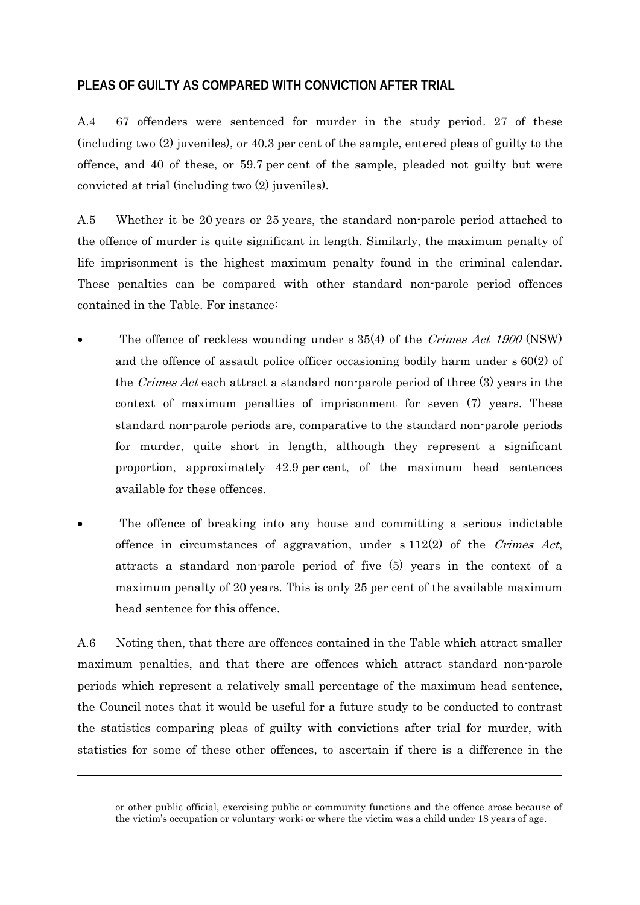## PLEAS OF GUILTY AS COMPARED WITH CONVICTION AFTER TRIAL

A.4 67 offenders were sentenced for murder in the study period. 27 of these (including two (2) juveniles), or 40.3 per cent of the sample, entered pleas of guilty to the offence, and 40 of these, or 59.7 per cent of the sample, pleaded not guilty but were convicted at trial (including two (2) juveniles).

A.5 Whether it be 20 years or 25 years, the standard non-parole period attached to the offence of murder is quite significant in length. Similarly, the maximum penalty of life imprisonment is the highest maximum penalty found in the criminal calendar. These penalties can be compared with other standard non-parole period offences contained in the Table. For instance:

- The offence of reckless wounding under s 35(4) of the *Crimes Act 1900* (NSW) and the offence of assault police officer occasioning bodily harm under s 60(2) of the *Crimes Act* each attract a standard non-parole period of three (3) years in the context of maximum penalties of imprisonment for seven (7) years. These standard non-parole periods are, comparative to the standard non-parole periods for murder, quite short in length, although they represent a significant proportion, approximately 42.9 per cent, of the maximum head sentences available for these offences.
- The offence of breaking into any house and committing a serious indictable offence in circumstances of aggravation, under s 112(2) of the *Crimes Act*, attracts a standard non-parole period of five (5) years in the context of a maximum penalty of 20 years. This is only 25 per cent of the available maximum head sentence for this offence.

A.6 Noting then, that there are offences contained in the Table which attract smaller maximum penalties, and that there are offences which attract standard non-parole periods which represent a relatively small percentage of the maximum head sentence, the Council notes that it would be useful for a future study to be conducted to contrast the statistics comparing pleas of guilty with convictions after trial for murder, with statistics for some of these other offences, to ascertain if there is a difference in the

---

or other public official, exercising public or community functions and the offence arose because of the victim's occupation or voluntary work; or where the victim was a child under 18 years of age.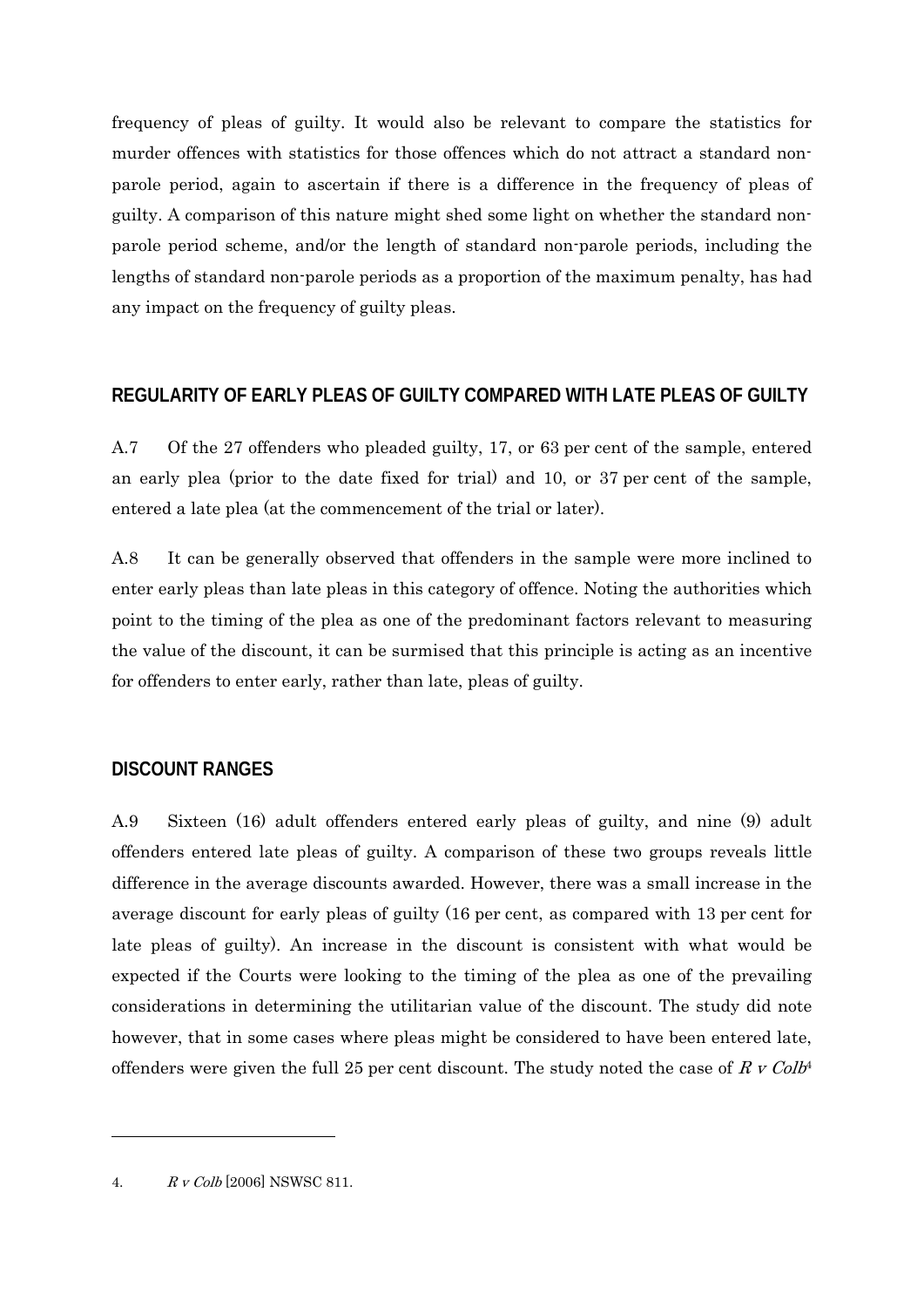frequency of pleas of guilty. It would also be relevant to compare the statistics for murder offences with statistics for those offences which do not attract a standard non-parole period, again to ascertain if there is a difference in the frequency of pleas of guilty. A comparison of this nature might shed some light on whether the standard non-parole period scheme, and/or the length of standard non-parole periods, including the lengths of standard non-parole periods as a proportion of the maximum penalty, has had any impact on the frequency of guilty pleas.

## REGULARITY OF EARLY PLEAS OF GUILTY COMPARED WITH LATE PLEAS OF GUILTY

A.7 Of the 27 offenders who pleaded guilty, 17, or 63 per cent of the sample, entered an early plea (prior to the date fixed for trial) and 10, or 37 per cent of the sample, entered a late plea (at the commencement of the trial or later).

A.8 It can be generally observed that offenders in the sample were more inclined to enter early pleas than late pleas in this category of offence. Noting the authorities which point to the timing of the plea as one of the predominant factors relevant to measuring the value of the discount, it can be surmised that this principle is acting as an incentive for offenders to enter early, rather than late, pleas of guilty.

## DISCOUNT RANGES

A.9 Sixteen (16) adult offenders entered early pleas of guilty, and nine (9) adult offenders entered late pleas of guilty. A comparison of these two groups reveals little difference in the average discounts awarded. However, there was a small increase in the average discount for early pleas of guilty (16 per cent, as compared with 13 per cent for late pleas of guilty). An increase in the discount is consistent with what would be expected if the Courts were looking to the timing of the plea as one of the prevailing considerations in determining the utilitarian value of the discount. The study did note however, that in some cases where pleas might be considered to have been entered late, offenders were given the full 25 per cent discount. The study noted the case of *R v Colb*[4]

4. *R v Colb* [2006] NSWSC 811.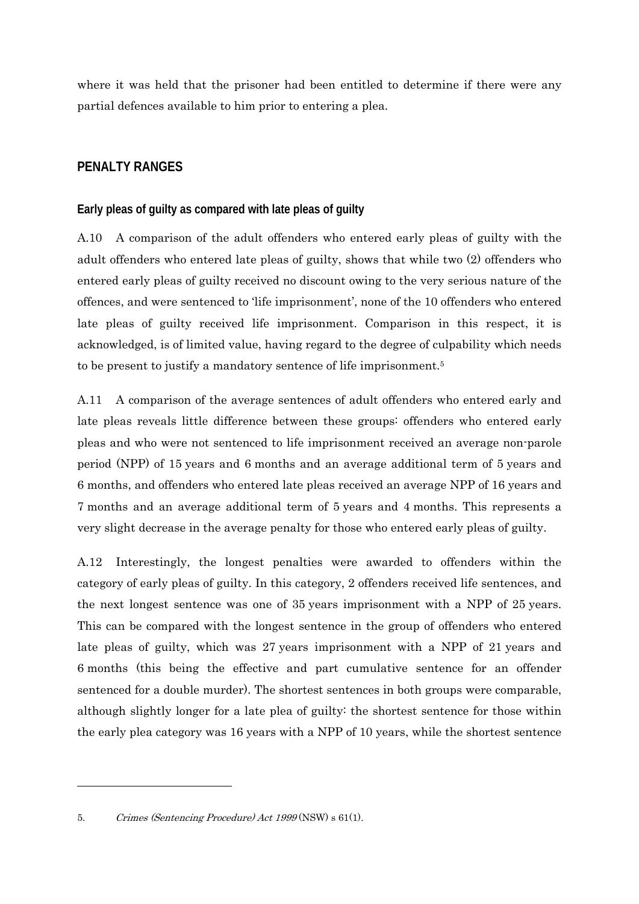where it was held that the prisoner had been entitled to determine if there were any partial defences available to him prior to entering a plea.

## PENALTY RANGES

### Early pleas of guilty as compared with late pleas of guilty

A.10 A comparison of the adult offenders who entered early pleas of guilty with the adult offenders who entered late pleas of guilty, shows that while two (2) offenders who entered early pleas of guilty received no discount owing to the very serious nature of the offences, and were sentenced to 'life imprisonment', none of the 10 offenders who entered late pleas of guilty received life imprisonment. Comparison in this respect, it is acknowledged, is of limited value, having regard to the degree of culpability which needs to be present to justify a mandatory sentence of life imprisonment.[5]

A.11 A comparison of the average sentences of adult offenders who entered early and late pleas reveals little difference between these groups: offenders who entered early pleas and who were not sentenced to life imprisonment received an average non-parole period (NPP) of 15 years and 6 months and an average additional term of 5 years and 6 months, and offenders who entered late pleas received an average NPP of 16 years and 7 months and an average additional term of 5 years and 4 months. This represents a very slight decrease in the average penalty for those who entered early pleas of guilty.

A.12 Interestingly, the longest penalties were awarded to offenders within the category of early pleas of guilty. In this category, 2 offenders received life sentences, and the next longest sentence was one of 35 years imprisonment with a NPP of 25 years. This can be compared with the longest sentence in the group of offenders who entered late pleas of guilty, which was 27 years imprisonment with a NPP of 21 years and 6 months (this being the effective and part cumulative sentence for an offender sentenced for a double murder). The shortest sentences in both groups were comparable, although slightly longer for a late plea of guilty: the shortest sentence for those within the early plea category was 16 years with a NPP of 10 years, while the shortest sentence

---

5. *Crimes (Sentencing Procedure) Act 1999* (NSW) s 61(1).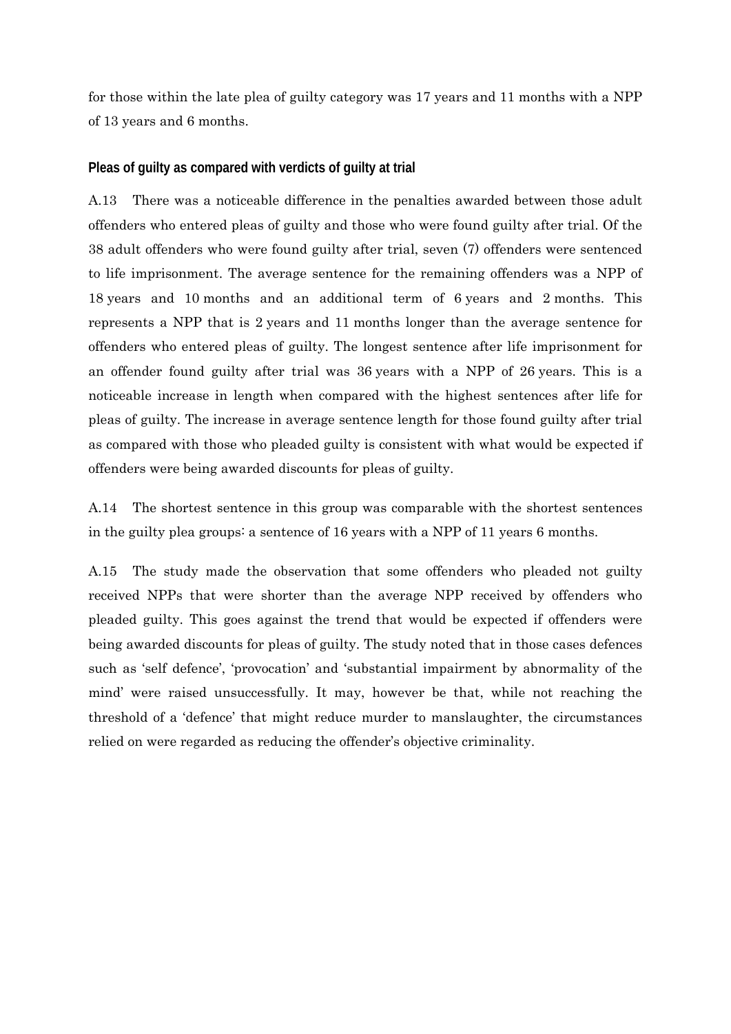for those within the late plea of guilty category was 17 years and 11 months with a NPP of 13 years and 6 months.

### Pleas of guilty as compared with verdicts of guilty at trial

A.13 There was a noticeable difference in the penalties awarded between those adult offenders who entered pleas of guilty and those who were found guilty after trial. Of the 38 adult offenders who were found guilty after trial, seven (7) offenders were sentenced to life imprisonment. The average sentence for the remaining offenders was a NPP of 18 years and 10 months and an additional term of 6 years and 2 months. This represents a NPP that is 2 years and 11 months longer than the average sentence for offenders who entered pleas of guilty. The longest sentence after life imprisonment for an offender found guilty after trial was 36 years with a NPP of 26 years. This is a noticeable increase in length when compared with the highest sentences after life for pleas of guilty. The increase in average sentence length for those found guilty after trial as compared with those who pleaded guilty is consistent with what would be expected if offenders were being awarded discounts for pleas of guilty.

A.14 The shortest sentence in this group was comparable with the shortest sentences in the guilty plea groups: a sentence of 16 years with a NPP of 11 years 6 months.

A.15 The study made the observation that some offenders who pleaded not guilty received NPPs that were shorter than the average NPP received by offenders who pleaded guilty. This goes against the trend that would be expected if offenders were being awarded discounts for pleas of guilty. The study noted that in those cases defences such as 'self defence', 'provocation' and 'substantial impairment by abnormality of the mind' were raised unsuccessfully. It may, however be that, while not reaching the threshold of a 'defence' that might reduce murder to manslaughter, the circumstances relied on were regarded as reducing the offender's objective criminality.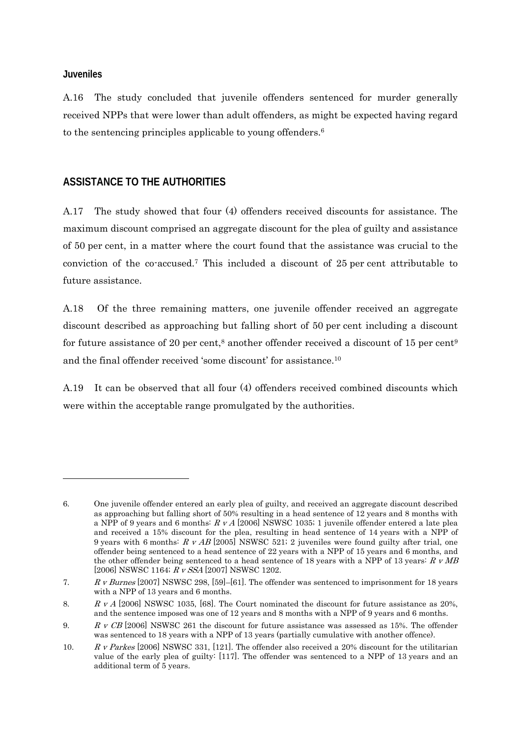### Juveniles

A.16 The study concluded that juvenile offenders sentenced for murder generally received NPPs that were lower than adult offenders, as might be expected having regard to the sentencing principles applicable to young offenders.[6]

## ASSISTANCE TO THE AUTHORITIES

A.17 The study showed that four (4) offenders received discounts for assistance. The maximum discount comprised an aggregate discount for the plea of guilty and assistance of 50 per cent, in a matter where the court found that the assistance was crucial to the conviction of the co-accused.[7] This included a discount of 25 per cent attributable to future assistance.

A.18 Of the three remaining matters, one juvenile offender received an aggregate discount described as approaching but falling short of 50 per cent including a discount for future assistance of 20 per cent,[8] another offender received a discount of 15 per cent[9] and the final offender received 'some discount' for assistance.[10]

A.19 It can be observed that all four (4) offenders received combined discounts which were within the acceptable range promulgated by the authorities.

---

6. One juvenile offender entered an early plea of guilty, and received an aggregate discount described as approaching but falling short of 50% resulting in a head sentence of 12 years and 8 months with a NPP of 9 years and 6 months: *R v A* [2006] NSWSC 1035; 1 juvenile offender entered a late plea and received a 15% discount for the plea, resulting in head sentence of 14 years with a NPP of 9 years with 6 months: *R v AB* [2005] NSWSC 521; 2 juveniles were found guilty after trial, one offender being sentenced to a head sentence of 22 years with a NPP of 15 years and 6 months, and the other offender being sentenced to a head sentence of 18 years with a NPP of 13 years: *R v MB* [2006] NSWSC 1164; *R v SSA* [2007] NSWSC 1202.

7. *R v Burnes* [2007] NSWSC 298, [59]–[61]. The offender was sentenced to imprisonment for 18 years with a NPP of 13 years and 6 months.

8. *R v A* [2006] NSWSC 1035, [68]. The Court nominated the discount for future assistance as 20%, and the sentence imposed was one of 12 years and 8 months with a NPP of 9 years and 6 months.

9. *R v CB* [2006] NSWSC 261 the discount for future assistance was assessed as 15%. The offender was sentenced to 18 years with a NPP of 13 years (partially cumulative with another offence).

10. *R v Parkes* [2006] NSWSC 331, [121]. The offender also received a 20% discount for the utilitarian value of the early plea of guilty: [117]. The offender was sentenced to a NPP of 13 years and an additional term of 5 years.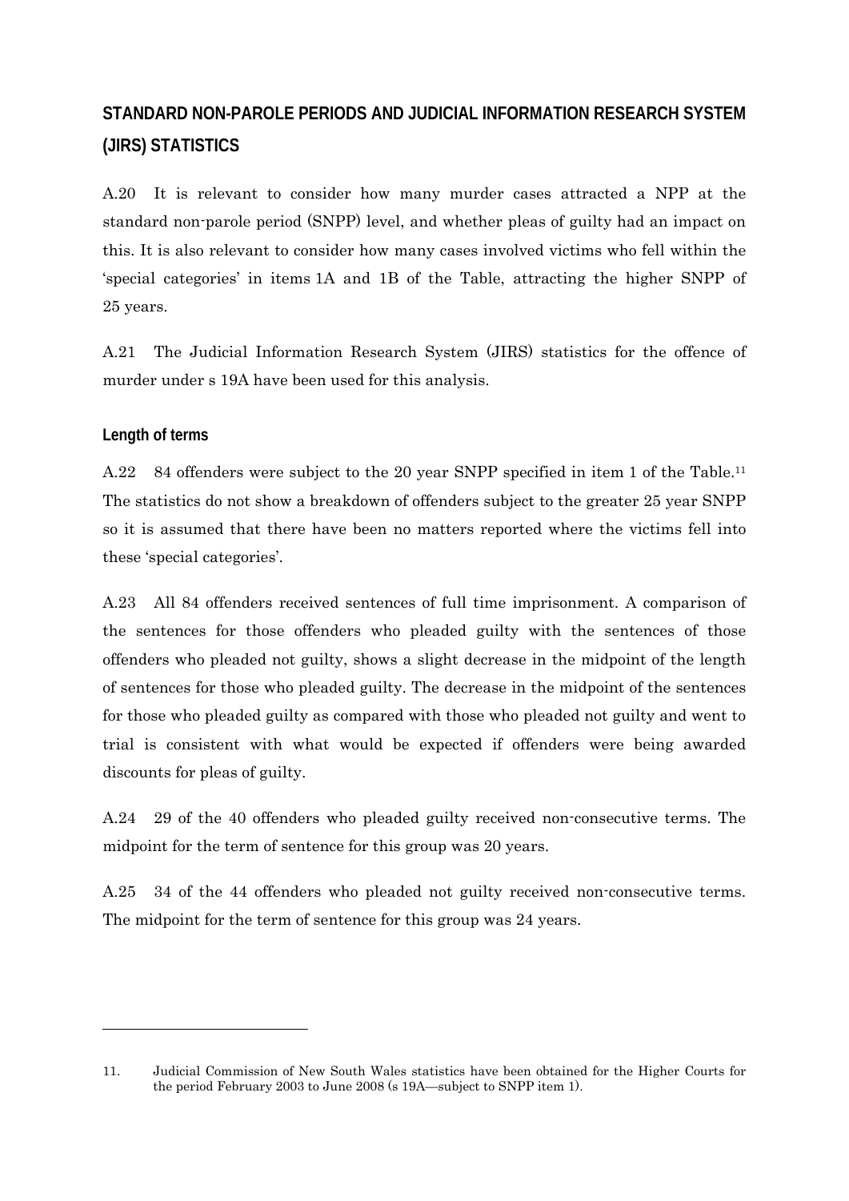## STANDARD NON-PAROLE PERIODS AND JUDICIAL INFORMATION RESEARCH SYSTEM (JIRS) STATISTICS

A.20 It is relevant to consider how many murder cases attracted a NPP at the standard non-parole period (SNPP) level, and whether pleas of guilty had an impact on this. It is also relevant to consider how many cases involved victims who fell within the 'special categories' in items 1A and 1B of the Table, attracting the higher SNPP of 25 years.

A.21 The Judicial Information Research System (JIRS) statistics for the offence of murder under s 19A have been used for this analysis.

### Length of terms

A.22 84 offenders were subject to the 20 year SNPP specified in item 1 of the Table.[11] The statistics do not show a breakdown of offenders subject to the greater 25 year SNPP so it is assumed that there have been no matters reported where the victims fell into these 'special categories'.

A.23 All 84 offenders received sentences of full time imprisonment. A comparison of the sentences for those offenders who pleaded guilty with the sentences of those offenders who pleaded not guilty, shows a slight decrease in the midpoint of the length of sentences for those who pleaded guilty. The decrease in the midpoint of the sentences for those who pleaded guilty as compared with those who pleaded not guilty and went to trial is consistent with what would be expected if offenders were being awarded discounts for pleas of guilty.

A.24 29 of the 40 offenders who pleaded guilty received non-consecutive terms. The midpoint for the term of sentence for this group was 20 years.

A.25 34 of the 44 offenders who pleaded not guilty received non-consecutive terms. The midpoint for the term of sentence for this group was 24 years.

---

11. Judicial Commission of New South Wales statistics have been obtained for the Higher Courts for the period February 2003 to June 2008 (s 19A—subject to SNPP item 1).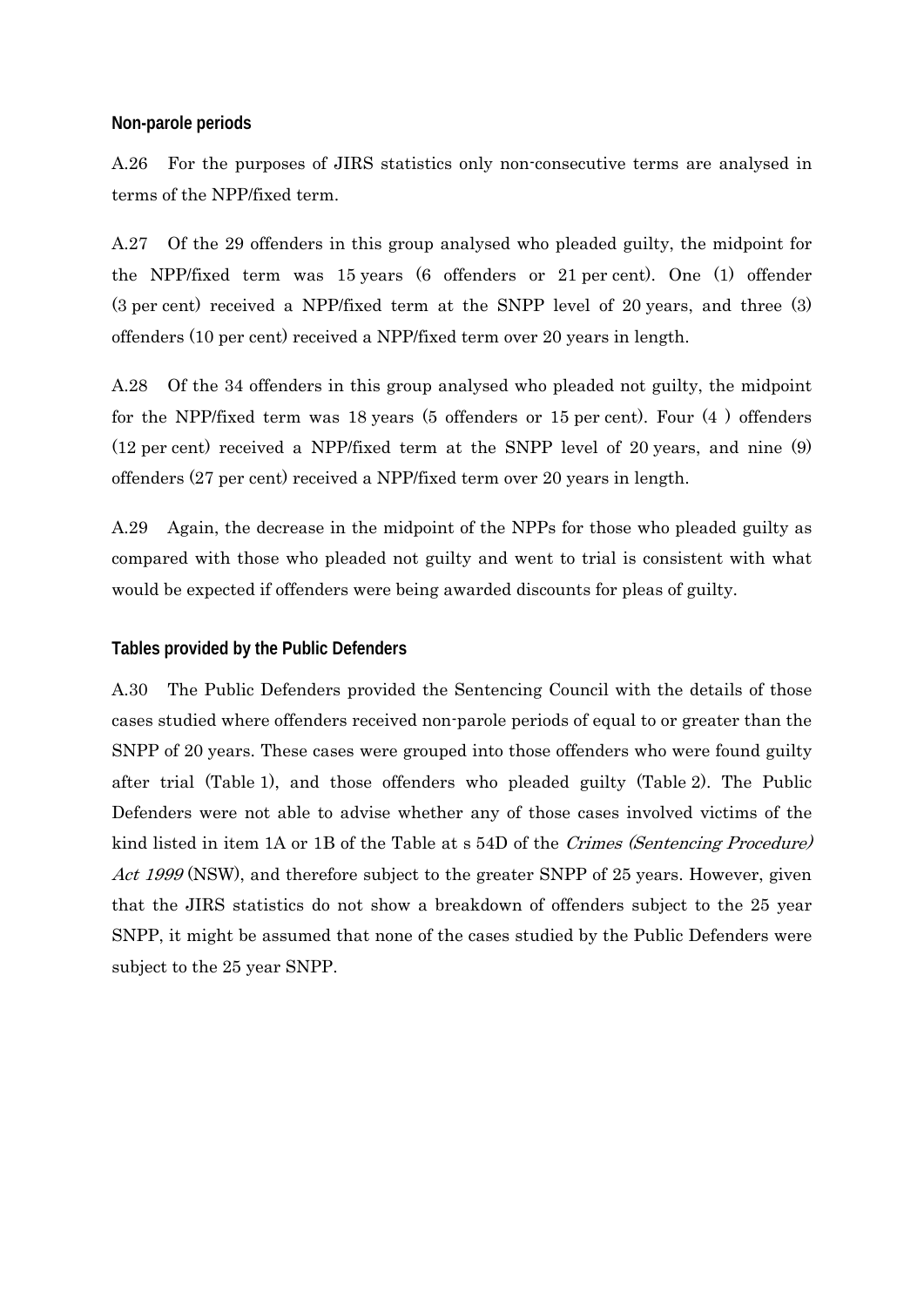### Non-parole periods

A.26 For the purposes of JIRS statistics only non-consecutive terms are analysed in terms of the NPP/fixed term.

A.27 Of the 29 offenders in this group analysed who pleaded guilty, the midpoint for the NPP/fixed term was 15 years (6 offenders or 21 per cent). One (1) offender (3 per cent) received a NPP/fixed term at the SNPP level of 20 years, and three (3) offenders (10 per cent) received a NPP/fixed term over 20 years in length.

A.28 Of the 34 offenders in this group analysed who pleaded not guilty, the midpoint for the NPP/fixed term was 18 years (5 offenders or 15 per cent). Four (4 ) offenders (12 per cent) received a NPP/fixed term at the SNPP level of 20 years, and nine (9) offenders (27 per cent) received a NPP/fixed term over 20 years in length.

A.29 Again, the decrease in the midpoint of the NPPs for those who pleaded guilty as compared with those who pleaded not guilty and went to trial is consistent with what would be expected if offenders were being awarded discounts for pleas of guilty.

### Tables provided by the Public Defenders

A.30 The Public Defenders provided the Sentencing Council with the details of those cases studied where offenders received non-parole periods of equal to or greater than the SNPP of 20 years. These cases were grouped into those offenders who were found guilty after trial (Table 1), and those offenders who pleaded guilty (Table 2). The Public Defenders were not able to advise whether any of those cases involved victims of the kind listed in item 1A or 1B of the Table at s 54D of the *Crimes (Sentencing Procedure) Act 1999* (NSW), and therefore subject to the greater SNPP of 25 years. However, given that the JIRS statistics do not show a breakdown of offenders subject to the 25 year SNPP, it might be assumed that none of the cases studied by the Public Defenders were subject to the 25 year SNPP.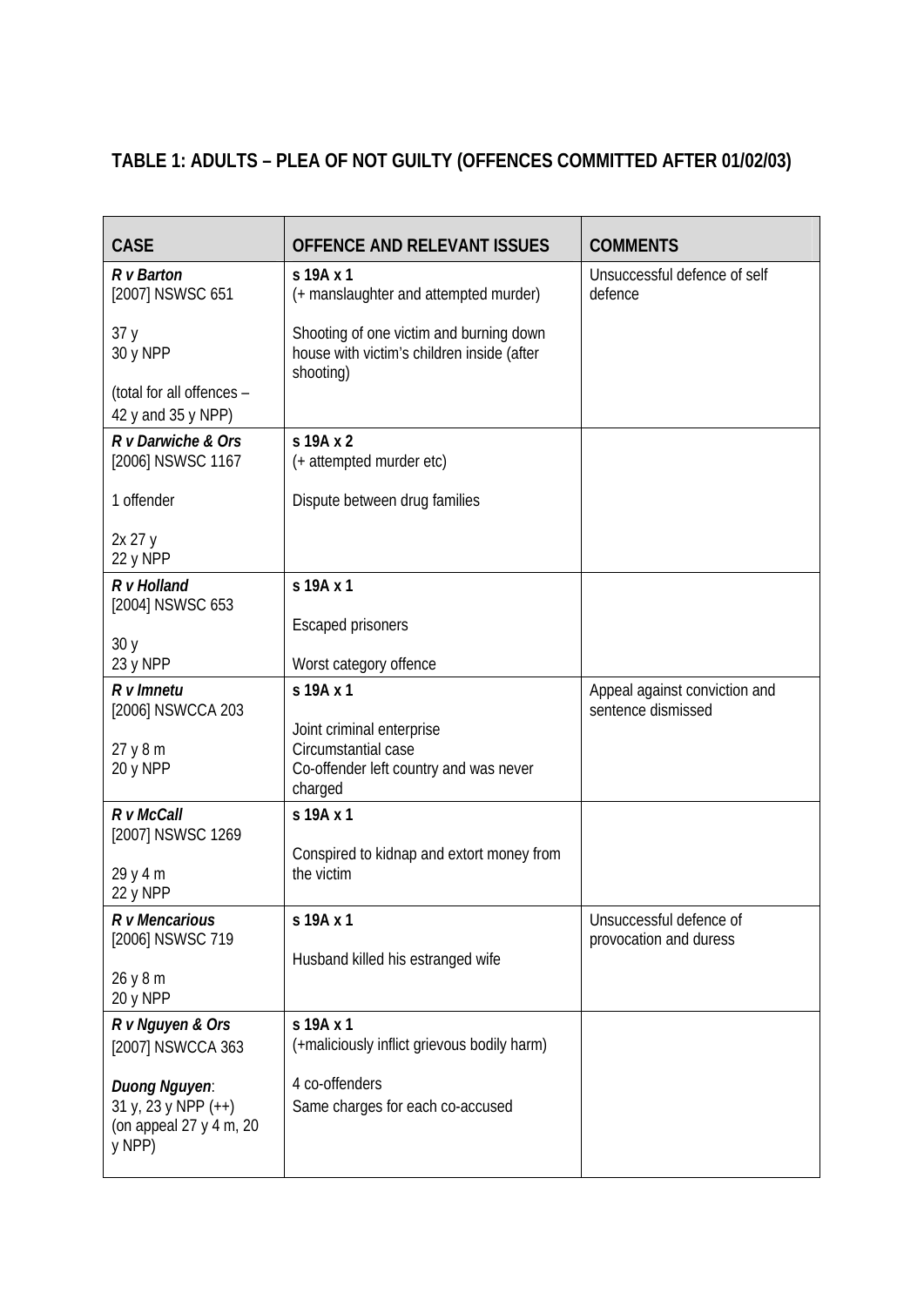## TABLE 1: ADULTS – PLEA OF NOT GUILTY (OFFENCES COMMITTED AFTER 01/02/03)

| CASE | OFFENCE AND RELEVANT ISSUES | COMMENTS |
|---|---|---|
| ***R v Barton*** [2007] NSWSC 651<br><br>37 y<br>30 y NPP<br><br>(total for all offences – 42 y and 35 y NPP) | **s 19A x 1**<br>(+ manslaughter and attempted murder)<br><br>Shooting of one victim and burning down house with victim's children inside (after shooting) | Unsuccessful defence of self defence |
| ***R v Darwiche & Ors*** [2006] NSWSC 1167<br><br>1 offender<br><br>2x 27 y<br>22 y NPP | **s 19A x 2**<br>(+ attempted murder etc)<br><br>Dispute between drug families | |
| ***R v Holland*** [2004] NSWSC 653<br><br>30 y<br>23 y NPP | **s 19A x 1**<br><br>Escaped prisoners<br><br>Worst category offence | |
| ***R v Imnetu*** [2006] NSWCCA 203<br><br>27 y 8 m<br>20 y NPP | **s 19A x 1**<br><br>Joint criminal enterprise<br>Circumstantial case<br>Co-offender left country and was never charged | Appeal against conviction and sentence dismissed |
| ***R v McCall*** [2007] NSWSC 1269<br><br>29 y 4 m<br>22 y NPP | **s 19A x 1**<br><br>Conspired to kidnap and extort money from the victim | |
| ***R v Mencarious*** [2006] NSWSC 719<br><br>26 y 8 m<br>20 y NPP | **s 19A x 1**<br><br>Husband killed his estranged wife | Unsuccessful defence of provocation and duress |
| ***R v Nguyen & Ors*** [2007] NSWCCA 363<br><br>***Duong Nguyen***:<br>31 y, 23 y NPP (++)<br>(on appeal 27 y 4 m, 20 y NPP) | **s 19A x 1**<br>(+maliciously inflict grievous bodily harm)<br><br>4 co-offenders<br>Same charges for each co-accused | |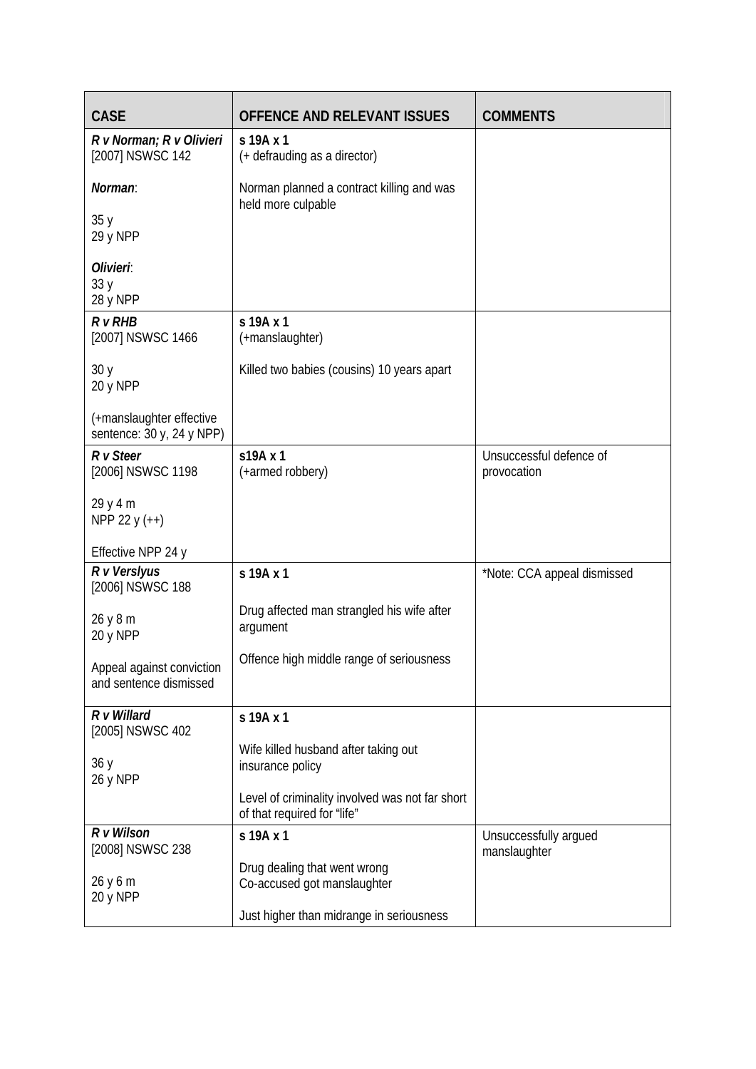| CASE | OFFENCE AND RELEVANT ISSUES | COMMENTS |
|---|---|---|
| ***R v Norman; R v Olivieri*** [2007] NSWSC 142<br><br>***Norman***:<br><br>35 y<br>29 y NPP<br><br>***Olivieri***:<br>33 y<br>28 y NPP | s 19A x 1<br>(+ defrauding as a director)<br><br>Norman planned a contract killing and was held more culpable | |
| ***R v RHB*** [2007] NSWSC 1466<br><br>30 y<br>20 y NPP<br><br>(+manslaughter effective sentence: 30 y, 24 y NPP) | s 19A x 1<br>(+manslaughter)<br><br>Killed two babies (cousins) 10 years apart | |
| ***R v Steer*** [2006] NSWSC 1198<br><br>29 y 4 m<br>NPP 22 y (++)<br><br>Effective NPP 24 y | s19A x 1<br>(+armed robbery) | Unsuccessful defence of provocation |
| ***R v Verslyus*** [2006] NSWSC 188<br><br>26 y 8 m<br>20 y NPP<br><br>Appeal against conviction and sentence dismissed | s 19A x 1<br><br>Drug affected man strangled his wife after argument<br><br>Offence high middle range of seriousness | *Note: CCA appeal dismissed |
| ***R v Willard*** [2005] NSWSC 402<br><br>36 y<br>26 y NPP | s 19A x 1<br><br>Wife killed husband after taking out insurance policy<br><br>Level of criminality involved was not far short of that required for "life" | |
| ***R v Wilson*** [2008] NSWSC 238<br><br>26 y 6 m<br>20 y NPP | s 19A x 1<br><br>Drug dealing that went wrong<br>Co-accused got manslaughter<br><br>Just higher than midrange in seriousness | Unsuccessfully argued manslaughter |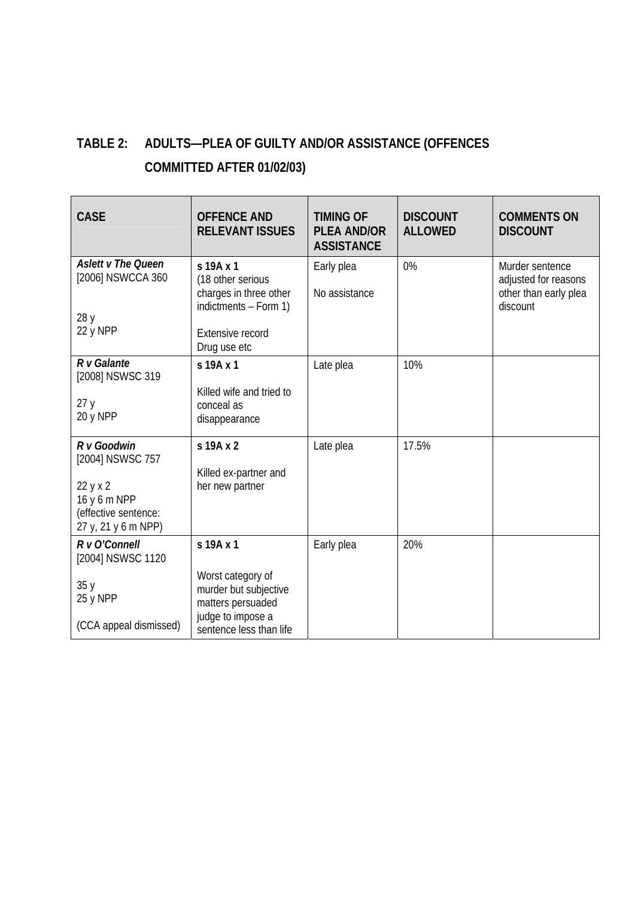## TABLE 2: ADULTS—PLEA OF GUILTY AND/OR ASSISTANCE (OFFENCES COMMITTED AFTER 01/02/03)

| CASE | OFFENCE AND RELEVANT ISSUES | TIMING OF PLEA AND/OR ASSISTANCE | DISCOUNT ALLOWED | COMMENTS ON DISCOUNT |
|---|---|---|---|---|
| ***Aslett v The Queen*** [2006] NSWCCA 360<br><br>28 y<br>22 y NPP | **s 19A x 1**<br>(18 other serious charges in three other indictments – Form 1)<br><br>Extensive record<br>Drug use etc | Early plea<br><br>No assistance | 0% | Murder sentence adjusted for reasons other than early plea discount |
| ***R v Galante*** [2008] NSWSC 319<br><br>27 y<br>20 y NPP | **s 19A x 1**<br><br>Killed wife and tried to conceal as disappearance | Late plea | 10% | |
| ***R v Goodwin*** [2004] NSWSC 757<br><br>22 y x 2<br>16 y 6 m NPP<br>(effective sentence: 27 y, 21 y 6 m NPP) | **s 19A x 2**<br><br>Killed ex-partner and her new partner | Late plea | 17.5% | |
| ***R v O'Connell*** [2004] NSWSC 1120<br><br>35 y<br>25 y NPP<br><br>(CCA appeal dismissed) | **s 19A x 1**<br><br>Worst category of murder but subjective matters persuaded judge to impose a sentence less than life | Early plea | 20% | |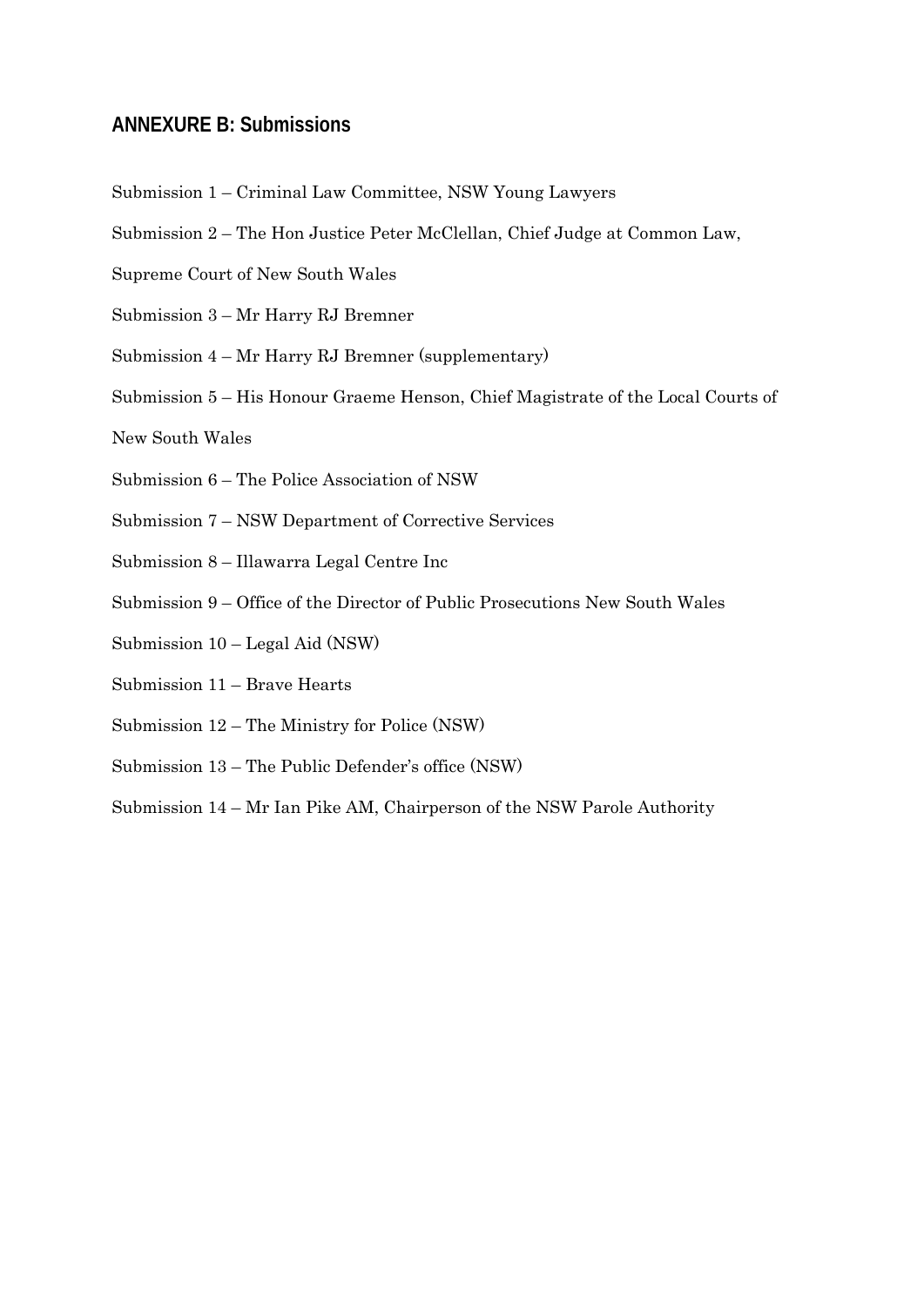## ANNEXURE B: Submissions

Submission 1 – Criminal Law Committee, NSW Young Lawyers

Submission 2 – The Hon Justice Peter McClellan, Chief Judge at Common Law, Supreme Court of New South Wales

Submission 3 – Mr Harry RJ Bremner

Submission 4 – Mr Harry RJ Bremner (supplementary)

Submission 5 – His Honour Graeme Henson, Chief Magistrate of the Local Courts of New South Wales

Submission 6 – The Police Association of NSW

Submission 7 – NSW Department of Corrective Services

Submission 8 – Illawarra Legal Centre Inc

Submission 9 – Office of the Director of Public Prosecutions New South Wales

Submission 10 – Legal Aid (NSW)

Submission 11 – Brave Hearts

Submission 12 – The Ministry for Police (NSW)

Submission 13 – The Public Defender's office (NSW)

Submission 14 – Mr Ian Pike AM, Chairperson of the NSW Parole Authority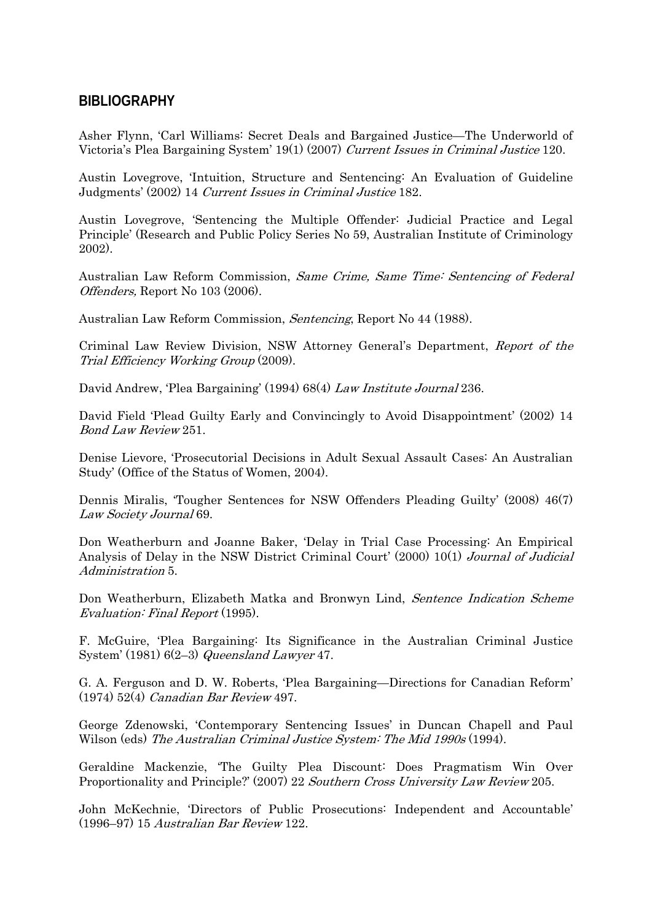## BIBLIOGRAPHY

Asher Flynn, 'Carl Williams: Secret Deals and Bargained Justice—The Underworld of Victoria's Plea Bargaining System' 19(1) (2007) *Current Issues in Criminal Justice* 120.

Austin Lovegrove, 'Intuition, Structure and Sentencing: An Evaluation of Guideline Judgments' (2002) 14 *Current Issues in Criminal Justice* 182.

Austin Lovegrove, 'Sentencing the Multiple Offender: Judicial Practice and Legal Principle' (Research and Public Policy Series No 59, Australian Institute of Criminology 2002).

Australian Law Reform Commission, *Same Crime, Same Time: Sentencing of Federal Offenders,* Report No 103 (2006).

Australian Law Reform Commission, *Sentencing*, Report No 44 (1988).

Criminal Law Review Division, NSW Attorney General's Department, *Report of the Trial Efficiency Working Group* (2009).

David Andrew, 'Plea Bargaining' (1994) 68(4) *Law Institute Journal* 236.

David Field 'Plead Guilty Early and Convincingly to Avoid Disappointment' (2002) 14 *Bond Law Review* 251.

Denise Lievore, 'Prosecutorial Decisions in Adult Sexual Assault Cases: An Australian Study' (Office of the Status of Women, 2004).

Dennis Miralis, 'Tougher Sentences for NSW Offenders Pleading Guilty' (2008) 46(7) *Law Society Journal* 69.

Don Weatherburn and Joanne Baker, 'Delay in Trial Case Processing: An Empirical Analysis of Delay in the NSW District Criminal Court' (2000) 10(1) *Journal of Judicial Administration* 5.

Don Weatherburn, Elizabeth Matka and Bronwyn Lind, *Sentence Indication Scheme Evaluation: Final Report* (1995).

F. McGuire, 'Plea Bargaining: Its Significance in the Australian Criminal Justice System' (1981) 6(2–3) *Queensland Lawyer* 47.

G. A. Ferguson and D. W. Roberts, 'Plea Bargaining—Directions for Canadian Reform' (1974) 52(4) *Canadian Bar Review* 497.

George Zdenowski, 'Contemporary Sentencing Issues' in Duncan Chapell and Paul Wilson (eds) *The Australian Criminal Justice System: The Mid 1990s* (1994).

Geraldine Mackenzie, 'The Guilty Plea Discount: Does Pragmatism Win Over Proportionality and Principle?' (2007) 22 *Southern Cross University Law Review* 205.

John McKechnie, 'Directors of Public Prosecutions: Independent and Accountable' (1996–97) 15 *Australian Bar Review* 122.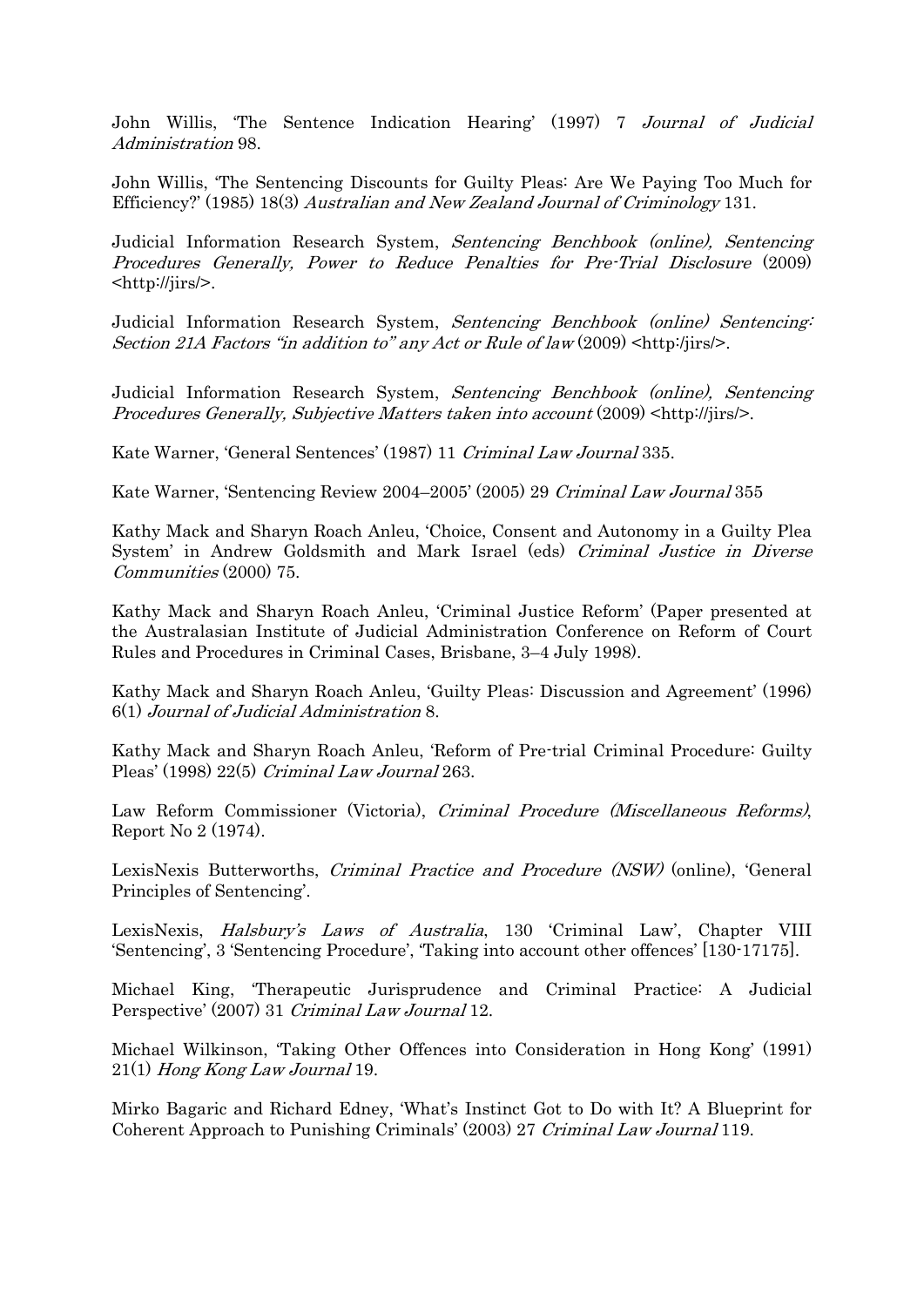John Willis, 'The Sentence Indication Hearing' (1997) 7 *Journal of Judicial Administration* 98.

John Willis, 'The Sentencing Discounts for Guilty Pleas: Are We Paying Too Much for Efficiency?' (1985) 18(3) *Australian and New Zealand Journal of Criminology* 131.

Judicial Information Research System, *Sentencing Benchbook (online), Sentencing Procedures Generally, Power to Reduce Penalties for Pre-Trial Disclosure* (2009) <http://jirs/>.

Judicial Information Research System, *Sentencing Benchbook (online) Sentencing: Section 21A Factors "in addition to" any Act or Rule of law* (2009) <http:/jirs/>.

Judicial Information Research System, *Sentencing Benchbook (online), Sentencing Procedures Generally, Subjective Matters taken into account* (2009) <http://jirs/>.

Kate Warner, 'General Sentences' (1987) 11 *Criminal Law Journal* 335.

Kate Warner, 'Sentencing Review 2004–2005' (2005) 29 *Criminal Law Journal* 355

Kathy Mack and Sharyn Roach Anleu, 'Choice, Consent and Autonomy in a Guilty Plea System' in Andrew Goldsmith and Mark Israel (eds) *Criminal Justice in Diverse Communities* (2000) 75.

Kathy Mack and Sharyn Roach Anleu, 'Criminal Justice Reform' (Paper presented at the Australasian Institute of Judicial Administration Conference on Reform of Court Rules and Procedures in Criminal Cases, Brisbane, 3–4 July 1998).

Kathy Mack and Sharyn Roach Anleu, 'Guilty Pleas: Discussion and Agreement' (1996) 6(1) *Journal of Judicial Administration* 8.

Kathy Mack and Sharyn Roach Anleu, 'Reform of Pre-trial Criminal Procedure: Guilty Pleas' (1998) 22(5) *Criminal Law Journal* 263.

Law Reform Commissioner (Victoria), *Criminal Procedure (Miscellaneous Reforms)*, Report No 2 (1974).

LexisNexis Butterworths, *Criminal Practice and Procedure (NSW)* (online), 'General Principles of Sentencing'.

LexisNexis, *Halsbury's Laws of Australia*, 130 'Criminal Law', Chapter VIII 'Sentencing', 3 'Sentencing Procedure', 'Taking into account other offences' [130-17175].

Michael King, 'Therapeutic Jurisprudence and Criminal Practice: A Judicial Perspective' (2007) 31 *Criminal Law Journal* 12.

Michael Wilkinson, 'Taking Other Offences into Consideration in Hong Kong' (1991) 21(1) *Hong Kong Law Journal* 19.

Mirko Bagaric and Richard Edney, 'What's Instinct Got to Do with It? A Blueprint for Coherent Approach to Punishing Criminals' (2003) 27 *Criminal Law Journal* 119.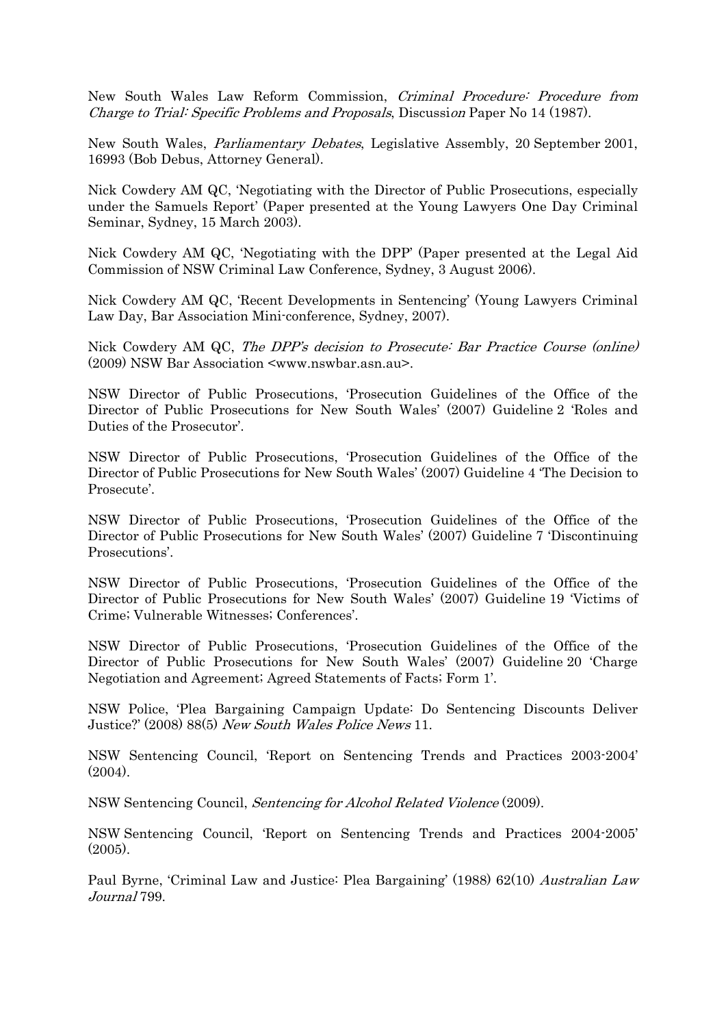New South Wales Law Reform Commission, *Criminal Procedure: Procedure from Charge to Trial: Specific Problems and Proposals*, Discussion Paper No 14 (1987).

New South Wales, *Parliamentary Debates*, Legislative Assembly, 20 September 2001, 16993 (Bob Debus, Attorney General).

Nick Cowdery AM QC, 'Negotiating with the Director of Public Prosecutions, especially under the Samuels Report' (Paper presented at the Young Lawyers One Day Criminal Seminar, Sydney, 15 March 2003).

Nick Cowdery AM QC, 'Negotiating with the DPP' (Paper presented at the Legal Aid Commission of NSW Criminal Law Conference, Sydney, 3 August 2006).

Nick Cowdery AM QC, 'Recent Developments in Sentencing' (Young Lawyers Criminal Law Day, Bar Association Mini-conference, Sydney, 2007).

Nick Cowdery AM QC, *The DPP's decision to Prosecute: Bar Practice Course (online)* (2009) NSW Bar Association <www.nswbar.asn.au>.

NSW Director of Public Prosecutions, 'Prosecution Guidelines of the Office of the Director of Public Prosecutions for New South Wales' (2007) Guideline 2 'Roles and Duties of the Prosecutor'.

NSW Director of Public Prosecutions, 'Prosecution Guidelines of the Office of the Director of Public Prosecutions for New South Wales' (2007) Guideline 4 'The Decision to Prosecute'.

NSW Director of Public Prosecutions, 'Prosecution Guidelines of the Office of the Director of Public Prosecutions for New South Wales' (2007) Guideline 7 'Discontinuing Prosecutions'.

NSW Director of Public Prosecutions, 'Prosecution Guidelines of the Office of the Director of Public Prosecutions for New South Wales' (2007) Guideline 19 'Victims of Crime; Vulnerable Witnesses; Conferences'.

NSW Director of Public Prosecutions, 'Prosecution Guidelines of the Office of the Director of Public Prosecutions for New South Wales' (2007) Guideline 20 'Charge Negotiation and Agreement; Agreed Statements of Facts; Form 1'.

NSW Police, 'Plea Bargaining Campaign Update: Do Sentencing Discounts Deliver Justice?' (2008) 88(5) *New South Wales Police News* 11.

NSW Sentencing Council, 'Report on Sentencing Trends and Practices 2003-2004' (2004).

NSW Sentencing Council, *Sentencing for Alcohol Related Violence* (2009).

NSW Sentencing Council, 'Report on Sentencing Trends and Practices 2004-2005' (2005).

Paul Byrne, 'Criminal Law and Justice: Plea Bargaining' (1988) 62(10) *Australian Law Journal* 799.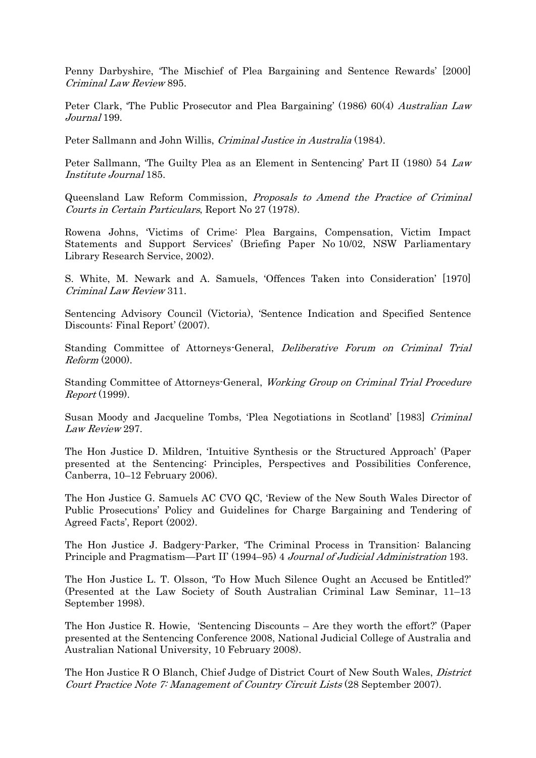Penny Darbyshire, 'The Mischief of Plea Bargaining and Sentence Rewards' [2000] *Criminal Law Review* 895.

Peter Clark, 'The Public Prosecutor and Plea Bargaining' (1986) 60(4) *Australian Law Journal* 199.

Peter Sallmann and John Willis, *Criminal Justice in Australia* (1984).

Peter Sallmann, 'The Guilty Plea as an Element in Sentencing' Part II (1980) 54 *Law Institute Journal* 185.

Queensland Law Reform Commission, *Proposals to Amend the Practice of Criminal Courts in Certain Particulars*, Report No 27 (1978).

Rowena Johns, 'Victims of Crime: Plea Bargains, Compensation, Victim Impact Statements and Support Services' (Briefing Paper No 10/02, NSW Parliamentary Library Research Service, 2002).

S. White, M. Newark and A. Samuels, 'Offences Taken into Consideration' [1970] *Criminal Law Review* 311.

Sentencing Advisory Council (Victoria), 'Sentence Indication and Specified Sentence Discounts: Final Report' (2007).

Standing Committee of Attorneys-General, *Deliberative Forum on Criminal Trial Reform* (2000).

Standing Committee of Attorneys-General, *Working Group on Criminal Trial Procedure Report* (1999).

Susan Moody and Jacqueline Tombs, 'Plea Negotiations in Scotland' [1983] *Criminal Law Review* 297.

The Hon Justice D. Mildren, 'Intuitive Synthesis or the Structured Approach' (Paper presented at the Sentencing: Principles, Perspectives and Possibilities Conference, Canberra, 10–12 February 2006).

The Hon Justice G. Samuels AC CVO QC, 'Review of the New South Wales Director of Public Prosecutions' Policy and Guidelines for Charge Bargaining and Tendering of Agreed Facts', Report (2002).

The Hon Justice J. Badgery-Parker, 'The Criminal Process in Transition: Balancing Principle and Pragmatism—Part II' (1994–95) 4 *Journal of Judicial Administration* 193.

The Hon Justice L. T. Olsson, 'To How Much Silence Ought an Accused be Entitled?' (Presented at the Law Society of South Australian Criminal Law Seminar, 11–13 September 1998).

The Hon Justice R. Howie, 'Sentencing Discounts – Are they worth the effort?' (Paper presented at the Sentencing Conference 2008, National Judicial College of Australia and Australian National University, 10 February 2008).

The Hon Justice R O Blanch, Chief Judge of District Court of New South Wales, *District Court Practice Note 7: Management of Country Circuit Lists* (28 September 2007).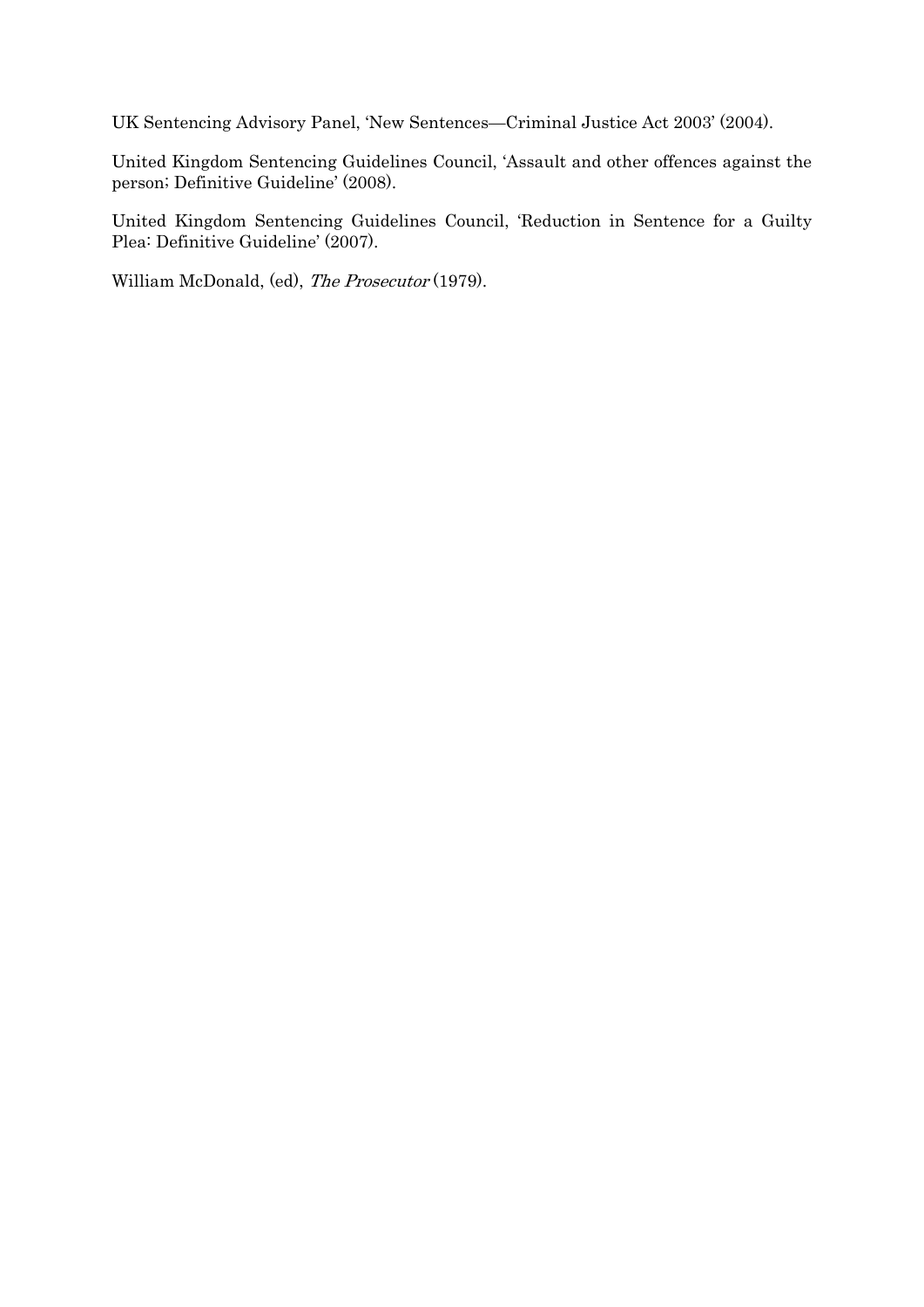UK Sentencing Advisory Panel, 'New Sentences—Criminal Justice Act 2003' (2004).

United Kingdom Sentencing Guidelines Council, 'Assault and other offences against the person; Definitive Guideline' (2008).

United Kingdom Sentencing Guidelines Council, 'Reduction in Sentence for a Guilty Plea: Definitive Guideline' (2007).

William McDonald, (ed), *The Prosecutor* (1979).